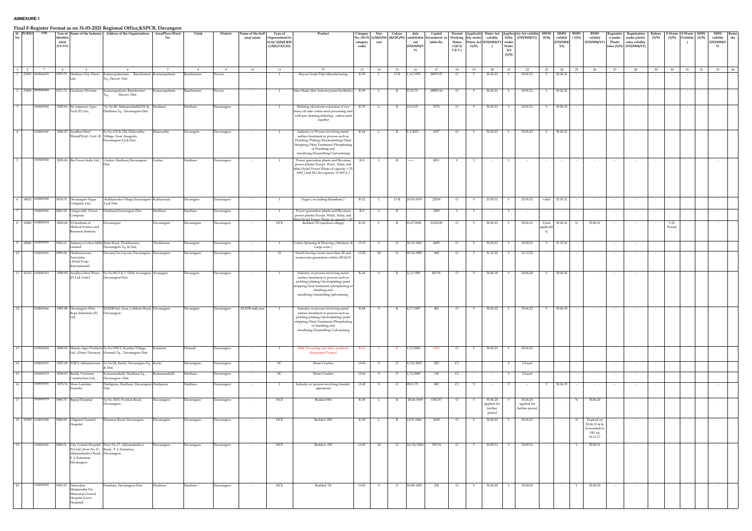**ANNEXURE-1**

**Final F-Register Format as on 31-03-2021 Regional Office,KSPCB, Davangere**

| Sl. No | PCBID | UIN | Year of Identification (YY-YY) | Name of the Industry | Address of the Organisations | Area/Place/Ward No. | Taluk | District | Name of the Indl area/ estate | Type of Organization/Activity*(I/M/LB/H C/H/L/CE/C/O) | Product | Category No. (XGN category code) | Size (L/M/S/Micro) | Colour (R/O/G/W) | date establishment (DD/MM/YY) | Capital Investment in lakhs Rs. | Present Working Status (O/C1/C2/Y) | Applicability under Water Act (Y/N) | Water Act validity (DD/MM/YY) | Applicability under Water Act (Y/N) | Air Act validity (DD/MM/YY) | HWM (Y/N) | HWM validity (DD/MM/YY) | BMW (Y/N) | BMW validity (DD/MM/YY) | Registration under Plastic rules (Y/N) | Registration under plastic rules validity (DD/MM/YY) | Battery (Y/N) | E-Waste (Y/N) | E-Waste (Validity) | MSW (Y/N) | MSW validity (DD/MM/YY) | Remarks |
|---|---|---|---|---|---|---|---|---|---|---|---|---|---|---|---|---|---|---|---|---|---|---|---|---|---|---|---|---|---|---|---|---|---|
| 1 | 2 | 3 | 4 | 5 | 6 | 7 | 8 | 9 | 10 | 11 | 12 | 13 | 14 | 15 | 16 | 17 | 18 | 19 | 20 | 21 | 22 | 23 | 24 | 25 | 26 | 27 | 28 | 29 | 30 | 31 | 32 | 33 | 34 |
| 1 | 23495 | 1805006470 | 1978-79 | Harihara Poly Fibers Ltd., | Kumarapattanam, Ranebennur Tq., Haveri- Dist. | Kumarapattana | Ranebennur | Haveri | - | I | Rayon Grade Pulp Manufacturing | R-59 | L | 17-R | 1/4/1978 | 28870.97 | O | Y | 30.06.21 | Y | 30.06.21 | Y | 30.06.21 | - | - | - | - | - | - | - | - | - | - |
| 2 | 23496 | 1805006469 | 1971-72 | Grasilene Division | Kumarapattana, Ranebennur- Tq., Haveri- Dist. | Kumarapattana | Ranebennur | Haveri | - | I | Man Made fibre Industry(semi Synthetic) | R-59 | L | R | 31.03.72 | 68883.44 | O | Y | 30.06.21 | Y | 30.06.21 | Y | 30.06.21 | - | - | - | - | - | - | - | - | - | - |
| 3 | | 1302005345 | 2005-06 | Sri.Anjaneya Agro Tech (P) Ltd., | Sy.No:80, Mahajenahalli(NH-4), Harihara-Tq. Davanagere-Dist. | Harihara | Harihara | Davanagere | - | I | Refining oil,solvent extraction of rice bran/oil cake cotton seed processing unit with pre cleaning,delinting , cotton seed expeller | R-70 | L | R | 10.11.05 | 2774 | O | Y | 30.06.21 | Y | 30.06.21 | Y | 30.06.19 | - | - | - | - | - | - | - | - | - | - |
| 4 | | 1302005347 | 2006-07 | Aradhya Steel Wires(P)Ltd.- Unit -II | Sy.No:153 & 154, Halavarthy-Village, Near Anagodu, Davanagere-Tq & Dist. | Halavarthy | Davangere | Davanagere | - | I | Industry or Process involving metal surface treatment or process such as Pickling/Plating/Electroplating/Paint Stripping/Heat Treatment/Phosphating or Finishing and Anodising/Enamelling/Galvanising) | R-44 | L | R | 5-1-2007 | 4767 | O | Y | 30.06.23 | Y | 30.06.23 | Y | 30.06.21 | - | - | - | - | - | | | | - | |
| 5 | | 1302005348 | 2005-06 | Bio Power India Ltd., | Guttur ,Harihara,Davanagere-Dist. | Guttur | Harihara | Davanagere | - | I | Power generation plants and Bio-mass power plants[ Except Wind , Solar, and Mini Hydel Power Plants of capacity < 25 MW ) and DG Set capacity >5 MVA ] | R-9 | L | R | ------ | 2851 | Y | Y | - | Y | - | - | - | - | - | - | - | - | | | | - | |
| 6 | 10023 | 1302005349 | 1974-75 | Davanagere Sugar Company Ltd., | Kukkawada-Village,Davanagere-Tq & Dist. | Kukkawada | Davangere | Davanagere | - | I | Sugar ( excluding Khandsari ) | R-12 | L | 17-R | 20-10-1974 | 22534 | O | Y | 23.05.21 | Y | 23.05.21 | valid | 23.05.21 | - | - | - | - | - | | | | - | |
| 7 | | 1302005350 | 2001-02 | Gangavathi Power Company | Harihara,Davanagere-Dist. | Harihara | Harihara | Davanagere | - | I | Power generation plants and Bio-mass power plants[ Except Wind , Solar, and Mini Hydel Power Plants of capacity < 25 | R-9 | L | R | - | 2309 | Y | Y | - | Y | - | - | - | - | - | - | - | - | | | | - | |
| 8 | 10282 | 1302005354 | 2005-06 | S.S.Institute of Medical Science and Research Institute | Davanagere | Davanagere | Davangere | Davanagere | - | HCE | Bedded-750 (medical college) | R-30 | L | R | 01.07.2006 | 21522.00 | O | Y | 30.06.21 | Y | 30.06.21 | Y(not applicable) | 30.06.16 | N | 30.06.21 | - | - | - | Y (E-Waste) | | | - | |
| 9 | 10046 | 1302005355 | 1962-63 | Anjaneya Cotton Mills Limited | Bada Road, Tholahunase,, Davanagere-Tq. & Dist. | Tholahunse | Davangere | Davanagere | - | I | Cotton Spinning & Weaving ( Medium & Large scale ) | O-15 | L | O | 30-12-1962 | 4689 | O | Y | 30.09.21 | Y | 30.09.21 | Y | 31.12.16 | - | - | - | - | - | | | | - | |
| 10 | | 1302005361 | 1999-00 | Harihareswara Associates ( Hotel Pooja International) | Devaraj Urs Layout, Davanagere. | Davanagere | Davangere | Davanagere | - | H | Hotels having rooms more than 20 and wastewater generation within 100 KLD | O-38 | M | O | 09-10-1999 | 668 | O | Y | 31.12.22 | Y | 31.12.22 | - | - | - | - | - | - | - | | | | - | |
| 11 | 41152 | 1302005363 | 1988-89 | Aradhya Steel Wires (P) Ltd, Unit-I | Sy.No.89/2 & 3, NH4, Avaragere, Davanagere-Dist | Avaragere | Davangere | Davanagere | - | I | Industry or process involving metal surface treatment or process such as pickling/plating/electroplating/paint stripping/heat treatment/phosphating or finishing and anodising/enamelling/galvanising | R-44 | S | R | 2/2/1989 | 403.91 | O | Y | 30.06.20 | Y | 30.06.20 | Y | 30.06.20 | - | - | - | - | - | | | | - | |
| 12 | | 1302005366 | 1987-88 | Davanagere Wire Rope Indusries (P) Ltd, | KIADB Ind. Area, Lokikere Road, Davanagere. | Davanagere | Davangere | Davanagere | KIADB indl area | I | Industry or process involving metal surface treatment or process such as pickling/plating/electroplating/paint stripping/heat treatment/Phosphating or Finishing and Anodising/Enamelling/Galvanising | R-44 | S | R | 4/7/1987 | 482 | O | Y | 30.06.22 | Y | 30.06.22 | Y | 30.06.18 | - | - | - | - | - | | | | - | |
| 13 | | 1303005369 | 2005-06 | Hatsun Agro Products Ltd., (Dairy Division) | Sy.No:109/2, Kundur-Village, Honnali-Tq., Davanagere-Dist. | Kunndur | Honnali | Davanagere | - | I | Milk Processing and dairy products (Integrated Project) | R-16 | L | R | 1/3/2006 | 1365 | O | Y | 30.06.21 | Y | 30.06.21 | - | - | - | - | - | - | - | | | | - | |
| 14 | | 1302005370 | 2007-08 | IVRCL Infrastructure | Sy.No:28, Kurki, Davanagere-Tq. & Dist. | Kurki | Davangere | Davanagere | - | SC | Stone Crusher | O-64 | S | O | 9/12/2007 | 225 | C1 | - | - | Y | Closed | - | - | - | - | - | - | - | | | | - | |
| 15 | | 1303005373 | 2004-05 | Reddy Veeranna Construction Ltd., | Kumaranahalli, Harihara-Tq., Davanagere -Dist. | Kumaranahalli | Harihara | Davanagere | - | SC | Stone Crusher | O-64 | S | O | 1/3/2005 | 118 | C1 | - | - | Y | Closed | - | - | - | - | - | - | - | | | | - | |
| 16 | | 1303005376 | 1975-76 | Shree Lakshmi Foundry | Harlapura, Harihara, Davanagere-Dist. | Harlapura | Harihara | Davanagere | - | I | Industry or process involving foundry operations | O-42 | S | O | 08.11.75 | 493 | C1 | Y | - | Y | - | Y | 30.06.19 | - | - | - | - | - | | | | - | |
| 17 | | 1302005379 | 1969-70 | Bapuji Hospital | Sy.No.3433, Pavilian Road, Davanagere. | Davanagere | Davangere | Davanagere | - | HCE | Bedded-960 | R-30 | L | R | 28-06-1969 | 1382.97 | O | Y | 30.06.20 applied for further period | Y | 30.06.20 applied for further period | - | - | N | 30.06.20 | - | - | - | | | | - | |
| 18 | 10299 | 1302005380 | 1968-69 | Chigateri General Hospital | Shamnur Road, Davanagere. | Davanagere | Davangere | Davanagere | - | HCE | Bedded -850 | R-30 | L | R | 12.05.1968 | 2638 | O | Y | 30.06.21 | Y | 30.06.21 | - | - | N | Expired on 30.06.15 & & forwarded to HO on 16.11.17 | - | - | - | | | | - | |
| 19 | | 1302005381 | 2000-01 | City Central Hospital Pvt.Ltd.,Door No.17, Akkamahadevi Road, P. J. Extention, Davanagere. | Door No.17, Akkamahadevi Road, P. J. Extention, Davanagere. | Davanagere | Davangere | Davanagere | - | HCE | Bedded -150 | O-85 | M | O | 10/10/2000 | 705.74 | O | Y | 30.09.31 | Y | 30.09.31 | - | - | Y | 30.09.31 | - | - | - | | | | - | |
| 20 | | 1302005382 | 1992-93 | Damodara Manjunatha Pai Memorial General Hospital (Govt. Hospital) | Harihara, Davanagere-Dist. | Harihara | Harihara | Davanagere | - | HCE | Bedded -50 | O-85 | S | O | 30-09-1992 | 258 | O | Y | 30.09.29 | Y | 30.09.29 | - | - | Y | 30.09.29 | - | - | - | | | | - | |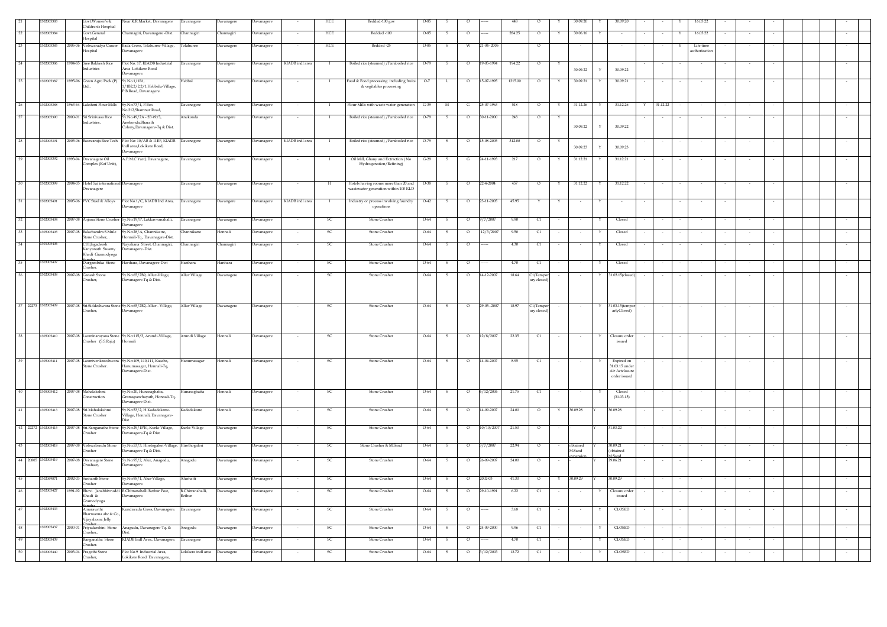| 21 | | 1302005383 | | Govt.Women's & Children's Hosptial | Near K.R.Market, Davanagere | Davanagere | Davanagere | Davanagere | - | HCE | Bedded-100 gov | O-85 | S | O | ------ | 448 | O | Y | 30.09.20 | Y | 30.09.20 | - | - | Y | 16.03.22 | - | - | - | | | | - |
|---|---|---|---|---|---|---|---|---|---|---|---|---|---|---|---|---|---|---|---|---|---|---|---|---|---|---|---|---|---|---|---|---|
| 22 | | 1302005384 | | Govt.General Hospital | Channagiri, Davanagere -Dist. | Channagiri | Channagiri | Davanagere | - | HCE | Bedded -100 | O-85 | S | O | ------ | 284.25 | O | Y | 30.06.16 | Y | - | - | - | Y | 16.03.22 | - | - | - | | | | - |
| 23 | | 1302005385 | 2005-06 | Vishwaradya Cancer Hospital | Bada Cross, Tolahunse-Village, Davanagere | Tolahunse | Davanagere | Davanagere | - | HCE | Bedded -25 | O-85 | S | W | 21-04- 2005 | | O | | - | | - | - | - | Y | Life time authorization | - | - | - | | | | - |
| 24 | | 1302005386 | 1984-85 | Sree Bakkesh Rice Industries | Plot No. 17, KIADB Industrial Area Lokikere Road Davanagere. | Davanagere | Devangere | Davanagere | KIADB indl area | I | Boiled rice (steamed) /Paraboiled rice | O-79 | S | O | 19-05-1984 | 194.22 | O | Y | 30.09.22 | Y | 30.09.22 | - | - | - | - | - | - | - | | | | - |
| 25 | | 1302005387 | 1995-96 | Green Agro Pack (P) Ltd., | Sy.No.1/1B1, 1/1B2,2/2,2/1,Hebbalu-Village, P.B.Road, Davanagere. | Hebbal | Devangere | Davanagere | | I | Food & Food processing including fruits & vegitables processing | O-7 | L | O | 15-07-1995 | 1315.00 | O | Y | 30.09.21 | Y | 30.09.21 | - | - | - | - | - | - | - | | | | - |
| 26 | | 1302005388 | 1963-64 | Lakshmi Flour Mills | Sy.No:75/1, P.Box No:312,Shamnur Road, | Davanagere | Devangere | Davanagere | - | I | Flour Mills with waste water generation | G-39 | M | G | 25-07-1963 | 518 | O | Y | 31.12.26 | Y | 31.12.26 | Y | 31.12.26 | - | - | - | - | - | | | | - |
| 27 | | 1302005390 | 2000-01 | Sri Srinivasa Rice Industries, | Sy.No.49/2A - 2B 49/3, Anekonda,Bharath Colony,Davanagere-Tq & Dist. | Anekonda | Devangere | Davanagere | - | I | Boiled rice (steamed) /Paraboiled rice | O-79 | S | O | 30-11-2000 | 248 | O | Y | 30.09.22 | Y | 30.09.22 | - | - | - | - | - | - | - | | | | - |
| 28 | | 1302005391 | 2005-06 | Basavaraja Rice Tech | Plot No: 10/AB & 11EF, KIADB Indl area,Lokikere Road, Davanagere | Davanagere | Devangere | Davanagere | KIADB indl area | I | Boiled rice (steamed) /Paraboiled rice | O-79 | S | O | 15-08-2005 | 312.00 | O | Y | 30.09.23 | Y | 30.09.23 | - | - | - | - | - | - | - | | | | - |
| 29 | | 1302005392 | 1993-94 | Davanagere Oil Complex (Kof Unit), | A.P.M.C Yard, Davanagere, | Davanagere | Devangere | Davanagere | - | I | Oil Mill, Ghany and Extraction ( No Hydrogenation/Refining) | G-29 | S | G | 24-11-1993 | 217 | O | Y | 31.12.21 | Y | 31.12.21 | - | - | - | - | - | - | - | | | | - |
| 30 | | 1302005399 | 2004-05 | Hotel Sai international Davanagere | Davanagere | Davanagere | Devangere | Davanagere | - | H | Hotels having rooms more than 20 and wastewater generation within 100 KLD | O-38 | S | O | 22-4-2004 | 457 | O | Y | 31.12.22 | Y | 31.12.22 | - | - | - | - | - | - | - | | | | - |
| 31 | | 1302005401 | 2005-06 | PVC Steel & Alloys | Plot No.1/C, KIADB Ind Area, Davanagere | Davanagere | Devangere | Davanagere | KIADB indl area | I | Industry or process involving foundry operations | O-42 | S | O | 23-11-2005 | 45.95 | Y | Y | - | Y | - | - | | - | - | - | - | - | | | | - |
| 32 | | 1302005404 | 2007-08 | Anjana Stone Crusher | Sy.No:19/P, Lakkavvanahalli, Davanagere | Davanagere | Davanagere | Davanagere | - | SC | Stone Crusher | O-64 | S | O | 9/7/2007 | 9.90 | C1 | - | - | Y | Closed | - | - | - | - | - | - | - | | | | - |
| 33 | | 1305005405 | 2007-08 | Balachandra S.Mule Stone Crusher, . | Sy.No:28/A, Channikatte, Honnali-Tq., Davanagere-Dist. | Channikatte | Honnali | Davanagere | - | SC | Stone Crusher | O-64 | S | O | 12/3/2007 | 9.50 | C1 | - | - | Y | Closed | - | - | - | - | - | - | - | | | | - |
| 34 | | 1303005406 | | C.H.Jagadeesh Kanyanath Swamy Khadi Gramodyoga Sangha | Nayakana Street, Channagiri, Davanagere -Dist. | Channagiri | Channagiri | Davanagere | - | SC | Stone Crusher | O-64 | S | O | ------ | 4.30 | C1 | - | - | Y | Closed | - | - | - | - | - | - | - | | | | - |
| 35 | | 1303005407 | | Durgambika Stone Crusher. | Harihara, Davanagere-Dist | Harihara | Harihara | Davanagere | - | SC | Stone Crusher | O-64 | S | O | ------ | 4.70 | C1 | - | - | Y | Closed | - | - | - | - | - | - | - | | | | - |
| 36 | | 1302005408 | 2007-08 | Ganesh Stone Crusher, | Sy.No:65/289, Allur-Vilage, Davanagere-Tq & Dist. | Allur Village | Devangere | Davanagere | - | SC | Stone Crusher | O-64 | S | O | 14-12-2007 | 18.64 | C1(Tempor ary closed) | - | - | Y | 31.03.15(closed) | - | - | - | - | - | - | - | | | | - |
| 37 | 22273 | 1302005409 | 2007-08 | Sri.Siddeshwara Stone Crusher, | Sy.No:65/282, Allur - Village, Davanagere | Allur Village | Devangere | Davanagere | - | SC | Stone Crusher | O-64 | S | O | 29-05--2007 | 18.97 | C1(Tempor ary closed) | - | - | Y | 31.03.15(tempor arlyClosed) | - | - | - | - | - | - | - | | | | - |
| 38 | | 1305005410 | 2007-08 | Laxminarayana Stone Crusher (S.S.Raju) | Sy.No:115/3, Arundi-Village, Honnali | Arundi Village | Honnali | Davanagere | - | SC | Stone Crusher | O-64 | S | O | 12/8/2007 | 22.35 | C1 | - | - | Y | Closure order issued | - | - | - | - | - | - | - | | | | - |
| 39 | | 1305005411 | 2007-08 | Laxmivenkateshwara Stone Crusher. | Sy.No:109, 110,111, Kasaba, Hanumasagar, Honnali-Tq, Davanagere-Dist. | Hanumasagar | Honnali | Davanagere | - | SC | Stone Crusher | O-64 | S | O | 14-04-2007 | 8.95 | C1 | - | - | Y | Expired on 31.03.15 under Air Actclosure order issued | - | - | - | - | - | - | - | | | | - |
| 40 | | 1305005412 | 2007-08 | Mahalakshmi Construction | Sy.No:20, Hunasaghatta, Gramapanchayath, Honnali-Tq, Davanagere-Dist. | Hunasaghatta | Honnali | Davanagere | - | SC | Stone Crusher | O-64 | S | O | 6/12/2006 | 21.75 | C1 | - | - | Y | Closed (31.03.15) | - | - | - | - | - | - | - | | | | - |
| 41 | | 1305005413 | 2007-08 | Sri.Mahalakshmi Stone Crusher | Sy.No:55/2, H.Kadadakatte-Village, Honnali, Davanagere-Dist | Kadadakatte | Honnali | Davanagere | - | SC | Stone Crusher | O-64 | S | O | 14-09-2007 | 24.00 | O | Y | 30.09.28 | Y | 30.09.28 | - | - | - | - | - | - | - | | | | - |
| 42 | 22272 | 1302005415 | 2007-08 | Sri.Ranganatha Stone Crusher | Sy.No:29/1P10, Kurki-Village, Davanagere-Tq & Dist | Kurki-Village | Devangere | Davanagere | - | SC | Stone Crusher | O-64 | S | O | 10/10/2007 | 21.50 | O | - | | Y | 31.03.22 | - | - | - | - | - | - | - | | | | - |
| 43 | | 1302005418 | 2007-08 | Vishwabandu Stone Crusher | Sy.No:53/3, Hirebogaleri-Village, Davanagere-Tq & Dist. | Hirethogaleri | Devangere | Davanagere | - | SC | Stone Crusher & M.Sand | O-64 | S | O | 3/7/2007 | 22.94 | O | - | obtained M.Sand expansion | Y | 30.09.21 (obtained M.Sand | - | - | - | - | - | - | - | | | | - |
| 44 | 20805 | 1302005419 | 2007-08 | Davanagere Stone Crushser, | Sy.No:95/2, Alur, Anagodu, Davanagere | Anagodu | Devangere | Davanagere | - | SC | Stone Crusher | O-64 | S | O | 26-09-2007 | 24.00 | O | - | | | 29.06.21 | - | - | - | - | - | - | - | | | | - |
| 45 | | 1302069871 | 2002-03 | Sushanth Stone Crusher | Sy.No:95/1, Alur-Village, Davanagere. | Alurhatti | Devangere | Davanagere | - | SC | Stone Crusher | O-64 | S | O | 2002-03 | 41.30 | O | Y | 30.09.29 | Y | 30.09.29 | - | - | - | - | - | - | - | | | | - |
| 46 | | 1302005427 | 1991-92 | Bhovi Janabhivruddi Khadi & Gramodyoga Sangha | B.Chitranahalli Bethur Post, Davanagere. | B.Chitranahalli, Bethur | Devangere | Davanagere | - | SC | Stone Crusher | O-64 | S | O | 29-10-1991 | 6.22 | C1 | - | - | Y | Closure order issued | - | - | - | - | - | - | - | | | | - |
| 47 | | 1302005433 | | Amaravathi Bharmanna abc & Co., Vijayalaxmi Jelly Crusher | Kundavada Cross, Davanagere. | Davanagere | Devangere | Davanagere | - | SC | Stone Crusher | O-64 | S | O | ------ | 3.68 | C1 | - | - | Y | CLOSED | - | - | - | - | - | - | - | | | | - |
| 48 | | 1302005437 | 2000-01 | Priyadarshini Stone Crusher., | Anagodu, Davanagere-Tq. & Dist. | Anagodu | Devangere | Davanagere | - | SC | Stone Crusher | O-64 | S | O | 24-09-2000 | 9.96 | C1 | - | - | Y | CLOSED | - | - | - | - | - | - | - | | | | - |
| 49 | | 1302005439 | | Ranganatha Stone Crusher. | KIADB Indl Area., Davanagere. | Davanagere | Devangere | Davanagere | - | SC | Stone Crusher | O-64 | S | O | ------ | 4.70 | C1 | - | - | Y | CLOSED | - | - | - | - | - | - | - | | | | - |
| 50 | | 1302005440 | 2003-04 | Pragathi Stone Crusher, | Plot No.9 Industrial Area, Lokikere Road Davanagere, | Lokikere indl area | Davanagere | Davanagere | - | SC | Stone Crusher | O-64 | S | O | 3/12/2003 | 13.72 | C1 | - | - | Y | CLOSED | - | - | - | - | - | - | - | | | | - |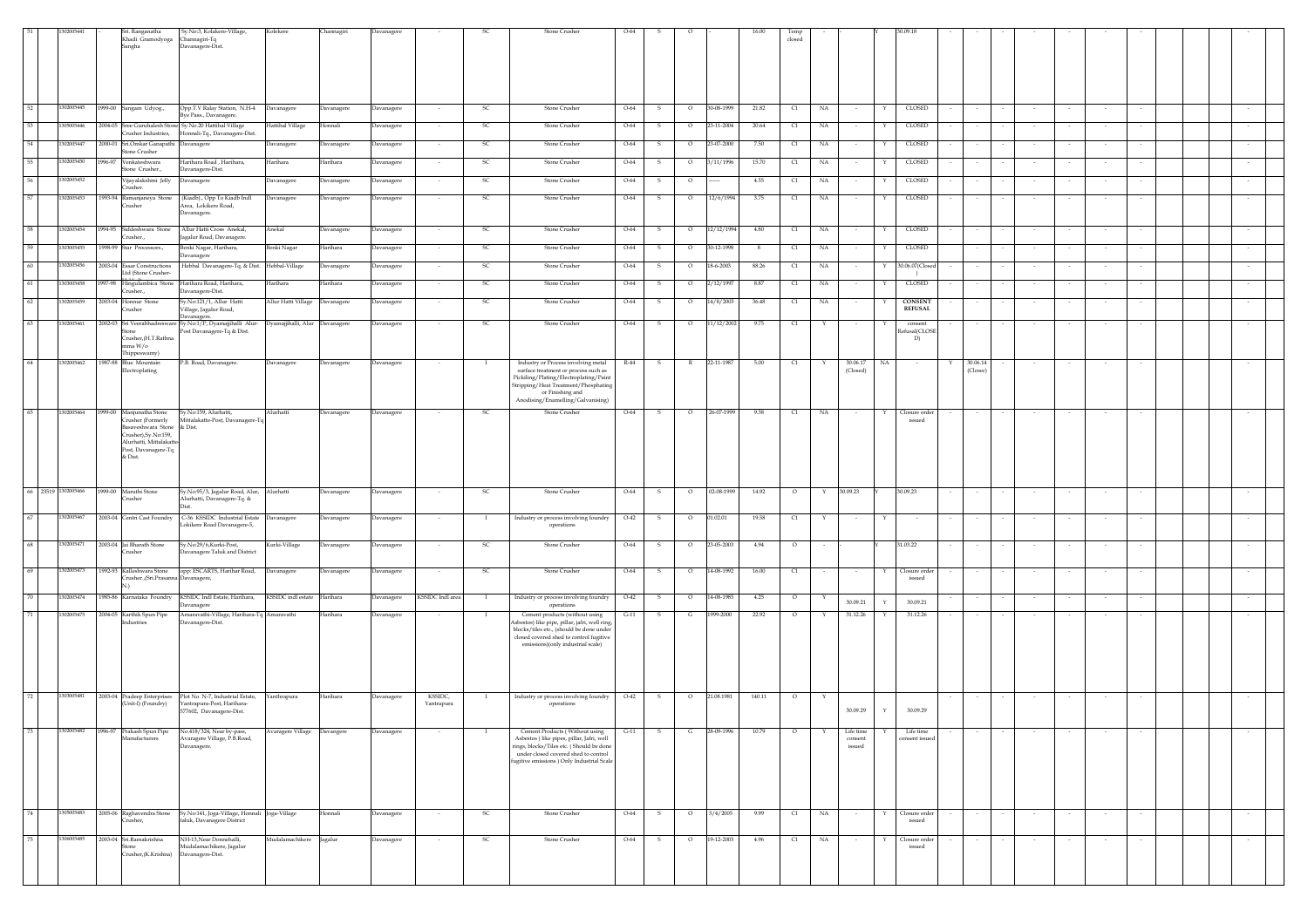| 51 | | 1302005441 | | Sri. Ranganatha Khadi Gramodyoga Sangha | Sy.No:3, Kolakere-Village, Channagiri-Tq Davanagere-Dist. | Kolekere | Channagiri | Davanagere | - | SC | Stone Crusher | O-64 | S | O | | 16.00 | Temp closed | - | - | Y | 30.09.18 | - | - | - | - | - | - | - | | | | - |
|---|---|---|---|---|---|---|---|---|---|---|---|---|---|---|---|---|---|---|---|---|---|---|---|---|---|---|---|---|---|---|---|---|
| 52 | | 1302005445 | 1999-00 | Sangam Udyog., | Opp.T.V Ralay Station, N.H-4 Bye Pass , Davanagere. | Davanagere | Davanagere | Davanagere | - | SC | Stone Crusher | O-64 | S | O | 30-08-1999 | 21.82 | Cl | NA | - | Y | CLOSED | - | - | - | - | - | - | - | | | | - |
| 53 | | 1305005446 | 2004-05 | Sree Gurubalesh Stone Crusher Industries, | Sy.No.20 Hattihal Village Honnali-Tq , Davanagere-Dist. | Hattihal Village | Honnali | Davanagere | - | SC | Stone Crusher | O-64 | S | O | 23-11-2004 | 20.64 | Cl | NA | - | Y | CLOSED | - | - | - | - | - | - | - | | | | - |
| 54 | | 1302005447 | 2000-01 | Sri Omkar Ganapathi Stone Crusher | Davanagere | Davanagere | Davanagere | Davanagere | - | SC | Stone Crusher | O-64 | S | O | 23-07-2000 | 7.50 | Cl | NA | - | Y | CLOSED | - | - | - | - | - | - | - | | | | - |
| 55 | | 1302005450 | 1996-97 | Venkateshwara Stone Crusher., | Harihara Road , Harihara, Davanagere-Dist. | Harihara | Harihara | Davanagere | - | SC | Stone Crusher | O-64 | S | O | 3/11/1996 | 15.70 | Cl | NA | - | Y | CLOSED | - | - | - | - | - | - | - | | | | - |
| 56 | | 1302005452 | | Vijayalakshmi Jelly Crusher. | Davanagere | Davanagere | Davanagere | Davanagere | - | SC | Stone Crusher | O-64 | S | O | ------ | 4.55 | Cl | NA | - | Y | CLOSED | - | - | - | - | - | - | - | | | | - |
| 57 | | 1302005453 | 1993-94 | Ramanjaneya Stone Crusher | (Kiadb)., Opp To Kiadb Indl Area, Lokikere Road, Davanagere. | Davanagere | Davanagere | Davanagere | - | SC | Stone Crusher | O-64 | S | O | 12/6/1994 | 3.75 | Cl | NA | - | Y | CLOSED | - | - | - | - | - | - | - | | | | - |
| 58 | | 1302005454 | 1994-95 | Siddeshwara Stone Crusher., | Allur Hatti Cross Anekal, Jagalur Road, Davanagere. | Anekal | Davanagere | Davanagere | - | SC | Stone Crusher | O-64 | S | O | 12/12/1994 | 4.80 | Cl | NA | - | Y | CLOSED | - | - | - | - | - | - | - | | | | - |
| 59 | | 1302005455 | 1998-99 | Star Processors., | Benki Nagar, Harihara, Davanagere | Benki Nagar | Harihara | Davanagere | - | SC | Stone Crusher | O-64 | S | O | 30-12-1998 | 8 | Cl | NA | - | Y | CLOSED | - | - | - | - | - | - | - | | | | - |
| 60 | | 1302005456 | 2003-04 | Essar Constructions Ltd (Stone Crusher- | Hebbal Davanagere-Tq & Dist. | Hebbal-Village | Davanagere | Davanagere | - | SC | Stone Crusher | O-64 | S | O | 18-6-2003 | 88.26 | Cl | NA | - | Y | 30.06.07(Closed) | - | - | - | - | - | - | - | | | | - |
| 61 | | 1302005458 | 1997-98 | Hingulambica Stone Crusher., | Harihara Road, Harihara, Davanagere-Dist. | Harihara | Harihara | Davanagere | - | SC | Stone Crusher | O-64 | S | O | 2/12/1997 | 8.87 | Cl | NA | - | Y | CLOSED | - | - | - | - | - | - | - | | | | - |
| 62 | | 1302005459 | 2003-04 | Honnur Stone Crusher | Sy.No:121/1, Allur Hatti Village, Jagalur Road, Davanagere. | Allur Hatti Village | Davanagere | Davanagere | - | SC | Stone Crusher | O-64 | S | O | 14/8/2003 | 36.48 | Cl | NA | - | Y | **CONSENT REFUSAL** | - | - | - | - | - | - | - | | | | - |
| 63 | | 1302005461 | 2002-03 | Sri Veerabhadreswara Stone Crusher,(H.T.Rathna mma W/o Thippeswamy) | Sy.No:1/P, Dyamajihalli Alur-Post Davanagere-Tq & Dist. | Dyamajihalli, Alur | Davanagere | Davanagere | - | SC | Stone Crusher | O-64 | S | O | 11/12/2002 | 9.75 | Cl | Y | - | Y | consent Refusal(CLOSED) | - | - | - | - | - | - | - | | | | - |
| 64 | | 1302005462 | 1987-88 | Blue Mountain Electroplating | P.B. Road, Davanagere. | Davanagere | Davanagere | Davanagere | - | I | Industry or Process involving metal surface treatment or process such as Pickling/Plating/Electroplating/Paint Stripping/Heat Treatment/Phosphating or Finishing and Anodising/Enamelling/Galvanising) | R-44 | S | R | 22-11-1987 | 5.00 | Cl | Y | 30.06.17 (Closed) | NA | - | Y | 30.06.14 (Closed) | - | - | - | - | - | | | | - |
| 65 | | 1302005464 | 1999-00 | Manjunatha Stone Crusher (Formerly Basaveshwara Stone Crusher),Sy.No:159, Alurhatti, Mittalakatte Post, Davanagere-Tq & Dist. | Sy.No:159, Alurhatti, Mittalakatte-Post, Davanagere-Tq & Dist. | Alurhatti | Davanagere | Davanagere | - | SC | Stone Crusher | O-64 | S | O | 26-07-1999 | 9.38 | Cl | NA | - | Y | Closure order issued | - | - | - | - | - | - | - | | | | - |
| 66 | 23519 | 1302005466 | 1999-00 | Maruthi Stone Crusher | Sy.No:95/3, Jagalur Road, Alur, Alurhatti, Davanagere-Tq. & Dist. | Alurhatti | Davanagere | Davanagere | - | SC | Stone Crusher | O-64 | S | O | 02-08-1999 | 14.92 | O | Y | 30.09.23 | Y | 30.09.23 | - | - | - | - | - | - | - | | | | - |
| 67 | | 1302005467 | 2003-04 | Centri Cast Foundry | C-36 KSSIDC Industrial Estate Lokikere Road Davanagere-5, | Davanagere | Davanagere | Davanagere | - | I | Industry or process involving foundry operations | O-42 | S | O | 01.02.01 | 19.58 | Cl | Y | - | Y | - | - | - | - | - | - | - | - | | | | - |
| 68 | | 1302005471 | 2003-04 | Jai Bharath Stone Crusher | Sy.No:29/6,Kurki-Post, Davanagere Taluk and District | Kurki-Village | Davanagere | Davanagere | - | SC | Stone Crusher | O-64 | S | O | 23-05-2003 | 4.94 | O | - | | Y | 31.12.22 | - | - | - | - | - | - | - | | | | - |
| 69 | | 1302005473 | 1992-93 | Kalleshwara Stone Crusher.,(Sri.Prasanna N.) | opp: ESCARTS, Harihar Road, Davanagere, | Davanagere | Davanagere | Davanagere | - | SC | Stone Crusher | O-64 | S | O | 14-08-1992 | 16.00 | Cl | - | - | Y | Closure order issued | - | - | - | - | - | - | - | | | | - |
| 70 | | 1302005474 | 1985-86 | Karnataka Foundry | KSSIDC Indl Estate, Harihara, Davanagere | KSSIDC indl estate | Harihara | Davanagere | KSSIDC Indl area | I | Industry or process involving foundry operations | O-42 | S | O | 14-08-1985 | 4.25 | O | Y | 30.09.21 | Y | 30.09.21 | - | - | - | - | - | - | - | | | | - |
| 71 | | 1302005475 | 2004-05 | Karthik Spun Pipe Industries | Amaravathi-Village, Harihara-Tq Davanagere-Dist. | Amaravathi | Harihara | Davanagere | - | I | Cement products (without using Asbestos) like pipe, pillar, jafri, well ring, blocks/tiles etc., (should be done under closed covered shed to control fugitive emissions)(only industrial scale) | G-11 | S | G | 1999-2000 | 22.92 | O | Y | 31.12.26 | Y | 31.12.26 | - | - | - | - | - | - | - | | | | - |
| 72 | | 1302005481 | 2003-04 | Pradeep Enterprises (Unit-I) (Foundry) | Plot No. N-7, Industrial Estate, Yantrapura-Post, Harihara-577602, Davanagere-Dist. | Yanthrapura | Harihara | Davanagere | KSSIDC, Yantrapura | I | Industry or process involving foundry operations | O-42 | S | O | 21.08.1981 | 140.11 | O | Y | 30.09.29 | Y | 30.09.29 | - | - | - | - | - | - | - | | | | - |
| 73 | | 1302005482 | 1996-97 | Prakash Spun Pipe Manufacturers | No.418/324, Near by-pass, Avaragere Village, P.B.Road, Davanagere. | Avaragere Village | Davangere | Davanagere | - | I | Cement Products ( Without using Asbestos ) like pipes, pillar, Jafri, well rings, blocks/Tiles etc. ( Should be done under closed covered shed to control fugitive emissions ) Only Industrial Scale | G-11 | S | G | 28-09-1996 | 10.79 | O | Y | Life time consent issued | Y | Life time consent issued | - | - | - | - | - | - | - | | | | - |
| 74 | | 1305005483 | 2005-06 | Raghavendra Stone Crusher, | Sy.No:141, Joga-Village, Honnali taluk, Davanagere District | Joga-Village | Honnali | Davanagere | - | SC | Stone Crusher | O-64 | S | O | 3/4/2005 | 9.99 | Cl | NA | - | Y | Closure order issued | - | - | - | - | - | - | - | | | | - |
| 75 | | 1306005485 | 2003-04 | Sri.Ramakrishna Stone Crusher,(K.Krishna) | NH-13,Near Donnehalli, Mudalamachikere, Jagalur Davanagere-Dist. | Mudalamachikere | Jagalur | Davanagere | - | SC | Stone Crusher | O-64 | S | O | 19-12-2003 | 4.96 | Cl | NA | - | Y | Closure order issued | - | - | - | - | - | - | - | | | | - |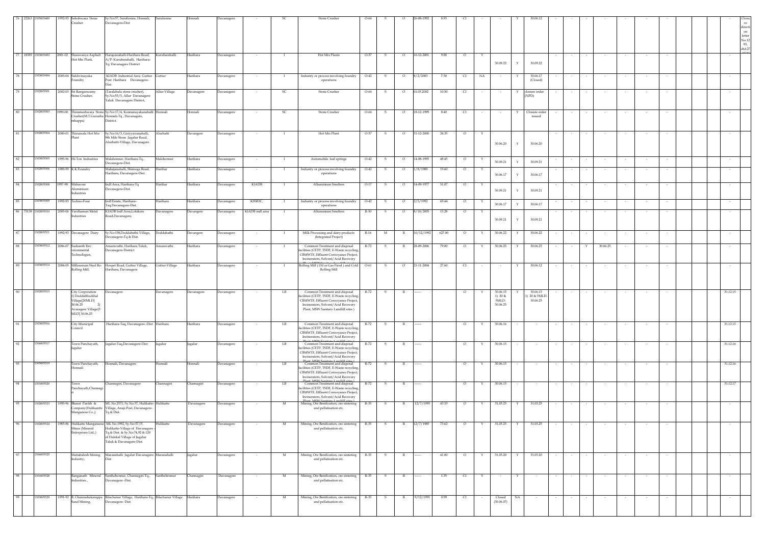| 76 | 22263 | 1305005489 | 1992-93 | Sakeshwara Stone Crusher | Sy.No:37, Surahonne, Honnali, Davanagere-Dist | Surahonne | Honnali | Davanagere | - | SC | Stone Crusher | O-64 | S | O | 26-08-1992 | 8.93 | C1 | - | - | Y | 30.06.12 | - | - | - | - | - | - | - | | | | - | Closure directi on letter No.1293, dtd:27 |
|---|---|---|---|---|---|---|---|---|---|---|---|---|---|---|---|---|---|---|---|---|---|---|---|---|---|---|---|---|---|---|---|---|---|
| 77 | 18389 | 1303005492 | 2001-02 | Sharavanya Asphalt Hot Mix Plant, | Harapanahalli-Harihara Road, A/P: Kurubarahalli, Harihara-Tq: Davanagere District | Kurubarahalli | Harihara | Davanagere | - | I | Hot Mix Plants | O-37 | S | O | 16-12-2001 | 9.88 | O | Y | 30.09.22 | Y | 30.09.22 | - | - | - | - | - | - | - | | | | - | |
| 78 | | 1303005494 | 2003-04 | Siddivinayaka Foundry | KIADB Industrial Area Guttur Post Harihara Davanagere-Dist. | Guttur | Harihara | Davanagere | - | I | Industry or process involving foundry operations | O-42 | S | O | 8/2/2003 | 7.50 | C1 | NA | - | Y | 30.06.17 (Closed) | - | - | - | - | - | - | - | | | | - | |
| 79 | | 1302005501 | 2002-03 | Sri Rangaswamy Stone Crusher, | (Taralabalu stone crusher), Sy.No:55/5, Allur Davanagere Taluk Davanagere District, | Allur-Village | Davanagere | Davanagere | - | SC | Stone Crusher | O-64 | S | O | 01.05.2002 | 10.50 | C1 | - | - | Y | closure order (NPD) | - | - | - | - | - | - | - | | | | - | |
| 80 | | 1302005503 | 1999-00 | Thimmeshwara Stone Crusher(M.T.Gurusha nthappa) | Sy.No:17/4, Konnanayakanahalli Honnali-Tq , Davanagere, District. | Honnali | Honnali | Davanagere | - | SC | Stone Crusher | O-64 | S | O | 18-12-1999 | 8.40 | C1 | - | - | Y | Closure order issued | - | - | - | - | - | - | - | | | | - | |
| 81 | | 1302005504 | 2000-01 | Thirumala Hot Mix Plant | Sy.No:16/3, Giriyyavanahalli, 9th Mile Stone Jagalur Road, Aluthatti-Village, Davanagere. | Aluthatti | Davangere | Davanagere | - | I | Hot Mix Plant | O-37 | S | O | 31-12-2000 | 24.35 | O | Y | 30.06.20 | Y | 30.06.20 | - | - | - | - | - | - | - | | | | - | |
| 82 | | 1303005505 | 1995-96 | Hi-Ton Industries | Malebennur, Harihara-Tq., Davanagere-Dist. | Malebennur | Harihara | Davanagere | - | I | Automobile leaf springs | O-42 | S | O | 14-08-1995 | 48.45 | O | Y | 30.09.21 | Y | 30.09.21 | - | - | - | - | - | - | - | | | | - | |
| 83 | | 1303005506 | 1989-99 | K.K.Foundry | Mahajanahalli, Shimoga Road, Harihara, Davanagere-Dist. | Harihar | Harihara | Davanagere | - | I | Industry or process involving foundry operations | O-42 | S | O | 1/8/1989 | 19.60 | O | Y | 30.06.17 | Y | 30.06.17 | - | - | - | - | - | - | - | | | | - | |
| 84 | | 1302005508 | 1997-98 | Mahaveer Aluminium Industries | Indl Area, Harihara-Tq Davanagere-Dist. | Harihar | Harihara | Davanagere | KIADB | I | Alluminium Smelters | O-17 | S | O | 14-09-1977 | 51.07 | O | Y | 30.09.21 | Y | 30.09.21 | - | - | - | - | - | - | - | | | | - | |
| 85 | | 1303005509 | 1992-93 | Techno-Four | Indl Estate, Harihara-Taq,Davanagere-Dist. | Harihara | Harihara | Davanagere | KSSIDC, | I | Industry or process involving foundry operations | O-42 | S | O | 2/5/1992 | 69.44 | O | Y | 30.06.17 | Y | 30.06.17 | - | - | - | - | - | - | - | | | | - | |
| 86 | 75138 | 1302005510 | 2005-06 | Vardhaman Metal Industries | KIADB Indl Area,Lokikere Road,Davanagere, | Davanagere | Davangere | Davanagere | KIADB indl area | I | Alluminium Smelters | R-50 | S | O | 8/10/2005 | 15.28 | O | Y | 30.09.21 | Y | 30.09.21 | - | - | - | - | - | - | - | | | | - | |
| 87 | | 1302005511 | 1992-93 | Davanagere Dairy | Sy.No:158,Doddabathi-Village, Davanagere-Tq & Dist. | Doddabathi | Davangere | Davanagere | - | I | Milk Processing and dairy products (Integrated Project) | R-16 | M | R | 10/12/1992 | 627.00 | O | Y | 30.06.22 | Y | 30.06.22 | - | - | - | - | - | - | - | | | | - | |
| 88 | | 1303005512 | 2006-07 | Sushanth Environmental Technologies, | Amaravathi, Harihara Taluk, Davanagere District | Amaravathi | Harihara | Davanagere | - | I | Common Treatment and disposal facilities (CETP, TSDF, E-Waste recycling, CBMWTF, Effluent Conveyance Project, Incinerators, Solvent/Acid Recovery | R-72 | S | R | 28-09-2006 | 79.00 | O | Y | 30.06.25 | Y | 30.06.25 | - | - | Y | 30.06.25 | - | - | - | | | | - | |
| 89 | | 1303005514 | 2004-05 | Millennium Steel Re-Rolling Mill, | Hospet Road, Guttur Village, Harihara, Davanagere | Guttur-Village | Harihara | Davanagere | - | I | Rolling Mill ( Oil or Gas Fired ) and Cold Rolling Mill | O-61 | S | O | 21-11-2004 | 27.60 | C1 | - | - | Y | 30.06.12 | - | - | - | - | - | - | - | | | | - | |
| 90 | | 1302005515 | | City Corporation 1) Doddabbudihal Village[20MLD] 30.06.25 2) Avaragere Village[5 MLD] 30.06.25 | Davanagere | Davanagere | Davanagere | Davanagere | - | LB | Common Treatment and disposal facilities (CETP, TSDF, E-Waste recycling, CBMWTF, Effluent Conveyance Project, Incinerators, Solvent/Acid Recovery Plant, MSW Sanitary Landfill sites ) | R-72 | S | R | ------ | | O | Y | 30.06.15 1) 20 & 5MLD-30.06.25 | Y | 30.06.15 1) 20 & 5MLD-30.06.25 | - | - | - | - | - | - | - | | | | 31.12.15 | |
| 91 | | 1303005516 | | City Municipal Council | Harihara-Taq, Davanagere -Dist | Harihara | Harihara | Davanagere | - | LB | Common Treatment and disposal facilities (CETP, TSDF, E-Waste recycling, CBMWTF, Effluent Conveyance Project, Incinerators, Solvent/Acid Recovery | R-72 | S | R | ------ | | O | Y | 30.06.16 | - | - | - | - | - | - | - | - | - | | | | 31.12.15 | |
| 92 | | 1306005517 | | Town Panchayath, Jagalur | Jagalur-Taq,Davanagere-Dist | Jagalur | Jagalur | Davanagere | - | LB | Common Treatment and disposal facilities (CETP, TSDF, E-Waste recycling, CBMWTF, Effluent Conveyance Project, Incinerators, Solvent/Acid Recovery | R-72 | S | R | ------ | | O | Y | 30.06.15 | - | - | - | - | - | - | - | - | - | | | | 31.12.16 | |
| 93 | | 1305005519 | | Town Panchayath, Honnali | Honnali, Davanagere | Honnali | Honnali | Davanagere | - | LB | Common Treatment and disposal facilities (CETP, TSDF, E-Waste recycling, CBMWTF, Effluent Conveyance Project, Incinerators, Solvent/Acid Recovery | R-72 | S | R | ------ | | O | Y | 30.06.15 | - | - | - | - | - | - | - | - | - | | | | 31.12.16 | |
| 94 | | 1301005520 | | Town Panchayath,Channagiri | Channagiri, Davanagere | Channagiri | Channagiri | Davanagere | - | LB | Common Treatment and disposal facilities (CETP, TSDF, E-Waste recycling, CBMWTF, Effluent Conveyance Project, Incinerators, Solvent/Acid Recovery | R-72 | S | R | ------ | | O | Y | 30.06.15 | - | - | - | - | - | - | - | - | - | | | | 31.12.17 | |
| 95 | | 1302005523 | 1995-96 | Bharat Parikh & Company(Hulikatte Manganese Co.,) | ML No.2571, Sy.No.57, Hulikatte Village, Anaji-Post, Davanagere-Tq & Dist. | Hulikatte | Davanagere | Davanagere | - | M | Mining, Ore Benification, ore sintering and pellatisation etc. | R-35 | S | R | 12/7/1995 | 43.33 | O | Y | 31.03.25 | Y | 31.03.25 | - | - | - | - | - | - | - | | | | - | |
| 96 | | 1302005524 | 1985-86 | Hulikatte Manganese Mines (Mineral Enterprises Ltd.,) | ML No.1992, Sy.No:57/P, Hulikatte-Village of Davanagere-Tq & Dist. & Sy.No.74,92 & 120 of Halekal Village of Jagalur Taluk & Davanagere-Dist. | Hulikatte | Davanagere | Davanagere | - | M | Mining, Ore Benification, ore sintering and pellatisation etc. | R-35 | S | R | 12/7/1985 | 73.62 | O | Y | 31.03.25 | Y | 31.03.25 | - | - | - | - | - | - | - | | | | - | |
| 97 | | 1306005525 | | Mahabalesh Mining Industry, | Maranahalli Jagalur Davanagere-Dist | Maranahalli | Jagalur | Davanagere | - | M | Mining, Ore Benification, ore sintering and pellatisation etc. | R-35 | S | R | ------ | 41.00 | O | Y | 31.03.20 | Y | 31.03.20 | - | - | - | - | - | - | - | | | | - | |
| 98 | | 1301005528 | | Ranganath Mineral Industries., | Santhebennur, Channagiri-Tq., Davanagere -Dist. | Santhebennur | Channagiri | Davanagere | - | M | Mining, Ore Benification, ore sintering and pellatisation etc. | R-35 | S | R | ------ | 1.35 | C1 | Y | - | Y | - | - | - | - | - | - | - | - | | | | - | |
| 99 | | 1303005529 | 1991-92 | B. Channashekarappa Sand Mining, | Bilachanur Village, Harihara-Tq., Davanagere- Dist. | Bilachanur Village | Harihara | Davanagere | - | M | Mining, Ore Benification, ore sintering and pellatisation etc. | R-35 | S | R | 9/12/1991 | 0.99 | C1 | - | Closed (30.06.07) | NA | - | - | - | - | - | - | - | - | | | | - | |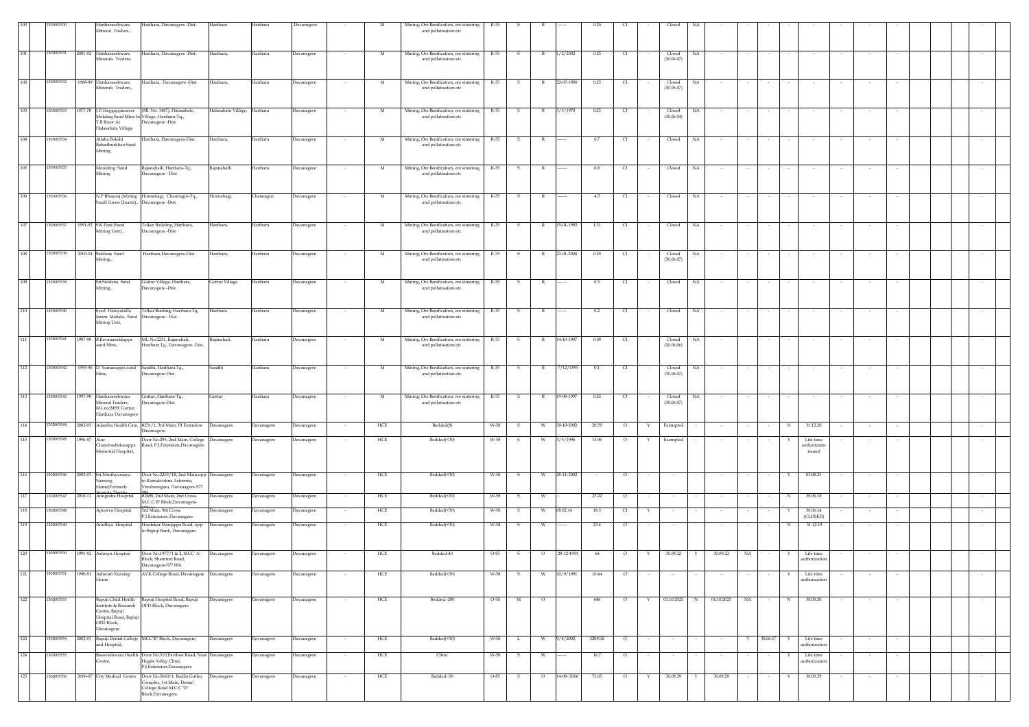| | | | | | | | | | | | | | | | | | | | | | | | | | | | | | | | | |
|---|---|---|---|---|---|---|---|---|---|---|---|---|---|---|---|---|---|---|---|---|---|---|---|---|---|---|---|---|---|---|---|---|
| 100 | 1302005530 | | Harihareshwara Mineral Traders., | Harihara, Davanagere -Dist. | Harihara | Harihara | Davanagere | - | M | Mining, Ore Benification, ore sintering and pellatisation etc. | R-35 | S | R | ------ | 0.25 | CI | - | Closed | NA | - | - | - | - | - | - | - | - | - | | | - | |
| 101 | 1302005531 | 2001-02 | Harihareshwara Minerals Traders, | Harihara, Davanagere -Dist. | Harihara, | Harihara | Davanagere | - | M | Mining, Ore Benification, ore sintering and pellatisation etc. | R-35 | S | R | 1/2/2002 | 0.25 | CI | - | Closed (30.06.07) | NA | - | - | - | - | - | - | - | - | - | | | - | |
| 102 | 1302005532 | 1988-89 | Harihareshwara Minerals Traders., | Harihara, Davanagere -Dist. | Harihara, | Harihara | Davanagere | - | M | Mining, Ore Benification, ore sintering and pellatisation etc. | R-35 | S | R | 22-07-1988 | 0.25 | CI | - | Closed (30.06.07) | NA | - | - | - | - | - | - | - | - | - | | | - | |
| 103 | 1302005533 | 1977-78 | J.D Heggappanavar Molding Sand Mine In T.B River At Halasabalu Village | (ML No. 1487), Halasabalu Village, Harihara-Tq., Davanagere -Dist. | Halasabalu Village, | Harihara | Davanagere | - | M | Mining, Ore Benification, ore sintering and pellatisation etc. | R-35 | S | R | 3/3/1978 | 0.25 | CI | - | Closed (30.06.04) | NA | - | - | - | - | - | - | - | - | - | | | - | |
| 104 | 1302005534 | | Allaha Bakshi Bahadhurkhan Sand Mining, | Harihara, Davanagere-Dist. | Harihara, | Harihara | Davanagere | - | M | Mining, Ore Benification, ore sintering and pellatisation etc. | R-35 | S | R | ------ | 0.7 | CI | - | Closed | NA | - | - | - | - | - | - | - | - | - | | | - | |
| 105 | 1302005535 | | Moulding Sand Mining | Rajanahalli, Harihara-Tq., Davanagere - Dist. | Rajanahalli | Harihara | Davanagere | - | M | Mining, Ore Benification, ore sintering and pellatisation etc. | R-35 | S | R | ------ | 0.8 | CI | - | Closed | NA | - | - | - | - | - | - | - | - | - | | | - | |
| 106 | 1302005536 | | N.P Bhojaraj (Mining Small Green Quartz)., | Honnebagi, Channagiri-Tq., Davanagere -Dist. | Honnebagi, | Channagiri | Davanagere | - | M | Mining, Ore Benification, ore sintering and pellatisation etc. | R-35 | S | R | ------ | 4.5 | CI | - | Closed | NA | - | - | - | - | - | - | - | - | - | | | - | |
| 107 | 1302005537 | 1991-92 | S.K Pani (Sand Mining Unit)., | Telker Building, Harihara, Davanagere -Dist. | Harihara, | Harihara | Davanagere | - | M | Mining, Ore Benification, ore sintering and pellatisation etc. | R-35 | S | R | 15-01-1992 | 1.31 | CI | - | Closed | NA | - | - | - | - | - | - | - | - | - | | | - | |
| 108 | 1302005538 | 2003-04 | Siddana Sand Mining,. | Harihara,Davanagere-Dist. | Harihara, | Harihara | Davanagere | - | M | Mining, Ore Benification, ore sintering and pellatisation etc. | R-35 | S | R | 23-01-2004 | 0.25 | CI | - | Closed (30.06.07) | NA | - | - | - | - | - | - | - | - | - | | | - | |
| 109 | 1302005539 | | Sri.Siddana Sand Mining,. | Guttur Village, Harihara, Davanagere -Dist. | Guttur Village | Harihara | Davanagere | - | M | Mining, Ore Benification, ore sintering and pellatisation etc. | R-35 | S | R | ------ | 0.3 | CI | - | Closed | NA | - | - | - | - | - | - | - | - | - | | | - | |
| 110 | 1302005540 | | Syed Hidayatulla Imam Mahala., Sand Mining Unit, | Telkar Buiding, Harihara-Tq., Davanagere - Dist. | Harihara | Harihara | Davanagere | - | M | Mining, Ore Benification, ore sintering and pellatisation etc. | R-35 | S | R | ------ | 0.2 | CI | - | Closed | NA | - | - | - | - | - | - | - | - | - | | | - | |
| 111 | 1302005541 | 1997-98 | B.Revanasiddappa sand Mine, | ML No.2231, Rajanahali, Harihara Tq., Davanagere- Dist. | Rajanahali, | Harihara | Davanagere | - | M | Mining, Ore Benification, ore sintering and pellatisation etc. | R-35 | S | R | 14-10-1997 | 0.08 | CI | - | Closed (30.06.06) | NA | - | - | - | - | - | - | - | - | - | | | - | |
| 112 | 1302005542 | 1995-96 | D. Yamunappa sand Mine, | Sarathi, Harihara Tq., Davanagere Dist. | Sarathi | Harihara | Davanagere | - | M | Mining, Ore Benification, ore sintering and pellatisation etc. | R-35 | S | R | 7/12/1995 | 0.1 | CI | - | Closed (30.06.07) | NA | - | - | - | - | - | - | - | - | - | | | - | |
| 113 | 1302005543 | 1997-98 | Harihareshwara Mineral Traders, M.L.no:2459, Guttur, Harihara Davanagere | Guttur, Harihara-Tq., Davanagere-Dist. | Guttur | Harihara | Davanagere | - | M | Mining, Ore Benification, ore sintering and pellatisation etc. | R-35 | S | R | 19-08-1997 | 0.25 | CI | - | Closed (30.06.07) | NA | - | - | - | - | - | - | - | - | - | | | - | |
| 114 | 1302005544 | 2002-03 | Adarsha Health Care, | #251/1, 3rd Main, PJ Extension Davanagere. | Davanagere | Davanagere | Davanagere | - | HCE | Bedded(8) | W-58 | S | W | 30-10-2002 | 20.59 | O | Y | Exempted | - | - | - | - | - | N | 31.12.20 | - | - | - | | | - | |
| 115 | 1302005545 | 1996-97 | Alur Chandrashekarappa Memorial Hospital, | Door No.295, 2nd Main, College Road, P.J.Extension,Davanagere. | Davanagere | Davanagere | Davanagere | - | HCE | Bedded(<30) | W-58 | S | W | 3/5/1996 | 15.96 | O | Y | Exempted | - | - | - | - | - | Y | Life time authorizatin issued | - | - | - | | | - | |
| 116 | 1302005546 | 2002-03 | Sri.Mruthyunjaya Nursing Home(Formerly Ananda Thirtha | Door No.2253/1B, 2nd Main,opp: to Ramakrishna Ashrama, Vinobanagara, Davanagere-577 004 | Davanagere | Davanagere | Davanagere | - | HCE | Bedded(<30) | W-58 | S | W | 28-11-2002 | - | O | - | - | - | - | - | - | - | Y | 03.08.21 | - | - | - | | | - | |
| 117 | 1302005547 | 2010-11 | Anugraha Hospital | #2698, 2nd Main, 2nd Cross, M.C.C.'B' Block,Davanagere- | Davanagere | Davanagere | Davanagere | - | HCE | Bedded(<30) | W-58 | S | W | - | 23.22 | O | - | - | - | - | - | - | - | N | 30.06.18 | - | - | - | | | - | |
| 118 | 1302005548 | | Apoorva Hospital | 3rd Main, 9th Cross, P.J.Extension, Davanagere. | Davanagere | Davanagere | Davanagere | - | HCE | Bedded(<30) | W-58 | S | W | 08.02.14 | 18.5 | CI | Y | - | - | - | - | - | - | Y | 30.06.14 (CLOSED) | - | - | - | | | - | |
| 119 | 1302005549 | | Aradhya Hospital | Hardekar Manjappa Road, opp: to Bapuji Bank, Davanagere | Davanagere | Davanagere | Davanagere | - | HCE | Bedded(<30) | W-58 | S | W | ------ | 23.4 | O | - | - | - | - | - | - | - | N | 31.12.19 | - | - | - | | | - | |
| 120 | 1302005550 | 1991-92 | Ashraya Hospital | Door No.1977/1 & 2, MCC 'A' Block, Shamnur Road, Davanagere-577 004. | Davanagere | Davanagere | Davanagere | - | HCE | Bedded-40 | O-85 | S | O | 28-12-1991 | 64 | O | Y | 30.09.22 | Y | 30.09.22 | NA | - | | Y | Life time authorization | - | - | - | | | - | |
| 121 | 1302005551 | 1990-91 | Ashwini Nursing Home | AVK College Road, Davanagere | Davanagere | Davanagere | Davanagere | - | HCE | Bedded(<30) | W-58 | S | W | 10/9/1991 | 10.44 | O | - | - | - | - | - | - | - | Y | Life time authorization | - | - | - | | | - | |
| 122 | 1302005553 | | Bapuji Child Health Institute & Research Centre, Bapuji Hospital Road, Bapuji OPD Block, Davanagere | Bapuji Hospital Road, Bapuji OPD Block, Davanagere | Davanagere | Davanagere | Davanagere | - | HCE | Bedded -200 | O-58 | M | O | | 646 | O | Y | 01.10.2025 | N | 01.10.2025 | NA | - | | N | 30.09.20 | - | - | - | | | - | |
| 123 | 1302005554 | 2002-03 | Bapuji Dental College and Hospital, | MCC'B' Block, Davanagere. | Davanagere | Davanagere | Davanagere | - | HCE | Bedded(<10) | W-58 | L | W | 9/4/2002 | 3208.08 | O | - | - | - | - | Y | 30.06.17 | Y | Life time authorization | - | - | - | | | - | | |
| 124 | 1302005555 | | Basaveshwara Health Centre, | Door No.310,Pavilion Road, Near Hegde X-Ray Clinic, P.J.Extension,Davanagere | Davanagere | Davanagere | Davanagere | - | HCE | Clinic | W-58 | S | W | ------ | 16.7 | O | - | - | - | - | - | - | - | Y | Life time authorization | - | - | - | | | - | |
| 125 | 1302005556 | 2006-07 | City Medical Centre | Door No.2660/1, Badila Gulbu Complex, 1st Main, Dental College Road M.C.C 'B' Block.Davanagere. | Davanagere | Davanagere | Davanagere | - | HCE | Bedded -50 | O-85 | S | O | 14-08- 2006 | 71.65 | O | Y | 30.09.29 | Y | 30.09.29 | - | - | - | Y | 30.09.29 | - | - | - | | | - | |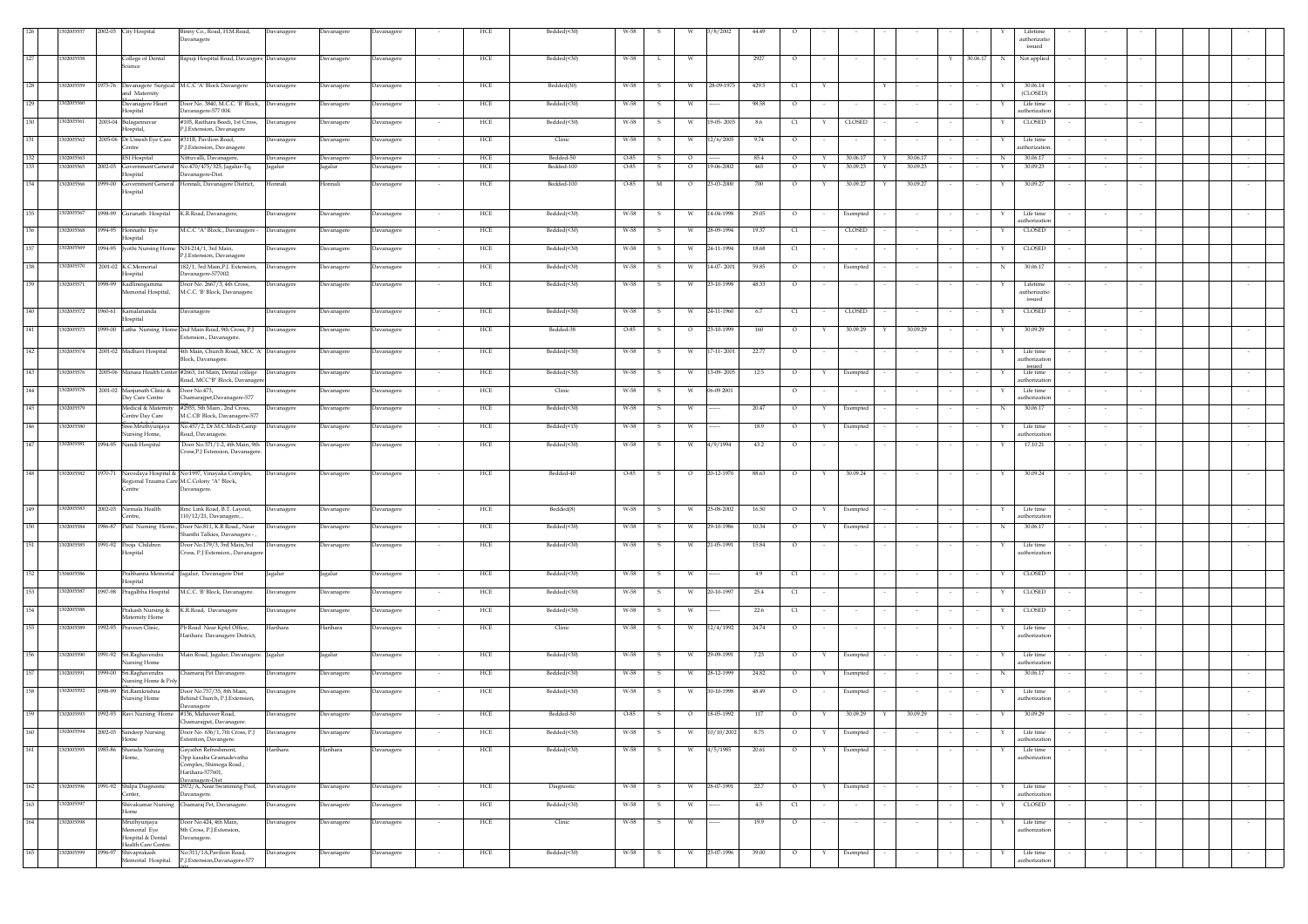| 126 | 1302055557 | 2002-03 | City Hospital | Binny Co., Road, H.M.Road, Davanagere | Davanagere | Davanagere | Davanagere | - | HCE | Bedded(<30) | W-58 | S | W | 3/8/2002 | 44.49 | O | - | - | - | - | - | - | Y | Lifetime authorizatio issued | - | - | - | - | - | - | - |
|---|---|---|---|---|---|---|---|---|---|---|---|---|---|---|---|---|---|---|---|---|---|---|---|---|---|---|---|---|---|---|---|
| 127 | 1302055558 | | College of Dental Science | Bapuji Hospital Road, Davangere | Davanagere | Davanagere | Davanagere | - | HCE | Bedded(<30) | W-58 | L | W | | 2927 | O | - | - | - | - | Y | 30.06.17 | N | Not applied | - | - | - | - | - | - | - |
| 128 | 1302055559 | 1975-76 | Davanagere Surgical and Maternity | M.C.C 'A' Block Davangere | Davanagere | Davanagere | Davanagere | - | HCE | Bedded(30) | W-58 | S | W | 28-09-1975 | 429.5 | C1 | Y | | Y | - | - | - | Y | 30.06.14 (CLOSED) | - | - | - | - | - | - | - |
| 129 | 1302055560 | | Davanagere Heart Hospital | Door No. 3840, M.C.C. 'B' Block, Davanagere-577 004. | Davanagere | Davanagere | Davanagere | - | HCE | Bedded(<30) | W-58 | S | W | ------ | 98.58 | O | - | - | - | - | - | - | Y | Life time authorization | - | - | - | - | - | - | - |
| 130 | 1302055561 | 2003-04 | Balajannavar Hospital, | #105, Raithara Beedi, 1st Cross, P.J.Extension, Davanagere | Davanagere | Davanagere | Davanagere | - | HCE | Bedded(<30) | W-58 | S | W | 19-05- 2003 | 8.6 | C1 | Y | CLOSED | - | - | - | - | Y | CLOSED | - | - | - | - | - | - | - |
| 131 | 1302055562 | 2005-06 | Dr.Umesh Eye Care Centre | #3118, Pavilion Road, P.J.Extension, Davanagere | Davanagere | Davanagere | Davanagere | - | HCE | Clinic | W-58 | S | W | 12/6/2005 | 9.74 | O | - | - | - | - | - | - | Y | Life time authorization. | - | - | - | - | - | - | - |
| 132 | 1302055563 | | ESI Hospital | Nittuvalli, Davanagere, | Davanagere | Davanagere | Davanagere | - | HCE | Bedded-50 | O-85 | S | O | ------ | 85.4 | O | Y | 30.06.17 | Y | 30.06.17 | - | - | N | 30.06.17 | - | - | - | - | - | - | - |
| 133 | 1302055565 | 2002-03 | Government General Hospital | No.470/475/325, Jagalur-Tq, Davanagere-Dist. | Jagalur | Jagalur | Davanagere | - | HCE | Bedded-100 | O-85 | S | O | 19-06-2002 | 465 | O | Y | 30.09.23 | Y | 30.09.23 | - | - | Y | 30.09.23 | - | - | - | - | - | - | - |
| 134 | 1302055566 | 1999-00 | Government General Hospital | Honnali, Davanagere District, | Honnali | Honnali | Davanagere | - | HCE | Bedded-100 | O-85 | M | O | 23-03-2000 | 700 | O | Y | 30.09.27 | Y | 30.09.27 | - | - | Y | 30.09.27 | - | - | - | - | - | - | - |
| 135 | 1302055567 | 1998-99 | Gurunath Hospital | K.R.Road, Davanagere, | Davanagere | Davanagere | Davanagere | - | HCE | Bedded(<30) | W-58 | S | W | 14-04-1998 | 29.05 | O | - | Exempted | - | - | - | - | Y | Life time authorization | - | - | - | - | - | - | - |
| 136 | 1302055568 | 1994-95 | Honnathi Eye Hospital | M.C.C "A" Block., Davanagere - | Davanagere | Davanagere | Davanagere | - | HCE | Bedded(<30) | W-58 | S | W | 28-09-1994 | 19.37 | C1 | - | CLOSED | - | - | - | - | Y | CLOSED | - | - | - | - | - | - | - |
| 137 | 1302055569 | 1994-95 | Jyothi Nursing Home | NH-214/1, 3rd Main, P.J.Extension, Davanagere | Davanagere | Davanagere | Davanagere | - | HCE | Bedded(<30) | W-58 | S | W | 24-11-1994 | 18.68 | C1 | - | - | - | - | - | - | Y | CLOSED | - | - | - | - | - | - | - |
| 138 | 1302055570 | 2001-02 | K.C.Memorial Hospital | 182/1, 3rd Main,P.J. Extension, Davanagere-577002. | Davanagere | Davanagere | Davanagere | - | HCE | Bedded(<30) | W-58 | S | W | 14-07- 2001 | 59.85 | O | - | Exempted | - | - | - | - | N | 30.06.17 | - | - | - | - | - | - | - |
| 139 | 1302055571 | 1998-99 | Kadliningamma Memorial Hospital, | Door No. 2667/3, 4th Cross, M.C.C. 'B' Block, Davanagere. | Davanagere | Davanagere | Davanagere | - | HCE | Bedded(<30) | W-58 | S | W | 23-10-1998 | 48.33 | O | - | - | - | - | - | - | Y | Lifetime authorizatio issued | - | - | - | - | - | - | - |
| 140 | 1302055572 | 1960-61 | Kamalananda Hospital | Davanagere | Davanagere | Davanagere | Davanagere | - | HCE | Bedded(<30) | W-58 | S | W | 24-11-1960 | 6.7 | C1 | - | CLOSED | - | - | - | - | Y | CLOSED | - | - | - | - | - | - | - |
| 141 | 1302055573 | 1999-00 | Latha Nursing Home | 2nd Main Road, 9th Cross, P.J Extension., Davanagere. | Davanagere | Davanagere | Davanagere | - | HCE | Bedded-38 | O-85 | S | O | 23-10-1999 | 160 | O | Y | 30.09.29 | Y | 30.09.29 | - | - | Y | 30.09.29 | - | - | - | - | - | - | - |
| 142 | 1302055574 | 2001-02 | Madhavi Hospital | 4th Main, Church Road, MCC 'A' Block, Davanagere. | Davanagere | Davanagere | Davanagere | - | HCE | Bedded(<30) | W-58 | S | W | 17-11- 2001 | 22.77 | O | - | - | - | - | - | - | Y | Life time authorization issued | - | - | - | - | - | - | - |
| 143 | 1302055576 | 2005-06 | Manasa Health Center | #2663, 1st Main, Dental college Road, MCC"B" Block, Davanagere | Davanagere | Davanagere | Davanagere | - | HCE | Bedded(<30) | W-58 | S | W | 13-09- 2005 | 12.5 | O | Y | Exempted | - | - | - | - | Y | Life time authorization | - | - | - | - | - | - | - |
| 144 | 1302055578 | 2001-02 | Manjunath Clinic & Day Care Centre | Door No.473, Chamarajpet,Davanagere-577 | Davanagere | Davanagere | Davanagere | - | HCE | Clinic | W-58 | S | W | 06-09 2001 | | O | - | - | - | - | - | - | Y | Life time authorization | - | - | - | - | - | - | - |
| 145 | 1302055579 | | Medical & Maternity Centre Day Care | #2935, 5th Main , 2nd Cross, M.C.C'B' Block, Davanagere-577 | Davanagere | Davanagere | Davanagere | - | HCE | Bedded(<30) | W-58 | S | W | ------ | 20.47 | O | Y | Exempted | - | - | - | - | N | 30.06.17 | - | - | - | - | - | - | - |
| 146 | 1302055580 | | Sree.Mruthyunjaya Nursing Home, | No.457/2, Dr.M.C.Modi Camp Road, Davanagere. | Davanagere | Davanagere | Davanagere | - | HCE | Bedded(<15) | W-58 | S | W | ------ | 18.9 | O | Y | Exempted | - | - | - | - | Y | Life time authorization | - | - | - | - | - | - | - |
| 147 | 1302055581 | 1994-95 | Nandi Hospital | Door No.371/1-2, 4th Main, 9th Cross,P.J Extension, Davanagere. | Davanagere | Davanagere | Davanagere | - | HCE | Bedded(<30) | W-58 | S | W | 4/9/1994 | 43.2 | O | - | - | - | - | - | - | Y | 17.10.21 | - | - | - | - | - | - | - |
| 148 | 1302055582 | 1970-71 | Navodaya Hospital & Regional Trauma Care Centre | No:1997, Vinayaka Complex, M.C.Colony "A" Block, Davanagere. | Davanagere | Davanagere | Davanagere | - | HCE | Bedded-40 | O-85 | S | O | 20-12-1970 | 88.63 | O | Y | 30.09.24 | - | - | - | - | Y | 30.09.24 | - | - | - | - | - | - | - |
| 149 | 1302055583 | 2002-03 | Nirmala Health Centre, | Rmc Link Road, B.T. Layout, 110/12/21, Davanagere, , | Davanagere | Davanagere | Davanagere | - | HCE | Bedded(8) | W-58 | S | W | 25-08-2002 | 16.50 | O | Y | Exempted | - | - | - | - | Y | Life time authorization | - | - | - | - | - | - | - |
| 150 | 1302055584 | 1986-87 | Patil Nursing Home, | Door No.811, K.R.Road., Near Shanthi Talkies, Davanagere - , | Davanagere | Davanagere | Davanagere | - | HCE | Bedded(<30) | W-58 | S | W | 29-10-1986 | 10.34 | O | Y | Exempted | - | - | - | - | N | 30.06.17 | - | - | - | - | - | - | - |
| 151 | 1302055585 | 1991-92 | Pooja Children Hospital | Door No.179/3, 3rd Main,3rd Cross, P.J.Extension., Davanagere | Davanagere | Davanagere | Davanagere | - | HCE | Bedded(<30) | W-58 | S | W | 21-05-1991 | 15.84 | O | - | - | - | - | - | - | Y | Life time authorization | - | - | - | - | - | - | - |
| 152 | 1306055586 | | Prabhanna Memorial Hospital | Jagalur, Davanagere Dist | Jagalur | Jagalur | Davanagere | - | HCE | Bedded(<30) | W-58 | S | W | ------ | 4.9 | C1 | - | - | - | - | - | - | Y | CLOSED | - | - | - | - | - | - | - |
| 153 | 1302055587 | 1997-98 | Pragathi Hospital | M.C.C. 'B' Block, Davanagere. | Davanagere | Davanagere | Davanagere | - | HCE | Bedded(<30) | W-58 | S | W | 20-10-1997 | 25.4 | C1 | - | | - | - | - | - | Y | CLOSED | - | - | - | - | - | - | - |
| 154 | 1302055588 | | Prakash Nursing & Maternity Home | K.R.Road, Davanagere | Davanagere | Davanagere | Davanagere | - | HCE | Bedded(<30) | W-58 | S | W | ------ | 22.6 | C1 | - | - | - | - | - | - | Y | CLOSED | - | - | - | - | - | - | - |
| 155 | 1302055589 | 1992-93 | Praveen Clinic, | Pb Road Near Kptcl Office, Harihara Davanagere District, | Harihara | Harihara | Davanagere | - | HCE | Clinic | W-58 | S | W | 12/4/1992 | 24.74 | O | - | - | - | - | - | - | Y | Life time authorization | - | - | - | - | - | - | - |
| 156 | 1302055590 | 1991-92 | Sri.Raghavendra Nursing Home | Main Road, Jagalur, Davanagere. | Jagalur | Jagalur | Davanagere | - | HCE | Bedded(<30) | W-58 | S | W | 29-09-1991 | 7.23 | O | Y | Exempted | - | - | - | - | Y | Life time authorization | - | - | - | - | - | - | - |
| 157 | 1302055591 | 1999-00 | Sri.Raghavendra Nursing Home & Poly | Chamaraj Pet Davanagere. | Davanagere | Davanagere | Davanagere | - | HCE | Bedded(<30) | W-58 | S | W | 28-12-1999 | 24.82 | O | Y | Exempted | - | - | - | - | N | 30.06.17 | - | - | - | - | - | - | - |
| 158 | 1302055592 | 1998-99 | Sri Ramkrishna Nursing Home | Door No.757/35, 8th Main, Behind Church, P.J.Extension, Davanagere | Davanagere | Davanagere | Davanagere | - | HCE | Bedded(<30) | W-58 | S | W | 30-10-1998 | 48.49 | O | - | Exempted | - | - | - | - | Y | Life time authorization | - | - | - | - | - | - | - |
| 159 | 1302055593 | 1992-93 | Ravi Nursing Home | #136, Mahaveer Road, Chamarajpet, Davanagere. | Davanagere | Davanagere | Davanagere | - | HCE | Bedded-50 | O-85 | S | O | 18-05-1992 | 117 | O | Y | 30.09.29 | Y | 30.09.29 | - | - | Y | 30.09.29 | - | - | - | - | - | - | - |
| 160 | 1302055594 | 2002-03 | Sandeep Nursing Home | Door No. 636/1, 7th Cross, P.J Extention, Davangere. | Davanagere | Davanagere | Davanagere | - | HCE | Bedded(<30) | W-58 | S | W | 10/10/2002 | 8.75 | O | Y | Exempted | - | - | - | - | Y | Life time authorization | - | - | - | - | - | - | - |
| 161 | 1302055595 | 1985-86 | Sharada Nursing Home, | Gayathri Refreshment, Opp kasaba Gramadevatha Complex, Shimoga Road , Harihara-577601, Davanagere-Dist | Harihara | Harihara | Davanagere | - | HCE | Bedded(<30) | W-58 | S | W | 4/5/1985 | 20.61 | O | Y | Exempted | - | - | - | - | Y | Life time authorization | - | - | - | - | - | - | - |
| 162 | 1302055596 | 1991-92 | Shilpa Diagnostic Center, | 2972/A, Near Swimming Pool, Davanagere. | Davanagere | Davanagere | Davanagere | - | HCE | Diagnostic | W-58 | S | W | 28-07-1991 | 22.7 | O | Y | Exempted | - | - | - | - | Y | Life time authorization | - | - | - | - | - | - | - |
| 163 | 1302055597 | | Shivakumar Nursing Home | Chamaraj Pet, Davanagere. | Davanagere | Davanagere | Davanagere | - | HCE | Bedded(<30) | W-58 | S | W | ------ | 4.5 | C1 | - | - | - | - | - | - | Y | CLOSED | - | - | - | - | - | - | - |
| 164 | 1302055598 | | Mruthyunjaya Memorial Eye Hospital & Dental Health Care Centre. | Door No.424, 4th Main, 8th Cross, P.J.Extension, Davanagere. | Davanagere | Davanagere | Davanagere | - | HCE | Clinic | W-58 | S | W | ------ | 19.9 | O | - | - | - | - | - | - | Y | Life time authorization | - | - | - | - | - | - | - |
| 165 | 1302055599 | 1996-97 | Shivaprakash Memorial Hospital. | No:311/1A,Pavilion Road, P.J.Extension,Davanagere-577 | Davanagere | Davanagere | Davanagere | - | HCE | Bedded(<30) | W-58 | S | W | 23-07-1996 | 39.00 | O | Y | Exempted | - | - | - | - | Y | Life time authorization | - | - | - | - | - | - | - |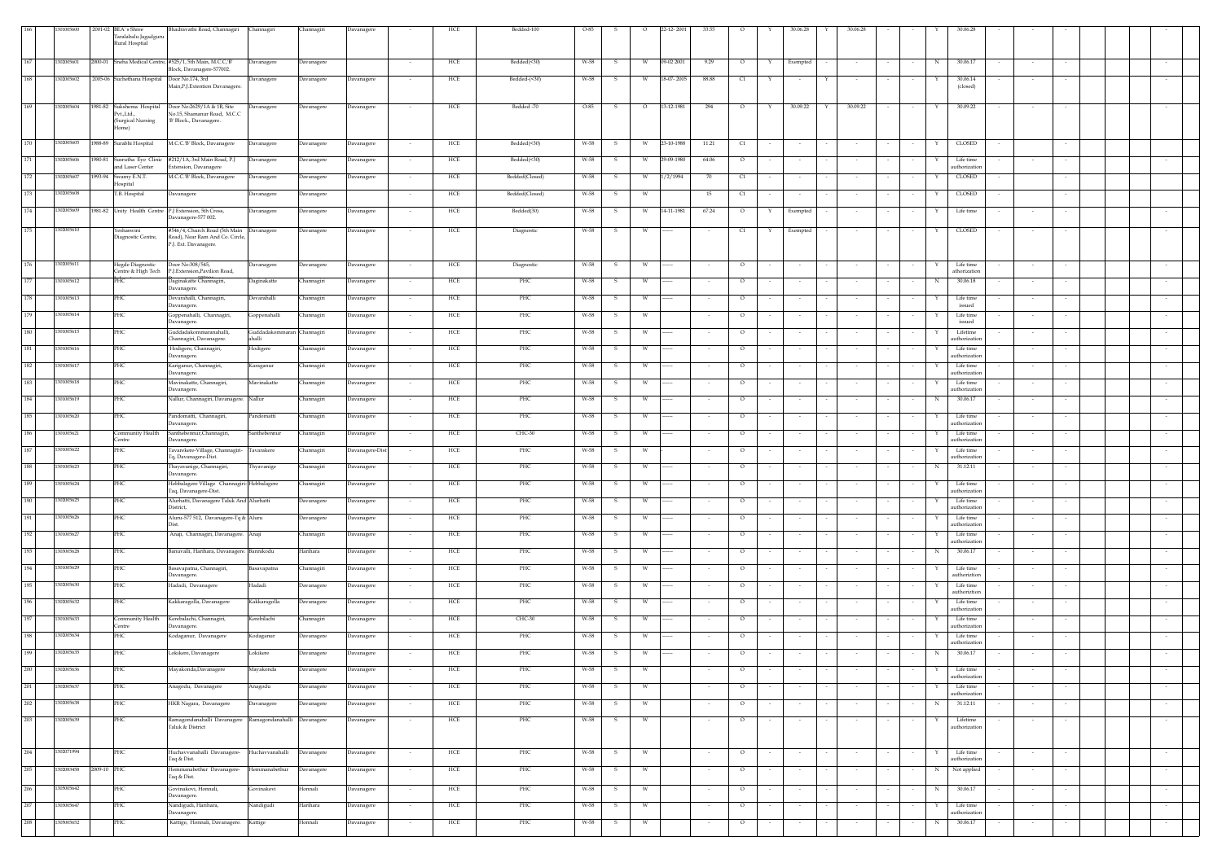| 166 | 1301005600 | 2001-02 | BEA`s Shree Taralabalu Jagadguru Rural Hospital | Bhadravathi Road, Channagiri | Channagiri | Channagiri | Davanagere | - | HCE | Bedded-100 | O-85 | S | O | 22-12- 2001 | 33.55 | O | Y | 30.06.28 | Y | 30.06.28 | - | - | Y | 30.06.28 | - | - | - | | | - |
|---|---|---|---|---|---|---|---|---|---|---|---|---|---|---|---|---|---|---|---|---|---|---|---|---|---|---|---|---|---|---|
| 167 | 1302005601 | 2000-01 | Sneha Medical Centre, | #325/1, 5th Main, M.C.C,'B' Block, Davanagere-577002. | Davanagere | Davanagere | | - | HCE | Bedded(<30) | W-58 | S | W | 09-02 2001 | 9.29 | O | Y | Exempted | - | - | - | - | N | 30.06.17 | - | - | - | | | - |
| 168 | 1302005602 | 2005-06 | Suchethana Hospital | Door No.174, 3rd Main,P.J.Extention Davanagere. | Davanagere | Davanagere | Davanagere | - | HCE | Bedded-(<30) | W-58 | S | W | 18-07- 2005 | 88.88 | C1 | Y | - | Y | - | - | - | Y | 30.06.14 (closed) | - | - | - | | | - |
| 169 | 1302005604 | 1981-82 | Sukshema Hospital Pvt.,Ltd., (Surgical Nursing Home) | Door No:2629/1A & 1B, Site No.15, Shamanur Road, M.C.C 'B' Block., Davanagere. | Davanagere | Davanagere | Davanagere | - | HCE | Bedded -70 | O-85 | S | O | 13-12-1981 | 294 | O | Y | 30.09.22 | Y | 30.09.22 | - | - | Y | 30.09.22 | - | - | - | | | - |
| 170 | 1302005605 | 1988-89 | Surabhi Hospital | M.C.C.'B' Block, Davanagere | Davanagere | Davanagere | Davanagere | - | HCE | Bedded(<30) | W-58 | S | W | 23-10-1988 | 11.21 | C1 | - | - | - | - | - | - | Y | CLOSED | - | - | - | | | - |
| 171 | 1302005606 | 1980-81 | Susrutha Eye Clinic and Laser Center | #212/1A, 3rd Main Road, P.J Extension, Davanagere | Davanagere | Davanagere | Davanagere | - | HCE | Bedded(<30) | W-58 | S | W | 29-09-1980 | 64.06 | O | - | - | - | - | - | - | Y | Life time authorization | - | - | - | | | - |
| 172 | 1302005607 | 1993-94 | Swamy E.N.T. Hospital | M.C.C.'B' Block, Davanagere | Davanagere | Davanagere | Davanagere | - | HCE | Bedded(Closed) | W-58 | S | W | 1/2/1994 | 70 | C1 | - | - | - | - | - | - | Y | CLOSED | - | - | - | | | - |
| 173 | 1302005608 | | T.B. Hospital | Davanagere | Davanagere | Davanagere | | - | HCE | Bedded(Closed) | W-58 | S | W | | 15 | C1 | - | - | - | - | - | - | Y | CLOSED | - | - | - | | | - |
| 174 | 1302005609 | 1981-82 | Unity Health Centre | P.J Extension, 5th Cross, Davanagere-577 002. | Davanagere | Davanagere | Davanagere | - | HCE | Bedded(30) | W-58 | S | W | 14-11-1981 | 67.24 | O | Y | Exempted | - | - | - | - | Y | Life time | - | - | - | | | - |
| 175 | 1302005610 | | Yeshaswini Diagnostic Centre, | #546/4, Church Road (5th Main Road), Near Ram And Co. Circle, P.J. Ext. Davanagere. | Davanagere | Davanagere | Davanagere | - | HCE | Diagnostic | W-58 | S | W | ------ | - | C1 | Y | Exempted | - | - | - | - | Y | CLOSED | - | - | - | | | - |
| 176 | 1302005611 | | Hegde Diagnostic Centre & High Tech | Door No:308/545, P.J.Extension,Pavilion Road, | Davanagere | Davanagere | Davanagere | - | HCE | Diagnostic | W-58 | S | W | ------ | - | O | - | - | - | - | - | - | Y | Life time athorization | - | - | - | | | - |
| 177 | 1301005612 | | PHC | Daginakatte Channagiri, Davanagere. | Daginakatte | Channagiri | Davanagere | - | HCE | PHC | W-58 | S | W | ------ | - | O | - | - | - | - | - | - | N | 30.06.18 | - | - | - | | | - |
| 178 | 1301005613 | | PHC | Devarahalli, Channagiri, Davanagere. | Devarahalli | Channagiri | Davanagere | - | HCE | PHC | W-58 | S | W | ------ | - | O | - | - | - | - | - | - | Y | Life time issued | - | - | - | | | - |
| 179 | 1301005614 | | PHC | Goppenahalli, Channagiri, Davanagere. | Goppenahalli | Channagiri | Davanagere | - | HCE | PHC | W-58 | S | W | | - | O | - | - | - | - | - | - | Y | Life time issued | - | - | - | | | - |
| 180 | 1301005615 | | PHC | Guddadakommaranahalli, Channagiri, Davanagere. | Guddadakommaranahalli | Channagiri | Davanagere | - | HCE | PHC | W-58 | S | W | ------ | - | O | - | - | - | - | - | - | Y | Lifetime authorization | - | - | - | | | - |
| 181 | 1301005616 | | PHC | Hodigere, Channagiri, Davanagere. | Hodigere | Channagiri | Davanagere | - | HCE | PHC | W-58 | S | W | ------ | - | O | - | - | - | - | - | - | Y | Life time authorization | - | - | - | | | - |
| 182 | 1301005617 | | PHC | Kariganur, Channagiri, Davanagere. | Kariganur | Channagiri | Davanagere | - | HCE | PHC | W-58 | S | W | ------ | - | O | - | - | - | - | - | - | Y | Life time authorization | - | - | - | | | - |
| 183 | 1301005618 | | PHC | Mavinakatte, Channagiri, Davanagere. | Mavinakatte | Channagiri | Davanagere | - | HCE | PHC | W-58 | S | W | ------ | - | O | - | - | - | - | - | - | Y | Life time authorization | - | - | - | | | - |
| 184 | 1301005619 | | PHC | Nallur, Channagiri, Davanagere. | Nallur | Channagiri | Davanagere | - | HCE | PHC | W-58 | S | W | ------ | - | O | - | - | - | - | - | - | N | 30.06.17 | - | - | - | | | - |
| 185 | 1301005620 | | PHC | Pandomatti, Channagiri, Davanagere. | Pandomatti | Channagiri | Davanagere | - | HCE | PHC | W-58 | S | W | ------ | - | O | - | - | - | - | - | - | Y | Life time authorization | - | - | - | | | - |
| 186 | 1301005621 | | Community Health Centre | Santhebennur,Channagiri, Davanagere. | Santhebennur | Channagiri | Davanagere | - | HCE | CHC-30 | W-58 | S | W | ------ | - | O | - | - | - | - | - | - | Y | Life time authorization | - | - | - | | | - |
| 187 | 1301005622 | | PHC | Tavarekere-Village, Channagiri-Tq. Davanagere-Dist. | Tavarekere | Channagiri | Davanagere-Dist | - | HCE | PHC | W-58 | S | W | | - | O | - | - | - | - | - | - | Y | Life time authorization | - | - | - | | | - |
| 188 | 1301005623 | | PHC | Thyavanige, Channagiri, Davanagere. | Thyavanige | Channagiri | Davanagere | - | HCE | PHC | W-58 | S | W | ------ | - | O | - | - | - | - | - | - | N | 31.12.11 | - | - | - | | | - |
| 189 | 1301005624 | | PHC | Hebbalagere Village Channagiri-Taq. Davanagere-Dist. | Hebbalagere | Channagiri | Davanagere | - | HCE | PHC | W-58 | S | W | ------ | - | O | - | - | - | - | - | - | Y | Life time authorization | - | - | - | | | - |
| 190 | 1302005625 | | PHC | Aluthatti, Davanagere Taluk And District, | Aluthatti | Davanagere | Davanagere | - | HCE | PHC | W-58 | S | W | ------ | - | O | - | - | - | - | - | - | Y | Life time authorization | - | - | - | | | - |
| 191 | 1302005626 | | PHC | Aluru-577 512, Davanagere-Tq & Dist. | Aluru | Davanagere | Davanagere | - | HCE | PHC | W-58 | S | W | ------ | - | O | - | - | - | - | - | - | Y | Life time authorization | - | - | - | | | - |
| 192 | 1301005627 | | PHC | Anaji, Channagiri, Davanagere. | Anaji | Channagiri | Davanagere | - | HCE | PHC | W-58 | S | W | ------ | - | O | - | - | - | - | - | - | Y | Life time authorization | - | - | - | | | - |
| 193 | 1303005628 | | PHC | Banuvalli, Harihara, Davanagere. | Bannikodu | Harihara | Davanagere | - | HCE | PHC | W-58 | S | W | ------ | - | O | - | - | - | - | - | - | N | 30.06.17 | - | - | - | | | - |
| 194 | 1301005629 | | PHC | Basavapatna, Channagiri, Davanagere. | Basavapatna | Channagiri | Davanagere | - | HCE | PHC | W-58 | S | W | ------ | - | O | - | - | - | - | - | - | Y | Life time authoriztion | - | - | - | | | - |
| 195 | 1302005630 | | PHC | Hadadi, Davanagere | Hadadi | Davanagere | Davanagere | - | HCE | PHC | W-58 | S | W | ------ | - | O | - | - | - | - | - | - | Y | Life time authoriztion | - | - | - | | | - |
| 196 | 1302005632 | | PHC | Kakkaragolla, Davanagere | Kakkaragolla | Davanagere | Davanagere | - | HCE | PHC | W-58 | S | W | ------ | - | O | - | - | - | - | - | - | Y | Life time authorization | - | - | - | | | - |
| 197 | 1301005633 | | Community Health Centre | Kerebalachi, Channagiri, Davanagere. | Kerebilachi | Channagiri | Davanagere | - | HCE | CHC-30 | W-58 | S | W | ------ | - | O | - | - | - | - | - | - | Y | Life time authorization | - | - | - | | | - |
| 198 | 1302005634 | | PHC | Kodaganur, Davanagere | Kodaganur | Davanagere | Davanagere | - | HCE | PHC | W-58 | S | W | ------ | - | O | - | - | - | - | - | - | Y | Life time authorization | - | - | - | | | - |
| 199 | 1302005635 | | PHC | Lokikere, Davanagere | Lokikere | Davanagere | Davanagere | - | HCE | PHC | W-58 | S | W | ------ | - | O | - | - | - | - | - | - | N | 30.06.17 | - | - | - | | | - |
| 200 | 1302005636 | | PHC | Mayakonda,Davanagere | Mayakonda | Davanagere | Davanagere | - | HCE | PHC | W-58 | S | W | | - | O | - | - | - | - | - | - | Y | Life time authorization | - | - | - | | | - |
| 201 | 1302005637 | | PHC | Anagodu, Davanagere | Anagodu | Davanagere | Davanagere | - | HCE | PHC | W-58 | S | W | | - | O | - | - | - | - | - | - | Y | Life time authorization | - | - | - | | | - |
| 202 | 1302005638 | | PHC | HKR Nagara, Davanagere | Davanagere | Davanagere | Davanagere | - | HCE | PHC | W-58 | S | W | | - | O | - | - | - | - | - | - | N | 31.12.11 | - | - | - | | | - |
| 203 | 1302005639 | | PHC | Ramagondanahalli Davanagere Taluk & District | Ramagondanahalli | Davanagere | Davanagere | - | HCE | PHC | W-58 | S | W | | - | O | - | - | - | - | - | - | Y | Lifetime authorization | - | - | - | | | - |
| 204 | 1302071994 | | PHC | Huchavvanahalli Davanagere-Taq & Dist. | Huchavvanahalli | Davanagere | Davanagere | - | HCE | PHC | W-58 | S | W | | - | O | - | - | - | - | - | - | Y | Life time authorization | - | - | - | | | - |
| 205 | 1302083458 | 2009-10 | PHC | Hemmanabethur Davanagere-Taq & Dist. | Hemmanabethur | Davanagere | Davanagere | - | HCE | PHC | W-58 | S | W | | - | O | - | - | - | - | - | - | N | Not applied | - | - | - | | | - |
| 206 | 1305005642 | | PHC | Govinakovi, Honnali, Davanagere. | Govinakovi | Honnali | Davanagere | - | HCE | PHC | W-58 | S | W | | - | O | - | - | - | - | - | - | N | 30.06.17 | - | - | - | | | - |
| 207 | 1303005647 | | PHC | Nandigudi, Harihara, Davanagere. | Nandigudi | Harihara | Davanagere | - | HCE | PHC | W-58 | S | W | | - | O | - | - | - | - | - | - | Y | Life time authorization | - | - | - | | | - |
| 208 | 1305005652 | | PHC | Kattige, Honnali, Davanagere. | Kattige | Honnali | Davanagere | - | HCE | PHC | W-58 | S | W | | - | O | - | - | - | - | - | - | N | 30.06.17 | - | - | - | | | - |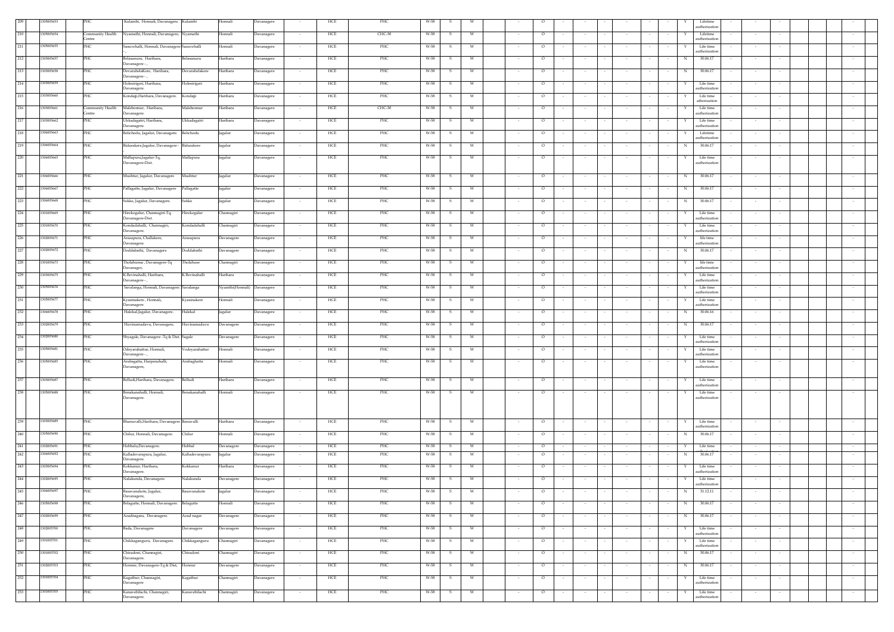| | | | | | | | | | | | | | | | | | | | | | | | | | | | | | | | | |
|---|---|---|---|---|---|---|---|---|---|---|---|---|---|---|---|---|---|---|---|---|---|---|---|---|---|---|---|---|---|---|---|---|
| 209 | 1305005653 | | PHC | Kulambi, Honnali, Davanagere | Kulambi | Honnali | Davanagere | - | HCE | PHC | W-58 | S | W | | - | O | - | - | - | - | - | - | Y | Lifetime authorization | - | - | - | | | | - | |
| 210 | 1305005654 | | Community Health Centre | Nyamathi, Honnali, Davanagere, | Nyamathi | Honnali | Davanagere | - | HCE | CHC-30 | W-58 | S | W | | - | O | - | - | - | - | - | - | Y | Lifetime authorization | - | - | - | | | | - | |
| 211 | 1305005655 | | PHC | Sasuvehalli, Honnali, Davanagere -, | Sasuvehalli | Honnali | Davanagere | - | HCE | PHC | W-58 | S | W | | - | O | - | - | - | - | - | - | Y | Life time authorization | - | - | - | | | | - | |
| 212 | 1303005657 | | PHC | Belasanuru, Harihara, Davanagere -, | Belasanuru | Harihara | Davanagere | - | HCE | PHC | W-58 | S | W | | - | O | - | - | - | - | - | - | N | 30.06.17 | - | - | - | | | | - | |
| 213 | 1303005658 | | PHC | DevarabelaKere, Harihara, Davanagere -, | Devarabelakere | Harihara | Davanagere | - | HCE | PHC | W-58 | S | W | | - | O | - | - | - | - | - | - | N | 30.06.17 | - | - | - | | | | - | |
| 214 | 1303005659 | | PHC | Holesirigeri, Harihara, Davanagere. | Holesirigeri | Harihara | Davanagere | - | HCE | PHC | W-58 | S | W | | - | O | - | - | - | - | - | - | Y | Life time authorization | - | - | - | | | | - | |
| 215 | 1303005660 | | PHC | Kondajji,Harihara, Davanagere. | Kondajji | Harihara | Davanagere | - | HCE | PHC | W-58 | S | W | | - | O | - | - | - | - | - | - | Y | Life time athorization | - | - | - | | | | - | |
| 216 | 1303005661 | | Community Health Centre | Malebennur, Harihara, Davanagere. | Malebennur | Harihara | Davanagere | - | HCE | CHC-30 | W-58 | S | W | | - | O | - | - | - | - | - | - | Y | Life time authorization | - | - | - | | | | - | |
| 217 | 1303005662 | | PHC | Ukkadagatri, Harihara, Davanagere. | Ukkadagatri | Harihara | Davanagere | - | HCE | PHC | W-58 | S | W | | - | O | - | - | - | - | - | - | Y | Life time authorization | - | - | - | | | | - | |
| 218 | 1306005663 | | PHC | Belichodu, Jagalur, Davanagere. | Belichodu | Jagalur | Davanagere | - | HCE | PHC | W-58 | S | W | | - | O | - | - | - | - | - | - | Y | Lifetime authorization | - | - | - | | | | - | |
| 219 | 1306005664 | | PHC | Bidarakere,Jagalur, Davanagere - | Bidarakere | Jagalur | Davanagere | - | HCE | PHC | W-58 | S | W | | - | O | - | - | - | - | - | - | N | 30.06.17 | - | - | - | | | | - | |
| 220 | 1306005665 | | PHC | Mallapura,Jagalur-Tq, Davanagere-Dist. | Mallapura | Jagalur | Davanagere | - | HCE | PHC | W-58 | S | W | | - | O | - | - | - | - | - | - | Y | Life time authorization | - | - | - | | | | - | |
| 221 | 1306005666 | | PHC | Mushtur, Jagalur, Davanagere | Mushtur | Jagalur | Davanagere | - | HCE | PHC | W-58 | S | W | | - | O | - | - | - | - | - | - | N | 30.06.17 | - | - | - | | | | - | |
| 222 | 1306005667 | | PHC | Pallagatte, Jagalur, Davanagere | Pallagatte | Jagalur | Davanagere | - | HCE | PHC | W-58 | S | W | | - | O | - | - | - | - | - | - | N | 30.06.17 | - | - | - | | | | - | |
| 223 | 1306005668 | | PHC | Sokke, Jagalur, Davanagere. | Sokke | Jagalur | Davanagere | - | HCE | PHC | W-58 | S | W | | - | O | - | - | - | - | - | - | N | 30.06.17 | - | - | - | | | | - | |
| 224 | 1301005669 | | PHC | Hirekogalur, Channagiri-Tq, Davanagere-Dist. | Hirekogalur | Channagiri | Davanagere | - | HCE | PHC | W-58 | S | W | | - | O | - | - | - | - | - | - | Y | Life time authorization | - | - | - | | | | - | |
| 225 | 1301005670 | | PHC | Kondadahalli, Channagiri, Davanagere. | Kondadahalli | Channagiri | Davanagere | - | HCE | PHC | W-58 | S | W | | - | O | - | - | - | - | - | - | Y | Life time authorization | - | - | - | | | | - | |
| 226 | 1302005671 | | PHC | Arasapura, Challakere, Davanagere | Arasapura | Davanagere | Davanagere | - | HCE | PHC | W-58 | S | W | | - | O | - | - | - | - | - | - | Y | life time authorization | - | - | - | | | | - | |
| 227 | 1302005672 | | PHC | Doddabathi, Davanagere | Doddabathi | Davanagere | Davanagere | - | HCE | PHC | W-58 | S | W | | - | O | - | - | - | - | - | - | N | 30.06.17 | - | - | - | | | | - | |
| 228 | 1301005673 | | PHC | Tholahunse , Davanagere-Tq Davanager, | Tholahuse | Channagiri | Davanagere | - | HCE | PHC | W-58 | S | W | | - | O | - | - | - | - | - | - | Y | life time authorization | - | - | - | | | | - | |
| 229 | 1303005675 | | PHC | K.Bevinahalli, Harihara, Davanagere -, | K.Bevinahalli | Harihara | Davanagere | - | HCE | PHC | W-58 | S | W | | - | O | - | - | - | - | - | - | Y | Life time authorization | - | - | - | | | | - | |
| 230 | 1305005676 | | PHC | Savalanga, Honnali, Davanagere. | Savalanga | Nyamthi(Honnali) | Davanagere | - | HCE | PHC | W-58 | S | W | | - | O | - | - | - | - | - | - | Y | Life time authorization | - | - | - | | | | - | |
| 231 | 1305005677 | | PHC | Kyasinakere , Honnali, Davanagere | Kyasinakere | Honnali | Davanagere | - | HCE | PHC | W-58 | S | W | | - | O | - | - | - | - | - | - | Y | Life time authorization | - | - | - | | | | - | |
| 232 | 1306005678 | | PHC | Halekal,Jagalur, Davanagere. | Halekal | Jagalur | Davanagere | - | HCE | PHC | W-58 | S | W | | - | O | - | - | - | - | - | - | N | 30.06.16 | - | - | - | | | | - | |
| 233 | 1302005679 | | PHC | Huvinamadavu, Davanagere, | Huvinamadavu | Davanagere | Davanagere | - | HCE | PHC | W-58 | S | W | | - | O | - | - | - | - | - | - | N | 30.06.17 | - | - | - | | | | - | |
| 234 | 1302005680 | | PHC | Shyagale, Davanagere -Tq & Dist. | Sagale | Davanagere | Davanagere | - | HCE | PHC | W-58 | S | W | | - | O | - | - | - | - | - | - | Y | Life time authorization | - | - | - | | | | - | |
| 235 | 1305005681 | | PHC | Odeyarahattur, Honnali, Davanagere -, | Vodeyarahattur | Honnali | Davanagere | - | HCE | PHC | W-58 | S | W | | - | O | - | - | - | - | - | - | Y | Life time authorization | - | - | - | | | | - | |
| 236 | 1305005685 | | PHC | Arabagatta, Harpanahalli, Davanagere, | Arabaghatta | Honnali | Davanagere | - | HCE | PHC | W-58 | S | W | | - | O | - | - | - | - | - | - | Y | Life time authorization | - | - | - | | | | - | |
| 237 | 1303005687 | | PHC | Belludi,Harihara, Davanagere. | Belludi | Harihara | Davanagere | - | HCE | PHC | W-58 | S | W | | - | O | - | - | - | - | - | - | Y | Life time authorization | - | - | - | | | | - | |
| 238 | 1305005688 | | PHC | Benakanahalli, Honnali, Davanagere. | Benakanahalli | Honnali | Davanagere | - | HCE | PHC | W-58 | S | W | | - | O | - | - | - | - | - | - | Y | Life time authorization | - | - | - | | | | - | |
| 239 | 1303005689 | | PHC | Bhanuvalli,Harihara, Davanagere | Banuvalli | Harihara | Davanagere | - | HCE | PHC | W-58 | S | W | | - | O | - | - | - | - | - | - | Y | Life time authorization | - | - | - | | | | - | |
| 240 | 1305005690 | | PHC | Chilur, Honnali, Davanagere. | Chilur | Honnali | Davanagere | - | HCE | PHC | W-58 | S | W | | - | O | - | - | - | - | - | - | N | 30.06.17 | - | - | - | | | | - | |
| 241 | 1302005691 | | PHC | Hebbalu,Davanagere. | Hebbal | Davanagere | Davanagere | - | HCE | PHC | W-58 | S | W | | - | O | - | - | - | - | - | - | Y | Life time authorization | - | - | - | | | | - | |
| 242 | 1306005692 | | PHC | Kalladevarapura, Jagalur, Davanagere. | Kalladevarapura | Jagalur | Davanagere | - | HCE | PHC | W-58 | S | W | | - | O | - | - | - | - | - | - | N | 30.06.17 | - | - | - | | | | - | |
| 243 | 1303005694 | | PHC | Kokkanur, Harihara, Davanagere. | Kokkanur | Harihara | Davanagere | - | HCE | PHC | W-58 | S | W | | - | O | - | - | - | - | - | - | Y | Life time authorization | - | - | - | | | | - | |
| 244 | 1302005695 | | PHC | Nalakunda, Davanagere. | Nalakunda | Davanagere | Davanagere | - | HCE | PHC | W-58 | S | W | | - | O | - | - | - | - | - | - | Y | Life time authorization | - | - | - | | | | - | |
| 245 | 1306005697 | | PHC | Basavanakote, Jagalur, Davanagere, | Basavanakote | Jagalur | Davanagere | - | HCE | PHC | W-58 | S | W | | - | O | - | - | - | - | - | - | N | 31.12.11 | - | - | - | | | | - | |
| 246 | 1305005698 | | PHC | Belagutti, Honnali, Davanagere. | Belagutte | Honnali | Davanagere | - | HCE | PHC | W-58 | S | W | | - | O | - | - | - | - | - | - | N | 30.06.17 | - | - | - | | | | - | |
| 247 | 1302005699 | | PHC | Azadnagara, Davanagere. | Azad nagar | Davanagere | Davanagere | - | HCE | PHC | W-58 | S | W | | - | O | - | - | - | - | - | - | N | 30.06.17 | - | - | - | | | | - | |
| 248 | 1302005700 | | PHC | Bada, Davanagere | Davanagere | Davanagere | Davanagere | - | HCE | PHC | W-58 | S | W | | - | O | - | - | - | - | - | - | Y | Life time authorization | - | - | - | | | | - | |
| 249 | 1301005701 | | PHC | Chikkaganguru, Davanagere. | Chikkaganguru | Channagiri | Davanagere | - | HCE | PHC | W-58 | S | W | | - | O | - | - | - | - | - | - | Y | Life time authorization | - | - | - | | | | - | |
| 250 | 1301005702 | | PHC | Chiradoni, Channagiri, Davanagere. | Chiradoni | Channagiri | Davanagere | - | HCE | PHC | W-58 | S | W | | - | O | - | - | - | - | - | - | N | 30.06.17 | - | - | - | | | | - | |
| 251 | 1302005703 | | PHC | Hennur, Davanagere-Tq & Dist, | Hennur | Davanagere | Davanagere | - | HCE | PHC | W-58 | S | W | | - | O | - | - | - | - | - | - | N | 30.06.17 | - | - | - | | | | - | |
| 252 | 1301005704 | | PHC | Kagathur, Channagiri, Davanagere | Kagathur | Channagiri | Davanagere | - | HCE | PHC | W-58 | S | W | | - | O | - | - | - | - | - | - | Y | Life time authorization | - | - | - | | | | - | |
| 253 | 1301005705 | | PHC | Kanavebilachi, Channagiri, Davanagere. | Kanavebilachi | Channagiri | Davanagere | - | HCE | PHC | W-58 | S | W | | - | O | - | - | - | - | - | - | Y | Life time authorization | - | - | - | | | | - | |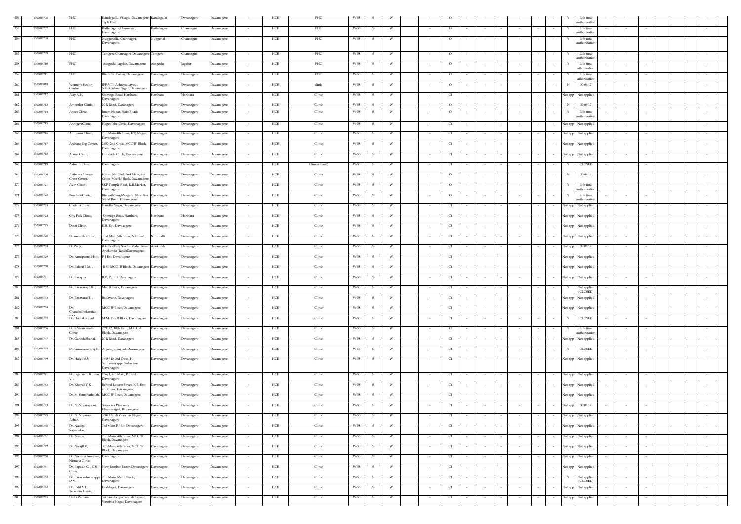| 254 | 1302005706 | PHC | Kandagallu-Village, Davanagere-Tq & Dist. | Kandagallu | Davanagere | Davanagere | - | HCE | PHC | W-58 | S | W | | - | O | - | - | - | - | - | - | - | Y | Life time authorization | - | - | - | | | - |
|---|---|---|---|---|---|---|---|---|---|---|---|---|---|---|---|---|---|---|---|---|---|---|---|---|---|---|---|---|---|---|
| 255 | 1301005707 | PHC | Kathalagere,Channagiri, Davanagere. | Kathalagere | Channagiri | Davanagere | - | HCE | PHC | W-58 | S | W | | - | O | - | - | - | - | - | - | - | Y | Life time authorization | - | - | - | | | - |
| 256 | 1301005708 | PHC | Nuggehalli, Channagiri, Davanagere. | Nuggehalli | Channagiri | Davanagere | - | HCE | PHC | W-58 | S | W | | - | O | - | - | - | - | - | - | - | Y | Life time authorization | - | - | - | | | - |
| 257 | 1301005709 | PHC | Tanigere,Channagiri, Davanagere | Tanigere | Channagiri | Davanagere | - | HCE | PHC | W-58 | S | W | | - | O | - | - | - | - | - | - | - | Y | Life time authorization | - | - | - | | | - |
| 258 | 1306005710 | PHC | Asagodu, Jagalur, Davanagere. | Asagodu | Jagalur | Davanagere | - | HCE | PHC | W-58 | S | W | | - | O | - | - | - | - | - | - | - | Y | Life time athorization | - | - | - | | | - |
| 259 | 1302005711 | PHC | Bharathi Colony,Davanagere. | Davanagere | Davanagere | Davanagere | - | HCE | PHC | W-58 | S | W | | - | O | - | - | - | - | - | - | - | Y | Life time athorization | - | - | - | | | - |
| 260 | 1302083813 | Women's Health Centre | IPP-VIII, Ashraya Layout, S.M.Krishna Nagar, Davanagere. | Davanagere | Davanagere | Davanagere | - | HCE | clinic | W-58 | S | W | | - | O | - | - | - | - | - | - | - | N | 30.06.17 | - | - | - | | | - |
| 261 | 1302005712 | Ajay N.H, | Shimoga Road, Harihara, Davanagere | Harihara | Harihara | Davanagere | - | HCE | Clinic | W-58 | S | W | | - | CI | - | - | - | - | - | - | - | Not app | Not applied | - | - | - | | | - |
| 262 | 1302005713 | Amberkar Clinic, | N-R Road, Davanagere | Davanagere | Davanagere | Davanagere | - | HCE | Clinic | W-58 | S | W | | - | O | - | - | - | - | - | - | - | N | 30.06.17 | - | - | - | | | - |
| 263 | 1302005714 | Anees Clinic, | Imam Nagar, Main Road, Davanagere | Davanagere | Davanagere | Davanagere | - | HCE | Clinic | W-58 | S | W | | - | O | - | - | - | - | - | - | - | Y | Life time authorization | - | - | - | | | - |
| 264 | 1302005715 | Annigeri Clinic, | Hagedibba Circle, Davanagere | Davanagere | Davanagere | Davanagere | - | HCE | Clinic | W-58 | S | W | | - | CI | - | - | - | - | - | - | - | Not app | Not applied | - | - | - | | | - |
| 265 | 1302005716 | Anupama Clinic, | 2nd Main 4th Cross, KTJ Nagar, Davanagere | Davanagere | Davanagere | Davanagere | - | HCE | Clinic | W-58 | S | W | | - | CI | - | - | - | - | - | - | - | Not app | Not applied | - | - | - | | | - |
| 266 | 1302005717 | Archana Ecg Center, | 2650, 2nd Cross, MCC"B" Block, Davanagere. | Davanagere | Davanagere | Davanagere | - | HCE | Clinic | W-58 | S | W | | - | CI | - | - | - | - | - | - | - | Not app | Not applied | - | - | - | | | - |
| 267 | 1302005718 | Aruna Clinic, | Hondada Circle, Davanagere | Davanagere | Davanagere | Davanagere | - | HCE | Clinic | W-58 | S | W | | - | CI | - | - | - | - | - | - | - | Not app | Not applied | - | - | - | | | - |
| 268 | 1302005719 | Ashwini Clinic | Davanagere | Davanagere | Davanagere | Davanagere | - | HCE | Clinic(closed) | W-58 | S | W | | - | CI | - | - | - | - | - | - | - | Y | CLOSED | - | - | - | | | - |
| 269 | 1302005720 | Asthama Alargic Chest Center, | House No. 3462, 2nd Main, 6th Cross. Mcc"B" Block, Davanagere. | Davanagere | Davanagere | Davanagere | - | HCE | Clinic | W-58 | S | W | | - | O | - | - | - | - | - | - | - | N | 30.06.14 | - | - | - | | | - |
| 270 | 1302005721 | Avin Clinic , | SKP Temple Road, K.R.Market, Davanagere | Davanagere | Davanagere | Davanagere | - | HCE | Clinic | W-58 | S | W | | - | O | - | - | - | - | - | - | - | Y | Life time authorization | - | - | - | | | - |
| 271 | 1302005722 | Bondade Clinic, | Bhagath Singh Nagara, New Bus Stand Road, Davanagere | Davanagere | Davanagere | Davanagere | - | HCE | Clinic | W-58 | S | W | | - | O | - | - | - | - | - | - | - | Y | Life time authorization | - | - | - | | | - |
| 272 | 1302005723 | Chetana Clinic, | Gandhi Nagar, Davanagere | Davanagere | Davanagere | Davanagere | - | HCE | Clinic | W-58 | S | W | | - | CI | - | - | - | - | - | - | - | Not app | Not applied | - | - | - | | | - |
| 273 | 1302005724 | City Poly Clinic, | Shimoga Road, Harihara, Davanagere | Harihara | Harihara | Davanagere | - | HCE | Clinic | W-58 | S | W | | - | CI | - | - | - | - | - | - | - | Not app | Not applied | - | - | - | | | - |
| 274 | 1302005725 | Desai Clinic, | K.B. Ext. Davanagere | Davanagere | Davanagere | Davanagere | - | HCE | Clinic | W-58 | S | W | | - | CI | - | - | - | - | - | - | - | Not app | Not applied | - | - | - | | | - |
| 275 | 1302005726 | Dhanvanthi Clinic, | 2nd Main 5th Cross, Nittuvalli, Davanagere | Nittuvalli | Davanagere | Davanagere | - | HCE | Clinic | W-58 | S | W | | - | CI | - | - | - | - | - | - | - | Not app | Not applied | - | - | - | | | - |
| 276 | 1302005728 | Dr Pai S , | # 4-550-33-B, Shadhi Mahal Road Anekonda (Road)Davanagere. | Anekonda | Davanagere | Davanagere | - | HCE | Clinic | W-58 | S | W | | - | CI | - | - | - | - | - | - | - | Not app | 30.06.14 | - | - | - | | | - |
| 277 | 1302005729 | Dr. Annapurna Hatti, | P-J Ext. Davanagere | Davanagere | Davanagere | Davanagere | - | HCE | Clinic | W-58 | S | W | | - | CI | - | - | - | - | - | - | - | Not app | Not applied | - | - | - | | | - |
| 278 | 1302005730 | Dr. Balaraj B.M. , | B.M. MCC ' B' Block, Davanagere | Davanagere | Davanagere | Davanagere | - | HCE | Clinic | W-58 | S | W | | - | CI | - | - | - | - | - | - | - | Not app | Not applied | - | - | - | | | - |
| 279 | 1302005731 | Dr. Basappa | B.V, P J Ext. Davanagere | Davanagere | Davanagere | Davanagere | - | HCE | Clinic | W-58 | S | W | | - | CI | - | - | - | - | - | - | - | Not app | Not applied | - | - | - | | | - |
| 280 | 1302005732 | Dr. Basavaraj P.K. , | Mcc B Block, Davanagere | Davanagere | Davanagere | Davanagere | - | HCE | Clinic | W-58 | S | W | | - | CI | - | - | - | - | - | - | - | Y | Not applied (CLOSED) | - | - | - | | | - |
| 281 | 1302005733 | Dr. Basavaraj T. , | Badavane, Davanagere | Davanagere | Davanagere | Davanagere | - | HCE | Clinic | W-58 | S | W | | - | CI | - | - | - | - | - | - | - | Not app | Not applied | - | - | - | | | - |
| 282 | 1302005734 | Dr. Chandrashekaraiah | MCC' B' Block, Davanagere, | Davanagere | Davanagere | Davanagere | - | HCE | Clinic | W-58 | S | W | | - | CI | - | - | - | - | - | - | - | Not app | Not applied | - | - | - | | | - |
| 283 | 1302005735 | Dr. Doddikoppad | M.M, Mcc B Block, Davanagere | Davanagere | Davanagere | Davanagere | - | HCE | Clinic | W-58 | S | W | | - | CI | - | - | - | - | - | - | - | Y | CLOSED | - | - | - | | | - |
| 284 | 1302005736 | Dr.G.Vishwanath Clinic | 2393/2, 10th Main, M.C.C.A Block, Davanagere | Davanagere | Davanagere | Davanagere | - | HCE | Clinic | W-58 | S | W | | - | O | - | - | - | - | - | - | - | Y | Life time authorizaiton | - | - | - | | | - |
| 285 | 1302005737 | Dr. Ganesh Shanai, | N-R Road, Davanagere | Davanagere | Davanagere | Davanagere | - | HCE | Clinic | W-58 | S | W | | - | CI | - | - | - | - | - | - | - | Not app | Not applied | - | - | - | | | - |
| 286 | 1302005738 | Dr. Gurubasavaraj H, | Anjaneya Layout, Davanagere | Davanagere | Davanagere | Davanagere | - | HCE | Clinic | W-58 | S | W | | - | CI | - | - | - | - | - | - | - | Y | CLOSED | - | - | - | | | - |
| 287 | 1302005739 | Dr. Halyal S.S, | 1648/40, 3rd Cross, H. Siddaveerappa Badavane, Davanagere | Davanagere | Davanagere | Davanagere | - | HCE | Clinic | W-58 | S | W | | - | CI | - | - | - | - | - | - | - | Not app | Not applied | - | - | - | | | - |
| 288 | 1302005741 | Dr. Jagannath Kumar V, . | 266/4, 4th Main, P.J. Ext, Davanagere | Davanagere | Davanagere | Davanagere | - | HCE | Clinic | W-58 | S | W | | - | CI | - | - | - | - | - | - | - | Not app | Not applied | - | - | - | | | - |
| 289 | 1302005742 | Dr. Kharad V.K. , | Behind Lawers Street, K.B. Ext. 4th Cross, Davanagere, | Davanagere | Davanagere | Davanagere | - | HCE | Clinic | W-58 | S | W | | - | CI | - | - | - | - | - | - | - | Not app | Not applied | - | - | - | | | - |
| 290 | 1302005743 | Dr. M. Somanathaiah, | MCC' B' Block, Davanagere, | Davanagere | Davanagere | Davanagere | - | HCE | Clinic | W-58 | S | W | | - | CI | - | - | - | - | - | - | - | Not app | Not applied | - | - | - | | | - |
| 291 | 1302005744 | Dr. N. Nagaraj Rao, | Srinivasa Pharmacy, Chamarajpet, Davanagere | Davanagere | Davanagere | Davanagere | - | HCE | Clinic | W-58 | S | W | | - | CI | - | - | - | - | - | - | - | Not app | 30.06.14 | - | - | - | | | - |
| 292 | 1302005745 | Dr. N. Nagaraja Achar, | 3682/A, 58 Vanivilas Nagar, Davanagere | Davanagere | Davanagere | Davanagere | - | HCE | Clinic | W-58 | S | W | | - | CI | - | - | - | - | - | - | - | Not app | Not applied | - | - | - | | | - |
| 293 | 1302005746 | Dr. Nadiga Rajashekar, | 3rd Main P J Ext, Davanagere | Davanagere | Davanagere | Davanagere | - | HCE | Clinic | W-58 | S | W | | - | CI | - | - | - | - | - | - | - | Not app | Not applied | - | - | - | | | - |
| 294 | 1302005747 | Dr. Nanda , | 2nd Main, 4th Cross, MCC 'B' Block, Davanagere | Davanagere | Davanagere | Davanagere | - | HCE | Clinic | W-58 | S | W | | - | CI | - | - | - | - | - | - | - | Not app | Not applied | - | - | - | | | - |
| 295 | 1302005749 | Dr. Niraj B.V, | 4th Main, 4th Cross, MCC 'B' Block, Davanagere | Davanagere | Davanagere | Davanagere | - | HCE | Clinic | W-58 | S | W | | - | CI | - | - | - | - | - | - | - | Not app | Not applied | - | - | - | | | - |
| 296 | 1302005750 | Dr. Nirmala Anvekar, Nirmala Clinic, | Davanagere | Davanagere | Davanagere | Davanagere | - | HCE | Clinic | W-58 | S | W | | - | CI | - | - | - | - | - | - | - | Not app | Not applied | - | - | - | | | - |
| 297 | 1302005751 | Dr. Papaiah C. , G.S. Clinic, | New Bamboo Bazar, Davanagere | Davanagere | Davanagere | Davanagere | - | HCE | Clinic | W-58 | S | W | | - | CI | - | - | - | - | - | - | - | Not app | Not applied | - | - | - | | | - |
| 298 | 1302005752 | Dr. Parameshwarappa D.M, | 2nd Main, Mcc B Block, Davanagere | Davanagere | Davanagere | Davanagere | - | HCE | Clinic | W-58 | S | W | | - | CI | - | - | - | - | - | - | - | Y | Not applied (CLOSED) | - | - | - | | | - |
| 299 | 1302005753 | Dr. Patil A.T, Tejaswini Clinic, | Doddapet, Davanagere | Davanagere | Davanagere | Davanagere | - | HCE | Clinic | W-58 | S | W | | - | CI | - | - | - | - | - | - | - | Not app | Not applied | - | - | - | | | - |
| 300 | 1302005755 | Dr. G.Rachana | Sri Gurukrupa Taralab Layout, Vinobha Nagar, Davanagere | Davanagere | Davanagere | Davanagere | - | HCE | Clinic | W-58 | S | W | | - | CI | - | - | - | - | - | - | - | Not app | Not applied | - | - | - | | | - |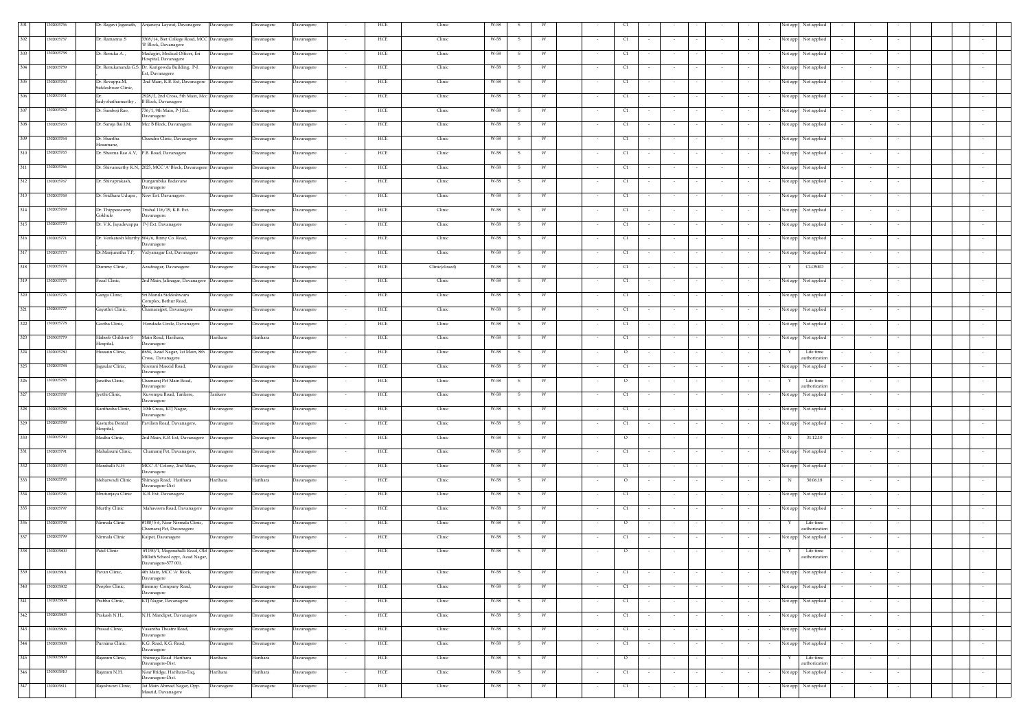| 301 | 1302005756 | | Dr. Ragavi Jaganath, | Anjaneya Layout, Davanagere | Davanagere | Davanagere | Davanagere | - | HCE | Clinic | W-58 | S | W | | - | CI | - | - | - | - | - | - | Not app | Not applied | - | - | - | | | - |
|---|---|---|---|---|---|---|---|---|---|---|---|---|---|---|---|---|---|---|---|---|---|---|---|---|---|---|---|---|---|---|
| 302 | 1302005757 | | Dr. Ramanna .S | 3308/14, Bet College Road, MCC 'B' Block, Davanagere | Davanagere | Davanagere | Davanagere | - | HCE | Clinic | W-58 | S | W | | - | CI | - | - | - | - | - | - | Not app | Not applied | - | - | - | | | - |
| 303 | 1302005758 | | Dr. Renuka A. , | Madagiri, Medical Officer, Esi Hospital, Davanagere | Davanagere | Davanagere | Davanagere | - | HCE | Clinic | W-58 | S | W | | - | CI | - | - | - | - | - | - | Not app | Not applied | - | - | - | | | - |
| 304 | 1302005759 | | Dr. Renukananda G.S. , | Dr. Karigowda Building, P-J. Ext, Davanagere | Davanagere | Davanagere | Davanagere | - | HCE | Clinic | W-58 | S | W | | - | CI | - | - | - | - | - | - | Not app | Not applied | - | - | - | | | - |
| 305 | 1302005760 | | Dr. Revappa.M, Siddeshwar Clinic, | 2nd Main, K.B. Ext, Davanagere | Davanagere | Davanagere | Davanagere | - | HCE | Clinic | W-58 | S | W | | - | CI | - | - | - | - | - | - | Not app | Not applied | - | - | - | | | - |
| 306 | 1302005761 | | Dr. Sadyohathamurthy , | 2928/2, 2nd Cross, 5th Main, Mcc B Block, Davanagere | Davanagere | Davanagere | Davanagere | - | HCE | Clinic | W-58 | S | W | | - | CI | - | - | - | - | - | - | Not app | Not applied | - | - | - | | | - |
| 307 | 1302005762 | | Dr. Samboji Rao, | 736/1, 9th Main, P-J Ext. Davanagere | Davanagere | Davanagere | Davanagere | - | HCE | Clinic | W-58 | S | W | | - | CI | - | - | - | - | - | - | Not app | Not applied | - | - | - | | | - |
| 308 | 1302005763 | | Dr. Saroja Bai J.M, | Mcc B Block, Davanagere. | Davanagere | Davanagere | Davanagere | - | HCE | Clinic | W-58 | S | W | | - | CI | - | - | - | - | - | - | Not app | Not applied | - | - | - | | | - |
| 309 | 1302005764 | | Dr. Shardha Hosamane, | Chandra Clinic, Davanagere | Davanagere | Davanagere | Davanagere | - | HCE | Clinic | W-58 | S | W | | - | CI | - | - | - | - | - | - | Not app | Not applied | - | - | - | | | - |
| 310 | 1302005765 | | Dr. Sheema Rao A.V, | P.B. Road, Davanagere | Davanagere | Davanagere | Davanagere | - | HCE | Clinic | W-58 | S | W | | - | CI | - | - | - | - | - | - | Not app | Not applied | - | - | - | | | - |
| 311 | 1302005766 | | Dr. Shivamurthy K.N, | 2025, MCC 'A' Block, Davanagere | Davanagere | Davanagere | Davanagere | - | HCE | Clinic | W-58 | S | W | | - | CI | - | - | - | - | - | - | Not app | Not applied | - | - | - | | | - |
| 312 | 1302005767 | | Dr. Shivaprakash, | Durgambika Badavane Davanagere | Davanagere | Davanagere | Davanagere | - | HCE | Clinic | W-58 | S | W | | - | CI | - | - | - | - | - | - | Not app | Not applied | - | - | - | | | - |
| 313 | 1302005768 | | Dr. Sridhara Udupa , | New Ext. Davanagere. | Davanagere | Davanagere | Davanagere | - | HCE | Clinic | W-58 | S | W | | - | CI | - | - | - | - | - | - | Not app | Not applied | - | - | - | | | - |
| 314 | 1302005769 | | Dr. Thippeswamy Gokhale | Trishal 116/19, K.B. Ext. Davanagere. | Davanagere | Davanagere | Davanagere | - | HCE | Clinic | W-58 | S | W | | - | CI | - | - | - | - | - | - | Not app | Not applied | - | - | - | | | - |
| 315 | 1302005770 | | Dr. V.K. Jayadevappa | P-J Ext. Davanagere | Davanagere | Davanagere | Davanagere | - | HCE | Clinic | W-58 | S | W | | - | CI | - | - | - | - | - | - | Not app | Not applied | - | - | - | | | - |
| 316 | 1302005771 | | Dr. Venkatesh Murthy , | 504/6, Binny Co. Road, Davanagere | Davanagere | Davanagere | Davanagere | - | HCE | Clinic | W-58 | S | W | | - | CI | - | - | - | - | - | - | Not app | Not applied | - | - | - | | | - |
| 317 | 1302005773 | | Dr.Manjunatha T.P, | Vidyanagar Ext, Davanagere | Davanagere | Davanagere | Davanagere | - | HCE | Clinic | W-58 | S | W | | - | CI | - | - | - | - | - | - | Not app | Not applied | - | - | - | | | - |
| 318 | 1302005774 | | Dummy Clinic , | Azadnagar, Davanagere | Davanagere | Davanagere | Davanagere | - | HCE | Clinic(closed) | W-58 | S | W | | - | CI | - | - | - | - | - | - | Y | CLOSED | - | - | - | | | - |
| 319 | 1302005775 | | Fozal Clinic, | 2nd Main, Jalinagar, Davanagere | Davanagere | Davanagere | Davanagere | - | HCE | Clinic | W-58 | S | W | | - | CI | - | - | - | - | - | - | Not app | Not applied | - | - | - | | | - |
| 320 | 1302005776 | | Ganga Clinic, | Sri Marula Siddeshwara Complex, Bethur Road, Davanagere | Davanagere | Davanagere | Davanagere | - | HCE | Clinic | W-58 | S | W | | - | CI | - | - | - | - | - | - | Not app | Not applied | - | - | - | | | - |
| 321 | 1302005777 | | Gayathri Clinic, | Chamarajpet, Davanagere | Davanagere | Davanagere | Davanagere | - | HCE | Clinic | W-58 | S | W | | - | CI | - | - | - | - | - | - | Not app | Not applied | - | - | - | | | - |
| 322 | 1302005778 | | Geetha Clinic, | Hondada Circle, Davanagere | Davanagere | Davanagere | Davanagere | - | HCE | Clinic | W-58 | S | W | | - | CI | - | - | - | - | - | - | Not app | Not applied | - | - | - | | | - |
| 323 | 1302005779 | | Habeeb Children S Hospital, | Main Road, Harihara, Davanagere | Harihara | Harihara | Davanagere | - | HCE | Clinic | W-58 | S | W | | - | CI | - | - | - | - | - | - | Not app | Not applied | - | - | - | | | - |
| 324 | 1302005780 | | Hussain Clinic, | #654, Azad Nagar, 1st Main, 8th Cross, Davanagere | Davanagere | Davanagere | Davanagere | - | HCE | Clinic | W-58 | S | W | | - | O | - | - | - | - | - | - | Y | Life time authorization | - | - | - | | | - |
| 325 | 1302005784 | | Jagaular Clinic, | Noorani Masjid Road, Davanagere | Davanagere | Davanagere | Davanagere | - | HCE | Clinic | W-58 | S | W | | - | CI | - | - | - | - | - | - | Not app | Not applied | - | - | - | | | - |
| 326 | 1302005785 | | Janatha Clinic, | Chamaraj Pet Main Road, Davanagere | Davanagere | Davanagere | Davanagere | - | HCE | Clinic | W-58 | S | W | | - | O | - | - | - | - | - | - | Y | Life time authorization | - | - | - | | | - |
| 327 | 1302005787 | | Jyothi Clinic, | Kuvempu Road, Tarikere, Davanagere | Tarikere | Davanagere | Davanagere | - | HCE | Clinic | W-58 | S | W | | - | CI | - | - | - | - | - | - | Not app | Not applied | - | - | - | | | - |
| 328 | 1302005788 | | Kanthesha Clinic, | 10th Cross, KTJ Nagar, Davanagere | Davanagere | Davanagere | Davanagere | - | HCE | Clinic | W-58 | S | W | | - | CI | - | - | - | - | - | - | Not app | Not applied | - | - | - | | | - |
| 329 | 1302005789 | | Kasturba Dental Hospital, | Pavilion Road, Davanagere, | Davanagere | Davanagere | Davanagere | - | HCE | Clinic | W-58 | S | W | | - | CI | - | - | - | - | - | - | Not app | Not applied | - | - | - | | | - |
| 330 | 1302005790 | | Madhu Clinic, | 2nd Main, K.B. Ext, Davanagere | Davanagere | Davanagere | Davanagere | - | HCE | Clinic | W-58 | S | W | | - | O | - | - | - | - | - | - | N | 31.12.10 | - | - | - | | | - |
| 331 | 1302005791 | | Mahalaxmi Clinic, | Chamaraj Pet, Davanagere, | Davanagere | Davanagere | Davanagere | - | HCE | Clinic | W-58 | S | W | | - | CI | - | - | - | - | - | - | Not app | Not applied | - | - | - | | | - |
| 332 | 1302005793 | | Marahalli N.H | MCC 'A' Colony, 2nd Main, Davanagere | Davanagere | Davanagere | Davanagere | - | HCE | Clinic | W-58 | S | W | | - | CI | - | - | - | - | - | - | Not app | Not applied | - | - | - | | | - |
| 333 | 1302005795 | | Meharwadi Clinic | Shimoga Road, Harihara Davanagere-Dist | Harihara | Harihara | Davanagere | - | HCE | Clinic | W-58 | S | W | | - | O | - | - | - | - | - | - | N | 30.06.18 | - | - | - | | | - |
| 334 | 1302005796 | | Mrutunjaya Clinic | K.B. Ext. Davanagere | Davanagere | Davanagere | Davanagere | - | HCE | Clinic | W-58 | S | W | | - | CI | - | - | - | - | - | - | Not app | Not applied | - | - | - | | | - |
| 335 | 1302005797 | | Murthy Clinic | Mahaveera Road, Davanagere | Davanagere | Davanagere | Davanagere | - | HCE | Clinic | W-58 | S | W | | - | CI | - | - | - | - | - | - | Not app | Not applied | - | - | - | | | - |
| 336 | 1302005798 | | Nirmala Clinic | #180/5-6, Near Nirmala Clinic, Chamaraj Pet, Davanagere | Davanagere | Davanagere | Davanagere | - | HCE | Clinic | W-58 | S | W | | - | O | - | - | - | - | - | - | Y | Life time authorization | - | - | - | | | - |
| 337 | 1302005799 | | Nirmala Clinic | Kaipet, Davanagere | Davanagere | Davanagere | Davanagere | - | HCE | Clinic | W-58 | S | W | | - | CI | - | - | - | - | - | - | Not app | Not applied | - | - | - | | | - |
| 338 | 1302005800 | | Patel Clinic | #1150/1, Maganahalli Road, Old Millath School opp:, Azad Nagar, Davanagere-577 001. | Davanagere | Davanagere | Davanagere | - | HCE | Clinic | W-58 | S | W | | - | O | - | - | - | - | - | - | Y | Life time authorization | - | - | - | | | - |
| 339 | 1302005801 | | Pavan Clinic, | 4th Main, MCC 'A' Block, Davanagere | Davanagere | Davanagere | Davanagere | - | HCE | Clinic | W-58 | S | W | | - | CI | - | - | - | - | - | - | Not app | Not applied | - | - | - | | | - |
| 340 | 1302005802 | | Peoples Clinic, | Binnmy Company Road, Davanagere | Davanagere | Davanagere | Davanagere | - | HCE | Clinic | W-58 | S | W | | - | CI | - | - | - | - | - | - | Not app | Not applied | - | - | - | | | - |
| 341 | 1302005804 | | Prabhu Clinic, | KTJ Nagar, Davanagere | Davanagere | Davanagere | Davanagere | - | HCE | Clinic | W-58 | S | W | | - | CI | - | - | - | - | - | - | Not app | Not applied | - | - | - | | | - |
| 342 | 1302005805 | | Prakash N.H., | N.H. Mandipet, Davanagere | Davanagere | Davanagere | Davanagere | - | HCE | Clinic | W-58 | S | W | | - | CI | - | - | - | - | - | - | Not app | Not applied | - | - | - | | | - |
| 343 | 1302005806 | | Prasad Clinic, | Vasantha Theatre Road, Davanagere | Davanagere | Davanagere | Davanagere | - | HCE | Clinic | W-58 | S | W | | - | CI | - | - | - | - | - | - | Not app | Not applied | - | - | - | | | - |
| 344 | 1302005808 | | Purnima Clinic, | K.G. Road, K.G. Road, Davanagere | Davanagere | Davanagere | Davanagere | - | HCE | Clinic | W-58 | S | W | | - | CI | - | - | - | - | - | - | Not app | Not applied | - | - | - | | | - |
| 345 | 1302005809 | | Rajaram Clinic, | Shimoga Road Harihara Davanagere-Dist. | Harihara | Harihara | Davanagere | - | HCE | Clinic | W-58 | S | W | | - | O | - | - | - | - | - | - | Y | Life time authorization | - | - | - | | | - |
| 346 | 1302005810 | | Rajaram N.H. | Near Bridge, Harihara-Taq, Davanagere-Dist. | Harihara | Harihara | Davanagere | - | HCE | Clinic | W-58 | S | W | | - | CI | - | - | - | - | - | - | Not app | Not applied | - | - | - | | | - |
| 347 | 1302005811 | | Rajeshwari Clinic, | 1st Main Ahmad Nagar, Opp. Maszid, Davanagere | Davanagere | Davanagere | Davanagere | - | HCE | Clinic | W-58 | S | W | | - | CI | - | - | - | - | - | - | Not app | Not applied | - | - | - | | | - |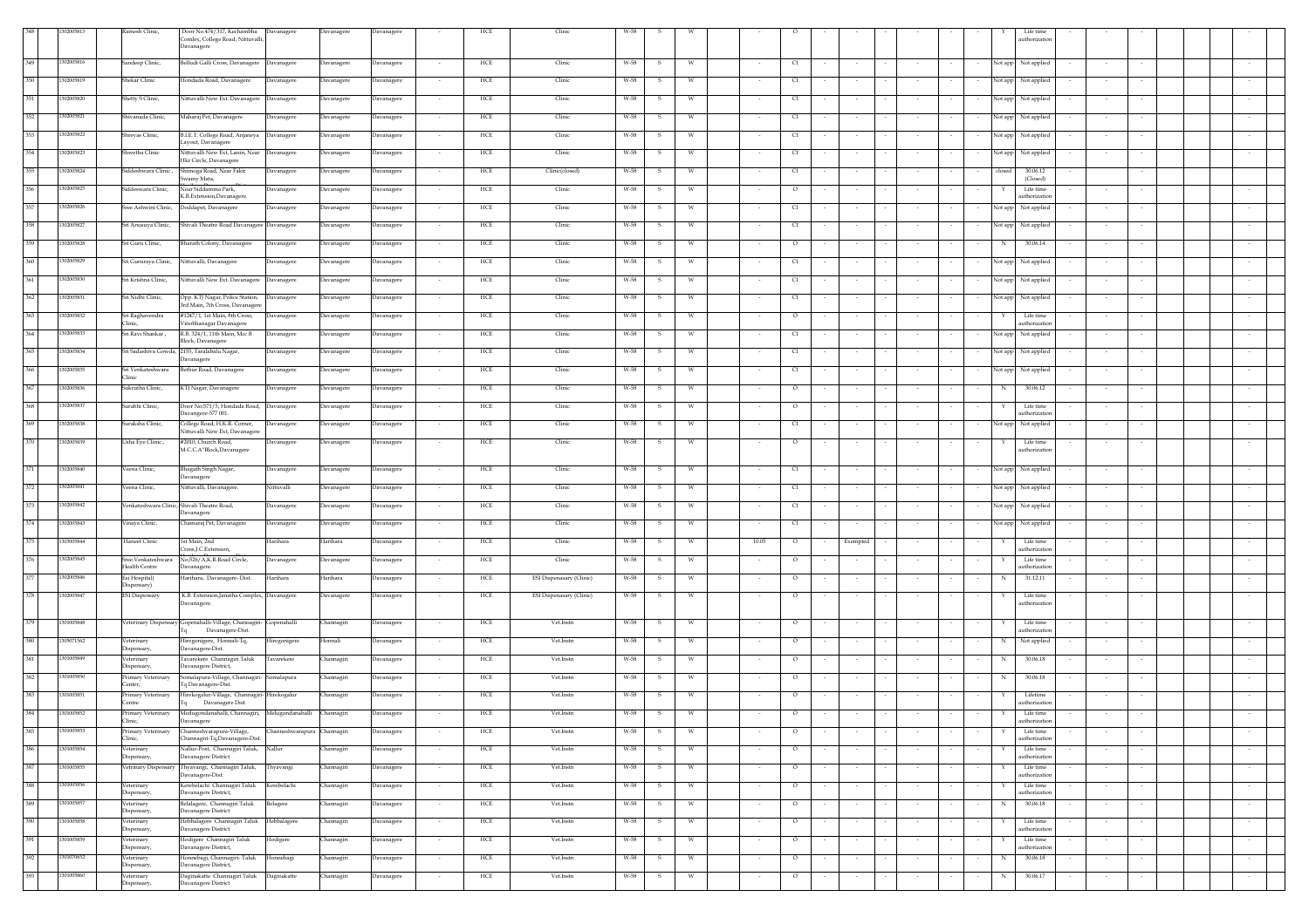| 348 | 1302005813 | Ramesh Clinic, | Door No.474/317, Kechambha Comlex, College Road, Nittuvalli, Davanagere | Davanagere | Davanagere | Davanagere | - | HCE | Clinic | W-58 | S | W | | - | O | - | - | - | - | - | - | Y | Life time authorization | - | - | - | | | - |
|---|---|---|---|---|---|---|---|---|---|---|---|---|---|---|---|---|---|---|---|---|---|---|---|---|---|---|---|---|---|
| 349 | 1302005816 | Sandeep Clinic, | Belludi Galli Cross, Davanagere | Davanagere | Davanagere | Davanagere | - | HCE | Clinic | W-58 | S | W | | - | C1 | - | - | - | - | - | - | Not app | Not applied | - | - | - | | | - |
| 350 | 1302005819 | Shekar Clinic | Hondada Road, Davanagere | Davanagere | Davanagere | Davanagere | - | HCE | Clinic | W-58 | S | W | | - | C1 | - | - | - | - | - | - | Not app | Not applied | - | - | - | | | - |
| 351 | 1302005820 | Shetty S Clinic, | Nittuvalli New Ext. Davanagere | Davanagere | Davanagere | Davanagere | - | HCE | Clinic | W-58 | S | W | | - | C1 | - | - | - | - | - | - | Not app | Not applied | - | - | - | | | - |
| 352 | 1302005821 | Shivanada Clinic, | Maharaj Pet, Davanagere | Davanagere | Davanagere | Davanagere | - | HCE | Clinic | W-58 | S | W | | - | C1 | - | - | - | - | - | - | Not app | Not applied | - | - | - | | | - |
| 353 | 1302005822 | Shreyas Clinic, | B.I.E.T. College Road, Anjaneya Layout, Davanagere | Davanagere | Davanagere | Davanagere | - | HCE | Clinic | W-58 | S | W | | - | C1 | - | - | - | - | - | - | Not app | Not applied | - | - | - | | | - |
| 354 | 1302005823 | Shwetha Clinic | Nittuvalli New Ext, Lanin, Near Hkr Circle, Davanagere | Davanagere | Davanagere | Davanagere | - | HCE | Clinic | W-58 | S | W | | - | C1 | - | - | - | - | - | - | Not app | Not applied | - | - | - | | | - |
| 355 | 1302005824 | Siddeshwara Clinic , | Shimoga Road, Near Fakir Swamy Mata, | Davanagere | Davanagere | Davanagere | - | HCE | Clinic(closed) | W-58 | S | W | | - | C1 | - | - | - | - | - | - | closed | 30.06.12 (Closed) | - | - | - | | | - |
| 356 | 1302005825 | Siddeswara Clinic, | Near Siddamma Park, K.B.Extension,Davanagere. | Davanagere | Davanagere | Davanagere | - | HCE | Clinic | W-58 | S | W | | - | O | - | - | - | - | - | - | Y | Life time authorization | - | - | - | | | - |
| 357 | 1302005826 | Sree Ashwini Clinic, | Doddapet, Davanagere | Davanagere | Davanagere | Davanagere | - | HCE | Clinic | W-58 | S | W | | - | C1 | - | - | - | - | - | - | Not app | Not applied | - | - | - | | | - |
| 358 | 1302005827 | Sri Anasuya Clinic, | Shivali Theatre Road Davanagere | Davanagere | Davanagere | Davanagere | - | HCE | Clinic | W-58 | S | W | | - | C1 | - | - | - | - | - | - | Not app | Not applied | - | - | - | | | - |
| 359 | 1302005828 | Sri Guru Clinic, | Bharath Colony, Davanagere | Davanagere | Davanagere | Davanagere | - | HCE | Clinic | W-58 | S | W | | - | O | - | - | - | - | - | - | N | 30.06.14 | - | - | - | | | - |
| 360 | 1302005829 | Sri Gururaya Clinic, | Nittuvalli, Davanagere | Davanagere | Davanagere | Davanagere | - | HCE | Clinic | W-58 | S | W | | - | C1 | - | - | - | - | - | - | Not app | Not applied | - | - | - | | | - |
| 361 | 1302005830 | Sri Krishna Clinic, | Nittuvalli New Ext. Davanagere | Davanagere | Davanagere | Davanagere | - | HCE | Clinic | W-58 | S | W | | - | C1 | - | - | - | - | - | - | Not app | Not applied | - | - | - | | | - |
| 362 | 1302005831 | Sri Nidhi Clinic, | Opp. KTJ Nagar, Police Station, 3rd Main, 7th Cross, Davanagere | Davanagere | Davanagere | Davanagere | - | HCE | Clinic | W-58 | S | W | | - | C1 | - | - | - | - | - | - | Not app | Not applied | - | - | - | | | - |
| 363 | 1302005832 | Sri Raghavendra Clinic, | #1247/1, 1st Main, 8th Cross, Vinobhanagar Davanagere | Davanagere | Davanagere | Davanagere | - | HCE | Clinic | W-58 | S | W | | - | O | - | - | - | - | - | - | Y | Life time authorization | - | - | - | | | - |
| 364 | 1302005833 | Sri Ravi Shankar , | R.B. 324/1, 11th Main, Mcc B Block, Davanagere | Davanagere | Davanagere | Davanagere | - | HCE | Clinic | W-58 | S | W | | - | C1 | - | - | - | - | - | - | Not app | Not applied | - | - | - | | | - |
| 365 | 1302005834 | Sri Sadashiva Gowda, | 2155, Taralabalu Nagar, Davanagere | Davanagere | Davanagere | Davanagere | - | HCE | Clinic | W-58 | S | W | | - | C1 | - | - | - | - | - | - | Not app | Not applied | - | - | - | | | - |
| 366 | 1302005835 | Sri Venkateshwara Clinic | Bethur Road, Davanagere | Davanagere | Davanagere | Davanagere | - | HCE | Clinic | W-58 | S | W | | - | C1 | - | - | - | - | - | - | Not app | Not applied | - | - | - | | | - |
| 367 | 1302005836 | Sukrutha Clinic, | KTJ Nagar, Davanagere | Davanagere | Davanagere | Davanagere | - | HCE | Clinic | W-58 | S | W | | - | O | - | - | - | - | - | - | N | 30.06.12 | - | - | - | | | - |
| 368 | 1302005837 | Surabhi Clinic, | Door No-571/5, Hondada Road, Davangere-577 001. | Davanagere | Davanagere | Davanagere | - | HCE | Clinic | W-58 | S | W | | - | O | - | - | - | - | - | - | Y | Life time authorization | - | - | - | | | - |
| 369 | 1302005838 | Suraksha Clinic, | College Road, H.K.R. Corner, Nittuvalli New Ext, Davanagere | Davanagere | Davanagere | Davanagere | - | HCE | Clinic | W-58 | S | W | | - | C1 | - | - | - | - | - | - | Not app | Not applied | - | - | - | | | - |
| 370 | 1302005839 | Usha Eye Clinic , | #2010, Church Road, M.C.C.A'Block,Davanagere | Davanagere | Davanagere | Davanagere | - | HCE | Clinic | W-58 | S | W | | - | O | - | - | - | - | - | - | Y | Life time authorization | - | - | - | | | - |
| 371 | 1302005840 | Veena Clinic, | Bhagath Singh Nagar, Davanagere | Davanagere | Davanagere | Davanagere | - | HCE | Clinic | W-58 | S | W | | - | C1 | - | - | - | - | - | - | Not app | Not applied | - | - | - | | | - |
| 372 | 1302005841 | Veena Clinic, | Nittuvalli, Davanagere. | Nittuvalli | Davanagere | Davanagere | - | HCE | Clinic | W-58 | S | W | | - | C1 | - | - | - | - | - | - | Not app | Not applied | - | - | - | | | - |
| 373 | 1302005842 | Venkateshwara Clinic, | Shivali Theatre Road, Davanagere | Davanagere | Davanagere | Davanagere | - | HCE | Clinic | W-58 | S | W | | - | C1 | - | - | - | - | - | - | Not app | Not applied | - | - | - | | | - |
| 374 | 1302005843 | Vinaya Clinic, | Chamaraj Pet, Davanagere | Davanagere | Davanagere | Davanagere | - | HCE | Clinic | W-58 | S | W | | - | C1 | - | - | - | - | - | - | Not app | Not applied | - | - | - | | | - |
| 375 | 1302005844 | Haneef Clinic | 1st Main, 2nd Cross,J.C.Extension, | Harihara | Harihara | Davanagere | - | HCE | Clinic | W-58 | S | W | | 10.05 | O | - | Exempted | - | - | - | - | Y | Life time authorization | - | - | - | | | - |
| 376 | 1302005845 | Sree.Venkateshwara Health Centre | No.526/A,K.R.Road Circle, Davanagere. | Davanagere | Davanagere | Davanagere | - | HCE | Clinic | W-58 | S | W | | - | O | - | - | - | - | - | - | Y | Life time authorization | - | - | - | | | - |
| 377 | 1302005846 | Esi Hospital( Dispensary) | Harihara, Davanagere- Dist. | Harihara | Harihara | Davanagere | - | HCE | ESI Dispensasry (Clinic) | W-58 | S | W | | - | O | - | - | - | - | - | - | N | 31.12.11 | - | - | - | | | - |
| 378 | 1302005847 | ESI Dispensary | K.B. Extension,Janatha Complex, Davanagere. | Davanagere | Davanagere | Davanagere | - | HCE | ESI Dispensasry (Clinic) | W-58 | S | W | | - | O | - | - | - | - | - | - | Y | Life time authorization | - | - | - | | | - |
| 379 | 1301005848 | Veterinary Dispensary | Gopenahalli-Village, Channagiri-Tq Davanagere-Dist. | Gopenahalli | Channagiri | Davanagere | - | HCE | Vet.Instn | W-58 | S | W | | - | O | - | - | - | - | - | - | Y | Life time authorization | - | - | - | | | - |
| 380 | 1305071562 | Veterinary Dispensary, | Hiregonigere, Honnali-Tq, Davanagere-Dist. | Hiregonigere | Honnali | Davanagere | - | HCE | Vet.Instn | W-58 | S | W | | - | O | - | - | - | - | - | - | N | Not applied | - | - | - | | | - |
| 381 | 1301005849 | Veterinary Dispensary, | Tavarekere Channagiri Taluk Davanagere District, | Tavarekere | Channagiri | Davanagere | - | HCE | Vet.Instn | W-58 | S | W | | - | O | - | - | - | - | - | - | N | 30.06.18 | - | - | - | | | - |
| 382 | 1301005850 | Primary Veterinary Center, | Somalapura-Village, Channagiri-Tq Davanagere-Dist. | Somalapura | Channagiri | Davanagere | - | HCE | Vet.Instn | W-58 | S | W | | - | O | - | - | - | - | - | - | N | 30.06.18 | - | - | - | | | - |
| 383 | 1301005851 | Primary Veterinary Centre | Hirekogalur-Village, Channagiri-Tq Davanagere Dist. | Hirekogalur | Channagiri | Davanagere | - | HCE | Vet.Instn | W-58 | S | W | | - | O | - | - | - | - | - | - | Y | Lifetime authorization | - | - | - | | | - |
| 384 | 1301005852 | Primary Veterinary Clinic, | Medugondanahalli, Channagiri, Davanagere | Medugondanahalli | Channagiri | Davanagere | - | HCE | Vet.Instn | W-58 | S | W | | - | O | - | - | - | - | - | - | Y | Life time authorization | - | - | - | | | - |
| 385 | 1301005853 | Primary Veterinary Clinic, | Channeshvarapura-Village, Channagiri-Tq,Davanagere-Dist. | Channeshvarapura | Channagiri | Davanagere | - | HCE | Vet.Instn | W-58 | S | W | | - | O | - | - | - | - | - | - | Y | Life time authorization | - | - | - | | | - |
| 386 | 1301005854 | Veterinary Dispesary, | Nallur-Post, Channagiri Taluk, Davanagere District | Nallur | Channagiri | Davanagere | - | HCE | Vet.Instn | W-58 | S | W | | - | O | - | - | - | - | - | - | Y | Life time authorization | - | - | - | | | - |
| 387 | 1301005855 | Vetrinary Dispensary | Thyavangi, Channagiri Taluk, Davanagere-Dist. | Thyavangi | Channagiri | Davanagere | - | HCE | Vet.Instn | W-58 | S | W | | - | O | - | - | - | - | - | - | Y | Life time authorization | - | - | - | | | - |
| 388 | 1301005856 | Veterinary Dispensary, | Kerebelachi Channagiri Taluk Davanagere District, | Kerebelachi | Channagiri | Davanagere | - | HCE | Vet.Instn | W-58 | S | W | | - | O | - | - | - | - | - | - | Y | Life time authorization | - | - | - | | | - |
| 389 | 1301005857 | Veterinary Dispesary, | Belalagere, Channagiri Taluk Davanagere District | Belagere | Channagiri | Davanagere | - | HCE | Vet.Instn | W-58 | S | W | | - | O | - | - | - | - | - | - | N | 30.06.18 | - | - | - | | | - |
| 390 | 1301005858 | Veterinary Dispesary, | Hebbalagere Channagiri Taluk Davanagere District | Hebbalagere | Channagiri | Davanagere | - | HCE | Vet.Instn | W-58 | S | W | | - | O | - | - | - | - | - | - | Y | Life time authorization | - | - | - | | | - |
| 391 | 1301005859 | Veterinary Dispensary, | Hodigere Channagiri Taluk Davanagere District, | Hodigere | Channagiri | Davanagere | - | HCE | Vet.Instn | W-58 | S | W | | - | O | - | - | - | - | - | - | Y | Life time authorization | - | - | - | | | - |
| 392 | 1301070652 | Veterinary Dispensary, | Honnebagi, Channagiri- Taluk Davanagere District, | Honnebagi | Channagiri | Davanagere | - | HCE | Vet.Instn | W-58 | S | W | | - | O | - | - | - | - | - | - | N | 30.06.18 | - | - | - | | | - |
| 393 | 1301005860 | Veterinary Dispesary, | Daginakatte Channagiri Taluk Davanagere District | Daginakatte | Channagiri | Davanagere | - | HCE | Vet.Instn | W-58 | S | W | | - | O | - | - | - | - | - | - | N | 30.06.17 | - | - | - | | | - |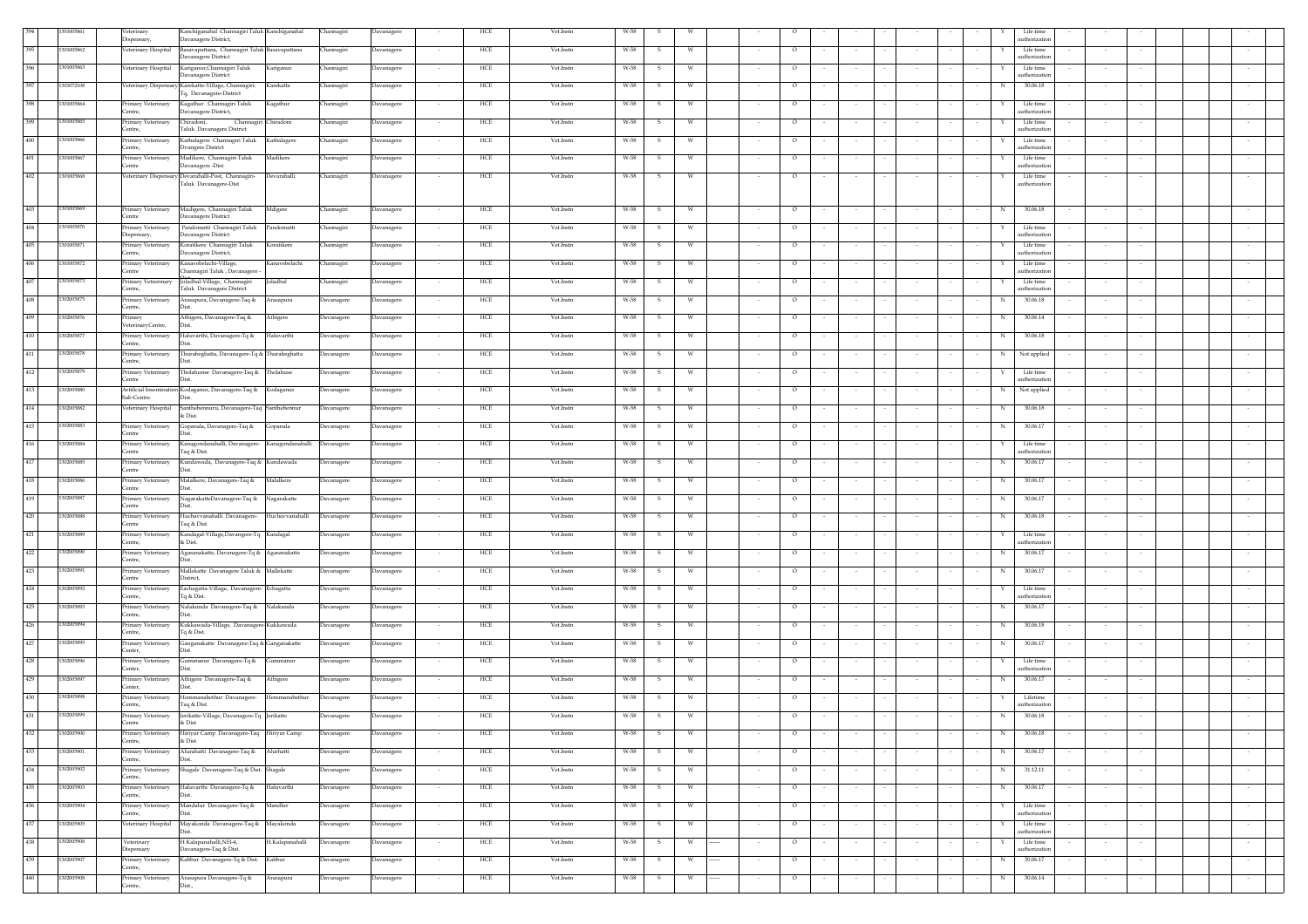| | | | | | | | | | | | | | | | | | | | | | | | | | | | | | | |
|---|---|---|---|---|---|---|---|---|---|---|---|---|---|---|---|---|---|---|---|---|---|---|---|---|---|---|---|---|---|---|
| 394 | 1301005861 | Veterinary Dispensary, | Kanchiganahal Channagiri Taluk Davanagere District, | Kanchiganahal | Channagiri | Davanagere | - | HCE | Vet.Instn | W-58 | S | W | | - | O | - | - | - | - | - | - | - | Y | Life time authorization | - | - | - | | | - |
| 395 | 1301005862 | Veterinary Hospital | Basavapattana, Channagiri Taluk Davanagere District | Basavapattana | Channagiri | Davanagere | - | HCE | Vet.Instn | W-58 | S | W | | - | O | - | - | - | - | - | - | - | Y | Life time authorization | - | - | - | | | - |
| 396 | 1301005863 | Veterinary Hospital | Kariganur,Channagiri Taluk Davanagere District | Kariganur | Channagiri | Davanagere | - | HCE | Vet.Instn | W-58 | S | W | | - | O | - | - | - | - | - | - | - | Y | Life time authorization | - | - | - | | | - |
| 397 | 1301072108 | Veterinary Dispensary | Karekatte-Village, Channagiri-Tq. Davanagere-District | Karekatte | Channagiri | Davanagere | - | HCE | Vet.Instn | W-58 | S | W | | - | O | - | - | - | - | - | - | - | N | 30.06.18 | - | - | - | | | - |
| 398 | 1301005864 | Primary Veterinary Centre, | Kagathur Channagiri Taluk Davanagere District, | Kagathur | Channagiri | Davanagere | - | HCE | Vet.Instn | W-58 | S | W | | - | O | - | - | - | - | - | - | - | Y | Life time authorization | - | - | - | | | - |
| 399 | 1301005865 | Primary Veterinary Centre, | Chiradoni, Channagiri Taluk Davanagere District | Chiradoni | Channagiri | Davanagere | - | HCE | Vet.Instn | W-58 | S | W | | - | O | - | - | - | - | - | - | - | Y | Life time authorization | - | - | - | | | - |
| 400 | 1301005866 | Primary Veterinary Centre, | Kathalagere Channagiri Taluk Dvangere District | Kathalagere | Channagiri | Davanagere | - | HCE | Vet.Instn | W-58 | S | W | | - | O | - | - | - | - | - | - | - | Y | Life time authorization | - | - | - | | | - |
| 401 | 1301005867 | Primary Veterinary Centre | Madikere, Channagiri-Taluk Davanagere -Dist. | Madikere | Channagiri | Davanagere | - | HCE | Vet.Instn | W-58 | S | W | | - | O | - | - | - | - | - | - | - | Y | Life time authorization | - | - | - | | | - |
| 402 | 1301005868 | Veterinary Dispensary | Devarahalli-Post, Channagiri-Taluk Davanagere-Dist | Devarahalli | Channagiri | Davanagere | - | HCE | Vet.Instn | W-58 | S | W | | - | O | - | - | - | - | - | - | - | Y | Life time authorization | - | - | - | | | - |
| 403 | 1301005869 | Primary Veterinary Centre | Mudigere, Channagiri Taluk Davanagere District | Mdigere | Channagiri | Davanagere | - | HCE | Vet.Instn | W-58 | S | W | | - | O | - | - | - | - | - | - | - | N | 30.06.18 | - | - | - | | | - |
| 404 | 1301005870 | Primary Veterinary Dispensary, | Pandomatti Channagiri Taluk Davanagere District | Pandomatti | Channagiri | Davanagere | - | HCE | Vet.Instn | W-58 | S | W | | - | O | - | - | - | - | - | - | - | Y | Life time authorization | - | - | - | | | - |
| 405 | 1301005871 | Primary Veterinary Centre, | Koratikere Channagiri Taluk Davanagere District, | Koratikere | Channagiri | Davanagere | - | HCE | Vet.Instn | W-58 | S | W | | - | O | - | - | - | - | - | - | - | Y | Life time authorization | - | - | - | | | - |
| 406 | 1301005872 | Primary Veterinary Centre | Karavebelachi-Village, Channagiri Taluk , Davanagere - Dist. | Karavebelachi | Channagiri | Davanagere | - | HCE | Vet.Instn | W-58 | S | W | | - | O | - | - | - | - | - | - | - | Y | Life time authorization | - | - | - | | | - |
| 407 | 1301005873 | Primary Veterinary Centre, | Joladhal-Village, Channagiri Taluk Davanagere District | Joladhal | Channagiri | Davanagere | - | HCE | Vet.Instn | W-58 | S | W | | - | O | - | - | - | - | - | - | - | Y | Life time authorization | - | - | - | | | - |
| 408 | 1302005875 | Primary Veterinary Centre, | Arasapura, Davanagere-Taq & Dist. | Arasapura | Davanagere | Davanagere | - | HCE | Vet.Instn | W-58 | S | W | | - | O | - | - | - | - | - | - | - | N | 30.06.18 | - | - | - | | | - |
| 409 | 1302005876 | Primary VeterinaryCentre, | Athigere, Davanagere-Taq & Dist. | Athigere | Davanagere | Davanagere | - | HCE | Vet.Instn | W-58 | S | W | | - | O | - | - | - | - | - | - | - | N | 30.06.14 | - | - | - | | | - |
| 410 | 1302005877 | Primary Veterinary Centre, | Haluvarthi, Davanagere-Tq & Dist. | Haluvarthi | Davanagere | Davanagere | - | HCE | Vet.Instn | W-58 | S | W | | - | O | - | - | - | - | - | - | - | N | 30.06.18 | - | - | - | | | - |
| 411 | 1302005878 | Primary Veterinary Centre, | Thurabeghatta, Davanagere-Tq & Dist. | Thurabeghatta | Davanagere | Davanagere | - | HCE | Vet.Instn | W-58 | S | W | | - | O | - | - | - | - | - | - | - | N | Not applied | - | - | - | | | - |
| 412 | 1302005879 | Primary Veterinary Centre | Tholahunse Davanagere-Taq & Dist. | Tholahuse | Davanagere | Davanagere | - | HCE | Vet.Instn | W-58 | S | W | | - | O | - | - | - | - | - | - | - | Y | Life time authorization | - | - | - | | | - |
| 413 | 1302005880 | Artificial Insemination Sub-Centre. | Kodaganur, Davanagere-Taq & Dist. | Kodaganur | Davanagere | Davanagere | - | HCE | Vet.Instn | W-58 | S | W | | - | O | - | - | - | - | - | - | - | N | Not applied | - | - | - | | | - |
| 414 | 1302005882 | Veterinary Hospital | Santhebennuru, Davanagere-Taq & Dist. | Santhebennur | Davanagere | Davanagere | - | HCE | Vet.Instn | W-58 | S | W | | - | O | - | - | - | - | - | - | - | N | 30.06.18 | - | - | - | | | - |
| 415 | 1302005883 | Primary Veterinary Centre | Gopanala, Davanagere-Taq & Dist. | Gopanala | Davanagere | Davanagere | - | HCE | Vet.Instn | W-58 | S | W | | - | O | - | - | - | - | - | - | - | N | 30.06.17 | - | - | - | | | - |
| 416 | 1302005884 | Primary Veterinary Centre | Kanagondanahalli, Davanagere-Taq & Dist. | Kanagondanahalli | Davanagere | Davanagere | - | HCE | Vet.Instn | W-58 | S | W | | - | O | - | - | - | - | - | - | - | Y | Life time authorization | - | - | - | | | - |
| 417 | 1302005885 | Primary Veterinary Centre | Kundawada, Davanagere-Taq & Dist. | Kundawada | Davanagere | Davanagere | - | HCE | Vet.Instn | W-58 | S | W | | - | O | - | - | - | - | - | - | - | N | 30.06.17 | - | - | - | | | - |
| 418 | 1302005886 | Primary Veterinary Centre | Malalkere, Davanagere-Taq & Dist. | Malalkere | Davanagere | Davanagere | - | HCE | Vet.Instn | W-58 | S | W | | - | O | - | - | - | - | - | - | - | N | 30.06.17 | - | - | - | | | - |
| 419 | 1302005887 | Primary Veterinary Centre | NagarakatteDavanagere-Taq & Dist. | Nagarakatte | Davanagere | Davanagere | - | HCE | Vet.Instn | W-58 | S | W | | - | O | - | - | - | - | - | - | - | N | 30.06.17 | - | - | - | | | - |
| 420 | 1302005888 | Primary Veterinary Centre, | Huchavvanahalli Davanagere-Taq & Dist. | Huchavvanahalli | Davanagere | Davanagere | - | HCE | Vet.Instn | W-58 | S | W | | - | O | - | - | - | - | - | - | - | N | 30.06.18 | - | - | - | | | - |
| 421 | 1302005889 | Primary Veterinary Centre, | Kandagal-Village,Davanagere-Tq & Dist. | Kandagal | Davanagere | Davanagere | - | HCE | Vet.Instn | W-58 | S | W | | - | O | - | - | - | - | - | - | - | Y | Life time authorization | - | - | - | | | - |
| 422 | 1302005890 | Primary Veterinary Centre, | Agasanakatte, Davanagere-Tq & Dist. | Agasanakatte | Davanagere | Davanagere | - | HCE | Vet.Instn | W-58 | S | W | | - | O | - | - | - | - | - | - | - | N | 30.06.17 | - | - | - | | | - |
| 423 | 1302005891 | Primary Veterinary Centre | Mallekatte Davanagere Taluk & District, | Mallekatte | Davanagere | Davanagere | - | HCE | Vet.Instn | W-58 | S | W | | - | O | - | - | - | - | - | - | - | N | 30.06.17 | - | - | - | | | - |
| 424 | 1302005892 | Primary Veterinary Centre, | Eachagatta-Village, Davanagere-Tq & Dist. | Echagatta | Davanagere | Davanagere | - | HCE | Vet.Instn | W-58 | S | W | | - | O | - | - | - | - | - | - | - | Y | Life time authorization | - | - | - | | | - |
| 425 | 1302005893 | Primary Veterinary Centre, | Nalakunda Davanagere-Taq & Dist. | Nalakunda | Davanagere | Davanagere | - | HCE | Vet.Instn | W-58 | S | W | | - | O | - | - | - | - | - | - | - | N | 30.06.17 | - | - | - | | | - |
| 426 | 1302005894 | Primary Veterinary Centre, | Kukkawada-Village, Davanagere-Tq & Dist. | Kukkawada | Davanagere | Davanagere | - | HCE | Vet.Instn | W-58 | S | W | | - | O | - | - | - | - | - | - | - | N | 30.06.18 | - | - | - | | | - |
| 427 | 1302005895 | Primary Veterinary Center, | Ganganakatte Davanagere-Taq & Dist. | Ganganakatte | Davanagere | Davanagere | - | HCE | Vet.Instn | W-58 | S | W | | - | O | - | - | - | - | - | - | - | N | 30.06.17 | - | - | - | | | - |
| 428 | 1302005896 | Primary Veterinary Center, | Gummanur Davanagere-Tq & Dist. | Gummanur | Davanagere | Davanagere | - | HCE | Vet.Instn | W-58 | S | W | | - | O | - | - | - | - | - | - | - | Y | Life time authorization | - | - | - | | | - |
| 429 | 1302005897 | Primary Veterinary Center, | Athigere Davanagere-Tq & Dist. | Athigere | Davanagere | Davanagere | - | HCE | Vet.Instn | W-58 | S | W | | - | O | - | - | - | - | - | - | - | N | 30.06.17 | - | - | - | | | - |
| 430 | 1302005898 | Primary Veterinary Centre, | Hemmanabethur Davanagere-Taq & Dist. | Hemmanabethur | Davanagere | Davanagere | - | HCE | Vet.Instn | W-58 | S | W | | - | O | - | - | - | - | - | - | - | Y | Lifetime authorizaiton | - | - | - | | | - |
| 431 | 1302005899 | Primary Veterinary Centre | Jerikatte-Village, Davanagere-Tq & Dist. | Jerikatte | Davanagere | Davanagere | - | HCE | Vet.Instn | W-58 | S | W | | - | O | - | - | - | - | - | - | - | N | 30.06.18 | - | - | - | | | - |
| 432 | 1302005900 | Primary Veterinary Centre, | Hiriyur Camp Davanagere-Taq & Dist. | Hiriyur Camp | Davanagere | Davanagere | - | HCE | Vet.Instn | W-58 | S | W | | - | O | - | - | - | - | - | - | - | N | 30.06.18 | - | - | - | | | - |
| 433 | 1302005901 | Primary Veterinary Centre, | Aluthatti Davanagere-Taq & Dist. | Aluthatti | Davanagere | Davanagere | - | HCE | Vet.Instn | W-58 | S | W | | - | O | - | - | - | - | - | - | - | N | 30.06.17 | - | - | - | | | - |
| 434 | 1302005902 | Primary Veterinary Centre, | Shagale Davanagere-Taq & Dist. | Shagale | Davanagere | Davanagere | - | HCE | Vet.Instn | W-58 | S | W | | - | O | - | - | - | - | - | - | - | N | 31.12.11 | - | - | - | | | - |
| 435 | 1302005903 | Primary Veterinary Centre, | Haluvarthi Davanagere-Tq & Dist. | Haluvarthi | Davanagere | Davanagere | - | HCE | Vet.Instn | W-58 | S | W | | - | O | - | - | - | - | - | - | - | N | 30.06.17 | - | - | - | | | - |
| 436 | 1302005904 | Primary Veterinary Centre, | Mandalur Davanagere-Taq & Dist. | Mandlur | Davanagere | Davanagere | - | HCE | Vet.Instn | W-58 | S | W | | - | O | - | - | - | - | - | - | - | Y | Life time authorization | - | - | - | | | - |
| 437 | 1302005905 | Veterinary Hospital | Mayakonda Davanagere-Taq & Dist. | Mayakonda | Davanagere | Davanagere | - | HCE | Vet.Instn | W-58 | S | W | | - | O | - | - | - | - | - | - | - | Y | Life time authorization | - | - | - | | | - |
| 438 | 1302005906 | Veterinary Dispensary | H.Kalapanahalli,NH-4, Davanagere-Taq & Dist. | H.Kalapanahalli | Davanagere | Davanagere | - | HCE | Vet.Instn | W-58 | S | W | ------ | - | O | - | - | - | - | - | - | - | Y | Life time authorization | - | - | - | | | - |
| 439 | 1302005907 | Primary Veterinary Centre, | Kabbur Davanagere-Tq & Dist. | Kabbur | Davanagere | Davanagere | - | HCE | Vet.Instn | W-58 | S | W | ------ | - | O | - | - | - | - | - | - | - | N | 30.06.17 | - | - | - | | | - |
| 440 | 1302005908 | Primary Veterinary Centre, | Arasapura Davanagere-Tq & Dist., | Arasapura | Davanagere | Davanagere | - | HCE | Vet.Instn | W-58 | S | W | ------ | - | O | - | - | - | - | - | - | - | N | 30.06.14 | - | - | - | | | - |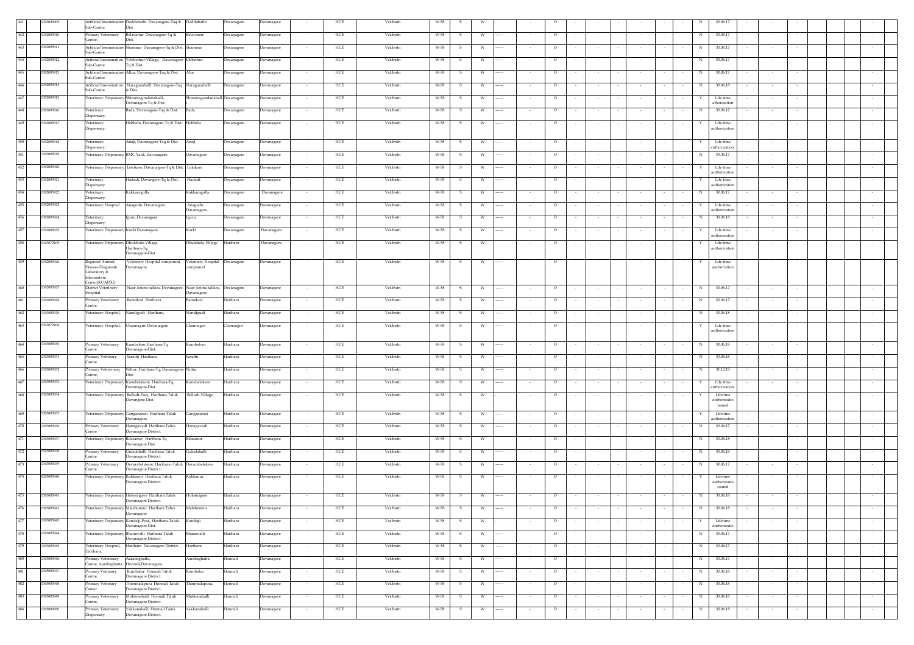| | | | | | | | | | | | | | | | | | | | | | | | | | | | | | | |
|---|---|---|---|---|---|---|---|---|---|---|---|---|---|---|---|---|---|---|---|---|---|---|---|---|---|---|---|---|---|---|
| 441 | | 1302005909 | Artificial Insemination Sub-Centre | Doddabathi Davanagere-Taq & Dist. | Doddabathi | Davanagere | Davanagere | - | HCE | Vet.Instn | W-58 | S | W | ------ | - | O | - | - | - | - | - | - | N | 30.06.17 | - | - | - | | | - |
| 442 | | 1302005910 | Primary Veterinary Centre, | Belavanur Davanagere-Tq & Dist. | Belavanur | Davanagere | Davanagere | - | HCE | Vet.Instn | W-58 | S | W | ------ | - | O | - | - | - | - | - | - | N | 30.06.17 | - | - | - | | | - |
| 443 | | 1302005911 | Artificial Insemination Sub-Centre | Shamnur Davanagere-Tq & Dist. | Shamnur | Davanagere | Davanagere | - | HCE | Vet.Instn | W-58 | S | W | ------ | - | O | - | - | - | - | - | - | N | 30.06.17 | - | - | - | | | - |
| 444 | | 1302005912 | Artificial Insemination Sub-Centre | Yelebethur-Village, Davanagere-Tq & Dist. | Elebethur | Davanagere | Davanagere | - | HCE | Vet.Instn | W-58 | S | W | ------ | - | O | - | - | - | - | - | - | N | 30.06.17 | - | - | - | | | - |
| 445 | | 1302005913 | Artificial Insemination Sub-Centre | Allur, Davanagere-Taq & Dist. | Alur | Davanagere | Davanagere | - | HCE | Vet.Instn | W-58 | S | W | ------ | - | O | - | - | - | - | - | - | N | 30.06.17 | - | - | - | | | - |
| 446 | | 1302005914 | Artificial Insemination Sub-Centre | Naraganahalli Davanagere-Taq & Dist. | Naraganahalli | Davanagere | Davanagere | - | HCE | Vet.Instn | W-58 | S | W | ------ | - | O | - | - | - | - | - | - | N | 30.06.18 | - | - | - | | | - |
| 447 | | 1302005915 | Veterinary Dispensary | Shiramagondanahalli, Davanagere-Tq & Dist. | Shiramagondanahalli | Davanagere | Davanagere | - | HCE | Vet.Instn | W-58 | S | W | ------ | - | O | - | - | - | - | - | - | Y | Life time athorization | - | - | - | | | - |
| 448 | | 1302005916 | Veterinary Dispensary, | Bada, Davanagere-Taq & Dist. | Bada | Davanagere | Davanagere | - | HCE | Vet.Instn | W-58 | S | W | ------ | - | O | - | - | - | - | - | - | N | 30.06.17 | - | - | - | | | - |
| 449 | | 1302005917 | Veterinary Dispensary, | Hebbalu, Davanagere-Tq & Dist. | Hebbalu | Davanagere | Davanagere | - | HCE | Vet.Instn | W-58 | S | W | ------ | - | O | - | - | - | - | - | - | Y | Life time authorization | - | - | - | | | - |
| 450 | | 1302005918 | Veterinary Dispensary, | Anaji, Davanagere-Taq & Dist. | Anaji | Davanagere | Davanagere | - | HCE | Vet.Instn | W-58 | S | W | ------ | - | O | - | - | - | - | - | - | Y | Life time authorization. | - | - | - | | | - |
| 451 | | 1302005919 | Veterinary Dispensary | RMC Yard, Davanagere. | Davanagere | Davanagere | Davanagere | - | HCE | Vet.Instn | W-58 | S | W | ------ | - | O | - | - | - | - | - | - | N | 30.06.17 | - | - | - | | | - |
| 452 | | 1302005920 | Veterinary Dispensary | Lokikere, Davanagere-Tq & Dist. | Lokikere | Davanagere | Davanagere | - | HCE | Vet.Instn | W-58 | S | W | ------ | - | O | - | - | - | - | - | - | Y | Life time authorization | - | - | - | | | - |
| 453 | | 1302005921 | Veterinary Dispensary. | Hadadi, Davangere-Tq & Dist. | Hadadi. | Davanagere | Davanagere | - | HCE | Vet.Instn | W-58 | S | W | ------ | - | O | - | - | - | - | - | - | Y | Life time authorization | - | - | - | | | - |
| 454 | | 1302005922 | Veterinary Dispensary, | Kakkaragolla. | Kakkaragolla | Davanagere | Davanagere | - | HCE | Vet.Instn | W-58 | S | W | ------ | - | O | - | - | - | - | - | - | N | 30.06.17 | - | - | - | | | - |
| 455 | | 1302005923 | Veterinary Hosptial | Anagodu Davanagere. | Anagodu Davanagere. | Davanagere | Davanagere | - | HCE | Vet.Instn | W-58 | S | W | ------ | - | O | - | - | - | - | - | - | Y | Life time authorization | - | - | - | | | - |
| 456 | | 1302005924 | Veterinary Dispensary. | Iguru, Davanagere | Iguru. | Davanagere | Davanagere | - | HCE | Vet.Instn | W-58 | S | W | ------ | - | O | - | - | - | - | - | - | N | 30.06.18 | - | - | - | | | - |
| 457 | | 1302005925 | Veterinary Dispensary | Kurki Davanagere. | Kurki | Davanagere | Davanagere | - | HCE | Vet.Instn | W-58 | S | W | ------ | - | O | - | - | - | - | - | - | Y | Life time authorization | - | - | - | | | - |
| 458 | | 1303072109 | Veterinary Dispensary | Dhulehole-Village, Harihara-Tq, Davanagere-Dist. | Dhulehole-Village | Harihara | Davanagere | - | HCE | Vet.Instn | W-58 | S | W | | - | O | - | - | - | - | - | - | Y | Life time authorization | - | - | - | | | - |
| 459 | | 1302005926 | Regional Animal Disease Diagnositc Laboratory & Information Center(KUAFSU) | Veternary Hospital compound, Davanagere. | Veternary Hospital compound. | Davanagere | Davanagere | - | HCE | Vet.Instn | W-58 | S | W | ------ | - | O | - | - | - | - | - | - | Y | Life time authoriztion | - | - | - | | | - |
| 460 | | 1302005927 | District Veterinary Hospital. | Near Aruna talkies, Davanagere. | Near Aruna talkies, Davanagere | Davanagere | Davanagere | - | HCE | Vet.Instn | W-58 | S | W | ------ | - | O | - | - | - | - | - | - | N | 30.06.17 | - | - | - | | | - |
| 461 | | 1303005928 | Primary Veterinary Centre. | Bannikod. Harihara. | Bannikod. | Harihara | Davanagere | - | HCE | Vet.Instn | W-58 | S | W | ------ | - | O | - | - | - | - | - | - | N | 30.06.17 | - | - | - | | | - |
| 462 | | 1303005929 | Veterinary Hospital, | Nandigudi ,Harihara, | Nandigudi | Harihara | Davanagere | - | HCE | Vet.Instn | W-58 | S | W | ------ | - | O | - | - | - | - | - | - | N | 30.06.18 | - | - | - | | | - |
| 463 | | 1301072106 | Veterinary Hospital, | Channagiri, Davanagere | Channagiri | Channagiri | Davanagere | - | HCE | Vet.Instn | W-58 | S | W | ------ | - | O | - | - | - | - | - | - | Y | Life time authorization | - | - | - | | | - |
| 464 | | 1303005930 | Primary Veterinary Centre | Kumbaloor,Harihara-Tq Davanagere-Dist. | Kumbaloor | Harihara | Davanagere | - | HCE | Vet.Instn | W-58 | S | W | ------ | - | O | - | - | - | - | - | - | N | 30.06.18 | - | - | - | | | - |
| 465 | | 1303005931 | Primary Vetrinary Centre | Sarathi Harihara. | Sarathi | Harihara | Davanagere | - | HCE | Vet.Instn | W-58 | S | W | ------ | - | O | - | - | - | - | - | - | N | 30.06.18 | - | - | - | | | - |
| 466 | | 1303005932 | Primary Vetrerinary Centre, | Nittur, Harihara-Tq, Davanagere-Dist. | Nittur | Harihara | Davanagere | - | HCE | Vet.Instn | W-58 | S | W | ------ | - | O | - | - | - | - | - | - | N | 31.12.19 | - | - | - | | | - |
| 467 | | 1303005933 | Veterinary Dispensary | Kunebelakere, Harihara-Tq, Davanagere-Dist. | Kunebelakere | Harihara | Davanagere | - | HCE | Vet.Instn | W-58 | S | W | ------ | - | O | - | - | - | - | - | - | Y | Life time authorization. | - | - | - | | | - |
| 468 | | 1303005934 | Veterinary Dispensary | Belludi-Post, Harihara-Taluk Davangere-Dist. | Belludi-Village | Harihara | Davanagere | - | HCE | Vet.Instn | W-58 | S | W | | - | O | - | - | - | - | - | - | Y | Lifetime authorizatio issued | - | - | - | | | - |
| 469 | | 1303005935 | Veterinary Dispensary | Ganganarasi Harihara Taluk Davanagere. | Ganganarasi | Harihara | Davanagere | - | HCE | Vet.Instn | W-58 | S | W | ------ | - | O | - | - | - | - | - | - | Y | Lifetime authorization | - | - | - | | | - |
| 470 | | 1303005936 | Primary Veterinary Centre. | Hanagavadi Harihara Taluk Davanagere District | Hanagavadi | Harihara | Davanagere | - | HCE | Vet.Instn | W-58 | S | W | ------ | - | O | - | - | - | - | - | - | N | 30.06.17 | - | - | - | | | - |
| 471 | | 1303005937 | Veterinary Dispensary | Bilasanur, Harihara-Tq Davanagere Dist. | Bilasanur | Harihara | Davanagere | - | HCE | Vet.Instn | W-58 | S | W | | - | O | - | - | - | - | - | - | N | 30.06.18 | - | - | - | | | - |
| 472 | | 1303005938 | Primary Veterinary Centre | Guladahalli Harihara Taluk Davanagere District. | Guladahalli | Harihara | Davanagere | - | HCE | Vet.Instn | W-58 | S | W | ------ | - | O | - | - | - | - | - | - | N | 30.06.18 | - | - | - | | | - |
| 473 | | 1303005939 | Primary Veterinary Centre. | Devarabelekere, Harihara -Taluk Davanagere District. | Devarabelekere | Harihara | Davanagere | - | HCE | Vet.Instn | W-58 | S | W | ------ | - | O | - | - | - | - | - | - | N | 30.06.17 | - | - | - | | | - |
| 474 | | 1303005940 | Veterinary Dispensary | Kokkanur Harihara Taluk Davanagere District. | Kokkanur | Harihara | Davanagere | - | HCE | Vet.Instn | W-58 | S | W | ------ | - | O | - | - | - | - | - | - | Y | Lifetime authorizatio issued | - | - | - | | | - |
| 475 | | 1303005941 | Veterinary Dispensary | Holesirigere Harihara Taluk Davanagere District. | Holesirigere | Harihara | Davanagere | - | HCE | Vet.Instn | W-58 | S | W | ------ | - | O | - | - | - | - | - | - | N | 30.06.18 | - | - | - | | | - |
| 476 | | 1303005942 | Veterinary Dispensary | Malebennur Harihara Taluk Davanagere | Malebennur | Harihara | Davanagere | - | HCE | Vet.Instn | W-58 | S | W | ------ | - | O | - | - | - | - | - | - | N | 30.06.18 | - | - | - | | | - |
| 477 | | 1303005943 | Veterinary Dispensary | Kondajji-Post, Harihara-Taluk Davanagere-Dist. | Kondajji | Harihara | Davanagere | - | HCE | Vet.Instn | W-58 | S | W | | - | O | - | - | - | - | - | - | Y | Lifetime authorizatio | - | - | - | | | - |
| 478 | | 1303005944 | Veterinary Dispensary | Bhanuvalli Harihara Taluk Davanagere District. | Bhanuvalli | Harihara | Davanagere | - | HCE | Vet.Instn | W-58 | S | W | ------ | - | O | - | - | - | - | - | - | N | 30.06.17 | - | - | - | | | - |
| 479 | | 1303005945 | Veterinary Hospital, Harihara. | Harihara Davanagere District. | Harihara | Harihara | Davanagere | - | HCE | Vet.Instn | W-58 | S | W | ------ | - | O | - | - | - | - | - | - | N | 30.06.17 | - | - | - | | | - |
| 480 | | 1305005946 | Primary Veterinary Centre, Aarabaghatta | Aarabaghatta, Honnali,Davanagere. | Aarabaghatta | Honnali | Davanagere | - | HCE | Vet.Instn | W-58 | S | W | ------ | - | O | - | - | - | - | - | - | N | 30.06.17 | - | - | - | | | - |
| 481 | | 1305005947 | Primary Vetrinary Centre, | Kumbalur Honnali Taluk Davanagere District | Kumbalur | Honnali | Davanagere | - | HCE | Vet.Instn | W-58 | S | W | ------ | - | O | - | - | - | - | - | - | N | 30.06.18 | - | - | - | | | - |
| 482 | | 1305005948 | Primary Vetrinary Center | Thimmalapura Honnali Taluk Davanagere District. | Thimmalapura. | Honnali | Davanagere | - | HCE | Vet.Instn | W-58 | S | W | ------ | - | O | - | - | - | - | - | - | N | 30.06.18 | - | - | - | | | - |
| 483 | | 1305005949 | Primary Veterinary Centre, | Muktenahalli Honnali Taluk Davanagere District. | Muktenahalli | Honnali | Davanagere | - | HCE | Vet.Instn | W-58 | S | W | ------ | - | O | - | - | - | - | - | - | N | 30.06.18 | - | - | - | | | - |
| 484 | | 1305005950 | Primary Veterinary Dispensary | Yakkanahalli Honnali Taluk Davanagere District. | Yakkanahalli | Honnali | Davanagere | - | HCE | Vet.Instn | W-58 | S | W | ------ | - | O | - | - | - | - | - | - | N | 30.06.18 | - | - | - | | | - |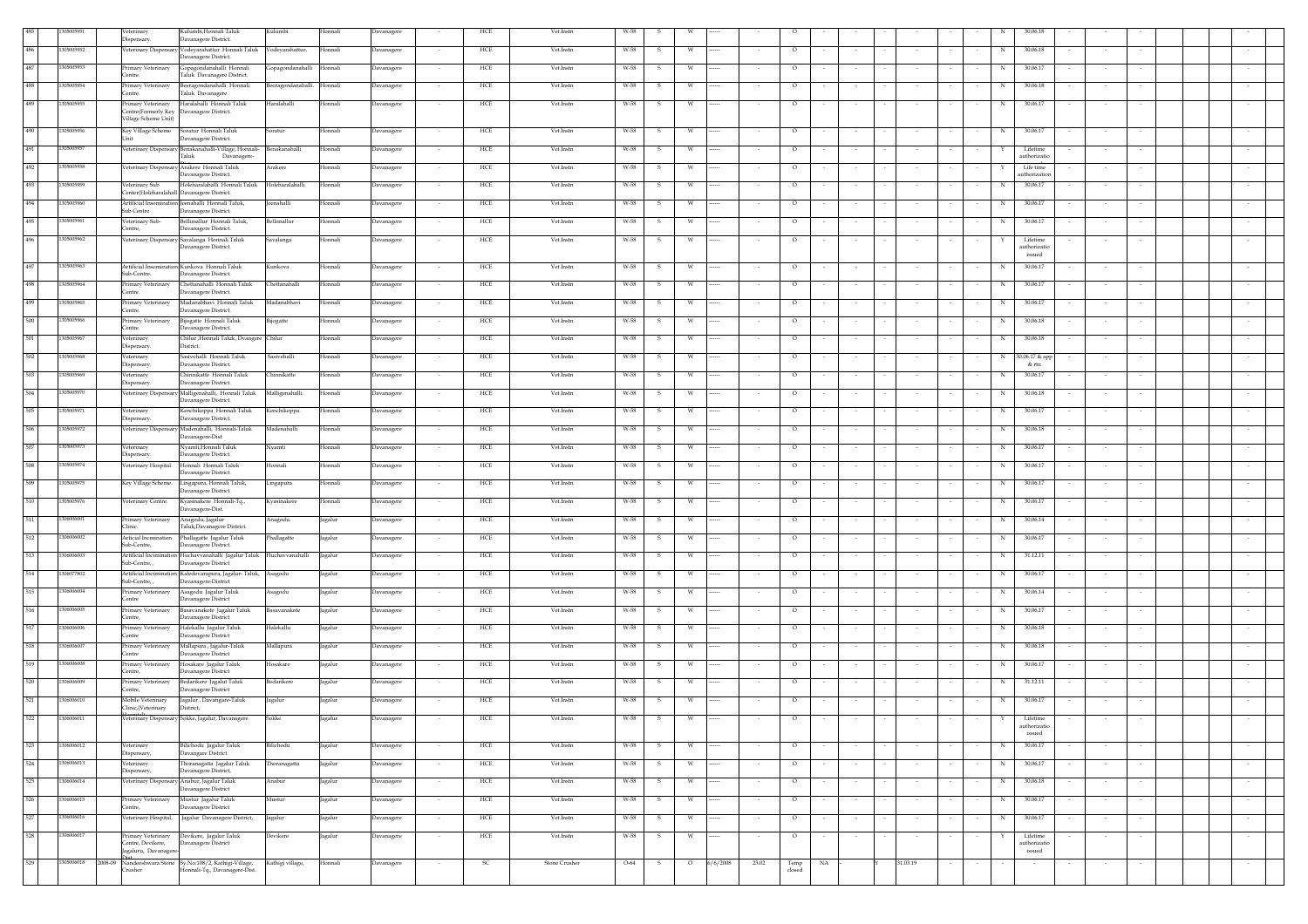| 485 | 1305005931 | | Veterinary Dispensary. | Kulumbi,Honnali Taluk Davanagere District. | Kulumbi | Honnali | Davanagere | - | HCE | Vet.Instn | W-58 | S | W | ------ | - | O | - | - | - | - | - | - | - | N | 30.06.18 | - | - | - | | | - |
|---|---|---|---|---|---|---|---|---|---|---|---|---|---|---|---|---|---|---|---|---|---|---|---|---|---|---|---|---|---|---|---|
| 486 | 1305005932 | | Veterinary Dispensary | Vodeyarahattur Honnali Taluk Davanagere District. | Vodeyarahattur. | Honnali | Davanagere | - | HCE | Vet.Instn | W-58 | S | W | ------ | - | O | - | - | - | - | - | - | - | N | 30.06.18 | - | - | - | | | - |
| 487 | 1305005933 | | Primary Veterinary Centre. | Gopagondanahalli Honnali Taluk Davanagere District. | Gopagondanahalli | Honnali | Davanagere | - | HCE | Vet.Instn | W-58 | S | W | ------ | - | O | - | - | - | - | - | - | - | N | 30.06.17 | - | - | - | | | - |
| 488 | 1305005934 | | Primary Veterinary Centre. | Beeragondanahalli Honnali Taluk Davanagere | Beeragondanahalli. | Honnali | Davanagere | - | HCE | Vet.Instn | W-58 | S | W | ------ | - | O | - | - | - | - | - | - | - | N | 30.06.18 | - | - | - | | | - |
| 489 | 1305005935 | | Primary Veterinary Centre(Formerly Key Village Scheme Unit) | Haralahalli Honnali Taluk Davanagere District. | Haralahalli | Honnali | Davanagere | - | HCE | Vet.Instn | W-58 | S | W | ------ | - | O | - | - | - | - | - | - | - | N | 30.06.17 | - | - | - | | | - |
| 490 | 1305005936 | | Key Village Scheme Unit | Soratur Honnali Taluk Davanagere District. | Soratur | Honnali | Davanagere | - | HCE | Vet.Instn | W-58 | S | W | ------ | - | O | - | - | - | - | - | - | - | N | 30.06.17 | - | - | - | | | - |
| 491 | 1305005937 | | Veterinary Dispensary | Benakanahalli-Village, Honnali-Taluk Davanagere- | Benakanahalli | Honnali | Davanagere | - | HCE | Vet.Instn | W-58 | S | W | ------ | - | O | - | - | - | - | - | - | - | Y | Lifetime authorizatio | - | - | - | | | - |
| 492 | 1305005938 | | Veterinary Dispensary | Arakere Honnali Taluk Davanagere District. | Arakere | Honnali | Davanagere | - | HCE | Vet.Instn | W-58 | S | W | ------ | - | O | - | - | - | - | - | - | - | Y | Life time authorization | - | - | - | | | - |
| 493 | 1305005939 | | Veterinary Sub Center(Holeharalahalli | Holeharalahalli Honnali Taluk Davanagere District. | Holeharalahalli. | Honnali | Davanagere | - | HCE | Vet.Instn | W-58 | S | W | ------ | - | O | - | - | - | - | - | - | - | N | 30.06.17 | - | - | - | | | - |
| 494 | 1305005960 | | Artificial Insemination Sub Centre | Jeenahalli Honnali Taluk, Davanagere District. | Jeenahalli | Honnali | Davanagere | - | HCE | Vet.Instn | W-58 | S | W | ------ | - | O | - | - | - | - | - | - | - | N | 30.06.17 | - | - | - | | | - |
| 495 | 1305005961 | | Veterinary Sub-Centre, | Bellimallur Honnali Taluk, Davanagere District. | Bellimallur | Honnali | Davanagere | - | HCE | Vet.Instn | W-58 | S | W | ------ | - | O | - | - | - | - | - | - | - | N | 30.06.17 | - | - | - | | | - |
| 496 | 1305005962 | | Veterinary Dispensary | Savalanga Honnali Taluk Davanagere District. | Savalanga | Honnali | Davanagere | - | HCE | Vet.Instn | W-58 | S | W | ------ | - | O | - | - | - | - | - | - | - | Y | Lifetime authorizatio issued | - | - | - | | | - |
| 497 | 1305005963 | | Artificial Insemination Sub-Centre. | Kunkova Honnali Taluk Davanagere District. | Kunkova | Honnali | Davanagere | - | HCE | Vet.Instn | W-58 | S | W | ------ | - | O | - | - | - | - | - | - | - | N | 30.06.17 | - | - | - | | | - |
| 498 | 1305005964 | | Primary Veterinary Centre. | Chettanahalli Honnali Taluk Davanagere District. | Chettanahalli | Honnali | Davanagere | - | HCE | Vet.Instn | W-58 | S | W | ------ | - | O | - | - | - | - | - | - | - | N | 30.06.17 | - | - | - | | | - |
| 499 | 1305005965 | | Primary Veterinary Centre. | Madanabhavi Honnali Taluk Davanagere District. | Madanabhavi | Honnali | Davanagere | - | HCE | Vet.Instn | W-58 | S | W | ------ | - | O | - | - | - | - | - | - | - | N | 30.06.17 | - | - | - | | | - |
| 500 | 1305005966 | | Primary Veterinary Centre. | Bijogatte Honnali Taluk Davanagere District. | Bijogatte | Honnali | Davanagere | - | HCE | Vet.Instn | W-58 | S | W | ------ | - | O | - | - | - | - | - | - | - | N | 30.06.18 | - | - | - | | | - |
| 501 | 1305005967 | | Veterinary Dispensary. | Chilur ,Honnali Taluk, Dvangere District. | Chilur | Honnali | Davanagere | - | HCE | Vet.Instn | W-58 | S | W | ------ | - | O | - | - | - | - | - | - | - | N | 30.06.18 | - | - | - | | | - |
| 502 | 1305005968 | | Veterinary Dispensary. | Sasivehalli Honnali Taluk Davanagere District. | Sasivehalli | Honnali | Davanagere | - | HCE | Vet.Instn | W-58 | S | W | ------ | - | O | - | - | - | - | - | - | - | N | 30.06.17 & app & rtn | - | - | - | | | - |
| 503 | 1305005969 | | Veterinary Dispensary. | Chinnikatte Honnali Taluk Davanagere District. | Chinnikatte | Honnali | Davanagere | - | HCE | Vet.Instn | W-58 | S | W | ------ | - | O | - | - | - | - | - | - | - | N | 30.06.17 | - | - | - | | | - |
| 504 | 1305005970 | | Veterinary Dispensary | Malligenahalli, Honnali Taluk Davanagere District. | Malligenahalli. | Honnali | Davanagere | - | HCE | Vet.Instn | W-58 | S | W | ------ | - | O | - | - | - | - | - | - | - | N | 30.06.18 | - | - | - | | | - |
| 505 | 1305005971 | | Veterinary Dispensary. | Kenchikoppa Honnali Taluk Davanagere District. | Kenchikoppa. | Honnali | Davanagere | - | HCE | Vet.Instn | W-58 | S | W | ------ | - | O | - | - | - | - | - | - | - | N | 30.06.17 | - | - | - | | | - |
| 506 | 1305005972 | | Veterinary Dispensary | Madenahalli, Honnali-Taluk Davanagere-Dist | Madenahalli | Honnali | Davanagere | - | HCE | Vet.Instn | W-58 | S | W | ------ | - | O | - | - | - | - | - | - | - | N | 30.06.18 | - | - | - | | | - |
| 507 | 1305005973 | | Veterinary Dispensary. | Nyamti,Honnali Taluk Davanagere District. | Nyamti | Honnali | Davanagere | - | HCE | Vet.Instn | W-58 | S | W | ------ | - | O | - | - | - | - | - | - | - | N | 30.06.17 | - | - | - | | | - |
| 508 | 1305005974 | | Veterinary Hospital. | Honnali Honnali Taluk Davanagere District. | Honnali | Honnali | Davanagere | - | HCE | Vet.Instn | W-58 | S | W | ------ | - | O | - | - | - | - | - | - | - | N | 30.06.17 | - | - | - | | | - |
| 509 | 1305005975 | | Key Village Scheme. | Lingapura, Honnali Taluk, Davanagere District. | Lingapura | Honnali | Davanagere | - | HCE | Vet.Instn | W-58 | S | W | ------ | - | O | - | - | - | - | - | - | - | N | 30.06.17 | - | - | - | | | - |
| 510 | 1305005976 | | Veterinary Centre. | Kyasinakere Honnali-Tq., Davanagere-Dist. | Kyasinakere | Honnali | Davanagere | - | HCE | Vet.Instn | W-58 | S | W | ------ | - | O | - | - | - | - | - | - | - | N | 30.06.17 | - | - | - | | | - |
| 511 | 1306006001 | | Primary Veterinary Clinic. | Anagodu, Jagalur Taluk,Davanagere District. | Anagodu. | Jagalur | Davanagere | - | HCE | Vet.Instn | W-58 | S | W | ------ | - | O | - | - | - | - | - | - | - | N | 30.06.14 | - | - | - | | | - |
| 512 | 1306006002 | | Articial Incmination Sub-Centre, | Phallagatte Jagalur Taluk Davanagere District | Phallagatte | Jagalur | Davanagere | - | HCE | Vet.Instn | W-58 | S | W | ------ | - | O | - | - | - | - | - | - | - | N | 30.06.17 | - | - | - | | | - |
| 513 | 1306006003 | | Artificial Incimination Sub-Centre, , | Huchavvanahalli Jagalur Taluk Davanagere District | Huchavvanahalli | Jagalur | Davanagere | - | HCE | Vet.Instn | W-58 | S | W | ------ | - | O | - | - | - | - | - | - | - | N | 31.12.11 | - | - | - | | | - |
| 514 | 1306077802 | | Artificial Incimination Sub-Centre, , | Kakedevarapura, Jagalur- Taluk, Davanagere-District | Asagodu | Jagalur | Davanagere | - | HCE | Vet.Instn | W-58 | S | W | ------ | - | O | - | - | - | - | - | - | - | N | 30.06.17 | - | - | - | | | - |
| 515 | 1306006004 | | Primary Veterinary Centre | Asagodu Jagalur Taluk Davanagere District | Asagodu | Jagalur | Davanagere | - | HCE | Vet.Instn | W-58 | S | W | ------ | - | O | - | - | - | - | - | - | - | N | 30.06.14 | - | - | - | | | - |
| 516 | 1306006005 | | Primary Veterinary Centre, | Basavanakote Jagalur Taluk Davanagere District | Basavanakote | Jagalur | Davanagere | - | HCE | Vet.Instn | W-58 | S | W | ------ | - | O | - | - | - | - | - | - | - | N | 30.06.17 | - | - | - | | | - |
| 517 | 1306006006 | | Primary Veterinary Centre | Halekallu Jagalur Taluk Davanagere District | Halekallu | Jagalur | Davanagere | - | HCE | Vet.Instn | W-58 | S | W | ------ | - | O | - | - | - | - | - | - | - | N | 30.06.18 | - | - | - | | | - |
| 518 | 1306006007 | | Primary Veterinary Centre | Mallapura , Jagalur-Taluk Davanagere District | Mallapura | Jagalur | Davanagere | - | HCE | Vet.Instn | W-58 | S | W | ------ | - | O | - | - | - | - | - | - | - | N | 30.06.18 | - | - | - | | | - |
| 519 | 1306006008 | | Primary Veterinary Centre, | Hosakare Jagalur Taluk Davanagere District | Hosakare | Jagalur | Davanagere | - | HCE | Vet.Instn | W-58 | S | W | ------ | - | O | - | - | - | - | - | - | - | N | 30.06.17 | - | - | - | | | - |
| 520 | 1306006009 | | Primary Veterinary Centre, | Bedarikere Jagalut Taluk Davanagere District | Bedarikere | Jagalur | Davanagere | - | HCE | Vet.Instn | W-58 | S | W | ------ | - | O | - | - | - | - | - | - | - | N | 31.12.11 | - | - | - | | | - |
| 521 | 1306006010 | | Mobile Veterinary Clinic,(Veterinary | Jagalur , Davangare-Taluk District, | Jagalur | Jagalur | Davanagere | - | HCE | Vet.Instn | W-58 | S | W | ------ | - | O | - | - | - | - | - | - | - | N | 30.06.17 | - | - | - | | | - |
| 522 | 1306006011 | | Veterinary Dispensary | Sokke, Jagalur, Davanagere | Sokke | Jagalur | Davanagere | - | HCE | Vet.Instn | W-58 | S | W | ------ | - | O | - | - | - | - | - | - | - | Y | Lifetime authorizatio issued | - | - | - | | | - |
| 523 | 1306006012 | | Veterinary Dispensary, | Bilichodu Jagalur Taluk Davanagere District | Bilichodu | Jagalur | Davanagere | - | HCE | Vet.Instn | W-58 | S | W | ------ | - | O | - | - | - | - | - | - | - | N | 30.06.17 | - | - | - | | | - |
| 524 | 1306006013 | | Veterinary Dispensary, | Thoranagatta Jagalur Taluk Davanagere District, | Thoranagatta | Jagalur | Davanagere | - | HCE | Vet.Instn | W-58 | S | W | ------ | - | O | - | - | - | - | - | - | - | N | 30.06.17 | - | - | - | | | - |
| 525 | 1306006014 | | Veterinary Dispensary | Anabur, Jagalur Taluk Davanagere District | Anabur | Jagalur | Davanagere | - | HCE | Vet.Instn | W-58 | S | W | ------ | - | O | - | - | - | - | - | - | - | N | 30.06.18 | - | - | - | | | - |
| 526 | 1306006015 | | Primary Veterinary Centre, | Mustur Jagalur Taluk Davanagere District | Mustur | Jagalur | Davanagere | - | HCE | Vet.Instn | W-58 | S | W | ------ | - | O | - | - | - | - | - | - | - | N | 30.06.17 | - | - | - | | | - |
| 527 | 1306006016 | | Veterinary Hospital, | Jagalur Davanagere District, | Jagalur | Jagalur | Davanagere | - | HCE | Vet.Instn | W-58 | S | W | ------ | - | O | - | - | - | - | - | - | - | N | 30.06.17 | - | - | - | | | - |
| 528 | 1306006017 | | Primary Veterinary Centre, Devikere, Jagaluru, Davanagere-Dist | Devikere, Jagalur Taluk Davanagere District | Devikere | Jagalur | Davanagere | - | HCE | Vet.Instn | W-58 | S | W | ------ | - | O | - | - | - | - | - | - | - | Y | Lifetime authorizatio issued | - | - | - | | | - |
| 529 | 1305006018 | 2008-09 | Nandeeshwara Stone Crusher | Sy.No:108/2, Kathigi-Village, Honnali-Tq., Davanagere-Dist. | Kathigi village, | Honnali | Davanagere | - | SC | Stone Crusher | O-64 | S | O | 6/6/2008 | 23.02 | Temp closed | NA | - | Y | 31.03.19 | - | - | - | - | - | - | - | - | | | - |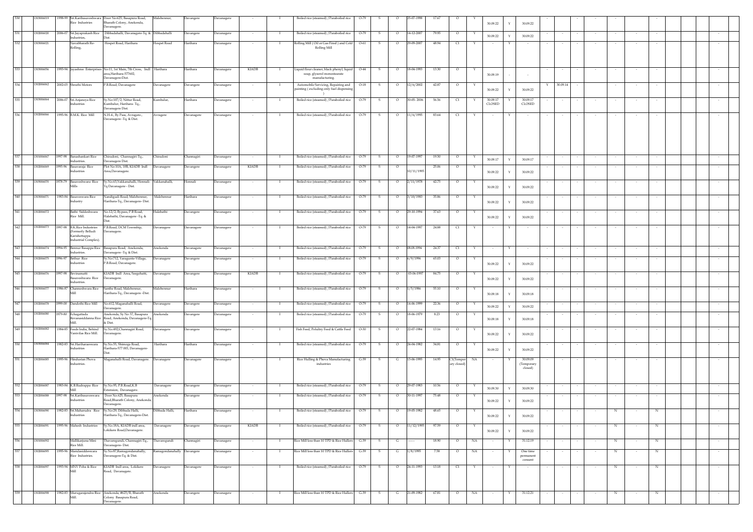| 530 | 1302006019 | 1998-99 | Sri.Karibasaveshwara Rice Industries | Door No:625, Basapura Road, Bharath Colony, Anekonda, Davanagere. | Malebennur, | Davangere | Davanagere | - | I | Boiled rice (steamed) /Paraboiled rice | O-79 | S | O | 25-07-1998 | 17.67 | O | Y | 30.09.22 | Y | 30.09.22 | - | | - | | - | | - | | | | |
|---|---|---|---|---|---|---|---|---|---|---|---|---|---|---|---|---|---|---|---|---|---|---|---|---|---|---|---|---|---|---|---|
| 531 | 1302006020 | 2006-07 | Sri.Jayaprakash Rice Industries, | Dibbadahalli, Davanagere-Tq. & Dist. | Dibbadahalli | Davangere | Davanagere | - | I | Boiled rice (steamed) /Paraboiled rice | O-79 | S | O | 14-12-2007 | 79.95 | O | Y | 30.09.22 | Y | 30.09.22 | - | - | - | - | - | - | - | | | | - |
| 532 | 1302006021 | | Navabharath Re-Rolling, | Hospet Road, Harihara | Hospet Road | Harihara | Davanagere | - | I | Rolling Mill ( Oil or Gas Fired ) and Cold Rolling Mill | O-61 | S | O | 29-09-2007 | 48.94 | C1 | Y | - | Y | - | - | - | - | - | - | - | - | | | | - |
| 533 | 1302006036 | 1993-94 | Jayashree Enterprises | No:11, 1st Main, 7th Cross, Indl area,Harihara-577602, Davanagere-Dist. | Harihara | Harihara | Davanagere | KIADB | I | Liquid floor cleaner, black phenyl, liquid soap, glyserol monostearate manufacturing | O-44 | S | O | 18-04-1993 | 13.30 | O | Y | 30.09.19 | - | - | - | - | - | - | - | - | - | | | | - |
| 534 | 1302006062 | 2002-03 | Shruthi Motors | P.B.Road, Davanagere | Davanagere | Davangere | Davanagere | - | I | Automobile Servicing, Repairing and painting ( excluding only fuel dispensing ) | O-18 | S | O | 12/6/2002 | 42.87 | O | Y | 30.09.22 | Y | 30.09.22 | Y | 30.09.14 | - | | - | | - | | | | - |
| 535 | 1302006064 | 2006-07 | Sri.Anjaneya Rice Industries | Sy.No:107/2, Nittur Road, Kumbalur, Harihara- Tq., Davanagere Dist. | Kumbalur, | Harihara | Davanagere | - | I | Boiled rice (steamed) /Paraboiled rice | O-79 | S | O | 30-05- 2006 | 56.56 | C1 | Y | 30.09.17 CLOSED | Y | 30.09.17 CLOSED | - | - | - | - | - | - | - | | | | - |
| 536 | 1302006066 | 1995-96 | B.M.K. Rice Mill | N.H-4., By Pass, Avragere., Davanagere -Tq. & Dist. | Avragere | Davanagere | Davanagere | - | I | Boiled rice (steamed) /Paraboiled rice | O-79 | S | O | 11/6/1995 | 83.64 | C1 | Y | - | Y | - | - | - | - | - | - | - | - | | | | - |
| 537 | 1302006067 | 1997-98 | Banashankari Rice Industries. | Chiradoni, Channagiri-Tq., Davanagere Dist. | Chiradoni | Channagiri | Davanagere | - | I | Boiled rice (steamed) /Paraboiled rice | O-79 | S | O | 19-07-1997 | 19.50 | O | Y | 30.09.17 | Y | 30.09.17 | - | - | - | - | - | - | - | | | | - |
| 538 | 1302006069 | 1995-96 | Basavaraja Rice Industries | Plot No:10A, 10B, KIADB Indl Area,Davanagere. | Davanagere | Davangere | Davanagere | KIADB | I | Boiled rice (steamed) /Paraboiled rice | O-79 | S | O | 10/11/1995 | 25.06 | O | Y | 30.09.22 | Y | 30.09.22 | - | - | - | - | - | - | - | | | | - |
| 539 | 1302006070 | 1978-79 | Basaveshwara Rice Mills | Sy.No.63,Yakkanahalli, Honnali-Tq Davanagere - Dist. | Yakkanahalli, | Honnali | Davanagere | - | I | Boiled rice (steamed) /Paraboiled rice | O-79 | S | O | 2/11/1978 | 42.75 | O | Y | 30.09.22 | Y | 30.09.22 | - | - | - | - | - | - | - | | | | - |
| 540 | 1302006071 | 1983-84 | Basaveswara Rice Industry | Nandigudi Road, Malebennur, Harihara-Tq., Davanagere- Dist. | Malebennur | Harihara | Davanagere | - | I | Boiled rice (steamed) /Paraboiled rice | O-79 | S | O | 3/10/1983 | 35.86 | O | Y | 30.09.22 | Y | 30.09.22 | - | - | - | - | - | - | - | | | | - |
| 541 | 1302006072 | | Bathi Siddeshwara Rice Mill. | No.12/2, Bypass, P.B Road, Halebathi, Davanagere -Tq. & Dist. | Halebathi | Davangere | Davanagere | - | I | Boiled rice (steamed) /Paraboiled rice | O-79 | S | O | 29-10-1994 | 37.63 | O | Y | 30.09.22 | Y | 30.09.22 | - | - | - | - | - | - | - | | | | - |
| 542 | 1302006073 | 1997-98 | B.K.Rice Industries (Formerly Belludi Karishettappa Industrial Complex). | P.B.Road, DCM Township, Davanagere. | Davanagere | Davanagere | Davanagere | - | I | Boiled rice (steamed) /Paraboiled rice | O-79 | S | O | 14-04-1997 | 24.88 | C1 | Y | - | Y | - | - | - | - | - | - | - | - | | | | - |
| 543 | 1302006074 | 1994-95 | Bennur Basappa Rice Industries. | Basapura Road, Anekonda, Davanagere -Tq. & Dist. | Anekonda | Davangere | Davanagere | - | I | Boiled rice (steamed) /Paraboiled rice | O-79 | S | O | 08.08.1994 | 24.37 | C1 | Y | - | Y | - | - | - | - | - | - | - | - | | | | - |
| 544 | 1302006075 | 1996-97 | Bethur Rice Industries | Sy.No:712, Yaragunte-Village, P.B.Road, Davanagere. | Davanagere | Davangere | Davanagere | - | I | Boiled rice (steamed) /Paraboiled rice | O-79 | S | O | 6/9/1996 | 65.03 | O | Y | 30.09.22 | Y | 30.09.22 | - | - | - | - | - | - | - | | | | - |
| 545 | 1302006076 | 1997-98 | Bevinamatti Basaveshwara Rice Industries. | KIADB Indl Area, Seegehatti, Davanagere. | Davanagere | Davangere | Davanagere | KIADB | I | Boiled rice (steamed) /Paraboiled rice | O-79 | S | O | 03-06-1997 | 84.75 | O | Y | 30.09.22 | Y | 30.09.22 | - | - | - | - | - | - | - | | | | - |
| 546 | 1302006077 | 1986-87 | Channeshwara Rice Mill | Santhe Road, Malebennur, Harihara-Tq., Davanagere -Dist. | Malebennur | Harihara | Davanagere | - | I | Boiled rice (steamed) /Paraboiled rice | O-79 | S | O | 1/5/1986 | 55.10 | O | Y | 30.09.18 | Y | 30.09.18 | - | - | - | - | - | - | - | | | | - |
| 547 | 1302006078 | 1999-00 | Dandothi Rice Mill | No.612, Maganahalli Road, Davanagere. | Davanagere | Davangere | Davanagere | - | I | Boiled rice (steamed) /Paraboiled rice | O-79 | S | O | 14-06-1999 | 22.36 | O | Y | 30.09.22 | Y | 30.09.22 | - | - | - | - | - | - | - | | | | - |
| 548 | 1302006080 | 1979-80 | Echagattada Revanasiddanna Rice Mill. | Anekonda, Sy No 37, Basapura Road, Anekonda, Davanagere-Tq. & Dist. | Anekonda | Davangere | Davanagere | - | I | Boiled rice (steamed) /Paraboiled rice | O-79 | S | O | 18-06-1979 | 8.23 | O | Y | 30.09.18 | Y | 30.09.18 | - | - | - | - | - | - | - | | | | - |
| 549 | 1302006082 | 1984-85 | Feeds India, Behind Vanivilas Rice Mill. | Sy.No.492,Channagiri Road, Davanagere. | Davanagere | Davangere | Davanagere | - | I | Fish Feed, Polultry Feed & Cattle Feed | O-30 | S | O | 22-07-1984 | 13.16 | O | Y | 30.09.22 | Y | 30.09.22 | - | - | - | - | - | - | - | | | | - |
| 550 | 1302006084 | 1982-83 | Sri.Harihareswara Industries | Sy.No.55, Shimoga Road, Harihara-577 003, Davanagere-Dist. | Harihara | Harihara | Davanagere | - | I | Boiled rice (steamed) /Paraboiled rice | O-79 | S | O | 24-04-1982 | 34.81 | O | Y | 30.09.22 | Y | 30.09.22 | - | - | - | - | - | - | - | | | | - |
| 551 | 1302006085 | 1995-96 | Hindustan Phova Industries. | Maganahalli Road, Davanagere. | Davanagere | Davangere | Davanagere | - | I | Rice Hulling & Phova Manufacturing industries | G-39 | S | G | 13-06-1995 | 14.95 | C1(Temporary closed) | NA | - | Y | 30.09.09 (Temporary closed) | - | - | - | - | - | - | - | | | | - |
| 552 | 1302006087 | 1983-84 | K.B.Rudrappa Rice Mill | Sy.No.95, P.B.Road,K.B Extension, Davanagere. | Davanagere | Davangere | Davanagere | - | I | Boiled rice (steamed) /Paraboiled rice | O-79 | S | O | 29-07-1983 | 10.56 | O | Y | 30.09.30 | Y | 30.09.30 | - | - | - | - | - | - | - | | | | - |
| 553 | 1302006088 | 1997-98 | Sri.Karibasavswara Industries | Door No.625, Basapura Road,Bharath Colony, Anekonda, Davanagere. | Anekonda | Davangere | Davanagere | - | I | Boiled rice (steamed) /Paraboiled rice | O-79 | S | O | 30-11-1997 | 75.48 | O | Y | 30.09.22 | Y | 30.09.22 | - | - | - | - | - | - | - | | | | - |
| 554 | 1302006090 | 1982-83 | Sri.Maharudra Rice Industries | Sy.No:29, Dibbada Halli, Harihara-Tq., Davanagere-Dist. | Dibbada Halli, | Harihara | Davanagere | - | I | Boiled rice (steamed) /Paraboiled rice | O-79 | S | O | 19-05-1982 | 48.65 | O | Y | 30.09.22 | Y | 30.09.22 | - | - | - | - | N | - | N | | | | - |
| 555 | 1302006091 | 1995-96 | Mahesh Industries | Sy.No:18A, KIADB indl area, Lokikere Road,Davanagere. | Davanagere | Davangere | Davanagere | KIADB | I | Boiled rice (steamed) /Paraboiled rice | O-79 | S | O | 11/12/1995 | 97.59 | O | Y | 30.09.22 | Y | 30.09.22 | - | - | - | - | N | - | N | | | | - |
| 556 | 1302006092 | | Mallikarjuna Mini Rice Mill. | Thavaregundi, Channagiri-Tq., Davanagere- Dist. | Thavaregundi | Channagiri | Davanagere | - | I | Rice Mill less than 10 TPD & Rice Hullers | G-39 | S | G | ------ | 18.90 | O | NA | - | Y | 31.12.19 | - | - | - | - | N | - | N | | | | - |
| 557 | 1302006095 | 1995-96 | Marulasiddeswara Rice Industries. | Sy.No:87,Ramagondanahally, Davanagere-Tq. & Dist. | Ramagondanahally | Davangere | Davanagere | - | I | Rice Mill less than 10 TPD & Rice Hullers | G-39 | S | G | 1/8/1995 | 7.58 | O | NA | - | Y | One time permanent consent | - | - | - | - | N | - | N | | | | - |
| 558 | 1302006097 | 1993-94 | MNV Poha & Rice Mill | KIADB Indl area, Lokikere Road, Davanagere. | Davanagere | Davanagere | Davanagere | - | I | Boiled rice (steamed) /Paraboiled rice | O-79 | S | O | 24-11-1993 | 13.18 | C1 | Y | - | Y | - | - | - | - | - | N | - | N | | | | - |
| 559 | 1302006098 | 1982-83 | Murugarajendra Rice Mill. | Anekonda, #625/B, Bharath Colony. Basapura Road, Davanagere. | Anekonda | Davangere | Davanagere | - | I | Rice Mill less than 10 TPD & Rice Hullers | G-39 | S | G | 21-09-1982 | 67.81 | O | NA | - | Y | 31.12.21 | - | - | - | - | N | - | N | | | | - |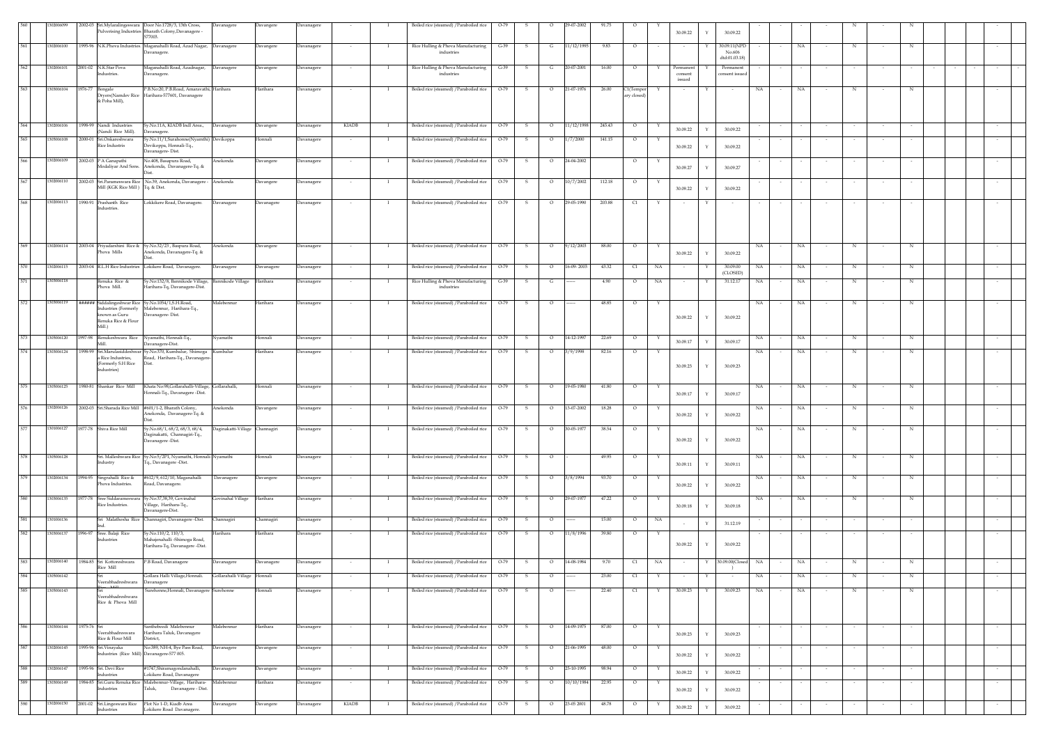| 560 | 1302006099 | 2002-03 | Sri.Mylaralingeswara Pulverising Industries | Door No.1728/3, 13th Cross, Bharath Colony,Davanagere - 577003. | Davanagere | Davangere | Davanagere | - | I | Boiled rice (steamed) /Paraboiled rice | O-79 | S | O | 29-07-2002 | 91.75 | O | Y | 30.09.22 | Y | 30.09.22 | - | - | - | - | N | - | N | | | | - |
|---|---|---|---|---|---|---|---|---|---|---|---|---|---|---|---|---|---|---|---|---|---|---|---|---|---|---|---|---|---|---|---|
| 561 | 1302006100 | 1995-96 | N.K.Phova Industries. | Maganahalli Road, Azad Nagar, Davanagere. | Davanagere | Davangere | Davanagere | - | I | Rice Hulling & Phova Manufacturing industries | G-39 | S | G | 11/12/1995 | 9.83 | O | - | - | Y | 30.09.11(NPD No.60fi dtd:01.03.18) | - | - | NA | - | N | - | N | | | | - |
| 562 | 1302006101 | 2001-02 | N.K.Star Piva Industries. | Maganahalli Road, Azadnagar, Davanagere. | Davanagere | Davangere | Davanagere | - | I | Rice Hulling & Phova Manufacturing industries | G-39 | S | G | 20-07-2001 | 16.00 | O | Y | Permanent consent issued | Y | Permanent consent issued | - | - | - | - | - | - | - | - | - | - | - |
| 563 | 1302006104 | 1976-77 | Bongale Dryers(Namdev Rice & Poha Mill), | P.B.No:20, P.B.Road, Amaravathi, Harihara-577601, Davanagere | Harihara | Harihara | Davanagere | - | I | Boiled rice (steamed) /Paraboiled rice | O-79 | S | O | 21-07-1976 | 26.00 | C1(Temporary closed) | Y | - | Y | - | NA | - | NA | - | N | - | N | | | | - |
| 564 | 1302006106 | 1998-99 | Nandi Industries (Nandi Rice Mill). | Sy.No.11A, KIADB Indl Area., Davanagere. | Davanagere | Davangere | Davanagere | KIADB | I | Boiled rice (steamed) /Paraboiled rice | O-79 | S | O | 11/12/1998 | 245.43 | O | Y | 30.09.22 | Y | 30.09.22 | - | - | - | - | - | - | - | | | | - |
| 565 | 1305006108 | 2000-01 | Sri.Onkareshwara Rice Industris | Sy.No.11/1,Surahonne(Nyamthi) Devikoppa, Honnali-Tq., Davanagere- Dist. | Devikoppa | Honnali | Davanagere | - | I | Boiled rice (steamed) /Paraboiled rice | O-79 | S | O | 1/7/2000 | 141.15 | O | Y | 30.09.22 | Y | 30.09.22 | - | - | - | - | - | - | - | | | | - |
| 566 | 1302006109 | 2002-03 | P.A.Ganapathi Modaliyar And Sons. | No.408, Basapura Road, Anekonda, Davanagere-Tq. & Dist. | Anekonda | Davangere | Davanagere | - | I | Boiled rice (steamed) /Paraboiled rice | O-79 | S | O | 24-04-2002 | | O | Y | 30.09.27 | Y | 30.09.27 | - | - | - | - | - | - | - | | | | - |
| 567 | 1302006110 | 2002-03 | Sri.Parameswara Rice Mill (KGK Rice Mill ) | No.39, Anekonda, Davanagere - Tq & Dist. | Anekonda | Davangere | Davanagere | - | I | Boiled rice (steamed) /Paraboiled rice | O-79 | S | O | 10/7/2002 | 112.18 | O | Y | 30.09.22 | Y | 30.09.22 | - | - | - | - | - | - | - | | | | - |
| 568 | 1302006113 | 1990-91 | Prashanth Rice Industries. | Lokikere Road, Davanagere. | Davanagere | Davanagere | Davanagere | - | I | Boiled rice (steamed) /Paraboiled rice | O-79 | S | O | 29-05-1990 | 203.88 | C1 | Y | - | Y | - | - | - | - | - | - | - | - | | | | - |
| 569 | 1302006114 | 2003-04 | Priyadarshini Rice & Phova Mills | Sy.No.32/23 , Baspura Road, Anekonda, Davanagere-Tq. & Dist. | Anekonda | Davangere | Davanagere | - | I | Boiled rice (steamed) /Paraboiled rice | O-79 | S | O | 9/12/2003 | 88.00 | O | Y | 30.09.22 | Y | 30.09.22 | NA | - | NA | - | N | - | N | | | | - |
| 570 | 1302006115 | 2003-04 | R.L.H Rice Industries | Lokikere Road, Davanagere. | Davanagere | Davanagere | Davanagere | - | I | Boiled rice (steamed) /Paraboiled rice | O-79 | S | O | 16-09- 2003 | 43.32 | C1 | NA | - | Y | 30.09.00 (CLOSED) | NA | - | NA | - | N | - | N | | | | - |
| 571 | 1303006118 | | Renuka Rice & Phova Mill. | Sy.No:152/8, Bannikode Village, Harihara-Tq, Davanagere-Dist. | Bannikode Village | Harihara | Davanagere | - | I | Rice Hulling & Phova Manufacturing industries | G-39 | S | G | ------ | 4.90 | O | NA | - | Y | 31.12.17 | NA | - | NA | - | N | - | N | | | | - |
| 572 | 1303006119 | ###### | Siddalingeshwar Rice Industries (Formerly known as Guru Renuka Rice & Flour Mill.) | Sy.No.1054/1,S.H.Road, Malebennur, Harihara-Tq., Davanagere- Dist. | Malebennur | Harihara | Davanagere | - | I | Boiled rice (steamed) /Paraboiled rice | O-79 | S | O | ------ | 48.85 | O | Y | 30.09.22 | Y | 30.09.22 | NA | - | NA | - | N | - | N | | | | - |
| 573 | 1305006120 | 1997-98 | Renukeshwara Rice Mill. | Nyamathi, Honnali-Tq., Davanagere-Dist. | Nyamathi | Honnali | Davanagere | - | I | Boiled rice (steamed) /Paraboiled rice | O-79 | S | O | 14-12-1997 | 22.69 | O | Y | 30.09.17 | Y | 30.09.17 | NA | - | NA | - | N | - | N | | | | - |
| 574 | 1303006124 | 1998-99 | Sri.Marulasiddeshwara Rice Industries, (Formerly S.H Rice Industries) | Sy.No:370, Kumbalur, Shimoga Road, Harihara-Tq., Davanagere-Dist. | Kumbalur | Harihara | Davanagere | - | I | Boiled rice (steamed) /Paraboiled rice | O-79 | S | O | 3/9/1998 | 82.16 | O | Y | 30.09.23 | Y | 30.09.23 | NA | - | NA | - | N | - | N | | | | - |
| 575 | 1305006125 | 1980-81 | Shankar Rice Mill | Khata No:98,Gollarahalli-Village, Honnali-Tq., Davanagere -Dist. | Gollarahalli, | Honnali | Davanagere | - | I | Boiled rice (steamed) /Paraboiled rice | O-79 | S | O | 19-05-1980 | 41.80 | O | Y | 30.09.17 | Y | 30.09.17 | NA | - | NA | - | N | - | N | | | | - |
| 576 | 1302006126 | 2002-03 | Sri.Sharada Rice Mill | #601/1-2, Bharath Colony, Anekonda, Davanagere-Tq. & Dist. | Anekonda | Davangere | Davanagere | - | I | Boiled rice (steamed) /Paraboiled rice | O-79 | S | O | 13-07-2002 | 18.28 | O | Y | 30.09.22 | Y | 30.09.22 | NA | - | NA | - | N | - | N | | | | - |
| 577 | 1301006127 | 1977-78 | Shiva Rice Mill | Sy.No.68/1, 68/2, 68/3, 68/4, Daginakatti, Channagiri-Tq., Davanagere -Dist. | Daginakatti-Village | Channagiri | Davanagere | - | I | Boiled rice (steamed) /Paraboiled rice | O-79 | S | O | 30-05-1977 | 38.54 | O | Y | 30.09.22 | Y | 30.09.22 | NA | - | NA | - | N | - | N | | | | - |
| 578 | 1305006128 | | Sri. Malleshwara Rice Industry | Sy.No:5/2P1, Nyamathi, Honnali-Tq., Davanagere -Dist. | Nyamathi | Honnali | Davanagere | - | I | Boiled rice (steamed) /Paraboiled rice | O-79 | S | O | - | 49.95 | O | Y | 30.09.11 | Y | 30.09.11 | NA | - | NA | - | N | - | N | | | | - |
| 579 | 1302006134 | 1994-95 | Singrahalli Rice & Phova Industries. | #612/9, 612/10, Maganahalli Road, Davanagere. | Davanagere | Davangere | Davanagere | - | I | Boiled rice (steamed) /Paraboiled rice | O-79 | S | O | 3/8/1994 | 93.70 | O | Y | 30.09.22 | Y | 30.09.22 | NA | - | NA | - | N | - | N | | | | - |
| 580 | 1303006135 | 1977-78 | Sree Siddarameswara Rice Industries. | Sy.No:37,38,39, Govinahal Village, Harihara-Tq., Davanagere-Dist. | Govinahal Village | Harihara | Davanagere | - | I | Boiled rice (steamed) /Paraboiled rice | O-79 | S | O | 29-07-1977 | 47.22 | O | Y | 30.09.18 | Y | 30.09.18 | NA | - | NA | - | N | - | N | | | | - |
| 581 | 1301006136 | | Sri Malathesha Rice Ind. | Channagiri, Davanagere -Dist. | Channagiri | Channagiri | Davanagere | - | I | Boiled rice (steamed) /Paraboiled rice | O-79 | S | O | ------ | 15.00 | O | NA | - | Y | 31.12.19 | - | - | - | - | - | - | - | | | | - |
| 582 | 1303006137 | 1996-97 | Sree. Balaji Rice Industries | Sy.No.110/2, 110/3, Mahajenahalli -Shimoga Road, Harihara-Tq, Davanagere -Dist. | Harihara | Harihara | Davanagere | - | I | Boiled rice (steamed) /Paraboiled rice | O-79 | S | O | 11/8/1996 | 39.80 | O | Y | 30.09.22 | Y | 30.09.22 | - | - | - | - | - | - | - | | | | - |
| 583 | 1302006140 | 1984-85 | Sri Kotteeshwara Rice Mill | P.B Road, Davanagere | Davanagere | Davanagere | Davanagere | - | I | Boiled rice (steamed) /Paraboiled rice | O-79 | S | O | 14-08-1984 | 9.70 | C1 | NA | - | Y | 30.09.00(Closed) | NA | - | NA | - | N | - | N | | | | - |
| 584 | 1305006142 | | Sri Veerabhadreshwara Rice Mill | Gollara Halli Village,Honnali. Davanagere | Gollarahalli Village | Honnali | Davanagere | - | I | Boiled rice (steamed) /Paraboiled rice | O-79 | S | O | ------ | 23.00 | C1 | Y | - | Y | - | NA | - | NA | - | N | - | N | | | | - |
| 585 | 1305006143 | | Sri Veerabhadreshwara Rice & Phova Mill | Surehonne,Honnali, Davanagere | Surehonne | Honnali | Davanagere | - | I | Boiled rice (steamed) /Paraboiled rice | O-79 | S | O | ------ | 22.40 | C1 | Y | 30.09.23 | Y | 30.09.23 | NA | - | NA | - | N | - | N | | | | - |
| 586 | 1303006144 | 1975-76 | Sri Veerabhadreswara Rice & Flour Mill | Santhebeedi Malebennur Harihara Taluk, Davanagere District, | Malebennur | Harihara | Davanagere | - | I | Boiled rice (steamed) /Paraboiled rice | O-79 | S | O | 14-09-1975 | 87.00 | O | Y | 30.09.23 | Y | 30.09.23 | - | - | - | - | - | - | - | | | | - |
| 587 | 1302006145 | 1995-96 | Sri.Vinayaka Industries (Rice Mill) | No:389, NH-4, Bye Pass Road, Davanagere-577 005. | Davanagere | Davangere | Davanagere | - | I | Boiled rice (steamed) /Paraboiled rice | O-79 | S | O | 21-06-1995 | 48.00 | O | Y | 30.09.22 | Y | 30.09.22 | - | - | - | - | - | - | - | | | | - |
| 588 | 1302006147 | 1995-96 | Sri. Devi Rice Industries | #1747,Shiramagondanahalli, Lokikere Road, Davanagere | Davanagere | Davangere | Davanagere | - | I | Boiled rice (steamed) /Paraboiled rice | O-79 | S | O | 25-10-1995 | 98.94 | O | Y | 30.09.22 | Y | 30.09.22 | - | - | - | - | - | - | - | | | | - |
| 589 | 1303006149 | 1984-85 | Sri.Guru Renuka Rice Industries | Malebennur-Village, Harihara-Taluk, Davanagere - Dist. | Malebennur | Harihara | Davanagere | - | I | Boiled rice (steamed) /Paraboiled rice | O-79 | S | O | 10/10/1984 | 22.95 | O | Y | 30.09.22 | Y | 30.09.22 | - | - | - | - | - | - | - | | | | - |
| 590 | 1302006150 | 2001-02 | Sri.Lingeswara Rice Industries | Plot No 1-D, Kiadb Area Lokikere Road Davanagere. | Davanagere | Davangere | Davanagere | KIADB | I | Boiled rice (steamed) /Paraboiled rice | O-79 | S | O | 23-05 2001 | 48.78 | O | Y | 30.09.22 | Y | 30.09.22 | - | - | - | - | - | - | - | | | | - |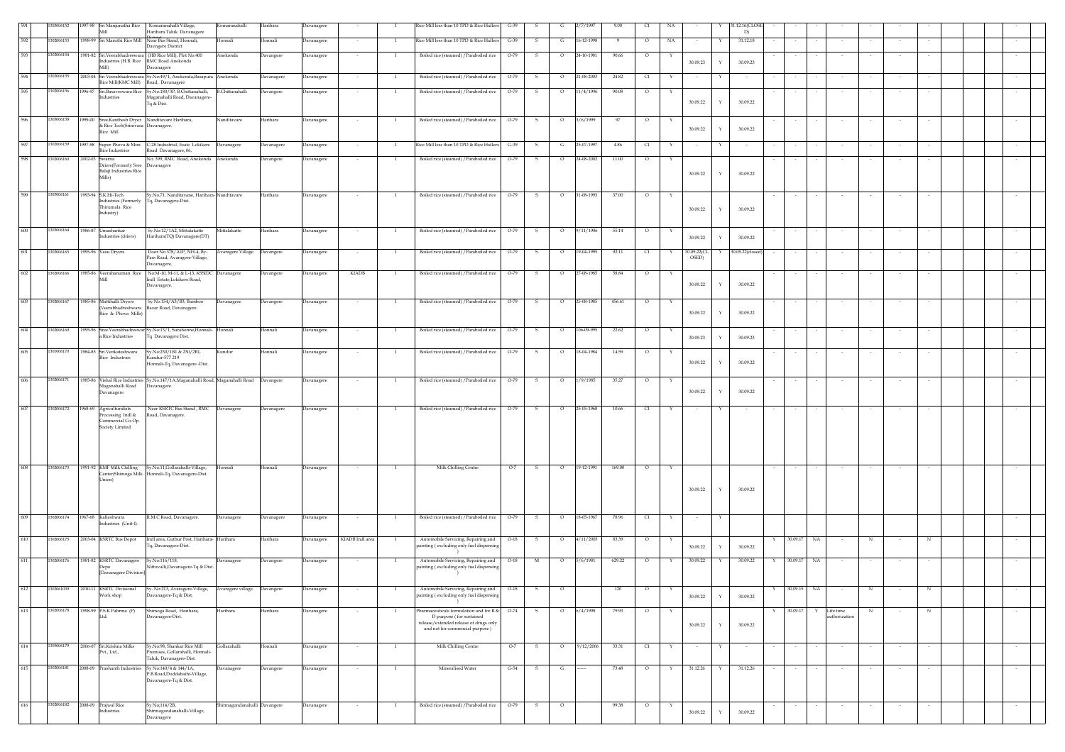| 591 | 1302006152 | 1997-98 | Sri Manjunatha Rice Mill | Komaranahalli Village, Harihara Taluk Davanagere District | Komaranahalli | Harihara | Davanagere | - | I | Rice Mill less than 10 TPD & Rice Hullers | G-39 | S | G | 2/7/1997 | 9.00 | Cl | NA | - | Y | 31.12.16(CLOSED) | - | - | - | - | - | - | - | | | | - |
|---|---|---|---|---|---|---|---|---|---|---|---|---|---|---|---|---|---|---|---|---|---|---|---|---|---|---|---|---|---|---|---|
| 592 | 1302006153 | 1998-99 | Sri Maruthi Rice Mill | Near Bus Stand, Honnali, Davngere District | Honnali | Honnali | Davanagere | - | I | Rice Mill less than 10 TPD & Rice Hullers | G-39 | S | G | 16-12-1998 | 9 | O | NA | - | Y | 31.12.18 | - | - | - | - | - | - | - | | | | - |
| 593 | 1302006154 | 1981-82 | Sri. Veerabhadreswara Industries (H.R Rice Mill) | (HB Rice Mill), Plot No.400 RMC Road Anekonda Davanagere | Anekonda | Davangere | Davanagere | - | I | Boiled rice (steamed) /Paraboiled rice | O-79 | S | O | 24-10-1981 | 90.66 | O | Y | 30.09.23 | Y | 30.09.23 | - | - | - | - | - | - | - | | | | - |
| 594 | 1302006155 | 2003-04 | Sri Veerabhadreswara Rice Mill(KMC Mill) | Sy.No49/1, Anekonda,Basapura Road, Davanagere | Anekonda | Davangere | Davanagere | - | I | Boiled rice (steamed) /Paraboiled rice | O-79 | S | O | 21-08-2003 | 24.82 | Cl | Y | - | Y | - | - | - | - | - | - | - | - | | | | - |
| 595 | 1302006156 | 1996-97 | Sri.Basaveswara Rice Industries | Sy.No.180/3P, B.Chittanahalli, Maganahalli Road, Davanagere-Tq & Dist. | B.Chittanahalli | Davangere | Davanagere | - | I | Boiled rice (steamed) /Paraboiled rice | O-79 | S | O | 11/4/1996 | 90.08 | O | Y | 30.09.22 | Y | 30.09.22 | - | - | - | - | - | - | - | | | | - |
| 596 | 1302006158 | 1999-00 | Sree.Kantheshi Dryer & Rice Tech(Srinivasa Rice Mill | Nandithavare Harihara, Davanagere. | Nanditavare | Harihara | Davanagere | - | I | Boiled rice (steamed) /Paraboiled rice | O-79 | S | O | 3/6/1999 | 97 | O | Y | 30.09.22 | Y | 30.09.22 | - | - | - | - | - | - | - | | | | - |
| 597 | 1302006159 | 1997-98 | Super Phova & Mini Rice Industries | C-28 Industrial, Esate Lokikere Road Davanagere, 06, | Davanagere | Davangere | Davanagere | - | I | Rice Mill less than 10 TPD & Rice Hullers | G-39 | S | G | 25-07-1997 | 4.86 | Cl | Y | - | Y | - | - | - | - | - | - | - | - | | | | - |
| 598 | 1302006160 | 2002-03 | Swarna Driers(Formerly Sree Balaji Industries Rice Mills) | No. 399, RMC Road, Anekonda Davanagere | Anekonda | Davangere | Davanagere | - | I | Boiled rice (steamed) /Paraboiled rice | O-79 | S | O | 24-08-2002 | 11.00 | O | Y | 30.09.22 | Y | 30.09.22 | - | - | - | - | - | - | - | | | | - |
| 599 | 1302006161 | 1993-94 | S.K.Hi-Tech Industries (Formerly Thirumala Rice Industry) | Sy.No.71, Nandithavare, Harihara-Tq, Davanagere-Dist. | Nanditavare | Harihara | Davanagere | - | I | Boiled rice (steamed) /Paraboiled rice | O-79 | S | O | 31-08-1993 | 37.00 | O | Y | 30.09.22 | Y | 30.09.22 | - | - | - | - | - | - | - | | | | - |
| 600 | 1302006164 | 1986-87 | Umashankar Industries (driers) | Sy.No:12/1A2, Mittalakatte Harihara(TQ) Davanagere(DT) | Mittalakatte | Harihara | Davanagere | - | I | Boiled rice (steamed) /Paraboiled rice | O-79 | S | O | 9/11/1986 | 55.14 | O | Y | 30.09.22 | Y | 30.09.22 | - | - | - | - | - | - | - | | | | - |
| 601 | 1302006165 | 1995-96 | Vasu Dryers | Door No.578/A1P, NH-4, By-Pass Road, Avaragere-Village, Davanagere. | Avaragere Village | Davangere | Davanagere | - | I | Boiled rice (steamed) /Paraboiled rice | O-79 | S | O | 19-04-1995 | 92.11 | Cl | Y | 30.09.22(CLOSED) | Y | 30.09.22(closed) | - | - | - | - | - | - | - | | | | - |
| 602 | 1302006166 | 1985-86 | Veerahanuman Rice Mill | No:M-10, M-11, & L-13, KSSIDC Indl Estate,Lokikere Road, Davanagere. | Davanagere | Davangere | Davanagere | KIADB | I | Boiled rice (steamed) /Paraboiled rice | O-79 | S | O | 27-08-1985 | 58.84 | O | Y | 30.09.22 | Y | 30.09.22 | - | - | - | - | - | - | - | | | | - |
| 603 | 1302006167 | 1985-86 | Matthalli Dryers (Veerabhadreshwara Rice & Phova Mills) | Sy.No.154/A3/B3, Bamboo Bazar Road, Davanagere. | Davanagere | Davangere | Davanagere | - | I | Boiled rice (steamed) /Paraboiled rice | O-79 | S | O | 25-08-1985 | 456.61 | O | Y | 30.09.22 | Y | 30.09.22 | - | - | - | - | - | - | - | | | | - |
| 604 | 1302006169 | 1995-96 | Sree.Veerabhadreswara Rice Industries | Sy.No15/1, Surahonne,Honnali-Tq Davanagere Dist. | Honnali | Honnali | Davanagere | - | I | Boiled rice (steamed) /Paraboiled rice | O-79 | S | O | 106-09-995 | 22.62 | O | Y | 30.09.23 | Y | 30.09.23 | - | - | - | - | - | - | - | | | | - |
| 605 | 1301006170 | 1984-85 | Sri.Venkateshwara Rice Industries | Sy.No.250/1B1 & 250/2B1, Kundur-577 219 Honnali-Tq, Davanagere -Dist. | Kundur | Honnali | Davanagere | - | I | Boiled rice (steamed) /Paraboiled rice | O-79 | S | O | 18-04-1984 | 14.59 | O | Y | 30.09.22 | Y | 30.09.22 | - | - | - | - | - | - | - | | | | - |
| 606 | 1302006171 | 1985-86 | Vishal Rice Industries Maganahalli Road Davanagere | Sy.No.147/1A,Maganahalli Road, Davanagere. | Maganahalli Road | Davangere | Davanagere | - | I | Boiled rice (steamed) /Paraboiled rice | O-79 | S | O | 1/9/1985 | 35.27 | O | Y | 30.09.22 | Y | 30.09.22 | - | - | - | - | - | - | - | | | | - |
| 607 | 1302006172 | 1968-69 | Agriculturalists Processing Indl & Commercial Co-Op Society Limited. | Near KSRTC Bus Stand , RMC Road, Davanagere. | Davanagere | Davanagere | Davanagere | - | I | Boiled rice (steamed) /Paraboiled rice | O-79 | S | O | 25-05-1968 | 10.66 | Cl | Y | - | Y | - | - | - | - | - | - | - | - | | | | - |
| 608 | 1302006173 | 1991-92 | KMF Milk Chilling Center(Shimoga Milk Union) | Sy.No.11,Gollarahalli-Village, Honnali-Tq, Davanagere-Dist. | Honnali | Honnali | Davanagere | - | I | Milk Chilling Centre | O-7 | S | O | 19-12-1991 | 169.00 | O | Y | 30.09.22 | Y | 30.09.22 | - | - | - | - | - | - | - | | | | - |
| 609 | 1302006174 | 1967-68 | Kalleshwara Industries (Unit-I). | R.M.C Road, Davanagere. | Davanagere | Davanagere | Davanagere | - | I | Boiled rice (steamed) /Paraboiled rice | O-79 | S | O | 18-05-1967 | 78.96 | Cl | Y | - | Y | | | | | | | | | | | | - |
| 610 | 1302006175 | 2003-04 | KSRTC Bus Depot | Indl area, Guthur Post, Harihara-Tq, Davanagere-Dist. | Harihara | Harihara | Davanagere | KIADB Indl area | I | Automobile Servicing, Repairing and painting ( excluding only fuel dispensing ) | O-18 | S | O | 4/11/2003 | 83.39 | O | Y | 30.09.22 | Y | 30.09.22 | Y | 30.09.17 | NA | - | N | - | N | | | | - |
| 611 | 1302006176 | 1981-82 | KSRTC Davanagere Depu (Davanagere Division) | Sy.No:116/118, Nittuvalli,Davanagere-Tq & Dist. | Davanagere | Davangere | Davanagere | - | I | Automobile Servicing, Repairing and painting ( excluding only fuel dispensing ) | O-18 | M | O | 5/6/1981 | 629.22 | O | Y | 30.09.22 | Y | 30.09.22 | Y | 30.09.17 | NA | - | - | - | - | | | | - |
| 612 | 1302001039 | 2010-11 | KSRTC Divisional Work shop | Sy. No:213, Avaragere-Village, Davanagere-Tq & Dist. | Avaragere village | Davangere | Davanagere | - | I | Automobile Servicing, Repairing and painting ( excluding only fuel dispensing ) | O-18 | S | O | | 120 | O | Y | 30.09.22 | Y | 30.09.22 | Y | 30.09.15 | NA | - | N | - | N | | | | - |
| 613 | 1302006178 | 1998-99 | P.S.K Pahrma (P) Ltd. | Shimoga Road, Harihara, Davanagere-Dist. | Harihara | Harihara | Davanagere | - | I | Pharmaceuticals formulation and for R & D purpose ( for sustained release/extended release of drugs only and not for commercial purpose ) | O-74 | S | O | 6/4/1998 | 79.93 | O | Y | 30.09.22 | Y | 30.09.22 | Y | 30.09.17 | Y | Life time authorization | N | - | N | | | | - |
| 614 | 1305006179 | 2006-07 | Sri.Krishna Milks Pvt., Ltd., | Sy.No:98, Shankar Rice Mill Premises, Gollarahalli, Honnali-Taluk, Davanagere-Dist. | Gollarahalli | Honnali | Davanagere | - | I | Milk Chilling Centre | O-7 | S | O | 9/12/2006 | 33.31 | Cl | Y | - | Y | - | - | - | - | - | - | - | - | | | | - |
| 615 | 1302006181 | 2008-09 | Prashanth Industries | Sy.No:140/4 & 144/1A, P.B.Road,Doddabathi-Village, Davanagere-Tq & Dist. | Davanagere | Davangere | Davanagere | - | I | Mineralised Water | G-54 | S | G | ------ | 73.48 | O | Y | 31.12.26 | Y | 31.12.26 | - | - | - | - | - | - | - | | | | - |
| 616 | 1302006182 | 2008-09 | Prajwal Rice Industries | Sy.No;114/2B, Shirmagondanahalli-Village, Davanagere | Shirmagondanahalli | Davangere | Davanagere | - | I | Boiled rice (steamed) /Paraboiled rice | O-79 | S | O | | 99.38 | O | Y | 30.09.22 | Y | 30.09.22 | - | - | - | - | - | - | - | | | | - |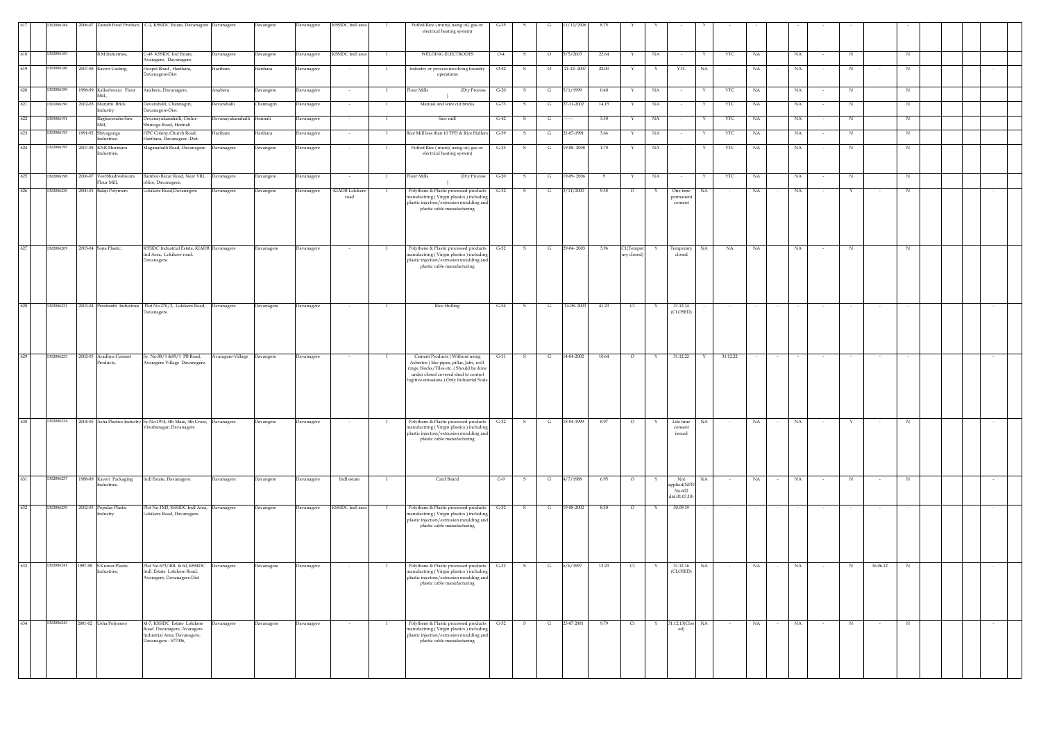| 617 | 1302006184 | 2006-07 | Zainab Food Product, | C-1, KSSIDC Estate, Davanagere | Davanagere | Davangere | Davanagere | KSSIDC Indl area | I | Puffed Rice (muri)( using oil, gas or electrical heating system) | G-35 | S | G | 11/12/2006 | 8.75 | Y | Y | - | Y | - | - | | - | - | - | | - | | | | |
|---|---|---|---|---|---|---|---|---|---|---|---|---|---|---|---|---|---|---|---|---|---|---|---|---|---|---|---|---|---|---|---|
| 618 | 1302006185 | | B.M.Industries, | C-48 KSSIDC Ind Estate, Avaragere, Davanagere. | Davanagere | Davangere | Davanagere | KSSIDC Indl area | I | WELDING ELECTRODES | O-4 | S | O | 5/5/2003 | 22.64 | Y | NA | - | Y | YTC | NA | | NA | - | N | | N | | | | |
| 619 | 1302006186 | 2007-08 | Kaveri Casting, | Hospet Road , Harihara, Davanagere-Dist | Harihara | Harihara | Davanagere | - | I | Industry or process involving foundry operations | O-42 | S | O | 21-12- 2007 | 22.00 | Y | Y | YTC | NA | - | NA | - | NA | - | N | - | N | | | | - |
| 620 | 1302006189 | 1998-99 | Kalleshwara Flour Mill., | Anaberu, Davanagere, | Anaberu | Davangere | Davanagere | - | I | Flour Mills (Dry Process ) | G-20 | S | G | 5/1/1999 | 0.40 | Y | NA | - | Y | YTC | NA | | NA | - | N | | N | | | | |
| 621 | 1301006190 | 2002-03 | Maruthi Brick Industry | Devarahalli, Channagiri, Davanagere-Dist. | Devarahalli | Channagiri | Davanagere | - | I | Manual and wire cut bricks | G-73 | S | G | 27-11-2002 | 14.15 | Y | NA | - | Y | YTC | NA | | NA | - | N | | N | | | | |
| 622 | 1305006191 | | Raghavendra Saw Mill, | Devanayakanahalli, Chilur-Shimoga Road, Honnali | Devanayakanahalli | Honnali | Davanagere | - | I | Saw mill | G-42 | S | G | ------ | 3.50 | Y | NA | - | Y | YTC | NA | | NA | - | N | | N | | | | |
| 623 | 1303006193 | 1991-92 | Shivaganga Industries. | HPC Colony,Church Road, Harihara, Davanagere -Dist. | Harihara | Harihara | Davanagere | - | I | Rice Mill less than 10 TPD & Rice Hullers | G-39 | S | G | 21-07-1991 | 3.64 | Y | NA | - | Y | YTC | NA | | NA | - | N | | N | | | | |
| 624 | 1302006195 | 2007-08 | KNR Murmura Industries, | Maganahalli Road, Davanagere | Davanagere | Davangere | Davanagere | - | I | Puffed Rice (muri)( using oil, gas or electrical heating system) | G-35 | S | G | 19-08- 2008 | 1.70 | Y | NA | - | Y | YTC | NA | | NA | - | N | | N | | | | |
| 625 | 1302006198 | 2006-07 | Veerbhadreshwara Flour Mill, | Bamboo Bazar Road, Near VRL office, Davanagere. | Davanagere | Davangere | Davanagere | - | I | Flour Mills (Dry Process ) | G-20 | S | G | 19-09- 2006 | 9 | Y | NA | - | Y | YTC | NA | | NA | - | N | | N | | | | |
| 626 | 1302006230 | 2000-01 | Balaji Polymers | Lokikere Road,Davanagere | Davanagere | Davangere | Davanagere | KIADB Lokikere road | I | Polythene & Plastic processed products manufactring ( Virgin plastics ) including plastic injection/extrusion moulding and plastic cable manufacturing | G-32 | S | G | 3/11/2000 | 9.38 | O | Y | One time permanent consent | NA | - | NA | - | NA | - | Y | - | N | | | | - |
| 627 | 1302006209 | 2003-04 | Sona Plastic, | KSSIDC Industrial Estate, KIADB Ind Area, Lokikere road, Davanagere. | Davanagere | Davangere | Davanagere | - | I | Polythene & Plastic processed products manufactring ( Virgin plastics ) including plastic injection/extrusion moulding and plastic cable manufacturing | G-32 | S | G | 29-04- 2005 | 3.96 | C1(Temporary closed) | Y | Temporary closed | NA | NA | NA | | NA | - | N | | N | | | | |
| 628 | 1302006231 | 2003-04 | Prashanth Industries | Plot No.270/2, Lokikere Road, Davanagere. | Davanagere | Davangere | Davanagere | - | I | Rice Hulling | G-54 | S | G | 14-08- 2003 | 41.23 | C1 | Y | 31.12.14 (CLOSED) | - | - | - | - | - | - | - | - | - | | | | - |
| 629 | 1302006233 | 2002-03 | Aradhya Cement Products, | Sy. No.88/1 &89/1 PB Road, Avaragere Village Davanagere. | Avaragere-Village | Davangere | Davanagere | - | I | Cement Products ( Without using Asbestos ) like pipes, pillar, Jafri, well rings, blocks/Tiles etc. ( Should be done under closed covered shed to control fugitive emissions ) Only Industrial Scale | G-11 | S | G | 14-04-2002 | 10.64 | O | Y | 31.12.22 | Y | 31.12.22 | - | - | - | - | - | - | - | | | | - |
| 630 | 1302006234 | 2004-05 | Asha Plastics Industry | Sy.No:1914, 4th Main, 4th Cross, Vinobanagar, Davanagere | Davanagere | Davangere | Davanagere | - | I | Polythene & Plastic processed products manufactring ( Virgin plastics ) including plastic injection/extrusion moulding and plastic cable manufacturing | G-32 | S | G | 18-04-1999 | 8.97 | O | Y | Life time consent issued | NA | - | NA | - | NA | - | Y | - | N | | | | - |
| 631 | 1302006237 | 1988-89 | Kaveri Packaging Industries. | Indl Estate, Davanagere. | Davanagere | Davangere | Davanagere | Indl estate | I | Card Board | G-9 | S | G | 4/7/1988 | 6.95 | O | Y | Not applied(NPD No.602 dtd.01.03.18) | NA | - | NA | - | NA | - | N | - | N | | | | - |
| 632 | 1302006239 | 2002-03 | Popular Plastic Industry | Plot No.1MD, KSSIDC Indl Area, Lokikere Road, Davanagere. | Davanagere | Davangere | Davanagere | KSSIDC Indl area | I | Polythene & Plastic processed products manufactring ( Virgin plastics ) including plastic injection/extrusion moulding and plastic cable manufacturing | G-32 | S | G | 19-08-2002 | 8.30 | O | Y | 30.09.19 | - | - | - | - | - | - | - | - | - | | | | - |
| 633 | 1302006241 | 1997-98 | S.Kumar Plastic Industries, | Plot No.673/404 & 60, KSSIDC Indl. Estate Lokikere Road, Avaragere, Davanagere.Dist | Davanagere | Davanagere | Davanagere | - | I | Polythene & Plastic processed products manufactring ( Virgin plastics ) including plastic injection/extrusion moulding and plastic cable manufacturing | G-32 | S | G | 6/6/1997 | 12.23 | C1 | Y | 31.12.16 (CLOSED) | NA | - | NA | - | NA | - | N | 16.06.12 | N | | | | - |
| 634 | 1302006243 | 2001-02 | Usha Polymers | M-7, KSSIDC Estate Lokikere Road Davanagere, Avaragere Industrial Area, Davanagere, Davanagere - 577006, | Davanagere | Davanagere | Davanagere | - | I | Polythene & Plastic processed products manufactring ( Virgin plastics ) including plastic injection/extrusion moulding and plastic cable manufacturing | G-32 | S | G | 25-07 2001 | 9.79 | C1 | Y | 31.12.13(Closed) | NA | - | NA | - | NA | - | N | - | N | | | | - |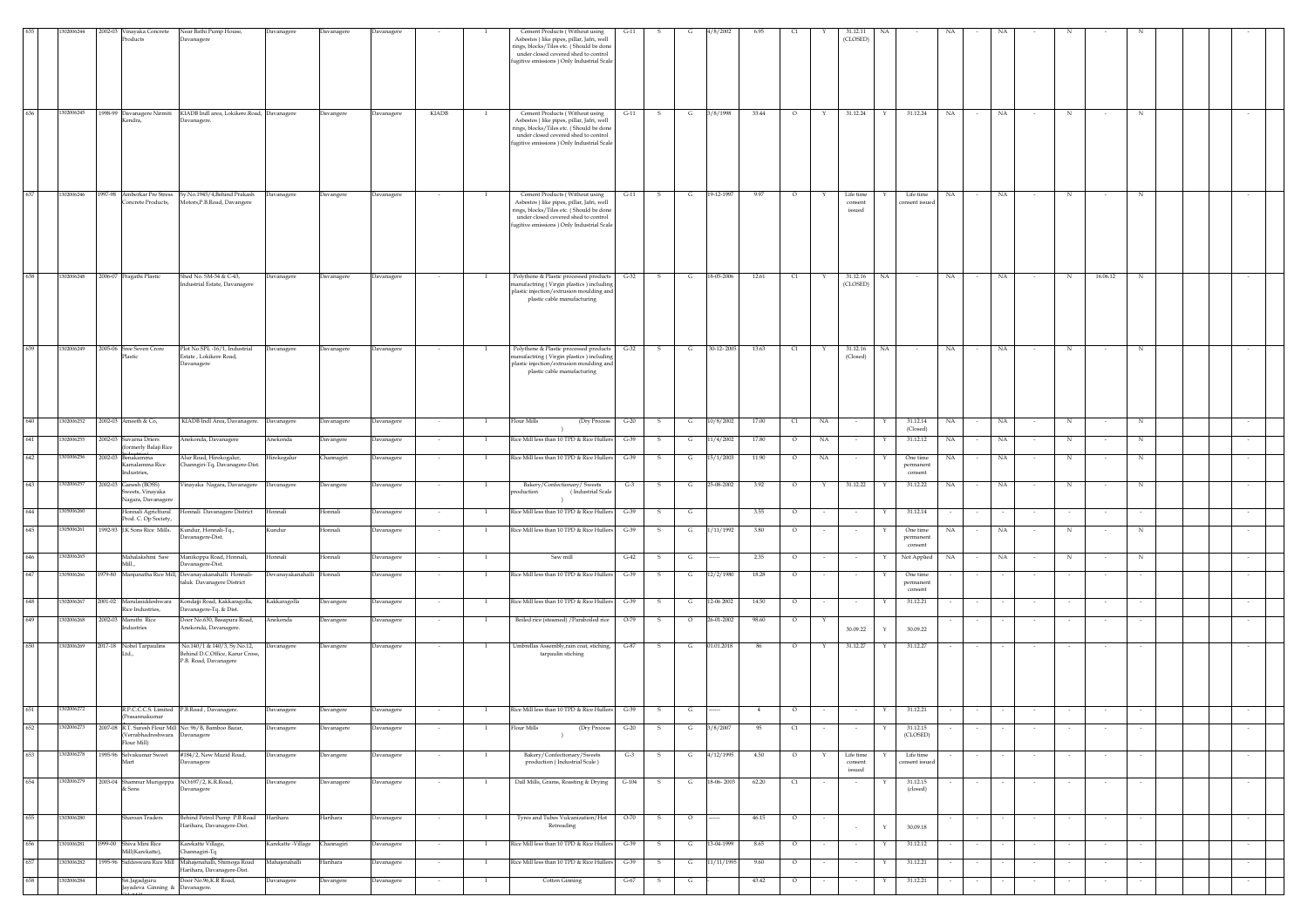| 635 | 1302006244 | 2002-03 | Vinayaka Concrete Products | Near Bathi Pump House, Davanagere | Davanagere | Davangere | Davanagere | - | I | Cement Products ( Without using Asbestos ) like pipes, pillar, Jafri, well rings, blocks/Tiles etc. ( Should be done under closed covered shed to control fugitive emissions ) Only Industrial Scale | G-11 | S | G | 4/8/2002 | 6.95 | Cl | Y | 31.12.11 (CLOSED) | NA | - | NA | - | NA | - | N | - | N | | | - | |
|---|---|---|---|---|---|---|---|---|---|---|---|---|---|---|---|---|---|---|---|---|---|---|---|---|---|---|---|---|---|---|---|
| 636 | 1302006245 | 1998-99 | Davanagere Nirmiti Kendra, | KIADB Indl area, Lokikere.Road, Davanagere. | Davanagere | Davangere | Davanagere | KIADB | I | Cement Products ( Without using Asbestos ) like pipes, pillar, Jafri, well rings, blocks/Tiles etc. ( Should be done under closed covered shed to control fugitive emissions ) Only Industrial Scale | G-11 | S | G | 3/8/1998 | 33.44 | O | Y | 31.12.24 | Y | 31.12.24 | NA | - | NA | - | N | - | N | | | - | |
| 637 | 1302006246 | 1997-98 | Amberkar Pre Stress Concrete Products, | Sy.No.1945/4,Behind Prakash Motors,P.B.Road, Davangere | Davanagere | Davangere | Davanagere | - | I | Cement Products ( Without using Asbestos ) like pipes, pillar, Jafri, well rings, blocks/Tiles etc. ( Should be done under closed covered shed to control fugitive emissions ) Only Industrial Scale | G-11 | S | G | 19-12-1997 | 9.97 | O | Y | Life time consent issued | Y | Life time consent issued | NA | - | NA | - | N | - | N | | | - | |
| 638 | 1302006248 | 2006-07 | Pragathi Plastic | Shed No. SM-34 & C-43, Industrial Estate, Davanagere | Davanagere | Davangere | Davanagere | - | I | Polythene & Plastic processed products manufacting ( Virgin plastics ) including plastic injection/extrusion moulding and plastic cable manufacturing | G-32 | S | G | 18-05-2006 | 12.61 | Cl | Y | 31.12.16 (CLOSED) | NA | - | NA | - | NA | - | N | 16.06.12 | N | | | - | |
| 639 | 1302006249 | 2005-06 | Sree Seven Crore Plastic | Plot No.SPL -16/1, Industrial Estate , Lokikere Road, Davanagere | Davanagere | Davangere | Davanagere | - | I | Polythene & Plastic processed products manufacting ( Virgin plastics ) including plastic injection/extrusion moulding and plastic cable manufacturing | G-32 | S | G | 30-12- 2005 | 13.63 | Cl | Y | 31.12.16 (Closed) | NA | - | NA | - | NA | - | N | - | N | | | - | |
| 640 | 1302006252 | 2002-03 | Ameeth & Co, | KIADB Indl Area, Davanagere. | Davanagere | Davangere | Davanagere | - | I | Flour Mills (Dry Process ) | G-20 | S | G | 10/8/2002 | 17.00 | Cl | NA | - | Y | 31.12.14 (Closed) | NA | - | NA | - | N | - | N | | | - | |
| 641 | 1302006255 | 2002-03 | Suvarna Driers (formerly Balaji Rice Industries) | Anekonda, Davanagere | Anekonda | Davangere | Davanagere | - | I | Rice Mill less than 10 TPD & Rice Hullers | G-39 | S | G | 11/4/2002 | 17.80 | O | NA | - | Y | 31.12.12 | NA | - | NA | - | N | - | N | | | - | |
| 642 | 1301006256 | 2002-03 | Benakamma Kamalamma Rice Industries, | Alur Road, Hirekogalur, Channgiri-Tq, Davanagere-Dist. | Hirekogalur | Channagiri | Davanagere | - | I | Rice Mill less than 10 TPD & Rice Hullers | G-39 | S | G | 15/1/2003 | 11.90 | O | NA | - | Y | One time permanent consent | NA | - | NA | - | N | - | N | | | - | |
| 643 | 1302006257 | 2002-03 | Ganesh (BOSS) Sweets, Vinayaka Nagara, Davanagere | Vinayaka Nagara, Davanagere | Davanagere | Davangere | Davanagere | - | I | Bakery/Confectionary/ Sweets production ( Industrial Scale ) | G-3 | S | G | 25-08-2002 | 3.92 | O | Y | 31.12.22 | Y | 31.12.22 | NA | - | NA | - | N | - | N | | | - | |
| 644 | 1305006260 | | Honnali Agricltural Prod. C. Op Society, | Honnali Davanagere District | Honnali | Honnali | Davanagere | - | I | Rice Mill less than 10 TPD & Rice Hullers | G-39 | S | G | | 3.55 | O | - | - | Y | 31.12.14 | - | - | - | - | - | - | - | | | - | |
| 645 | 1305006261 | 1992-93 | J.K Sons Rice Mills. | Kundur, Honnali-Tq., Davanagere-Dist. | Kundur | Honnali | Davanagere | - | I | Rice Mill less than 10 TPD & Rice Hullers | G-39 | S | G | 1/11/1992 | 3.80 | O | - | - | Y | One time permanent consent | NA | - | NA | - | N | - | N | | | - | |
| 646 | 1302006265 | | Mahalakshmi Saw Mill., | Manikoppa Road, Honnali, Davanagere-Dist. | Honnali | Honnali | Davanagere | - | I | Saw mill | G-42 | S | G | ------ | 2.35 | O | - | - | Y | Not Applied | NA | - | NA | - | N | - | N | | | - | |
| 647 | 1305006266 | 1979-80 | Manjunatha Rice Mill, | Devanayakanahalli Honnali-taluk Davanagere District | Devanayakanahalli | Honnali | Davanagere | - | I | Rice Mill less than 10 TPD & Rice Hullers | G-39 | S | G | 12/2/1980 | 18.28 | O | - | - | Y | One time permanent consent | - | - | - | - | - | - | - | | | - | |
| 648 | 1302006267 | 2001-02 | Maruliasiddeshwara Rice Industries, | Kondajji Road, Kakkaragolla, Davanagere-Tq. & Dist. | Kakkaragolla | Davangere | Davanagere | - | I | Rice Mill less than 10 TPD & Rice Hullers | G-39 | S | G | 12-06 2002 | 14.50 | O | - | - | Y | 31.12.21 | - | - | - | - | - | - | - | | | - | |
| 649 | 1302006268 | 2002-03 | Maruthi Rice Industries | Door No.630, Basapura Road, Anekonda, Davanagere. | Anekonda | Davangere | Davanagere | - | I | Boiled rice (steamed) /Paraboiled rice | O-79 | S | O | 26-01-2002 | 98.60 | O | Y | 30.09.22 | Y | 30.09.22 | - | - | - | - | - | - | - | | | - | |
| 650 | 1302006269 | 2017-18 | Nobel Tarpaulins Ltd., | No.140/1 & 140/3, Sy.No.12, Behind D.C.Office, Karur Cross, P.B. Road, Davanagere | Davanagere | Davangere | Davanagere | - | I | Umbrellas Assembly,rain coat, stiching, tarpaulin stiching | G-87 | S | G | 01.01.2018 | 86 | O | Y | 31.12.27 | Y | 31.12.27 | - | - | - | - | - | - | - | | | - | |
| 651 | 1302006272 | | R.P.C.C.C.S. Limited (Prasannakumar | P.B.Road , Davanagere. | Davanagere | Davangere | Davanagere | - | I | Rice Mill less than 10 TPD & Rice Hullers | G-39 | S | G | ------ | 4 | O | - | - | Y | 31.12.21 | - | - | - | - | - | - | - | | | - | |
| 652 | 1302006273 | 2007-08 | R.T. Suresh Flour Mill (Veerabhadreshwara Flour Mill) | No: 96/B, Bamboo Bazar, Davanagere | Davanagere | Davangere | Davanagere | - | I | Flour Mills (Dry Process ) | G-20 | S | G | 3/8/2007 | 95 | Cl | - | - | Y | 31.12.15 (CLOSED) | - | - | - | - | - | - | - | | | - | |
| 653 | 1302006278 | 1995-96 | Selvakumar Sweet Mart | #184/2, New Mazid Road, Davanagere | Davanagere | Davangere | Davanagere | - | I | Bakery/Confectionary/Sweets production ( Industrial Scale ) | G-3 | S | G | 4/12/1995 | 4.50 | O | Y | Life time consent issued | Y | Life time consent issued | - | - | - | - | - | - | - | | | - | |
| 654 | 1302006279 | 2003-04 | Shamnur Murigeppa & Sons | NO.697/2, K.R.Road, Davanagere | Davanagere | Davangere | Davanagere | - | I | Dall Mills, Grams, Roasting & Drying | G-104 | S | G | 18-06- 2003 | 62.20 | Cl | - | - | Y | 31.12.15 (closed) | - | - | - | - | - | - | - | | | - | |
| 655 | 1303006280 | | Sharoan Traders | Behind Petrol Pump P.B Road Harihara, Davanagere-Dist. | Harihara | Harihara | Davanagere | - | I | Tyres and Tubes Vulcanization/Hot Retreading | O-70 | S | O | ------ | 46.15 | O | - | - | Y | 30.09.18 | - | - | - | - | - | - | - | | | - | |
| 656 | 1301006281 | 1999-00 | Shiva Mini Rice Mill(Karekatte), | Karekatte Village, Channagiri-Tq | Karekatte -Village | Channagiri | Davanagere | - | I | Rice Mill less than 10 TPD & Rice Hullers | G-39 | S | G | 13-04-1999 | 8.65 | O | - | - | Y | 31.12.12 | - | - | - | - | - | - | - | | | - | |
| 657 | 1303006282 | 1995-96 | Siddeswara Rice Mill | Mahajenahalli, Shimoga Road Harihara, Davanagere-Dist. | Mahajenahalli | Harihara | Davanagere | - | I | Rice Mill less than 10 TPD & Rice Hullers | G-39 | S | G | 11/11/1995 | 9.60 | O | - | - | Y | 31.12.21 | - | - | - | - | - | - | - | | | - | |
| 658 | 1302006284 | | Sri Jagadguru Jayadeva Ginning & Oil Mill | Door No.96,K.R Road, Davanagere. | Davanagere | Davangere | Davanagere | - | I | Cotton Ginning | G-67 | S | G | | 43.42 | O | - | - | Y | 31.12.21 | - | - | - | - | - | - | - | | | - | |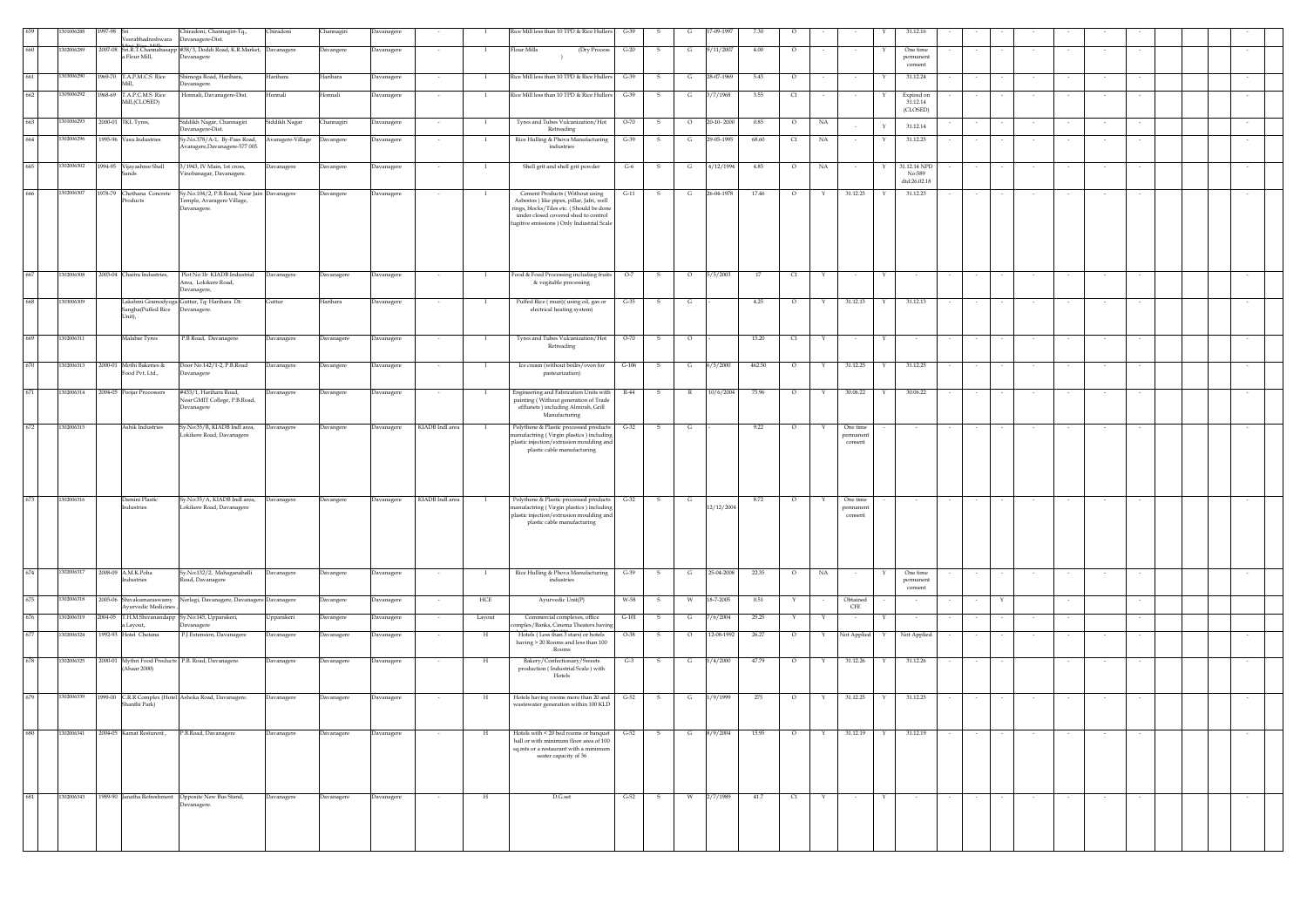| 659 | 1302006288 | 1997-98 | Sri Veerabhadreshwara Mini Rice Mill, | Chiradoni, Channagiri-Tq., Davanagere-Dist. | Chiradoni | Channagiri | Davanagere | - | I | Rice Mill less than 10 TPD & Rice Hullers | G-39 | S | G | 17-09-1997 | 7.30 | O | - | - | Y | 31.12.16 | - | - | - | - | - | - | - | | | - |
|---|---|---|---|---|---|---|---|---|---|---|---|---|---|---|---|---|---|---|---|---|---|---|---|---|---|---|---|---|---|---|
| 660 | 1302006289 | 2007-08 | Sri.R.T.Channabasappa Flour Mill, | #38/3, Doddi Road, K.R.Market, Davanagere | Davanagere | Davangere | Davanagere | - | I | Flour Mills (Dry Process) | G-20 | S | G | 9/11/2007 | 4.00 | O | - | - | Y | One time permanent consent | - | - | - | - | - | - | - | | | - |
| 661 | 1302006290 | 1969-70 | T.A.P.M.C.S. Rice Mill, | Shimoga Road, Harihara, Davanagere. | Harihara | Harihara | Davanagere | - | I | Rice Mill less than 10 TPD & Rice Hullers | G-39 | S | G | 28-07-1969 | 5.43 | O | - | - | Y | 31.12.24 | - | - | - | - | - | - | - | | | - |
| 662 | 1302006292 | 1968-69 | T.A.P.C.M.S Rice Mill,(CLOSED) | Honnali, Davanagere-Dist. | Honnali | Honnali | Davanagere | - | I | Rice Mill less than 10 TPD & Rice Hullers | G-39 | S | G | 3/7/1968 | 3.55 | C1 | - | - | Y | Expired on 31.12.14 (CLOSED) | - | - | - | - | - | - | - | | | - |
| 663 | 1302006293 | 2000-01 | TKL Tyres, | Siddikh Nagar, Channagiri Davanagere-Dist. | Siddikh Nagar | Channagiri | Davanagere | - | I | Tyres and Tubes Vulcanization/Hot Retreading | O-70 | S | O | 20-10- 2000 | 0.85 | O | NA | - | Y | 31.12.14 | - | - | - | - | - | - | - | | | - |
| 664 | 1302006296 | 1995-96 | Vasu Industries | Sy.No.378/A-1, By-Pass Road, Avaragere,Davanagere-577 005. | Avaragere-Village | Davangere | Davanagere | - | I | Rice Hulling & Phova Manufacturing industries | G-39 | S | G | 29-05-1995 | 68.60 | C1 | NA | - | Y | 31.12.25 | - | - | - | - | - | - | - | | | - |
| 665 | 1302006302 | 1994-95 | Vijayashree Shell Sands | 3/1943, IV Main, 1st cross, Vinobanagar, Davanagere. | Davanagere | Davangere | Davanagere | - | I | Shell grit and shell grit powder | G-6 | S | G | 4/12/1994 | 4.85 | O | NA | - | Y | 31.12.14 NPD No.589 dtd 26.02.18 | - | - | - | - | - | - | - | | | - |
| 666 | 1302006307 | 1978-79 | Chethana Concrete Products | Sy.No.104/2, P.B.Road, Near Jain Temple, Avaragere Village, Davanagere. | Davanagere | Davangere | Davanagere | - | I | Cement Products ( Without using Asbestos ) like pipes, pillar, Jafri, well rings, blocks/Tiles etc. ( Should be done under closed covered shed to control fugitive emissions ) Only Industrial Scale | G-11 | S | G | 26-04-1978 | 17.46 | O | Y | 31.12.23 | Y | 31.12.23 | - | - | - | - | - | - | - | | | - |
| 667 | 1302006308 | 2003-04 | Chaitra Industries, | Plot No 1b KIADB Industrial Area, Lokikere Road, Davanagere, | Davanagere | Davanagere | Davanagere | - | I | Food & Food Processing including fruits & vegitable processing | O-7 | S | O | 5/5/2003 | 17 | C1 | Y | - | Y | - | - | - | - | - | - | - | - | | | - |
| 668 | 1302006309 | | Lakshmi Grameodyoga Sangha(Puffed Rice Unit), | Guttur, Tq: Harihara Dt: Davanagere. | Guttur | Harihara | Davanagere | - | I | Puffed Rice ( muri)( using oil, gas or electrical heating system) | G-35 | S | G | | 4.25 | O | Y | 31.12.13 | Y | 31.12.13 | - | - | - | - | - | - | - | | | - |
| 669 | 1302006311 | | Malabar Tyres | P.B Road, Davanagere. | Davanagere | Davanagere | Davanagere | - | I | Tyres and Tubes Vulcanization/Hot Retreading | O-70 | S | O | | 13.20 | C1 | Y | - | Y | - | - | - | - | - | - | - | - | | | - |
| 670 | 1302006313 | 2000-01 | Mothi Bakeries & Food Pvt. Ltd., | Door No.142/1-2, P.B.Road Davanagere | Davanagere | Davangere | Davanagere | - | I | Ice cream (without boilrs/oven for pasteurization) | G-106 | S | G | 6/5/2000 | 462.50 | O | Y | 31.12.25 | Y | 31.12.25 | - | - | - | - | - | - | - | | | - |
| 671 | 1302006314 | 2004-05 | Projar Processors | #433/1, Harihara Road, Near GMIT College, P.B.Road, Davanagere | Davanagere | Davangere | Davanagere | - | I | Engineering and Fabrication Units with painting ( Without generation of Trade effluents ) including Almirah, Grill Manufacturing | R-44 | S | R | 10/6/2004 | 75.96 | O | Y | 30.06.22 | Y | 30.06.22 | - | - | - | - | - | - | - | | | - |
| 672 | 1302006315 | | Ashik Industries | Sy.No:35/B, KIADB Indl area, Lokikere Road, Davanagere | Davanagere | Davangere | Davanagere | KIADB Indl area | I | Polythene & Plastic processed products manufactring ( Virgin plastics ) including plastic injection/extrusion moulding and plastic cable manufacturing | G-32 | S | G | | 9.22 | O | Y | One time permanent consent | - | - | - | - | - | - | - | - | - | | | - |
| 673 | 1302006316 | | Damini Plastic Industries | Sy.No:35/A, KIADB Indl area, Lokikere Road, Davanagere | Davanagere | Davangere | Davanagere | KIADB Indl area | I | Polythene & Plastic processed products manufactring ( Virgin plastics ) including plastic injection/extrusion moulding and plastic cable manufacturing | G-32 | S | G | 12/12/2004 | 8.72 | O | Y | One time permanent consent | - | - | - | - | - | - | - | - | - | | | - |
| 674 | 1302006317 | 2008-09 | A.M.K.Poha Industries | Sy.No:152/2, Mahaganahalli Road, Davanagere | Davanagere | Davangere | Davanagere | - | I | Rice Hulling & Phova Manufacturing industries | G-39 | S | G | 25-04-2008 | 22.35 | O | NA | - | Y | One time permanent consent | - | - | - | - | - | - | - | | | - |
| 675 | 1302006318 | 2005-06 | Shivakumaraswamy Ayurvedic Medicines , | Neelagi, Davanagere, Davanagere | Davanagere | Davangere | Davanagere | - | HCE | Ayurvedic Unit(P) | W-58 | S | W | 18-7-2005 | 0.51 | Y | - | Obtained CFE | - | - | - | - | Y | | - | | | | | |
| 676 | 1302006319 | 2004-05 | T.H.M.Shivanandappa Layout, | Sy.No:145, Upparakeri, Davanagere | Upparakeri | Davangere | Davanagere | - | Layout | Commercial complexes, office complex/Banks, Cinema Theaters having | G-101 | S | G | 7/6/2004 | 25.25 | Y | Y | - | Y | - | - | - | - | - | - | - | - | | | |
| 677 | 1302006324 | 1992-93 | Hotel Chetana | P.J Extension, Davanagere | Davanagere | Davanagere | Davanagere | - | H | Hotels ( Less than 3 stars) or hotels having > 20 Rooms and less than 100 Rooms | O-38 | S | O | 12-08-1992 | 26.27 | O | Y | Not Applied | Y | Not Applied | - | - | - | - | - | - | - | | | - |
| 678 | 1302006325 | 2000-01 | Mythri Food Products (Ahaar 2000) | P.B. Road, Davanagere. | Davanagere | Davanagere | Davanagere | - | H | Bakery/Confectionary/Sweets production ( Industrial Scale ) with Hotels | G-3 | S | G | 1/4/2000 | 47.79 | O | Y | 31.12.26 | Y | 31.12.26 | - | - | - | | - | - | - | | | - |
| 679 | 1302006339 | 1999-00 | C.R.R Complex (Hotel Shanthi Park) | Ashoka Road, Davanagere. | Davanagere | Davanagere | Davanagere | - | H | Hotels having rooms more than 20 and wastewater generation within 100 KLD | G-52 | S | G | 1/9/1999 | 275 | O | Y | 31.12.25 | Y | 31.12.25 | - | - | - | - | - | - | - | | | - |
| 680 | 1302006341 | 2004-05 | Kamat Resturent , | P.B.Road, Davanagere | Davanagere | Davanagere | Davanagere | - | H | Hotels with < 20 bed rooms or banquet hall or with minimum floor area of 100 sq.mts or a restaurant with a minimum seater capacity of 36 | G-52 | S | G | 8/9/2004 | 15.95 | O | Y | 31.12.19 | Y | 31.12.19 | - | - | - | - | - | - | - | | | - |
| 681 | 1302006343 | 1989-90 | Janatha Refreshment | Opposite New Bus Stand, Davanagere. | Davanagere | Davanagere | Davanagere | - | H | D.G.set | G-52 | S | W | 2/7/1989 | 41.7 | C1 | Y | - | Y | - | - | - | - | - | - | - | - | | | - |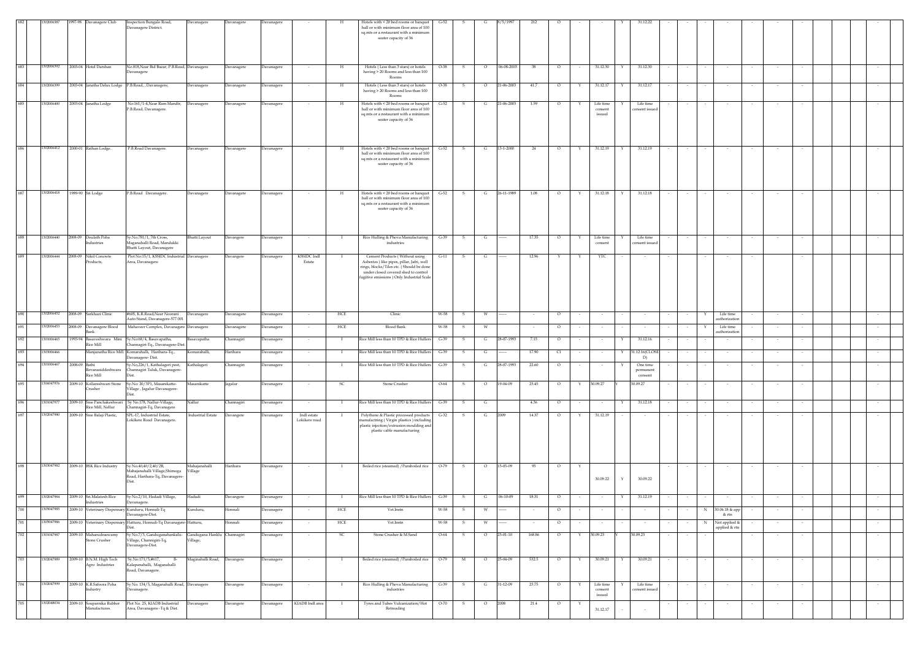| | | | | | | | | | | | | | | | | | | | | | | | | | | | | | | |
|---|---|---|---|---|---|---|---|---|---|---|---|---|---|---|---|---|---|---|---|---|---|---|---|---|---|---|---|---|---|---|
| 682 | 1302006387 | 1997-98 | Davanagere Club | Inspection Bungalo Road, Davanagere District. | Davanagere | Davanagere | Davanagere | - | H | Hotels with < 20 bed rooms or banquet hall or with minimum floor area of 100 sq.mts or a restaurant with a minimum seater capacity of 36 | G-52 | S | G | 8/5/1997 | 212 | O | - | - | Y | 31.12.22 | - | - | - | - | - | - | - | | | - |
| 683 | 1302006392 | 2003-04 | Hotel Darshan | No.818,Near Bid Bazar, P.B.Road, Davanagere | Davanagere | Davanagere | Davanagere | - | H | Hotels ( Less than 3 stars) or hotels having > 20 Rooms and less than 100 Rooms | O-38 | S | O | 06-08-2003 | 38 | O | - | 31.12.30 | Y | 31.12.30 | - | - | - | - | - | - | - | | | - |
| 684 | 1302006399 | 2003-04 | Janatha Delux Lodge | P.B.Road, , Davanagere, | Davanagere | Davanagere | Davanagere | - | H | Hotels ( Less than 3 stars) or hotels having > 20 Rooms and less than 100 Rooms | O-38 | S | O | 21-06-2003 | 41.7 | O | Y | 31.12.17 | Y | 31.12.17 | - | - | - | - | - | - | - | | | - |
| 685 | 1302006400 | 2003-04 | Janatha Lodge | No:161/1-4,Near Ram Mandir, P.B.Road, Davanagere. | Davanagere | Davanagere | Davanagere | - | H | Hotels with < 20 bed rooms or banquet hall or with minimum floor area of 100 sq.mts or a restaurant with a minimum seater capacity of 36 | G-52 | S | G | 21-06-2003 | 1.59 | O | Y | Life time consent issued | Y | Life time consent issued | - | - | - | - | - | - | - | | | - |
| 686 | 1302006412 | 2000-01 | Rathan Lodge. | P.B.Road Davanagere. | Davanagere | Davanagere | Davanagere | - | H | Hotels with < 20 bed rooms or banquet hall or with minimum floor area of 100 sq.mts or a restaurant with a minimum seater capacity of 36 | G-52 | S | G | 13-1-2000 | 24 | O | Y | 31.12.19 | Y | 31.12.19 | - | - | - | - | - | - | - | | | - |
| 687 | 1302006418 | 1989-90 | Sri Lodge | P.B.Road Davanagere. | Davanagere | Davanagere | Davanagere | - | H | Hotels with < 20 bed rooms or banquet hall or with minimum floor area of 100 sq.mts or a restaurant with a minimum seater capacity of 36 | G-52 | S | G | 26-11-1989 | 1.08 | O | Y | 31.12.18 | Y | 31.12.18 | - | - | - | - | - | - | - | | | - |
| 688 | 1302006440 | 2008-09 | Doulath Poha Industries | Sy.No.781/1, 7th Cross, Maganahalli Road, Mandakki Bhatti Layout, Davanagere | Bhatti Layout | Davangere | Davanagere | - | I | Rice Hulling & Phova Manufacturing industries | G-39 | S | G | ------ | 17.35 | O | Y | Life time consent | Y | Life time consent issued | - | - | - | - | - | - | - | | | - |
| 689 | 1302006444 | 2008-09 | Nikil Concrete Products, | Plot No:15/1, KSSIDC Industrial Area, Davanagere | Davanagere | Davangere | Davanagere | KSSIDC Indl Estate | I | Cement Products ( Without using Asbestos ) like pipes, pillar, Jafri, well rings, blocks/Tiles etc. ( Should be done under closed covered shed to control fugitive emissions ) Only Industrial Scale | G-11 | S | G | ------ | 12.96 | Y | Y | YTC | - | - | | | - | - | - | - | - | | | - |
| 690 | 1302006452 | 2008-09 | Sarkhazi Clinic | #605, K.R.Road,Near Noorani Auto Stand, Davanagere-577 001 | Davanagere | Davangere | Davanagere | - | HCE | Clinic | W-58 | S | W | ------ | - | O | - | - | - | - | - | - | Y | Life time authorization | - | - | - | | | - |
| 691 | 1302006453 | 2008-09 | Davanagere Blood Bank | Mahaveer Complex, Davanagere | Davanagere | Davangere | Davanagere | - | HCE | Blood Bank | W-58 | S | W | | - | O | - | - | - | - | - | - | Y | Life time authorization | - | - | - | | | - |
| 692 | 1301006465 | 1993-94 | Basaveshwara Mini Rice Mill | Sy.No:68/4, Basavapatha, Channagiri-Tq., Davanagere-Dist. | Basavapatha | Channagiri | Davanagere | - | I | Rice Mill less than 10 TPD & Rice Hullers | G-39 | S | G | 28-07-1993 | 7.15 | O | - | - | Y | 31.12.16 | - | - | - | - | - | - | - | | | - |
| 693 | 1301006466 | | Manjunatha Rice Mill | Komarahalli, Harihara-Tq., Davanagere- Dist. | Komarahalli, | Harihara | Davanagere | - | I | Rice Mill less than 10 TPD & Rice Hullers | G-39 | S | G | ------ | 17.90 | C1 | - | - | Y | 31.12.16(CLOSED) | - | - | - | - | - | - | - | | | - |
| 694 | 1301006467 | 2008-09 | Bathi Revanasiddeshwara Rice Mill | Sy.No,226/1, Kathalageri post, Channagiri Taluk, Davanagere-Dist. | Kathalageri | Channagiri | Davanagere | - | I | Rice Mill less than 10 TPD & Rice Hullers | G-39 | S | G | 28-07-1993 | 22.60 | O | - | - | Y | One time permanent consent | - | - | - | - | - | - | - | | | - |
| 695 | 1304047976 | 2009-10 | Kollareshwari Stone Crusher | Sy.No: 20/3P1, Masanikatte-Village , Jagalur Davanagere-Dist. | Masanikatte | Jagalur | Davanagere | - | SC | Stone Crusher | O-64 | S | O | 19-04-09 | 23.45 | O | Y | 30.09.27 | Y | 30.09.27 | - | - | - | - | - | - | - | | | - |
| 696 | 1301047977 | 2009-10 | Sree Panchakeshwari Rice Mill, Nellur | Sy No.178, Nallur-Village, Channagiri-Tq, Davanagere | Nallur | Channagiri | Davanagere | - | I | Rice Mill less than 10 TPD & Rice Hullers | G-39 | S | G | | 4.36 | O | - | - | Y | 31.12.18 | - | - | - | - | - | - | - | | | - |
| 697 | 1302047980 | 2009-10 | Sree Balaji Plastic, | SPL-17, Industrial Estate, Lokikere Road Davanagere. | Industrial Estate | Davangere | Davanagere | Indl estate Lokikere road | I | Polythene & Plastic processed products manufacturing ( Virgin plastics ) including plastic injection/extrusion moulding and plastic cable manufacturing | G-32 | S | G | 2009 | 14.37 | O | Y | 31.12.19 | | - | - | - | - | - | - | - | - | | | - |
| 698 | 1303047982 | 2009-10 | BSK Rice Industry | Sy No.40,40/2,40/2B, Mahajanahalli Village,Shimoga Road, Harihara-Tq, Davanagere-Dist. | Mahajanahalli Village | Harihara | Davanagere | - | I | Boiled rice (steamed) /Paraboiled rice | O-79 | S | O | 15-05-09 | 95 | O | Y | 30.09.22 | Y | 30.09.22 | - | - | - | - | - | - | - | | | - |
| 699 | 1302047984 | 2009-10 | Sri.Malatesh Rice Industries | Sy.No.2/10, Hadadi Village, Davanagere. | Hadadi | Davangere | Davanagere | - | I | Rice Mill less than 10 TPD & Rice Hullers | G-39 | S | G | 06-10-09 | 18.51 | O | - | - | Y | 31.12.19 | - | - | - | - | - | - | - | | | - |
| 700 | 1305047985 | 2009-10 | Veterinary Dispensary | Kunduru, Honnali-Tq Davanagere-Dist. | Kunduru, | Honnali | Davanagere | - | HCE | Vet.Instn | W-58 | S | W | ------ | - | O | - | - | - | - | - | - | N | 30.06.18 & app & rtn | - | - | - | | | - |
| 701 | 1305047986 | 2009-10 | Veterinary Dispensary | Hatturu, Honnali-Tq Davanagere-Dist. | Hatturu | Honnali | Davanagere | - | HCE | Vet.Instn | W-58 | S | W | ------ | - | O | - | - | - | - | - | - | N | Not applied & applied & rtn | - | - | - | | | - |
| 702 | 1301047987 | 2009-10 | Maharudraswamy Stone Crusher | Sy No.7/3, Gandugarahankalu-Village, Channigiri-Tq, Davanagere-Dist. | Gandugana Hanklu Village, | Channagiri | Davanagere | - | SC | Stone Crusher & M.Sand | O-64 | S | O | 23-01-10 | 168.86 | O | Y | 30.09.23 | Y | 30.09.23 | - | - | - | | | | | | | |
| 703 | 1302047989 | 2009-10 | B.N.M. High Tech Agro Industries | Sy.No:171/5,#617, B-Kalapanahalli, Maganahalli Road, Davanagere. | Maginahalli Road, | Davangere | Davanagere | - | I | Boiled rice (steamed) /Paraboiled rice | O-79 | M | O | 25-04-09 | 532.5 | O | Y | 30.09.21 | Y | 30.09.21 | - | - | - | - | - | - | - | | | - |
| 704 | 1302047999 | 2009-10 | K.R.Safoora Poha Industry | Sy No. 134/5, Maganahalli Road, Davanagere, | Davanagere | Davangere | Davanagere | - | I | Rice Hulling & Phova Manufacturing irndustries | G-39 | S | G | 31-12-09 | 23.75 | O | Y | Life time consent issued | Y | Life time consent issued | - | - | - | - | - | - | - | | | - |
| 705 | 1302048034 | 2009-10 | Souparnika Rubber Manufactures. | Plot No. 25, KIADB Industrial Area, Davanagere -Tq & Dist. | Davanagere | Davangere | Davanagere | KIADB Indl area | I | Tyres and Tubes Vulcanization/Hot Retreading | O-70 | S | O | 2008 | 21.4 | O | Y | 31.12.17 | - | - | - | - | - | - | - | - | - | | | - |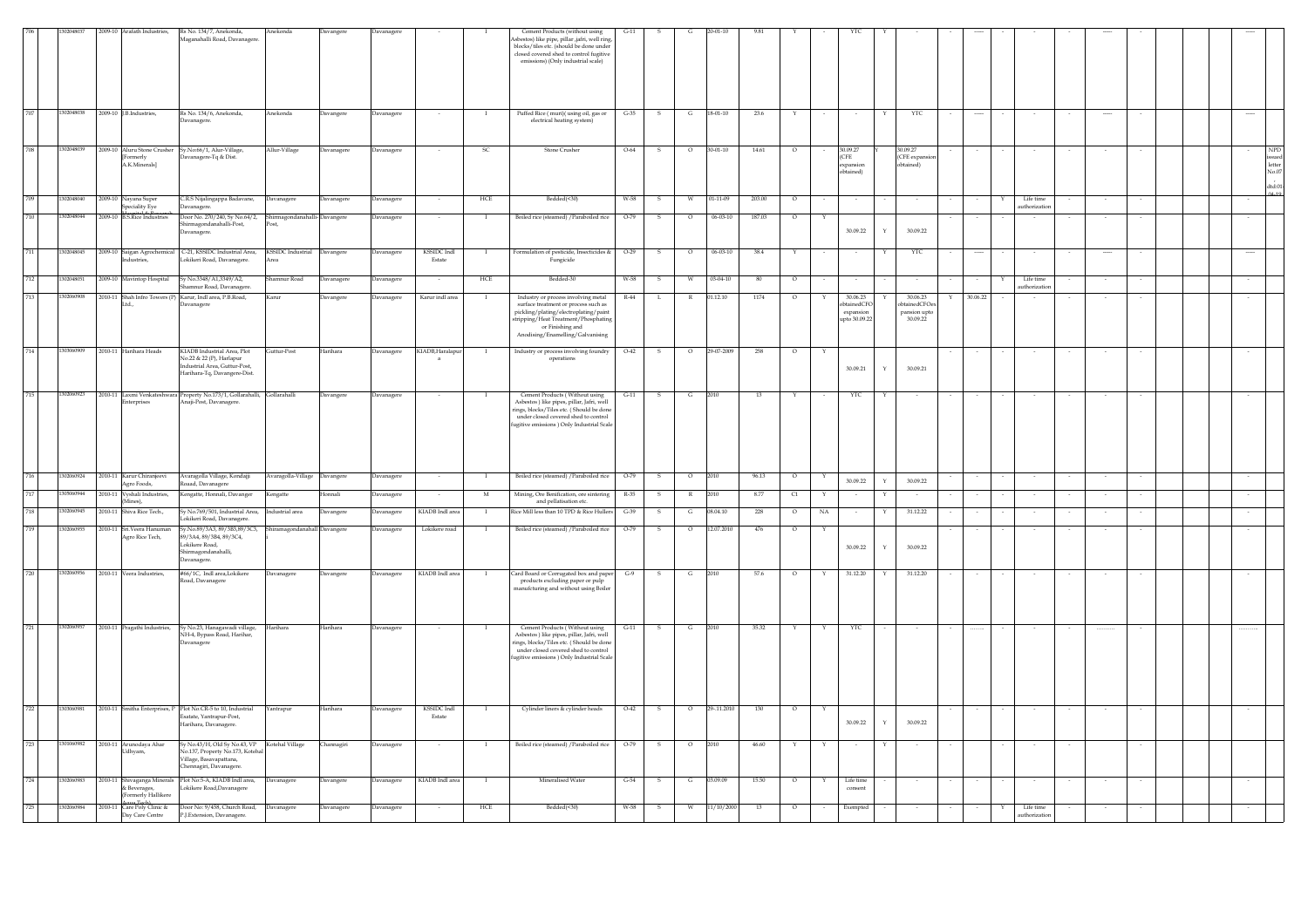| 706 | 1302048037 | 2009-10 | Arafath Industries, | Rs No. 134/7, Anekonda, Maganahalli Road, Davanagere. | Anekonda | Davangere | Davanagere | - | I | Cement Products (without using Asbestos) like pipe, pillar ,jafri, well ring, blocks/tiles etc. (should be done under closed covered shed to control fugitive emissions) (Only industrial scale) | G-11 | S | G | 20-01-10 | 9.81 | Y | - | YTC | Y | - | - | ----- | - | - | - | ----- | - | | | ----- | |
|---|---|---|---|---|---|---|---|---|---|---|---|---|---|---|---|---|---|---|---|---|---|---|---|---|---|---|---|---|---|---|---|
| 707 | 1302048038 | 2009-10 | J.B.Industries, | Rs No. 134/6, Anekonda, Davanagere. | Anekonda | Davangere | Davanagere | - | I | Puffed Rice ( muri)( using oil, gas or electrical heating system) | G-35 | S | G | 18-01-10 | 23.6 | Y | - | - | Y | YTC | - | ----- | - | - | - | ----- | - | | | ----- | |
| 708 | 1302048039 | 2009-10 | Aluru Stone Crusher [Formerly A.K.Minerals] | Sy.No:66/1, Alur-Village, Davanagere-Tq & Dist. | Allur-Village | Davangere | Davanagere | - | SC | Stone Crusher | O-64 | S | O | 30-01-10 | 14.61 | O | - | 30.09.27 (CFE expansion obtained) | Y | 30.09.27 (CFE expansion obtained) | - | - | - | - | - | - | - | | | - | NPD issued letter No.07 dtd:01.04.19 |
| 709 | 1302048040 | 2009-10 | Nayana Super Speciality Eye Hospital & Research | C.R.S Nijalingappa Badavane, Davanagere. | Davanagere | Davangere | Davanagere | - | HCE | Bedded(<30) | W-58 | S | W | 01-11-09 | 203.00 | O | - | - | - | - | - | - | Y | Life time authorization | - | - | - | | | - | |
| 710 | 1302048044 | 2009-10 | B.S.Rice Industries | Door No. 270/240, Sy No.64/2, Shirmagondanahalli-Post, Davanagere. | Shirmagondanahalli-Post, | Davangere | Davanagere | - | I | Boiled rice (steamed) /Paraboiled rice | O-79 | S | O | 06-03-10 | 187.03 | O | Y | 30.09.22 | Y | 30.09.22 | | - | - | - | - | - | - | | | - | |
| 711 | 1302048045 | 2009-10 | Saigan Agrochemical Industries, | C-21, KSSIDC Industrial Area, Lokikeri Road, Davanagere. | KSSIDC Industrial Area | Davangere | Davanagere | KSSIDC Indl Estate | I | Formulation of pesticida, Insecticides & Fungicide | O-29 | S | O | 06-03-10 | 38.4 | Y | - | - | Y | YTC | - | ----- | - | - | - | ----- | - | | | ----- | |
| 712 | 1302048051 | 2009-10 | Mavintop Hospital | Sy.No.3348/A1,3349/A2, Shamnur Road, Davanagere. | Shamnur Road | Davangere | Davanagere | - | HCE | Bedded-30 | W-58 | S | W | 03-04-10 | 80 | O | - | - | - | - | - | - | Y | Life time authorization | - | - | - | | | - | |
| 713 | 1302060908 | 2010-11 | Shah Infro Towers (P) Ltd., | Karur, Indl area, P.B.Road, Davanagere | Karur | Davangere | Davanagere | Karur indl area | I | Industry or process involving metal surface treatment or process such as pickling/plating/electroplating/paint stripping/Heat Treatment/Phosphating or Finishing and Anodising/Enamelling/Galvanising | R-44 | L | R | 01.12.10 | 1174 | O | Y | 30.06.23 obtainedCFO expansion upto 30.09.22 | Y | 30.06.23 obtainedCFOex pansion upto 30.09.22 | Y | 30.06.22 | - | - | - | - | - | | | - | |
| 714 | 1303060909 | 2010-11 | Harihara Heads | KIADB Industrial Area, Plot No.22 & 22 (P), Harlapur Industrial Area, Guttur-Post, Harihara-Tq, Davangere-Dist. | Guttur-Post | Harihara | Davanagere | KIADB,Haralapura | I | Industry or process involving foundry operations | O-42 | S | O | 29-07-2009 | 258 | O | Y | 30.09.21 | Y | 30.09.21 | - | - | - | - | - | - | - | | | - | |
| 715 | 1302060923 | 2010-11 | Laxmi Venkateshwara Enterprises | Property No.173/1, Gollarahalli, Anaji-Post, Davanagere. | Gollarahalli | Davangere | Davanagere | - | I | Cement Products ( Without using Asbestos ) like pipes, pillar, Jafri, well rings, blocks/Tiles etc. ( Should be done under closed covered shed to control fugitive emissions ) Only Industrial Scale | G-11 | S | G | 2010 | 13 | Y | - | YTC | Y | - | - | - | - | - | - | - | - | | | - | |
| 716 | 1302060924 | 2010-11 | Karur Chiranjeevi Agro Foods, | Avaragolla Village, Kondajji Roaad, Davanagere | Avaragolla-Village | Davangere | Davanagere | - | I | Boiled rice (steamed) /Paraboiled rice | O-79 | S | O | 2010 | 96.13 | O | Y | 30.09.22 | Y | 30.09.22 | - | - | - | - | - | - | - | | | - | |
| 717 | 1305060944 | 2010-11 | Vyshali Industries, (Mines), | Kengatte, Honnali, Davanger | Kengatte | Honnali | Davanagere | - | M | Mining, Ore Benification, ore sintering and pellatisation etc | R-35 | S | R | 2010 | 8.77 | C1 | Y | - | Y | - | - | - | - | - | - | - | - | | | - | |
| 718 | 1302060945 | 2010-11 | Shiva Rice Tech., | Sy.No.769/501, Industrial Area, Lokikeri Road, Davanagere. | Industrial area | Davangere | Davanagere | KIADB Indl area | I | Rice Mill less than 10 TPD & Rice Hullers | G-39 | S | G | 08.04.10 | 228 | O | NA | - | Y | 31.12.22 | - | - | - | - | - | - | - | | | - | |
| 719 | 1302060955 | 2010-11 | Sri.Veera Hanuman Agro Rice Tech, | Sy.No.89/3A3, 89/3B3,89/3C5, 89/3A4, 89/3B4, 89/3C4, Lokikere Road, Shirmagondanahalli, Davanagere. | Shiramagondanahalli | Davangere | Davanagere | Lokikere road | I | Boiled rice (steamed) /Paraboiled rice | O-79 | S | O | 12.07.2010 | 476 | O | Y | 30.09.22 | Y | 30.09.22 | - | - | - | - | - | - | - | | | - | |
| 720 | 1302060956 | 2010-11 | Veera Industries, | #66/1C, Indl area,Lokikere Road, Davanagere | Davanagere | Davangere | Davanagere | KIADB Indl area | I | Card Board or Corrugated box and paper products excluding paper or pulp manufcturing and without using Boiler | G-9 | S | G | 2010 | 57.6 | O | Y | 31.12.20 | Y | 31.12.20 | - | - | - | - | - | - | - | | | - | |
| 721 | 1303060957 | 2010-11 | Pragathi Industries, | Sy.No.23, Hanagawadi village, NH-4, Bypass Road, Harihar, Davanagere | Harihara | Harihara | Davanagere | - | I | Cement Products ( Without using Asbestos ) like pipes, pillar, Jafri, well rings, blocks/Tiles etc. ( Should be done under closed covered shed to control fugitive emissions ) Only Industrial Scale | G-11 | S | G | 2010 | 35.32 | Y | Y | YTC | - | - | - | ......... | - | - | - | ........... | - | | | ........... | |
| 722 | 1303060981 | 2010-11 | Smitha Enterprises, P | Plot No.CR-5 to 10, Industrial Esatate, Yantrapur-Post, Harihara, Davanagere. | Yantrapur | Harihara | Davanagere | KSSIDC Indl Estate | I | Cylinder liners & cylinder heads | O-42 | S | O | 29-.11.2010 | 150 | O | Y | 30.09.22 | Y | 30.09.22 | - | - | - | - | - | - | - | | | - | |
| 723 | 1301060982 | 2010-11 | Arunodaya Ahar Udhyam, | Sy.No.43/H, Old Sy No.43, VP No.137, Property No.173, Kotehal Village, Basavapattana, Chennagiri, Davanagere. | Kotehal Village | Channagiri | Davanagere | - | I | Boiled rice (steamed) /Paraboiled rice | O-79 | S | O | 2010 | 46.60 | Y | Y | - | Y | - | | - | - | - | - | - | - | | | - | |
| 724 | 1302060983 | 2010-11 | Shivaganga Minerals & Beverages, (Formerly Hallikere Aqua Tech) | Plot No:5-A, KIADB Indl area, Lokikere Road,Davanagere | Davanagere | Davangere | Davanagere | KIADB Indl area | I | Mineralised Water | G-54 | S | G | 03.09.09 | 15.50 | O | Y | Life time consent | - | - | - | - | - | - | - | - | - | | | - | |
| 725 | 1302060984 | 2010-11 | Care Poly Clinic & Day Care Centre | Door No: 9/458, Church Road, P.J.Extension, Davanagere. | Davanagere | Davangere | Davanagere | - | HCE | Bedded(<30) | W-58 | S | W | 11/10/2000 | 13 | O | - | Exempted | - | - | - | - | Y | Life time authorization | - | - | - | | | - | |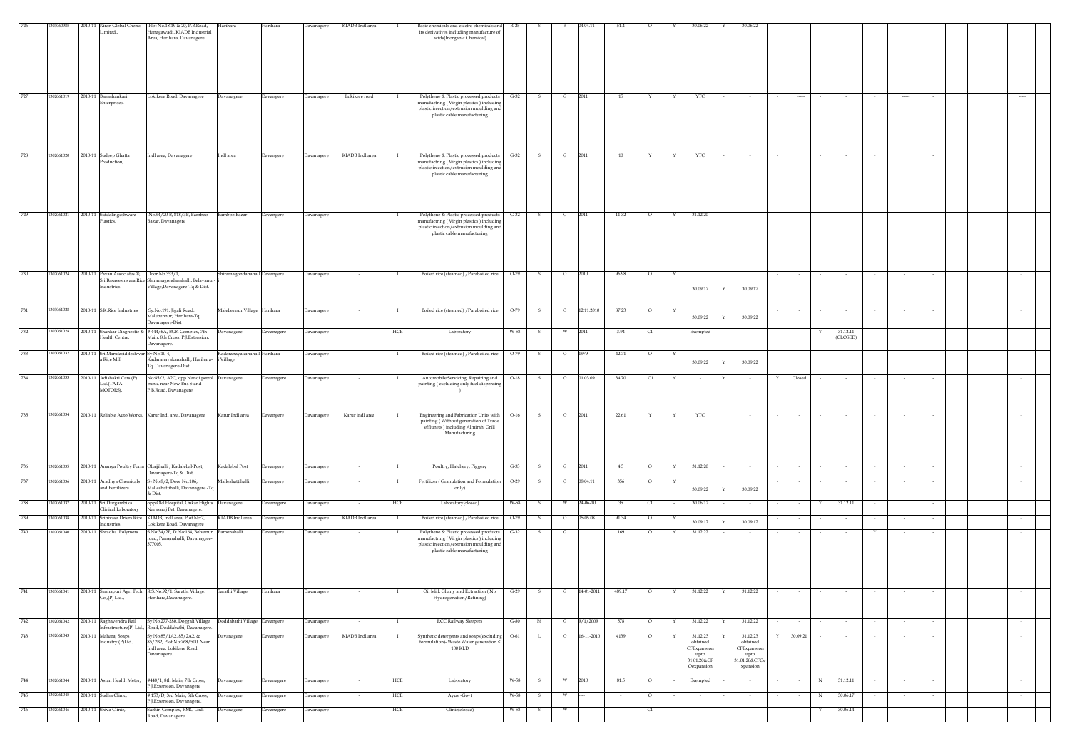| | | | | | | | | | | | | | | | | | | | | | | | | | | | | | | | |
|---|---|---|---|---|---|---|---|---|---|---|---|---|---|---|---|---|---|---|---|---|---|---|---|---|---|---|---|---|---|---|---|
| 726 | | 1302060985 | 2010-11 | Kiran Global Chems Limited., | Plot No.18,19 & 20, P.B.Road, Hanagawadi, KIADB Industrial Area, Harihara, Davanagere. | Harihara | Harihara | Davanagere | KIADB Indl area | I | Basic chemicals and electro chemicals and its derivatives including manufacture of acids(Inorganic Chemical) | R-25 | S | R | 04.04.11 | 51.4 | O | Y | 30.06.22 | Y | 30.06.22 | - | - | - | - | - | - | - | | - | |
| 727 | | 1302061019 | 2010-11 | Banashankari Enterprises, | Lokikere Road, Davanagere | Davanagere | Davangere | Davanagere | Lokikere road | I | Polythene & Plastic processed products manufacturing ( Virgin plastics ) including plastic injection/extrusion moulding and plastic cable manufacturing | G-32 | S | G | 2011 | 15 | Y | Y | YTC | - | - | - | ----- | - | - | - | ----- | - | | ----- | |
| 728 | | 1302061020 | 2010-11 | Sudeep Chatta Production, | Indl area, Davanagere | Indl area | Davangere | Davanagere | KIADB Indl area | I | Polythene & Plastic processed products manufacturing ( Virgin plastics ) including plastic injection/extrusion moulding and plastic cable manufacturing | G-32 | S | G | 2011 | 10 | Y | Y | YTC | - | - | | | - | - | - | - | - | | | |
| 729 | | 1302061021 | 2010-11 | Siddalingeshwara Plastics, | No.94/20 8, 818/38, Bamboo Bazar, Davanagere | Bamboo Bazar | Davangere | Davanagere | - | I | Polythene & Plastic processed products manufacturing ( Virgin plastics ) including plastic injection/extrusion moulding and plastic cable manufacturing | G-32 | S | G | 2011 | 11.32 | O | Y | 31.12.20 | - | - | - | - | - | - | - | - | - | | - | |
| 730 | | 1302061024 | 2010-11 | Pavan Associates (Sri.Basaveshwara Rice Industries | Door No.353/1, Shiramagondanahalli, Belavanur-Village,Davanagere-Tq & Dist. | Shiramagondanahalli Village | Davangere | Davanagere | - | I | Boiled rice (steamed) /Paraboiled rice | O-79 | S | O | 2010 | 96.98 | O | Y | 30.09.17 | Y | 30.09.17 | - | - | - | - | - | - | - | | - | |
| 731 | | 1302061028 | 2010-11 | S.K.Rice Industries | Sy.No.191, Jigali Road, Malebennur, Harihara-Tq, Davanagere-Dist | Malebennur Village | Harihara | Davanagere | - | I | Boiled rice (steamed) /Paraboiled rice | O-79 | S | O | 12.11.2010 | 87.23 | O | Y | 30.09.22 | Y | 30.09.22 | - | - | - | - | - | - | - | | - | |
| 732 | | 1302061028 | 2010-11 | Shankar Diagnostic & Health Centre, | # 444/6A, BGK Complex, 7th Main, 8th Cross, P.J.Extension, Davanagere. | Davanagere | Davangere | Davanagere | - | HCE | Laboratory | W-58 | S | W | 2011 | 3.94 | C1 | - | Exempted | - | - | - | - | Y | 31.12.11 (CLOSED) | - | - | - | | - | |
| 733 | | 1302061032 | 2010-11 | Sri.Marulasiddeshwara Rice Mill | Sy.No.10-6, Kadaranayakanahalli, Harihara-Tq, Davanagere-Dist. | Kadaranayakanahalli Village | Harihara | Davanagere | - | I | Boiled rice (steamed) /Paraboiled rice | O-79 | S | O | 1979 | 42.71 | O | Y | 30.09.22 | Y | 30.09.22 | - | - | - | - | - | - | - | | - | |
| 734 | | 1302061033 | 2010-11 | Adishakti Cars (P) Ltd.(TATA MOTORS), | No:85/2, A2C, opp Nandi petrol bunk, near New Bus Stand P.B.Road, Davanagere | Davanagere | Davangere | Davanagere | - | I | Automobile Servicing, Repairing and painting ( excluding only fuel dispensing ) | O-18 | S | O | 01.03.09 | 34.70 | C1 | Y | - | Y | - | Y | Closed | - | - | - | - | - | | - | |
| 735 | | 1302061034 | 2010-11 | Reliable Auto Works, | Karur Indl area, Davanagere | Karur Indl area | Davangere | Davanagere | Karur indl area | I | Engineering and Fabrication Units with painting ( Without generation of Trade effluents ) including Almirah, Grill Manufacturing | O-16 | S | O | 2011 | 22.61 | Y | Y | YTC | | | - | - | - | - | - | - | - | | - | |
| 736 | | 1302061035 | 2010-11 | Ananya Poultry Form | Obajjihalli , Kadalebal-Post, Davanagere-Tq & Dist. | Kadalebal Post | Davangere | Davanagere | - | I | Poultry, Hatchery, Piggery | G-33 | S | G | 2011 | 4.5 | O | Y | 31.12.20 | - | - | - | - | - | - | - | - | - | | - | |
| 737 | | 1302061036 | 2010-11 | Aradhya Chemicals and Fertilizers | Sy.No:8/2, Door No.106, Malleshattihalli, Davanagere -Tq & Dist. | Malleshattihalli | Davangere | Davanagere | - | I | Fertilizer ( Granulation and Formulation only) | O-29 | S | O | 08.04.11 | 356 | O | Y | 30.09.22 | Y | 30.09.22 | - | - | - | - | - | - | - | | - | |
| 738 | | 1302061037 | 2010-11 | Sri.Durgambika Clinical Laboratory | opp:Old Hospital, Onkar Hights Narasaraj Pet, Davanagere. | Davanagere | Davanagere | Davanagere | - | HCE | Laboratory(closed) | W-58 | S | W | 24-06-10 | 35 | C1 | - | 30.06.12 | - | - | - | - | Y | 31.12.11 | - | - | - | | | |
| 739 | | 1302061038 | 2010-11 | Srinivasa Driers Rice Industries, | KIADB, Indl area, Plot No:7, Lokikere Road, Davanagere | KIADB Indl area | Davangere | Davanagere | KIADB Indl area | I | Boiled rice (steamed) /Paraboiled rice | O-79 | S | O | 05.05.08 | 91.34 | O | Y | 30.09.17 | Y | 30.09.17 | - | - | - | - | - | - | - | | | |
| 740 | | 1302061040 | 2010-11 | Shradha Polymers | S.No:34/2P, D.No:164, Belvanur road, Pamenahalli, Davanagere-577005. | Pamenahalli | Davangere | Davanagere | - | I | Polythene & Plastic processed products manufacturing ( Virgin plastics ) including plastic injection/extrusion moulding and plastic cable manufacturing | G-32 | S | G | | 169 | O | Y | 31.12.22 | - | - | - | - | - | - | Y | - | - | | - | |
| 741 | | 1302061041 | 2010-11 | Simhapuri Agri Tech Co.,(P) Ltd., | R.S.No.92/1, Sarathi Village, Harihara,Davanagere. | Sarathi Village | Harihara | Davanagere | - | I | Oil Mill, Ghany and Extraction ( No Hydrogenation/Refining) | G-29 | S | G | 14-01-2011 | 489.17 | O | Y | 31.12.22 | Y | 31.12.22 | - | - | - | - | - | - | - | | - | |
| 742 | | 1302061042 | 2010-11 | Raghavendra Rail Infrastructure(P) Ltd., | Sy.No.277-280, Doggali Village Road, Doddabathi, Davanagere. | Doddabathi Village | Davangere | Davanagere | - | I | RCC Railway Sleepers | G-80 | M | G | 9/1/2009 | 578 | O | Y | 31.12.22 | Y | 31.12.22 | - | - | - | - | - | - | - | | - | |
| 743 | | 1302061043 | 2010-11 | Maharaj Soaps Industry (P)Ltd., | Sy.No:85/1A2, 85/2A2, & 85/282, Plot No:768/500, Near Indl area, Lokikere Road, Davanagere. | Davanagere | Davangere | Davanagere | KIADB Indl area | I | Synthetic detergents and soaps(excluding formulation)- Waste Water generation < 100 KLD | O-61 | L | O | 16-10-2010 | 4139 | O | Y | 31.12.23 obtained CFExpansion upto 31.01.20&CF Oexpansion | Y | 31.12.23 obtained CFExpansion upto 31.01.20&CFOs xpansion | Y | 30.09.21 | - | - | - | - | - | | - | |
| 744 | | 1302061044 | 2010-11 | Asian Health Meter, | #448/1, 8th Main, 7th Cross, P.J.Extension, Davanagere | Davanagere | Davanagere | Davanagere | - | HCE | Laboratory | W-58 | S | W | 2010 | 81.5 | O | - | Exempted | - | - | - | - | N | 31.12.11 | - | - | - | | - | |
| 745 | | 1302061045 | 2010-11 | Sudha Clinic, | # 153/D, 3rd Main, 5th Cross, P.J.Extension, Davanagere. | Davanagere | Davanagere | Davanagere | - | HCE | Ayur -Govt | W-58 | S | W | ---- | - | O | - | - | - | - | - | - | N | 30.06.17 | - | - | - | | - | |
| 746 | | 1302061046 | 2010-11 | Sheva Clinic, | Sachin Complex, RMC Link Road, Davanagere. | Davanagere | Davanagere | Davanagere | - | HCE | Clinic(closed) | W-58 | S | W | ---- | - | C1 | - | - | - | - | - | - | Y | 30.06.14 | - | - | - | | - | |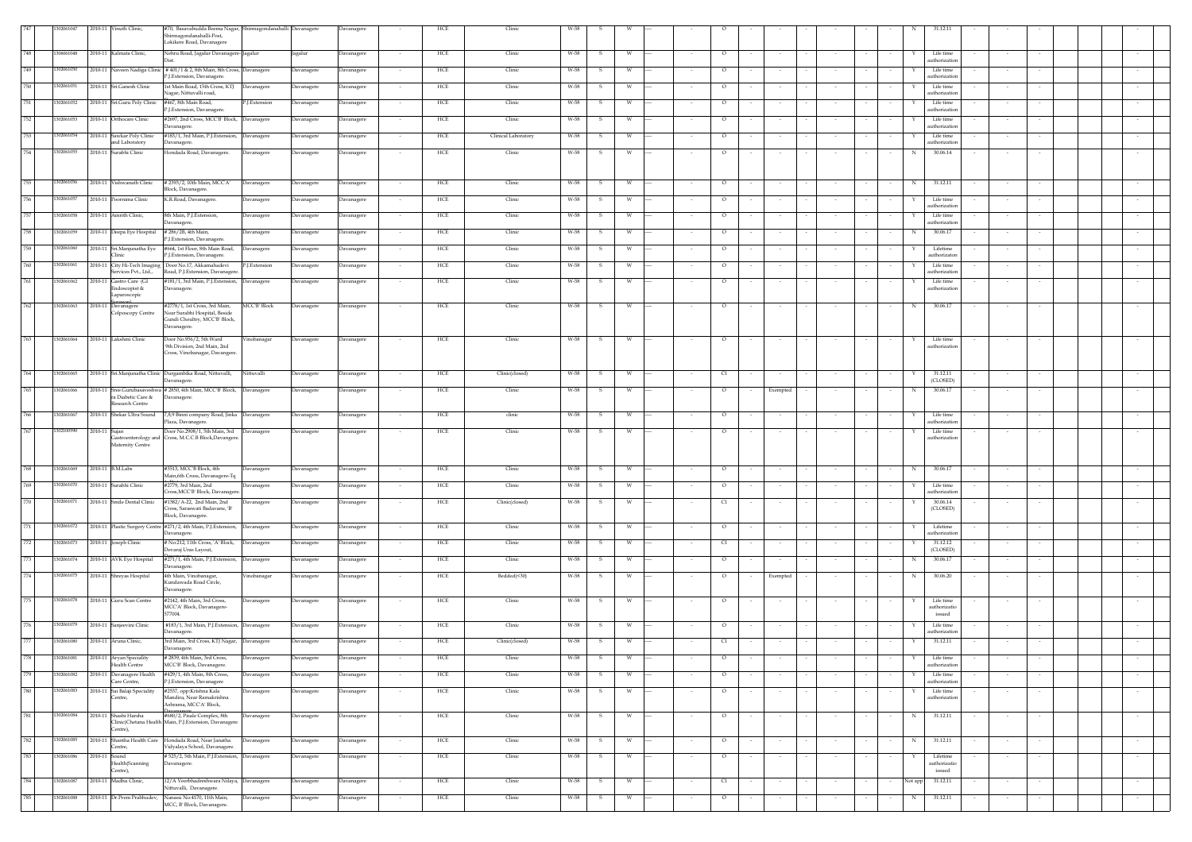| 747 | 1302061047 | 2010-11 | Vinuth Clinic, | #70, Basavabudda Beema Nagar, Shirmagondanahalli-Post, Lokikere Road, Davanagere | Shirmagondanahalli | Davanagere | Davanagere | - | HCE | Clinic | W-58 | S | W | ---- | - | O | - | - | - | - | - | - | - | N | 31.12.11 | - | - | - | | | - |
|---|---|---|---|---|---|---|---|---|---|---|---|---|---|---|---|---|---|---|---|---|---|---|---|---|---|---|---|---|---|---|---|
| 748 | 1302061048 | 2010-11 | Kalmata Clinic, | Nehru Road, Jagalur Davanagere-Dist. | Jagalur | Jagalur | Davanagere | - | HCE | Clinic | W-58 | S | W | ---- | - | O | - | - | - | - | - | - | - | Y | Life time authorization | - | - | - | | | - |
| 749 | 1302061050 | 2010-11 | Naveen Nadiga Clinic | # 401/1 & 2, 8th Main, 8th Cross, P.J.Extension, Davanagere. | Davanagere | Davanagere | Davanagere | - | HCE | Clinic | W-58 | S | W | ---- | - | O | - | - | - | - | - | - | - | Y | Life time authorization | - | - | - | | | - |
| 750 | 1302061051 | 2010-11 | Sri.Ganesh Clinic | 1st Main Road, 15th Cross, KTJ Nagar, Nittuvalli road, | Davanagere | Davanagere | Davanagere | - | HCE | Clinic | W-58 | S | W | ---- | - | O | - | - | - | - | - | - | - | Y | Life time authorization | - | - | - | | | - |
| 751 | 1302061052 | 2010-11 | Sri.Guru Poly Clinic | #467, 8th Main Road, P.J.Extension, Davanagere. | P.J.Extension | Davanagere | Davanagere | - | HCE | Clinic | W-58 | S | W | ---- | - | O | - | - | - | - | - | - | - | Y | Life time authorization | - | - | - | | | - |
| 752 | 1302061053 | 2010-11 | Orthocare Clinic | #2697, 2nd Cross, MCC'B' Block, Davanagere. | Davanagere | Davanagere | Davanagere | - | HCE | Clinic | W-58 | S | W | ---- | - | O | - | - | - | - | - | - | - | Y | Life time authorization | - | - | - | | | - |
| 753 | 1302061054 | 2010-11 | Sawkar Poly Clinic and Laboratory | #183/1, 3rd Main, P.J.Extension, Davanagere. | Davanagere | Davanagere | Davanagere | - | HCE | Clinical Laboratory | W-58 | S | W | ---- | - | O | - | - | - | - | - | - | - | Y | Life time authorization | - | - | - | | | - |
| 754 | 1302061055 | 2010-11 | Surabhi Clinic | Hondada Road, Davanagere. | Davanagere | Davanagere | Davanagere | - | HCE | Clinic | W-58 | S | W | ---- | - | O | - | - | - | - | - | - | - | N | 30.06.14 | - | - | - | | | - |
| 755 | 1302061056 | 2010-11 | Vishwanath Clinic | # 2393/2, 10th Main, MCC'A' Block, Davanagere. | Davanagere | Davanagere | Davanagere | - | HCE | Clinic | W-58 | S | W | ---- | - | O | - | - | - | - | - | - | - | N | 31.12.11 | - | - | - | | | - |
| 756 | 1302061057 | 2010-11 | Poornima Clinic | K.R.Road, Davanagere. | Davanagere | Davanagere | Davanagere | - | HCE | Clinic | W-58 | S | W | ---- | - | O | - | - | - | - | - | - | - | Y | Life time authorization | - | - | - | | | - |
| 757 | 1302061058 | 2010-11 | Amrith Clinic, | 8th Main, P.J.Extension, Davanagere. | Davanagere | Davanagere | Davanagere | - | HCE | Clinic | W-58 | S | W | ---- | - | O | - | - | - | - | - | - | - | Y | Life time authorization | - | - | - | | | - |
| 758 | 1302061059 | 2010-11 | Deepa Eye Hospital | # 286/2B, 4th Main, P.J.Extension, Davanagere. | Davanagere | Davanagere | Davanagere | - | HCE | Clinic | W-58 | S | W | ---- | - | O | - | - | - | - | - | - | - | N | 30.06.17 | - | - | - | | | - |
| 759 | 1302061060 | 2010-11 | Sri.Manjunatha Eye Clinic | #664, 1st Floor, 8th Main Road, P.J.Extension, Davanagere. | Davanagere | Davanagere | Davanagere | - | HCE | Clinic | W-58 | S | W | ---- | - | O | - | - | - | - | - | - | - | Y | Lifetime authorization | - | - | - | | | - |
| 760 | 1302061061 | 2010-11 | City Hi-Tech Imaging Services Pvt., Ltd., | Door No.17, Akkamahadevi Road, P.J.Extension, Davanagere. | P.J.Extension | Davanagere | Davanagere | - | HCE | Clinic | W-58 | S | W | ---- | - | O | - | - | - | - | - | - | - | Y | Life time authorization | - | - | - | | | - |
| 761 | 1302061062 | 2010-11 | Gastro Care (GI Endoscopist & Laparoscopic Surgeon) | #181/1, 3rd Main, P.J.Extension, Davanagere. | Davanagere | Davanagere | Davanagere | - | HCE | Clinic | W-58 | S | W | ---- | - | O | - | - | - | - | - | - | - | Y | Life time authorization | - | - | - | | | - |
| 762 | 1302061063 | 2010-11 | Davanagere Colposcopy Centre | #2778/1, 1st Cross, 3rd Main, Near Surabhi Hospital, Beside Gundi Choultry, MCC'B' Block, Davanagere. | MCC'B' Block | Davanagere | Davanagere | - | HCE | Clinic | W-58 | S | W | ---- | - | O | - | - | - | - | - | - | - | N | 30.06.17 | - | - | - | | | - |
| 763 | 1302061064 | 2010-11 | Lakshmi Clinic | Door No.936/2, 5th Ward 9th Division, 2nd Main, 2nd Cross, Vinobanagar, Davangere. | Vinobanagar | Davanagere | Davanagere | - | HCE | Clinic | W-58 | S | W | ---- | - | O | - | - | - | - | - | - | - | Y | Life time authorization | - | - | - | | | - |
| 764 | 1302061065 | 2010-11 | Sri.Manjunatha Clinic | Durgambika Road, Nittuvalli, Davanagere. | Nittuvalli | Davanagere | Davanagere | - | HCE | Clinic(closed) | W-58 | S | W | ---- | - | C1 | - | - | - | - | - | - | - | Y | 31.12.11 (CLOSED) | - | - | - | | | - |
| 765 | 1302061066 | 2010-11 | Sree.Gurubasaveshwa ra Diabetic Care & Research Centre | # 2850, 4th Main, MCC'B' Block, Davanagere. | Davanagere | Davanagere | Davanagere | - | HCE | Clinic | W-58 | S | W | ---- | - | O | - | Exempted | - | - | - | - | - | N | 30.06.17 | - | - | - | | | - |
| 766 | 1302061067 | 2010-11 | Shekar Ultra Sound | 7,8,9 Binni company Road, Jinka Plaza, Davanagere. | Davanagere | Davanagere | Davanagere | - | HCE | clinic | W-58 | S | W | ---- | - | O | - | - | - | - | - | - | - | Y | Life time authorization | - | - | - | | | - |
| 767 | 1302100590 | 2010-11 | Sujan Gastroenterology and Maternity Centre | Door No.2908/1, 5th Main, 3rd Cross, M.C.C.B Block,Davangere. | Davanagere | Davanagere | Davanagere | - | HCE | Clinic | W-58 | S | W | ---- | - | O | - | - | - | - | - | - | - | Y | Life time authorization | - | - | - | | | - |
| 768 | 1302061069 | 2010-11 | B.M.Labs | #3513, MCC'B Block, 4th Main,6th Cross, Davanagere-Tq | Davanagere | Davanagere | Davanagere | - | HCE | Clinic | W-58 | S | W | ---- | - | O | - | - | - | - | - | - | - | N | 30.06.17 | - | - | - | | | - |
| 769 | 1302061070 | 2010-11 | Surabhi Clinic | #2779, 3rd Main, 2nd Cross,MCC'B' Block, Davanagere. | Davanagere | Davanagere | Davanagere | - | HCE | Clinic | W-58 | S | W | ---- | - | O | - | - | - | - | - | - | - | Y | Life time authorization | - | - | - | | | - |
| 770 | 1302061071 | 2010-11 | Smile Dental Clinic | #1582/A-22, 2nd Main, 2nd Cross, Saraswati Badavane, 'B' Block, Davanagere. | Davanagere | Davanagere | Davanagere | - | HCE | Clinic(closed) | W-58 | S | W | ---- | - | C1 | - | - | - | - | - | - | - | Y | 30.06.14 (CLOSED) | - | - | - | | | - |
| 771 | 1302061072 | 2010-11 | Plastic Surgery Centre | #271/2, 4th Main, P.J.Extension, Davanagere. | Davanagere | Davanagere | Davanagere | - | HCE | Clinic | W-58 | S | W | ---- | - | O | - | - | - | - | - | - | - | Y | Lifetime authorization | - | - | - | | | - |
| 772 | 1302061073 | 2010-11 | Joseph Clinic | # No:212, 11th Cross, 'A' Block, Devaraj Urss Layout, Davanagere. | Davanagere | Davanagere | Davanagere | - | HCE | Clinic | W-58 | S | W | ---- | - | C1 | - | - | - | - | - | - | - | Y | 31.12.12 (CLOSED) | - | - | - | | | - |
| 773 | 1302061074 | 2010-11 | AVK Eye Hospital | #271/1, 4th Main, P.J.Extension, Davanagere. | Davanagere | Davanagere | Davanagere | - | HCE | Clinic | W-58 | S | W | ---- | - | O | - | - | - | - | - | - | - | N | 30.06.17 | - | - | - | | | - |
| 774 | 1302061075 | 2010-11 | Shreyas Hospital | 4th Main, Vinobanagar, Kundawada Road Circle, Davanagere. | Vinobanagar | Davanagere | Davanagere | - | HCE | Bedded(<30) | W-58 | S | W | ---- | - | O | - | Exempted | - | - | - | - | - | N | 30.06.20 | - | - | - | | | - |
| 775 | 1302061078 | 2010-11 | Guru Scan Centre | #2142, 4th Main, 3rd Cross, MCC'A' Block, Davanagere-577004. | Davanagere | Davanagere | Davanagere | - | HCE | Clinic | W-58 | S | W | ---- | - | O | - | - | - | - | - | - | - | Y | Life time authorizatio issued | - | - | - | | | - |
| 776 | 1302061079 | 2010-11 | Sanjeevini Clinic | #183/1, 3rd Main, P.J.Extension, Davanagere. | Davanagere | Davanagere | Davanagere | - | HCE | Clinic | W-58 | S | W | ---- | - | O | - | - | - | - | - | - | - | Y | Life time authorization | - | - | - | | | - |
| 777 | 1302061080 | 2010-11 | Aruna Clinic, | 3rd Main, 3rd Cross, KTJ Nagar, Davanagere. | Davanagere | Davanagere | Davanagere | - | HCE | Clinic(closed) | W-58 | S | W | ---- | - | C1 | - | - | - | - | - | - | - | Y | 31.12.11 | - | - | - | | | - |
| 778 | 1302061081 | 2010-11 | Aryan Speciality Health Centre | # 2839, 4th Main, 3rd Cross, MCC'B' Block, Davanagere. | Davanagere | Davanagere | Davanagere | - | HCE | Clinic | W-58 | S | W | ---- | - | O | - | - | - | - | - | - | - | Y | Life time authorization | - | - | - | | | - |
| 779 | 1302061082 | 2010-11 | Davanagere Health Care Centre, | #429/1, 4th Main, 8th Cross, P.J.Extension, Davanagere | Davanagere | Davanagere | Davanagere | - | HCE | Clinic | W-58 | S | W | ---- | - | O | - | - | - | - | - | - | - | Y | Life time authorization | - | - | - | | | - |
| 780 | 1302061083 | 2010-11 | Sai Balaji Speciality Centre, | #2557, opp:Krishna Kala Mandira, Near Ramakrishna Ashrama, MCC'A' Block, Davanagere. | Davanagere | Davanagere | Davanagere | - | HCE | Clinic | W-58 | S | W | ---- | - | O | - | - | - | - | - | - | - | Y | Life time authorization | - | - | - | | | - |
| 781 | 1302061084 | 2010-11 | Shashi Harsha Clinic(Chetana Health Centre), | #680/2, Pasale Complex, 8th Main, P.J.Extension, Davanagere | Davanagere | Davanagere | Davanagere | - | HCE | Clinic | W-58 | S | W | ---- | - | O | - | - | - | - | - | - | - | N | 31.12.11 | - | - | - | | | - |
| 782 | 1302061085 | 2010-11 | Shantha Health Care Centre, | Hondada Road, Near Janatha Vidyalaya School, Davanagere. | Davanagere | Davanagere | Davanagere | - | HCE | Clinic | W-58 | S | W | ---- | - | O | - | - | - | - | - | - | - | N | 31.12.11 | - | - | - | | | - |
| 783 | 1302061086 | 2010-11 | Sound Health(Scanning Centre), | # 525/2, 5th Main, P.J.Extension, Davanagere. | Davanagere | Davanagere | Davanagere | - | HCE | Clinic | W-58 | S | W | ---- | - | O | - | - | - | - | - | - | - | Y | Lifetime authorizatio issued | - | - | - | | | - |
| 784 | 1302061087 | 2010-11 | Madhu Clinic, | 12/A Veerbhadreshwara Nilaya, Nittuvalli, Davanagere. | Davanagere | Davanagere | Davanagere | - | HCE | Clinic | W-58 | S | W | ---- | - | C1 | - | - | - | - | - | - | - | Not app | 31.12.11 | - | - | - | | | - |
| 785 | 1302061088 | 2010-11 | Dr.Prem Prabhudev, | Nanasu No:4170, 11th Main, MCC, B' Block, Davanagere. | Davanagere | Davanagere | Davanagere | - | HCE | Clinic | W-58 | S | W | ---- | - | O | - | - | - | - | - | - | - | N | 31.12.11 | - | - | - | | | - |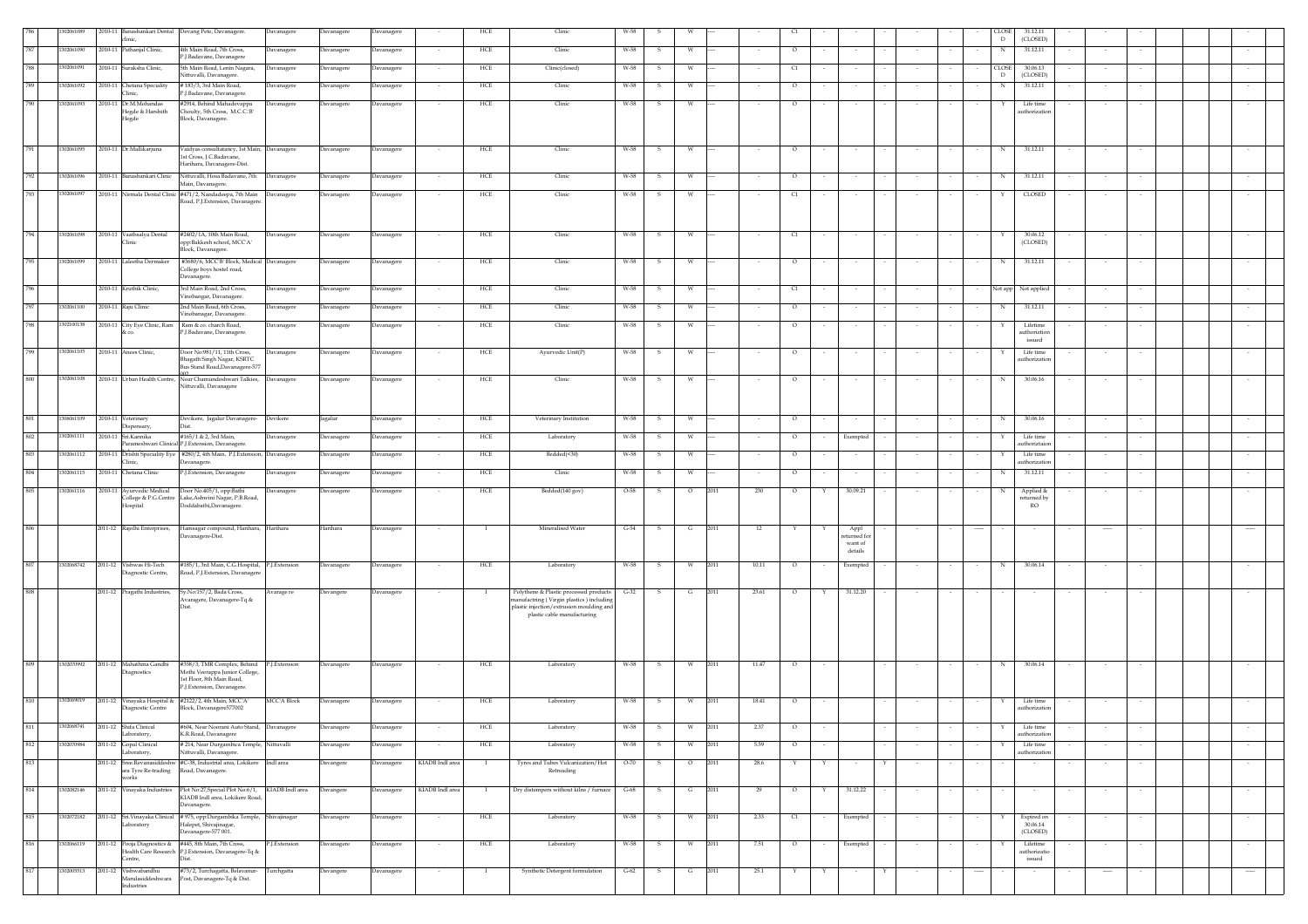| 786 | 1302061089 | 2010-11 | Banashankari Dental clinic, | Devang Pete, Davanagere. | Davanagere | Davanagere | Davanagere | - | HCE | Clinic | W-58 | S | W | ---- | - | Cl | - | - | - | - | - | - | CLOSED | 31.12.11 (CLOSED) | - | - | - | | | | - |
|---|---|---|---|---|---|---|---|---|---|---|---|---|---|---|---|---|---|---|---|---|---|---|---|---|---|---|---|---|---|---|---|
| 787 | 1302061090 | 2010-11 | Pathanjal Clinic, | 4th Main Road, 7th Cross, P.J.Badavane, Davanagere | Davanagere | Davanagere | Davanagere | - | HCE | Clinic | W-58 | S | W | ---- | - | O | - | - | - | - | - | - | N | 31.12.11 | - | - | - | | | | - |
| 788 | 1302061091 | 2010-11 | Suraksha Clinic, | 5th Main Road, Lenin Nagara, Nittuvalli, Davanagere. | Davanagere | Davanagere | Davanagere | - | HCE | Clinic(closed) | W-58 | S | W | ---- | - | Cl | - | - | - | - | - | - | CLOSED | 30.06.13 (CLOSED) | - | - | - | | | | - |
| 789 | 1302061092 | 2010-11 | Chetana Speciality Clinic, | # 183/3, 3rd Main Road, P.J.Badavane, Davanagere. | Davanagere | Davanagere | Davanagere | - | HCE | Clinic | W-58 | S | W | ---- | - | O | - | - | - | - | - | - | N | 31.12.11 | - | - | - | | | | - |
| 790 | 1302061093 | 2010-11 | Dr.M.Mohandas Hegde & Harshith Hegde | #2914, Behind Mahadevappa Choultry, 5th Cross, M.C.C.'B' Block, Davanagere. | Davanagere | Davanagere | Davanagere | - | HCE | Clinic | W-58 | S | W | ---- | - | O | - | - | - | - | - | - | Y | Life time authorization | - | - | - | | | | - |
| 791 | 1302061095 | 2010-11 | Dr.Mallikarjuna | Vaidyas consultatancy, 1st Main, 1st Cross, J.C.Badavane, Harihara, Davanagere-Dist. | Davanagere | Davanagere | Davanagere | - | HCE | Clinic | W-58 | S | W | ---- | - | O | - | - | - | - | - | - | N | 31.12.11 | - | - | - | | | | - |
| 792 | 1302061096 | 2010-11 | Banashankari Clinic | Nittuvalli, Hosa Badavane, 7th Main, Davanagere. | Davanagere | Davanagere | Davanagere | - | HCE | Clinic | W-58 | S | W | ---- | - | O | - | - | - | - | - | - | N | 31.12.11 | - | - | - | | | | - |
| 793 | 1302061097 | 2010-11 | Nirmala Dental Clinic | #471/2, Nandadeepa, 7th Main Road, P.J.Extension, Davanagere. | Davanagere | Davanagere | Davanagere | - | HCE | Clinic | W-58 | S | W | ---- | - | Cl | - | - | - | - | - | - | Y | CLOSED | - | - | - | | | | - |
| 794 | 1302061098 | 2010-11 | Vaathsalya Dental Clinic | #2402/1A, 10th Main Road, opp:Bakkesh school, MCC'A' Block, Davanagere. | Davanagere | Davanagere | Davanagere | - | HCE | Clinic | W-58 | S | W | ---- | - | Cl | - | - | - | - | - | - | Y | 30.06.12 (CLOSED) | - | - | - | | | | - |
| 795 | 1302061099 | 2010-11 | Laleetha Denmaker | #3680/6, MCC'B' Block, Medical College boys hostel road, Davanagere. | Davanagere | Davanagere | Davanagere | - | HCE | Clinic | W-58 | S | W | ---- | - | O | - | - | - | - | - | - | N | 31.12.11 | - | - | - | | | | - |
| 796 | | 2010-11 | Kruthik Clinic, | 3rd Main Road, 2nd Cross, Vinobangar, Davanagere. | Davanagere | Davanagere | Davanagere | - | HCE | Clinic | W-58 | S | W | ---- | - | Cl | - | - | - | - | - | - | Not appl | Not applied | - | - | - | | | | - |
| 797 | 1302061100 | 2010-11 | Raju Clinic | 2nd Main Road, 6th Cross, Vinobanagar, Davanagere. | Davanagere | Davanagere | Davanagere | - | HCE | Clinic | W-58 | S | W | ---- | - | O | - | - | - | - | - | - | N | 31.12.11 | - | - | - | | | | - |
| 798 | 1302100138 | 2010-11 | City Eye Clinic, Ram & co. | Ram & co. church Road, P.J.Badavane, Davanagere. | Davanagere | Davanagere | Davanagere | - | HCE | Clinic | W-58 | S | W | ---- | - | O | - | - | - | - | - | - | Y | Lifetime authorization issued | - | - | - | | | | - |
| 799 | 1302061105 | 2010-11 | Anees Clinic, | Door No:981/11, 11th Cross, Bhagath Singh Nagar, KSRTC Bus Stand Road,Davanagere-577 002 | Davanagere | Davanagere | Davanagere | - | HCE | Ayurvedic Unit(P) | W-58 | S | W | ---- | - | O | - | - | - | - | - | - | Y | Life time authorization | - | - | - | | | | - |
| 800 | 1302061108 | 2010-11 | Urban Health Centre, | Near Chamundeshwari Talkies, Nittuvalli, Davanagere | Davanagere | Davanagere | Davanagere | - | HCE | Clinic | W-58 | S | W | ---- | - | O | - | - | - | - | - | - | N | 30.06.16 | - | - | - | | | | - |
| 801 | 1306061109 | 2010-11 | Veterinary Dispensary, | Devikere, Jagalur Davanagere-Dist. | Devikere | Jagalur | Davanagere | - | HCE | Veterinary Institution | W-58 | S | W | ---- | - | O | - | - | - | - | - | - | N | 30.06.16 | - | - | - | | | | - |
| 802 | 1302061111 | 2010-11 | Sri.Kannika Parameshwari Clinical lab | #165/1 & 2, 3rd Main, P.J.Extension, Davanagere. | Davanagere | Davanagere | Davanagere | - | HCE | Laboratory | W-58 | S | W | ---- | - | O | - | Exempted | - | - | - | - | Y | Life time autheriztaion | - | - | - | | | | - |
| 803 | 1302061112 | 2010-11 | Drishti Speciality Eye Clinic, | #280/2, 4th Main, P.J.Extension, Davanagere. | Davanagere | Davanagere | Davanagere | - | HCE | Bedded(<30) | W-58 | S | W | ---- | - | O | - | - | - | - | - | - | Y | Life time authorization | - | - | - | | | | - |
| 804 | 1302061115 | 2010-11 | Chetana Clinic | P.J.Extension, Davanagere | Davanagere | Davanagere | Davanagere | - | HCE | Clinic | W-58 | S | W | ---- | - | O | - | - | - | - | - | - | N | 31.12.11 | - | - | - | | | | - |
| 805 | 1302061116 | 2010-11 | Ayurvedic Medical College & P.G.Centre Hospital | Door No.405/1, opp:Bathi Lake,Ashwini Nagar, P.B.Road, Doddabathi,Davanagere. | Davanagere | Davanagere | Davanagere | - | HCE | Bedded(140 gov) | O-58 | S | O | 2011 | 250 | O | Y | 30.09.21 | - | - | - | - | N | Applied & returned by RO | - | - | - | | | | - |
| 806 | | 2011-12 | Rajothi Enterprises, | Hamsagar compound, Harihara, Davanagere-Dist. | Harihara | Harihara | Davanagere | - | I | Mineralised Water | G-54 | S | G | 2011 | 12 | Y | Y | Appl returned for want of details | - | - | - | ----- | - | - | - | ----- | - | | | | ----- |
| 807 | 1302068742 | 2011-12 | Vishwas Hi-Tech Diagnostic Centre, | #185/1, 3rd Main, C.G.Hospital, Road, P.J.Extension, Davanagere | P.J.Extension | Davanagere | Davanagere | - | HCE | Laboratory | W-58 | S | W | 2011 | 10.11 | O | - | Exempted | - | - | - | - | N | 30.06.14 | - | - | - | | | | - |
| 808 | | 2011-12 | Pragathi Industries, | Sy.No:157/2, Bada Cross, Avaragere, Davanagere-Tq & Dist. | Avarage re | Davangere | Davanagere | - | I | Polythene & Plastic processed products manufactring ( Virgin plastics ) including plastic injection/extrusion moulding and plastic cable manufacturing | G-32 | S | G | 2011 | 23.61 | O | Y | 31.12.20 | - | - | - | - | - | - | - | - | - | | | | - |
| 809 | 1302070992 | 2011-12 | Mahathma Gandhi Diagnostics | #358/3, TMR Complex, Behind Mothi Veerappa Junior College, 1st Floor, 8th Main Road, P.J.Extension, Davanagere. | P.J.Extension | Davanagere | Davanagere | - | HCE | Laboratory | W-58 | S | W | 2011 | 11.47 | O | - | | - | - | - | - | N | 30.06.14 | - | - | - | | | | - |
| 810 | 1302069019 | 2011-12 | Vinayaka Hospital & Diagnostic Centre | #2122/2, 4th Main, MCC'A' Block, Davanagere577002 | MCC'A Block | Davanagere | Davanagere | - | HCE | Laboratory | W-58 | S | W | 2011 | 18.41 | O | - | | - | - | - | - | Y | Life time authorization | - | - | - | | | | - |
| 811 | 1302068741 | 2011-12 | Shifa Clinical Laboratory, | #604, Near Nourani Auto Stand, K.R.Road, Davanagere | Davanagere | Davanagere | Davanagere | - | HCE | Laboratory | W-58 | S | W | 2011 | 2.37 | O | - | | - | - | - | - | Y | Life time authorization | - | - | - | | | | - |
| 812 | 1302070984 | 2011-12 | Gopal Clinical Laboratory, | # 214, Near Durgambica Temple, Nittuvalli, Davanagere. | Nittuvalli | Davanagere | Davanagere | - | HCE | Laboratory | W-58 | S | W | 2011 | 5.59 | O | - | | - | - | - | - | Y | Life time authorization | - | - | - | | | | - |
| 813 | | 2011-12 | Sree.Revanasiddeshwara Tyre Re-trading works | #C-38, Industrial area, Lokikere Road, Davanagere. | Indl area | Davangere | Davanagere | KIADB Indl area | I | Tyres and Tubes Vulcanization/Hot Retreading | O-70 | S | O | 2011 | 28.6 | Y | Y | - | Y | - | - | - | - | - | - | - | - | | | | - |
| 814 | 1302082146 | 2011-12 | Vinayaka Industries | Plot No:27,Special Plot No:6/1, KIADB Indl area, Lokikere Road, Davanagere. | KIADB Indl area | Davangere | Davanagere | KIADB Indl area | I | Dry distempers without kilns / furnace | G-68 | S | G | 2011 | 29 | O | Y | 31.12.22 | - | - | - | - | - | - | - | - | - | | | | - |
| 815 | 1302072182 | 2011-12 | Sri.Vinayaka Clinical Laboratory | # 975, opp:Durgambika Temple, Halopet, Shivajinagar, Davanagere-577 001. | Shivajinagar | Davanagere | Davanagere | - | HCE | Laboratory | W-58 | S | W | 2011 | 2.33 | Cl | - | Exempted | - | - | - | - | Y | Expired on 30.06.14 (CLOSED) | - | - | - | | | | - |
| 816 | 1302066119 | 2011-12 | Pooja Diagnostics & Health Care Research Centre, | #445, 8th Main, 7th Cross, P.J.Extension, Davanagere-Tq & Dist. | P.J.Extension | Davanagere | Davanagere | - | HCE | Laboratory | W-58 | S | W | 2011 | 7.51 | O | - | Exempted | - | - | - | - | Y | Lifetime authorizatio issued | - | - | - | | | | - |
| 817 | 1302005513 | 2011-12 | Vishwabandhu Marulasiddeshwara Industries | #73/2, Turchagatta, Belavanur Post, Davanagere-Tq & Dist. | Turchgatta | Davangere | Davanagere | - | I | Synthetic Detergent formulation | G-62 | S | G | 2011 | 25.1 | Y | Y | - | Y | - | - | ----- | - | - | - | ----- | - | | | | ----- |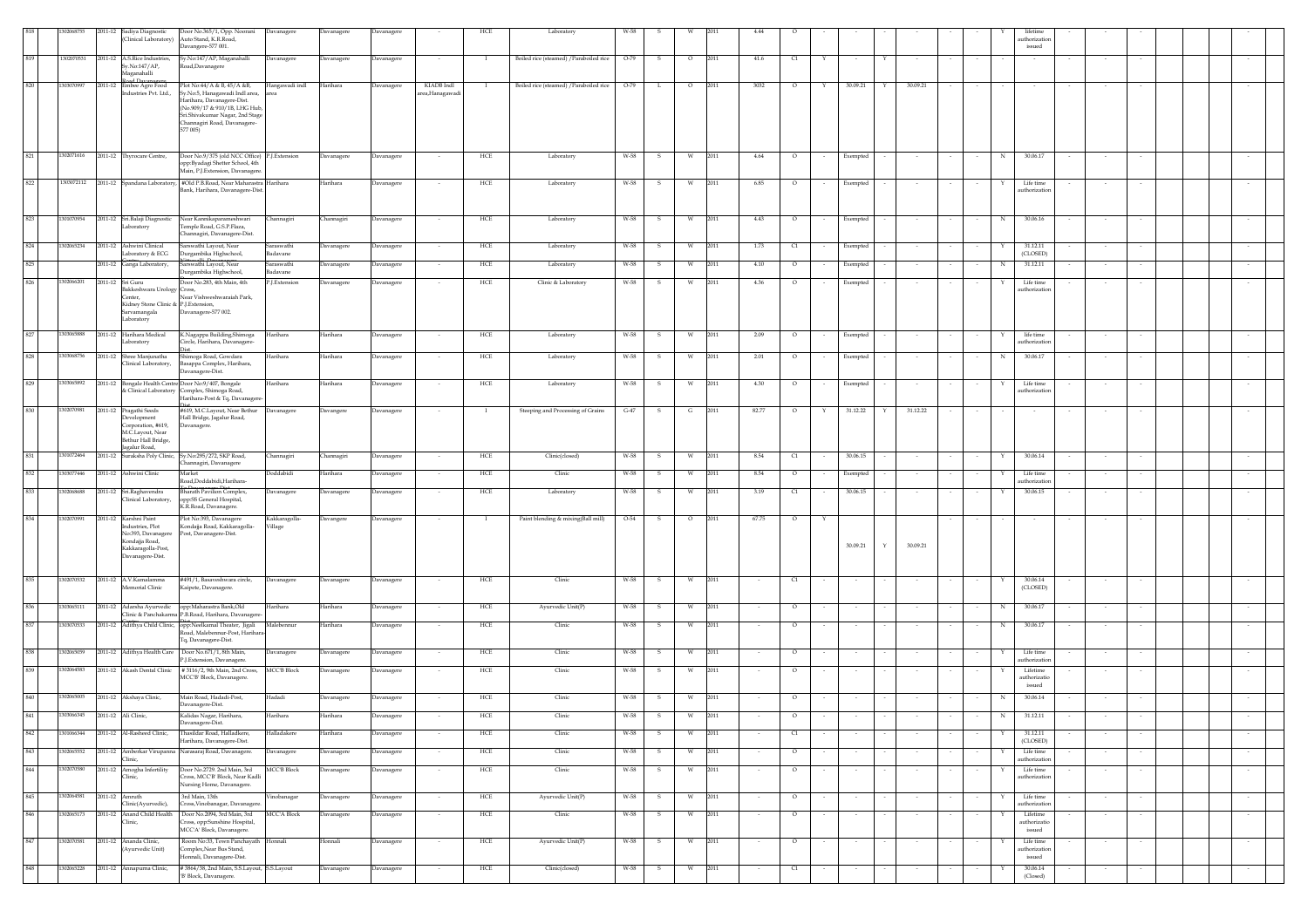| | | | | | | | | | | | | | | | | | | | | | | | | | | | | | |
|---|---|---|---|---|---|---|---|---|---|---|---|---|---|---|---|---|---|---|---|---|---|---|---|---|---|---|---|---|---|
| 818 | 1302068755 | 2011-12 | Sadiya Diagnostic (Clinical Laboratory) | Door No.365/1, Opp. Nosrani Auto Stand, K.R.Road, Davangere-577 001. | Davanagere | Davanagere | Davanagere | - | HCE | Laboratory | W-58 | S | W | 2011 | 4.44 | O | - | - | - | - | - | - | Y | lifetime authorization issued | - | - | - | | - |
| 819 | 1302070551 | 2011-12 | A.S.Rice Industries, Sy.No:147/AP, Maganahalli Road,Davanagere | Sy.No:147/AP, Maganahalli Road,Davanagere | Davanagere | Davanagere | Davanagere | - | I | Boiled rice (steamed) /Paraboiled rice | O-79 | S | O | 2011 | 41.6 | C1 | Y | - | Y | - | - | - | - | - | - | - | - | | - |
| 820 | 1302070997 | 2011-12 | Timbse Agro Food Industries Pvt. Ltd., | Plot No.44/A & B, 45/A &B, Sy.No:5, Hanagawadi Indl area, Harihara, Davanagere-Dist. (No.909/17 & 910/18, LHG Hub, Sri.Shivakumar Nagar, 2nd Stage Channagiri Road, Davanagere-577 005) | Hangawadi indl area | Harihara | Davanagere | KIADB Indl area,Hanagawadi | I | Boiled rice (steamed) /Paraboiled rice | O-79 | L | O | 2011 | 3032 | O | Y | 30.09.21 | Y | 30.09.21 | - | - | - | - | - | - | - | | - |
| 821 | 1302071616 | 2011-12 | Thyrocare Centre, | Door No.9/375 (old NCC Office) opp:Byadagi Shetter School, 4th Main, P.J.Extension, Davanagere. | P.J.Extension | Davanagere | Davanagere | - | HCE | Laboratory | W-58 | S | W | 2011 | 4.64 | O | - | Exempted | - | - | - | - | N | 30.06.17 | - | - | - | | - |
| 822 | 1302072112 | 2011-12 | Spandana Laboratory, | #Old P.B.Road, Near Maharastra Bank, Harihara, Davanagere-Dist. | Harihara | Harihara | Davanagere | - | HCE | Laboratory | W-58 | S | W | 2011 | 6.85 | O | - | Exempted | - | - | - | - | Y | Life time authorization | - | - | - | | - |
| 823 | 1301070954 | 2011-12 | Sri.Balaji Diagnostic Laboratory | Near Kannikaparameshwari Temple Road, G.S.P.Flora, Channagiri, Davanagere-Dist. | Channagiri | Channagiri | Davanagere | - | HCE | Laboratory | W-58 | S | W | 2011 | 4.45 | O | - | Exempted | - | - | - | - | N | 30.06.16 | - | - | - | | - |
| 824 | 1302065234 | 2011-12 | Ashwini Clinical Laboratory & ECG Centre | Saraswathi Layout, Near Durgambika Highschool, Nittuvalli, Davanagere | Saraswathi Badavane | Davanagere | Davanagere | - | HCE | Laboratory | W-58 | S | W | 2011 | 1.73 | C1 | - | Exempted | - | - | - | - | Y | 31.12.11 (CLOSED) | - | - | - | | - |
| 825 | | 2011-12 | Ganga Laboratory, | Saraswathi Layout, Near Durgambika Highschool, | Saraswathi Badavane | Davanagere | Davanagere | - | HCE | Laboratory | W-58 | S | W | 2011 | 4.10 | O | - | Exempted | - | - | - | - | N | 31.12.11 | - | - | - | | - |
| 826 | 1302066201 | 2011-12 | Sri Guru Basaveshwara Urology Center, Kidney Stone Clinic & Sarvamangala Laboratory | Door No.283, 4th Main, 4th Cross, Near Vishweshwaraiah Park, P.J.Extension, Davanagere-577 002. | P.J.Extension | Davanagere | Davanagere | - | HCE | Clinic & Laboratory | W-58 | S | W | 2011 | 4.36 | O | - | Exempted | - | - | - | - | Y | Life time authorization | - | - | - | | - |
| 827 | 1303065888 | 2011-12 | Harihara Medical Laboratory | K.Nagappa Building,Shimoga Circle, Harihara, Davanagere-Dist. | Harihara | Harihara | Davanagere | - | HCE | Laboratory | W-58 | S | W | 2011 | 2.09 | O | - | Exempted | - | - | - | - | Y | life time authorization | - | - | - | | - |
| 828 | 1303068756 | 2011-12 | Shree Manjunatha Clinical Laboratory, | Shimoga Road, Gowdara Basappa Complex, Harihara, Davanagere-Dist. | Harihara | Harihara | Davanagere | - | HCE | Laboratory | W-58 | S | W | 2011 | 2.01 | O | - | Exempted | - | - | - | - | N | 30.06.17 | - | - | - | | - |
| 829 | 1303065892 | 2011-12 | Bengale Health Centre & Clinical Laboratory | Door No.9/407, Bengale Complex, Shimoga Road, Harihara-Post & Tq, Davanagere-Dist. | Harihara | Harihara | Davanagere | - | HCE | Laboratory | W-58 | S | W | 2011 | 4.30 | O | - | Exempted | - | - | - | - | Y | Life time authorization | - | - | - | | - |
| 830 | 1302070981 | 2011-12 | Pragathi Seeds Development Corporation, #619, M.C.Layout, Near Bethur Hall Bridge, Jagalur Road, | #619, M.C.Layout, Near Bethur Hall Bridge, Jagalur Road, Davanagere. | Davanagere | Davangere | Davanagere | - | I | Steeping and Processing of Grains | G-47 | S | G | 2011 | 82.77 | O | Y | 31.12.22 | Y | 31.12.22 | - | - | - | - | - | - | - | | - |
| 831 | 1301072464 | 2011-12 | Suraksha Poly Clinic, | Sy.No:295/272, SKP Road, Channagiri, Davanagere | Channagiri | Channagiri | Davanagere | - | HCE | Clinic(closed) | W-58 | S | W | 2011 | 8.54 | C1 | - | 30.06.15 | - | - | - | - | Y | 30.06.14 | - | - | - | | - |
| 832 | 1303077446 | 2011-12 | Ashwini Clinic | Market Road,Doddabidi,Harihara-Tq,Davanagere-Dist. | Doddabidi | Harihara | Davanagere | - | HCE | Clinic | W-58 | S | W | 2011 | 8.54 | O | - | Exempted | - | - | - | - | Y | Life time authorization | - | - | - | | - |
| 833 | 1302068688 | 2011-12 | Sri.Raghavendra Clinical Laboratory, | Bharath Pavilion Complex, opp:SS General Hospital, K.R.Road, Davanagere. | Davanagere | Davanagere | Davanagere | - | HCE | Laboratory | W-58 | S | W | 2011 | 3.19 | C1 | - | 30.06.15 | - | - | - | - | Y | 30.06.15 | - | - | - | | - |
| 834 | 1302070991 | 2011-12 | Karshni Paint Industries, Plot No:393, Davanagere Kondajja Road, Kakkaragolla-Post, Davanagere-Dist. | Plot No:393, Davanagere Kondajja Road, Kakkaragolla-Post, Davanagere-Dist. | Kakkaragolla-Village | Davangere | Davanagere | - | I | Paint blending & mixing(Ball mill) | O-54 | S | O | 2011 | 67.75 | O | Y | 30.09.21 | Y | 30.09.21 | - | - | - | - | - | - | - | | - |
| 835 | 1302070532 | 2011-12 | A.V.Kamalamma Memorial Clinic | #491/1, Basaveshwara circle, Kaipete, Davanagere. | Davanagere | Davanagere | Davanagere | - | HCE | Clinic | W-58 | S | W | 2011 | - | C1 | - | - | - | - | - | - | Y | 30.06.14 (CLOSED) | - | - | - | | - |
| 836 | 1303065111 | 2011-12 | Adarsha Ayurvedic Clinic & Panchakarma Centre | opp:Maharastra Bank,Old P.B.Road, Harihara, Davanagere-Dist. | Harihara | Harihara | Davanagere | - | HCE | Ayurvedic Unit(P) | W-58 | S | W | 2011 | - | O | - | - | - | - | - | - | N | 30.06.17 | - | - | - | | - |
| 837 | 1303070533 | 2011-12 | Adithya Child Clinic, | opp:Neelkamal Theater, Jigali Road, Malebennur-Post, Harihara-Tq, Davanagere-Dist. | Malebennur | Harihara | Davanagere | - | HCE | Clinic | W-58 | S | W | 2011 | - | O | - | - | - | - | - | - | N | 30.06.17 | - | - | - | | - |
| 838 | 1302065059 | 2011-12 | Adithya Health Care | Door No.671/1, 8th Main, P.J.Extension, Davanagere. | Davanagere | Davanagere | Davanagere | - | HCE | Clinic | W-58 | S | W | 2011 | - | O | - | - | - | - | - | - | Y | Life time authorization | - | - | - | | - |
| 839 | 1302064583 | 2011-12 | Akash Dental Clinic | # 3116/2, 9th Main, 2nd Cross, MCC'B' Block, Davanagere. | MCC'B Block | Davanagere | Davanagere | - | HCE | Clinic | W-58 | S | W | 2011 | - | O | - | - | - | - | - | - | Y | Lifetime authorizatio issued | - | - | - | | - |
| 840 | 1302065005 | 2011-12 | Akshaya Clinic, | Main Road, Hadadi-Post, Davanagere-Dist. | Hadadi | Davanagere | Davanagere | - | HCE | Clinic | W-58 | S | W | 2011 | - | O | - | - | - | - | - | - | N | 30.06.14 | - | - | - | | - |
| 841 | 1303066345 | 2011-12 | Ali Clinic, | Kalidas Nagar, Harihara, Davanagere-Dist. | Harihara | Harihara | Davanagere | - | HCE | Clinic | W-58 | S | W | 2011 | - | O | - | - | - | - | - | - | N | 31.12.11 | - | - | - | | - |
| 842 | 1303066344 | 2011-12 | Al-Rasheed Clinic, | Thasildar Road, Halladkere, Harihara, Davanagere-Dist. | Halladakere | Harihara | Davanagere | - | HCE | Clinic | W-58 | S | W | 2011 | - | C1 | - | - | - | - | - | - | Y | 31.12.11 (CLOSED) | - | - | - | | - |
| 843 | 1302065552 | 2011-12 | Amberkar Virupanna Clinic, | Narasaraj Road, Davanagere. | Davanagere | Davanagere | Davanagere | - | HCE | Clinic | W-58 | S | W | 2011 | - | O | - | - | - | - | - | - | Y | Life time authorization | - | - | - | | - |
| 844 | 1302070580 | 2011-12 | Amogha Infertility Clinic, | Door No.2729. 2nd Main, 3rd Cross, MCC'B' Block, Near Kadli Nursing Home, Davanagere. | MCC'B Block | Davanagere | Davanagere | - | HCE | Clinic | W-58 | S | W | 2011 | - | O | - | - | - | - | - | - | Y | Life time authorization | - | - | - | | - |
| 845 | 1302064581 | 2011-12 | Amruth Clinic(Ayurvedic), | 3rd Main, 13th Cross,Vinobanagar, Davanagere. | Vinobanagar | Davanagere | Davanagere | - | HCE | Ayurvedic Unit(P) | W-58 | S | W | 2011 | - | O | - | - | - | - | - | - | Y | Life time authorization | - | - | - | | - |
| 846 | 1302065173 | 2011-12 | Anand Child Health Clinic, | Door No.2094, 3rd Main, 3rd Cross, opp:Sunshine Hospital, MCC'A' Block, Davanagere. | MCC'A Block | Davanagere | Davanagere | - | HCE | Clinic | W-58 | S | W | 2011 | - | O | - | - | - | - | - | - | Y | Lifetime authorizatio issued | - | - | - | | - |
| 847 | 1302070581 | 2011-12 | Ananda Clinic, (Ayurvedic Unit) | Room No:33, Town Panchayath Complex,Near Bus Stand, Honnali, Davanagere-Dist. | Honnali | Honnali | Davanagere | - | HCE | Ayurvedic Unit(P) | W-58 | S | W | 2011 | - | O | - | - | - | - | - | - | Y | Life time authorization issued | - | - | - | | - |
| 848 | 1302065228 | 2011-12 | Annapurna Clinic, | # 3864/38, 2nd Main, S.S.Layout, 'B' Block, Davanagere. | S.S.Layout | Davanagere | Davanagere | - | HCE | Clinic(closed) | W-58 | S | W | 2011 | - | C1 | - | - | - | - | - | - | Y | 30.06.14 (Closed) | - | - | - | | - |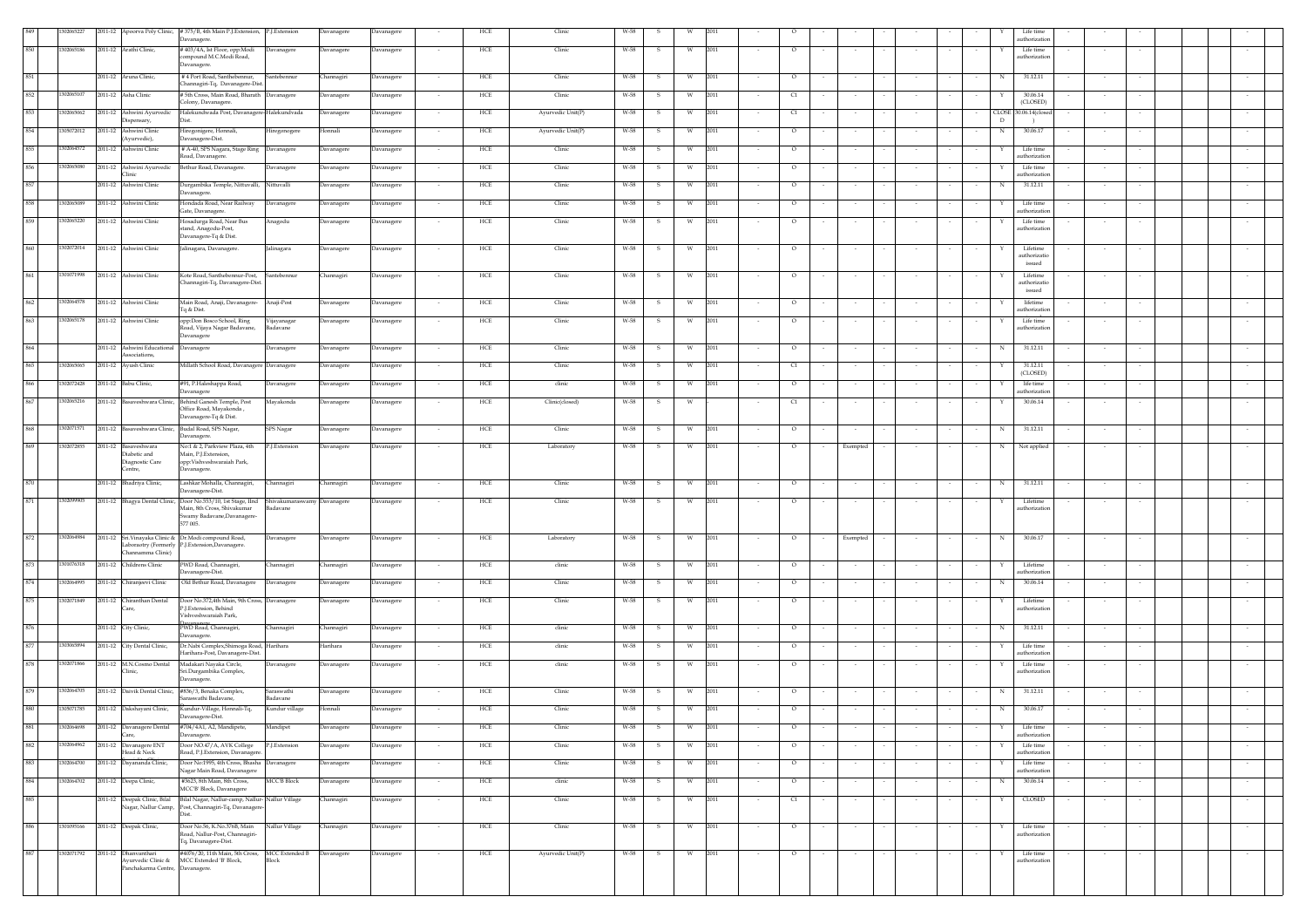| 849 | 1302065227 | 2011-12 | Apoorva Poly Clinic, | #375/B, 4th Main P.J.Extension, Davanagere. | P.J.Extension | Davanagere | Davanagere | - | HCE | Clinic | W-58 | S | W | 2011 | - | O | - | - | - | - | - | - | - | Y | Life time authorization | - | - | - | | | - |
|---|---|---|---|---|---|---|---|---|---|---|---|---|---|---|---|---|---|---|---|---|---|---|---|---|---|---|---|---|---|---|---|
| 850 | 1302065186 | 2011-12 | Arathi Clinic, | # 403/4A, Ist Floor, opp:Modi compound M.C.Modi Road, Davanagere. | Davanagere | Davanagere | Davanagere | - | HCE | Clinic | W-58 | S | W | 2011 | - | O | - | - | - | - | - | - | - | Y | Life time authorization | - | - | - | | | - |
| 851 | | 2011-12 | Aruna Clinic, | # 4 Port Road, Santhebennur, Channagiri-Tq, Davanagere-Dist. | Santebennur | Channagiri | Davanagere | - | HCE | Clinic | W-58 | S | W | 2011 | - | O | - | - | - | - | - | - | - | N | 31.12.11 | - | - | - | | | - |
| 852 | 1302065107 | 2011-12 | Asha Clinic | # 5th Cross, Main Road, Bharath Colony, Davanagere. | Davanagere | Davanagere | Davanagere | - | HCE | Clinic | W-58 | S | W | 2011 | - | C1 | - | - | - | - | - | - | - | Y | 30.06.14 (CLOSED) | - | - | - | | | - |
| 853 | 1302065062 | 2011-12 | Ashwini Ayurvedic Dispensary, | Halekundwada Post, Davanagere-Dist. | Halekundvada | Davanagere | Davanagere | - | HCE | Ayurvedic Unit(P) | W-58 | S | W | 2011 | - | C1 | - | - | - | - | - | - | - | CLOSED | 30.06.14(closed) | - | - | - | | | - |
| 854 | 1305072012 | 2011-12 | Ashwini Clinic (Ayurvedic), | Hiregonigere, Honnali, Davanagere-Dist. | Hiregonegere | Honnali | Davanagere | - | HCE | Ayurvedic Unit(P) | W-58 | S | W | 2011 | - | O | - | - | - | - | - | - | - | N | 30.06.17 | - | - | - | | | - |
| 855 | 1302064572 | 2011-12 | Ashwini Clinic | # A-40, SPS Nagara, Stage Ring Road, Davanagere. | Davanagere | Davanagere | Davanagere | - | HCE | Clinic | W-58 | S | W | 2011 | - | O | - | - | - | - | - | - | - | Y | Life time authorization | - | - | - | | | - |
| 856 | 1302065080 | 2011-12 | Ashwini Ayurvedic Clinic | Bethur Road, Davanagere. | Davanagere | Davanagere | Davanagere | - | HCE | Clinic | W-58 | S | W | 2011 | - | O | - | - | - | - | - | - | - | Y | Life time authorization | - | - | - | | | - |
| 857 | | 2011-12 | Ashwini Clinic | Durgambika Temple, Nittuvalli, Davanagere. | Nittuvalli | Davanagere | Davanagere | - | HCE | Clinic | W-58 | S | W | 2011 | - | O | - | - | - | - | - | - | - | N | 31.12.11 | - | - | - | | | - |
| 858 | 1302065089 | 2011-12 | Ashwini Clinic | Hondada Road, Near Railway Gate, Davanagere. | Davanagere | Davanagere | Davanagere | - | HCE | Clinic | W-58 | S | W | 2011 | - | O | - | - | - | - | - | - | - | Y | Life time authorization | - | - | - | | | - |
| 859 | 1302065220 | 2011-12 | Ashwini Clinic | Hosadurga Road, Near Bus stand, Anagodu-Post, Davanagere-Tq & Dist. | Anagodu | Davanagere | Davanagere | - | HCE | Clinic | W-58 | S | W | 2011 | - | O | - | - | - | - | - | - | - | Y | Life time authorization | - | - | - | | | - |
| 860 | 1302072014 | 2011-12 | Ashwini Clinic | Jalinagara, Davanagere. | Jalinagara | Davanagere | Davanagere | - | HCE | Clinic | W-58 | S | W | 2011 | - | O | - | - | - | - | - | - | - | Y | Lifetime authorizatio issued | - | - | - | | | - |
| 861 | 1301071998 | 2011-12 | Ashwini Clinic | Kote Road, Santhebennur-Post, Channagiri-Tq, Davanagere-Dist. | Santebennur | Channagiri | Davanagere | - | HCE | Clinic | W-58 | S | W | 2011 | - | O | - | - | - | - | - | - | - | Y | Lifetime authorizatio issued | - | - | - | | | - |
| 862 | 1302064578 | 2011-12 | Ashwini Clinic | Main Road, Anaji, Davanagere-Tq & Dist. | Anaji-Post | Davanagere | Davanagere | - | HCE | Clinic | W-58 | S | W | 2011 | - | O | - | - | - | - | - | - | - | Y | lifetime authorization | - | - | - | | | - |
| 863 | 1302065178 | 2011-12 | Ashwini Clinic | opp:Don Bosco School, Ring Road, Vijaya Nagar Badavane, Davanagere | Vijayanagar Badavane | Davanagere | Davanagere | - | HCE | Clinic | W-58 | S | W | 2011 | - | O | - | - | - | - | - | - | - | Y | Life time authorization | - | - | - | | | - |
| 864 | | 2011-12 | Ashwini Educational Associations, | Davanagere | Davanagere | Davanagere | Davanagere | - | HCE | Clinic | W-58 | S | W | 2011 | - | O | - | - | - | - | - | - | - | N | 31.12.11 | - | - | - | | | - |
| 865 | 1302065065 | 2011-12 | Ayush Clinic | Millath School Road, Davanagere | Davanagere | Davanagere | Davanagere | - | HCE | Clinic | W-58 | S | W | 2011 | - | C1 | - | - | - | - | - | - | - | Y | 31.12.11 (CLOSED) | - | - | - | | | - |
| 866 | 1302072428 | 2011-12 | Babu Clinic, | #91, P.Haleshappa Road, Davanagere | Davanagere | Davanagere | Davanagere | - | HCE | clinic | W-58 | S | W | 2011 | - | O | - | - | - | - | - | - | - | Y | life time authorization | - | - | - | | | - |
| 867 | 1302065216 | 2011-12 | Basaveshwara Clinic, | Behind Ganesh Temple, Post Office Road, Mayakonda , Davanagere-Tq & Dist. | Mayakonda | Davanagere | Davanagere | - | HCE | Clinic(closed) | W-58 | S | W | | - | C1 | - | - | - | - | - | - | - | Y | 30.06.14 | - | - | - | | | - |
| 868 | 1302071571 | 2011-12 | Basaveshwara Clinic, | Budal Road, SPS Nagar, Davanagere. | SPS Nagar | Davanagere | Davanagere | - | HCE | Clinic | W-58 | S | W | 2011 | - | O | - | - | - | - | - | - | - | N | 31.12.11 | - | - | - | | | - |
| 869 | 1302072855 | 2011-12 | Basaveshwara Diabetic and Diagnostic Care Centre, | No:1 & 2, Parkview Plaza, 4th Main, P.J.Extension, opp:Vishveshwaraiah Park, Davanagere. | P.J.Extension | Davanagere | Davanagere | - | HCE | Laboratory | W-58 | S | W | 2011 | - | O | - | Exempted | - | - | - | - | - | N | Not applied | - | - | - | | | - |
| 870 | | 2011-12 | Bhadriya Clinic, | Lashkar Mohalla, Channagiri, Davanagere-Dist. | Channagiri | Channagiri | Davanagere | - | HCE | Clinic | W-58 | S | W | 2011 | - | O | - | - | - | - | - | - | - | N | 31.12.11 | - | - | - | | | - |
| 871 | 1302099905 | 2011-12 | Bhagya Dental Clinic, | Door No.553/10, 1st Stage, IInd Main, 8th Cross, Shivakumar Swamy Badavane,Davanagere-577 005. | Shivakumaraswamy Badavane | Davanagere | Davanagere | - | HCE | Clinic | W-58 | S | W | 2011 | - | O | - | - | - | - | - | - | - | Y | Lifetime authorization | - | - | - | | | - |
| 872 | 1302064984 | 2011-12 | Sri.Vinayaka Clinic & Laboraotry (Formerly Channamma Clinic) | Dr.Modi compound Road, P.J.Extension,Davanagere. | Davanagere | Davanagere | Davanagere | - | HCE | Laboratory | W-58 | S | W | 2011 | - | O | - | Exempted | - | - | - | - | - | N | 30.06.17 | - | - | - | | | - |
| 873 | 1301076318 | 2011-12 | Childrens Clinic | PWD Road, Channagiri, Davanagere-Dist. | Channagiri | Channagiri | Davanagere | - | HCE | clinic | W-58 | S | W | 2011 | - | O | - | - | - | - | - | - | - | Y | Lifetime authorization | - | - | - | | | - |
| 874 | 1302064995 | 2011-12 | Chiranjeevi Clinic | Old Bethur Road, Davanagere | Davanagere | Davanagere | Davanagere | - | HCE | Clinic | W-58 | S | W | 2011 | - | O | - | - | - | - | - | - | - | N | 30.06.14 | - | - | - | | | - |
| 875 | 1302071849 | 2011-12 | Chiranthan Dental Care, | Door No.372,4th Main, 9th Cross, P.J.Extension, Behind Vishveshwaraiah Park, Davanagere. | Davanagere | Davanagere | Davanagere | - | HCE | Clinic | W-58 | S | W | 2011 | - | O | - | - | - | - | - | - | - | Y | Lifetime authorization | - | - | - | | | - |
| 876 | | 2011-12 | City Clinic, | PWD Road, Channagiri, Davanagere. | Channagiri | Channagiri | Davanagere | - | HCE | clinic | W-58 | S | W | 2011 | - | O | - | - | - | - | - | - | - | N | 31.12.11 | - | - | - | | | - |
| 877 | 1303065894 | 2011-12 | City Dental Clinic, | Dr.Nabi Complex,Shimoga Road, Harihara-Post, Davanagere-Dist. | Harihara | Harihara | Davanagere | - | HCE | clinic | W-58 | S | W | 2011 | - | O | - | - | - | - | - | - | - | Y | Life time authorization | - | - | - | | | - |
| 878 | 1302071866 | 2011-12 | M.N.Cosmo Dental Clinic, | Madakari Nayaka Circle, Sri.Durgambika Complex, Davanagere. | Davanagere | Davanagere | Davanagere | - | HCE | clinic | W-58 | S | W | 2011 | - | O | - | - | - | - | - | - | - | Y | Life time authorization | - | - | - | | | - |
| 879 | 1302064705 | 2011-12 | Daivik Dental Clinic, | #836/3, Benaka Complex, Saraswathi Badavane, | Saraswathi Badavane | Davanagere | Davanagere | - | HCE | Clinic | W-58 | S | W | 2011 | - | O | - | - | - | - | - | - | - | N | 31.12.11 | - | - | - | | | - |
| 880 | 1305071783 | 2011-12 | Dakshayani Clinic, | Kundur-Village, Honnali-Tq, Davanagere-Dist. | Kundur village | Honnali | Davanagere | - | HCE | Clinic | W-58 | S | W | 2011 | - | O | - | - | - | - | - | - | - | N | 30.06.17 | - | - | - | | | - |
| 881 | 1302064698 | 2011-12 | Davanagere Dental Care, | #704/4A1, A2, Mandipete, Davanagere. | Mandipet | Davanagere | Davanagere | - | HCE | Clinic | W-58 | S | W | 2011 | - | O | - | - | - | - | - | - | - | Y | Life time authorization | - | - | - | | | - |
| 882 | 1302064962 | 2011-12 | Davanagere ENT Head & Neck | Door NO.47/A, AVK College Road, P.J.Extension, Davanagere. | P.J.Extension | Davanagere | Davanagere | - | HCE | Clinic | W-58 | S | W | 2011 | - | O | - | - | - | - | - | - | - | Y | Life time authorization | - | - | - | | | - |
| 883 | 1302064700 | 2011-12 | Dayananda Clinic, | Door No:1995, 4th Cross, Bhasha Nagar Main Road, Davanagere | Davanagere | Davanagere | Davanagere | - | HCE | Clinic | W-58 | S | W | 2011 | - | O | - | - | - | - | - | - | - | Y | Life time authorization | - | - | - | | | - |
| 884 | 1302064702 | 2011-12 | Deepa Clinic, | #3625, 8th Main, 8th Cross, MCC'B' Block, Davanagere | MCC'B Block | Davanagere | Davanagere | - | HCE | clinic | W-58 | S | W | 2011 | - | O | - | - | - | - | - | - | - | N | 30.06.14 | - | - | - | | | - |
| 885 | | 2011-12 | Deepak Clinic, Bilal Nagar, Nallur Camp, | Bilal Nagar, Nallur-camp, Nallur-Post, Channagiri-Tq, Davanagere-Dist. | Nallur Village | Channagiri | Davanagere | - | HCE | Clinic | W-58 | S | W | 2011 | - | C1 | - | - | - | - | - | - | - | Y | CLOSED | - | - | - | | | - |
| 886 | 1301095166 | 2011-12 | Deepak Clinic, | Door No.56, K.No.3768, Main Road, Nallur-Post, Channagiri-Tq, Davanagere-Dist. | Nallur Village | Channagiri | Davanagere | - | HCE | Clinic | W-58 | S | W | 2011 | - | O | - | - | - | - | - | - | - | Y | Life time authorization | - | - | - | | | - |
| 887 | 1302071792 | 2011-12 | Dhanvanthari Ayurvedic Clinic & Panchakarma Centre, | #4076/20, 11th Main, 5th Cross, MCC Extended 'B' Block, Davanagere. | MCC Extended B Block | Davanagere | Davanagere | - | HCE | Ayurvedic Unit(P) | W-58 | S | W | 2011 | - | O | - | - | - | - | - | - | - | Y | Life time authorization | - | - | - | | | - |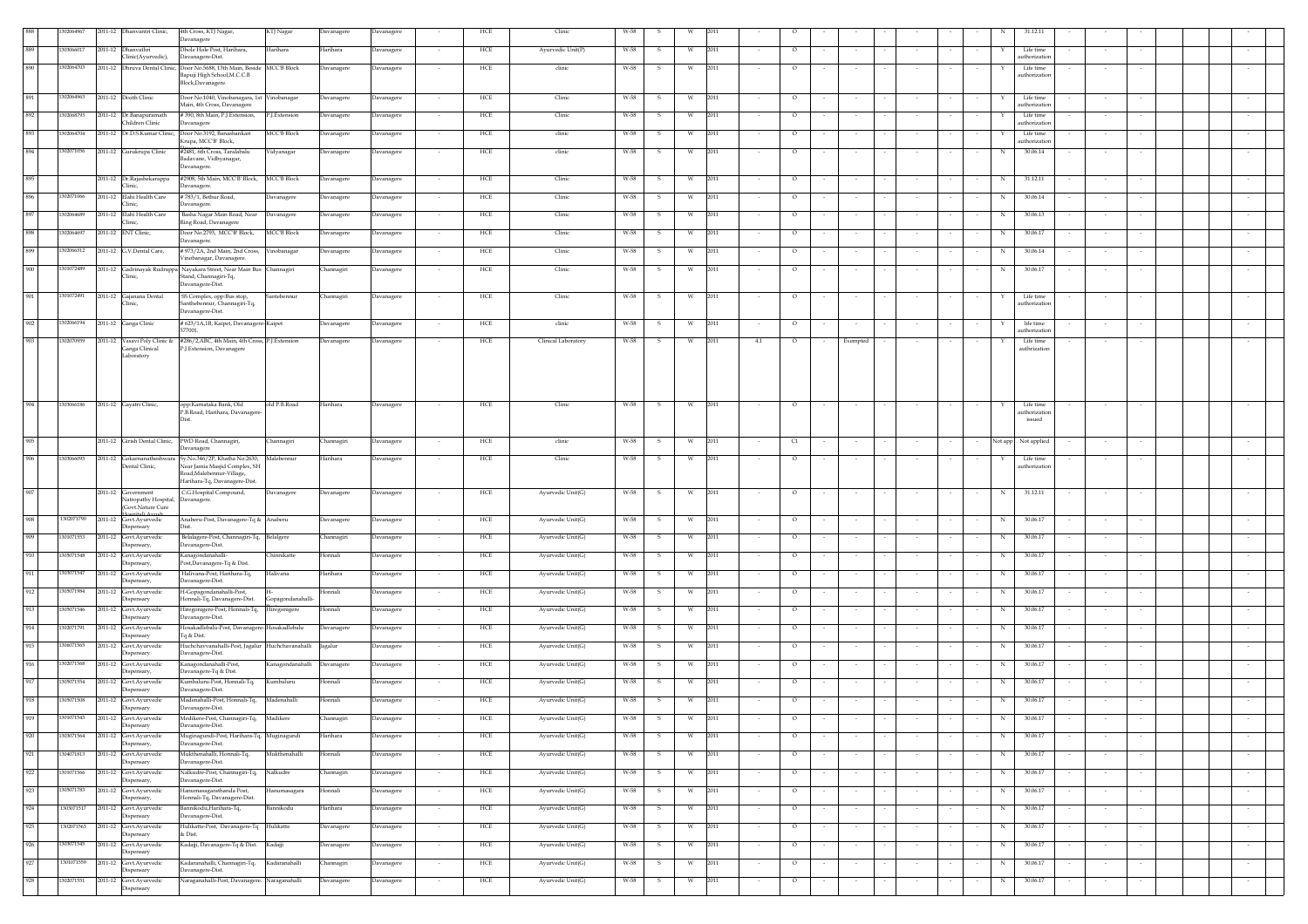| | | | | | | | | | | | | | | | | | | | | | | | | | | | | | | | | |
|---|---|---|---|---|---|---|---|---|---|---|---|---|---|---|---|---|---|---|---|---|---|---|---|---|---|---|---|---|---|---|---|---|
| 888 | 1302064967 | 2011-12 | Dhanvantri Clinic, | 4th Cross, KTJ Nagar, Davanagere | KTJ Nagar | Davanagere | Davanagere | - | HCE | Clinic | W-58 | S | W | 2011 | - | O | - | - | - | - | - | - | - | N | 31.12.11 | - | - | - | | | | - |
| 889 | 1303066017 | 2011-12 | Dhanvathri Clinic(Ayurvedic), | Dhole Hole Post, Harihara, Davanagere-Dist. | Harihara | Harihara | Davanagere | - | HCE | Ayurvedic Unit(P) | W-58 | S | W | 2011 | - | O | - | - | - | - | - | - | - | Y | Life time authorization | - | - | - | | | | - |
| 890 | 1302064703 | 2011-12 | Dhruva Dental Clinic, | Door No.5688, 13th Main, Beside Bapuji High School,M.C.C.B Block,Davanagere. | MCC'B Block | Davanagere | Davanagere | - | HCE | clinic | W-58 | S | W | 2011 | - | O | - | - | - | - | - | - | - | Y | Life time authorization | - | - | - | | | | - |
| 891 | 1302064963 | 2011-12 | Dxith Clinic | Door No.1040, Vinobanagara, 1st Main, 4th Cross, Davanagere | Vinobanagar | Davanagere | Davanagere | - | HCE | Clinic | W-58 | S | W | 2011 | - | O | - | - | - | - | - | - | - | Y | Life time authorization | - | - | - | | | | - |
| 892 | 1302068793 | 2011-12 | Dr.Banapuramath Children Clinic | # 390, 8th Main, P.J.Extension, Davanagere | P.J.Extension | Davanagere | Davanagere | - | HCE | Clinic | W-58 | S | W | 2011 | - | O | - | - | - | - | - | - | - | Y | Life time authorization | - | - | - | | | | - |
| 893 | 1302064704 | 2011-12 | Dr.D.S.Kumar Clinic, | Door No.3192, Banashankari Krupa, MCC'B' Block, | MCC'B Block | Davanagere | Davanagere | - | HCE | clinic | W-58 | S | W | 2011 | - | O | - | - | - | - | - | - | - | Y | Life time authorization | - | - | - | | | | - |
| 894 | 1302071056 | 2011-12 | Gurukrupa Clinic | #2481, 6th Cross, Taralabalu Badavane, Vidhyanagar, Davanagere. | Vidyanagar | Davanagere | Davanagere | - | HCE | clinic | W-58 | S | W | 2011 | - | O | - | - | - | - | - | - | - | N | 30.06.14 | - | - | - | | | | - |
| 895 | | 2011-12 | Dr.Rajashekarappa Clinic, | #2908, 5th Main, MCC'B' Block, Davanagere. | MCC'B Block | Davanagere | Davanagere | - | HCE | Clinic | W-58 | S | W | 2011 | - | O | - | - | - | - | - | - | - | N | 31.12.11 | - | - | - | | | | - |
| 896 | 1302071066 | 2011-12 | Elahi Health Care Clinic, | # 783/1, Betbur Road, Davanagere. | Davanagere | Davanagere | Davanagere | - | HCE | Clinic | W-58 | S | W | 2011 | - | O | - | - | - | - | - | - | - | N | 30.06.14 | - | - | - | | | | - |
| 897 | 1302064689 | 2011-12 | Elahi Health Care Clinic, | Basha Nagar Main Road, Near Ring Road, Davanagere | Davanagere | Davanagere | Davanagere | - | HCE | Clinic | W-58 | S | W | 2011 | - | O | - | - | - | - | - | - | - | N | 30.06.13 | - | - | - | | | | - |
| 898 | 1302064697 | 2011-12 | ENT Clinic, | Door No.2793, MCC'B' Block, Davanagere. | MCC'B Block | Davanagere | Davanagere | - | HCE | Clinic | W-58 | S | W | 2011 | - | O | - | - | - | - | - | - | - | N | 30.06.17 | - | - | - | | | | - |
| 899 | 1302066312 | 2011-12 | G.V.Dental Care, | # 973/2A, 2nd Main, 2nd Cross, Vinobanagar, Davanagere. | Vinobanagar | Davanagere | Davanagere | - | HCE | Clinic | W-58 | S | W | 2011 | - | O | - | - | - | - | - | - | - | N | 30.06.14 | - | - | - | | | | - |
| 900 | 1301072489 | 2011-12 | Gadrimayak Rudrappa Clinic, | Nayakara Street, Near Main Bus Stand, Channagiri-Tq, Davanagere-Dist. | Channagiri | Channagiri | Davanagere | - | HCE | Clinic | W-58 | S | W | 2011 | - | O | - | - | - | - | - | - | - | N | 30.06.17 | - | - | - | | | | - |
| 901 | 1301072491 | 2011-12 | Gajanana Dental Clinic, | SS Complex, opp:Bus stop, Santhebennur, Channagiri-Tq, Davanagere-Dist. | Santebennur | Channagiri | Davanagere | - | HCE | Clinic | W-58 | S | W | 2011 | - | O | - | - | - | - | - | - | - | Y | Life time authorization | - | - | - | | | | - |
| 902 | 1302066194 | 2011-12 | Ganga Clinic | # 623/1A,1B, Kaipet, Davanagere-577001. | Kaipet | Davanagere | Davanagere | - | HCE | clinic | W-58 | S | W | 2011 | - | O | - | - | - | - | - | - | - | Y | life time authorization | - | - | - | | | | - |
| 903 | 1302070959 | 2011-12 | Vasavi Poly Clinic & Ganga Clinical Laboratory | #286/2,ABC, 4th Main, 4th Cross, P.J.Extension, Davanagere | P.J.Extension | Davanagere | Davanagere | - | HCE | Clinical Laboratory | W-58 | S | W | 2011 | 4.1 | O | - | Exempted | - | - | - | - | - | Y | Life time authrization | - | - | - | | | | - |
| 904 | 1303066186 | 2011-12 | Gayatri Clinic, | opp:Karnataka Bank, Old P.B.Road, Harihara, Davanagere-Dist. | old P.B.Road | Harihara | Davanagere | - | HCE | Clinic | W-58 | S | W | 2011 | - | O | - | - | - | - | - | - | - | Y | Life time authorization issued | - | - | - | | | | - |
| 905 | | 2011-12 | Girish Dental Clinic, | PWD Road, Channagiri, Davanagere | Channagiri | Channagiri | Davanagere | - | HCE | clinic | W-58 | S | W | 2011 | - | CI | - | - | - | - | - | - | - | Not app | Not applied | - | - | - | | | | - |
| 906 | 1303066093 | 2011-12 | Gokarnanatheshwara Dental Clinic, | Sy.No.346/2P, Khatha No.2630, Near Jamia Masjid Complex, SH Road,Malebennur-Village, Harihara-Tq, Davanagere-Dist. | Malebennur | Harihara | Davanagere | - | HCE | Clinic | W-58 | S | W | 2011 | - | O | - | - | - | - | - | - | - | Y | Life time authorization | - | - | - | | | | - |
| 907 | | 2011-12 | Government Naturopathy Hospital, (Govt.Nature Cure Hospital) Avush | C.G.Hospital Compound, Davanagere. | Davanagere | Davanagere | Davanagere | - | HCE | Ayurvedic Unit(G) | W-58 | S | W | 2011 | - | O | - | - | - | - | - | - | - | N | 31.12.11 | - | - | - | | | | - |
| 908 | 1302071790 | 2011-12 | Govt.Ayurvedic Dispensary | Anaberu-Post, Davanagere-Tq & Dist. | Anaberu | Davanagere | Davanagere | - | HCE | Ayurvedic Unit(G) | W-58 | S | W | 2011 | - | O | - | - | - | - | - | - | - | N | 30.06.17 | - | - | - | | | | - |
| 909 | 1301071553 | 2011-12 | Govt.Ayurvedic Dispensary, | Belalagere-Post, Channagiri-Tq, Davanagere-Dist. | Belalgere | Channagiri | Davanagere | - | HCE | Ayurvedic Unit(G) | W-58 | S | W | 2011 | - | O | - | - | - | - | - | - | - | N | 30.06.17 | - | - | - | | | | - |
| 910 | 1305071548 | 2011-12 | Govt.Ayurvedic Dispensary, | Kanagondanahalli-Post,Davanagere-Tq & Dist. | Chinnikatte | Honnali | Davanagere | - | HCE | Ayurvedic Unit(G) | W-58 | S | W | 2011 | - | O | - | - | - | - | - | - | - | N | 30.06.17 | - | - | - | | | | - |
| 911 | 1303071547 | 2011-12 | Govt.Ayurvedic Dispensary, | Halivana-Post, Harihara-Tq, Davanagere-Dist. | Halivana | Harihara | Davanagere | - | HCE | Ayurvedic Unit(G) | W-58 | S | W | 2011 | - | O | - | - | - | - | - | - | - | N | 30.06.17 | - | - | - | | | | - |
| 912 | 1305071984 | 2011-12 | Govt.Ayurvedic Dispensary | H-Gopagondanahalli-Post, Honnali-Tq, Davanagere-Dist. | H-Gopagondanahalli- | Honnali | Davanagere | - | HCE | Ayurvedic Unit(G) | W-58 | S | W | 2011 | - | O | - | - | - | - | - | - | - | N | 30.06.17 | - | - | - | | | | - |
| 913 | 1305071546 | 2011-12 | Govt.Ayurvedic Dispensary | Hirejogigere-Post, Honnali-Tq, Davanagere-Dist. | Hirejogigere | Honnali | Davanagere | - | HCE | Ayurvedic Unit(G) | W-58 | S | W | 2011 | - | O | - | - | - | - | - | - | - | N | 30.06.17 | - | - | - | | | | - |
| 914 | 1302071791 | 2011-12 | Govt.Ayurvedic Dispensary | Hosakadlebalu-Post, Davanagere-Tq & Dist. | Hosakadlebalu | Davanagere | Davanagere | - | HCE | Ayurvedic Unit(G) | W-58 | S | W | 2011 | - | O | - | - | - | - | - | - | - | N | 30.06.17 | - | - | - | | | | - |
| 915 | 1306071565 | 2011-12 | Govt.Ayurvedic Dispensary | Huchchavvanahalli-Post, Jagalur Davanagere-Dist. | Huchchavanahalli | Jagalur | Davanagere | - | HCE | Ayurvedic Unit(G) | W-58 | S | W | 2011 | - | O | - | - | - | - | - | - | - | N | 30.06.17 | - | - | - | | | | - |
| 916 | 1302071568 | 2011-12 | Govt.Ayurvedic Dispensary, | Kanagondanahalli-Post, Davanagere-Tq & Dist. | Kanagondanahalli | Davanagere | Davanagere | - | HCE | Ayurvedic Unit(G) | W-58 | S | W | 2011 | - | O | - | - | - | - | - | - | - | N | 30.06.17 | - | - | - | | | | - |
| 917 | 1305071554 | 2011-12 | Govt.Ayurvedic Dispensary | Kumbaluru-Post, Honnali-Tq, Davanagere-Dist. | Kumbaluru | Honnali | Davanagere | - | HCE | Ayurvedic Unit(G) | W-58 | S | W | 2011 | - | O | - | - | - | - | - | - | - | N | 30.06.17 | - | - | - | | | | - |
| 918 | 1305071508 | 2011-12 | Govt.Ayurvedic Dispensary | Madenahalli-Post, Honnali-Tq, Davanagere-Dist. | Madenahalli | Honnali | Davanagere | - | HCE | Ayurvedic Unit(G) | W-58 | S | W | 2011 | - | O | - | - | - | - | - | - | - | N | 30.06.17 | - | - | - | | | | - |
| 919 | 1301071543 | 2011-12 | Govt.Ayurvedic Dispensary | Medikere-Post, Channagiri-Tq, Davanagere-Dist. | Madikere | Channagiri | Davanagere | - | HCE | Ayurvedic Unit(G) | W-58 | S | W | 2011 | - | O | - | - | - | - | - | - | - | N | 30.06.17 | - | - | - | | | | - |
| 920 | 1303071564 | 2011-12 | Govt.Ayurvedic Dispensary, | Muginagundi-Post, Harihara-Tq, Davanagere-Dist. | Muginagundi | Harihara | Davanagere | - | HCE | Ayurvedic Unit(G) | W-58 | S | W | 2011 | - | O | - | - | - | - | - | - | - | N | 30.06.17 | - | - | - | | | | - |
| 921 | 1304071813 | 2011-12 | Govt.Ayurvedic Dispensary | Mukthenahalli, Honnali-Tq, Davanagere-Dist. | Mukthenahalli | Honnali | Davanagere | - | HCE | Ayurvedic Unit(G) | W-58 | S | W | 2011 | - | O | - | - | - | - | - | - | - | N | 30.06.17 | - | - | - | | | | - |
| 922 | 1301071566 | 2011-12 | Govt.Ayurvedic Dispensary, | Nalkudre-Post, Channagiri-Tq, Davanagere-Dist. | Nalkudre | Channagiri | Davanagere | - | HCE | Ayurvedic Unit(G) | W-58 | S | W | 2011 | - | O | - | - | - | - | - | - | - | N | 30.06.17 | - | - | - | | | | - |
| 923 | 1305071783 | 2011-12 | Govt.Ayurvedic Dispensary, | Hanumasagarathanda Post, Honnali-Tq, Davanagere-Dist. | Hanumasagara | Honnali | Davanagere | - | HCE | Ayurvedic Unit(G) | W-58 | S | W | 2011 | - | O | - | - | - | - | - | - | - | N | 30.06.17 | - | - | - | | | | - |
| 924 | 1303071517 | 2011-12 | Govt.Ayurvedic Dispensary | Bannikodu,Harihara-Tq, Davanagere-Dist. | Bannikodu | Harihara | Davanagere | - | HCE | Ayurvedic Unit(G) | W-58 | S | W | 2011 | - | O | - | - | - | - | - | - | - | N | 30.06.17 | - | - | - | | | | - |
| 925 | 1302071563 | 2011-12 | Govt.Ayurvedic Dispensary | Hulikatte-Post, Davanagere-Tq & Dist. | Hulikatte | Davanagere | Davanagere | - | HCE | Ayurvedic Unit(G) | W-58 | S | W | 2011 | - | O | - | - | - | - | - | - | - | N | 30.06.17 | - | - | - | | | | - |
| 926 | 1302071545 | 2011-12 | Govt.Ayurvedic Dispensary | Kadajji, Davanagere-Tq & Dist. | Kadajji | Davanagere | Davanagere | - | HCE | Ayurvedic Unit(G) | W-58 | S | W | 2011 | - | O | - | - | - | - | - | - | - | N | 30.06.17 | - | - | - | | | | - |
| 927 | 1301071559 | 2011-12 | Govt.Ayurvedic Dispensary | Kadaranahalli, Channagiri-Tq, Davanagere-Dist. | Kadaranahalli | Channagiri | Davanagere | - | HCE | Ayurvedic Unit(G) | W-58 | S | W | 2011 | - | O | - | - | - | - | - | - | - | N | 30.06.17 | - | - | - | | | | - |
| 928 | 1302071551 | 2011-12 | Govt.Ayurvedic Dispensary | Naraganahalli-Post, Davanagere. | Naraganahalli | Davanagere | Davanagere | - | HCE | Ayurvedic Unit(G) | W-58 | S | W | 2011 | - | O | - | - | - | - | - | - | - | N | 30.06.17 | - | - | - | | | | - |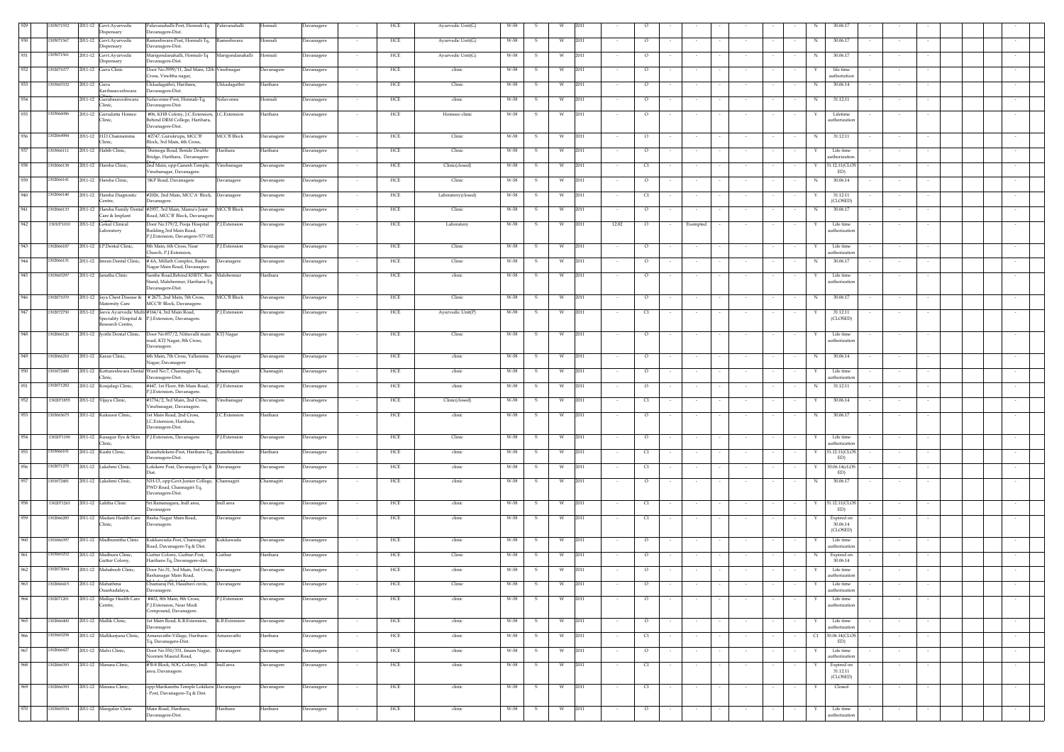| 929 | 1305071552 | 2011-12 | Govt.Ayurvedic Dispensary | Palavanahalli-Post, Honnali-Tq Davanagere-Dist. | Palavanahalli | Honnali | Davanagere | - | HCE | Ayurvedic Unit(G) | W-58 | S | W | 2011 | - | O | - | - | - | - | - | - | - | N | 30.06.17 | - | - | - | | | | - |
|---|---|---|---|---|---|---|---|---|---|---|---|---|---|---|---|---|---|---|---|---|---|---|---|---|---|---|---|---|---|---|---|---|
| 930 | 1305071567 | 2011-12 | Govt.Ayurvedic Dispensary | Rameshwara-Post, Honnali-Tq, Davanagere-Dist. | Rameshwara | Honnali | Davanagere | - | HCE | Ayurvedic Unit(G) | W-58 | S | W | 2011 | - | O | - | - | - | - | - | - | - | N | 30.06.17 | - | - | - | | | | - |
| 931 | 1305071561 | 2011-12 | Govt.Ayurvedic Dispensary | Marigondanahalli, Honnali-Tq Davanagere-Dist. | Marigondanahalli | Honnali | Davanagere | - | HCE | Ayurvedic Unit(G) | W-58 | S | W | 2011 | - | O | - | - | - | - | - | - | - | N | 30.06.17 | - | - | - | | | | - |
| 932 | 1302071077 | 2011-12 | Guru Clinic | Door No:3999/11, 2nd Main, 12th Cross, Vinobha nagar, | Vinobnagar | Davanagere | Davanagere | - | HCE | clinic | W-58 | S | W | 2011 | - | O | - | - | - | - | - | - | - | Y | life time authorization | - | - | - | | | | - |
| 933 | 1303065332 | 2011-12 | Guru Karibasaveshwara | Ukkadagathri, Harihara, Davanagere-Dist. | Ukkadagathri | Harihara | Davanagere | - | HCE | Clinic | W-58 | S | W | 2011 | - | O | - | - | - | - | - | - | - | N | 30.06.14 | - | - | - | | | | - |
| 934 | | 2011-12 | Gurubasaveshwara Clinic, | Nelavonne-Post, Honnali-Tq, Davanagere-Dist. | Nelavonne | Honnali | Davanagere | - | HCE | clinic | W-58 | S | W | 2011 | - | O | - | - | - | - | - | - | - | N | 31.12.11 | - | - | - | | | | - |
| 935 | 1303066086 | 2011-12 | Gurudatta Homeo Clinic, | #06, KHB Colony, J.C.Extension, Behind DRM College, Harihara, Davanagere-Dist. | J.C.Extension | Harihara | Davanagere | - | HCE | Homeeo clinic | W-58 | S | W | 2011 | - | O | - | - | - | - | - | - | - | Y | Lifetime authorization | - | - | - | | | | - |
| 936 | 1302064984 | 2011-12 | H.D.Channamma Clinic, | #2747, Gurukrupa, MCC'B' Block, 3rd Main, 4th Cross, | MCC'B Block | Davanagere | Davanagere | - | HCE | Clinic | W-58 | S | W | 2011 | - | O | - | - | - | - | - | - | - | N | 31.12.11 | - | - | - | | | | - |
| 937 | 1303066111 | 2011-12 | Habib Clinic, | Shimoga Road, Beside Double-Bridge, Harihara, Davanagere-Dist. | Harihara | Harihara | Davanagere | - | HCE | Clinic | W-58 | S | W | 2011 | - | O | - | - | - | - | - | - | - | Y | Life time authorization. | - | - | - | | | | - |
| 938 | 1302066138 | 2011-12 | Harsha Clinic, | 2nd Main, opp:Ganesh Temple, Vinobanagar, Davanagere. | Vinobanagar | Davanagere | Davanagere | - | HCE | Clinic(closed) | W-58 | S | W | 2011 | - | Cl | - | - | - | - | - | - | - | Y | 31.12.11(CLOSED) | - | - | - | | | | - |
| 939 | 1302066141 | 2011-12 | Harsha Clinic, | SKP Road, Davanagere | Davanagere | Davanagere | Davanagere | - | HCE | Clinic | W-58 | S | W | 2011 | - | O | - | - | - | - | - | - | - | N | 30.06.14 | - | - | - | | | | - |
| 940 | 1302066140 | 2011-12 | Harsha Diagnostic Centre, | #2026, 2nd Main, MCC'A' Block, Davanagere. | Davanagere | Davanagere | Davanagere | - | HCE | Laboratory(closed) | W-58 | S | W | 2011 | - | Cl | - | - | - | - | - | - | - | Y | 31.12.11 (CLOSED) | - | - | - | | | | - |
| 941 | 1302066133 | 2011-12 | Harsha Family Dental Care & Implant Centre | #2957, 3rd Main, Mama's Joint Road, MCC'B' Block, Davanagere. | MCC'B Block | Davanagere | Davanagere | - | HCE | Clinic | W-58 | S | W | 2011 | - | O | - | - | - | - | - | - | - | N | 30.06.17 | - | - | - | | | | - |
| 942 | 1301071010 | 2011-12 | Gokul Clinical Laboratory | Door No.179/2, Pooja Hospital Building,3rd Main Road, P.J.Extension, Davangere-577 002. | P.J.Extension | Davanagere | Davanagere | - | HCE | Laboratory | W-58 | S | W | 2011 | 12.82 | O | - | Exempted | - | - | - | - | - | Y | Life time authorization | - | - | - | | | | - |
| 943 | 1302066187 | 2011-12 | I.P.Dental Clinic, | 8th Main, 6th Cross, Near Church, P.J.Extension, | P.J.Extension | Davanagere | Davanagere | - | HCE | Clinic | W-58 | S | W | 2011 | - | O | - | - | - | - | - | - | - | Y | Life time authorization | - | - | - | | | | - |
| 944 | 1302066131 | 2011-12 | Imran Dental Clinic, | # 4A, Millath Complex, Basha Nagar Main Road, Davanagere. | Davanagere | Davanagere | Davanagere | - | HCE | Clinic | W-58 | S | W | 2011 | - | O | - | - | - | - | - | - | - | N | 30.06.17 | - | - | - | | | | - |
| 945 | 1303065297 | 2011-12 | Janatha Clinic | Santhe Road,Behind KSRTC Bus Stand, Malebennur, Harihara-Tq, Davanagere-Dist. | Malebennur | Harihara | Davanagere | - | HCE | clinic | W-58 | S | W | 2011 | - | O | - | - | - | - | - | - | - | Y | Life time authorization | - | - | - | | | | - |
| 946 | 1302071070 | 2011-12 | Jaya Chest Disease & Maternity Care | # 2675, 2nd Main, 5th Cross, MCC'B' Block, Davanagere. | MCC'B Block | Davanagere | Davanagere | - | HCE | Clinic | W-58 | S | W | 2011 | - | O | - | - | - | - | - | - | - | N | 30.06.17 | - | - | - | | | | - |
| 947 | 1302072750 | 2011-12 | Jeeva Ayurvedic Multi Speciality Hospital & Research Centre, | #164/4, 3rd Main Road, P.J.Extension, Davanagere. | P.J.Extension | Davanagere | Davanagere | - | HCE | Ayurvedic Unit(P) | W-58 | S | W | 2011 | - | Cl | - | - | - | - | - | - | - | Y | 31.12.11 (CLOSED) | - | - | - | | | | - |
| 948 | 1302066126 | 2011-12 | Jyothi Dental Clinic, | Door No:857/2, Nittuvalli main road, KTJ Nagar, 8th Cross, Davanagere. | KTJ Nagar | Davanagere | Davanagere | - | HCE | Clinic | W-58 | S | W | 2011 | - | O | - | - | - | - | - | - | - | Y | Life time authorization | - | - | - | | | | - |
| 949 | 1302066210 | 2011-12 | Karan Clinic, | 4th Main, 7th Cross, Yallamma Nagar, Davanagere | Davanagere | Davanagere | Davanagere | - | HCE | clinic | W-58 | S | W | 2011 | - | O | - | - | - | - | - | - | - | N | 30.06.14 | - | - | - | | | | - |
| 950 | 1301072480 | 2011-12 | Kottureshwara Dental Clinic, | Ward No:7, Channagiri-Tq, Davanagere-Dist. | Channagiri | Channagiri | Davanagere | - | HCE | clinic | W-58 | S | W | 2011 | - | O | - | - | - | - | - | - | - | Y | Life time authorization | - | - | - | | | | - |
| 951 | 1302071282 | 2011-12 | Koujalagi Clinic, | #447, 1st Floor, 8th Main Road, P.J.Extension, Davanagere. | P.J.Extension | Davanagere | Davanagere | - | HCE | clinic | W-58 | S | W | 2011 | - | O | - | - | - | - | - | - | - | N | 31.12.11 | - | - | - | | | | - |
| 952 | 1302071855 | 2011-12 | Vijaya Clinic, | #1754/2, 3rd Main, 2nd Cross, Vinobanagar, Davanagere. | Vinobanagar | Davanagere | Davanagere | - | HCE | Clinic(closed) | W-58 | S | W | 2011 | - | Cl | - | - | - | - | - | - | - | Y | 30.06.14 | - | - | - | | | | - |
| 953 | 1303065675 | 2011-12 | Kukkusor Clinic, | 1st Main Road, 2nd Cross, J.C.Extension, Harihara, Davanagere-Dist. | J.C.Extension | Harihara | Davanagere | - | HCE | clinic | W-58 | S | W | 2011 | - | O | - | - | - | - | - | - | - | N | 30.06.17 | - | - | - | | | | - |
| 954 | 1302071190 | 2011-12 | Kusagur Eye & Skin Clinic, | P.J.Extension, Davanagere. | P.J.Extension | Davanagere | Davanagere | - | HCE | Clinic | W-58 | S | W | 2011 | - | O | - | - | - | - | - | - | - | Y | Life time authorization | - | - | - | | | | - |
| 955 | 1303066101 | 2011-12 | Kushi Clinic, | Kunebelekere-Post, Harihara-Tq, Davanagere-Dist. | Kunebelekere | Harihara | Davanagere | - | HCE | clinic | W-58 | S | W | 2011 | - | Cl | - | - | - | - | - | - | - | Y | 31.12.11(CLOSED) | - | - | - | | | | - |
| 956 | 1302071275 | 2011-12 | Lakshmi Clinic, | Lokikere Post, Davanagere-Tq & Dist. | Davanagere | Davanagere | Davanagere | - | HCE | clinic | W-58 | S | W | 2011 | - | Cl | - | - | - | - | - | - | - | Y | 30.06.14(cLOSED) | - | - | - | | | | - |
| 957 | 1301072481 | 2011-12 | Lakshmi Clinic, | NH-13, opp:Govt.Junior College, PWD Road, Channagiri-Tq, Davanagere-Dist. | Channagiri | Channagiri | Davanagere | - | HCE | clinic | W-58 | S | W | 2011 | - | O | - | - | - | - | - | - | - | N | 30.06.17 | - | - | - | | | | - |
| 958 | 1302071263 | 2011-12 | Lalitha Clinic | Sri.Ramanagara, Indl area, Davanagere | Indl area | Davanagere | Davanagere | - | HCE | clinic | W-58 | S | W | 2011 | - | Cl | - | - | - | - | - | - | - | Y | 31.12.11(CLOSED) | - | - | - | | | | - |
| 959 | 1302066285 | 2011-12 | Madani Health Care Clinic, | Basha Nagar Main Road, Davanagere. | Davanagere | Davanagere | Davanagere | - | HCE | clinic | W-58 | S | W | 2011 | - | Cl | - | - | - | - | - | - | - | Y | Expired on 30.06.14 (CLOSED) | - | - | - | | | | - |
| 960 | 1301066397 | 2011-12 | Madhumitha Clinic | Kukkawada-Post, Channagiri Road, Davanagere-Tq & Dist. | Kukkawada | Davanagere | Davanagere | - | HCE | clinic | W-58 | S | W | 2011 | - | O | - | - | - | - | - | - | - | Y | Life time authorization | - | - | - | | | | - |
| 961 | 1303065252 | 2011-12 | Madhura Clinic, Guttur Colony, | Guttur Colony, Guthur-Post, Harihara-Tq, Davanagere-dist. | Guthur | Harihara | Davanagere | - | HCE | Clinic | W-58 | S | W | 2011 | - | O | - | - | - | - | - | - | - | N | Expired on 30.06.14 | - | - | - | | | | - |
| 962 | 1302072064 | 2011-12 | Mahaboob Clinic, | Door No.31, 3rd Main, 3rd Cross, Bashanagar Main Road, | Davanagere | Davanagere | Davanagere | - | HCE | clinic | W-58 | S | W | 2011 | - | O | - | - | - | - | - | - | - | Y | Life time authorization | - | - | - | | | | - |
| 963 | 1302066415 | 2011-12 | Mahathma Ousahadalaya, | Chamaraj Pet, Hasabavi circle, Davanagere. | Davanagere | Davanagere | Davanagere | - | HCE | Clinic | W-58 | S | W | 2011 | - | O | - | - | - | - | - | - | - | Y | Life time authorization | - | - | - | | | | - |
| 964 | 1302071201 | 2011-12 | Mallige Health Care Centre, | #402, 8th Main, 8th Cross, P.J.Extension, Near Modi Compound, Davanagere. | P.J.Extension | Davanagere | Davanagere | - | HCE | clinic | W-58 | S | W | 2011 | - | O | - | - | - | - | - | - | - | Y | Life time authorization | - | - | - | | | | - |
| 965 | 1302066400 | 2011-12 | Mallik Clinic, | 1st Main Road, K.B.Extension, Davanagere | K.B.Extension | Davanagere | Davanagere | - | HCE | clinic | W-58 | S | W | 2011 | - | O | - | - | - | - | - | - | - | Y | Life time authorization | - | - | - | | | | - |
| 966 | 1303065258 | 2011-12 | Mallikarjuna Clinic, | Amaravathi-Village, Harihara-Tq, Davanagere-Dist. | Amaravathi | Harihara | Davanagere | - | HCE | clinic | W-58 | S | W | 2011 | - | Cl | - | - | - | - | - | - | - | Cl | 30.06.14(CLOSED) | - | - | - | | | | - |
| 967 | 1302066427 | 2011-12 | Malvi Clinic, | Door No.550/331, Imam Nagar, Noorani Masejid Road, | Davanagere | Davanagere | Davanagere | - | HCE | clinic | W-58 | S | W | 2011 | - | O | - | - | - | - | - | - | - | Y | Life time authorization | - | - | - | | | | - |
| 968 | 1302066393 | 2011-12 | Manasa Clinic, | #'B-8 Block, SOG Colony, Indl area, Davanagere. | Indl area | Davanagere | Davanagere | - | HCE | clinic | W-58 | S | W | 2011 | - | Cl | - | - | - | - | - | - | - | Y | Expired on 31.12.11 (CLOSED) | - | - | - | | | | - |
| 969 | 1302066393 | 2011-12 | Manasa Clinic, | opp:Marikamba Temple Lokikere - Post, Davanagere-Tq & Dist. | Davanagere | Davanagere | Davanagere | - | HCE | clinic | W-58 | S | W | 2011 | - | Cl | - | - | - | - | - | - | - | Y | Closed | - | - | - | | | | - |
| 970 | 1303065534 | 2011-12 | Mangalur Clinic | Main Road, Harihara, Davanagere-Dist. | Harihara | Harihara | Davanagere | - | HCE | clinic | W-58 | S | W | 2011 | - | O | - | - | - | - | - | - | - | Y | Life time authorization | - | - | - | | | | - |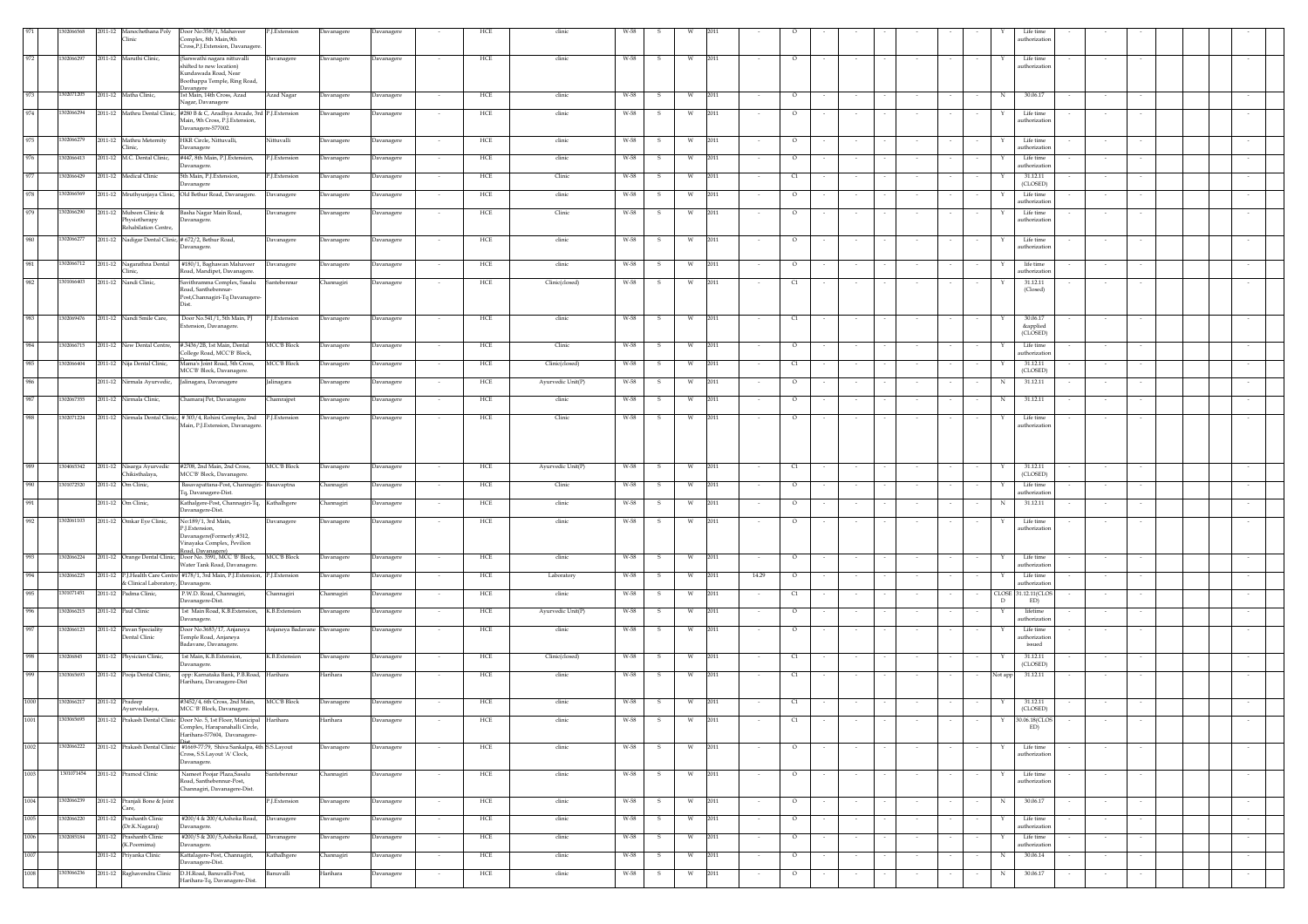| 971 | 1302066568 | 2011-12 | Manochethana Poly Clinic | Door No:358/1, Mahaveer Complex, 8th Main,9th Cross,P.J.Extension, Davanagere. | P.J.Extension | Davanagere | Davanagere | - | HCE | clinic | W-58 | S | W | 2011 | - | O | - | - | - | - | - | - | Y | Life time authorization | - | - | - | | | - |
|---|---|---|---|---|---|---|---|---|---|---|---|---|---|---|---|---|---|---|---|---|---|---|---|---|---|---|---|---|---|---|
| 972 | 1302066297 | 2011-12 | Maruthi Clinic, | (Saraswathi nagara ruttuvalli shifted to new location) Kundawada Road, Near Boothappa Temple, Ring Road, Davangere | Davanagere | Davanagere | Davanagere | - | HCE | clinic | W-58 | S | W | 2011 | - | O | - | - | - | - | - | - | Y | Life time authorization | - | - | - | | | - |
| 973 | 1302071205 | 2011-12 | Matha Clinic, | 1st Main, 14th Cross, Azad Nagar, Davanagere | Azad Nagar | Davanagere | Davanagere | - | HCE | clinic | W-58 | S | W | 2011 | - | O | - | - | - | - | - | - | N | 30.06.17 | - | - | - | | | - |
| 974 | 1302066294 | 2011-12 | Mathru Dental Clinic, | #280 B & C, Aradhya Arcade, 3rd Main, 9th Cross, P.J.Extension, Davanagere-577002. | P.J.Extension | Davanagere | Davanagere | - | HCE | clinic | W-58 | S | W | 2011 | - | O | - | - | - | - | - | - | Y | Life time authorization | - | - | - | | | - |
| 975 | 1302066279 | 2011-12 | Mathru Meternity Clinic, | HKR Circle, Nittuvalli, Davanagere | Nittuvalli | Davanagere | Davanagere | - | HCE | clinic | W-58 | S | W | 2011 | - | O | - | - | - | - | - | - | Y | Life time authorization | - | - | - | | | - |
| 976 | 1302066413 | 2011-12 | M.C. Dental Clinic, | #447, 8th Main, P.J.Extension, Davanagere. | P.J.Extension | Davanagere | Davanagere | - | HCE | clinic | W-58 | S | W | 2011 | - | O | - | - | - | - | - | - | Y | Life time authorization | - | - | - | | | - |
| 977 | 1302066429 | 2011-12 | Medical Clinic | 5th Main, P.J.Extension, Davanagere | P.J.Extension | Davanagere | Davanagere | - | HCE | Clinic | W-58 | S | W | 2011 | - | C1 | - | - | - | - | - | - | Y | 31.12.11 (CLOSED) | - | - | - | | | - |
| 978 | 1302066569 | 2011-12 | Mruthyunjaya Clinic, | Old Bethur Road, Davanagere. | Davanagere | Davanagere | Davanagere | - | HCE | clinic | W-58 | S | W | 2011 | - | O | - | - | - | - | - | - | Y | Life time authorization | - | - | - | | | - |
| 979 | 1302066290 | 2011-12 | Mubeen Clinic & Physiotherapy Rehabilation Centre, | Basha Nagar Main Road, Davanagere. | Davanagere | Davanagere | Davanagere | - | HCE | Clinic | W-58 | S | W | 2011 | - | O | - | - | - | - | - | - | Y | Life time authorization | - | - | - | | | - |
| 980 | 1302066277 | 2011-12 | Nadigar Dental Clinic, | # 672/2, Bethur Road, Davanagere. | Davanagere | Davanagere | Davanagere | - | HCE | clinic | W-58 | S | W | 2011 | - | O | - | - | - | - | - | - | Y | Life time authorization | - | - | - | | | - |
| 981 | 1302066712 | 2011-12 | Nagarathna Dental Clinic, | #180/1, Baghawan Mahaveer Road, Mandipet, Davanagere. | Davanagere | Davanagere | Davanagere | - | HCE | clinic | W-58 | S | W | 2011 | - | O | - | - | - | - | - | - | Y | life time authorization | - | - | - | | | - |
| 982 | 1301066403 | 2011-12 | Nandi Clinic, | Savithramma Complex, Sasalu Road, Santhebennur-Post,Channagiri-Tq Davanagere-Dist. | Santebennur | Channagiri | Davanagere | - | HCE | Clinic(closed) | W-58 | S | W | 2011 | - | C1 | - | - | - | - | - | - | Y | 31.12.11 (Closed) | - | - | - | | | - |
| 983 | 1302069476 | 2011-12 | Nandi Smile Care, | Door No.541/1, 5th Main, PJ Extension, Davanagere. | P.J.Extension | Davanagere | Davanagere | - | HCE | clinic | W-58 | S | W | 2011 | - | C1 | - | - | - | - | - | - | Y | 30.06.17 &applied (CLOSED) | - | - | - | | | - |
| 984 | 1302066715 | 2011-12 | New Dental Centre, | #3436/28, 1st Main, Dental College Road, MCC'B' Block, | MCC'B Block | Davanagere | Davanagere | - | HCE | Clinic | W-58 | S | W | 2011 | - | O | - | - | - | - | - | - | Y | Life time authorization | - | - | - | | | - |
| 985 | 1302066404 | 2011-12 | Nija Dental Clinic, | Mama's Joint Road, 5th Cross, MCC'B' Block, Davanagere. | MCC'B Block | Davanagere | Davanagere | - | HCE | Clinic(closed) | W-58 | S | W | 2011 | - | C1 | - | - | - | - | - | - | Y | 31.12.11 (CLOSED) | - | - | - | | | - |
| 986 | | 2011-12 | Nirmala Ayurvedic, | Jalinagara, Davanagere | Jalinagara | Davanagere | Davanagere | - | HCE | Ayurvedic Unit(P) | W-58 | S | W | 2011 | - | O | - | - | - | - | - | - | N | 31.12.11 | - | - | - | | | - |
| 987 | 1302067355 | 2011-12 | Nirmala Clinic, | Chamaraj Pet, Davanagere | Chamrajpet | Davanagere | Davanagere | - | HCE | clinic | W-58 | S | W | 2011 | - | O | - | - | - | - | - | - | N | 31.12.11 | - | - | - | | | - |
| 988 | 1302071224 | 2011-12 | Nirmala Dental Clinic, | # 303/4, Rohini Complex, 2nd Main, P.J.Extension, Davanagere. | P.J.Extension | Davanagere | Davanagere | - | HCE | Clinic | W-58 | S | W | 2011 | - | O | - | - | - | - | - | - | Y | Life time authorization | - | - | - | | | - |
| 989 | 1304065342 | 2011-12 | Nisarga Ayurvedic Chikisthalaya, | #2708, 2nd Main, 2nd Cross, MCC'B' Block, Davanagere. | MCC'B Block | Davanagere | Davanagere | - | HCE | Ayurvedic Unit(P) | W-58 | S | W | 2011 | - | C1 | - | - | - | - | - | - | Y | 31.12.11 (CLOSED) | - | - | - | | | - |
| 990 | 1301072520 | 2011-12 | Om Clinic, | Basavapattana-Post, Channagiri-Tq, Davanagere-Dist. | Basavaptna | Channagiri | Davanagere | - | HCE | Clinic | W-58 | S | W | 2011 | - | O | - | - | - | - | - | - | Y | Life time authorization | - | - | - | | | - |
| 991 | | 2011-12 | Om Clinic, | Kathalgere-Post, Channagiri-Tq, Davanagere-Dist. | Kathalhgere | Channagiri | Davanagere | - | HCE | clinic | W-58 | S | W | 2011 | - | O | - | - | - | - | - | - | N | 31.12.11 | - | - | - | | | - |
| 992 | 1302061103 | 2011-12 | Omkar Eye Clinic, | No:189/1, 3rd Main, P.J.Extension, Davanagere(Formerly:#312, Vinayaka Complex, Pevilion Road, Davanagere) | Davanagere | Davanagere | Davanagere | - | HCE | clinic | W-58 | S | W | 2011 | - | O | - | - | - | - | - | - | Y | Life time authorization | - | - | - | | | - |
| 993 | 1302066224 | 2011-12 | Orange Dental Clinic, | Door No. 3591, MCC 'B' Block, Water Tank Road, Davanagere. | MCC'B Block | Davanagere | Davanagere | - | HCE | clinic | W-58 | S | W | 2011 | - | O | - | - | - | - | - | - | Y | Life time authorization | - | - | - | | | - |
| 994 | 1302066225 | 2011-12 | P.J.Health Care Centre & Clinical Laboratory, | #178/1, 3rd Main, P.J.Extension, Davanagere. | P.J.Extension | Davanagere | Davanagere | - | HCE | Laboratory | W-58 | S | W | 2011 | 14.29 | O | - | - | - | - | - | - | Y | Life time authorization | - | - | - | | | - |
| 995 | 1301071451 | 2011-12 | Padma Clinic, | P.W.D. Road, Channagiri, Davanagere-Dist. | Channagiri | Channagiri | Davanagere | - | HCE | clinic | W-58 | S | W | 2011 | - | C1 | - | - | - | - | - | - | CLOSED | 31.12.11(CLOSED) | - | - | - | | | - |
| 996 | 1302066215 | 2011-12 | Paul Clinic | 1st Main Road, K.B.Extension, Davanagere. | K.B.Extension | Davanagere | Davanagere | - | HCE | Ayurvedic Unit(P) | W-58 | S | W | 2011 | - | O | - | - | - | - | - | - | Y | lifetime authorization | - | - | - | | | - |
| 997 | 1302066123 | 2011-12 | Pavan Speciality Dental Clinic | Door No.3685/17, Anjaneya Temple Road, Anjaneya Badavane, Davanagere. | Anjaneya Badavane | Davanagere | Davanagere | - | HCE | clinic | W-58 | S | W | 2011 | - | O | - | - | - | - | - | - | Y | Life time authorization issued | - | - | - | | | - |
| 998 | 130266845 | 2011-12 | Physician Clinic, | 1st Main, K.B.Extension, Davanagere. | K.B.Extension | Davanagere | Davanagere | - | HCE | Clinic(closed) | W-58 | S | W | 2011 | - | C1 | - | - | - | - | - | - | Y | 31.12.11 (CLOSED) | - | - | - | | | - |
| 999 | 1303065693 | 2011-12 | Pooja Dental Clinic, | opp: Karnataka Bank, P.B.Road, Harihara, Davanagere-Dist | Harihara | Harihara | Davanagere | - | HCE | clinic | W-58 | S | W | 2011 | - | C1 | - | - | - | - | - | - | Not app | 31.12.11 | - | - | - | | | - |
| 1000 | 1302066217 | 2011-12 | Pradeep Ayurvedalaya, | #3452/4, 6th Cross, 2nd Main, MCC 'B' Block, Davanagere. | MCC'B Block | Davanagere | Davanagere | - | HCE | clinic | W-58 | S | W | 2011 | - | C1 | - | - | - | - | - | - | Y | 31.12.11 (CLOSED) | - | - | - | | | - |
| 1001 | 1303065695 | 2011-12 | Prakash Dental Clinic | Door No. 5, 1st Floor, Municipal Complex, Harapanahalli Circle, Harihara-577604, Davanagere-Dist | Harihara | Harihara | Davanagere | - | HCE | clinic | W-58 | S | W | 2011 | - | C1 | - | - | - | - | - | - | Y | 30.06.18(CLOSED) | - | - | - | | | - |
| 1002 | 1302066222 | 2011-12 | Prakash Dental Clinic | #1669-77/79, Shiva Sankalpa, 4th Cross, S.S.Layout 'A' Clock, Davanagere. | S.S.Layout | Davanagere | Davanagere | - | HCE | clinic | W-58 | S | W | 2011 | - | O | - | - | - | - | - | - | Y | Life time authorization | - | - | - | | | - |
| 1003 | 1301071454 | 2011-12 | Pramod Clinic | Nameet Poojar Plaza,Sasalu Road, Santhebennur-Post, Channagiri, Davanagere-Dist. | Santebennur | Channagiri | Davanagere | - | HCE | clinic | W-58 | S | W | 2011 | - | O | - | - | - | - | - | - | Y | Life time authorization | - | - | - | | | - |
| 1004 | 1302066239 | 2011-12 | Pranjali Bone & Joint Care, | | P.J.Extension | Davanagere | Davanagere | - | HCE | clinic | W-58 | S | W | 2011 | - | O | - | - | - | - | - | - | N | 30.06.17 | - | - | - | | | - |
| 1005 | 1302066220 | 2011-12 | Prashanth Clinic (Dr.K.Nagaraj) | #200/4 & 200/4,Ashoka Road, Davanagere. | Davanagere | Davanagere | Davanagere | - | HCE | clinic | W-58 | S | W | 2011 | - | O | - | - | - | - | - | - | Y | Life time authorization | - | - | - | | | - |
| 1006 | 1302085184 | 2011-12 | Prashanth Clinic (K.Poornima) | #200/5 & 200/5,Ashoka Road, Davanagere. | Davanagere | Davanagere | Davanagere | - | HCE | clinic | W-58 | S | W | 2011 | - | O | - | - | - | - | - | - | Y | Life time authorization | - | - | - | | | - |
| 1007 | | 2011-12 | Priyanka Clinic | Kattalagere-Post, Channagiri, Davanagere-Dist. | Kathalhgere | Channagiri | Davanagere | - | HCE | clinic | W-58 | S | W | 2011 | - | O | - | - | - | - | - | - | N | 30.06.14 | - | - | - | | | - |
| 1008 | 1303066236 | 2011-12 | Raghavendra Clinic | D.H.Road, Banuvalli-Post, Harihara-Tq, Davanagere-Dist. | Banuvalli | Harihara | Davanagere | - | HCE | clinic | W-58 | S | W | 2011 | - | O | - | - | - | - | - | - | N | 30.06.17 | - | - | - | | | - |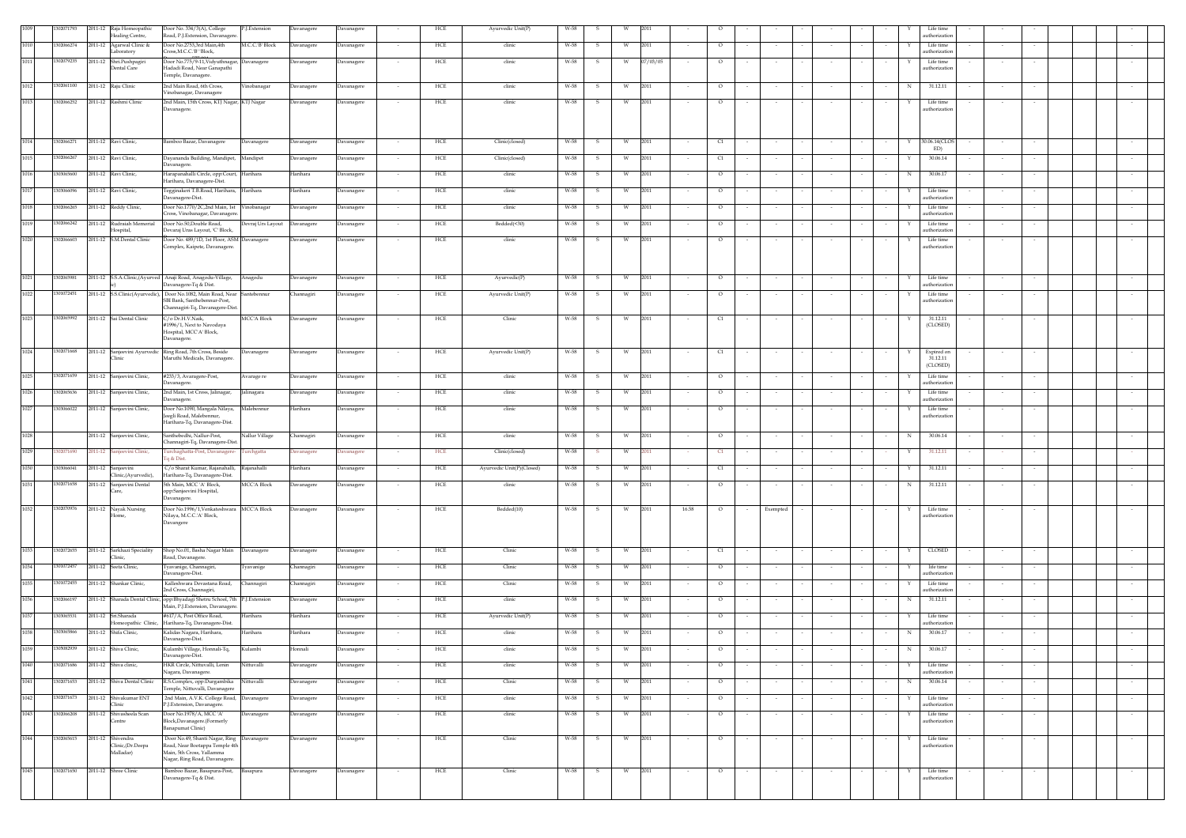| 1009 | 1302071793 | 2011-12 | Raja Homeopathic Healing Centre, | Door No. 334/3(A), College Road, P.J.Extension, Davanagere. | P.J.Extension | Davanagere | Davanagere | - | HCE | Ayurvedic Unit(P) | W-58 | S | W | 2011 | - | O | - | - | - | - | - | - | Y | Life time authorization | - | - | - | | | | - |
|---|---|---|---|---|---|---|---|---|---|---|---|---|---|---|---|---|---|---|---|---|---|---|---|---|---|---|---|---|---|---|---|
| 1010 | 1302066274 | 2011-12 | Agarwal Clinic & Laboratory | Door No.2753,3rd Main,4th Cross,M.C.C.'B'Block, | M.C.C.'B' Block | Davanagere | Davanagere | - | HCE | clinic | W-58 | S | W | 2011 | - | O | - | - | - | - | - | - | Y | Life time authorization | - | - | - | | | | - |
| 1011 | 1302079235 | 2011-12 | Shri.Pushpagiri Dental Care | Door No.775/9-11,Vidyuthnagar, Hadadi Road, Near Ganapathi Temple, Davanagere. | Davanagere | Davanagere | Davanagere | - | HCE | clinic | W-58 | S | W | 07/05/05 | - | O | - | - | - | - | - | - | Y | Life time authorization | - | - | - | | | | - |
| 1012 | 1302061100 | 2011-12 | Raju Clinic | 2nd Main Road, 6th Cross, Vinobanagar, Davanagere | Vinobanagar | Davanagere | Davanagere | - | HCE | clinic | W-58 | S | W | 2011 | - | O | - | - | - | - | - | - | N | 31.12.11 | - | - | - | | | | - |
| 1013 | 1302066252 | 2011-12 | Rashmi Clinic | 2nd Main, 15th Cross, KTJ Nagar, Davanagere. | KTJ Nagar | Davanagere | Davanagere | - | HCE | clinic | W-58 | S | W | 2011 | - | O | - | - | - | - | - | - | Y | Life time authorization | - | - | - | | | | - |
| 1014 | 1302066271 | 2011-12 | Ravi Clinic, | Bamboo Bazar, Davanagere | Davanagere | Davanagere | Davanagere | - | HCE | Clinic(closed) | W-58 | S | W | 2011 | - | C1 | - | - | - | - | - | - | Y | 30.06.14(CLOSED) | - | - | - | | | | - |
| 1015 | 1302066267 | 2011-12 | Ravi Clinic, | Dayananda Building, Mandipet, Davanagere. | Mandipet | Davanagere | Davanagere | - | HCE | Clinic(closed) | W-58 | S | W | 2011 | - | C1 | - | - | - | - | - | - | Y | 30.06.14 | - | - | - | | | | - |
| 1016 | 1302065600 | 2011-12 | Ravi Clinic, | Harapanahalli Circle, opp:Court, Harihara, Davanagere-Dist. | Harihara | Harihara | Davanagere | - | HCE | clinic | W-58 | S | W | 2011 | - | O | - | - | - | - | - | - | N | 30.06.17 | - | - | - | | | | - |
| 1017 | 1303066096 | 2011-12 | Ravi Clinic, | Tegginakeri T.B.Road, Harihara, Davanagere-Dist. | Harihara | Harihara | Davanagere | - | HCE | clinic | W-58 | S | W | 2011 | - | O | - | - | - | - | - | - | Y | Life time authorization | - | - | - | | | | - |
| 1018 | 1302066265 | 2011-12 | Reddy Clinic, | Door No.1770/2C,2nd Main, 1st Cross, Vinobanagar, Davanagere. | Vinobanagar | Davanagere | Davanagere | - | HCE | clinic | W-58 | S | W | 2011 | - | O | - | - | - | - | - | - | Y | Life time authorization | - | - | - | | | | - |
| 1019 | 1302066242 | 2011-12 | Rudraiah Memorial Hospital, | Door No.50,Double Road, Devaraj Urss Layout, 'C' Block, | Devraj Urs Layout | Davanagere | Davanagere | - | HCE | Bedded(<30) | W-58 | S | W | 2011 | - | O | - | - | - | - | - | - | Y | Life time authorization | - | - | - | | | | - |
| 1020 | 1302066603 | 2011-12 | S.M.Dental Clinic | Door No. 489/1D, 1st Floor, ASM Complex, Kaipete, Davanagere. | Davanagere | Davanagere | Davanagere | - | HCE | clinic | W-58 | S | W | 2011 | - | O | - | - | - | - | - | - | Y | Life time authorization | - | - | - | | | | - |
| 1021 | 1302065981 | 2011-12 | S.S.A.Clinic,(Ayurvedic) | Anaji Road, Anagodu-Village, Davanagere-Tq & Dist. | Anagodu | Davanagere | Davanagere | - | HCE | Ayurvedic(P) | W-58 | S | W | 2011 | - | O | - | - | - | - | - | - | Y | Life time authorization | - | - | - | | | | - |
| 1022 | 1301072451 | 2011-12 | S.S.Clinic(Ayurvedic), | Door No.1082, Main Road, Near SBI Bank, Santhebennur-Post, Channagiri-Tq, Davanagere-Dist. | Santebennur | Channagiri | Davanagere | - | HCE | Ayurvedic Unit(P) | W-58 | S | W | 2011 | - | O | - | - | - | - | - | - | Y | Life time authorization | - | - | - | | | | - |
| 1023 | 1302065992 | 2011-12 | Sai Dental Clinic | C/o Dr.H.V.Naik, #1996/1, Next to Navodaya Hospital, MCC'A'Block, Davanagere. | MCC'A Block | Davanagere | Davanagere | - | HCE | Clinic | W-58 | S | W | 2011 | - | C1 | - | - | - | - | - | - | Y | 31.12.11 (CLOSED) | - | - | - | | | | - |
| 1024 | 1302071668 | 2011-12 | Sanjeevini Ayurvedic Clinic | Ring Road, 7th Cross, Beside Maruthi Medicals, Davanagere. | Davanagere | Davanagere | Davanagere | - | HCE | Ayurvedic Unit(P) | W-58 | S | W | 2011 | - | C1 | - | - | - | - | - | - | Y | Expired on 31.12.11 (CLOSED) | - | - | - | | | | - |
| 1025 | 1302071659 | 2011-12 | Sanjeevini Clinic, | #233/3, Avaragere-Post, Davanagere. | Avarage re | Davanagere | Davanagere | - | HCE | clinic | W-58 | S | W | 2011 | - | O | - | - | - | - | - | - | Y | Life time authorization | - | - | - | | | | - |
| 1026 | 1302065636 | 2011-12 | Sanjeevini Clinic, | 2nd Main, 1st Cross, Jalinagar, Davanagere. | Jalinagara | Davanagere | Davanagere | - | HCE | clinic | W-58 | S | W | 2011 | - | O | - | - | - | - | - | - | Y | Life time authorization | - | - | - | | | | - |
| 1027 | 1303066022 | 2011-12 | Sanjeevini Clinic, | Door No.1090, Mangala Nilaya, Jeegli Road, Malebennur, Harihara-Tq, Davanagere-Dist. | Malebennur | Harihara | Davanagere | - | HCE | clinic | W-58 | S | W | 2011 | - | O | - | - | - | - | - | - | Y | Life time authorization | - | - | - | | | | - |
| 1028 | | 2011-12 | Sanjeevini Clinic, | Santhebedhi, Nallur-Post, Channagiri-Tq, Davanagere-Dist. | Nallur Village | Channagiri | Davanagere | - | HCE | clinic | W-58 | S | W | 2011 | - | O | - | - | - | - | - | - | N | 30.06.14 | - | - | - | | | | - |
| 1029 | 1302071690 | 2011-12 | Sanjeevini Clinic, | Turchaghatta-Post, Davanagere-Tq & Dist. | Turchgatta | Davanagere | Davanagere | - | HCE | Clinic(closed) | W-58 | S | W | 2011 | - | C1 | - | - | - | - | - | - | Y | 31.12.11 | - | - | - | | | | - |
| 1030 | 1303066041 | 2011-12 | Sanjeevini Clinic,(Ayurvedic), | C/o Sharat Kumar, Rajanahalli, Harihara-Tq, Davanagere-Dist. | Rajanahalli | Harihara | Davanagere | - | HCE | Ayurvedic Unit(P)(Closed) | W-58 | S | W | 2011 | - | C1 | - | - | - | - | - | - | Y | 31.12.11 | - | - | - | | | | - |
| 1031 | 1302071658 | 2011-12 | Sanjeevini Dental Care, | 5th Main, MCC 'A' Block, opp:Sanjeevini Hospital, Davanagere. | MCC'A Block | Davanagere | Davanagere | - | HCE | clinic | W-58 | S | W | 2011 | - | O | - | - | - | - | - | - | N | 31.12.11 | - | - | - | | | | - |
| 1032 | 1302070976 | 2011-12 | Nayak Nursing Home, | Door No.1996/1,Venkateshwara Nilaya, M.C.C.'A' Block, Davangere | MCC'A Block | Davanagere | Davanagere | - | HCE | Bedded(10) | W-58 | S | W | 2011 | 16.58 | O | - | Exempted | - | - | - | - | Y | Life time authorization | - | - | - | | | | - |
| 1033 | 1302072655 | 2011-12 | Sarkhazi Speciality Clinic, | Shop No.01, Basha Nagar Main Road, Davanagere. | Davanagere | Davanagere | Davanagere | - | HCE | Clinic | W-58 | S | W | 2011 | - | C1 | - | - | - | - | - | - | Y | CLOSED | - | - | - | | | | - |
| 1034 | 1301072457 | 2011-12 | Seeta Clinic, | Tyavanige, Channagiri, Davanagere-Dist. | Tyavanige | Channagiri | Davanagere | - | HCE | Clinic | W-58 | S | W | 2011 | - | O | - | - | - | - | - | - | Y | life time authorization | - | - | - | | | | - |
| 1035 | 1301072455 | 2011-12 | Shankar Clinic, | Kalleshwara Devastana Road, 2nd Cross, Channagiri, | Channagiri | Channagiri | Davanagere | - | HCE | Clinic | W-58 | S | W | 2011 | - | O | - | - | - | - | - | - | Y | Life time authorization | - | - | - | | | | - |
| 1036 | 1302066197 | 2011-12 | Sharada Dental Clinic, | opp:Bhyadagi Shetru School, 7th Main, P.J.Extension, Davanagere. | P.J.Extension | Davanagere | Davanagere | - | HCE | clinic | W-58 | S | W | 2011 | - | O | - | - | - | - | - | - | N | 31.12.11 | - | - | - | | | | - |
| 1037 | 1303065531 | 2011-12 | Sri.Sharada Homeopathic Clinic, | #617/A, Post Office Road, Harihara-Tq, Davanagere-Dist. | Harihara | Harihara | Davanagere | - | HCE | Ayurvedic Unit(P) | W-58 | S | W | 2011 | - | O | - | - | - | - | - | - | Y | Life time authorization | - | - | - | | | | - |
| 1038 | 1303065866 | 2011-12 | Shifa Clinic, | Kalidas Nagara, Harihara, Davanagere-Dist. | Harihara | Harihara | Davanagere | - | HCE | clinic | W-58 | S | W | 2011 | - | O | - | - | - | - | - | - | N | 30.06.17 | - | - | - | | | | - |
| 1039 | 1305082939 | 2011-12 | Shiva Clinic, | Kulambi Village, Honnali-Tq, Davanagere-Dist. | Kulambi | Honnali | Davanagere | - | HCE | clinic | W-58 | S | W | 2011 | - | O | - | - | - | - | - | - | N | 30.06.17 | - | - | - | | | | - |
| 1040 | 1302071686 | 2011-12 | Shiva clinic, | HKR Circle, Nittuvalli, Lenin Nagara, Davanagere. | Nittuvalli | Davanagere | Davanagere | - | HCE | Clinic | W-58 | S | W | 2011 | - | O | - | - | - | - | - | - | Y | Life time authorization | - | - | - | | | | - |
| 1041 | 1302071653 | 2011-12 | Shiva Dental Clinic | R.S.Complex, opp:Durgambika Temple, Nittuvalli, Davanagere | Nittuvalli | Davanagere | Davanagere | - | HCE | Clinic | W-58 | S | W | 2011 | - | O | - | - | - | - | - | - | N | 30.06.14 | - | - | - | | | | - |
| 1042 | 1302071673 | 2011-12 | Shivakumar ENT Clinic | 2nd Main, A.V.K. College Road, P.J.Extension, Davanagere. | Davanagere | Davanagere | Davanagere | - | HCE | clinic | W-58 | S | W | 2011 | - | O | - | - | - | - | - | - | Y | Life time authorization | - | - | - | | | | - |
| 1043 | 1302066208 | 2011-12 | Shivasheela Scan Centre | Door No.1978/A, MCC 'A' Block,Davanagere.(Formerly Banapumat Clinic) | Davanagere | Davanagere | Davanagere | - | HCE | clinic | W-58 | S | W | 2011 | - | O | - | - | - | - | - | - | Y | Life time authorization | - | - | - | | | | - |
| 1044 | 1302065615 | 2011-12 | Shivendra Clinic,(Dr.Deepa Malladar) | Door No.49, Shanti Nagar, Ring Road, Near Bootappa Temple 4th Main, 5th Cross, Yallamma Nagar, Ring Road, Davanagere. | Davanagere | Davanagere | Davanagere | - | HCE | Clinic | W-58 | S | W | 2011 | - | O | - | - | - | - | - | - | Y | Life time authorization | - | - | - | | | | - |
| 1045 | 1302071650 | 2011-12 | Shree Clinic | Bamboo Bazar, Basapura-Post, Davanagere-Tq & Dist. | Basapura | Davanagere | Davanagere | - | HCE | Clinic | W-58 | S | W | 2011 | - | O | - | - | - | - | - | - | Y | Life time authorization | - | - | - | | | | - |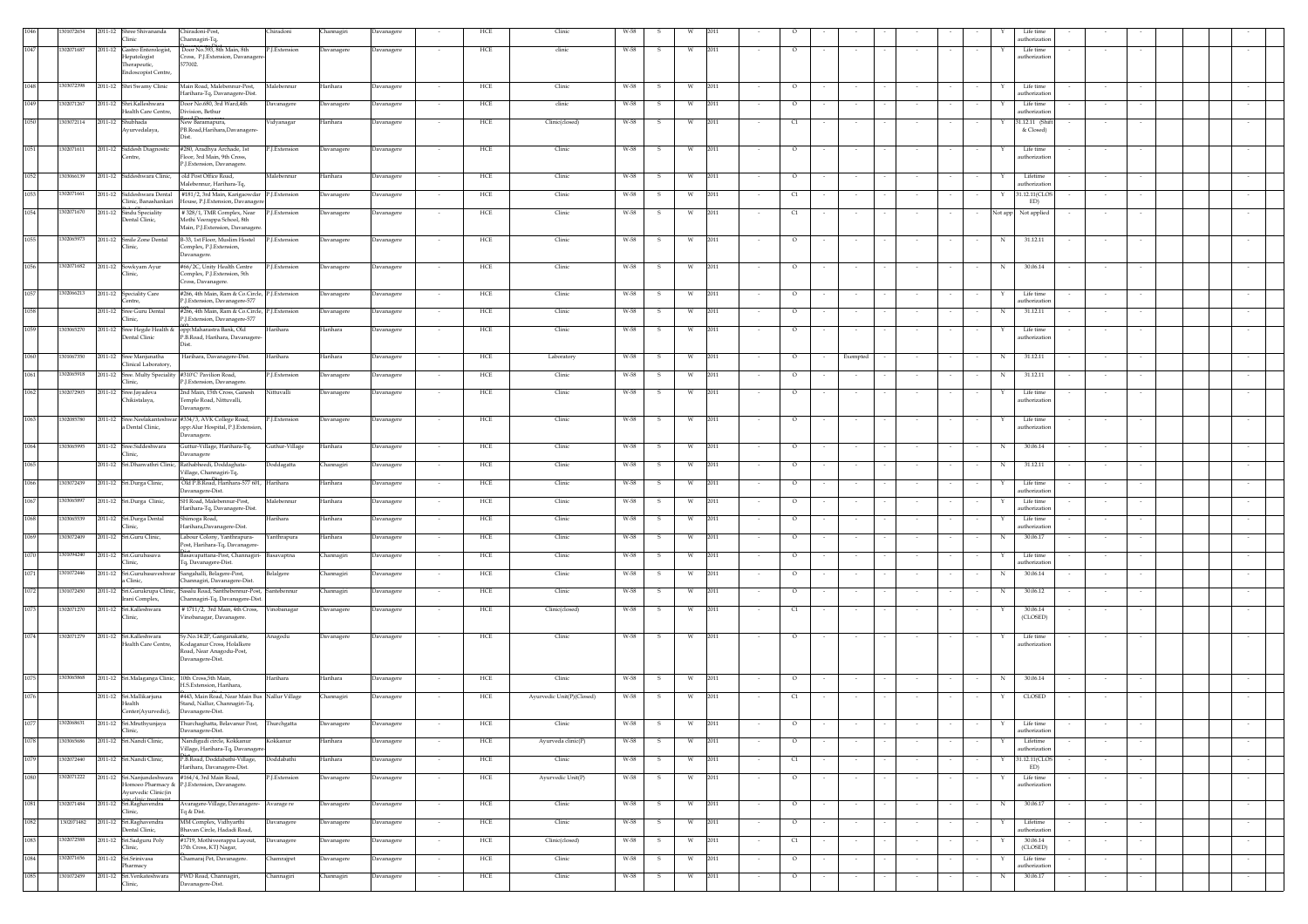| 1046 | 1302072654 | 2011-12 | Shree Shivananda Clinic | Chiradoni-Post, Channagiri-Tq, | Chiradoni | Channagiri | Davanagere | - | HCE | Clinic | W-58 | S | W | 2011 | - | O | - | - | - | - | - | - | - | Y | Life time authorization | - | - | - | | | - |
|---|---|---|---|---|---|---|---|---|---|---|---|---|---|---|---|---|---|---|---|---|---|---|---|---|---|---|---|---|---|---|---|
| 1047 | 1302071687 | 2011-12 | Gastro Enterologist, Hepatologist Therapeutic, Endoscopist Centre, | Door No.393, 8th Main, 8th Cross, P.J.Extension, Davanagere-577002. | P.J.Extension | Davanagere | Davanagere | - | HCE | clinic | W-58 | S | W | 2011 | - | O | - | - | - | - | - | - | - | Y | Life time authorization | - | - | - | | | - |
| 1048 | 1302072398 | 2011-12 | Shri Swamy Clinic | Main Road, Malebennur-Post, Harihara-Tq, Davanagere-Dist. | Malebennur | Harihara | Davanagere | - | HCE | Clinic | W-58 | S | W | 2011 | - | O | - | - | - | - | - | - | - | Y | Life time authorization | - | - | - | | | - |
| 1049 | 1302071267 | 2011-12 | Shri.Kalleshwara Health Care Centre, | Door No.680, 3rd Ward,4th Division, Bethur | Davanagere | Davanagere | Davanagere | - | HCE | clinic | W-58 | S | W | 2011 | - | O | - | - | - | - | - | - | - | Y | Life time authorization | - | - | - | | | - |
| 1050 | 1302072114 | 2011-12 | Shubhada Ayurvedalaya, | New Baramapura, PB.Road,Harihara,Davanagere-Dist. | Vidyanagar | Harihara | Davanagere | - | HCE | Clinic(closed) | W-58 | S | W | 2011 | - | C1 | - | - | - | - | - | - | - | Y | 31.12.11 (Shift & Closed) | - | - | - | | | - |
| 1051 | 1302071611 | 2011-12 | Siddesh Diagnostic Centre, | #280, Aradhya Archade, 1st Floor, 3rd Main, 9th Cross, P.J.Extension, Davanagere. | P.J.Extension | Davanagere | Davanagere | - | HCE | Clinic | W-58 | S | W | 2011 | - | O | - | - | - | - | - | - | - | Y | Life time authorization | - | - | - | | | - |
| 1052 | 1302066139 | 2011-12 | Siddeshwara Clinic, | old Post Office Road, Malebennur, Harihara-Tq, | Malebennur | Harihara | Davanagere | - | HCE | Clinic | W-58 | S | W | 2011 | - | O | - | - | - | - | - | - | - | Y | Lifetime authorization | - | - | - | | | - |
| 1053 | 1302071661 | 2011-12 | Siddeshwara Dental Clinic, Banashankari | #181/2, 3rd Main, Karigowdar House, P.J.Extension, Davanagere | P.J.Extension | Davanagere | Davanagere | - | HCE | Clinic | W-58 | S | W | 2011 | - | C1 | - | - | - | - | - | - | - | Y | 31.12.11(CLOSED) | - | - | - | | | - |
| 1054 | 1302071670 | 2011-12 | Sindu Speciality Dental Clinic, | # 328/1, TMR Complex, Near Mothi Veerappa School, 8th Main, P.J.Extension, Davanagere. | P.J.Extension | Davanagere | Davanagere | - | HCE | Clinic | W-58 | S | W | 2011 | - | C1 | - | - | - | - | - | - | - | Not app | Not applied | - | - | - | | | - |
| 1055 | 1302065973 | 2011-12 | Smile Zone Dental Clinic, | B-33, 1st Floor, Muslim Hostel Complex, P.J.Extension, Davanagere. | P.J.Extension | Davanagere | Davanagere | - | HCE | Clinic | W-58 | S | W | 2011 | - | O | - | - | - | - | - | - | - | N | 31.12.11 | - | - | - | | | - |
| 1056 | 1302071682 | 2011-12 | Sowkyam Ayur Clinic, | #66/2C, Unity Health Centre Complex, P.J.Extension, 5th Cross, Davanagere. | P.J.Extension | Davanagere | Davanagere | - | HCE | Clinic | W-58 | S | W | 2011 | - | O | - | - | - | - | - | - | - | N | 30.06.14 | - | - | - | | | - |
| 1057 | 1302066213 | 2011-12 | Speciality Care Centre, | #266, 4th Main, Ram & Co.Circle, P.J.Extension, Davanagere-577 | P.J.Extension | Davanagere | Davanagere | - | HCE | Clinic | W-58 | S | W | 2011 | - | O | - | - | - | - | - | - | - | Y | Life time authorization | - | - | - | | | - |
| 1058 | | 2011-12 | Sree Guru Dental Clinic, | #266, 4th Main, Ram & Co.Circle, P.J.Extension, Davanagere-577 | P.J.Extension | Davanagere | Davanagere | - | HCE | Clinic | W-58 | S | W | 2011 | - | O | - | - | - | - | - | - | - | N | 31.12.11 | - | - | - | | | - |
| 1059 | 1303065270 | 2011-12 | Sree Hegde Health & Dental Clinic | opp:Maharastra Bank, Old P.B.Road, Harihara, Davanagere-Dist. | Harihara | Harihara | Davanagere | - | HCE | Clinic | W-58 | S | W | 2011 | - | O | - | - | - | - | - | - | - | Y | Life time authorization | - | - | - | | | - |
| 1060 | 1301067350 | 2011-12 | Sree Manjunatha Clinical Laboratory, | Harihara, Davanagere-Dist. | Harihara | Harihara | Davanagere | - | HCE | Laboratory | W-58 | S | W | 2011 | - | O | - | Exempted | - | - | - | - | - | N | 31.12.11 | - | - | - | | | - |
| 1061 | 1302065918 | 2011-12 | Sree. Multy Speciality Clinic, | #310'C' Pavilion Road, P.J.Extension, Davanagere. | P.J.Extension | Davanagere | Davanagere | - | HCE | Clinic | W-58 | S | W | 2011 | - | O | - | - | - | - | - | - | - | N | 31.12.11 | - | - | - | | | - |
| 1062 | 1302072905 | 2011-12 | Sree.Jayadeva Chikistalaya, | 2nd Main, 15th Cross, Ganesh Temple Road, Nittuvalli, Davanagere. | Nittuvalli | Davanagere | Davanagere | - | HCE | Clinic | W-58 | S | W | 2011 | - | O | - | - | - | - | - | - | - | Y | Life time authorization | - | - | - | | | - |
| 1063 | 1302085780 | 2011-12 | Sree.Neelakanteshwara Dental Clinic, | #334/3, AVK College Road, opp:Alur Hospital, P.J.Extension, Davanagere. | P.J.Extension | Davanagere | Davanagere | - | HCE | Clinic | W-58 | S | W | 2011 | - | O | - | - | - | - | - | - | - | Y | Life time authorization | - | - | - | | | - |
| 1064 | 1303065995 | 2011-12 | Sree Siddeshwara Clinic, | Guttur-Village, Harihara-Tq, Davanagere | Guthur-Village | Harihara | Davanagere | - | HCE | Clinic | W-58 | S | W | 2011 | - | O | - | - | - | - | - | - | - | N | 30.06.14 | - | - | - | | | - |
| 1065 | | 2011-12 | Sri.Dhanvathri Clinic, | Rathabheedi, Doddaghata-Village, Channagiri-Tq, | Doddagatta | Channagiri | Davanagere | - | HCE | Clinic | W-58 | S | W | 2011 | - | O | - | - | - | - | - | - | - | N | 31.12.11 | - | - | - | | | - |
| 1066 | 1303072439 | 2011-12 | Sri.Durga Clinic, | Old P.B.Road, Harihara-577 601, Davanagere-Dist. | Harihara | Harihara | Davanagere | - | HCE | Clinic | W-58 | S | W | 2011 | - | O | - | - | - | - | - | - | - | Y | Life time authorization | - | - | - | | | - |
| 1067 | 1303065897 | 2011-12 | Sri.Durga Clinic, | SH Road, Malebennur-Post, Harihara-Tq, Davanagere-Dist. | Malebennur | Harihara | Davanagere | - | HCE | Clinic | W-58 | S | W | 2011 | - | O | - | - | - | - | - | - | - | Y | Life time authorization | - | - | - | | | - |
| 1068 | 1303065539 | 2011-12 | Sri.Durga Dental Clinic, | Shimoga Road, Harihara,Davanagere-Dist. | Harihara | Harihara | Davanagere | - | HCE | Clinic | W-58 | S | W | 2011 | - | O | - | - | - | - | - | - | - | Y | Life time authorization | - | - | - | | | - |
| 1069 | 1303072409 | 2011-12 | Sri.Guru Clinic, | Labour Colony, Yanthrapura-Post, Harihara-Tq, Davanagere- | Yanthrapura | Harihara | Davanagere | - | HCE | Clinic | W-58 | S | W | 2011 | - | O | - | - | - | - | - | - | - | N | 30.06.17 | - | - | - | | | - |
| 1070 | 1301094240 | 2011-12 | Sri.Gurubasava Clinic, | Basavapattana-Post, Channagiri-Tq, Davanagere-Dist. | Basavaptna | Channagiri | Davanagere | - | HCE | Clinic | W-58 | S | W | 2011 | - | O | - | - | - | - | - | - | - | Y | Life time authorization | - | - | - | | | - |
| 1071 | 1301072446 | 2011-12 | Sri.Gurubasaveshwara Clinic, | Sangahalli, Belagere-Post, Channagiri, Davanagere-Dist. | Belalgere | Channagiri | Davanagere | - | HCE | Clinic | W-58 | S | W | 2011 | - | O | - | - | - | - | - | - | - | N | 30.06.14 | - | - | - | | | - |
| 1072 | 1301072450 | 2011-12 | Sri.Gurukrupa Clinic, Irani Complex, | Sasalu Road, Santhebennur-Post, Channagiri-Tq, Davanagere-Dist. | Santebennur | Channagiri | Davanagere | - | HCE | Clinic | W-58 | S | W | 2011 | - | O | - | - | - | - | - | - | - | N | 30.06.12 | - | - | - | | | - |
| 1073 | 1302071270 | 2011-12 | Sri.Kalleshwara Clinic, | # 1711/2, 3rd Main, 4th Cross, Vinobanagar, Davanagere. | Vinobanagar | Davanagere | Davanagere | - | HCE | Clinic(closed) | W-58 | S | W | 2011 | - | C1 | - | - | - | - | - | - | - | Y | 30.06.14 (CLOSED) | - | - | - | | | - |
| 1074 | 1302071279 | 2011-12 | Sri.Kalleshwara Health Care Centre, | Sy.No.14/2P, Ganganakatte, Kodaganur Cross, Holalkere Road, Near Anagodu-Post, Davanagere-Dist. | Anagodu | Davanagere | Davanagere | - | HCE | Clinic | W-58 | S | W | 2011 | - | O | - | - | - | - | - | - | - | Y | Life time authorization | - | - | - | | | - |
| 1075 | 1303065868 | 2011-12 | Sri.Malaganga Clinic, | 10th Cross,5th Main, H.S.Extension, Harihara, | Harihara | Harihara | Davanagere | - | HCE | Clinic | W-58 | S | W | 2011 | - | O | - | - | - | - | - | - | - | N | 30.06.14 | - | - | - | | | - |
| 1076 | | 2011-12 | Sri.Mallikarjuna Health Center(Ayurvedic), | #443, Main Road, Near Main Bus Stand, Nallur, Channagiri-Tq, Davanagere-Dist. | Nallur Village | Channagiri | Davanagere | - | HCE | Ayurvedic Unit(P)(Closed) | W-58 | S | W | 2011 | - | C1 | - | - | - | - | - | - | - | Y | CLOSED | - | - | - | | | - |
| 1077 | 1302068631 | 2011-12 | Sri.Mruthyunjaya Clinic, | Thurchaghatta, Belavanur Post, Davanagere-Dist. | Thurchgatta | Davanagere | Davanagere | - | HCE | Clinic | W-58 | S | W | 2011 | - | O | - | - | - | - | - | - | - | Y | Life time authorization | - | - | - | | | - |
| 1078 | 1303065686 | 2011-12 | Sri.Nandi Clinic, | Nandigudi circle, Kokkanur Village, Harihara-Tq, Davanagere | Kokkanur | Harihara | Davanagere | - | HCE | Ayurveda clinic(P) | W-58 | S | W | 2011 | - | O | - | - | - | - | - | - | - | Y | Lifetime authorization | - | - | - | | | - |
| 1079 | 1303072440 | 2011-12 | Sri.Nandi Clinic, | P.B.Road, Doddabathi-Village, Harihara, Davanagere-Dist. | Doddabathi | Harihara | Davanagere | - | HCE | Clinic | W-58 | S | W | 2011 | - | C1 | - | - | - | - | - | - | - | Y | 31.12.11(CLOSED) | - | - | - | | | - |
| 1080 | 1302071222 | 2011-12 | Sri.Nanjundeshwara Homoeo Pharmacy & Ayurvedic Clinic(in | #164/4, 3rd Main Road, P.J.Extension, Davanagere. | P.J.Extension | Davanagere | Davanagere | - | HCE | Ayurvedic Unit(P) | W-58 | S | W | 2011 | - | O | - | - | - | - | - | - | - | Y | Life time authorization | - | - | - | | | - |
| 1081 | 1302071484 | 2011-12 | Sri.Raghavendra Clinic, | Avaragere-Village, Davanagere-Tq & Dist. | Avarage re | Davanagere | Davanagere | - | HCE | Clinic | W-58 | S | W | 2011 | - | O | - | - | - | - | - | - | - | N | 30.06.17 | - | - | - | | | - |
| 1082 | 1302071482 | 2011-12 | Sri.Raghavendra Dental Clinic, | MM Complex, Vidhyarthi Bhavan Circle, Hadadi Road, | Davanagere | Davanagere | Davanagere | - | HCE | Clinic | W-58 | S | W | 2011 | - | O | - | - | - | - | - | - | - | Y | Lifetime authorization | - | - | - | | | - |
| 1083 | 1302072588 | 2011-12 | Sri.Sadguru Poly Clinic, | #1719, Mothiveerappa Layout, 17th Cross, KTJ Nagar, | Davanagere | Davanagere | Davanagere | - | HCE | Clinic(closed) | W-58 | S | W | 2011 | - | C1 | - | - | - | - | - | - | - | Y | 30.06.14 (CLOSED) | - | - | - | | | - |
| 1084 | 1302071656 | 2011-12 | Sri.Srinivasa Pharmacy | Chamaraj Pet, Davanagere. | Chamrajpet | Davanagere | Davanagere | - | HCE | Clinic | W-58 | S | W | 2011 | - | O | - | - | - | - | - | - | - | Y | Life time authorization | - | - | - | | | - |
| 1085 | 1301072459 | 2011-12 | Sri.Venkateshwara Clinic, | PWD Road, Channagiri, Davanagere-Dist. | Channagiri | Channagiri | Davanagere | - | HCE | Clinic | W-58 | S | W | 2011 | - | O | - | - | - | - | - | - | - | N | 30.06.17 | - | - | - | | | - |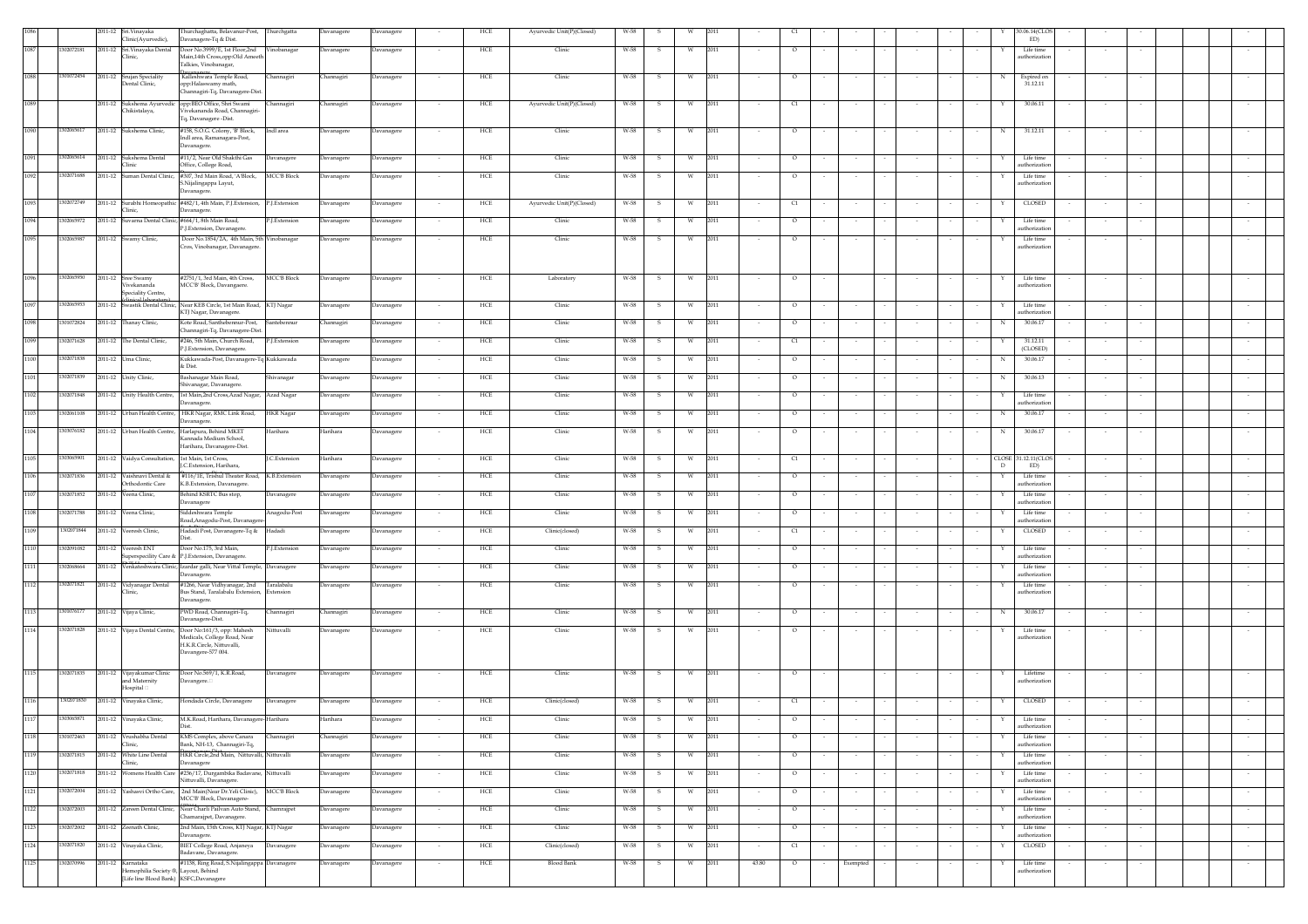| 1086 | | 2011-12 | Sri.Vinayaka Clinic(Ayurvedic), | Thurchaghatta, Belavanur-Post, Davanagere-Tq & Dist. | Thurchgatta | Davanagere | Davanagere | - | HCE | Ayurvedic Unit(P)(Closed) | W-58 | S | W | 2011 | - | C1 | - | - | - | - | - | - | - | Y | 30.06.14(CLOSED) | - | - | - | | | - |
|---|---|---|---|---|---|---|---|---|---|---|---|---|---|---|---|---|---|---|---|---|---|---|---|---|---|---|---|---|---|---|---|
| 1087 | 1302072181 | 2011-12 | Sri.Vinayaka Dental Clinic, | Door No.3999/E, 1st Floor,2nd Main,14th Cross,opp.Old Amruth Talkies, Vinobanagar, Davanagere. | Vinobanagar | Davanagere | Davanagere | - | HCE | Clinic | W-58 | S | W | 2011 | - | O | - | - | - | - | - | - | - | Y | Life time authorization | - | - | - | | | - |
| 1088 | 1301072454 | 2011-12 | Srujan Specialty Dental Clinic, | Kalleshwara Temple Road, opp:Halaswamy math, Channagiri-Tq, Davanagere-Dist. | Channagiri | Channagiri | Davanagere | - | HCE | Clinic | W-58 | S | W | 2011 | - | O | - | - | - | - | - | - | - | N | Expired on 31.12.11 | - | - | - | | | - |
| 1089 | | 2011-12 | Sukshema Ayurvedic Chikistalaya, | opp:BEO Office, Shri Swami Vivekananda Road, Channagiri-Tq, Davanagere -Dist. | Channagiri | Channagiri | Davanagere | - | HCE | Ayurvedic Unit(P)(Closed) | W-58 | S | W | 2011 | - | C1 | - | - | - | - | - | - | - | Y | 30.06.11 | - | - | - | | | - |
| 1090 | 1302065617 | 2011-12 | Sukshema Clinic, | #158, S.O.G. Colony, 'B' Block, Indl area, Ramanagara-Post, Davanagere. | Indl area | Davanagere | Davanagere | - | HCE | Clinic | W-58 | S | W | 2011 | - | O | - | - | - | - | - | - | - | N | 31.12.11 | - | - | - | | | - |
| 1091 | 1302065614 | 2011-12 | Sukshema Dental Clinic | #11/2, Near Old Shakthi Gas Office, College Road, | Davanagere | Davanagere | Davanagere | - | HCE | Clinic | W-58 | S | W | 2011 | - | O | - | - | - | - | - | - | - | Y | Life time authorization | - | - | - | | | - |
| 1092 | 1302071688 | 2011-12 | Suman Dental Clinic, | #307, 3rd Main Road, 'A'Block, S.Nijalingappa Layut, Davanagere. | MCC'B Block | Davanagere | Davanagere | - | HCE | Clinic | W-58 | S | W | 2011 | - | O | - | - | - | - | - | - | - | Y | Life time authorization | - | - | - | | | - |
| 1093 | 1302072749 | 2011-12 | Surabhi Homeopathic Clinic, | #482/1, 4th Main, P.J.Extension, Davanagere. | P.J.Extension | Davanagere | Davanagere | - | HCE | Ayurvedic Unit(P)(Closed) | W-58 | S | W | 2011 | - | C1 | - | - | - | - | - | - | - | Y | CLOSED | - | - | - | | | - |
| 1094 | 1302065972 | 2011-12 | Suvarna Dental Clinic, | #664/1, 8th Main Road, P.J.Extension, Davanagere. | P.J.Extension | Davanagere | Davanagere | - | HCE | Clinic | W-58 | S | W | 2011 | - | O | - | - | - | - | - | - | - | Y | Life time authorization | - | - | - | | | - |
| 1095 | 1302065987 | 2011-12 | Swamy Clinic, | Door No.1854/2A, 4th Main, 5th Cros, Vinobanagar, Davanagere. | Vinobanagar | Davanagere | Davanagere | - | HCE | Clinic | W-58 | S | W | 2011 | - | O | - | - | - | - | - | - | - | Y | Life time authorization | - | - | - | | | - |
| 1096 | 1302065950 | 2011-12 | Sree Swamy Vivekananda Speciality Centre, (clinical laboratory) | #2751/1, 3rd Main, 4th Cross, MCC'B' Block, Davangaere. | MCC'B Block | Davanagere | Davanagere | - | HCE | Laboratory | W-58 | S | W | 2011 | - | O | - | - | - | - | - | - | - | Y | Life time authorization | - | - | - | | | - |
| 1097 | 1302065933 | 2011-12 | Swastik Dental Clinic, | Near KEB Circle, 1st Main Road, KTJ Nagar, Davanagere. | KTJ Nagar | Davanagere | Davanagere | - | HCE | Clinic | W-58 | S | W | 2011 | - | O | - | - | - | - | - | - | - | Y | Life time authorization | - | - | - | | | - |
| 1098 | 1301072824 | 2011-12 | Thanay Clinic, | Kote Road, Santhebennur-Post, Channagiri-Tq, Davanagere-Dist. | Santebennur | Channagiri | Davanagere | - | HCE | Clinic | W-58 | S | W | 2011 | - | O | - | - | - | - | - | - | - | N | 30.06.17 | - | - | - | | | - |
| 1099 | 1302071628 | 2011-12 | The Dental Clinic, | #246, 5th Main, Church Road, P.J.Extension, Davanagere. | P.J.Extension | Davanagere | Davanagere | - | HCE | Clinic | W-58 | S | W | 2011 | - | C1 | - | - | - | - | - | - | - | Y | 31.12.11 (CLOSED) | - | - | - | | | - |
| 1100 | 1302071838 | 2011-12 | Uma Clinic, | Kukkawada-Post, Davanagere-Tq & Dist. | Kukkawada | Davanagere | Davanagere | - | HCE | Clinic | W-58 | S | W | 2011 | - | O | - | - | - | - | - | - | - | N | 30.06.17 | - | - | - | | | - |
| 1101 | 1302071839 | 2011-12 | Unity Clinic, | Bashanagar Main Road, Shivanagar, Davanagere. | Shivanagar | Davanagere | Davanagere | - | HCE | Clinic | W-58 | S | W | 2011 | - | O | - | - | - | - | - | - | - | N | 30.06.13 | - | - | - | | | - |
| 1102 | 1302071848 | 2011-12 | Unity Health Centre, | 1st Main,2nd Cross,Azad Nagar, Davanagere. | Azad Nagar | Davanagere | Davanagere | - | HCE | Clinic | W-58 | S | W | 2011 | - | O | - | - | - | - | - | - | - | Y | Life time authorization | - | - | - | | | - |
| 1103 | 1302061108 | 2011-12 | Urban Health Centre, | HKR Nagar, RMC Link Road, Davanagere. | HKR Nagar | Davanagere | Davanagere | - | HCE | Clinic | W-58 | S | W | 2011 | - | O | - | - | - | - | - | - | - | N | 30.06.17 | - | - | - | | | - |
| 1104 | 1301076182 | 2011-12 | Urban Health Centre, | Harlapura, Behind MKET Kannada Medium School, Harihara, Davanagere-Dist. | Harihara | Harihara | Davanagere | - | HCE | Clinic | W-58 | S | W | 2011 | - | O | - | - | - | - | - | - | - | N | 30.06.17 | - | - | - | | | - |
| 1105 | 1303065901 | 2011-12 | Vaidya Consultation, | 1st Main, 1st Cross, J.C.Extension, Harihara, | J.C.Extension | Harihara | Davanagere | - | HCE | Clinic | W-58 | S | W | 2011 | - | C1 | - | - | - | - | - | - | - | CLOSED | 31.12.11(CLOSED) | - | - | - | | | - |
| 1106 | 1302071836 | 2011-12 | Vaishnavi Dental & Orthodontic Care | #118/1E, Trishul Theater Road, K.B.Extension, Davanagere. | K.B.Extension | Davanagere | Davanagere | - | HCE | Clinic | W-58 | S | W | 2011 | - | O | - | - | - | - | - | - | - | Y | Life time authorization | - | - | - | | | - |
| 1107 | 1302071852 | 2011-12 | Veena Clinic, | Behind KSRTC Bus stop, Davanagere | Davanagere | Davanagere | Davanagere | - | HCE | Clinic | W-58 | S | W | 2011 | - | O | - | - | - | - | - | - | - | Y | Life time authorization | - | - | - | | | - |
| 1108 | 1302071788 | 2011-12 | Veena Clinic, | Siddeshwara Temple Road,Anagodu-Post, Davanagere-Tq. | Anagodu-Post | Davanagere | Davanagere | - | HCE | Clinic | W-58 | S | W | 2011 | - | O | - | - | - | - | - | - | - | Y | Life time authorization | - | - | - | | | - |
| 1109 | 1302071844 | 2011-12 | Veeresh Clinic, | Hadadi Post, Davanagere-Tq & Dist. | Hadadi | Davanagere | Davanagere | - | HCE | Clinic(closed) | W-58 | S | W | 2011 | - | C1 | - | - | - | - | - | - | - | Y | CLOSED | - | - | - | | | - |
| 1110 | 1302091082 | 2011-12 | Veeresh ENT Superspecility Care & Research Centre | Door No.175, 3rd Main, P.J.Extension, Davanagere. | P.J.Extension | Davanagere | Davanagere | - | HCE | Clinic | W-58 | S | W | 2011 | - | O | - | - | - | - | - | - | - | Y | Life time authorization | - | - | - | | | - |
| 1111 | 1302068664 | 2011-12 | Venkateshwara Clinic, | Izardar galli, Near Vittal Temple, Davanagere. | Davanagere | Davanagere | Davanagere | - | HCE | Clinic | W-58 | S | W | 2011 | - | O | - | - | - | - | - | - | - | Y | Life time authorization | - | - | - | | | - |
| 1112 | 1302071821 | 2011-12 | Vidyanagar Dental Clinic, | #1266, Near Vidhyanagar, 2nd Bus Stand, Taralabalu Extension, Davanagere. | Taralabalu Extension | Davanagere | Davanagere | - | HCE | Clinic | W-58 | S | W | 2011 | - | O | - | - | - | - | - | - | - | Y | Life time authorization | - | - | - | | | - |
| 1113 | 1301076177 | 2011-12 | Vijaya Clinic, | PWD Road, Channagiri-Tq, Davanagere-Dist. | Channagiri | Channagiri | Davanagere | - | HCE | Clinic | W-58 | S | W | 2011 | - | O | - | - | - | - | - | - | - | N | 30.06.17 | - | - | - | | | - |
| 1114 | 1302071828 | 2011-12 | Vijaya Dental Centre, | Door No:161/3, opp: Mahesh Medicals, College Road, Near H.K.R.Circle, Nittuvalli, Davangere-577 004. | Nittuvalli | Davanagere | Davanagere | - | HCE | Clinic | W-58 | S | W | 2011 | - | O | - | - | - | - | - | - | - | Y | Life time authorization | - | - | - | | | - |
| 1115 | 1302071835 | 2011-12 | Vijayakumar Clinic and Maternity Hospital | Door No.569/1, K.R.Road, Davangere. | Davanagere | Davanagere | Davanagere | - | HCE | Clinic | W-58 | S | W | 2011 | - | O | - | - | - | - | - | - | - | Y | Lifetime authorization | - | - | - | | | - |
| 1116 | 1302071830 | 2011-12 | Vinayaka Clinic, | Hondada Circle, Davanagere | Davanagere | Davanagere | Davanagere | - | HCE | Clinic(closed) | W-58 | S | W | 2011 | - | C1 | - | - | - | - | - | - | - | Y | CLOSED | - | - | - | | | - |
| 1117 | 1303065871 | 2011-12 | Vinayaka Clinic, | M.K.Road, Harihara, Davanagere-Dist. | Harihara | Harihara | Davanagere | - | HCE | Clinic | W-58 | S | W | 2011 | - | O | - | - | - | - | - | - | - | Y | Life time authorization | - | - | - | | | - |
| 1118 | 1301072463 | 2011-12 | Vrushabha Dental Clinic, | KMS Complex, above Canara Bank, NH-13, Channagiri-Tq, Davanagere-Dist. | Channagiri | Channagiri | Davanagere | - | HCE | Clinic | W-58 | S | W | 2011 | - | O | - | - | - | - | - | - | - | Y | Life time authorization | - | - | - | | | - |
| 1119 | 1302071815 | 2011-12 | White Line Dental Clinic, | HKR Circle,2nd Main, Nittuvalli, Davanagere | Nittuvalli | Davanagere | Davanagere | - | HCE | Clinic | W-58 | S | W | 2011 | - | O | - | - | - | - | - | - | - | Y | Life time authorization | - | - | - | | | - |
| 1120 | 1302071818 | 2011-12 | Womens Health Care | #236/17, Durgambika Badavane, Nittuvalli, Davanagere. | Nittuvalli | Davanagere | Davanagere | - | HCE | Clinic | W-58 | S | W | 2011 | - | O | - | - | - | - | - | - | - | Y | Life time authorization | - | - | - | | | - |
| 1121 | 1302072004 | 2011-12 | Yashasvi Ortho Care, | 2nd Main(Near Dr.Yeli Clinic), MCC'B' Block, Davanagere-577004. | MCC'B Block | Davanagere | Davanagere | - | HCE | Clinic | W-58 | S | W | 2011 | - | O | - | - | - | - | - | - | - | Y | Life time authorization | - | - | - | | | - |
| 1122 | 1302072003 | 2011-12 | Zareen Dental Clinic, | Near Charli Pailvan Auto Stand, Chamarajpet, Davanagere. | Chamrajpet | Davanagere | Davanagere | - | HCE | Clinic | W-58 | S | W | 2011 | - | O | - | - | - | - | - | - | - | Y | Life time authorization | - | - | - | | | - |
| 1123 | 1302072002 | 2011-12 | Zeenath Clinic, | 2nd Main, 15th Cross, KTJ Nagar, Davanagere. | KTJ Nagar | Davanagere | Davanagere | - | HCE | Clinic | W-58 | S | W | 2011 | - | O | - | - | - | - | - | - | - | Y | Life time authorization | - | - | - | | | - |
| 1124 | 1302071820 | 2011-12 | Vinayaka Clinic, | BIET College Road, Anjaneya Badavane, Davanagere. | Davanagere | Davanagere | Davanagere | - | HCE | Clinic(closed) | W-58 | S | W | 2011 | - | C1 | - | - | - | - | - | - | - | Y | CLOSED | - | - | - | | | - |
| 1125 | 1302070996 | 2011-12 | Karnataka Hemophilia Society ® (Life line Blood Bank) | #1158, Ring Road, S.Nijalingappa Layout, Behind KSFC,Davanagere | Davanagere | Davanagere | Davanagere | - | HCE | Blood Bank | W-58 | S | W | 2011 | 43.80 | O | - | Exempted | - | - | - | - | - | Y | Life time authorization | - | - | - | | | - |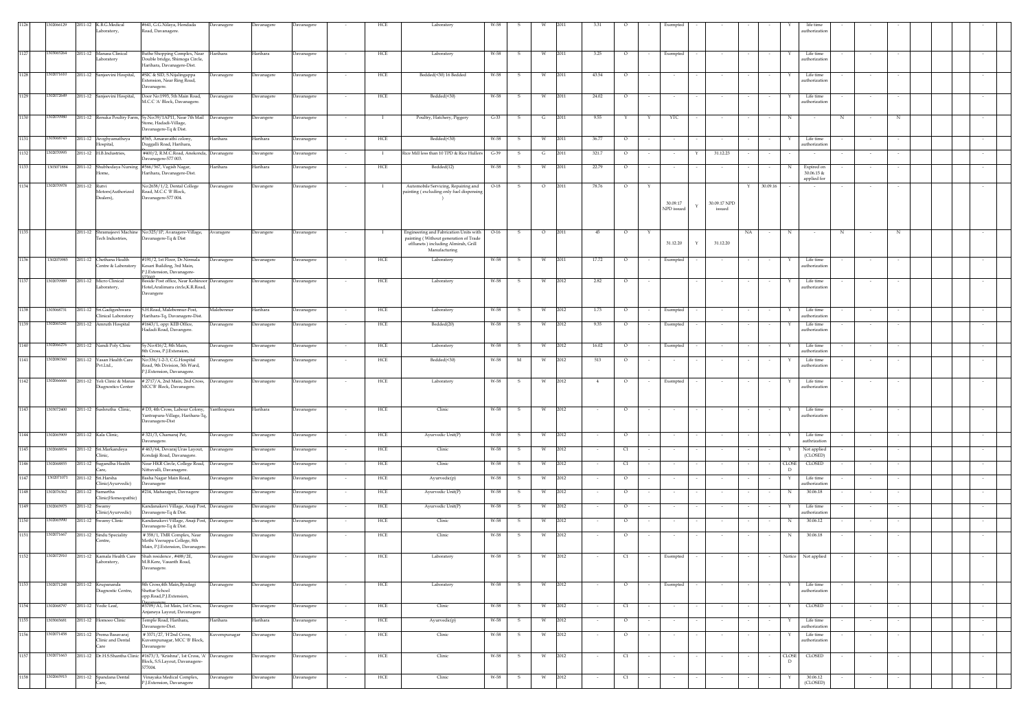| 1126 | 1302066129 | 2011-12 | K.B.G.Medical Laboratory, | #641, G.G.Nilaya, Hondada Road, Davanagere. | Davanagere | Davanagere | Davanagere | - | HCE | Laboratory | W-58 | S | W | 2011 | 3.31 | O | - | Exempted | - | - | - | - | - | Y | life time authorization | - | - | - | | | - |
|---|---|---|---|---|---|---|---|---|---|---|---|---|---|---|---|---|---|---|---|---|---|---|---|---|---|---|---|---|---|---|---|
| 1127 | 1302065264 | 2011-12 | Manasa Clinical Laboratory | Buthe Shopping Complex, Near Double bridge, Shimoga Circle, Harihara, Davanagere-Dist. | Harihara | Harihara | Davanagere | - | HCE | Laboratory | W-58 | S | W | 2011 | 3.25 | O | - | Exempted | - | - | - | - | - | Y | Life time authorization | - | - | - | | | - |
| 1128 | 1302071610 | 2011-12 | Sanjeevini Hospital, | #SIC & SID, S.Nijalingappa Extension, Near Ring Road, Davanagere. | Davanagere | Davanagere | Davanagere | - | HCE | Bedded(<30) 16 Bedded | W-58 | S | W | 2011 | 43.54 | O | - | - | - | - | - | - | - | Y | Life time authorization | - | - | - | | | - |
| 1129 | 1302072649 | 2011-12 | Sanjeevini Hospital, | Door No1993, 5th Main Road, M.C.C 'A' Block, Davanagere. | Davanagere | Davanagere | Davanagere | - | HCE | Bedded(<30) | W-58 | S | W | 2011 | 24.02 | O | - | - | - | - | - | - | - | Y | Life time authorization | - | - | - | | | - |
| 1130 | 1302070980 | 2011-12 | Renuka Poultry Farm, | Sy.No39/1AP11, Near 7th Mail Stone, Hadadi-Village, Davanagere-Tq & Dist. | Davanagere | Davangere | Davanagere | - | I | Poultry, Hatchery, Piggery | G-33 | S | G | 2011 | 9.55 | Y | Y | YTC | - | - | - | - | - | N | - | N | - | N | | | - |
| 1131 | 1302068743 | 2011-12 | Aroghyamatheya Hospital, | #365, Amaravathi colony, Duggalli Road, Harihara, | Harihara | Harihara | Davanagere | - | HCE | Bedded(<30) | W-58 | S | W | 2011 | 36.77 | O | - | - | - | - | - | - | - | Y | Life time authorization | - | - | - | | | - |
| 1132 | 1302070995 | 2011-12 | H.B.Industries, | #400/2, R.M.C.Road, Anekonda, Davanagere-577 003. | Davanagere | Davangere | Davanagere | - | I | Rice Mill less than 10 TPD & Rice Hullers | G-39 | S | G | 2011 | 321.7 | O | - | - | Y | 31.12.23 | - | - | - | - | - | - | - | - | | | - |
| 1133 | 1302071884 | 2011-12 | Shubhodaya Nursing Home, | #566/567, Vagish Nagar, Harihara, Davanagere-Dist. | Harihara | Harihara | Davanagere | - | HCE | Bedded(12) | W-58 | S | W | 2011 | 22.79 | O | - | - | - | - | - | - | - | N | Expired on 30.06.15 & applied for | - | - | - | | | - |
| 1134 | 1302070978 | 2011-12 | Rutvi Motors(Authorized Dealers), | No:2658/1/2, Dental College Road, M.C.C 'B' Block, Davanagere-577 004. | Davanagere | Davangere | Davanagere | - | I | Automobile Servicing, Repairing and painting ( excluding only fuel dispensing ) | O-18 | S | O | 2011 | 78.76 | O | Y | 30.09.17 NPD issued | Y | 30.09.17 NPD issued | Y | 30.09.16 | - | - | - | - | - | - | | | - |
| 1135 | | 2011-12 | Shramajeevi Machine Tech Industries, | No:325/1P, Avaragere-Village, Davanagere-Tq & Dist | Avaragere | Davangere | Davanagere | - | I | Engineering and Fabrication Units with painting ( Without generation of Trade effluents ) including Almirah, Grill Manufacturing | O-16 | S | O | 2011 | 45 | O | Y | 31.12.20 | Y | 31.12.20 | NA | - | N | - | N | - | N | | | | - |
| 1136 | 1302070985 | 2011-12 | Chethana Health Centre & Laboratory | #191/2, 1st Floor, Dr.Nirmala Kesari Building, 3rd Main, P.J.Extension, Davanagere-577002 | Davanagere | Davanagere | Davanagere | - | HCE | Laboratory | W-58 | S | W | 2011 | 17.72 | O | - | Exempted | - | - | - | - | - | Y | Life time authorization | - | - | - | | | - |
| 1137 | 1302070989 | 2011-12 | Micro Clinical Laboratory, | Beside Post office, Near Kohinoor Hotel,Aralimara circle,K.R.Road, Davangere | Davanagere | Davanagere | Davanagere | - | HCE | Laboratory | W-58 | S | W | 2012 | 2.82 | O | - | - | - | - | - | - | - | Y | Life time authorization | - | - | - | | | - |
| 1138 | 1302068731 | 2011-12 | Sri.Gadigeshwara Clinical Laboratory | S.H.Road, Malebennur-Post, Harihara-Tq, Davanagere-Dist. | Malebennur | Harihara | Davanagere | - | HCE | Laboratory | W-58 | S | W | 2012 | 1.73 | O | - | Exempted | - | - | - | - | - | Y | Life time authorization | - | - | - | | | - |
| 1139 | 1302065241 | 2011-12 | Amruth Hospital | #1643/1, opp: KEB Office, Hadadi Road, Davangere. | Davanagere | Davanagere | Davanagere | - | HCE | Bedded(20) | W-58 | S | W | 2012 | 9.35 | O | - | Exempted | - | - | - | - | - | Y | Life time authorization | - | - | - | | | - |
| 1140 | 1302066276 | 2011-12 | Nandi Poly Clinic | Sy.No:416/2, 8th Main, 8th Cross, P.J.Extension, | Davanagere | Davanagere | Davanagere | - | HCE | Laboratory | W-58 | S | W | 2012 | 16.02 | O | - | Exempted | - | - | - | - | - | Y | Life time authorization | - | - | - | | | - |
| 1141 | 1302083360 | 2011-12 | Vasan Health Care Pvt.Ltd., | No:336/1-2-3, C.G.Hospital Road, 9th Division, 5th Ward, P.J.Extension, Davanagere. | Davanagere | Davanagere | Davanagere | - | HCE | Bedded(<30) | W-58 | M | W | 2012 | 513 | O | - | - | - | - | - | - | - | Y | Life time authorization | - | - | - | | | - |
| 1142 | 1302066666 | 2011-12 | Yeli Clinic & Manas Diagnostics Center | # 2717/A, 2nd Main, 2nd Cross, MCC'B' Block, Davanagere. | Davanagere | Davanagere | Davanagere | - | HCE | Laboratory | W-58 | S | W | 2012 | 4 | O | - | Exempted | - | - | - | - | - | Y | Life time authorization | - | - | - | | | - |
| 1143 | 1303072400 | 2011-12 | Sushrutha Clinic, | # D3, 4th Cross, Labour Colony, Yantrapura-Village, Harihara-Tq, Davanagere-Dist | Yanthrapura | Harihara | Davanagere | - | HCE | Clinic | W-58 | S | W | 2012 | - | O | - | - | - | - | - | - | - | Y | Life time authorization | - | - | - | | | - |
| 1144 | 1302065909 | 2011-12 | Kala Clinic, | # 321/3, Chamaraj Pet, Davanagere. | Davanagere | Davanagere | Davanagere | - | HCE | Ayurvedic Unit(P) | W-58 | S | W | 2012 | - | O | - | - | - | - | - | - | - | Y | Life time authorization | - | - | - | | | - |
| 1145 | 1302068854 | 2011-12 | Sri.Markandeya Clinic, | # 463/64, Devaraj Uras Layout, Kondajji Road, Davanagere. | Davanagere | Davanagere | Davanagere | - | HCE | Clinic | W-58 | S | W | 2012 | - | Cl | - | - | - | - | - | - | - | Y | Not applied (CLOSED) | - | - | - | | | - |
| 1146 | 1302068855 | 2011-12 | Sugandha Health Care, | Near HKR Circle, College Road, Nittuvalli, Davanagere. | Davanagere | Davanagere | Davanagere | - | HCE | Clinic | W-58 | S | W | 2012 | - | Cl | - | - | - | - | - | - | - | CLOSED | CLOSED | - | - | - | | | - |
| 1147 | 1302071071 | 2011-12 | Sri.Harsha Clinic(Ayurvedic) | Basha Nagar Main Road, Davanagere | Davanagere | Davanagere | Davanagere | - | HCE | Ayurvedic(p) | W-58 | S | W | 2012 | - | O | - | - | - | - | - | - | - | Y | Life time authorization | - | - | - | | | - |
| 1148 | 1302076362 | 2011-12 | Samartha Clinic(Homeopathic) | #214, Maharajpet, Davnagere | Davanagere | Davanagere | Davanagere | - | HCE | Ayurvedic Unit(P) | W-58 | S | W | 2012 | - | O | - | - | - | - | - | - | - | N | 30.06.18 | - | - | - | | | - |
| 1149 | 1302065975 | 2011-12 | Swamy Clinic(Ayurvedic) | Kandanakovi Village, Anaji Post, Davanagere-Tq & Dist. | Davanagere | Davanagere | Davanagere | - | HCE | Ayurvedic Unit(P) | W-58 | S | W | 2012 | - | O | - | - | - | - | - | - | - | Y | Life time authorization | - | - | - | | | - |
| 1150 | 1302065990 | 2011-12 | Swamy Clinic | Kandanakovi Village, Anaji Post, Davanagere-Tq & Dist. | Davanagere | Davanagere | Davanagere | - | HCE | Clinic | W-58 | S | W | 2012 | - | O | - | - | - | - | - | - | - | N | 30.06.12 | - | - | - | | | - |
| 1151 | 1302071667 | 2011-12 | Sindu Speciality Centre, | # 558/1, TMR Complex, Near Mothi Veerappa College, 8th Main, P.J.Extension, Davanagere. | Davanagere | Davanagere | Davanagere | - | HCE | Clinic | W-58 | S | W | 2012 | - | O | - | - | - | - | - | - | - | N | 30.06.18 | - | - | - | | | - |
| 1152 | 1302072910 | 2011-12 | Kamala Health Care Laboratory, | Shah residence , #488/2E, M.B.Kere, Vasanth Road, Davanagere. | Davanagere | Davanagere | Davanagere | - | HCE | Laboratory | W-58 | S | W | 2012 | - | Cl | - | Exempted | - | - | - | - | - | Notice | Not applied | - | - | - | | | - |
| 1153 | 1302071248 | 2011-12 | Krupananda Diagnostic Centre, | 8th Cross,4th Main,Byadagi Shettar School opp.Road,P.J.Extension, Davanagere | Davanagere | Davanagere | Davanagere | - | HCE | Laboratory | W-58 | S | W | 2012 | - | O | - | Exempted | - | - | - | - | - | Y | Life time authorization | - | - | - | | | - |
| 1154 | 1302068797 | 2011-12 | Vedic Leaf, | #3709/A1, 1st Main, 1st Cross, Anjaneya Layout, Davanagere | Davanagere | Davanagere | Davanagere | - | HCE | Clinic | W-58 | S | W | 2012 | - | Cl | - | - | - | - | - | - | - | Y | CLOSED | - | - | - | | | - |
| 1155 | 1303065681 | 2011-12 | Homoeo Clinic | Temple Road, Harihara, Davanagere-Dist. | Harihara | Harihara | Davanagere | - | HCE | Ayurvedic(p) | W-58 | S | W | 2012 | - | O | - | - | - | - | - | - | - | Y | Life time authorization | - | - | - | | | - |
| 1156 | 1302071458 | 2011-12 | Prema Basavaraj Clinic and Dental Care | # 3571/27, 'H'2nd Cross, Kuvempunagar, MCC'B' Block, Davanagere | Kuvempunagar | Davanagere | Davanagere | - | HCE | Clinic | W-58 | S | W | 2012 | - | O | - | - | - | - | - | - | - | Y | Life time authorization | - | - | - | | | - |
| 1157 | 1302071663 | 2011-12 | Dr.H.S.Shantha Clinic | #1673/3, "Krishna", 1st Cross, 'A' Block, S.S.Layout, Davanagere-577004. | Davanagere | Davanagere | Davanagere | - | HCE | Clinic | W-58 | S | W | 2012 | - | Cl | - | - | - | - | - | - | - | CLOSED | CLOSED | - | - | - | | | - |
| 1158 | 1302065915 | 2011-12 | Spandana Dental Care, | Vinayaka Medical Complex, P.J.Extension, Davanagere | Davanagere | Davanagere | Davanagere | - | HCE | Clinic | W-58 | S | W | 2012 | - | Cl | - | - | - | - | - | - | - | Y | 30.06.12 (CLOSED) | - | - | - | | | - |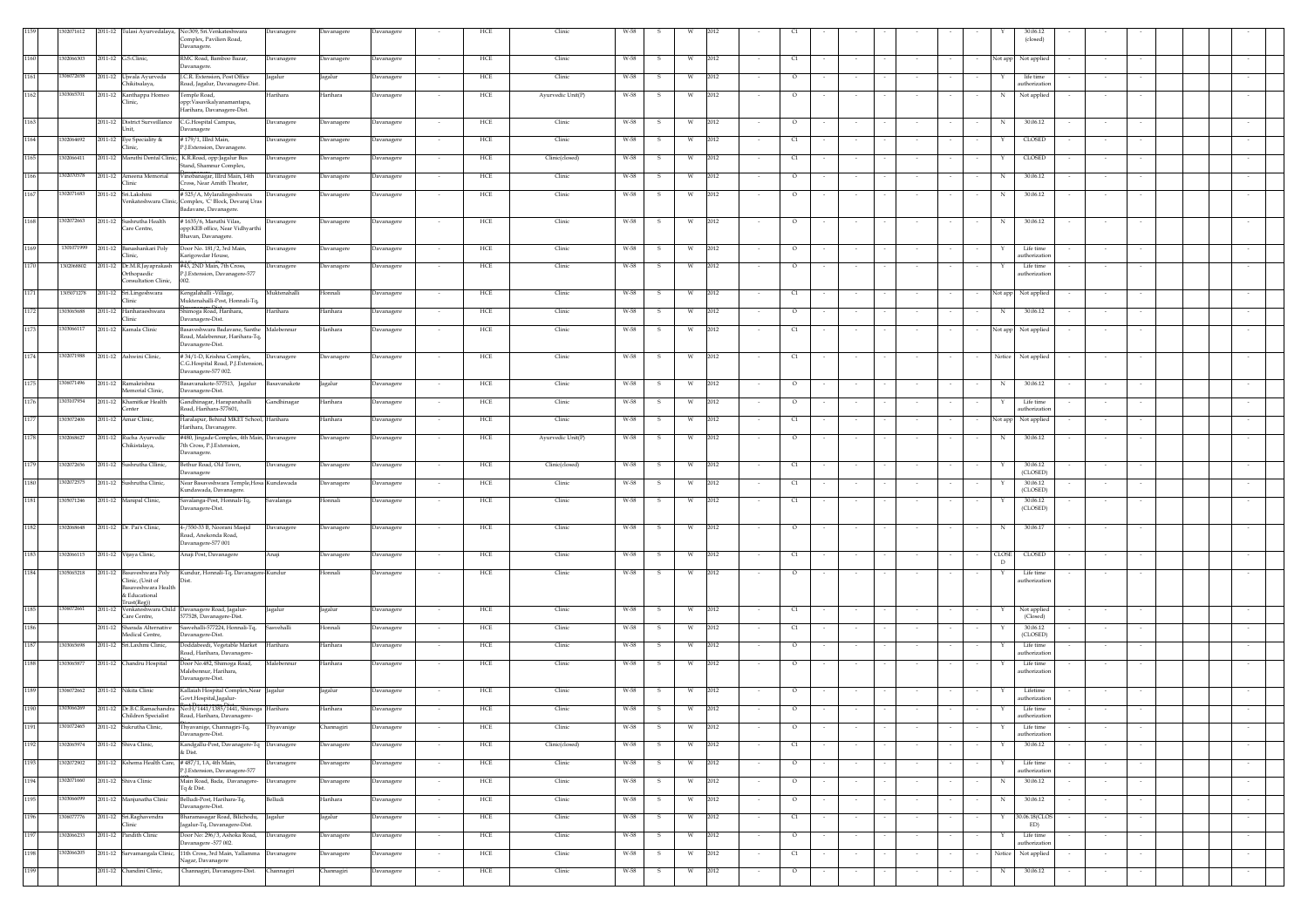| 1159 | 1302071612 | 2011-12 | Tulasi Ayurvedalaya, | No:309, Sri.Venkateshwara Complex, Pavilion Road, Davanagere. | Davanagere | Davanagere | Davanagere | - | HCE | Clinic | W-58 | S | W | 2012 | - | CI | - | - | - | - | - | - | - | Y | 30.06.12 (closed) | - | - | - | | | |
|---|---|---|---|---|---|---|---|---|---|---|---|---|---|---|---|---|---|---|---|---|---|---|---|---|---|---|---|---|---|---|---|
| 1160 | 1302066303 | 2011-12 | G.S.Clinic, | RMC Road, Bamboo Bazar, Davanagere. | Davanagere | Davanagere | Davanagere | - | HCE | Clinic | W-58 | S | W | 2012 | - | CI | - | - | - | - | - | - | - | Not app | Not applied | - | - | - | | | |
| 1161 | 1308072658 | 2011-12 | Ujwala Ayurveda Chikitsalaya, | J.C.R. Extension, Post Office Road, Jagalur, Davanagere-Dist. | Jagalur | Jagalur | Davanagere | - | HCE | Clinic | W-58 | S | W | 2012 | - | O | - | - | - | - | - | - | - | Y | life time authorization | - | - | - | | | |
| 1162 | 1303065701 | 2011-12 | Kanthappa Homeo Clinic, | Temple Road, opp:Vasavikalyanamantapa, Harihara, Davanagere-Dist. | Harihara | Harihara | Davanagere | - | HCE | Ayurvedic Unit(P) | W-58 | S | W | 2012 | - | O | - | - | - | - | - | - | - | N | Not applied | - | - | - | | | |
| 1163 | | 2011-12 | District Surveillance Unit, | C.G.Hospital Campus, Davanagere | Davanagere | Davanagere | Davanagere | - | HCE | Clinic | W-58 | S | W | 2012 | - | O | - | - | - | - | - | - | - | N | 30.06.12 | - | - | - | | | |
| 1164 | 1302064692 | 2011-12 | Eye Speciality & Clinic, | # 179/1, IIIrd Main, P.J.Extension, Davanagere. | Davanagere | Davanagere | Davanagere | - | HCE | Clinic | W-58 | S | W | 2012 | - | CI | - | - | - | - | - | - | - | Y | CLOSED | - | - | - | | | |
| 1165 | 1302066411 | 2011-12 | Maruthi Dental Clinic, | K.R.Road, opp:Jagalur Bus Stand, Shameur Complex, Davanagere | Davanagere | Davanagere | Davanagere | - | HCE | Clinic(closed) | W-58 | S | W | 2012 | - | CI | - | - | - | - | - | - | - | Y | CLOSED | - | - | - | | | |
| 1166 | 1302070578 | 2011-12 | Ameena Memorial Clinic | Vinobanagar, IIIrd Main, 14th Cross, Near Amith Theater, | Davanagere | Davanagere | Davanagere | - | HCE | Clinic | W-58 | S | W | 2012 | - | O | - | - | - | - | - | - | - | N | 30.06.12 | - | - | - | | | |
| 1167 | 1302071683 | 2011-12 | Sri.Lakshmi Venkateshwara Clinic, | # 525/A, Mylaralingeshwara Complex, 'C' Block, Devaraj Uras Badavane, Davanagere. | Davanagere | Davanagere | Davanagere | - | HCE | Clinic | W-58 | S | W | 2012 | - | O | - | - | - | - | - | - | - | N | 30.06.12 | - | - | - | | | |
| 1168 | 1302072663 | 2011-12 | Sushrutha Health Care Centre, | # 1635/6, Maruthi Vilas, opp:KEB office, Near Vidhyarthi Bhavan, Davanagere. | Davanagere | Davanagere | Davanagere | - | HCE | Clinic | W-58 | S | W | 2012 | - | O | - | - | - | - | - | - | - | N | 30.06.12 | - | - | - | | | |
| 1169 | 1301071999 | 2011-12 | Banashankari Poly Clinic, | Door No. 181/2, 3rd Main, Kanigowdar House, | Davanagere | Davanagere | Davanagere | - | HCE | Clinic | W-58 | S | W | 2012 | - | O | - | - | - | - | - | - | - | Y | Life time authorization | - | - | - | | | |
| 1170 | 1302068802 | 2011-12 | Dr.M.R.Jayaprakash Orthopaedic Consultation Clinic, | #43, 2ND Main, 7th Cross, P.J.Extension, Davanagere-577 002. | Davanagere | Davanagere | Davanagere | - | HCE | Clinic | W-58 | S | W | 2012 | - | O | - | - | - | - | - | - | - | Y | Life time authorization | - | - | - | | | |
| 1171 | 1305071278 | 2011-12 | Sri.Lingeshwara Clinic | Kengalahalli -Village, Muktenahalli-Post, Honnali-Tq, Davanagere-Dist. | Mukthnahalli | Honnali | Davanagere | - | HCE | Clinic | W-58 | S | W | 2012 | - | CI | - | - | - | - | - | - | - | Not app | Not applied | - | - | - | | | |
| 1172 | 1303065688 | 2011-12 | Hariharaeshwara Clinic | Shimoga Road, Harihara, Davanagere-Dist. | Harihara | Harihara | Davanagere | - | HCE | Clinic | W-58 | S | W | 2012 | - | O | - | - | - | - | - | - | - | N | 30.06.12 | - | - | - | | | |
| 1173 | 1303066117 | 2011-12 | Kamala Clinic | Basavehswara Badavane, Santhe Road, Malebennur, Harihara-Tq, Davanagere-Dist. | Malebennur | Harihara | Davanagere | - | HCE | Clinic | W-58 | S | W | 2012 | - | CI | - | - | - | - | - | - | - | Not app | Not applied | - | - | - | | | |
| 1174 | 1302071988 | 2011-12 | Ashwini Clinic, | # 34/1-D, Krishna Complex, C.G.Hospital Road, P.J.Extension, Davanagere-577 002. | Davanagere | Davanagere | Davanagere | - | HCE | Clinic | W-58 | S | W | 2012 | - | CI | - | - | - | - | - | - | - | Notice | Not applied | - | - | - | | | |
| 1175 | 1308071496 | 2011-12 | Ramakrishna Memorial Clinic, | Basavanakote-577515, Jagalur Davanagere-Dist. | Basavanakote | Jagalur | Davanagere | - | HCE | Clinic | W-58 | S | W | 2012 | - | O | - | - | - | - | - | - | - | N | 30.06.12 | - | - | - | | | |
| 1176 | 1303107954 | 2011-12 | Khamitkar Health Center | Gandhinagar, Harapanahalli Road, Harihara-577601, | Gandhinagar | Harihara | Davanagere | - | HCE | Clinic | W-58 | S | W | 2012 | - | O | - | - | - | - | - | - | - | Y | Life time authorization | - | - | - | | | |
| 1177 | 1303072406 | 2011-12 | Amar Clinic, | Haralapur, Behind MKET School, Harihara, Davanagere. | Harihara | Harihara | Davanagere | - | HCE | Clinic | W-58 | S | W | 2012 | - | CI | - | - | - | - | - | - | - | Not app | Not applied | - | - | - | | | |
| 1178 | 1302068627 | 2011-12 | Kucha Ayurvedic Chikistalaya, | #480, Jingade Complex, 4th Main, 7th Cross, P.J.Extension, Davanagere. | Davanagere | Davanagere | Davanagere | - | HCE | Ayurvedic Unit(P) | W-58 | S | W | 2012 | - | O | - | - | - | - | - | - | - | N | 30.06.12 | - | - | - | | | |
| 1179 | 1302072656 | 2011-12 | Sushrutha Cllinic, | Bethur Road, Old Town, Davanagere | Davanagere | Davanagere | Davanagere | - | HCE | Clinic(closed) | W-58 | S | W | 2012 | - | CI | - | - | - | - | - | - | - | Y | 30.06.12 (CLOSED) | - | - | - | | | |
| 1180 | 1302072575 | 2011-12 | Sushrutha Clinic, | Near Basaveshwara Temple,Hosa Kundawada, Davanagere. | Kundawada | Davanagere | Davanagere | - | HCE | Clinic | W-58 | S | W | 2012 | - | CI | - | - | - | - | - | - | - | Y | 30.06.12 (CLOSED) | - | - | - | | | |
| 1181 | 1305071246 | 2011-12 | Manipal Clinic, | Savalanga-Post, Honnali-Tq, Davanagere-Dist. | Savalanga | Honnali | Davanagere | - | HCE | Clinic | W-58 | S | W | 2012 | - | CI | - | - | - | - | - | - | - | Y | 30.06.12 (CLOSED) | - | - | - | | | |
| 1182 | 1302068648 | 2011-12 | Dr. Pai's Clinic, | 4-/550-33 B, Noorani Masjid Road, Anekonda Road, Davanagere-577 001 | Davanagere | Davanagere | Davanagere | - | HCE | Clinic | W-58 | S | W | 2012 | - | O | - | - | - | - | - | - | - | N | 30.06.17 | - | - | - | | | |
| 1183 | 1302066115 | 2011-12 | Vijaya Clinic, | Anaji Post, Davanagere | Anaji | Davanagere | Davanagere | - | HCE | Clinic | W-58 | S | W | 2012 | - | CI | - | - | - | - | - | - | - | CLOSED | CLOSED | - | - | - | | | |
| 1184 | 1305065218 | 2011-12 | Basaveshwara Poly Clinic, (Unit of Basaveshwara Health & Educational Trust(Reg)) | Kundur, Honnali-Tq, Davanagere-Dist. | Kundur | Honnali | Davanagere | - | HCE | Clinic | W-58 | S | W | 2012 | - | O | - | - | - | - | - | - | - | Y | Life time authorization | - | - | - | | | |
| 1185 | 1308072601 | 2011-12 | Venkateshwara Child Care Centre, | Davanagere Road, Jagalur-577528, Davanagere-Dist. | Jagalur | Jagalur | Davanagere | - | HCE | Clinic | W-58 | S | W | 2012 | - | CI | - | - | - | - | - | - | - | Y | Not applied (Closed) | - | - | - | | | |
| 1186 | | 2011-12 | Sharada Alternative Medical Centre, | Sasvehalli-577224, Honnali-Tq, Davanagere-Dist. | Sasvehalli | Honnali | Davanagere | - | HCE | Clinic | W-58 | S | W | 2012 | - | CI | - | - | - | - | - | - | - | Y | 30.06.12 (CLOSED) | - | - | - | | | |
| 1187 | 1303065698 | 2011-12 | Sri.Lashmi Clinic, | Doddabeedi, Vegetable Market Road, Harihara, Davanagere-Dist. | Harihara | Harihara | Davanagere | - | HCE | Clinic | W-58 | S | W | 2012 | - | O | - | - | - | - | - | - | - | Y | Life time authorization | - | - | - | | | |
| 1188 | 1303065877 | 2011-12 | Chandru Hospital | Door No.482, Shimoga Road, Malebennur, Harihara, Davanagere-Dist. | Malebennur | Harihara | Davanagere | - | HCE | Clinic | W-58 | S | W | 2012 | - | O | - | - | - | - | - | - | - | Y | Life time authorization | - | - | - | | | |
| 1189 | 1306072662 | 2011-12 | Nikita Clinic | Kallaiah Hospital Complex,Near Govt.Hospital,Jagalur-Post,Davanagere-Dist. | Jagalur | Jagalur | Davanagere | - | HCE | Clinic | W-58 | S | W | 2012 | - | O | - | - | - | - | - | - | - | Y | Lifetime authorization | - | - | - | | | |
| 1190 | 1303066289 | 2011-12 | Dr.B.C.Ramachandra Children Specialist | No:H/1441/1385/1441, Shimoga Road, Harihara, Davanagere-Dist. | Harihara | Harihara | Davanagere | - | HCE | Clinic | W-58 | S | W | 2012 | - | O | - | - | - | - | - | - | - | Y | Life time authorization | - | - | - | | | |
| 1191 | 1301072465 | 2011-12 | Sukrutha Clinic, | Thyavanige, Channagiri-Tq, Davanagere-Dist. | Thyavanige | Channagiri | Davanagere | - | HCE | Clinic | W-58 | S | W | 2012 | - | O | - | - | - | - | - | - | - | Y | Life time authorization | - | - | - | | | |
| 1192 | 1302065974 | 2011-12 | Shiva Clinic, | Kandgallu-Post, Davanagere-Tq & Dist. | Davanagere | Davanagere | Davanagere | - | HCE | Clinic(closed) | W-58 | S | W | 2012 | - | CI | - | - | - | - | - | - | - | Y | 30.06.12 | - | - | - | | | |
| 1193 | 1302072902 | 2011-12 | Kshema Health Care, | # 487/1, 1A, 4th Main, P.J.Extension, Davanagere-577 002. | Davanagere | Davanagere | Davanagere | - | HCE | Clinic | W-58 | S | W | 2012 | - | O | - | - | - | - | - | - | - | Y | Life time authorization | - | - | - | | | |
| 1194 | 1302071660 | 2011-12 | Shiva Clinic | Main Road, Bada, Davanagere-Tq & Dist. | Davanagere | Davanagere | Davanagere | - | HCE | Clinic | W-58 | S | W | 2012 | - | O | - | - | - | - | - | - | - | N | 30.06.12 | - | - | - | | | |
| 1195 | 1303066099 | 2011-12 | Manjunatha Clinic | Belludi-Post, Harihara-Tq, Davanagere-Dist. | Belludi | Harihara | Davanagere | - | HCE | Clinic | W-58 | S | W | 2012 | - | O | - | - | - | - | - | - | - | N | 30.06.12 | - | - | - | | | |
| 1196 | 1306077776 | 2011-12 | Sri.Raghavendra Clinic | Bharamasagar Road, Bilichodu, Jagalur-Tq, Davanagere-Dist. | Jagalur | Jagalur | Davanagere | - | HCE | Clinic | W-58 | S | W | 2012 | - | CI | - | - | - | - | - | - | - | Y | 30.06.18(CLOSED) | - | - | - | | | |
| 1197 | 1302066233 | 2011-12 | Pandith Clinic | Door No: 296/3, Ashoka Road, Davanagere -577 002. | Davanagere | Davanagere | Davanagere | - | HCE | Clinic | W-58 | S | W | 2012 | - | O | - | - | - | - | - | - | - | Y | Life time authorization | - | - | - | | | |
| 1198 | 1302066205 | 2011-12 | Sarvamangala Clinic, | 11th Cross, 3rd Main, Yallamma Nagar, Davanagere | Davanagere | Davanagere | Davanagere | - | HCE | Clinic | W-58 | S | W | 2012 | - | CI | - | - | - | - | - | - | - | Notice | Not applied | - | - | - | | | |
| 1199 | | 2011-12 | Chandini Clinic, | Channagiri, Davanagere-Dist. | Channagiri | Channagiri | Davanagere | - | HCE | Clinic | W-58 | S | W | 2012 | - | O | - | - | - | - | - | - | - | N | 30.06.12 | - | - | - | | | |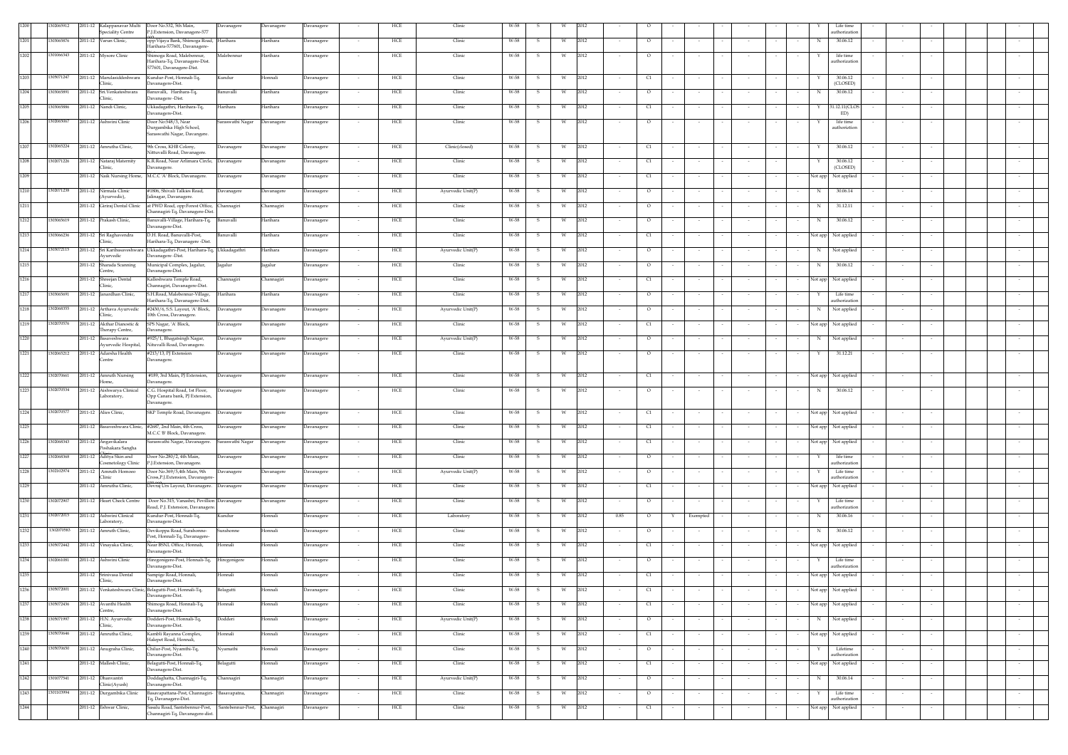| 1200 | 1302065912 | 2011-12 | Kalappanavar Multi Speciality Centre | Door No.532, 5th Main, P.J.Extension, Davanagere-577 | Davanagere | Davanagere | Davanagere | - | HCE | Clinic | W-58 | S | W | 2012 | - | O | - | - | - | - | - | - | - | Y | Life time authorization | - | - | - | | | - |
|---|---|---|---|---|---|---|---|---|---|---|---|---|---|---|---|---|---|---|---|---|---|---|---|---|---|---|---|---|---|---|---|
| 1201 | 1301065876 | 2011-12 | Varun Clinic, | opp:Vijaya Bank, Shimoga Road, Harihara-577601, Davanagere- | Harihara | Harihara | Davanagere | - | HCE | Clinic | W-58 | S | W | 2012 | - | O | - | - | - | - | - | - | - | N | 30.06.12 | - | - | - | | | - |
| 1202 | 1301066343 | 2011-12 | Mysore Clinic | Shimoga Road, Malebennur, Harihara-Tq, Davanagere-Dist. 577601, Davanagere-Dist. | Malebennur | Harihara | Davanagere | - | HCE | Clinic | W-58 | S | W | 2012 | - | O | - | - | - | - | - | - | - | Y | life time authorization | - | - | - | | | - |
| 1203 | 1305071247 | 2011-12 | Marulasiddeshwara Clinic, | Kundur-Post, Honnali-Tq, Davanagere-Dist. | Kundur | Honnali | Davanagere | - | HCE | Clinic | W-58 | S | W | 2012 | - | C1 | - | - | - | - | - | - | - | Y | 30.06.12 (CLOSED) | - | - | - | | | - |
| 1204 | 1301065891 | 2011-12 | Sri.Venkateshwara Clinic, | Banuvalli, Harihara-Tq, Davanagere -Dist. | Banuvalli | Harihara | Davanagere | - | HCE | Clinic | W-58 | S | W | 2012 | - | O | - | - | - | - | - | - | - | N | 30.06.12 | - | - | - | | | - |
| 1205 | 1301065886 | 2011-12 | Nandi Clinic, | Ukkadagathri, Harihara-Tq, Davanagere-Dist. | Harihara | Harihara | Davanagere | - | HCE | Clinic | W-58 | S | W | 2012 | - | C1 | - | - | - | - | - | - | - | Y | 31.12.11(CLOSED) | - | - | - | | | - |
| 1206 | 1302065067 | 2011-12 | Ashwini Clinic | Door No:548/3, Near Durgambika High School, Saraswathi Nagar, Davangere. | Saraswathi Nagar | Davanagere | Davanagere | - | HCE | Clinic | W-58 | S | W | 2012 | - | O | - | - | - | - | - | - | - | Y | life time authoriation | - | - | - | | | - |
| 1207 | 1302065224 | 2011-12 | Amrutha Clinic, | 9th Cross, KHB Colony, Nittuvalli Road, Davanagere. | Davanagere | Davanagere | Davanagere | - | HCE | Clinic(closed) | W-58 | S | W | 2012 | - | C1 | - | - | - | - | - | - | - | Y | 30.06.12 | - | - | - | | | - |
| 1208 | 1302071226 | 2011-12 | Nataraj Maternity Clinic, | K.R.Road, Near Arlimara Circle, Davanagere. | Davanagere | Davanagere | Davanagere | - | HCE | Clinic | W-58 | S | W | 2012 | - | C1 | - | - | - | - | - | - | - | Y | 30.06.12 (CLOSED) | - | - | - | | | - |
| 1209 | | 2011-12 | Naik Nursing Home, | M.C.C 'A' Block, Davanagere. | Davanagere | Davanagere | Davanagere | - | HCE | Clinic | W-58 | S | W | 2012 | - | C1 | - | - | - | - | - | - | - | Not app | Not applied | - | - | - | | | - |
| 1210 | 1302071238 | 2011-12 | Nirmala Clinic (Ayurvedic), | #1806, Shivali Talkies Road, Jalinagar, Davanagere. | Davanagere | Davanagere | Davanagere | - | HCE | Ayurvedic Unit(P) | W-58 | S | W | 2012 | - | O | - | - | - | - | - | - | - | N | 30.06.14 | - | - | - | | | - |
| 1211 | | 2011-12 | Giriraj Dental Clinic | at PWD Road, opp:Forest Office, Channagiri-Tq, Davanagere-Dist. | Channagiri | Channagiri | Davanagere | - | HCE | Clinic | W-58 | S | W | 2012 | - | O | - | - | - | - | - | - | - | N | 31.12.11 | - | - | - | | | - |
| 1212 | 1301065619 | 2011-12 | Prakash Clinic, | Banuvalli-Village, Harihara-Tq, Davanagere-Dist. | Banuvalli | Harihara | Davanagere | - | HCE | Clinic | W-58 | S | W | 2012 | - | O | - | - | - | - | - | - | - | N | 30.06.12 | - | - | - | | | - |
| 1213 | 1301066236 | 2011-12 | Sri Raghavendra Clinic, | D.H. Road, Banuvalli-Post, Harihara-Tq, Davanagere -Dist. | Banuvalli | Harihara | Davanagere | - | HCE | Clinic | W-58 | S | W | 2012 | - | C1 | - | - | - | - | - | - | - | Not app | Not applied | - | - | - | | | - |
| 1214 | 1301072115 | 2011-12 | Sri Karibasaveshwara Ayurvedic | Ukkadagathri-Post, Harihara-Tq, Davanagere -Dist. | Ukkadagathri | Harihara | Davanagere | - | HCE | Ayurvedic Unit(P) | W-58 | S | W | 2012 | - | O | - | - | - | - | - | - | - | N | Not applied | - | - | - | | | - |
| 1215 | | 2011-12 | Sharada Scanning Centre, | Municipal Complex, Jagalur, Davanagere-Dist. | Jagalur | Jagalur | Davanagere | - | HCE | Clinic | W-58 | S | W | 2012 | - | O | - | - | - | - | - | - | - | N | 30.06.12 | - | - | - | | | - |
| 1216 | | 2011-12 | Shreejan Dental Clinic, | Kalleshwara Temple Road, Channagiri, Davanagere-Dist. | Channagiri | Channagiri | Davanagere | - | HCE | Clinic | W-58 | S | W | 2012 | - | C1 | - | - | - | - | - | - | - | Not app | Not applied | - | - | - | | | - |
| 1217 | 1301065691 | 2011-12 | Janardhan Clinic, | S.H.Road, Malebennur-Village, Harihara-Tq, Davanagere-Dist. | Harihara | Harihara | Davanagere | - | HCE | Clinic | W-58 | S | W | 2012 | - | O | - | - | - | - | - | - | - | Y | Life time authorization | - | - | - | | | - |
| 1218 | 1302068355 | 2011-12 | Arthava Ayurvedic Clinic, | #2430/6, S.S. Layout, 'A' Block, 10th Cross, Davanagere. | Davanagere | Davanagere | Davanagere | - | HCE | Ayurvedic Unit(P) | W-58 | S | W | 2012 | - | O | - | - | - | - | - | - | - | N | Not applied | - | - | - | | | - |
| 1219 | 1302070576 | 2011-12 | Akthar Dianostic & Therapy Centre, | SPS Nagar, 'A' Block, Davanagere. | Davanagere | Davanagere | Davanagere | - | HCE | Clinic | W-58 | S | W | 2012 | - | C1 | - | - | - | - | - | - | - | Not app | Not applied | - | - | - | | | - |
| 1220 | | 2011-12 | Basaveshwara Ayurvedic Hospital, | #925/1, Bhagatsingh Nagar, Nituvalli Road, Davanagere. | Davanagere | Davanagere | Davanagere | - | HCE | Ayurvedic Unit(P) | W-58 | S | W | 2012 | - | O | - | - | - | - | - | - | - | N | Not applied | - | - | - | | | - |
| 1221 | 1302065212 | 2011-12 | Adarsha Health Centre | #215/13, PJ Extension Davanagere. | Davanagere | Davanagere | Davanagere | - | HCE | Clinic | W-58 | S | W | 2012 | - | O | - | - | - | - | - | - | - | Y | 31.12.21 | - | - | - | | | - |
| 1222 | 1302070661 | 2011-12 | Amruth Nursing Home, | #189, 3rd Main, PJ Extension, Davanagere. | Davanagere | Davanagere | Davanagere | - | HCE | Clinic | W-58 | S | W | 2012 | - | C1 | - | - | - | - | - | - | - | Not app | Not applied | - | - | - | | | - |
| 1223 | 1302070534 | 2011-12 | Aishwarya Clinical Laboratory, | C.G. Hospital Road, 1st Floor, Opp Canara bank, PJ Extension, Davanagere. | Davanagere | Davanagere | Davanagere | - | HCE | Clinic | W-58 | S | W | 2012 | - | O | - | - | - | - | - | - | - | N | 30.06.12 | - | - | - | | | - |
| 1224 | 1302070577 | 2011-12 | Alies Clinic, | SKP Temple Road, Davanagere. | Davanagere | Davanagere | Davanagere | - | HCE | Clinic | W-58 | S | W | 2012 | - | C1 | - | - | - | - | - | - | - | Not app | Not applied | - | - | - | | | - |
| 1225 | | 2011-12 | Basaveshwara Clinic, | #2687, 2nd Main, 4th Cross, M.C.C 'B' Block, Davanagere. | Davanagere | Davanagere | Davanagere | - | HCE | Clinic | W-58 | S | W | 2012 | - | C1 | - | - | - | - | - | - | - | Not app | Not applied | - | - | - | | | - |
| 1226 | 1302068343 | 2011-12 | Angavikalara Poshakara Sangha | Saraswathi Nagar, Davanagere. | Saraswathi Nagar | Davanagere | Davanagere | - | HCE | Clinic | W-58 | S | W | 2012 | - | C1 | - | - | - | - | - | - | - | Not app | Not applied | - | - | - | | | - |
| 1227 | 1302068368 | 2011-12 | Aditya Skin and Cosmetology Clinic | Door No.280/2, 4th Main, P.J.Extension, Davanagere. | Davanagere | Davanagere | Davanagere | - | HCE | Clinic | W-58 | S | W | 2012 | - | O | - | - | - | - | - | - | - | Y | life time authorization | - | - | - | | | - |
| 1228 | 1302102974 | 2011-12 | Amruth Homoeo Clinic | Door No.369/5,4th Main, 9th Cross,P.J.Extension, Davanagere- | Davanagere | Davanagere | Davanagere | - | HCE | Ayurvedic Unit(P) | W-58 | S | W | 2012 | - | O | - | - | - | - | - | - | - | Y | Life time authorization | - | - | - | | | - |
| 1229 | | 2011-12 | Amrutha Clinic, | Devraj Urs Layout, Davanagere. | Davanagere | Davanagere | Davanagere | - | HCE | Clinic | W-58 | S | W | 2012 | - | C1 | - | - | - | - | - | - | - | Not app | Not applied | - | - | - | | | - |
| 1230 | 1302072907 | 2011-12 | Heart Check Centre | Door No.315, Vanashri, Pevillion Road, P.J. Extension, Davanagere. | Davanagere | Davanagere | Davanagere | - | HCE | Clinic | W-58 | S | W | 2012 | - | O | - | - | - | - | - | - | - | Y | Life time authorization | - | - | - | | | - |
| 1231 | 1302072015 | 2011-12 | Ashwini Clinical Laboratory, | Kundur-Post, Honnali-Tq, Davanagere-Dist. | Kundur | Honnali | Davanagere | - | HCE | Laboratory | W-58 | S | W | 2012 | 0.85 | O | Y | Exempted | - | - | - | - | - | N | 30.06.16 | - | - | - | | | - |
| 1232 | 1302070585 | 2011-12 | Amruth Clinic, | Devikoppa Road, Surahonne-Post, Honnali-Tq, Davanagere- | Surahonne | Honnali | Davanagere | - | HCE | Clinic | W-58 | S | W | 2012 | - | O | - | - | - | - | - | - | - | N | 30.06.12 | - | - | - | | | - |
| 1233 | 1305072442 | 2011-12 | Vinayaka Clinic, | Near BSNL Office, Honnali, Davanagere-Dist. | Honnali | Honnali | Davanagere | - | HCE | Clinic | W-58 | S | W | 2012 | - | C1 | - | - | - | - | - | - | - | Not app | Not applied | - | - | - | | | - |
| 1234 | 1302061081 | 2011-12 | Ashwini Clinic | Hiregonigere-Post, Honnali-Tq, Davanagere-Dist. | Hiregonigere | Honnali | Davanagere | - | HCE | Clinic | W-58 | S | W | 2012 | - | O | - | - | - | - | - | - | - | Y | Life time authorization | - | - | - | | | - |
| 1235 | | 2011-12 | Srinivasa Dental Clinic, | Sampige Road, Honnali, Davanagere-Dist. | Honnali | Honnali | Davanagere | - | HCE | Clinic | W-58 | S | W | 2012 | - | C1 | - | - | - | - | - | - | - | Not app | Not applied | - | - | - | | | - |
| 1236 | 1305072001 | 2011-12 | Venkateshwara Clinic, | Belagutti-Post, Honnali-Tq, Davanagere-Dist. | Belagutti | Honnali | Davanagere | - | HCE | Clinic | W-58 | S | W | 2012 | - | C1 | - | - | - | - | - | - | - | Not app | Not applied | - | - | - | | | - |
| 1237 | 1305072436 | 2011-12 | Avanthi Health Centre, | Shimoga Road, Honnali-Tq, Davanagere-Dist. | Honnali | Honnali | Davanagere | - | HCE | Clinic | W-58 | S | W | 2012 | - | C1 | - | - | - | - | - | - | - | Not app | Not applied | - | - | - | | | - |
| 1238 | 1305071997 | 2011-12 | H.N. Ayurvedic Clinic, | Doddery-Post, Honnali-Tq, Davanagere-Dist. | Doddery | Honnali | Davanagere | - | HCE | Ayurvedic Unit(P) | W-58 | S | W | 2012 | - | O | - | - | - | - | - | - | - | N | Not applied | - | - | - | | | - |
| 1239 | 1305070646 | 2011-12 | Amrutha Clinic, | Kambli Rayanna Complex, Halepet Road, Honnali, | Honnali | Honnali | Davanagere | - | HCE | Clinic | W-58 | S | W | 2012 | - | C1 | - | - | - | - | - | - | - | Not app | Not applied | - | - | - | | | - |
| 1240 | 1305070650 | 2011-12 | Anugraha Clinic, | Chilur-Post, Nyamthi-Tq, Davanagere-Dist. | Nyamathi | Honnali | Davanagere | - | HCE | Clinic | W-58 | S | W | 2012 | - | O | - | - | - | - | - | - | - | Y | Lifetime authorization | - | - | - | | | - |
| 1241 | | 2011-12 | Mallesh Clinic, | Belagutti-Post, Honnali-Tq, Davanagere-Dist. | Belagutti | Honnali | Davanagere | - | HCE | Clinic | W-58 | S | W | 2012 | - | C1 | - | - | - | - | - | - | - | Not app | Not applied | - | - | - | | | - |
| 1242 | 1301077541 | 2011-12 | Dhanvantri Clinic(Ayush) | Doddaghatta, Channagiri-Tq, Davanagere-Dist. | Channagiri | Channagiri | Davanagere | - | HCE | Ayurvedic Unit(P) | W-58 | S | W | 2012 | - | O | - | - | - | - | - | - | - | N | 30.06.14 | - | - | - | | | - |
| 1243 | 1301103994 | 2011-12 | Durgambika Clinic | Basavapattana-Post, Channagiri-Tq, Davanagere-Dist. | Basavapatna, | Channagiri | Davanagere | - | HCE | Clinic | W-58 | S | W | 2012 | - | O | - | - | - | - | - | - | - | Y | Life time authorization | - | - | - | | | - |
| 1244 | | 2011-12 | Eshwar Clinic, | Sasalu Road, Santebennur-Post, Channagiri-Tq, Davanagere-dist. | Santebennur-Post, | Channagiri | Davanagere | - | HCE | Clinic | W-58 | S | W | 2012 | - | C1 | - | - | - | - | - | - | - | Not app | Not applied | - | - | - | | | - |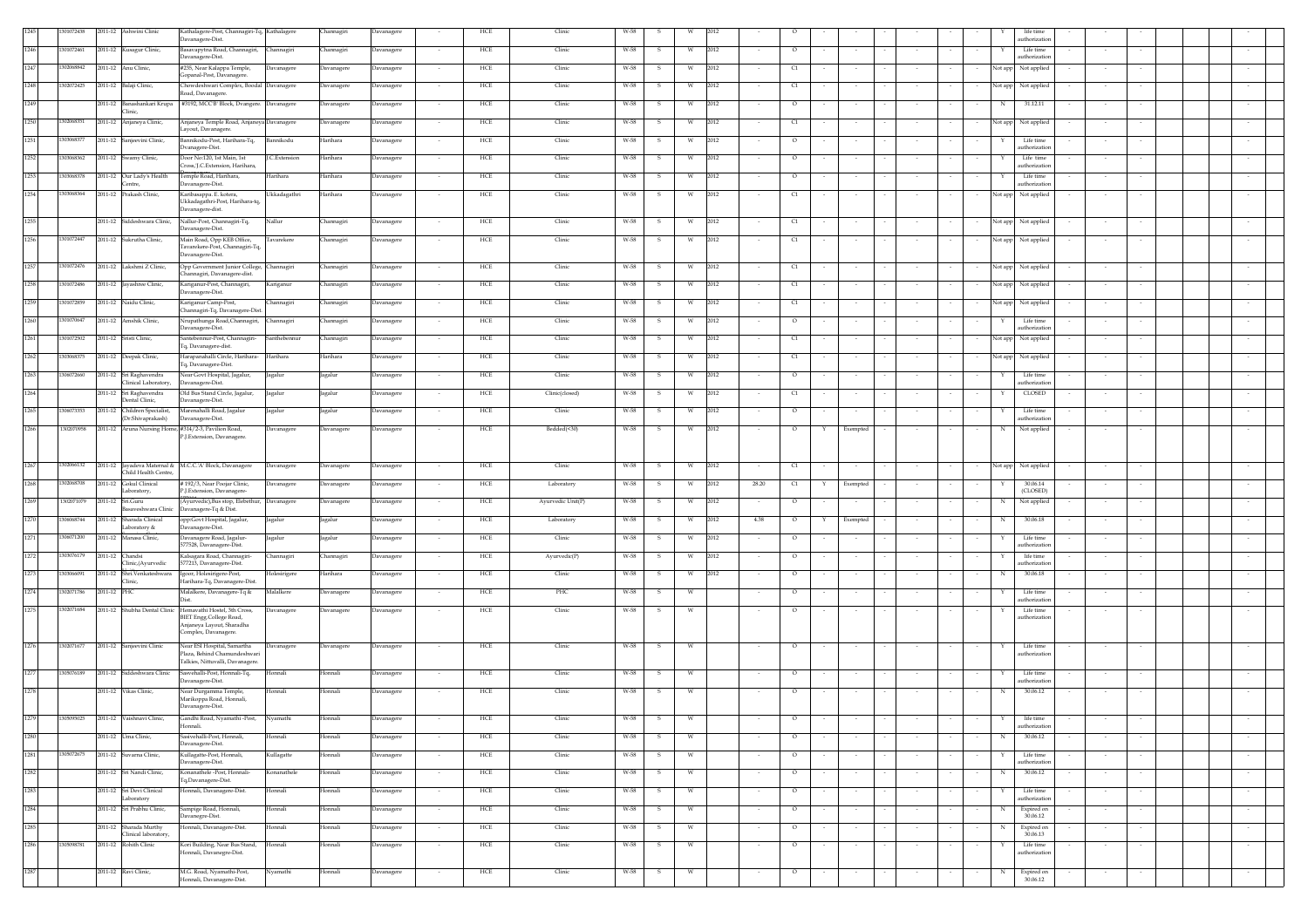| 1245 | 1301072438 | 2011-12 | Ashwini Clinic | Kathalagere-Post, Channagiri-Tq, Davanagere-Dist. | Kathalagere | Channagiri | Davanagere | - | HCE | Clinic | W-58 | S | W | 2012 | - | O | - | - | - | - | - | - | - | Y | life time authorization | - | - | - | | | | - |
|---|---|---|---|---|---|---|---|---|---|---|---|---|---|---|---|---|---|---|---|---|---|---|---|---|---|---|---|---|---|---|---|---|
| 1246 | 1301072461 | 2011-12 | Kusugur Clinic, | Basavapytna Road, Channagiri, Davanagere-Dist. | Channagiri | Channagiri | Davanagere | - | HCE | Clinic | W-58 | S | W | 2012 | - | O | - | - | - | - | - | - | - | Y | Life time authorization | - | - | - | | | | - |
| 1247 | 1302068842 | 2011-12 | Anu Clinic, | #255, Near Kalappa Temple, Gopanal-Post, Davanagere. | Davanagere | Davanagere | Davanagere | - | HCE | Clinic | W-58 | S | W | 2012 | - | C1 | - | - | - | - | - | - | - | Not app | Not applied | - | - | - | | | | - |
| 1248 | 1302072425 | 2011-12 | Balaji Clinic, | Chowdeshwari Complex, Beedal Road, Davanagere. | Davanagere | Davanagere | Davanagere | - | HCE | Clinic | W-58 | S | W | 2012 | - | C1 | - | - | - | - | - | - | - | Not app | Not applied | - | - | - | | | | - |
| 1249 | | 2011-12 | Banashankari Krupa Clinic, | #3192, MCC'B' Block, Dvangere. | Davanagere | Davanagere | Davanagere | - | HCE | Clinic | W-58 | S | W | 2012 | - | O | - | - | - | - | - | - | - | N | 31.12.11 | - | - | - | | | | - |
| 1250 | 1302068351 | 2011-12 | Anjaneya Clinic, | Anjaneya Temple Road, Anjaneya Layout, Davanagere. | Davanagere | Davanagere | Davanagere | - | HCE | Clinic | W-58 | S | W | 2012 | - | C1 | - | - | - | - | - | - | - | Not app | Not applied | - | - | - | | | | - |
| 1251 | 1303068377 | 2011-12 | Sanjeevini Clinic, | Bannikodu-Post, Harihara-Tq, Dvanagere-Dist. | Bannikodu | Harihara | Davanagere | - | HCE | Clinic | W-58 | S | W | 2012 | - | O | - | - | - | - | - | - | - | Y | Life time authorization | - | - | - | | | | - |
| 1252 | 1303068362 | 2011-12 | Swamy Clinic, | Door No:120, 1st Main, 1st Cross, J.C.Extension, Harihara, | J.C.Extension | Harihara | Davanagere | - | HCE | Clinic | W-58 | S | W | 2012 | - | O | - | - | - | - | - | - | - | Y | Life time authorization | - | - | - | | | | - |
| 1253 | 1303068378 | 2011-12 | Our Lady's Health Centre, | Temple Road, Harihara, Davanagere-Dist. | Harihara | Harihara | Davanagere | - | HCE | Clinic | W-58 | S | W | 2012 | - | O | - | - | - | - | - | - | - | Y | Life time authorization | - | - | - | | | | - |
| 1254 | 1303068364 | 2011-12 | Prakash Clinic, | Kanbasappa. E. kotera, Ukkadagathri-Post, Harihara-tq, Davanagere-dist. | Ukkadagathri | Harihara | Davanagere | - | HCE | Clinic | W-58 | S | W | 2012 | - | C1 | - | - | - | - | - | - | - | Not app | Not applied | - | - | - | | | | - |
| 1255 | | 2011-12 | Siddeshwara Clinic, | Nallur-Post, Channagiri-Tq, Davanagere-Dist. | Nallur | Channagiri | Davanagere | - | HCE | Clinic | W-58 | S | W | 2012 | - | C1 | - | - | - | - | - | - | - | Not app | Not applied | - | - | - | | | | - |
| 1256 | 1301072447 | 2011-12 | Sukrutha Clinic, | Main Road, Opp KEB Office, Tavarekere-Post, Channagiri-Tq, Davanagere-Dist. | Tavarekere | Channagiri | Davanagere | - | HCE | Clinic | W-58 | S | W | 2012 | - | C1 | - | - | - | - | - | - | - | Not app | Not applied | - | - | - | | | | - |
| 1257 | 1301072476 | 2011-12 | Lakshmi Z Clinic, | Opp Government Junior College, Channagiri, Davanagere-dist. | Channagiri | Channagiri | Davanagere | - | HCE | Clinic | W-58 | S | W | 2012 | - | C1 | - | - | - | - | - | - | - | Not app | Not applied | - | - | - | | | | - |
| 1258 | 1301072486 | 2011-12 | Jayashree Clinic, | Kariganur-Post, Channagiri, Davanagere-Dist. | Kariganur | Channagiri | Davanagere | - | HCE | Clinic | W-58 | S | W | 2012 | - | C1 | - | - | - | - | - | - | - | Not app | Not applied | - | - | - | | | | - |
| 1259 | 1301072859 | 2011-12 | Naidu Clinic, | Kariganur Camp-Post, Channagiri-Tq, Davanagere-Dist. | Channagiri | Channagiri | Davanagere | - | HCE | Clinic | W-58 | S | W | 2012 | - | C1 | - | - | - | - | - | - | - | Not app | Not applied | - | - | - | | | | - |
| 1260 | 1301070647 | 2011-12 | Anshik Clinic, | Nrupathunga Road,Channagiri, Davanagere-Dist. | Channagiri | Channagiri | Davanagere | - | HCE | Clinic | W-58 | S | W | 2012 | - | O | - | - | - | - | - | - | - | Y | Life time authorization | - | - | - | | | | - |
| 1261 | 1301072502 | 2011-12 | Sristi Clinic, | Santebennur-Post, Channagiri-Tq, Davanagere-dist. | Santhebennur | Channagiri | Davanagere | - | HCE | Clinic | W-58 | S | W | 2012 | - | C1 | - | - | - | - | - | - | - | Not app | Not applied | - | - | - | | | | - |
| 1262 | 1303068375 | 2011-12 | Deepak Clinic, | Harapanahalli Circle, Harihara-Tq, Davanagere-Dist. | Harihara | Harihara | Davanagere | - | HCE | Clinic | W-58 | S | W | 2012 | - | C1 | - | - | - | - | - | - | - | Not app | Not applied | - | - | - | | | | - |
| 1263 | 1306072660 | 2011-12 | Sri Raghavendra Clinical Laboratory, | Near Govt Hospital, Jagalur, Davanagere-Dist. | Jagalur | Jagalur | Davanagere | - | HCE | Clinic | W-58 | S | W | 2012 | - | O | - | - | - | - | - | - | - | Y | Life time authorization | - | - | - | | | | - |
| 1264 | | 2011-12 | Sri Raghavendra Dental Clinic, | Old Bus Stand Circle, Jagalur, Davanagere-Dist. | Jagalur | Jagalur | Davanagere | - | HCE | Clinic(closed) | W-58 | S | W | 2012 | - | C1 | - | - | - | - | - | - | - | Y | CLOSED | - | - | - | | | | - |
| 1265 | 1306073353 | 2011-12 | Children Specialist, (Dr.Shivaprakash) | Marenahalli Road, Jagalur Davanagere-Dist. | Jagalur | Jagalur | Davanagere | - | HCE | Clinic | W-58 | S | W | 2012 | - | O | - | - | - | - | - | - | - | Y | Life time authorization | - | - | - | | | | - |
| 1266 | 1302070958 | 2011-12 | Aruna Nursing Home, | #314/2-3, Pavilion Road, P.J.Extension, Davanagere. | Davanagere | Davanagere | Davanagere | - | HCE | Bedded(<30) | W-58 | S | W | 2012 | - | O | Y | Exempted | - | - | - | - | - | N | Not applied | - | - | - | | | | - |
| 1267 | 1302066132 | 2011-12 | Jayadeva Maternal & Child Health Centre, | M.C.C.'A' Block, Davanagere | Davanagere | Davanagere | Davanagere | - | HCE | Clinic | W-58 | S | W | 2012 | - | C1 | - | - | - | - | - | - | - | Not app | Not applied | - | - | - | | | | - |
| 1268 | 1302068708 | 2011-12 | Gokul Clinical Laboratory, | # 192/3, Near Poojar Clinic, P.J.Extension, Davanagere- | Davanagere | Davanagere | Davanagere | - | HCE | Laboratory | W-58 | S | W | 2012 | 28.20 | C1 | Y | Exempted | - | - | - | - | - | Y | 30.06.14 (CLOSED) | - | - | - | | | | - |
| 1269 | 1302071079 | 2011-12 | Sri.Guru Basaveshwara Clinic | (Ayurvedic)Bus stop, Elebethur, Davanagere-Tq & Dist. | Davanagere | Davanagere | Davanagere | - | HCE | Ayurvedic Unit(P) | W-58 | S | W | 2012 | - | O | - | - | - | - | - | - | - | N | Not applied | - | - | - | | | | - |
| 1270 | 1306068744 | 2011-12 | Sharada Clinical Laboratory & | oppGovt Hospital, Jagalur, Davanagere-Dist. | Jagalur | Jagalur | Davanagere | - | HCE | Laboratory | W-58 | S | W | 2012 | 4.38 | O | Y | Exempted | - | - | - | - | - | N | 30.06.18 | - | - | - | | | | - |
| 1271 | 1306071200 | 2011-12 | Manasa Clinic, | Davanagere Road, Jagalur-577528, Davanagere-Dist. | Jagalur | Jagalur | Davanagere | - | HCE | Clinic | W-58 | S | W | 2012 | - | O | - | - | - | - | - | - | - | Y | Life time authorization | - | - | - | | | | - |
| 1272 | 1301076179 | 2011-12 | Chandsi Clinic,(Ayurvedic | Kabagara Road, Channagiri-577213, Davanagere-Dist. | Channagiri | Channagiri | Davanagere | - | HCE | Ayurvedic(P) | W-58 | S | W | 2012 | - | O | - | - | - | - | - | - | - | Y | life time authorization | - | - | - | | | | - |
| 1273 | 1303066091 | 2011-12 | Shri Venkateshwara Clinic, | Igoor, Holesirigere-Post, Harihara-Tq, Davanagere-Dist. | Holesirigere | Harihara | Davanagere | - | HCE | Clinic | W-58 | S | W | 2012 | - | O | - | - | - | - | - | - | - | N | 30.06.18 | - | - | - | | | | - |
| 1274 | 1302071786 | 2011-12 | PHC | Malalkere, Davanagere-Tq & Dist. | Malalkere | Davanagere | Davanagere | - | HCE | PHC | W-58 | S | W | | - | O | - | - | - | - | - | - | - | Y | Life time authorization | - | - | - | | | | - |
| 1275 | 1302071684 | 2011-12 | Shubha Dental Clinic | Hemavathi Hostel, 5th Cross, BIET Engg College Road, Anjaneya Layout, Sharadha Complex, Davanagere. | Davanagere | Davanagere | Davanagere | - | HCE | Clinic | W-58 | S | W | | - | O | - | - | - | - | - | - | - | Y | Life time authorization | - | - | - | | | | - |
| 1276 | 1302071677 | 2011-12 | Sanjeevini Clinic | Near ESI Hospital, Samartha Plaza, Behind Chamundeshwari Talkies, Nittuvalli, Davanagere. | Davanagere | Davanagere | Davanagere | - | HCE | Clinic | W-58 | S | W | | - | O | - | - | - | - | - | - | - | Y | Life time authorization | - | - | - | | | | - |
| 1277 | 1305076189 | 2011-12 | Siddeshwara Clinic | Sasvehalli-Post, Honnali-Tq, Davanagere-Dist. | Honnali | Honnali | Davanagere | - | HCE | Clinic | W-58 | S | W | | - | O | - | - | - | - | - | - | - | Y | Life time authorization | - | - | - | | | | - |
| 1278 | | 2011-12 | Vikas Clinic, | Near Durgamma Temple, Marikoppa Road, Honnali, Davanagere-Dist. | Honnali | Honnali | Davanagere | - | HCE | Clinic | W-58 | S | W | | - | O | - | - | - | - | - | - | - | N | 30.06.12 | - | - | - | | | | - |
| 1279 | 1305095025 | 2011-12 | Vaishnavi Clinic, | Gandhi Road, Nyamathi -Post, Honnali. | Nyamathi | Honnali | Davanagere | - | HCE | Clinic | W-58 | S | W | | - | O | - | - | - | - | - | - | - | Y | life time authorization | - | - | - | | | | - |
| 1280 | | 2011-12 | Uma Clinic, | Sasvehalli-Post, Honnali, Davanagere-Dist. | Honnali | Honnali | Davanagere | - | HCE | Clinic | W-58 | S | W | | - | O | - | - | - | - | - | - | - | N | 30.06.12 | - | - | - | | | | - |
| 1281 | 1305072675 | 2011-12 | Suvarna Clinic, | Kullagatte-Post, Honnali, Davanagere-Dist. | Kullagatte | Honnali | Davanagere | - | HCE | Clinic | W-58 | S | W | | - | O | - | - | - | - | - | - | - | Y | Life time authorization | - | - | - | | | | - |
| 1282 | | 2011-12 | Sri Nandi Clinic, | Komanathele -Post, Honnali-Tq,Davanagere-Dist. | Komanathele | Honnali | Davanagere | - | HCE | Clinic | W-58 | S | W | | - | O | - | - | - | - | - | - | - | N | 30.06.12 | - | - | - | | | | - |
| 1283 | | 2011-12 | Sri Devi Clinical Laboratory | Honnali, Davanagere-Dist. | Honnali | Honnali | Davanagere | - | HCE | Clinic | W-58 | S | W | | - | O | - | - | - | - | - | - | - | Y | Life time authorization | - | - | - | | | | - |
| 1284 | | 2011-12 | Sri Prabhu Clinic, | Sampige Road, Honnali, Davanagre-Dist. | Honnali | Honnali | Davanagere | - | HCE | Clinic | W-58 | S | W | | - | O | - | - | - | - | - | - | - | N | Expired on 30.06.12 | - | - | - | | | | - |
| 1285 | | 2011-12 | Sharada Murthy Clinical laboratory, | Honnali, Davanagere-Dist. | Honnali | Honnali | Davanagere | - | HCE | Clinic | W-58 | S | W | | - | O | - | - | - | - | - | - | - | N | Expired on 30.06.13 | - | - | - | | | | - |
| 1286 | 1305098781 | 2011-12 | Rohith Clinic | Kori Building, Near Bus Stand, Honnali, Davanagre-Dist. | Honnali | Honnali | Davanagere | - | HCE | Clinic | W-58 | S | W | | - | O | - | - | - | - | - | - | - | Y | Life time authorization | - | - | - | | | | - |
| 1287 | | 2011-12 | Ravi Clinic, | M.G. Road, Nyamathi-Post, Honnali, Davanagere-Dist. | Nyamathi | Honnali | Davanagere | - | HCE | Clinic | W-58 | S | W | | - | O | - | - | - | - | - | - | - | N | Expired on 30.06.12 | - | - | - | | | | - |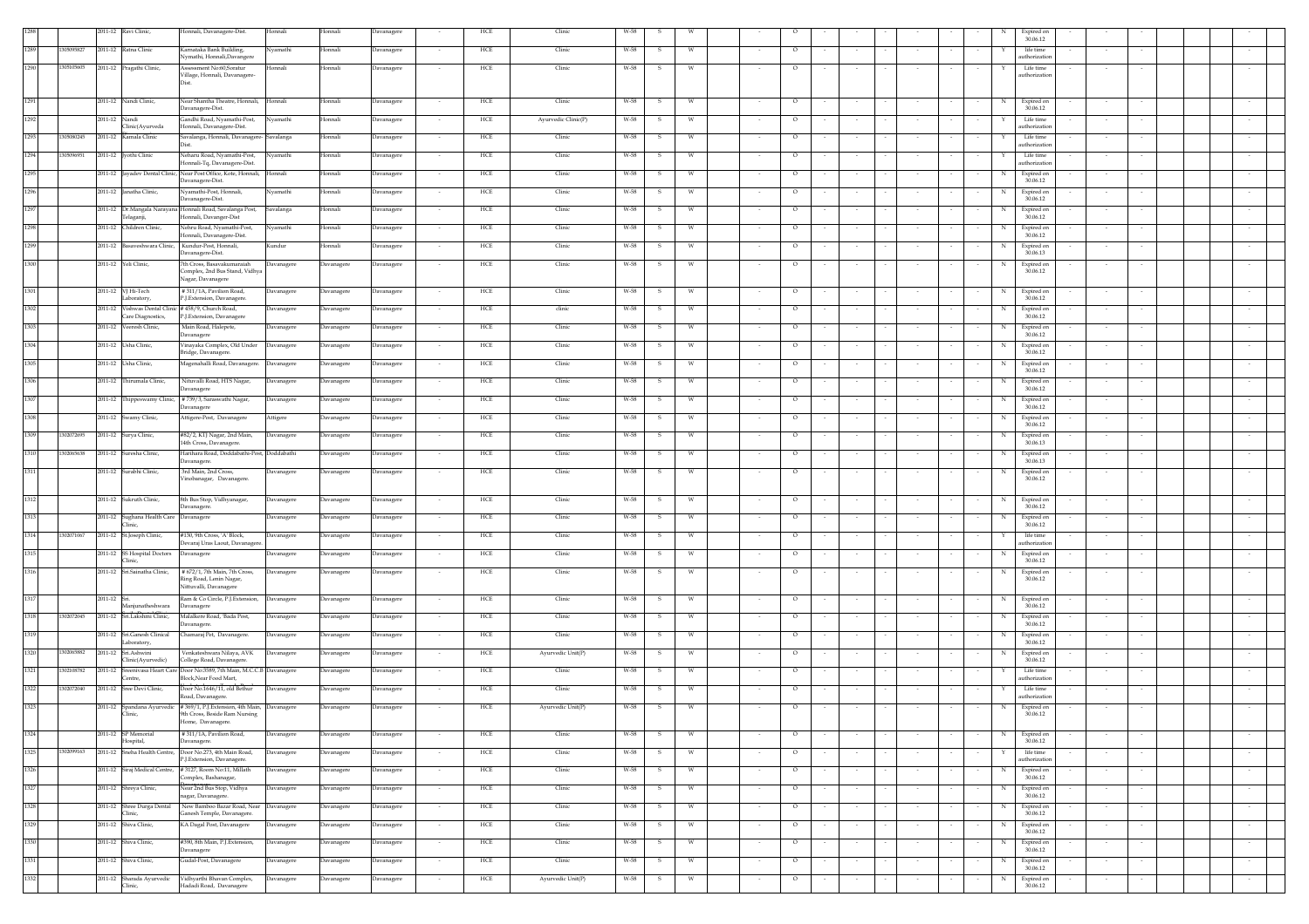| 1288 | | 2011-12 | Ravi Clinic, | Honnali, Davanagere-Dist. | Honnali | Honnali | Davanagere | - | HCE | Clinic | W-58 | S | W | | - | O | - | - | - | - | - | - | N | Expired on 30.06.12 | - | - | - | | | - |
|---|---|---|---|---|---|---|---|---|---|---|---|---|---|---|---|---|---|---|---|---|---|---|---|---|---|---|---|---|---|---|
| 1289 | 1305093827 | 2011-12 | Ratna Clinic | Karnataka Bank Building, Nymathi, Honnali,Davangere | Nyamathi | Honnali | Davanagere | - | HCE | Clinic | W-58 | S | W | | - | O | - | - | - | - | - | - | Y | Life time authorization | - | - | - | | | - |
| 1290 | 1305105605 | 2011-12 | Pragathi Clinic, | Assessment No:60,Soratur Village, Honnali, Davanagere-Dist. | Honnali | Honnali | Davanagere | - | HCE | Clinic | W-58 | S | W | | - | O | - | - | - | - | - | - | Y | Life time authorization | - | - | - | | | - |
| 1291 | | 2011-12 | Nandi Clinic, | Near Shantha Theatre, Honnali, Davanagere-Dist. | Honnali | Honnali | Davanagere | - | HCE | Clinic | W-58 | S | W | | - | O | - | - | - | - | - | - | N | Expired on 30.06.12 | - | - | - | | | - |
| 1292 | | 2011-12 | Nandi Clinic(Ayurveda | Gandhi Road, Nyamathi-Post, Honnali, Davanagere-Dist. | Nyamathi | Honnali | Davanagere | - | HCE | Ayurvedic Clinic(P) | W-58 | S | W | | - | O | - | - | - | - | - | - | Y | Life time authorization | - | - | - | | | - |
| 1293 | 1305080245 | 2011-12 | Kamala Clinic | Savalanga, Honnali, Davanagere-Dist. | Savalanga | Honnali | Davanagere | - | HCE | Clinic | W-58 | S | W | | - | O | - | - | - | - | - | - | Y | Life time authorization | - | - | - | | | - |
| 1294 | 1305096951 | 2011-12 | Jyothi Clinic | Neharu Road, Nyamathi-Post, Honnali-Tq, Davanagere-Dist. | Nyamathi | Honnali | Davanagere | - | HCE | Clinic | W-58 | S | W | | - | O | - | - | - | - | - | - | Y | Life time authorization | - | - | - | | | - |
| 1295 | | 2011-12 | Jayadev Dental Clinic, | Near Post Office, Kote, Honnali, Davanagere-Dist. | Honnali | Honnali | Davanagere | - | HCE | Clinic | W-58 | S | W | | - | O | - | - | - | - | - | - | N | Expired on 30.06.12 | - | - | - | | | - |
| 1296 | | 2011-12 | Janatha Clinic, | Nyamathi-Post, Honnali, Davanagere-Dist. | Nyamathi | Honnali | Davanagere | - | HCE | Clinic | W-58 | S | W | | - | O | - | - | - | - | - | - | N | Expired on 30.06.12 | - | - | - | | | - |
| 1297 | | 2011-12 | Dr.Mangala Narayana Telagunji, | Honnali Road, Savalanga Post, Honnali, Davanger-Dist | Savalanga | Honnali | Davanagere | - | HCE | Clinic | W-58 | S | W | | - | O | - | - | - | - | - | - | N | Expired on 30.06.12 | - | - | - | | | - |
| 1298 | | 2011-12 | Children Clinic, | Nehru Road, Nyamathi-Post, Honnali, Davanagere-Dist. | Nyamathi | Honnali | Davanagere | - | HCE | Clinic | W-58 | S | W | | - | O | - | - | - | - | - | - | N | Expired on 30.06.12 | - | - | - | | | - |
| 1299 | | 2011-12 | Basaveshwara Clinic, | Kundur-Post, Honnali, Davanagere-Dist. | Kundur | Honnali | Davanagere | - | HCE | Clinic | W-58 | S | W | | - | O | - | - | - | - | - | - | N | Expired on 30.06.13 | - | - | - | | | - |
| 1300 | | 2011-12 | Yeli Clinic, | 7th Cross, Basavakumaraiah Complex, 2nd Bus Stand, Vidhya Nagar, Davanagere | Davanagere | Davanagere | Davanagere | - | HCE | Clinic | W-58 | S | W | | - | O | - | - | - | - | - | - | N | Expired on 30.06.12 | - | - | - | | | - |
| 1301 | | 2011-12 | VJ Hi-Tech Laboratory, | # 311/1A, Pavilion Road, P.J.Extension, Davanagere. | Davanagere | Davanagere | Davanagere | - | HCE | Clinic | W-58 | S | W | | - | O | - | - | - | - | - | - | N | Expired on 30.06.12 | - | - | - | | | - |
| 1302 | | 2011-12 | Vishwas Dental Clinic Care Diagnostics, | # 458/9, Church Road, P.J.Extension, Davanagere | Davanagere | Davanagere | Davanagere | - | HCE | clinic | W-58 | S | W | | - | O | - | - | - | - | - | - | N | Expired on 30.06.12 | - | - | - | | | - |
| 1303 | | 2011-12 | Veeresh Clinic, | Main Road, Halepete, Davanagere | Davanagere | Davanagere | Davanagere | - | HCE | Clinic | W-58 | S | W | | - | O | - | - | - | - | - | - | N | Expired on 30.06.12 | - | - | - | | | - |
| 1304 | | 2011-12 | Usha Clinic, | Vinayaka Complex, Old Under Bridge, Davanagere. | Davanagere | Davanagere | Davanagere | - | HCE | Clinic | W-58 | S | W | | - | O | - | - | - | - | - | - | N | Expired on 30.06.12 | - | - | - | | | - |
| 1305 | | 2011-12 | Usha Clinic, | Magenahalli Road, Davanagere. | Davanagere | Davanagere | Davanagere | - | HCE | Clinic | W-58 | S | W | | - | O | - | - | - | - | - | - | N | Expired on 30.06.12 | - | - | - | | | - |
| 1306 | | 2011-12 | Thirumala Clinic, | Nituvalli Road, HTS Nagar, Davanagere | Davanagere | Davanagere | Davanagere | - | HCE | Clinic | W-58 | S | W | | - | O | - | - | - | - | - | - | N | Expired on 30.06.12 | - | - | - | | | - |
| 1307 | | 2011-12 | Thippeswamy Clinic, | # 739/3, Saraswathi Nagar, Davanagere | Davanagere | Davanagere | Davanagere | - | HCE | Clinic | W-58 | S | W | | - | O | - | - | - | - | - | - | N | Expired on 30.06.12 | - | - | - | | | - |
| 1308 | | 2011-12 | Swamy Clinic, | Attigere-Post, Davanagere | Attigere | Davanagere | Davanagere | - | HCE | Clinic | W-58 | S | W | | - | O | - | - | - | - | - | - | N | Expired on 30.06.12 | - | - | - | | | - |
| 1309 | 1302072695 | 2011-12 | Surya Clinic, | #82/2, KTJ Nagar, 2nd Main, 14th Cross, Davanagere. | Davanagere | Davanagere | Davanagere | - | HCE | Clinic | W-58 | S | W | | - | O | - | - | - | - | - | - | N | Expired on 30.06.13 | - | - | - | | | - |
| 1310 | 1302065638 | 2011-12 | Suresha Clinic, | Harihara Road, Doddabathi-Post, Davanagere. | Doddabathi | Davanagere | Davanagere | - | HCE | Clinic | W-58 | S | W | | - | O | - | - | - | - | - | - | N | Expired on 30.06.13 | - | - | - | | | - |
| 1311 | | 2011-12 | Surabhi Clinic, | 3rd Main, 2nd Cross, Vinobanagar, Davanagere. | Davanagere | Davanagere | Davanagere | - | HCE | Clinic | W-58 | S | W | | - | O | - | - | - | - | - | - | N | Expired on 30.06.12 | - | - | - | | | - |
| 1312 | | 2011-12 | Sukruth Clinic, | 8th Bus Stop, Vidhyanagar, Davanagere. | Davanagere | Davanagere | Davanagere | - | HCE | Clinic | W-58 | S | W | | - | O | - | - | - | - | - | - | N | Expired on 30.06.12 | - | - | - | | | - |
| 1313 | | 2011-12 | Sughana Health Care Clinic, | Davanagere | Davanagere | Davanagere | Davanagere | - | HCE | Clinic | W-58 | S | W | | - | O | - | - | - | - | - | - | N | Expired on 30.06.12 | - | - | - | | | - |
| 1314 | 1302071067 | 2011-12 | St.Joseph Clinic, | #130, 9th Cross, 'A' Block, Devaraj Urss Laout, Davanagere. | Davanagere | Davanagere | Davanagere | - | HCE | Clinic | W-58 | S | W | | - | O | - | - | - | - | - | - | Y | life time authorization | - | - | - | | | - |
| 1315 | | 2011-12 | SS Hospital Doctors Clinic, | Davanagere | Davanagere | Davanagere | Davanagere | - | HCE | Clinic | W-58 | S | W | | - | O | - | - | - | - | - | - | N | Expired on 30.06.12 | - | - | - | | | - |
| 1316 | | 2011-12 | Sri Sainatha Clinic, | # 672/1, 7th Main, 7th Cross, Ring Road, Lenin Nagar, Nittuvalli, Davanagere | Davanagere | Davanagere | Davanagere | - | HCE | Clinic | W-58 | S | W | | - | O | - | - | - | - | - | - | N | Expired on 30.06.12 | - | - | - | | | - |
| 1317 | | 2011-12 | Sri. Manjunatheshwara | Ram & Co Circle, P.J.Extension, Davanagere | Davanagere | Davanagere | Davanagere | - | HCE | Clinic | W-58 | S | W | | - | O | - | - | - | - | - | - | N | Expired on 30.06.12 | - | - | - | | | - |
| 1318 | 1302072045 | 2011-12 | Sri.Lakshmi Clinic, | Malalkere Road, 'Bada Post, Davanagere. | Davanagere | Davanagere | Davanagere | - | HCE | Clinic | W-58 | S | W | | - | O | - | - | - | - | - | - | N | Expired on 30.06.12 | - | - | - | | | - |
| 1319 | | 2011-12 | Sri.Ganesh Clinical Laboratory, | Chamaraj Pet, Davanagere. | Davanagere | Davanagere | Davanagere | - | HCE | Clinic | W-58 | S | W | | - | O | - | - | - | - | - | - | N | Expired on 30.06.12 | - | - | - | | | - |
| 1320 | 1302063882 | 2011-12 | Sri.Ashwini Clinic(Ayurvedic) | Venkateshwara Nilaya, AVK College Road, Davanagere. | Davanagere | Davanagere | Davanagere | - | HCE | Ayurvedic Unit(P) | W-58 | S | W | | - | O | - | - | - | - | - | - | N | Expired on 30.06.12 | - | - | - | | | - |
| 1321 | 1302108782 | 2011-12 | Sreenivasa Heart Care Centre, | Door No:3589, 7th Main, M.C.C.B Block,Near Food Mart, | Davanagere | Davanagere | Davanagere | - | HCE | Clinic | W-58 | S | W | | - | O | - | - | - | - | - | - | Y | Life time authorization | - | - | - | | | - |
| 1322 | 1302072040 | 2011-12 | Sree Devi Clinic, | Door No.1646/11, old Bethur Road, Davanagere. | Davanagere | Davanagere | Davanagere | - | HCE | Clinic | W-58 | S | W | | - | O | - | - | - | - | - | - | Y | Life time authorization | - | - | - | | | - |
| 1323 | | 2011-12 | Spandana Ayurvedic Clinic, | # 369/1, P.J.Extension, 4th Main, 9th Cross, Beside Ram Nursing Home, Davanagere. | Davanagere | Davanagere | Davanagere | - | HCE | Ayurvedic Unit(P) | W-58 | S | W | | - | O | - | - | - | - | - | - | N | Expired on 30.06.12 | - | - | - | | | - |
| 1324 | | 2011-12 | SP Memorial Hospital, | # 311/1A, Pavilion Road, Davanagere. | Davanagere | Davanagere | Davanagere | - | HCE | Clinic | W-58 | S | W | | - | O | - | - | - | - | - | - | N | Expired on 30.06.12 | - | - | - | | | - |
| 1325 | 1302099163 | 2011-12 | Sneha Health Centre, | Door No.273, 4th Main Road, P.J.Extension, Davanagere. | Davanagere | Davanagere | Davanagere | - | HCE | Clinic | W-58 | S | W | | - | O | - | - | - | - | - | - | Y | life time authorization | - | - | - | | | - |
| 1326 | | 2011-12 | Siraj Medical Centre, | # 3127, Room No:11, Millath Complex, Bashanagar, | Davanagere | Davanagere | Davanagere | - | HCE | Clinic | W-58 | S | W | | - | O | - | - | - | - | - | - | N | Expired on 30.06.12 | - | - | - | | | - |
| 1327 | | 2011-12 | Shreya Clinic, | Near 2nd Bus Stop, Vidhya nagar, Davanagere. | Davanagere | Davanagere | Davanagere | - | HCE | Clinic | W-58 | S | W | | - | O | - | - | - | - | - | - | N | Expired on 30.06.12 | - | - | - | | | - |
| 1328 | | 2011-12 | Shree Durga Dental Clinic, | New Bamboo Bazar Road, Near Ganesh Temple, Davanagere. | Davanagere | Davanagere | Davanagere | - | HCE | Clinic | W-58 | S | W | | - | O | - | - | - | - | - | - | N | Expired on 30.06.12 | - | - | - | | | - |
| 1329 | | 2011-12 | Shiva Clinic, | KA Dagal Post, Davanagere | Davanagere | Davanagere | Davanagere | - | HCE | Clinic | W-58 | S | W | | - | O | - | - | - | - | - | - | N | Expired on 30.06.12 | - | - | - | | | - |
| 1330 | | 2011-12 | Shiva Clinic, | #390, 8th Main, P.J.Extension, Davanagere | Davanagere | Davanagere | Davanagere | - | HCE | Clinic | W-58 | S | W | | - | O | - | - | - | - | - | - | N | Expired on 30.06.12 | - | - | - | | | - |
| 1331 | | 2011-12 | Shiva Clinic, | Gudal-Post, Davanagere | Davanagere | Davanagere | Davanagere | - | HCE | Clinic | W-58 | S | W | | - | O | - | - | - | - | - | - | N | Expired on 30.06.12 | - | - | - | | | - |
| 1332 | | 2011-12 | Sharada Ayurvedic Clinic, | Vidhyarthi Bhavan Complex, Hadadi Road, Davanagere | Davanagere | Davanagere | Davanagere | - | HCE | Ayurvedic Unit(P) | W-58 | S | W | | - | O | - | - | - | - | - | - | N | Expired on 30.06.12 | - | - | - | | | - |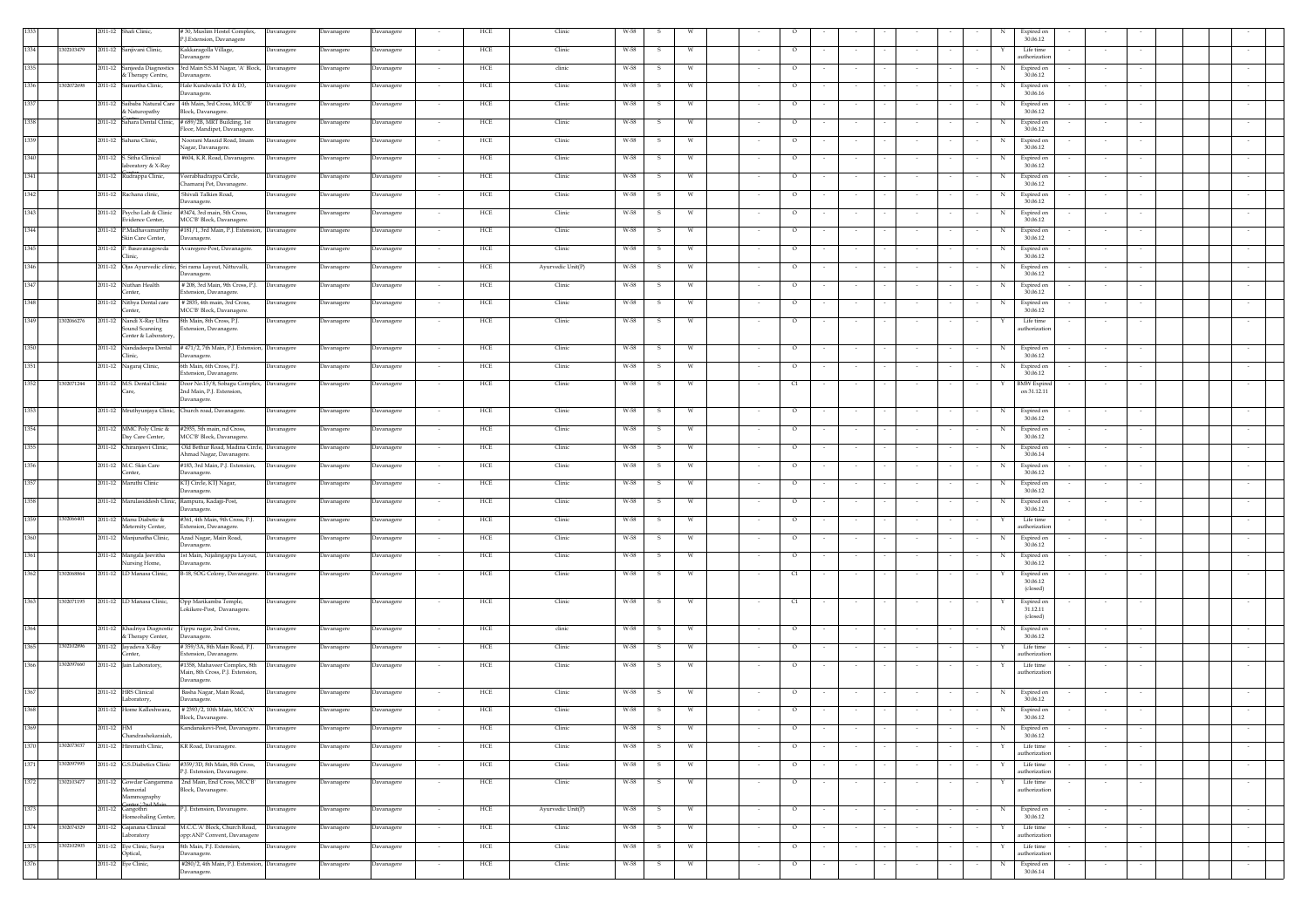| 1333 | | 2011-12 | Shafi Clinic, | # 30, Muslim Hostel Complex, P.J.Extension, Davanagere | Davanagere | Davanagere | Davanagere | - | HCE | Clinic | W-58 | S | W | | - | O | - | - | - | - | - | - | N | Expired on 30.06.12 | - | - | - | | | - |
|---|---|---|---|---|---|---|---|---|---|---|---|---|---|---|---|---|---|---|---|---|---|---|---|---|---|---|---|---|---|---|
| 1334 | 1302013479 | 2011-12 | Sanjivani Clinic, | Kakkaragolla Village, Davanagere | Davanagere | Davanagere | Davanagere | - | HCE | Clinic | W-58 | S | W | | - | O | - | - | - | - | - | - | Y | Life time authorization | - | - | - | | | - |
| 1335 | | 2011-12 | Sanjeeda Diagnostics & Therapy Centre, | 3rd Main S.S.M Nagar, 'A' Block, Davanagere. | Davanagere | Davanagere | Davanagere | - | HCE | clinic | W-58 | S | W | | - | O | - | - | - | - | - | - | N | Expired on 30.06.12 | - | - | - | | | - |
| 1336 | 1302072698 | 2011-12 | Samartha Clinic, | Hale Kundwada TO & DJ, Davanagere. | Davanagere | Davanagere | Davanagere | - | HCE | Clinic | W-58 | S | W | | - | O | - | - | - | - | - | - | N | Expired on 30.06.16 | - | - | - | | | - |
| 1337 | | 2011-12 | Saibaba Natural Care & Naturopathy | 4th Main, 3rd Cross, MCC'B' Block, Davanagere. | Davanagere | Davanagere | Davanagere | - | HCE | Clinic | W-58 | S | W | | - | O | - | - | - | - | - | - | N | Expired on 30.06.12 | - | - | - | | | - |
| 1338 | | 2011-12 | Sahara Dental Clinic, | # 689/2B, MRT Building, 1st Floor, Mandipet, Davanagere. | Davanagere | Davanagere | Davanagere | - | HCE | Clinic | W-58 | S | W | | - | O | - | - | - | - | - | - | N | Expired on 30.06.12 | - | - | - | | | - |
| 1339 | | 2011-12 | Sahana Clinic, | Noorani Maszid Road, Imam Nagar, Davanagere. | Davanagere | Davanagere | Davanagere | - | HCE | Clinic | W-58 | S | W | | - | O | - | - | - | - | - | - | N | Expired on 30.06.12 | - | - | - | | | - |
| 1340 | | 2011-12 | S. Sitha Clinical laboratory & X-Ray Centre | #604, K.R. Road, Davanagere. | Davanagere | Davanagere | Davanagere | - | HCE | Clinic | W-58 | S | W | | - | O | - | - | - | - | - | - | N | Expired on 30.06.12 | - | - | - | | | - |
| 1341 | | 2011-12 | Rudrappa Clinic, | Veerabhadrappa Circle, Chamaraj Pet, Davanagere. | Davanagere | Davanagere | Davanagere | - | HCE | Clinic | W-58 | S | W | | - | O | - | - | - | - | - | - | N | Expired on 30.06.12 | - | - | - | | | - |
| 1342 | | 2011-12 | Rachana clinic, | Shivali Talkies Road, Davanagere. | Davanagere | Davanagere | Davanagere | - | HCE | Clinic | W-58 | S | W | | - | O | - | - | - | - | - | - | N | Expired on 30.06.12 | - | - | - | | | - |
| 1343 | | 2011-12 | Psycho Lab & Clinic Evidence Center, | #3474, 3rd main, 5th Cross, MCC'B' Block, Davanagere. | Davanagere | Davanagere | Davanagere | - | HCE | Clinic | W-58 | S | W | | - | O | - | - | - | - | - | - | N | Expired on 30.06.12 | - | - | - | | | - |
| 1344 | | 2011-12 | P.Madhavamurthy Skin Care Center, | #181/1, 3rd Main, P.J. Extension, Davanagere. | Davanagere | Davanagere | Davanagere | - | HCE | Clinic | W-58 | S | W | | - | O | - | - | - | - | - | - | N | Expired on 30.06.12 | - | - | - | | | - |
| 1345 | | 2011-12 | P. Basavanagowda Clinic, | Avaragere-Post, Davanagere. | Davanagere | Davanagere | Davanagere | - | HCE | Clinic | W-58 | S | W | | - | O | - | - | - | - | - | - | N | Expired on 30.06.12 | - | - | - | | | - |
| 1346 | | 2011-12 | Ojas Ayurvedic clinic, | Sri rama Layout, Nittuvalli, Davanagere. | Davanagere | Davanagere | Davanagere | - | HCE | Ayurvedic Unit(P) | W-58 | S | W | | - | O | - | - | - | - | - | - | N | Expired on 30.06.12 | - | - | - | | | - |
| 1347 | | 2011-12 | Nuthan Health Center, | # 208, 3rd Main, 9th Cross, P.J. Extension, Davanagere. | Davanagere | Davanagere | Davanagere | - | HCE | Clinic | W-58 | S | W | | - | O | - | - | - | - | - | - | N | Expired on 30.06.12 | - | - | - | | | - |
| 1348 | | 2011-12 | Nithya Dental care Center, | # 2835, 4th main, 3rd Cross, MCC'B' Block, Davanagere. | Davanagere | Davanagere | Davanagere | - | HCE | Clinic | W-58 | S | W | | - | O | - | - | - | - | - | - | N | Expired on 30.06.12 | - | - | - | | | - |
| 1349 | 1302066276 | 2011-12 | Nandi X-Ray Ultra Sound Scanning Center & Laboratory, | 8th Main, 8th Cross, P.J. Extension, Davanagere. | Davanagere | Davanagere | Davanagere | - | HCE | Clinic | W-58 | S | W | | - | O | - | - | - | - | - | - | Y | Life time authorization | - | - | - | | | - |
| 1350 | | 2011-12 | Nandadeepa Dental Clinic, | # 471/2, 7th Main, P.J. Extension, Davanagere. | Davanagere | Davanagere | Davanagere | - | HCE | Clinic | W-58 | S | W | | - | O | - | - | - | - | - | - | N | Expired on 30.06.12 | - | - | - | | | - |
| 1351 | | 2011-12 | Nagaraj Clinic, | 6th Main, 6th Cross, P.J. Extension, Davanagere. | Davanagere | Davanagere | Davanagere | - | HCE | Clinic | W-58 | S | W | | - | O | - | - | - | - | - | - | N | Expired on 30.06.12 | - | - | - | | | - |
| 1352 | 1302071244 | 2011-12 | M.S. Dental Clinic Care, | Door No.15/8, Sobagu Complex, 2nd Main, P.J. Extension, Davanagere. | Davanagere | Davanagere | Davanagere | - | HCE | Clinic | W-58 | S | W | | - | C1 | - | - | - | - | - | - | Y | BMW Expired on 31.12.11 | - | - | - | | | - |
| 1353 | | 2011-12 | Mruthyunjaya Clinic, | Church road, Davanagere. | Davanagere | Davanagere | Davanagere | - | HCE | Clinic | W-58 | S | W | | - | O | - | - | - | - | - | - | N | Expired on 30.06.12 | - | - | - | | | - |
| 1354 | | 2011-12 | MMC Poly Clinic & Day Care Center, | #2955, 5th main, nd Cross, MCC'B' Block, Davanagere. | Davanagere | Davanagere | Davanagere | - | HCE | Clinic | W-58 | S | W | | - | O | - | - | - | - | - | - | N | Expired on 30.06.12 | - | - | - | | | - |
| 1355 | | 2011-12 | Chiranjeevi Clinic, | Old Bethur Road, Madina Circle, Ahmad Nagar, Davanagere. | Davanagere | Davanagere | Davanagere | - | HCE | Clinic | W-58 | S | W | | - | O | - | - | - | - | - | - | N | Expired on 30.06.14 | - | - | - | | | - |
| 1356 | | 2011-12 | M.C. Skin Care Center, | #183, 3rd Main, P.J. Extension, Davanagere. | Davanagere | Davanagere | Davanagere | - | HCE | Clinic | W-58 | S | W | | - | O | - | - | - | - | - | - | N | Expired on 30.06.12 | - | - | - | | | - |
| 1357 | | 2011-12 | Maruthi Clinic | KTJ Circle, KTJ Nagar, Davanagere. | Davanagere | Davanagere | Davanagere | - | HCE | Clinic | W-58 | S | W | | - | O | - | - | - | - | - | - | N | Expired on 30.06.12 | - | - | - | | | - |
| 1358 | | 2011-12 | Marulasiddesh Clinic, | Rampura, Kadajji-Post, Davanagere. | Davanagere | Davanagere | Davanagere | - | HCE | Clinic | W-58 | S | W | | - | O | - | - | - | - | - | - | N | Expired on 30.06.12 | - | - | - | | | - |
| 1359 | 1302066401 | 2011-12 | Manu Diabetic & Meternity Center, | #361, 4th Main, 9th Cross, P.J. Extension, Davanagere. | Davanagere | Davanagere | Davanagere | - | HCE | Clinic | W-58 | S | W | | - | O | - | - | - | - | - | - | Y | Life time authorization | - | - | - | | | - |
| 1360 | | 2011-12 | Manjunatha Clinic, | Azad Nagar, Main Road, Davanagere. | Davanagere | Davanagere | Davanagere | - | HCE | Clinic | W-58 | S | W | | - | O | - | - | - | - | - | - | N | Expired on 30.06.12 | - | - | - | | | - |
| 1361 | | 2011-12 | Mangala Jeevitha Nursing Home, | 1st Main, Nijalingappa Layout, Davanagere. | Davanagere | Davanagere | Davanagere | - | HCE | Clinic | W-58 | S | W | | - | O | - | - | - | - | - | - | N | Expired on 30.06.12 | - | - | - | | | - |
| 1362 | 1302068864 | 2011-12 | LD Manasa Clinic, | B-18, SOG Colony, Davanagere. | Davanagere | Davanagere | Davanagere | - | HCE | Clinic | W-58 | S | W | | - | C1 | - | - | - | - | - | - | Y | Expired on 30.06.12 (closed) | - | - | - | | | - |
| 1363 | 1302071193 | 2011-12 | LD Manasa Clinic, | Opp Marikamba Temple, Lokikere-Post, Davanagere. | Davanagere | Davanagere | Davanagere | - | HCE | Clinic | W-58 | S | W | | - | C1 | - | - | - | - | - | - | Y | Expired on 31.12.11 (closed) | - | - | - | | | - |
| 1364 | | 2011-12 | Khadriya Diagnostic & Therapy Center, | Tippu nagar, 2nd Cross, Davanagere. | Davanagere | Davanagere | Davanagere | - | HCE | clinic | W-58 | S | W | | - | O | - | - | - | - | - | - | N | Expired on 30.06.12 | - | - | - | | | - |
| 1365 | 1302012896 | 2011-12 | Jayadeva X-Ray Center, | # 359/3A, 8th Main Road, P.J. Extension, Davanagere. | Davanagere | Davanagere | Davanagere | - | HCE | Clinic | W-58 | S | W | | - | O | - | - | - | - | - | - | Y | Life time authorization | - | - | - | | | - |
| 1366 | 1302097660 | 2011-12 | Jain Laboratory, | #1558, Mahaveer Complex, 8th Main, 8th Cross, P.J. Extension, Davanagere. | Davanagere | Davanagere | Davanagere | - | HCE | Clinic | W-58 | S | W | | - | O | - | - | - | - | - | - | Y | Life time authorization | - | - | - | | | - |
| 1367 | | 2011-12 | HRS Clinical Laboratory, | Basha Nagar, Main Road, Davanagere. | Davanagere | Davanagere | Davanagere | - | HCE | Clinic | W-58 | S | W | | - | O | - | - | - | - | - | - | N | Expired on 30.06.12 | - | - | - | | | - |
| 1368 | | 2011-12 | Home Kalleshwara, | # 2593/2, 10th Main, MCC'A' Block, Davanagere. | Davanagere | Davanagere | Davanagere | - | HCE | Clinic | W-58 | S | W | | - | O | - | - | - | - | - | - | N | Expired on 30.06.12 | - | - | - | | | - |
| 1369 | | 2011-12 | HM Chandrashekaraiah, | Kandanakovi-Post, Davanagere. | Davanagere | Davanagere | Davanagere | - | HCE | Clinic | W-58 | S | W | | - | O | - | - | - | - | - | - | N | Expired on 30.06.12 | - | - | - | | | - |
| 1370 | 1302078157 | 2011-12 | Hiremath Clinic, | KR Road, Davanagere. | Davanagere | Davanagere | Davanagere | - | HCE | Clinic | W-58 | S | W | | - | O | - | - | - | - | - | - | Y | Life time authorization | - | - | - | | | - |
| 1371 | 1302097993 | 2011-12 | G.S.Diabetics Clinic | #359/3D, 8th Main, 8th Cross, P.J. Extension, Davanagere. | Davanagere | Davanagere | Davanagere | - | HCE | Clinic | W-58 | S | W | | - | O | - | - | - | - | - | - | Y | Life time authorization | - | - | - | | | - |
| 1372 | 1302013477 | 2011-12 | Gowdar Gangamma Memorial Mammography Center, 2nd Main | 2nd Main, End Cross, MCC'B' Block, Davanagere. | Davanagere | Davanagere | Davanagere | - | HCE | Clinic | W-58 | S | W | | - | O | - | - | - | - | - | - | Y | Life time authorization | - | - | - | | | - |
| 1373 | | 2011-12 | Gangothri Homeohaling Center, | P.J. Extension, Davanagere. | Davanagere | Davanagere | Davanagere | - | HCE | Ayurvedic Unit(P) | W-58 | S | W | | - | O | - | - | - | - | - | - | N | Expired on 30.06.12 | - | - | - | | | - |
| 1374 | 1302074329 | 2011-12 | Gajanana Clinical Laboratory | M.C.C.'A' Block, Church Road, opp:ANP Convent, Davanagere | Davanagere | Davanagere | Davanagere | - | HCE | Clinic | W-58 | S | W | | - | O | - | - | - | - | - | - | Y | Life time authorization | - | - | - | | | - |
| 1375 | 1302102905 | 2011-12 | Eye Clinic, Surya Optical, | 8th Main, P.J. Extension, Davanagere. | Davanagere | Davanagere | Davanagere | - | HCE | Clinic | W-58 | S | W | | - | O | - | - | - | - | - | - | Y | Life time authorization | - | - | - | | | - |
| 1376 | | 2011-12 | Eye Clinic, | #280/2, 4th Main, P.J. Extension, Davanagere. | Davanagere | Davanagere | Davanagere | - | HCE | Clinic | W-58 | S | W | | - | O | - | - | - | - | - | - | N | Expired on 30.06.14 | - | - | - | | | - |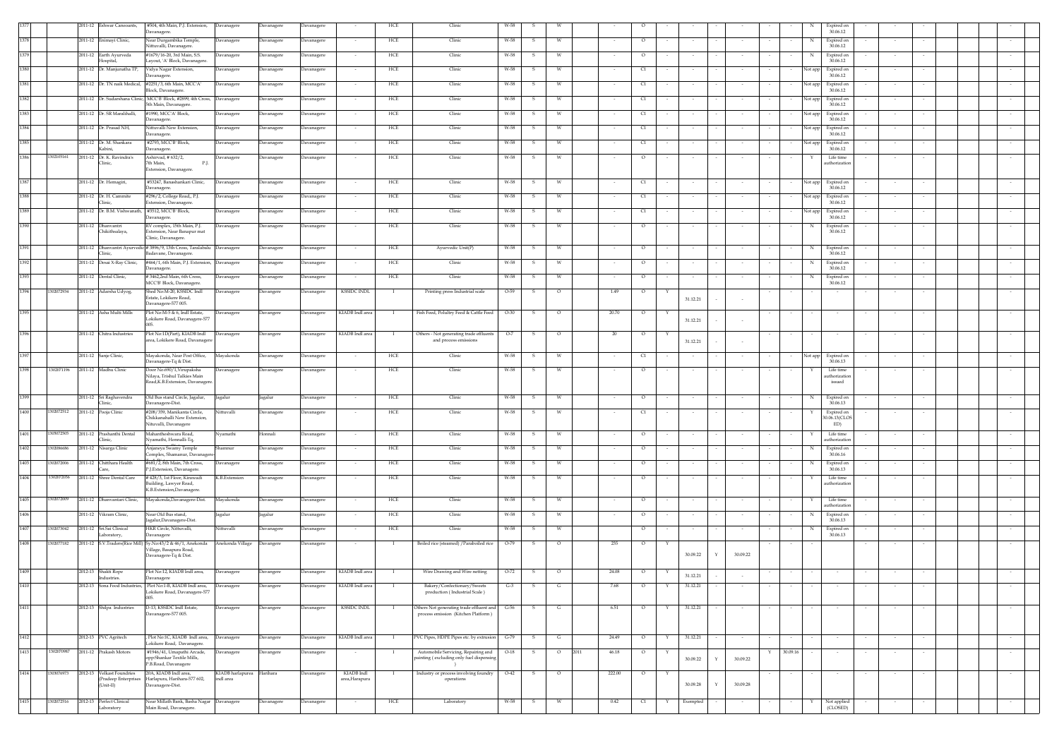| 1377 | | 2011-12 | Eshwar Canecoats, | #504, 4th Main, P.J. Extension, Davanagere. | Davanagere | Davanagere | Davanagere | - | HCE | Clinic | W-58 | S | W | | - | O | - | - | - | - | - | - | N | Expired on 30.06.12 | - | - | - | | | - |
|---|---|---|---|---|---|---|---|---|---|---|---|---|---|---|---|---|---|---|---|---|---|---|---|---|---|---|---|---|---|---|
| 1378 | | 2011-12 | Enimayi Clinic, | Near Durgambika Temple, Nittuvalli, Davanagere. | Davanagere | Davanagere | Davanagere | - | HCE | Clinic | W-58 | S | W | | - | O | - | - | - | - | - | - | N | Expired on 30.06.12 | - | - | - | | | - |
| 1379 | | 2011-12 | Earth Ayurveda Hospital, | #1679/16-20, 3rd Main, S.S. Layout, 'A' Block, Davanagere. | Davanagere | Davanagere | Davanagere | - | HCE | Clinic | W-58 | S | W | | - | O | - | - | - | - | - | - | N | Expired on 30.06.12 | - | - | - | | | - |
| 1380 | | 2011-12 | Dr. Manjunatha TP, | Vidya Nagar Extension, Davanagere. | Davanagere | Davanagere | Davanagere | - | HCE | Clinic | W-58 | S | W | | - | CI | - | - | - | - | - | - | Not app | Expired on 30.06.12 | - | - | - | | | - |
| 1381 | | 2011-12 | Dr. TN naik Medical, | #2251/3, 6th Main, MCC'A' Block, Davanagere. | Davanagere | Davanagere | Davanagere | - | HCE | Clinic | W-58 | S | W | | - | CI | - | - | - | - | - | - | Not app | Expired on 30.06.12 | - | - | - | | | - |
| 1382 | | 2011-12 | Dr. Sudarshana Clinic, | MCC'B' Block, #2899, 4th Cross, 5th Main, Davanagere. | Davanagere | Davanagere | Davanagere | - | HCE | Clinic | W-58 | S | W | | - | CI | - | - | - | - | - | - | Not app | Expired on 30.06.12 | - | - | - | | | - |
| 1383 | | 2011-12 | Dr. SR Muralihalli, | #1990, MCC'A' Block, Davanagere. | Davanagere | Davanagere | Davanagere | - | HCE | Clinic | W-58 | S | W | | - | CI | - | - | - | - | - | - | Not app | Expired on 30.06.12 | - | - | - | | | - |
| 1384 | | 2011-12 | Dr. Prasad NH, | Nittuvalli New Extension, Davanagere. | Davanagere | Davanagere | Davanagere | - | HCE | Clinic | W-58 | S | W | | - | CI | - | - | - | - | - | - | Not app | Expired on 30.06.12 | - | - | - | | | - |
| 1385 | | 2011-12 | Dr. M. Shankara Kalrini, | #2795, MCC'B' Block, Davanagere. | Davanagere | Davanagere | Davanagere | - | HCE | Clinic | W-58 | S | W | | - | CI | - | - | - | - | - | - | Not app | Expired on 30.06.12 | - | - | - | | | - |
| 1386 | 1302105161 | 2011-12 | Dr. K. Ravindra's Clinic, | Ashirvad, # 632/2, 7th Main, P.J. Extension, Davanagere. | Davanagere | Davanagere | Davanagere | - | HCE | Clinic | W-58 | S | W | | - | O | - | - | - | - | - | - | Y | Life time authorization | - | - | - | | | - |
| 1387 | | 2011-12 | Dr. Hemagiri, | #53247, Banashankari Clinic, Davanagere. | Davanagere | Davanagere | Davanagere | - | HCE | Clinic | W-58 | S | W | | - | CI | - | - | - | - | - | - | Not app | Expired on 30.06.12 | - | - | - | | | - |
| 1388 | | 2011-12 | Dr. H. Cammite Clinic, | #296/2, College Road,, P.J. Extension, Davanagere. | Davanagere | Davanagere | Davanagere | - | HCE | Clinic | W-58 | S | W | | - | CI | - | - | - | - | - | - | Not app | Expired on 30.06.12 | - | - | - | | | - |
| 1389 | | 2011-12 | Dr. B.M. Vishwanath, | #3512, MCC'B' Block, Davanagere. | Davanagere | Davanagere | Davanagere | - | HCE | Clinic | W-58 | S | W | | - | CI | - | - | - | - | - | - | Not app | Expired on 30.06.12 | - | - | - | | | - |
| 1390 | | 2011-12 | Dhanvantri Chikithsalaya, | BV complex, 15th Main, P.J. Extension, Near Banapur mat Clinic, Davanagere. | Davanagere | Davanagere | Davanagere | - | HCE | Clinic | W-58 | S | W | | - | O | - | - | - | - | - | - | N | Expired on 30.06.12 | - | - | - | | | - |
| 1391 | | 2011-12 | Dhanvantri Ayurvedic Clinic, | # 3896/9, 13th Cross, Taralabalu Badavane, Davanagere. | Davanagere | Davanagere | Davanagere | - | HCE | Ayurvedic Unit(P) | W-58 | S | W | | - | O | - | - | - | - | - | - | N | Expired on 30.06.12 | - | - | - | | | - |
| 1392 | | 2011-12 | Desai X-Ray Clinic, | #464/1, 6th Main, P.J. Extension, Davanagere. | Davanagere | Davanagere | Davanagere | - | HCE | Clinic | W-58 | S | W | | - | O | - | - | - | - | - | - | N | Expired on 30.06.12 | - | - | - | | | - |
| 1393 | | 2011-12 | Dental Clinic, | # 3462,2nd Main, 6th Cross, MCC'B' Block, Davanagere. | Davanagere | Davanagere | Davanagere | - | HCE | Clinic | W-58 | S | W | | - | O | - | - | - | - | - | - | N | Expired on 30.06.12 | - | - | - | | | - |
| 1394 | 1302072934 | 2011-12 | Adarsha Udyog, | Shed No:M-20, KSSIDC Indl Estate, Lokikere Road, Davanagere-577 005. | Davanagere | Davangere | Davanagere | KSSIDC INDL | I | Printing press Industrial scale | O-59 | S | O | | 1.49 | O | Y | 31.12.21 | - | - | - | - | - | - | - | - | - | | | - |
| 1395 | | 2011-12 | Asha Multi Mills | Plot No:M-5 & 6, Indl Estate, Lokikere Road, Davanagere-577 005. | Davanagere | Davangere | Davanagere | KIADB Indl area | I | Fish Feed, Poluttry Feed & Cattle Feed | O-30 | S | O | | 20.70 | O | Y | 31.12.21 | - | - | - | - | - | - | - | - | - | | | - |
| 1396 | | 2011-12 | Chitra Industries | Plot No:13(Part), KIADB Indl area, Lokikere Road, Davanagere | Davanagere | Davangere | Davanagere | KIADB Indl area | I | Others - Not generating trade effluents and process emissions | O-7 | S | O | | 20 | O | Y | 31.12.21 | - | - | - | - | - | - | - | - | - | | | - |
| 1397 | | 2011-12 | Sanje Clinic, | Mayakonda, Near Post Office, Davanagere-Tq & Dist. | Mayakonda | Davanagere | Davanagere | - | HCE | Clinic | W-58 | S | W | | - | CI | - | - | - | - | - | - | Not app | Expired on 30.06.13 | - | - | - | | | - |
| 1398 | 1302071196 | 2011-12 | Madhu Clinic | Door No.690/1,Virupaksha Nilaya, Trishul Talkies Main Road,K.B.Extension, Davanagere. | Davanagere | Davanagere | Davanagere | - | HCE | Clinic | W-58 | S | W | | - | O | - | - | - | - | - | - | Y | Life time authorization issued | - | - | - | | | - |
| 1399 | | 2011-12 | Sri Raghavendra Clinic, | Old Bus stand Circle, Jagalur, Davanagere-Dist. | Jagalur | Jagalur | Davanagere | - | HCE | Clinic | W-58 | S | W | | - | O | - | - | - | - | - | - | N | Expired on 30.06.13 | - | - | - | | | - |
| 1400 | 1302072512 | 2011-12 | Pooja Clinic | #208/359, Manikanta Circle, Chikkanahalli New Extension, Nittuvalli, Davanagere | Nittuvalli | Davanagere | Davanagere | - | HCE | Clinic | W-58 | S | W | | - | CI | - | - | - | - | - | - | Y | Expired on 30.06.13(CLOSED) | - | - | - | | | - |
| 1401 | 1305072505 | 2011-12 | Prashanthi Dental Clinic, | Mahantheshwara Road, Nyamathi, Honnali-Tq, | Nyamathi | Honnali | Davanagere | - | HCE | Clinic | W-58 | S | W | | - | O | - | - | - | - | - | - | Y | Life time authorization | - | - | - | | | - |
| 1402 | 1302086686 | 2011-12 | Nisarga Clinic | Anjaneya Swamy Temple Complex, Shamanur, Davanagere- | Shamnur | Davanagere | Davanagere | - | HCE | Clinic | W-58 | S | W | | - | O | - | - | - | - | - | - | N | Expired on 30.06.16 | - | - | - | | | - |
| 1403 | 1302072006 | 2011-12 | Chitthara Health Care, | #681/2, 8th Main, 7th Cross, P.J.Extension, Davanagere. | Davanagere | Davanagere | Davanagere | - | HCE | Clinic | W-58 | S | W | | - | O | - | - | - | - | - | - | N | Expired on 30.06.13 | - | - | - | | | - |
| 1404 | 1302072056 | 2011-12 | Shree Dental Care | # 428/3, 1st Floor, Kirawadi Building, Lawyer Road, K.B.Extension,Davanagere. | K.B.Extension | Davanagere | Davanagere | - | HCE | Clinic | W-58 | S | W | | - | O | - | - | - | - | - | - | Y | Life time authorization | - | - | - | | | - |
| 1405 | 1302072009 | 2011-12 | Dhanvantari Clinic, | Mayakonda,Davanagere-Dist. | Mayakonda | Davanagere | Davanagere | - | HCE | Clinic | W-58 | S | W | | - | O | - | - | - | - | - | - | Y | Life time authorization | - | - | - | | | - |
| 1406 | | 2011-12 | Vikram Clinic, | Near Old Bus stand, Jagalur,Davanagere-Dist. | Jagalur | Jagalur | Davanagere | - | HCE | Clinic | W-58 | S | W | | - | O | - | - | - | - | - | - | N | Expired on 30.06.13 | - | - | - | | | - |
| 1407 | 1302073042 | 2011-12 | Sri.Sai Clinical Laboratory, | HKR Circle, Nittuvalli, Davanagere | Nittuvalli | Davanagere | Davanagere | - | HCE | Clinic | W-58 | S | W | | - | O | - | - | - | - | - | - | N | Expired on 30.06.13 | - | - | - | | | - |
| 1408 | 1302077182 | 2011-12 | S.V.Traders(Rice Mill) | Sy.No:43/2 & 46/1, Anekonda Village, Basapura Road, Davanagere-Tq & Dist. | Anekonda Village | Davangere | Davanagere | - | I | Boiled rice (steamed) /Paraboiled rice | O-79 | S | O | | 255 | O | Y | 30.09.22 | Y | 30.09.22 | - | - | - | - | - | - | - | | | - |
| 1409 | | 2012-13 | Shakti Rope Industries. | Plot No:12, KIADB Indl area, Davanagere | Davanagere | Davangere | Davanagere | KIADB Indl area | I | Wire Drawing and Wire netting | O-72 | S | O | | 24.08 | O | Y | 31.12.21 | - | - | - | - | - | - | - | - | - | | | - |
| 1410 | | 2012-13 | Sona Food Industries, | Plot No:1-B, KIADB Indl area, Lokikere Road, Davanagere-577 005. | Davanagere | Davangere | Davanagere | KIADB Indl area | I | Bakery/Confectionary/Sweets production ( Industrial Scale ) | G-3 | S | G | | 7.68 | O | Y | 31.12.21 | - | - | - | - | - | - | - | - | - | | | - |
| 1411 | | 2012-13 | Shilpa Industries | D-13, KSSIDC Indl Estate, Davanagere-577 005. | Davanagere | Davangere | Davanagere | KSSIDC INDL | I | Others Not generating trade effluent and process emission (Kitchen Platform ) | G-56 | S | G | | 6.51 | O | Y | 31.12.21 | - | - | - | - | - | - | - | - | - | | | - |
| 1412 | | 2012-13 | PVC Agritech | , Plot No:1C, KIADB Indl area, Lokikere Road, Davanagere. | Davanagere | Davangere | Davanagere | KIADB Indl area | I | PVC Pipes, HDPE Pipes etc. by extrusion | G-79 | S | G | | 24.49 | O | Y | 31.12.21 | - | - | - | - | - | - | - | - | - | | | - |
| 1413 | 1302070987 | 2011-12 | Prakash Motors | #1946/41, Umapathi Arcade, opp:Shankar Textile Mills, P.B.Road, Davanagere | Davanagere | Davangere | Davanagere | - | I | Automobile Servicing, Repairing and painting ( excluding only fuel dispensing ) | O-18 | S | O | 2011 | 46.18 | O | Y | 30.09.22 | Y | 30.09.22 | - | Y | 30.09.16 | - | - | - | - | | | - |
| 1414 | 1303076973 | 2012-13 | Velkust Foundries (Pradeep Enterprises (Unit-II) | 20A, KIADB Indl area, Harlapura, Harihara-577 602, Davanagere-Dist. | KIADB harlapurea indl area | Harihara | Davanagere | KIADB Indl area,Harapura | I | Industry or process involving foundry operations | O-42 | S | O | | 222.00 | O | Y | 30.09.28 | Y | 30.09.28 | - | - | - | - | - | - | - | | | - |
| 1415 | 1302072516 | 2012-13 | Perfect Clinical Laboratory | Near Millath Bank, Basha Nagar Main Road, Davanagere. | Davanagere | Davanagere | Davanagere | - | HCE | Laboratory | W-58 | S | W | | 0.42 | CI | Y | Exempted | - | - | - | - | - | Y | Not applied (CLOSED) | - | - | - | | | - |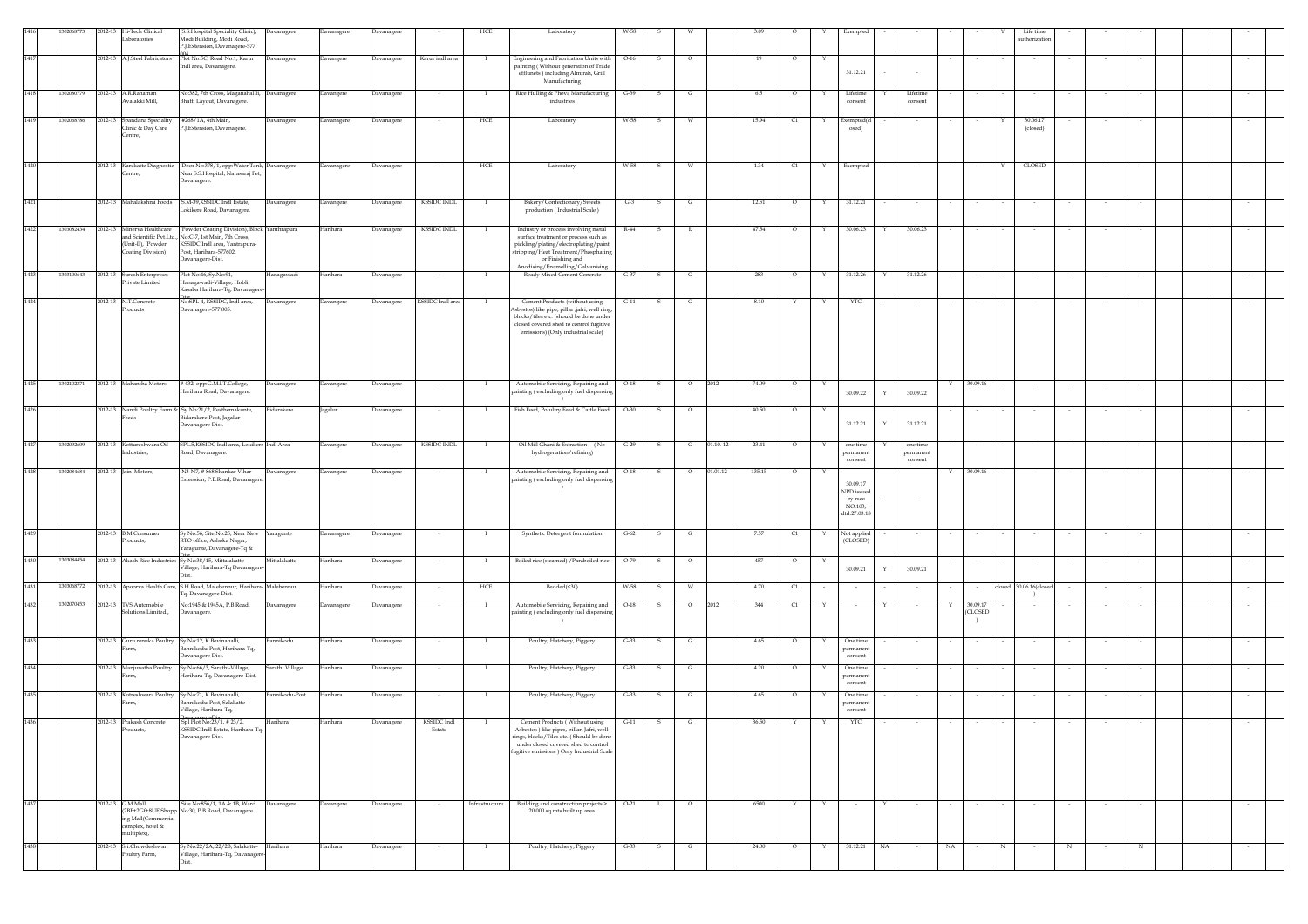| 1416 | 1302068773 | 2012-13 | Hi-Tech Clinical Laboratories | (S.S.Hospital Speciality Clinic), Modi Building, Modi Road, P.J.Extension, Davanagere-577 004 | Davanagere | Davanagere | Davanagere | - | HCE | Laboratory | W-58 | S | W | | 3.09 | O | Y | Exempted | - | - | - | - | Y | Life time authorization | - | - | - | | | | - |
|---|---|---|---|---|---|---|---|---|---|---|---|---|---|---|---|---|---|---|---|---|---|---|---|---|---|---|---|---|---|---|---|
| 1417 | | 2012-13 | A.J.Steel Fabricators | Plot No:5C, Road No:1, Karur Indl area, Davanagere. | Davanagere | Davangere | Davanagere | Karur indl area | I | Engineering and Fabrication Units with painting ( Without generation of Trade effluents ) including Almirah, Grill Manufacturing | O-16 | S | O | | 19 | O | Y | 31.12.21 | - | - | - | - | - | - | - | - | - | | | | - |
| 1418 | 1302080779 | 2012-13 | A.R.Rahaman Avalakki Mill, | No:382, 7th Cross, Maganahalli, Bhatti Layout, Davanagere. | Davanagere | Davangere | Davanagere | - | I | Rice Hulling & Phova Manufacturing industries | G-39 | S | G | | 6.5 | O | Y | Lifetime consent | Y | Lifetime consent | - | - | - | - | - | - | - | | | | - |
| 1419 | 1302068786 | 2012-13 | Spandana Speciality Clinic & Day Care Centre, | #268/1A, 4th Main, P.J.Extension, Davanagere. | Davanagere | Davanagere | Davanagere | - | HCE | Laboratory | W-58 | S | W | | 13.94 | Cl | Y | Exempted(closed) | - | - | - | - | Y | 30.06.17 (closed) | - | - | - | | | | - |
| 1420 | | 2012-13 | Karekatte Diagnostic Centre, | Door No:378/1, opp:Water Tank, Near S.S.Hospital, Narasaraj Pet, Davanagere. | Davanagere | Davanagere | Davanagere | - | HCE | Laboratory | W-58 | S | W | | 1.34 | Cl | Y | Exempted | - | - | - | - | Y | CLOSED | - | - | - | | | | - |
| 1421 | | 2012-13 | Mahalakshmi Foods | S.M-39,KSSIDC Indl Estate, Lokikere Road, Davanagere. | Davanagere | Davangere | Davanagere | KSSIDC INDL | I | Bakery/Confectionary/Sweets production ( Industrial Scale ) | G-3 | S | G | | 12.51 | O | Y | 31.12.21 | - | - | - | - | - | - | - | - | - | | | | - |
| 1422 | 1303082434 | 2012-13 | Minerva Healthcare and Scientific Pvt.Ltd., (Unit-II), (Powder Coating Division) | (Powder Coating Division), Block No:C-7, 1st Main, 7th Cross, KSSIDC Indl area, Yantrapura-Post, Harihara-577602, Davanagere-Dist. | Yanthrapura | Harihara | Davanagere | KSSIDC INDL | I | Industry or process involving metal surface treatment or process such as pickling/plating/electroplating/paint stripping/Heat Treatment/Phosphating or Finishing and Anodising/Enamelling/Galvanising | R-44 | S | R | | 47.54 | O | Y | 30.06.23 | Y | 30.06.23 | - | - | - | - | - | - | - | | | | - |
| 1423 | 1303100643 | 2012-13 | Suresh Enterprises Private Limited | Plot No:46, Sy.No:91, Hanagawadi-Village, Hobli Kasaba Harihara-Tq, Davanagere-Dist. | Hanagawadi | Harihara | Davanagere | - | I | Ready Mixed Cement Concrete | G-37 | S | G | | 283 | O | Y | 31.12.26 | Y | 31.12.26 | - | - | - | - | - | - | - | | | | - |
| 1424 | | 2012-13 | N.T.Concrete Products | No:SPL-4, KSSIDC, Indl area, Davanagere-577 005. | Davanagere | Davangere | Davanagere | KSSIDC Indl area | I | Cement Products (without using Asbestos) like pipe, pillar ,jafri, well ring, blocks/tiles etc. (should be done under closed covered shed to control fugitive emissions) (Only industrial scale) | G-11 | S | G | | 8.10 | Y | Y | YTC | - | - | - | - | - | - | - | - | - | | | | - |
| 1425 | 1302102371 | 2012-13 | Mahantha Motors | # 432, opp:G.M.I.T.College, Harihara Road, Davanagere. | Davanagere | Davangere | Davanagere | - | I | Automobile Servicing, Repairing and painting ( excluding only fuel dispensing ) | O-18 | S | O | 2012 | 74.09 | O | Y | 30.09.22 | Y | 30.09.22 | Y | 30.09.16 | - | - | - | - | - | | | | - |
| 1426 | | 2012-13 | Nandi Poultry Farm & Feeds | Sy.No:21/2, Resthemakunte, Bidarakere-Post, Jagalur Davanagere-Dist. | Bidarakere | Jagalur | Davanagere | - | I | Fish Feed, Poluftry Feed & Cattle Feed | O-30 | S | O | | 40.50 | O | Y | 31.12.21 | Y | 31.12.21 | - | - | - | - | - | - | - | | | | - |
| 1427 | 1302092609 | 2012-13 | Kottureshwara Oil Industries, | SPL-5,KSSIDC Indl area, Lokikere Road, Davanagere. | Indl Area | Davangere | Davanagere | KSSIDC INDL | I | Oil Mill Ghani & Extraction (No hydrogenation/refining) | G-29 | S | G | 01.10.12 | 23.41 | O | Y | one time permanent consent | Y | one time permanent consent | - | - | - | - | - | - | - | | | | - |
| 1428 | 1302084684 | 2012-13 | Jain Motors, | N3-N7, # 868,Shankar Vihar Extension, P.B.Road, Davanagere. | Davanagere | Davangere | Davanagere | - | I | Automobile Servicing, Repairing and painting ( excluding only fuel dispensing ) | O-18 | S | O | 01.01.12 | 135.15 | O | Y | 30.09.17 NPD issued by meo NO.103, dtd:27.03.18 | - | - | Y | 30.09.16 | - | - | - | - | - | | | | - |
| 1429 | | 2012-13 | B.M.Consumer Products, | Sy.No:56, Site No:25, Near New RTO office, Ashoka Nagar, Yaragunte, Davanagere-Tq & Dist. | Yaragunte | Davanagere | Davanagere | - | I | Synthetic Detergent formulation | G-62 | S | G | | 7.57 | Cl | Y | Not applied (CLOSED) | - | - | - | - | - | - | - | - | - | | | | - |
| 1430 | 1303084454 | 2012-13 | Akash Rice Industries | Sy.No:38/15, Mittalakatte-Village, Harihara-Tq Davanagere-Dist. | Mittalakatte | Harihara | Davanagere | - | I | Boiled rice (steamed) /Paraboiled rice | O-79 | S | O | | 457 | O | Y | 30.09.21 | Y | 30.09.21 | - | - | - | - | - | - | - | | | | - |
| 1431 | 1303068772 | 2012-13 | Apsorva Health Care, | S.H.Road, Malebennur, Harihara-Tq, Davanagere-Dist. | Malebennur | Harihara | Davanagere | - | HCE | Bedded(<30) | W-58 | S | W | | 4.70 | Cl | - | - | - | - | - | - | closed | 30.06.16(closed) | - | - | - | | | | - |
| 1432 | 1302070453 | 2012-13 | TVS Automobile Solutions Limited., | No:1945 & 1945A, P.B.Road, Davanagere. | Davanagere | Davanagere | Davanagere | - | I | Automobile Servicing, Repairing and painting ( excluding only fuel dispensing ) | O-18 | S | O | 2012 | 344 | Cl | Y | - | Y | - | Y | 30.09.17 (CLOSED) | - | - | - | - | - | | | | - |
| 1433 | | 2012-13 | Guru renuka Poultry Farm, | Sy.No:12, K.Bevinahalli, Bannikodu-Post, Harihara-Tq, Davanagere-Dist. | Bannikodu | Harihara | Davanagere | - | I | Poultry, Hatchery, Piggery | G-33 | S | G | | 4.65 | O | Y | One time permanent consent | - | - | - | - | - | - | - | - | - | | | | - |
| 1434 | | 2012-13 | Manjunatha Poultry Farm, | Sy.No:66/3, Sarathi-Village, Harihara-Tq, Davanagere-Dist. | Sarathi Village | Harihara | Davanagere | - | I | Poultry, Hatchery, Piggery | G-33 | S | G | | 4.20 | O | Y | One time permanent consent | - | - | - | - | - | - | - | - | - | | | | - |
| 1435 | | 2012-13 | Kotreshwara Poultry Farm, | Sy.No:71, K.Bevinahalli, Bannikodu-Post, Salakatte-Village, Harihara-Tq, Davanagere-Dist. | Bannikodu-Post | Harihara | Davanagere | - | I | Poultry, Hatchery, Piggery | G-33 | S | G | | 4.65 | O | Y | One time permanent consent | - | - | - | - | - | - | - | - | - | | | | - |
| 1436 | | 2012-13 | Prakash Concrete Products, | Spl Plot No:23/1, # 23/2, KSSIDC Indl Estate, Harihara-Tq, Davanagere-Dist. | Harihara | Harihara | Davanagere | KSSIDC Indl Estate | I | Cement Products ( Without using Asbestos ) like pipes, pillar, jafri, well rings, blocks/Tiles etc. ( Should be done under closed covered shed to control fugitive emissions ) Only Industrial Scale | G-11 | S | G | | 36.50 | Y | Y | YTC | - | - | - | - | - | - | - | - | - | | | | - |
| 1437 | | 2012-13 | G.M.Mall, (2BF+2G+8UF)Shopping Mall(Commercial complex, hotel & multiplex), | Site No:856/1, 3A & 1B, Ward No:30, P.B.Road, Davanagere. | Davanagere | Davangere | Davanagere | - | Infrastructure | Building and construction projects > 20,000 sq.mts built up area | O-21 | L | O | | 6500 | Y | Y | - | Y | - | - | - | - | - | - | - | - | | | | - |
| 1438 | | 2012-13 | Sri.Chowdeshwari Poultry Farm, | Sy.No:22/2A, 22/2B, Salakatte-Village, Harihara-Tq, Davanagere-Dist. | Harihara | Harihara | Davanagere | - | I | Poultry, Hatchery, Piggery | G-33 | S | G | | 24.00 | O | Y | 31.12.21 | NA | - | NA | - | N | - | N | - | N | | | | - |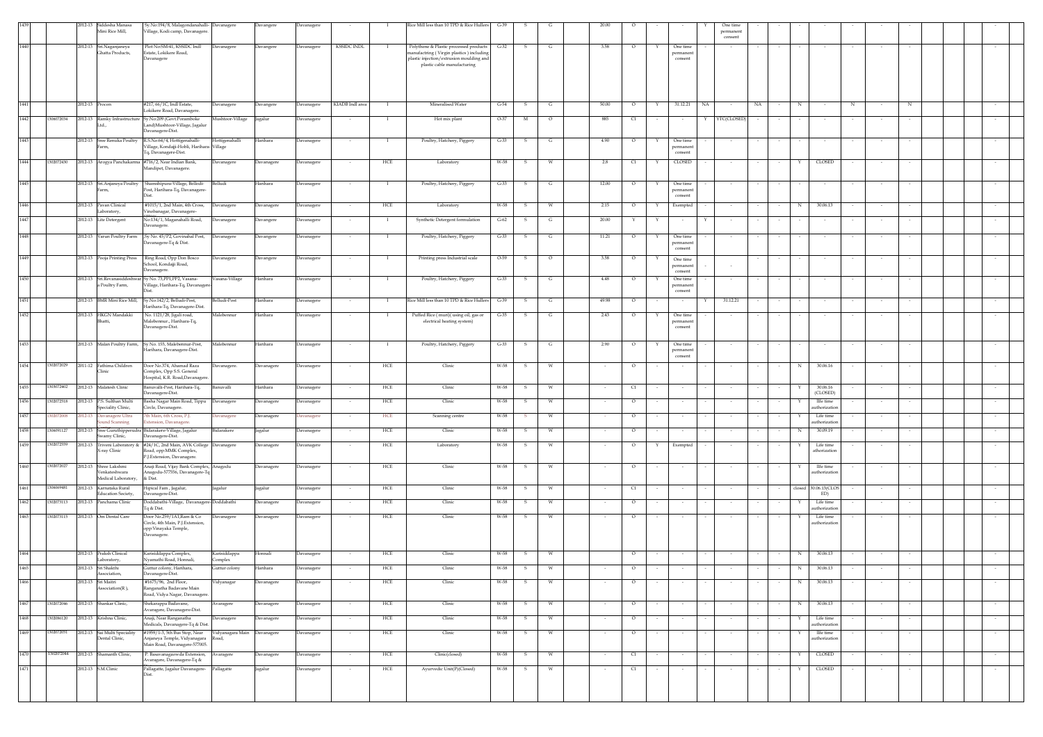| | | | | | | | | | | | | | | | | | | | | | | | | | | | | | | |
|---|---|---|---|---|---|---|---|---|---|---|---|---|---|---|---|---|---|---|---|---|---|---|---|---|---|---|---|---|---|---|
| 1439 | | 2012-13 | Siddesha Manasa Mini Rice Mill, | Sy.No:194/8, Malagondanahalli-Village, Kodi camp, Davanagere. | Davanagere | Devangere | Davanagere | - | I | Rice Mill less than 10 TPD & Rice Hullers | G-39 | S | G | | 20.00 | O | - | - | Y | One time permanent consent | - | - | - | - | - | - | - | | | - |
| 1440 | | 2012-13 | Sri.Naganjaneya Ghatta Products, | Plot No:SM-41, KSSIDC Indl Estate, Lokikere Road, Davanagere | Davanagere | Devangere | Davanagere | KSSIDC INDL | I | Polythene & Plastic processed products manufactring ( Virgin plastics ) including plastic injection/extrusion moulding and plastic cable manufacturing. | G-32 | S | G | | 5.58 | O | Y | One time permanent consent | - | - | - | - | - | - | - | - | - | | | - |
| 1441 | | 2012-13 | Procon | #217, 65/1C, Indl Estate, Lokikere Road, Davanagere. | Davanagere | Devangere | Davanagere | KIADB Indl area | I | Mineralised Water | G-54 | S | G | | 50.00 | O | Y | 31.12.21 | NA | - | NA | - | N | - | N | - | N | | | - |
| 1442 | 1308072034 | 2012-13 | Ramky Infrastructure Ltd., | Sy.No:209 (Govt.Poramboke Land)Mushtoor-Village, Jagalur Davanagere-Dist. | Mushtoor-Village | Jagalur | Davanagere | - | I | Hot mix plant | O-37 | M | O | | 885 | CI | - | - | Y | YTC(CLOSED) | - | - | - | - | - | - | - | | | - |
| 1443 | | 2012-13 | Sree Renuka Poultry Farm, | R.S.No:64/4, Hottigenahalli-Village, Kondajji-Hobli, Harihara-Tq, Davanagere-Dist. | Hottigenahalli Village | Harihara | Davanagere | - | I | Poultry, Hatchery, Piggery | G-33 | S | G | | 4.90 | O | Y | One time permanent consent | - | - | - | - | - | - | - | - | - | | | - |
| 1444 | 1302072430 | 2012-13 | Arogya Panchakarma | #716/2, Near Indian Bank, Mandipet, Davanagere. | Davanagere | Davanagere | Davanagere | - | HCE | Laboratory | W-58 | S | W | | 2.8 | CI | Y | CLOSED | - | - | - | - | Y | CLOSED | - | - | - | | | - |
| 1445 | | 2012-13 | Sri.Anjaneya Poultry Farm, | Shamshipura-Village, Bellodi-Post, Harihara-Tq, Davanagere-Dist. | Belludi | Harihara | Davanagere | - | I | Poultry, Hatchery, Piggery | G-33 | S | G | | 12.00 | O | Y | One time permanent consent | - | - | - | - | - | - | - | - | - | | | - |
| 1446 | | 2012-13 | Pavan Clinical Laboratory, | #1015/1, 2nd Main, 4th Cross, Vinobanagar, Davanagere. | Davanagere | Davanagere | Davanagere | - | HCE | Laboratory | W-58 | S | W | | 2.15 | O | Y | Exempted | - | - | - | - | N | 30.06.13 | - | - | - | | | - |
| 1447 | | 2012-13 | Lite Detergent | No:134/1, Maganahalli Road, Davanagere. | Davanagere | Devangere | Davanagere | - | I | Synthetic Detergent formulation | G-62 | S | G | | 20.00 | Y | Y | - | Y | - | - | - | - | - | - | - | - | | | - |
| 1448 | | 2012-13 | Varun Poultry Farm | Sy No. 45/P2, Govinahal Post, Davanagere-Tq & Dist. | Davanagere | Devangere | Davanagere | - | I | Poultry, Hatchery, Piggery | G-33 | S | G | | 11.21 | O | Y | One time permanent consent | - | - | - | - | - | - | - | - | - | | | - |
| 1449 | | 2012-13 | Pooja Printing Press | Ring Road, Opp Don Bosco School, Kondajji Road, Davanagere. | Davanagere | Devangere | Davanagere | - | I | Printing press Industrial scale | O-59 | S | O | | 5.58 | O | Y | One time permanent consent | - | - | - | - | - | - | - | - | - | | | - |
| 1450 | | 2012-13 | Sri.Revanasiddeshwara Poultry Farm, | Sy No. 73,PP1,PP2, Vasana-Village, Harihara-Tq, Davanagere-Dist. | Vasana-Village | Harihara | Davanagere | - | I | Poultry, Hatchery, Piggery | G-33 | S | G | | 4.48 | O | Y | One time permanent consent | - | - | - | - | - | - | - | - | - | | | - |
| 1451 | | 2012-13 | BMR Mini Rice Mill, | Sy.No:142/2, Belludi-Post, Harihara-Tq, Davanagere-Dist. | Belludi-Post | Harihara | Davanagere | - | I | Rice Mill less than 10 TPD & Rice Hullers | G-39 | S | G | | 49.98 | O | - | - | Y | 31.12.21 | - | - | - | - | - | - | - | | | - |
| 1452 | | 2012-13 | HKGN Mandakki Bhatti, | No. 1121/28, Jigali road, Malebennur., Harihara-Tq, Davanagere-Dist. | Malebennur | Harihara | Davanagere | - | I | Puffed Rice (murii) using oil, gas or electrical heating system | G-35 | S | G | | 2.43 | O | Y | One time permanent consent | - | - | - | - | - | - | - | - | - | | | - |
| 1453 | | 2012-13 | Malan Poultry Farm, | Sy No. 155, Malebennur-Post, Harihara, Davanagere-Dist. | Malebennur | Harihara | Davanagere | - | I | Poultry, Hatchery, Piggery | G-33 | S | G | | 2.90 | O | Y | One time permanent consent | - | - | - | - | - | - | - | - | - | | | - |
| 1454 | 1302072029 | 2011-12 | Fathima Children Clinic | Door No.374, Ahamad Raza Complex, Opp S.S. General Hospital, K.R. Road,Davanagere. | Davanagere. | Davanagere | Davanagere | - | HCE | Clinic | W-58 | S | W | | - | O | - | - | - | - | - | - | N | 30.06.16 | - | - | - | | | - |
| 1455 | 1302072402 | 2012-13 | Malatesh Clinic | Banuvalli-Post, Harihara-Tq, Davanagere-Dist. | Banuvalli | Harihara | Davanagere | - | HCE | Clinic | W-58 | S | W | | - | CI | - | - | - | - | - | - | Y | 30.06.16 (CLOSED) | - | - | - | | | - |
| 1456 | 1302072518 | 2012-13 | P.S. Sulthan Multi Speciality Clinic, | Basha Nagar Main Road, Tippu Circle, Davanagere. | Davanagere | Davanagere | Davanagere | - | HCE | Clinic | W-58 | S | W | | - | O | - | - | - | - | - | - | Y | life time authorization | - | - | - | | | - |
| 1457 | 1302072008 | 2012-13 | Davanagere Ultra Sound Scanning Centre | 7th Main, 6th Cross, P.J. Extension, Davanagere. | Davanagere | Davanagere | Davanagere | - | HCE | Scanning centre | W-58 | S | W | | - | O | - | - | - | - | - | - | Y | Life time authorization | - | - | - | | | - |
| 1458 | 1306091127 | 2012-13 | Sree Guruthipperudra Swamy Clinic, | Bidarakere-Village, Jagalur Davanagere-Dist. | Bidarakere | Jagalur | Davanagere | - | HCE | Clinic | W-58 | S | W | | - | O | - | - | - | - | - | - | N | 30.09.19 | - | - | - | | | - |
| 1459 | 1302072559 | 2012-13 | Triveni Laboratory & X-ray Clinic | #24/1C, 2nd Main, AVK College Road, opp:MMK Complex, P.J.Extension, Davanagere. | Davanagere | Davanagere | Davanagere | - | HCE | Laboratory | W-58 | S | W | | - | O | Y | Exempted | - | - | - | - | Y | Life time athorization | - | - | - | | | - |
| 1460 | 1302072027 | 2012-13 | Shree Lakshmi Venkateshwara Medical Laboratory, | Anaji Road, Vijay Bank Complex, Anagodu-577556, Davanagere-Tq & Dist. | Anagodu | Davanagere | Davanagere | - | HCE | Clinic | W-58 | S | W | | - | O | - | - | - | - | - | - | Y | life time authorization | - | - | - | | | - |
| 1461 | 1306069481 | 2012-13 | Karnataka Rural Education Society, | Hipical Farm, Jagalur, Davanagere-Dist. | Jagalur | Jagalur | Davanagere | - | HCE | Clinic | W-58 | S | W | | - | CI | - | - | - | - | - | - | closed | 30.06.13(CLOSED) | - | - | - | | | - |
| 1462 | 1302073113 | 2012-13 | Panchama Clinic | Doddabathi-Village, Davanagere-Tq & Dist. | Doddabathi | Davanagere | Davanagere | - | HCE | Clinic | W-58 | S | W | | - | O | - | - | - | - | - | - | Y | Life time authorization | - | - | - | | | - |
| 1463 | 1302073115 | 2012-13 | Om Dental Care | Door No.259/1A1,Ram & Co Circle, 4th Main, P.J.Extension, opp:Vinayaka Temple, Davanagere. | Davanagere | Davanagere | Davanagere | - | HCE | Clinic | W-58 | S | W | | - | O | - | - | - | - | - | - | Y | Life time authorization | - | - | - | | | - |
| 1464 | | 2012-13 | Praksh Clinical Laboratory, | Karisiddappa Complex, Nyamathi Road, Honnali, | Karisiddappa Complex | Honnali | Davanagere | - | HCE | Clinic | W-58 | S | W | | - | O | - | - | - | - | - | - | N | 30.06.13 | - | - | - | | | - |
| 1465 | | 2012-13 | Sri Shakthi Association, | Guttur colony, Harihara, Davanagere-Dist. | Guttur colony | Harihara | Davanagere | - | HCE | Clinic | W-58 | S | W | | - | O | - | - | - | - | - | - | N | 30.06.13 | - | - | - | | | - |
| 1466 | | 2012-13 | Sri Maitri Association(R ), | #1675/96, 2nd Floor, Ranganatha Badavane Main Road, Vidya Nagar, Davanagere. | Vidyanagar | Davanagere | Davanagere | - | HCE | Clinic | W-58 | S | W | | - | O | - | - | - | - | - | - | N | 30.06.13 | - | - | - | | | - |
| 1467 | 1302072046 | 2012-13 | Shankar Clinic, | Shekarappa Badavane, Avaragere, Davanagere-Dist. | Avaragere | Davanagere | Davanagere | - | HCE | Clinic | W-58 | S | W | | - | O | - | - | - | - | - | - | N | 30.06.13 | - | - | - | | | - |
| 1468 | 1302086120 | 2012-13 | Krishna Clinic, | Anaji, Near Ranganatha Medicals, Davanagere-Tq & Dist. | Davanagere | Davanagere | Davanagere | - | HCE | Clinic | W-58 | S | W | | - | O | - | - | - | - | - | - | Y | Life time authorization | - | - | - | | | - |
| 1469 | 1302072051 | 2012-13 | Sai Multi Speciality Dental Clinic, | #1959/1-3, 5th Bus Stop, Near Anjaneya Temple, Vidyanagara Main Road, Davanagere-577005. | Vidyanagara Main Road, | Davanagere | Davanagere | - | HCE | Clinic | W-58 | S | W | | - | O | - | - | - | - | - | - | Y | life time authorization | - | - | - | | | - |
| 1470 | 1302072044 | 2012-13 | Shamanth Clinic, | P. Basavanagowda Extension, Avaragere, Davanagere-Tq & Dist. | Avaragere | Davanagere | Davanagere | - | HCE | Clinic(closed) | W-58 | S | W | | - | CI | - | - | - | - | - | - | Y | CLOSED | - | - | - | | | - |
| 1471 | | 2012-13 | S.M.Clinic | Pallagatte, Jagalur Davanagere-Dist. | Pallagatte | Jagalur | Davanagere | - | HCE | Ayurvedic Unit(P)(Closed) | W-58 | S | W | | - | CI | - | - | - | - | - | - | Y | CLOSED | - | - | - | | | - |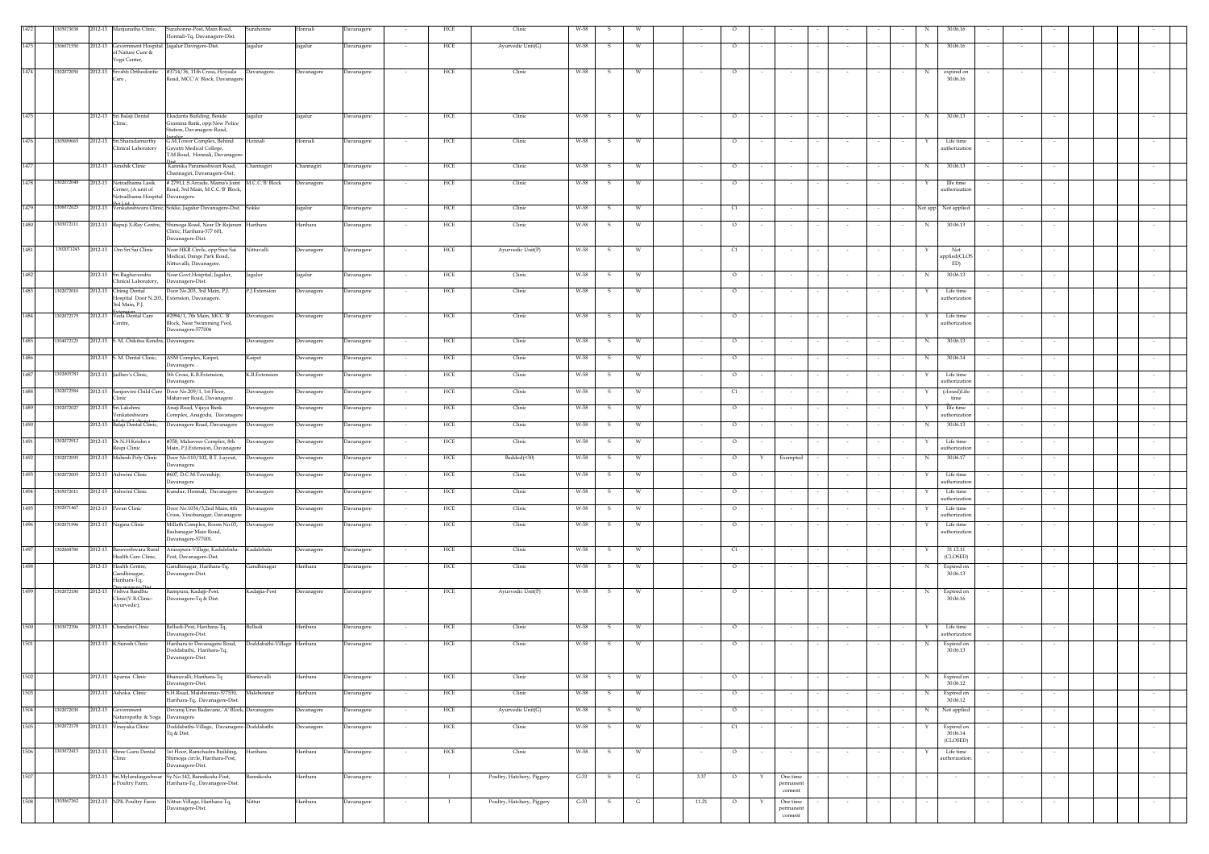| 1472 | 1305073038 | 2012-13 | Manjunatha Clinic, | Surahonne-Post, Main Road, Honnali-Tq, Davanagere-Dist. | Surahonne | Honnali | Davanagere | - | HCE | Clinic | W-58 | S | W | | - | O | - | - | - | - | - | - | N | 30.06.16 | - | - | - | | | - |
|---|---|---|---|---|---|---|---|---|---|---|---|---|---|---|---|---|---|---|---|---|---|---|---|---|---|---|---|---|---|---|
| 1473 | 1306071550 | 2012-13 | Government Hospital of Nature Cure & Yoga Center, | Jagalur Davngere-Dist. | Jagalur | Jagalur | Davanagere | - | HCE | Ayurvedic Unit(G) | W-58 | S | W | | - | O | - | - | - | - | - | - | N | 30.06.16 | - | - | - | | | - |
| 1474 | 1302072050 | 2012-13 | Srvshti Orthodontic Care , | #3714/36, 11th Cross, Hoysala Road, MCC'A' Block, Davanagere | Davanagere. | Davanagere | Davanagere | - | HCE | Clinic | W-58 | S | W | | - | O | - | - | - | - | - | - | N | expired on 30.06.16 | - | - | - | | | - |
| 1475 | | 2012-13 | Sri.Balaji Dental Clinic, | Ekadanta Building, Beside Gramina Bank, opp:New Police Station,Davanagere Road, Jagalur | Jagalur | Jagalur | Davanagere | - | HCE | Clinic | W-58 | S | W | | - | O | - | - | - | - | - | - | N | 30.06.13 | - | - | - | | | - |
| 1476 | 1305089065 | 2012-13 | Sri.Sharadamurthy Clinical Laboratory | C.M.Tower Complex, Behind Gayatri Medical College, T.M.Road, Honnali, Davanagere-Dist. | Honnali | Honnali | Davanagere | - | HCE | Clinic | W-58 | S | W | | - | O | - | - | - | - | - | - | Y | Life time authorization | - | - | - | | | - |
| 1477 | | 2012-13 | Anshik Clinic | Kannika Parameshwari Road, Channagiri, Davanagere-Dist. | Channagiri | Channagiri | Davanagere | - | HCE | Clinic | W-58 | S | W | | - | O | - | - | - | - | - | - | N | 30.06.13 | - | - | - | | | - |
| 1478 | 1302072048 | 2012-13 | Netradhama Lasik Center, (A unit of Netradhama Hospital Pvt.Ltd.), | # 2791,L.S.Arcade, Mama's Joint Road, 3rd Main, M.C.C.'B' Block, Davanagere. | M.C.C.'B' Block | Davanagere | Davanagere | - | HCE | Clinic | W-58 | S | W | | - | O | - | - | - | - | - | - | Y | llfe time authorization | - | - | - | | | - |
| 1479 | 1306072623 | 2012-13 | Venkateshwara Clinic, | Sokke, Jagalur Davanagere-Dist. | Sokke | Jagalur | Davanagere | - | HCE | Clinic | W-58 | S | W | | - | C1 | - | - | - | - | - | - | Not app | Not applied | - | - | - | | | - |
| 1480 | 1303072111 | 2012-13 | Bapuji X-Ray Centre, | Shimoga Road, Near Dr.Rajaram Clinic, Harihara-577 601, Davanagere-Dist. | Harihara | Harihara | Davanagere | - | HCE | Clinic | W-58 | S | W | | - | O | - | - | - | - | - | - | N | 30.06.13 | - | - | - | | | - |
| 1481 | 1302071243 | 2012-13 | Om Sri Sai Clinic | Near HKR Circle, opp:Sree Sai Medical, Dange Park Road, Nittuvalli, Davanagere. | Nittuvalli | Davanagere | Davanagere | - | HCE | Ayurvedic Unit(P) | W-58 | S | W | | - | C1 | - | - | - | - | - | - | Y | Not applied(CLOSED) | - | - | - | | | - |
| 1482 | | 2012-13 | Sri.Raghavendra Clinical Laboratory, | Near Govt.Hospital, Jagalur, Davanagere-Dist. | Jagalur | Jagalur | Davanagere | - | HCE | Clinic | W-58 | S | W | | - | O | - | - | - | - | - | - | N | 30.06.13 | - | - | - | | | - |
| 1483 | 1302072010 | 2012-13 | Chirag Dental Hospital Door N.203, 3rd Main, P.J. Extension | Door No.203, 3rd Main, P.J. Extension, Davanagere. | P.J.Extension | Davanagere | Davanagere | - | HCE | Clinic | W-58 | S | W | | - | O | - | - | - | - | - | - | Y | Life time authorization | - | - | - | | | - |
| 1484 | 1302072179 | 2012-13 | Veda Dental Care Centre, | #2994/1, 7th Main, MCC 'B' Block, Near Swimming Pool, Davanagere-577004 | Davanagere | Davanagere | Davanagere | - | HCE | Clinic | W-58 | S | W | | - | O | - | - | - | - | - | - | Y | Life time authorization | - | - | - | | | - |
| 1485 | 1304072123 | 2012-13 | S. M. Chikitsa Kendra, | Davanagere. | Davanagere | Davanagere | Davanagere | - | HCE | Clinic | W-58 | S | W | | - | O | - | - | - | - | - | - | N | 30.06.13 | - | - | - | | | - |
| 1486 | | 2012-13 | S. M. Dental Clinic, | ASM Complex, Kaipet, Davanagere. . | Kaipet | Davanagere | Davanagere | - | HCE | Clinic | W-58 | S | W | | - | O | - | - | - | - | - | - | N | 30.06.14 | - | - | - | | | - |
| 1487 | 1302005783 | 2012-13 | Jadhav's Clinic, | 5th Cross, K.B.Extension, Davanagere. | K.B.Extension | Davanagere | Davanagere | - | HCE | Clinic | W-58 | S | W | | - | O | - | - | - | - | - | - | Y | Life time authorization | - | - | - | | | - |
| 1488 | 1302072584 | 2012-13 | Sanjeevini Child Care Clinic | Door No.209/1, 1st Floor, Mahaveer Road, Davanagere . | Davanagere | Davanagere | Davanagere | - | HCE | Clinic | W-58 | S | W | | - | C1 | - | - | - | - | - | - | Y | (closed)Life time | - | - | - | | | - |
| 1489 | 1302072027 | 2012-13 | Sri.Lakshmi Venkateshwara Medical Laboratory | Anaji Road, Vijaya Bank Complex, Anagodu, Davanagere | Davanagere | Davanagere | Davanagere | - | HCE | Clinic | W-58 | S | W | | - | O | - | - | - | - | - | - | Y | llfe time authorization | - | - | - | | | - |
| 1490 | | 2012-13 | Balaji Dental Clinic, | Davanagere Road, Davanagere | Davanagere | Davanagere | Davanagere | - | HCE | Clinic | W-58 | S | W | | - | O | - | - | - | - | - | - | N | 30.06.13 | - | - | - | | | - |
| 1491 | 1302072912 | 2012-13 | Dr.N.H.Krishn s Respi Clinic | #358, Mahaveer Complex, 8th Main, P.J.Extension, Davanagere | Davanagere | Davanagere | Davanagere | - | HCE | Clinic | W-58 | S | W | | - | O | - | - | - | - | - | - | Y | Life time authorization | - | - | - | | | - |
| 1492 | 1302072093 | 2012-13 | Mahesh Poly Clinic | Door No:110/102, B.T. Layout, Davanagere. | Davanagere | Davanagere | Davanagere | - | HCE | Bedded(<30) | W-58 | S | W | | - | O | Y | Exempted | - | - | - | - | N | 30.06.17 | - | - | - | | | - |
| 1493 | 1302072005 | 2012-13 | Ashwini Clinic | #607, D.C.M.Township, Davanagere | Davanagere | Davanagere | Davanagere | - | HCE | Clinic | W-58 | S | W | | - | O | - | - | - | - | - | - | Y | Life time authorization | - | - | - | | | - |
| 1494 | 1305072011 | 2012-13 | Ashwini Clinic | Kundur, Honnali, Davanagere | Davanagere | Davanagere | Davanagere | - | HCE | Clinic | W-58 | S | W | | - | O | - | - | - | - | - | - | Y | Life time authorization | - | - | - | | | - |
| 1495 | 1302071467 | 2012-13 | Pavan Clinic | Door No.1034/3,2nd Main, 4th Cross, Vinobanagar, Davanagere | Davanagere | Davanagere | Davanagere | - | HCE | Clinic | W-58 | S | W | | - | O | - | - | - | - | - | - | Y | Life time authorization | - | - | - | | | - |
| 1496 | 1302071996 | 2012-13 | Nagina Clinic | Millath Complex, Room No:03, Bashanagar Main Road, Davanagere-577001. | Davanagere | Davanagere | Davanagere | - | HCE | Clinic | W-58 | S | W | | - | O | - | - | - | - | - | - | Y | Life time authorization | - | - | - | | | - |
| 1497 | 1302068780 | 2012-13 | Basaveshwara Rural Health Care Clinic, | Arasapura-Village, Kadalebalu-Post, Davanagere-Dist. | Kadalebalu | Davanagere | Davanagere | - | HCE | Clinic | W-58 | S | W | | - | C1 | - | - | - | - | - | - | Y | 31.12.11 (CLOSED) | - | - | - | | | - |
| 1498 | | 2012-13 | Health Centre, Gandhinagar, Harihara-Tq, Davanagere-Dist. | Gandhinagar, Harihara-Tq, Davanagere-Dist. | Gandhinagar | Harihara | Davanagere | - | HCE | Clinic | W-58 | S | W | | - | O | - | - | - | - | - | - | N | Expired on 30.06.13 | - | - | - | | | - |
| 1499 | 1302072180 | 2012-13 | Vishwa Bandhu Clinic(V.B.Clinic-Ayurvedic), | Rampura, Kadajji-Post, Davanagere-Tq & Dist. | Kadajja-Post | Davanagere | Davanagere | - | HCE | Ayurvedic Unit(P) | W-58 | S | W | | - | O | - | - | - | - | - | - | N | Expired on 30.06.16 | - | - | - | | | - |
| 1500 | 1303072396 | 2012-13 | Chandini Clinic | Belludi-Post, Harihara-Tq, Davanagere-Dist. | Belludi | Harihara | Davanagere | - | HCE | Clinic | W-58 | S | W | | - | O | - | - | - | - | - | - | Y | Life time authorization | - | - | - | | | - |
| 1501 | | 2012-13 | K.Suresh Clinic | Harihara to Davanagere Road, Doddabathi, Harihara-Tq, Davanagere-Dist. | Doddabathi-Village | Harihara | Davanagere | - | HCE | Clinic | W-58 | S | W | | - | O | - | - | - | - | - | - | N | Expired on 30.06.13 | - | - | - | | | - |
| 1502 | | 2012-13 | Aparna Clinic | Bhanuvalli, Harihara-Tq Davanagere-Dist. | Bhanuvalli | Harihara | Davanagere | - | HCE | Clinic | W-58 | S | W | | - | O | - | - | - | - | - | - | N | Expired on 30.06.12 | - | - | - | | | - |
| 1503 | | 2012-13 | Ashoka Clinic | S.H.Road, Malebennur-577530, Harihara-Tq, Davanagere-Dist. | Malebennur | Harihara | Davanagere | - | HCE | Clinic | W-58 | S | W | | - | O | - | - | - | - | - | - | N | Expired on 30.06.12 | - | - | - | | | - |
| 1504 | 1302072030 | 2012-13 | Government Naturopathy & Yoga Hospital, | Devaraj Urss Badavane, 'A' Block, Davanagere. | Davanagere | Davanagere | Davanagere | - | HCE | Ayurvedic Unit(G) | W-58 | S | W | | - | O | - | - | - | - | - | - | N | Not applied | - | - | - | | | - |
| 1505 | 1302072178 | 2012-13 | Vinayaka Clinic | Doddabathi-Village, Davanagere-Tq & Dist. | Doddabathi | Davanagere | Davanagere | - | HCE | Clinic | W-58 | S | W | | - | C1 | - | - | - | - | - | - | Y | Expired on 30.06.14 (CLOSED) | - | - | - | | | - |
| 1506 | 1303072413 | 2012-13 | Shree Guru Dental Clinic | 1st Floor, Ramchadra Building, Shimoga circle, Harihara-Post, Davanagere-Dist. | Harihara | Harihara | Davanagere | - | HCE | Clinic | W-58 | S | W | | - | O | - | - | - | - | - | - | Y | Life time authorization. | - | - | - | | | - |
| 1507 | | 2012-13 | Sri.Mylaralingeshwar a Poultry Farm, | Sy.No.142, Bannikodu-Post, Harihara-Tq , Davanagere-Dist. | Bannikodu | Harihara | Davanagere | - | I | Poultry, Hatchery, Piggery | G-33 | S | G | | 3.37 | O | Y | One time permanent consent | - | - | - | - | - | - | - | - | - | | | - |
| 1508 | 1303067562 | 2012-13 | NPK Poultry Farm | Nittur-Village, Harihara-Tq, Davanagere-Dist. | Nittur | Harihara | Davanagere | - | I | Poultry, Hatchery, Piggery | G-33 | S | G | | 11.21 | O | Y | One time permanent consent | - | - | - | - | - | - | - | - | - | | | - |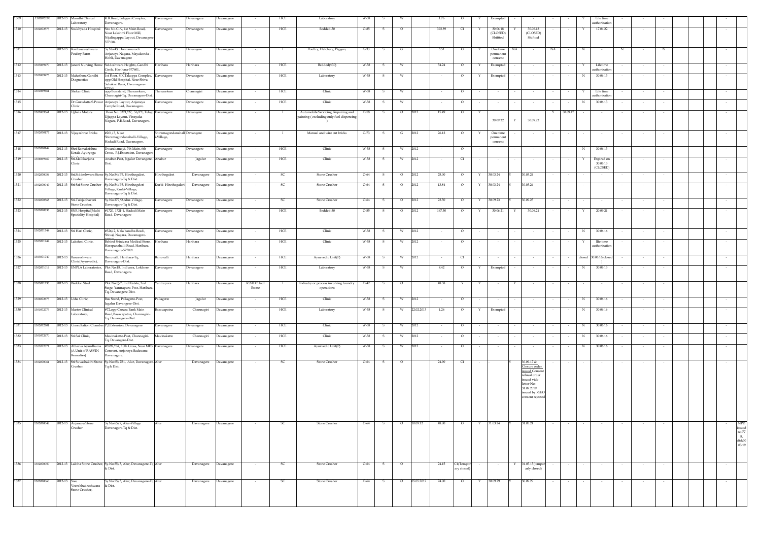| 1509 | 1302072096 | 2012-13 | Maruthi Clinical Laboratory | K.R.Road,Belagavi Complex, Davanagere. | Davanagere | Davanagere | Davanagere | - | HCE | Laboratory | W-58 | S | W | | 1.76 | O | Y | Exempted | - | - | - | - | Y | Life time authorization | - | - | - | | | | - | |
|---|---|---|---|---|---|---|---|---|---|---|---|---|---|---|---|---|---|---|---|---|---|---|---|---|---|---|---|---|---|---|---|---|
| 1510 | 1302072573 | 2012-13 | Soukhyada Hospital | Site No.C-N, 1st Main Road, Near Lakshmi Floor Mill, Nijalingappa Layout, Davanagere-577 004. | Davanagere | Davanagere | Davanagere | - | HCE | Bedded-50 | O-85 | S | O | | 393.89 | C1 | Y | 30.06.18 (CLOSED) Shifted | Y | 30.06.18 (CLOSED) Shifted | - | - | Y | 17.04.22 | - | - | - | | | | - | |
| 1511 | | 2012-13 | Karibasaveshwara Poultry Farm | Sy.No:43, Honnamaradi Anjaneya Nagara, Mayakonda - Hobli, Davanagere | Davanagere | Davangere | Davanagere | - | I | Poultry, Hatchery, Piggery | G-33 | S | G | | 3.51 | O | Y | One time permanent consent | NA | - | NA | - | N | - | N | - | N | | | | - | |
| 1512 | 1302069470 | 2012-13 | Janani Nursing Home | Siddeshwara Heights, Gandhi Circle, Harihara-577601, | Harihara | Harihara | Davanagere | - | HCE | Bedded(<30) | W-58 | S | W | | 34.24 | O | Y | Exempted | - | - | - | - | Y | Lifetime authorization | - | - | - | | | | - | |
| 1513 | 1302069475 | 2012-13 | Mahathma Gandhi Diagnostics | 1st Floor, S.K.Takappa Complex, opp:Old Hospital, Near Shiva Sahakari Bank, Davanagere-577001 | Davanagere | Davanagere | Davanagere | - | HCE | Laboratory | W-58 | S | W | | - | O | Y | Exempted | - | - | - | - | N | 30.06.13 | - | - | - | | | | - | |
| 1514 | 1301069661 | | Shekar Clinic | opp:Bus stand, Thavarekere, Channagiri-Tq, Davanagere-Dist. | Thavarekere | Channagiri | Davanagere | - | HCE | Clinic | W-58 | S | W | | - | O | - | - | - | - | - | - | Y | Life time authorization | - | - | - | | | | - | |
| 1515 | | | Dr.Gurudatta S.Pawar Clinic | Anjaneya Layout, Anjaneya Temple Road, Davanagere. | Davanagere | Davanagere | Davanagere | - | HCE | Clinic | W-58 | S | W | | - | O | - | - | - | - | - | - | N | 30.06.13 | - | - | - | | | | - | |
| 1516 | 1302069361 | 2012-13 | Ujjhala Motors | Door No. 3371/27, 38/P1, Telagi Ujjappa Layout, Vinayaka Nagara, P.B.Road, Davanagere. | Davanagere | Davangere | Davanagere | - | I | Automobile Servicing, Repairing and painting ( excluding only fuel dispensing ) | O-18 | S | O | 2012 | 13.49 | O | Y | 30.09.22 | Y | 30.09.22 | | Y | 30.09.17 | - | - | - | - | | | | - | |
| 1517 | 1302070177 | 2012-13 | Vijayashree Bricks | #201/3, Near Shiramagondanahalli-Village, Hadadi Road, Davanagere. | Shiramagondanahalli-Village, | Davanagere | Davanagere | - | I | Manual and wire cut bricks | G-73 | S | G | 2012 | 26.12 | O | Y | One time permanent consent | - | - | - | - | - | - | - | - | - | | | | - | |
| 1518 | 1302070149 | 2012-13 | Shri Ramakrishna Kerala Ayuryoga | Dwarakamayi, 7th Main, 6th Cross, P.J.Extension, Davanagere | Davanagere | Davanagere | Davanagere | - | HCE | Clinic | W-58 | S | W | 2012 | - | O | - | - | - | - | - | - | N | 30.06.13 | - | - | - | | | | - | |
| 1519 | 1306069469 | 2012-13 | Sri.Mallikarjuna Clinic | Anabur-Post, Jagalur Davangere-Dist. | Anabur | Jagalur | Davanagere | - | HCE | Clinic | W-58 | S | W | 2012 | - | C1 | - | - | - | - | - | - | Y | Expired on 30.06.13 (CLOSED) | - | - | - | | | | - | |
| 1520 | 1302070056 | 2012-13 | Sri Siddeshwara Stone Crusher | Sy.No:54/P5, Hirethogaleri, Davanagere-Tq & Dist. | Hirethogaleri | Davanagere | Davanagere | - | SC | Stone Crusher | O-64 | S | O | 2012 | 25.00 | O | Y | 30.03.24 | Y | 30.03.24 | - | - | - | - | - | - | - | | | | - | |
| 1521 | 1302070049 | 2012-13 | Sri Sai Stone Crusher | Sy.No:54/P5, Hirethogaleri-Village, Kurki-Village, Davanagere-Tq & Dist. | Kurki- Hirethogaleri | Davanagere | Davanagere | - | SC | Stone Crusher | O-64 | S | O | 2012 | 13.84 | O | Y | 30.03.24 | Y | 30.03.24 | - | - | - | - | - | - | - | | | | - | |
| 1522 | 1302070568 | 2012-13 | Sri.Tulajabhavani Stone Crusher, | Sy.No:277/2,Alur-Village, Davanagere-Tq & Dist. | Davanagere | Davanagere | Davanagere | - | SC | Stone Crusher | O-64 | S | O | 2012 | 23.50 | O | Y | 30.09.23 | Y | 30.09.23 | - | - | - | - | - | - | - | | | | - | |
| 1523 | 1302070836 | 2012-13 | SNR Hospital(Multi Speciality Hospital) | #1720, 1721-1, Hadadi Main Road, Davanagere | Davanagere | Davanagere | Davanagere | - | HCE | Bedded-50 | O-85 | S | O | 2012 | 167.50 | O | Y | 30.06.21 | Y | 30.06.21 | - | - | Y | 20.09.21 | - | - | - | | | | - | |
| 1524 | 1302071744 | 2012-13 | Sri Hari Clinic, | #326/2, Nala bandha Beedi, Shivaji Nagara, Davanagere- | Davanagere | Davanagere | Davanagere | - | HCE | Clinic | W-58 | S | W | 2012 | - | O | - | - | - | - | - | - | N | 30.06.16 | - | - | - | | | | - | |
| 1525 | 1303071742 | 2012-13 | Lakshmi Clinic, | Behind Srinivasa Medical Store, Harapanahalli Road, Harihara, Davanagere-577001. | Harihara | Harihara | Davanagere | - | HCE | Clinic | W-58 | S | W | 2012 | - | O | - | - | - | - | - | - | Y | llfe time authorization | - | - | - | | | | - | |
| 1526 | 1303071740 | 2012-13 | Basaveshwara Clinic(Ayurvedic), | Banuvalli, Harihara-Tq, Davanagere-Dist. | Banuvalli | Harihara | Davanagere | - | HCE | Ayurvedic Unit(P) | W-58 | S | W | 2012 | - | C1 | - | - | - | - | - | - | closed | 30.06.16(closed ) | - | - | - | | | | - | |
| 1527 | 1302071016 | 2012-13 | ENPLA Laboratories, | Plot No:18, Indl area, Lokikere Road, Davanagere. | Davanagere | Davanagere | Davanagere | - | HCE | Laboratory | W-58 | S | W | | 8.42 | O | Y | Exempted | - | - | - | - | N | 30.06.13 | - | - | - | | | | - | |
| 1528 | 1303071233 | 2012-13 | Weldon Steel | Plot No:Q-7, Indl Estate, 2nd Stage, Yantrapura-Post, Harihara-Tq, Davanagere-Dist. | Yantrapura | Harihara | Davanagere | KSSIDC Indl Estate | I | Industry or process involving foundry operations | O-42 | S | O | | 48.58 | Y | Y | - | Y | - | - | - | - | - | - | - | - | | | | - | |
| 1529 | 1306072673 | 2012-13 | Usha Clinic, | Bus Stand, Pallagatte-Post, Jagalur Davangere-Dist. | Pallagatte | Jagalur | Davanagere | - | HCE | Clinic | W-58 | S | W | 2012 | - | O | - | - | - | - | - | - | N | 30.06.16 | - | - | - | | | | - | |
| 1530 | 1301072773 | 2012-13 | Master Clinical Laboratory, | #72,opp:Canara Bank Main Road,Basavapatna, Channagiri-Tq, Davanagere-Dist. | Basavapatna | Channagiri | Davanagere | - | HCE | Laboratory | W-58 | S | W | 22.02.2013 | 1.26 | O | Y | Exempted | - | - | - | - | N | 30.06.16 | - | - | - | | | | - | |
| 1531 | 1302072701 | 2012-13 | Consultation Chamber | P.J.Extension, Davanagere | Davanagere | Davanagere | Davanagere | - | HCE | Clinic | W-58 | S | W | 2012 | - | O | - | - | - | - | - | - | N | 30.06.16 | - | - | - | | | | - | |
| 1532 | 1301072670 | 2012-13 | Sri.Sai Clinic, | Mavinakatte-Post, Channagiri-Tq, Davangere-Dist. | Mavinakatte | Channagiri | Davanagere | - | HCE | Clinic | W-58 | S | W | 2012 | - | O | - | - | - | - | - | - | N | 30.06.16 | - | - | - | | | | - | |
| 1533 | 1302072671 | 2012-13 | Atharva Ayurdhama (A Unit of RASVIN Remedies) | #3992/1A, 10th Cross, Near MES Convent, Anjaneya Badavane, Davanagere. | Davanagere | Davanagere | Davanagere | - | HCE | Ayurvedic Unit(P) | W-58 | S | W | 2012 | - | O | - | - | - | - | - | - | N | 30.06.16 | - | - | - | | | | - | |
| 1534 | 1302070061 | 2012-13 | Sri Suvashakthi Stone Crusher, | Sy.No:65/2B1, Alur, Davanagere-Tq & Dist. | Alur | Davanagere | Davanagere | - | SC | Stone Crusher | O-64 | S | O | | 24.90 | C1 | - | | Y | 30.09.17 & Closure order issued Consent refusal order issued vide letter No: 31.07.2019 issued by RSEO consent rejected | - | - | - | - | - | - | - | | | | - | |
| 1535 | 1302070048 | 2012-13 | Anjaneya Stone Crusher | Sy.No:65/7, Alur-Village Davanagere-Tq & Dist. | Alur | Davanagere | Davanagere | - | SC | Stone Crusher | O-64 | S | O | 10.09.12 | 48.00 | O | Y | 31.03.24 | Y | 31.03.24 | - | - | - | - | - | - | - | | | | | NPD issued no:778, dtd:30.03.19 |
| 1536 | 1302070050 | 2012-13 | Lalitha Stone Crusher, | Sy.No:55/3, Alur, Davanagere-Tq & Dist. | Alur | Davanagere | Davanagere | - | SC | Stone Crusher | O-64 | S | O | | 24.15 | C1(Temporary closed) | - | - | Y | 31.03.15(temporarly closed) | - | - | - | - | - | - | - | | | | - | |
| 1537 | 1302070060 | 2012-13 | Sree Veerabhadreshwara Stone Crusher, | Sy.No:55/3, Alur, Davanagere-Tq & Dist. | Alur | Davanagere | Davanagere | - | SC | Stone Crusher | O-64 | S | O | 05.05.2012 | 24.00 | O | Y | 30.09.29 | Y | 30.09.29 | - | - | - | - | - | - | - | | | | - | |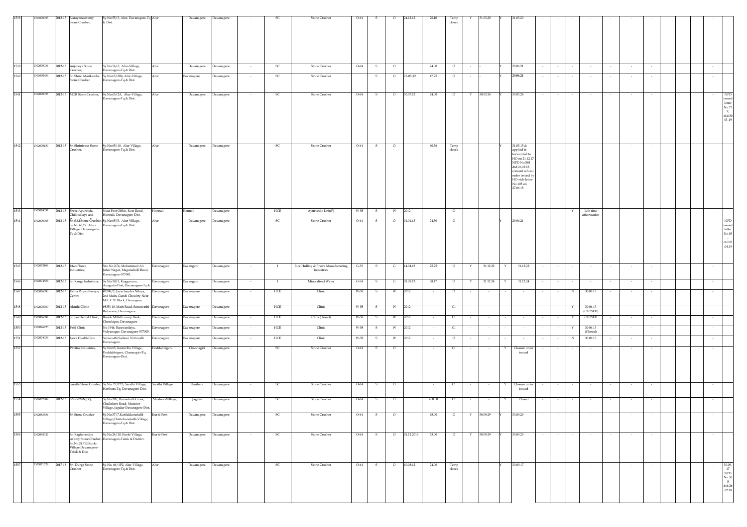| 1538 | 1301070055 | 2012-13 | Narayanaswamy Stone Crusher, | Sy.No:55/3, Alur, Davanagere-Tq & Dist. | Alur | Davanagere | Davanagere | - | SC | Stone Crusher | O-64 | S | O | 24.12.12 | 26.10 | Temp closed | Y | 31.03.20 | Y | 31.03.20 | - | - | - | - | - | - | - | | | - | |
|---|---|---|---|---|---|---|---|---|---|---|---|---|---|---|---|---|---|---|---|---|---|---|---|---|---|---|---|---|---|---|---|
| 1539 | 1302070036 | 2012-13 | Anjaneya Stone Crusher, | Sy.No:56/3, Alur-Village, Davanagere-Tq & Dist. | Alur | Davanagere | Davanagere | - | SC | Stone Crusher | O-64 | S | O | | 24.00 | O | - | | Y | 29.06.21 | - | - | - | - | - | - | - | | | - | |
| 1540 | 1301070454 | 2012-13 | Sri Shirsi Marikamba Stone Crusher. | Sy.No:65/284, Alur-Village, Davanagere-Tq & Dist. | Alur | Davanagere | Davanagere | - | SC | Stone Crusher | | S | O | 25-08-12 | 47.25 | O | - | | Y | **29.06.21** | - | - | - | - | - | - | - | | | - | |
| 1541 | 1302070058 | 2012-13 | MGR Stone Crusher, | Sy.No:65/2A, Alur-Village, Davanagere-Tq & Dist. | Alur | Davanagere | Davanagere | - | SC | Stone Crusher | O-64 | S | O | 30.07.12 | 24.00 | O | Y | 30.03.24 | Y | 30.03.24 | - | - | - | - | - | - | - | | | - | NPD issued letter No.77 9, dtd:30 03-19 |
| 1542 | 1302070159 | 2012-13 | Sri.Shrinivasa Stone Crusher, | Sy.No:65/10, Alur Village, Davanagere-Tq & Dist. | Alur | Davanagere | Davanagere | - | SC | Stone Crusher | O-64 | S | O | | 40.56 | Temp closed | - | | Y | 31.03.15 & applied & forwarded to HO on 21.12.17 NPD No:588 dtd:26.02.18 consent refusal order issued by HO vide letter No.103 on 27.06.18 | - | - | - | - | - | - | - | | | - | |
| 1543 | 1305074337 | 2012-13 | Shree.Ayurveda Chikitsalaya and | Near Post Office, Kote Road, Honnali, Davanagere-Dist. | Honnali | Honnali | Davanagere | - | HCE | Ayurvedic Unit(P) | W-58 | S | W | 2012 | - | O | - | - | - | - | - | - | Y | Life time athorization | - | - | - | | | - | |
| 1544 | 1302070065 | 2012-13 | Sri.S.M.Stone Crusher, Sy.No:65/5, Alur-Village, Davanagere-Tq & Dist. | Sy.No:65/5, Alur-Village, Davanagere-Tq & Dist. | Alur | Davanagere | Davanagere | - | SC | Stone Crusher | O-64 | S | O | 01.01.13 | 24.50 | O | - | | Y | 29.06.21 | - | - | - | - | - | - | - | | | - | NPD issued letter No.03 - dtd:01 .04.19 |
| 1545 | 1302075106 | 2012-13 | Irfan Phova Industries, | Site No:2,76, Mohammed Ali Johar Nagar, Maganahalli Road, Davanagere-577001. | Davanagere | Davangere | Davanagere | - | I | Rice Hulling & Phova Manufacturing industries | G-39 | S | G | 14.04.13 | 25.25 | O | Y | 31.12.22 | Y | 31.12.22 | - | - | - | - | - | - | - | | | - | |
| 1546 | 1302074554 | 2012-13 | Sri.Ranga Industries, | Sy.No:10/1, Kogganuru, Anagodu-Post, Davanagere-Tq & | Davanagere | Davangere | Davanagere | - | I | Mineralised Water | G-54 | S | G | 01.09.13 | 98.47 | O | Y | 31.12.24 | Y | 31.12.24 | - | - | - | - | - | - | - | | | - | |
| 1547 | 1302076380 | 2012-13 | Elcha Physiotherapy Centre | #2708/1, Jayachandra Nilaya, 2nd Main, Gundi Choultry Near M.C.C.'B' Block, Davnagere. | Davanagere | Davangere | Davanagere | - | HCE | Clinic | W-58 | S | W | 2012 | - | O | - | - | - | - | - | - | N | 30.06.13 | - | - | - | | | - | |
| 1548 | 1302076360 | 2012-13 | Akurhi Clinic | #835/10, Main Road, Saraswathi Badavane, Davanagere. | Davanagere | Davangere | Davanagere | - | HCE | Clinic | W-58 | S | W | 2012 | - | Cl | - | - | - | - | - | - | Y | 30.06.13 (CLOSED) | - | - | - | | | - | |
| 1549 | 1302076382 | 2012-13 | Srujan Dental Clinic, | Beside Millath co-op Bank, Chowkipet, Davanagere | Davanagere | Davangere | Davanagere | - | HCE | Clinic(closed) | W-58 | S | W | 2012 | - | Cl | - | - | - | - | - | - | Y | CLOSED | - | - | - | | | - | |
| 1550 | 1302076223 | 2012-13 | Patil Clinic | No.1946, Basavanilaya, Vidyanagar, Davanagere-577005. | Davanagere | Davangere | Davanagere | - | HCE | Clinic | W-58 | S | W | 2012 | - | Cl | - | - | - | - | - | - | Y | 30.06.13 (Closed) | - | - | - | | | - | |
| 1551 | 1302074334 | 2012-13 | Jeeva Health Care | Saraswathi Sadana' Nittuvalli Davanagere. | Davanagere | Davangere | Davanagere | - | HCE | Clinic | W-58 | S | W | 2012 | - | O | - | - | - | - | - | - | N | 30.06.13 | - | - | - | | | - | |
| 1552 | | | Pavitra Industries, | Sy.No:65, Kasturiba Village, Doddabbigere, Channagiri-Tq, Davanagere-Dist. | Doddabbigere | Channagiri | Davanagere | - | SC | Stone Crusher | O-64 | S | O | | - | Cl | - | - | Y | Closure order issued | - | - | - | - | - | - | - | | | - | |
| 1553 | | | Sarathi Stone Crusher, | Sy.No. 77/P13, Sarathi Village, Harihara-Tq, Davanagere-Dist. | Sarathi Village | Harihara | Davanagere | - | SC | Stone Crusher | O-64 | S | O | | - | Cl | - | - | Y | Closure order issued | - | - | - | - | - | - | - | | | - | |
| 1554 | 1306067809 | 2012-13 | GVR-RMN(JV), | Sy.No:205, Donnehalli Cross, Challakere Road, Mustoor-Village, Jagalur Davanagere-Dist. | Mustoor-Village, | Jagalur | Davanagere | - | SC | Stone Crusher | O-64 | S | O | | 400.00 | Cl | - | - | Y | Closed | - | - | - | - | - | - | - | | | - | |
| 1555 | 1302083556 | | Sri Stone Crusher | Sy.No:37/7,Karilakkenahalli-Village,Chattobanahalli-Village, Davanagere-Tq & Dist. | Kurki-Post | Davanagere | Davanagere | - | SC | Stone Crusher | O-64 | S | O | | 45.00 | O | Y | 30.09.29 | Y | 30.09.29 | - | - | - | - | - | - | - | | | - | |
| 1556 | 1302085325 | | Sri.Raghavendra swamy Stone Crusher, Sy.No:24/10,Kurki-Village,Davanagere-Taluk & Dist. | Sy.No.24/10, Kurki-Village, Davanagere-Taluk & District. | Kurki-Post | Davanagere | Davanagere | - | SC | Stone Crusher | O-64 | S | O | 01.11.2019 | 53.00 | O | Y | 30.09.29 | Y | 30.09.29 | - | - | - | - | - | - | - | | | - | |
| 1557 | 1302071329 | 2017-18 | Sri. Durga Stone Crusher | Sy.No. 66/1P2, Alur-Village, Davanagere-Tq & Dist. | Alur | Davanagere | Davanagere | - | SC | Stone Crusher | O-64 | S | O | 10.08.12 | 24.00 | Temp closed | - | | Y | 30.09.17 | - | - | - | - | - | - | - | | | - | 30.09. 17 NPD No.58 5 dtd:26 /02.18 |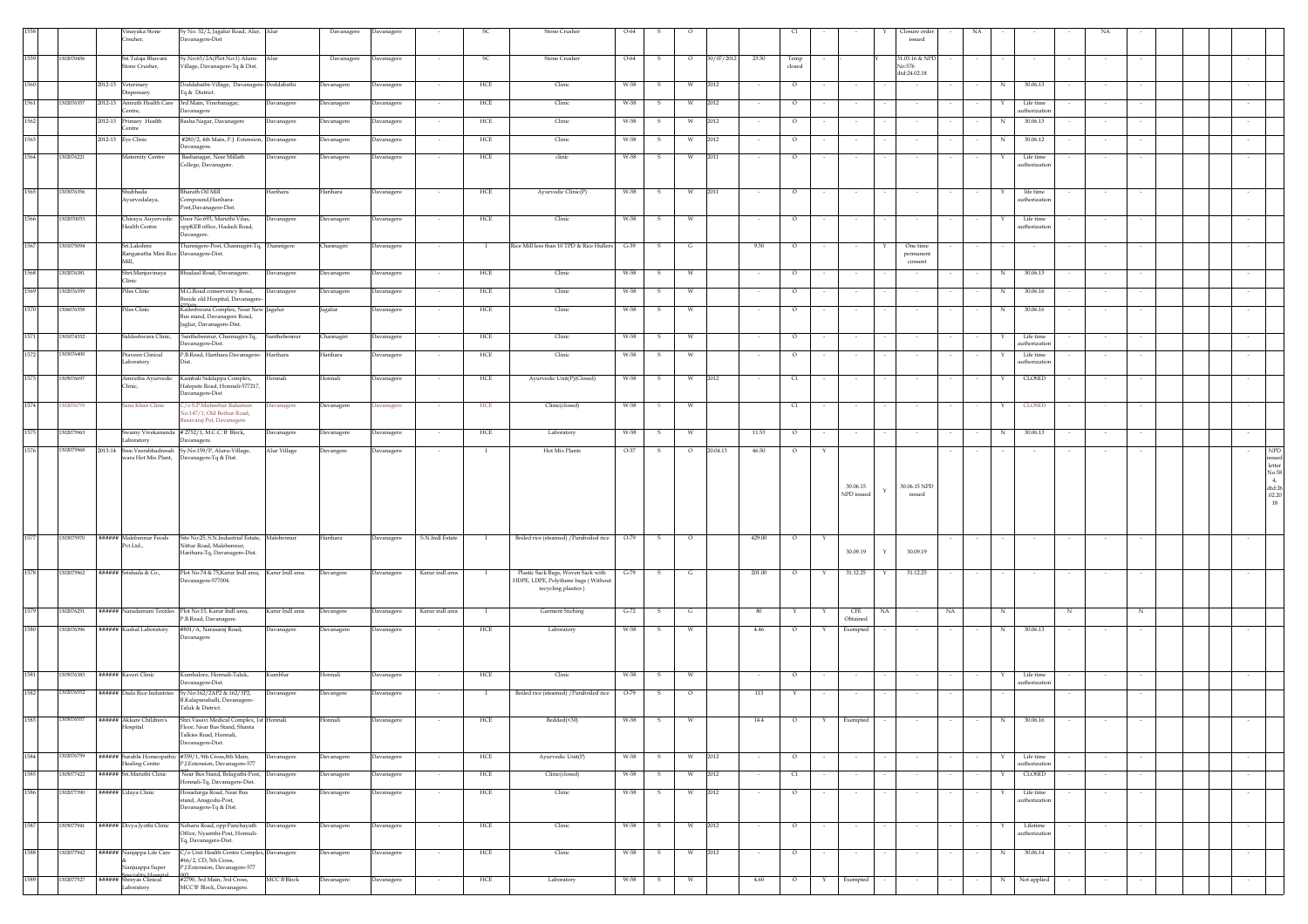| 1558 | | | Vinayaka Stone Crsuher, | Sy.No. 52/2, Jagalur Road, Alur, Davanagere-Dist | Alur | Davanagere | Davanagere | - | SC | Stone Crusher | O-64 | S | O | | | C1 | - | - | Y | Closure order issued | - | NA | - | - | - | NA | - | | | | |
|---|---|---|---|---|---|---|---|---|---|---|---|---|---|---|---|---|---|---|---|---|---|---|---|---|---|---|---|---|---|---|---|
| 1559 | 1302070456 | | Sri Tulaja Bhavani Stone Crusher, | Sy.No:65/2A(Plot No:1) Aluru-Village, Davanagere-Tq & Dist. | Alur | Davanagere | Davanagere | - | SC | Stone Crusher | O-64 | S | O | 30/07/2012 | 23.50 | Temp closed | - | - | Y | 31.03.16 & NPD No:576 dtd:24.02.18 | - | - | - | - | - | - | - | | | - | |
| 1560 | | 2012-13 | Veterinary Dispensary | Doddabathi-Village, Davanagere-Tq & District. | Doddabathi | Davanagere | Davanagere | - | HCE | Clinic | W-58 | S | W | 2012 | - | O | - | - | - | - | - | - | N | 30.06.13 | - | - | - | | | - | |
| 1561 | 1302076357 | 2012-13 | Amruth Health Care Centre, | 3rd Main, Vinobanagar, Davanagere | Davanagere | Davanagere | Davanagere | - | HCE | Clinic | W-58 | S | W | 2012 | - | O | - | - | - | - | - | - | Y | Life time authorization | - | - | - | | | - | |
| 1562 | | 2012-13 | Primary Health Centre | Basha Nagar, Davanagere | Davanagere | Davanagere | Davanagere | - | HCE | Clinic | W-58 | S | W | 2012 | - | O | - | - | - | - | - | - | N | 30.06.13 | - | - | - | | | - | |
| 1563 | | 2012-13 | Eye Clinic | #280/2, 4th Main, P.J. Extension, Davanagere. | Davanagere | Davanagere | Davanagere | - | HCE | Clinic | W-58 | S | W | 2012 | - | O | - | - | - | - | - | - | N | 30.06.12 | - | - | - | | | - | |
| 1564 | 1302076221 | | Maternity Centre | Bashanagar, Near Millath College, Davanagere. | Davanagere | Davanagere | Davanagere | - | HCE | clinic | W-58 | S | W | 2011 | - | O | - | - | - | - | - | - | Y | Life time authorization | - | - | - | | | - | |
| 1565 | 1302076356 | | Shubhada Ayurvedalaya, | Bharath Oil Mill Compound,Harihara-Post,Davanagere-Dist. | Harihara | Harihara | Davanagere | - | HCE | Ayurvedic Clinic(P) | W-58 | S | W | 2011 | - | O | - | - | - | - | - | - | Y | life time authorization | - | - | - | | | - | |
| 1566 | 1302070053 | | Chirayu Auyervedic Health Centre | Door No:693, Maruthi Vilas, oppKEB office, Hadadi Road, Davangere. | Davanagere | Davanagere | Davanagere | - | HCE | Clinic | W-58 | S | W | | - | O | - | - | - | - | - | - | Y | Life time authorization | - | - | - | | | - | |
| 1567 | 1301075094 | | Sri.Lakshmi Ranganatha Mini Rice Mill, | Thanniigere-Post, Channagiri-Tq, Davanagere-Dist. | Thannigere | Channagiri | Davanagere | - | I | Rice Mill less than 10 TPD & Rice Hullers | G-39 | S | G | | 9.30 | O | - | - | Y | One time permanent consent | - | - | - | - | - | - | - | | | - | |
| 1568 | 1302076381 | | Shri.Manjuvinaya Clinic | Bhudaal Road, Davanagere. | Davanagere | Davanagere | Davanagere | - | HCE | Clinic | W-58 | S | W | | - | O | - | - | - | - | - | - | N | 30.06.13 | - | - | - | | | - | |
| 1569 | 1302076359 | | Piles Clinic | M.G.Road conservency Road, Beside old Hospital, Davanagere-577002 | Davanagere | Davanagere | Davanagere | - | HCE | Clinic | W-58 | S | W | | - | O | - | - | - | - | - | - | N | 30.06.16 | - | - | - | | | - | |
| 1570 | 1306076358 | | Piles Clinic | Kaileshwara Complex, Near New Bus stand, Davanagere Road, Jaglur, Davanagere-Dist. | Jagalur | Jagalur | Davanagere | - | HCE | Clinic | W-58 | S | W | | - | O | - | - | - | - | - | - | N | 30.06.16 | - | - | - | | | - | |
| 1571 | 1301074332 | | Siddeshwara Clinic, | Santhebennur, Channagiri-Tq, Davanagere-Dist. | Santhebennur | Channagiri | Davanagere | - | HCE | Clinic | W-58 | S | W | | - | O | - | - | - | - | - | - | Y | Life time authorization | - | - | - | | | - | |
| 1572 | 1303076400 | | Praveen Clinical Laboratory | P.B.Road, Harihara Davanagere-Dist. | Harihara | Harihara | Davanagere | - | HCE | Clinic | W-58 | S | W | | - | O | - | - | - | - | - | - | Y | Life time authorization | - | - | - | | | - | |
| 1573 | 1305076697 | | Amrutha Ayurvedic Clinic, | Kambali Siddappa Complex, Halepete Road, Honnali-577217, Davanagere-Dist | Honnali | Honnali | Davanagere | - | HCE | Ayurvedic Unit(P)(Closed) | W-58 | S | W | 2012 | - | C1 | - | - | - | - | - | - | Y | CLOSED | - | - | - | | | - | |
| 1574 | 1302076770 | | Sana Khan Clinic | C/o S.P.Maheebur Rahaman No:147/1, Old Bethur Road, Basavaraj Pet, Davanagere | Davanagere | Davanagere | Davanagere | - | HCE | Clinic(closed) | W-58 | S | W | | - | C1 | - | - | - | - | - | - | Y | CLOSED | - | - | - | | | - | |
| 1575 | 1302075963 | | Swamy Vivekananda Laboratory | # 2752/1, M.C.C.'B' Block, Davanagere. | Davanagere | Davanagere | Davanagere | - | HCE | Laboratory | W-58 | S | W | | 11.53 | O | - | - | - | - | - | - | N | 30.06.13 | - | - | - | | | - | |
| 1576 | 1302075968 | 2013-14 | Sree Veerabhadresh wara Hot Mix Plant, | Sy.No:159/P, Aluru-Village, Davanagere-Tq & Dist. | Alur Village | Davangere | Davanagere | | I | Hot Mix Plants | O-37 | S | O | 20.04.13 | 46.50 | O | Y | 30.06.15 NPD issued | Y | 30.06.15 NPD issued | | - | - | - | - | - | - | | | | NPD issued letter No.584, dtd:26.02.2018 |
| 1577 | 1302075970 | ###### | Malebennur Foods Pvt.Ltd., | Site No:25, S.N.Industrial Estate, Nittur Road, Malebennur, Harihara-Tq, Davanagere-Dist. | Malebennur | Harihara | Davanagere | S.N.Indl Estate | I | Boiled rice (steamed) /Paraboiled rice | O-79 | S | O | | 429.00 | O | Y | 30.09.19 | Y | 30.09.19 | | - | - | - | - | - | - | | | - | |
| 1578 | 1302075962 | ###### | Srishaila & Co., | Plot No:74 & 75,Karur Indl area, Davanagere-577004. | Karur indl area | Davangere | Davanagere | Karur indl area | I | Plastic Sack Bags, Woven Sack with HDPE, LDPE, Polythene bags ( Without recycling plastics ) | G-79 | S | G | | 201.00 | O | Y | 31.12.25 | Y | 31.12.25 | - | - | - | - | - | - | - | | | - | |
| 1579 | 1302076251 | ###### | Naradamuni Textiles | Plot No:15, Karur Indl area, P.B.Road, Davanagere. | Karur Indl area | Davangere | Davanagere | Karur indl area | I | Garment Stiching | G-72 | S | G | | 80 | Y | Y | CFE Obtained | NA | - | NA | | N | | N | | N | | | | |
| 1580 | 1302076396 | ###### | Kushal Laboratory | #801/A, Narasaraj Road, Davanagere | Davanagere | Davangere | Davanagere | - | HCE | Laboratory | W-58 | S | W | | 4.46 | O | Y | Exempted | - | - | - | - | N | 30.06.13 | - | - | - | | | - | |
| 1581 | 1305076383 | ###### | Kaveri Clinic | Kumbalore, Honnali-Taluk, Davanagere-Dist. | Kumblur | Honnali | Davanagere | - | HCE | Clinic | W-58 | S | W | | - | O | - | - | - | - | - | - | Y | Life time authorization | - | - | - | | | - | |
| 1582 | 1302076552 | ###### | Dada Rice Industries | Sy.No:162/2AP2 & 162/3P2, B.Kalapanahalli, Davanagere-Taluk & District. | Davanagere | Davangere | Davanagere | - | I | Boiled rice (steamed) /Paraboiled rice | O-79 | S | O | | 113 | Y | - | - | - | - | - | - | - | | - | - | - | | | - | |
| 1583 | 1305076557 | ###### | Akkure Children's Hospital | Shri.Vasavi Medical Complex, 1st Floor, Near Bus Stand, Shanta Talkies Road, Honnali, Davanagere-Dist. | Honnali | Honnali | Davanagere | - | HCE | Bedded(<30) | W-58 | S | W | | 14.4 | O | Y | Exempted | - | - | - | - | N | 30.06.16 | - | - | - | | | - | |
| 1584 | 1302076759 | ###### | Surabhi Homeopathic Healing Centre | #359/1, 9th Cross,8th Main, P.J.Extension, Davanagere-577 | Davanagere | Davanagere | Davanagere | - | HCE | Ayurvedic Unit(P) | W-58 | S | W | 2012 | - | O | - | - | - | - | - | - | Y | Life time authorization | - | - | - | | | - | |
| 1585 | 1305077422 | ###### | Sri.Maruthi Clinic | Near Bus Stand, Belagutti-Post, Honnali-Tq, Davanagere-Dist. | Davanagere | Davanagere | Davanagere | - | HCE | Clinic(closed) | W-58 | S | W | 2012 | - | C1 | - | - | - | - | - | - | Y | CLOSED | - | - | - | | | - | |
| 1586 | 1302077390 | ###### | Udaya Clinic | Hosadurga Road, Near Bus stand, Anagodu-Post, Davanagere-Tq & Dist. | Davanagere | Davanagere | Davanagere | - | HCE | Clinic | W-58 | S | W | 2012 | - | O | - | - | - | - | - | - | Y | Life time authorization | - | - | - | | | - | |
| 1587 | 1305077941 | ###### | Divya Jyothi Clinic | Nebaru Road, opp:Panchayath Office, Nyamthi-Post, Honnali-Tq, Davanagere-Dist. | Davanagere | Davanagere | Davanagere | - | HCE | Clinic | W-58 | S | W | 2012 | - | O | - | - | - | - | - | - | Y | Lifetime authorization | - | - | - | | | - | |
| 1588 | 1302077942 | ###### | Nanjappa Life Care & Nanjuappa Super Speciality Hospital | C/o Unit Health Centre Complex, #66/2, CD, 5th Cross, P.J.Extension, Davanagere-577 002 | Davanagere | Davanagere | Davanagere | - | HCE | Clinic | W-58 | S | W | 2012 | - | O | - | - | - | - | - | - | N | 30.06.14 | - | - | - | | | - | |
| 1589 | 1302077527 | ###### | Shreyas Clinical Laboratory | #2790, 3rd Main, 3rd Cross, MCC'B' Block, Davanagere. | MCC B'Block | Davanagere | Davanagere | - | HCE | Laboratory | W-58 | S | W | | 4.60 | O | Y | Exempted | - | - | - | - | N | Not applied | - | - | - | | | - | |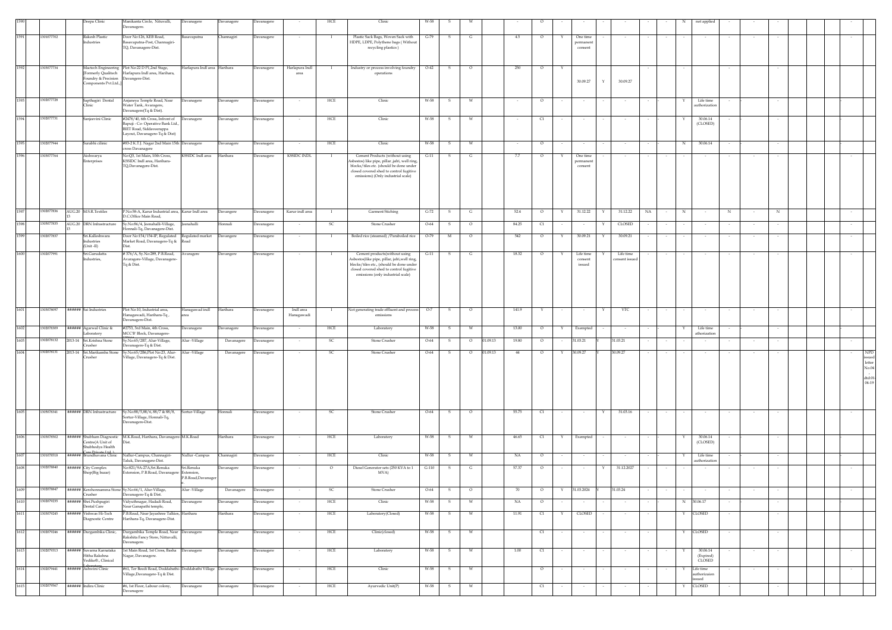| 1590 | | | Deepa Clinic | Manikanta Circle, Nituvalli, Davanagere. | Davanagere | Davanagere | Davanagere | - | HCE | Clinic | W-58 | S | W | | - | O | - | - | - | - | - | - | N | not applied | - | - | - | | | | - | |
|---|---|---|---|---|---|---|---|---|---|---|---|---|---|---|---|---|---|---|---|---|---|---|---|---|---|---|---|---|---|---|---|---|
| 1591 | 1301077702 | | Rakesh Plastic Industries | Door No:126, KEB Road, Basavapatna-Post, Channagiri-TQ, Davanagere-Dist. | Basavapatna | Channagiri | Davanagere | - | I | Plastic Sack Bags, Woven Sack with HDPE, LDPE, Polythene bags ( Without recycling plastics ) | G-79 | S | G | | 4.5 | O | Y | One time permanent consent | | - | - | - | - | - | - | - | - | | | | - | |
| 1592 | 1301077734 | | Mactech Engineering (Formerly Qualitech Foundry & Precision Components Pvt.Ltd.,) | Plot No:22 D P1,2nd Stage, Harlapura Indl area, Harihara, Davangere-Dist. | Harlapura Indl area | Harihara | Davanagere | Harlapura Indl area | I | Industry or process involving foundry operations | O-42 | S | O | | 250 | O | Y | 30.09.27 | Y | 30.09.27 | | - | | - | | - | | - | | | | |
| 1593 | 1301077728 | | Sapthagiri Dental Clinic | Anjaneya Temple Road, Near Water Tank, Avaragere, Davanagere(Tq & Dist). | Davanagere | Davanagere | Davanagere | - | HCE | Clinic | W-58 | S | W | | - | O | - | - | - | - | - | - | Y | Life time authorization | - | | - | | | | | |
| 1594 | 1301077731 | | Sanjeevini Clinic | #2478/40, 6th Cross, Infront of Bapuji - Co- Operative Bank Ltd., BIET Road, Siddaveerappa Layout, Davanagere-Tq & Dist) | Davanagere | Davanagere | Davanagere | - | HCE | Clinic | W-58 | S | W | | - | C1 | - | - | - | - | - | - | Y | 30.06.14 (CLOSED) | - | | - | | | | | |
| 1595 | 1301077944 | | Surabhi cilinic | #83-2 K.T.J. Nagar 2nd Main 15th cross Davanagere | Davanagere | Davanagere | Davanagere | - | HCE | Clinic | W-58 | S | W | | - | O | - | - | - | - | - | - | N | 30.06.14 | - | | - | | | | | |
| 1596 | 1301077764 | | Aishwarya Enterprises | No:Q3, 1st Main, 10th Cross, KSSIDC Indl area, Harihara-TQ,Davanagere-Dist. | KSSIDC Indl area | Harihara | Davanagere | KSSIDC INDL | I | Cement Products (without using Asbestos) like pipe, pillar ,jafri, well ring, blocks/tiles etc. (should be done under closed covered shed to control fugitive emissions) (Only industrial scale) | G-11 | S | G | | 7.7 | O | Y | One time permanent consent | | - | - | - | - | - | - | - | - | | | | - | |
| 1597 | 1302077836 | AUG.20 13 | M.S.R.Textiles | P.No:58-A, Karur Industrial area, D.C.Office Main Road, | Karur Indl area | Devangere | Davanagere | Karur indl area | I | Garment Stiching | G-72 | S | G | | 52.4 | O | Y | 31.12.22 | Y | 31.12.22 | NA | - | N | - | N | - | N | | | | | |
| 1598 | 1303077835 | AUG.20 13 | DRN Infrastructure | Sy.No:86/4, Jeenahalli-Village, Honnali-Tq, Davanagere-Dist. | Jeenahalli | Honnali | Davanagere | - | SC | Stone Crusher | O-64 | S | O | | 84.25 | C1 | - | - | Y | CLOSED | - | - | - | - | - | - | - | | | | - | |
| 1599 | 1302077837 | | Sri.Kalleshwara Industries (Unit -II) | Door No:154/154-IP, Regulated Market Road, Davanagere-Tq & Dist. | Regulated market Road | Devangere | Davanagere | - | I | Boiled rice (steamed) /Paraboiled rice | O-79 | M | O | | 542 | O | Y | 30.09.21 | Y | 30.09.21 | - | - | - | - | - | - | - | | | | - | |
| 1600 | 1302077991 | | Sri.Gurudatta Industries, | # 376/A, Sy.No:289, P.B.Road, Avaragere-Village, Davanagere-Tq & Dist. | Avaragere | Devangere | Davanagere | - | I | Cement products(without using Asbestos)like pipe, pillar, jafri,well ring, blocks/tiles etc., (should be done under closed covered shed to control fugitive emissions (only industrial scale) | G-11 | S | G | | 18.32 | O | Y | Life time consent issued | Y | Life time consent issued | - | - | - | - | - | - | - | | | | - | |
| 1601 | 1303078097 | ###### | Sai Industries | Plot No:10, Industrial area, Hanagawadi, Harihara-Tq , Davanagere-Dist. | Hanagawadi indl area | Harihara | Davanagere | Indl area Hanagawadi | I | Not generating trade effluent and process emissions | O-7 | S | O | | 141.9 | Y | - | - | Y | YTC | - | - | - | - | - | - | - | | | | - | |
| 1602 | 1302078309 | ###### | Agarwal Clinic & Laboratory | #2753, 3rd Main, 4th Cross, MCC'B' Block, Davanagere- | Davanagere | Davanagere | Davanagere | - | HCE | Laboratory | W-58 | S | W | | 13.00 | O | Y | Exempted | - | - | - | | Y | Life time athorization | - | | - | | | | | |
| 1603 | 1302078132 | 2013-14 | Sri.Krishna Stone Crusher | Sy.No:65/287, Alur-Village, Davanagere-Tq & Dist. | Alur -Village | Davanagere | Davanagere | - | SC | Stone Crusher | O-64 | S | O | 01.09.13 | 19.80 | O | - | 31.03.21 | Y | 31.03.21 | - | - | - | - | - | - | - | | | | | |
| 1604 | 1302078131 | 2013-14 | Sri.Marikamba Stone Crusher | Sy.No:65/286,Plot No:23, Alur-Village, Davanagere-Tq & Dist. | Alur -Village | Davanagere | Davanagere | - | SC | Stone Crusher | O-64 | S | O | 01.09.13 | 44 | O | Y | 30.09.27 | Y | 30.09.27 | - | - | - | - | - | - | - | | | | - | NPD issued letter No.04 - dtd:01-04-19 |
| 1605 | 1303078341 | ###### | DRN Infrastructure | Sy.No:88/5,88/6, 88/7 & 88/8, Sortur-Village, Honnali-Tq, Davanagere-Dist. | Sortur-Village | Honnali | Davanagere | - | SC | Stone Crusher | O-64 | S | O | | 55.75 | C1 | - | - | Y | 31.03.16 | - | - | - | - | - | - | - | | | | - | |
| 1606 | 1303078502 | ###### | Shubham Diagnostic Centre(A Unit of Shubhodya Health Care Private Ltd.) | M.K.Road, Harihara, Davanagere-Dist. | M.K.Road | Harihara | Davanagere | - | HCE | Laboratory | W-58 | S | W | | 46.65 | C1 | Y | Exempted | - | - | - | | Y | 30.06.14 (CLOSED) | - | | - | | | | | |
| 1607 | 1301078518 | ###### | Brundhavana Clinic | Nallur-Campus, Channagiri-Taluk, Davanagere-Dist. | Nullur -Campus | Channagiri | Davanagere | - | HCE | Clinic | W-58 | S | W | | NA | O | - | - | - | - | - | | Y | Life time authorization | - | | - | | | | | |
| 1608 | 1302078840 | ###### | City Complex Shop(Big bazar) | No:821/9A-27A,Sri.Renuka Extension, P.B.Road, Davanagere | Sri.Renuka Extension, P.B.Road,Davanagere | Davanagere | Davanagere | - | O | Diesel Generator sets (250 KVA to 1 MVA) | G-110 | S | G | | 57.37 | O | - | - | Y | 31.12.2027 | - | - | - | - | - | - | - | | | | - | |
| 1609 | 1302078847 | ###### | Kenchonnamma Stone Crusher | Sy.No:66/1, Alur-Village, Davanagere-Tq & Dist. | Alur -Village | Davanagere | Davanagere | - | SC | Stone Crusher | O-64 | S | O | | 70 | O | Y | 31.03.2024 | | 31.03.24 | - | - | - | - | - | - | - | | | | - | |
| 1610 | 1302079235 | ###### | Shri.Pushpagiri Dental Care | Vidyuthnagar, Hadadi Road, Near Ganapathi temple, | Davanagere | Davanagere | Davanagere | - | HCE | Clinic | W-58 | S | W | | NA | O | - | - | - | - | - | | N | 30.06.17 | - | | - | | | | | |
| 1611 | 1303079245 | ###### | Vishwas Hi-Tech Diagnostic Centre | P.B.Road, Near Jayashree Talkies, Harihara-Tq, Davanagere-Dist. | Harihara | Harihara | Davanagere | - | HCE | Laboratory(Closed) | W-58 | S | W | | 11.91 | C1 | Y | CLOSED | - | - | - | | Y | CLOSED | - | | - | | | | | |
| 1612 | 1302079246 | ###### | Durgambika Clinic, | Durgambika Temple Road, Near Rakshita Fancy Store, Nittuvalli, Davanagere. | Davanagere | Davanagere | Davanagere | - | HCE | Clinic(closed) | W-58 | S | W | | | C1 | - | - | - | - | - | | Y | CLOSED | - | | - | | | | | |
| 1613 | 1302079313 | ###### | Suvarna Karnataka Hitha Raksha Vedike®., Clinical Laboratory | 1st Main Road, 1st Cross, Basha Nagar, Davanagere. | Davanagere | Davanagere | Davanagere | - | HCE | Laboratory | W-58 | S | W | | 1.00 | C1 | - | - | - | - | - | | Y | 30.06.14 (Expired) CLOSED | - | - | - | | | | | |
| 1614 | 1302079441 | ###### | Ashwini Clinic | #61, Ter Beedi Road, Doddabathi-Village,Davanagere-Tq & Dist. | Doddabathi Village | Davanagere | Davanagere | - | HCE | Clinic | W-58 | S | W | | | O | - | - | - | - | - | | Y | Life time authorization issued | - | | - | | | | | |
| 1615 | 1302079567 | ###### | Indira Clinic | #6, 1st Floor, Labour colony, Davanagere | Davanagere | Davanagere | Davanagere | - | HCE | Ayurvedic Unit(P) | W-58 | S | W | | | C1 | - | - | - | - | - | | Y | CLOSED | - | | - | | | | | |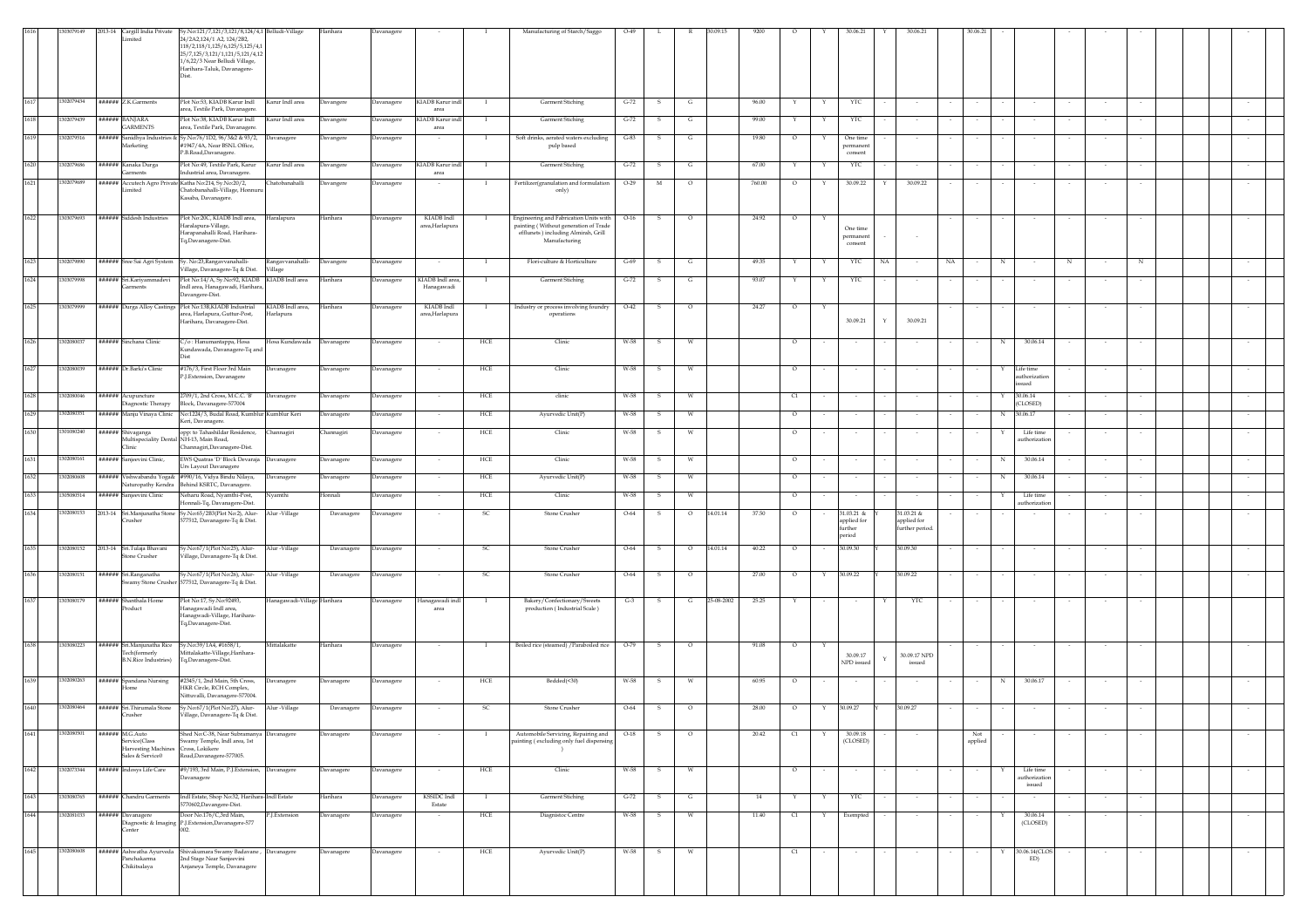| 1616 | 1302079149 | 2013-14 | Cargill India Private Limited | Sy.No:121/7,121/3,121/8,124/4,1 24/2A2,124/1 A2, 124/2B2, 118/2,118/1,125/6,125/5,125/4,1 25/7,125/3,121/1,121/5,121/4,12 1/6,22/3 Near Belludi Village, Harihara-Taluk, Davanagere-Dist. | Belludi-Village | Harihara | Davanagere | - | I | Manufacturing of Starch/Saggo | O-49 | L | R | 30.09.15 | 9200 | O | Y | 30.06.21 | Y | 30.06.21 | | 30.06.21 | - | | | | | | | - |
|---|---|---|---|---|---|---|---|---|---|---|---|---|---|---|---|---|---|---|---|---|---|---|---|---|---|---|---|---|---|---|---|
| 1617 | 1302079434 | ###### | Z.K.Garments | Plot No:53, KIADB Karur Indl area, Textile Park, Davanagere. | Karur Indl area | Davangere | Davanagere | KIADB Karur indl area | I | Garment Stiching | G-72 | S | G | | 96.00 | Y | Y | YTC | - | - | - | - | - | - | - | - | - | - | - |
| 1618 | 1302079439 | ###### | BANJARA GARMENTS | Plot No:38, KIADB Karur Indl area, Textile Park, Davanagere. | Karur Indl area | Davangere | Davanagere | KIADB Karur indl area | I | Garment Stiching | G-72 | S | G | | 99.00 | Y | Y | YTC | - | - | - | - | - | - | - | - | - | - | - |
| 1619 | 1302079516 | ###### | Sanidhya Industries & Marketing | Sy.No:76/1D2, 98/3&2 & 93/2, #1947/4A, Near BSNL Office, P.B.Road,Davanagere. | Davanagere | Davangere | Davanagere | - | I | Soft drinks, aerated waters excluding pulp based | G-83 | S | G | | 19.80 | O | Y | One time permanent consent | - | - | - | - | - | - | - | - | - | - | - |
| 1620 | 1302079686 | ###### | Kanaka Durga Garments | Plot No:49, Textile Park, Karur Industrial area, Davanagere. | Karur Indl area | Davangere | Davanagere | KIADB Karur indl area | I | Garment Stiching | G-72 | S | G | | 67.00 | Y | Y | YTC | - | - | - | - | - | - | - | - | - | - | - |
| 1621 | 1302079689 | ###### | Accutech Agro Private Limited | Katha No:214, Sy.No:20/2, Chatobanahalli-Village, Honnuru Kasaba, Davanagere. | Chatobanahalli | Davangere | Davanagere | - | I | Fertilizer(granulation and formulation only) | O-29 | M | O | | 760.00 | O | Y | 30.09.22 | Y | 30.09.22 | - | - | - | - | - | - | - | - | - |
| 1622 | 1302079693 | ###### | Siddesh Industries | Plot No:20C, KIADB Indl area, Haralapura-Village, Harapanahalli Road, Harihara-Tq,Davanagere-Dist. | Haralapura | Harihara | Davanagere | KIADB Indl area,Harlapura | I | Engineering and Fabrication Units with painting ( Without generation of Trade effluents ) including Almirah, Grill Manufacturing | O-16 | S | O | | 24.92 | O | Y | One time permanent consent | - | - | - | - | - | - | - | - | - | - | - |
| 1623 | 1302079890 | ###### | Sree Sai Agri System | Sy. No:23,Rangavvanahalli-Village, Davanagere-Tq & Dist. | Rangavvanahalli-Village | Davangere | Davanagere | - | I | Flori-culture & Horticulture | G-69 | S | G | | 49.35 | Y | Y | YTC | NA | - | NA | - | N | - | N | - | N | | - |
| 1624 | 1302079998 | ###### | Sri.Kariyammadevi Garments | Plot No:14/A, Sy.No:92, KIADB Indl area, Hanagawadi, Harihara, Davangere-Dist. | KIADB Indl area | Harihara | Davanagere | KIADB Indl area, Hanagawadi | I | Garment Stiching | G-72 | S | G | | 93.07 | Y | Y | YTC | - | - | - | - | - | - | - | - | - | - | - |
| 1625 | 1302079999 | ###### | Durga Alloy Castings | Plot No:138,KIADB Industrial area, Harlapura, Guttur-Post, Harihara, Davanagere-Dist. | KIADB Indl area, Harlapura | Harihara | Davanagere | KIADB Indl area,Harlapura | I | Industry or process involving foundry operations | O-42 | S | O | | 24.27 | O | Y | 30.09.21 | Y | 30.09.21 | - | - | - | - | - | - | - | - | - |
| 1626 | 1302080037 | ###### | Sinchana Clinic | C/o : Hanumantappa, Hosa Kundawada, Davanagere-Tq and Dist | Hosa Kundawada | Davanagere | Davanagere | - | HCE | Clinic | W-58 | S | W | | | O | - | - | - | - | - | - | N | 30.06.14 | - | - | - | | - |
| 1627 | 1302080039 | ###### | Dr.Barki's Clinic | #176/3, First Floor 3rd Main P.J.Extension, Davanagere | Davanagere | Davanagere | Davanagere | - | HCE | Clinic | W-58 | S | W | | | O | - | - | - | - | - | - | Y | Life time authorization issued | - | - | - | | - |
| 1628 | 1302080046 | ###### | Acupuncture Diagnostic Therapy | 2709/1, 2nd Cross, M.C.C. 'B' Block, Davanagere-577004 | Davanagere | Davanagere | Davanagere | - | HCE | clinic | W-58 | S | W | | | Cl | - | - | - | - | - | - | Y | 30.06.14 (CLOSED) | - | - | - | | - |
| 1629 | 1302080151 | ###### | Manju Vinaya Clinic | No:1224/3, Budal Road, Kumbhar Keri, Davanagere. | Kumbhar Keri | Davanagere | Davanagere | - | HCE | Ayurvedic Unit(P) | W-58 | S | W | | | O | - | - | - | - | - | - | N | 30.06.17 | - | - | - | | - |
| 1630 | 1301080240 | ###### | Shivaganga Multispeciality Dental Clinic | opp: to Tahashildar Residence, NH-13, Main Road, Channagiri,Davanagere-Dist. | Channagiri | Channagiri | Davanagere | - | HCE | Clinic | W-58 | S | W | | | O | - | - | - | - | - | - | Y | Life time authorization | - | - | - | | - |
| 1631 | 1302080161 | ###### | Sanjeevini Clinic, | EWS Quatras 'D' Block Devaraja Urs Layout Davanagere | Davanagere | Davanagere | Davanagere | - | HCE | Clinic | W-58 | S | W | | | O | - | - | - | - | - | - | N | 30.06.14 | - | - | - | | - |
| 1632 | 1302080608 | ###### | Vishwabandu Yogada Naturopathy Kendra | #990/16, Vidya Bindu Nilaya, Behind KSRTC, Davanagere. | Davanagere | Davanagere | Davanagere | - | HCE | Ayurvedic Unit(P) | W-58 | S | W | | | O | - | - | - | - | - | - | N | 30.06.14 | - | - | - | | - |
| 1633 | 1305080514 | ###### | Sanjeevini Clinic | Neharu Road, Nyamthi-Post, Honnali-Tq, Davanagere-Dist. | Nyamthi | Honnali | Davanagere | - | HCE | Clinic | W-58 | S | W | | | O | - | - | - | - | - | - | Y | Life time authorization | - | - | - | | - |
| 1634 | 1302080153 | 2013-14 | Sri.Manjunatha Stone Crusher | Sy.No:65/2B3(Plot No:2), Alur-577512, Davanagere-Tq & Dist. | Alur -Village | Davanagere | Davanagere | - | SC | Stone Crusher | O-64 | S | O | 14.01.14 | 37.50 | O | - | 31.03.21 & applied for further period | Y | 31.03.21 & applied for further period. | - | - | - | - | - | - | - | | - |
| 1635 | 1302080152 | 2013-14 | Sri.Tulaja Bhavani Stone Crusher | Sy.No:67/1(Plot No:25), Alur-Village, Davanagere-Tq & Dist. | Alur -Village | Davanagere | Davanagere | - | SC | Stone Crusher | O-64 | S | O | 14.01.14 | 40.22 | O | - | 30.09.30 | Y | 30.09.30 | - | - | - | - | - | - | - | | - |
| 1636 | 1302080151 | ###### | Sri.Ranganatha Swamy Stone Crusher | Sy.No:67/1(Plot No:26), Alur-577512, Davanagere-Tq & Dist. | Alur -Village | Davanagere | Davanagere | - | SC | Stone Crusher | O-64 | S | O | | 27.00 | O | Y | 30.09.22 | Y | 30.09.22 | - | - | - | - | - | - | - | | - |
| 1637 | 1302080179 | ###### | Shanthala Home Product | Plot No:17, Sy.No:92493, Hanagawadi Indl area, Hanagwadi-Village, Harihara-Tq,Davanagere-Dist. | Hanagawadi-Village | Harihara | Davanagere | Hanagawadi indl area | I | Bakery/Confectionary/Sweets production ( Industrial Scale ) | G-3 | S | G | 25-08-2002 | 25.25 | Y | - | - | Y | YTC | - | - | - | - | - | - | - | | - |
| 1638 | 1302080223 | ###### | Sri.Manjunatha Rice Tech(formerly B.N.Rice Industries) | Sy.No:39/1A4, #1658/1, Mittalakatte-Village,Harihara-Tq,Davanagere-Dist. | Mittalakatte | Harihara | Davanagere | - | I | Boiled rice (steamed) /Parboiled rice | O-79 | S | O | | 91.08 | O | Y | 30.09.17 NPD issued | Y | 30.09.17 NPD issued | - | - | - | - | - | - | - | | - |
| 1639 | 1302080263 | ###### | Spandana Nursing Home | #2545/1, 2nd Main, 5th Cross, HKR Circle, RCH Complex, Nittuvalli, Davanagere-577004. | Davanagere | Davanagere | Davanagere | - | HCE | Bedded(<30) | W-58 | S | W | | 60.95 | O | - | - | - | - | - | - | N | 30.06.17 | - | - | - | | - |
| 1640 | 1302080464 | ###### | Sri.Thirumala Stone Crusher | Sy.No:67/1(Plot No:27), Alur-Village, Davanagere-Tq & Dist. | Alur -Village | Davanagere | Davanagere | - | SC | Stone Crusher | O-64 | S | O | | 28.00 | O | Y | 30.09.27 | Y | 30.09.27 | - | - | - | - | - | - | - | | - |
| 1641 | 1302080501 | ###### | M.G.Auto Service(Class Harvesting Machines Sales & Service) | Shed No:C-38, Near Subramanya Swamy Temple, Indl area, 1st Cross, Lokikere Road,Davanagere-577005. | Davanagere | Davanagere | Davanagere | - | I | Automobile Servicing, Repairing and painting ( excluding only fuel dispensing ) | O-18 | S | O | | 20.42 | Cl | Y | 30.09.18 (CLOSED) | - | - | | Not applied | - | - | - | - | - | | - |
| 1642 | 1302073344 | ###### | Indosys Life Care | #9/193, 3rd Main, P.J.Extension, Davanagere | Davanagere | Davanagere | Davanagere | - | HCE | Clinic | W-58 | S | W | | | O | - | - | - | - | - | - | Y | Life time authorization issued | - | - | - | | - |
| 1643 | 1302080765 | ###### | Chandru Garments | Indl Estate, Shop No:32, Harihara-577602,Davanagere-Dist. | Indl Estate | Harihara | Davanagere | KSSIDC Indl Estate | I | Garment Stiching | G-72 | S | G | | 14 | Y | Y | YTC | - | - | - | - | - | - | - | - | - | | - |
| 1644 | 1302081033 | ###### | Davanagere Diagnostic & Imaging Center | Door No:176/C,3rd Main, P.J.Extension,Davanagere-577 002. | P.J.Extension | Davanagere | Davanagere | - | HCE | Diagnistoc Centre | W-58 | S | W | | 11.40 | Cl | Y | Exempted | - | - | - | - | Y | 30.06.14 (CLOSED) | - | - | - | | - |
| 1645 | 1302080608 | ###### | Ashwatha Ayurveda Panchakarma Chikitsalaya | Shivakumara Swamy Badavane , 2nd Stage Near Sanjeevini Anjaneya Temple, Davanagere | Davanagere | Davanagere | Davanagere | - | HCE | Ayurvedic Unit(P) | W-58 | S | W | | | Cl | - | - | - | - | - | - | Y | 30.06.14(CLOSED) | - | - | - | | - |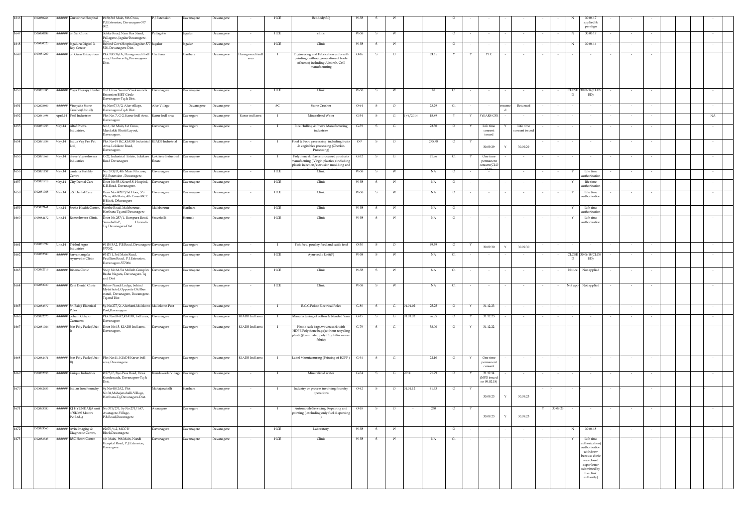| 1646 | 1302080266 | ###### | Gurushree Hospital | #180,3rd Main, 8th Cross, P.J.Extension, Davanagere-577 002. | P.J.Extension | Davanagere | Davanagere | - | HCE | Bedded(<30) | W-58 | S | W | | | O | - | - | - | - | - | - | N | 30.06.17 applied & pendign | - | - | - | | | - |
|---|---|---|---|---|---|---|---|---|---|---|---|---|---|---|---|---|---|---|---|---|---|---|---|---|---|---|---|---|---|---|
| 1647 | 1306080789 | ###### | Sri Sai Clinic | Sokke Road, Near Bus Stand, Pallagatte, JagalurDavanagere-Dist | Pallagatte | Jagalur | Davanagere | - | HCE | clinic | W-58 | S | W | | | O | - | - | - | - | - | - | N | 30.06.17 | - | - | - | | | - |
| 1648 | 1306080520 | ###### | Jagaluru Digital X-Ray Center | Behind Govt.Hospital,Jagalur-577 528, Davanagere-Dist. | Jagalur | Jagalur | Davanagere | - | HCE | Clinic | W-58 | S | W | | | O | - | - | - | - | - | - | N | 30.06.14 | - | - | - | | | - |
| 1649 | 1303081209 | ###### | Sri.Guru Enterprises | Plot NO:36/A, Hanagawadi Indl area, Harihara-Tq,Davanagere-Dist. | Harihara | Harihara | Davanagere | Hanagawadi indl area | I | Engineering and Fabrication units with painting (without generation of trade effluents) including Almirah, Grill manufacturing | O-16 | S | O | | 24.18 | Y | Y | YTC | - | - | - | - | - | - | - | - | - | | | - |
| 1650 | 1302081085 | ###### | Yoga Therapy Center | 2nd Cross Swami Vivekananda Extension BIET Circle Davanagere-Tq & Dist. | Davanagere | Davanagere | Davanagere | - | HCE | Clinic | W-58 | S | W | | N | Cl | - | - | - | - | - | - | CLOSED | 30.06.14(CLOSED) | - | - | - | | | - |
| 1651 | 1302078809 | ###### | Vinayaka Stone Crusher(Unit-II) | Sy.No:67/3/2, Alur village, Davanagere-Tq & Dist. | Alur Village | Davanagere | Davanagere | - | SC | Stone Crusher | O-64 | S | O | | 23.29 | Cl | - | - | returned | Returned | - | - | - | - | - | - | - | | | - |
| 1652 | 1302081498 | April.14 | Patil Industries | Plot No. 7, G-2, Karur Indl Area, Davanagere | Karur Indl area | Davangere | Davanagere | Karur indl area | I | Mineralised Water | G-54 | S | G | 1/6/2014 | 18.89 | Y | Y | 5YEARS CFE | - | - | - | - | - | - | - | - | - | | | NA |
| 1653 | 1302081933 | May.14 | Altaf Phova Industries, | No.1, 1st Main, 1st Cross, Mandakki Bhatti Layout, Davanagere. | Davanagere | Davangere | Davanagere | - | I | Rice Hulling & Phova Manufacturing industries | G-39 | S | G | | 23.50 | O | Y | Life time consent issued | Y | Life time consent issued | - | - | - | - | - | - | - | | | - |
| 1654 | 1302081954 | May.14 | Indus Veg Pro Pvt. Ltd., | Plot No-19 B,C,KIADB Industrial Area, Lokikere Road, Davanagere. | KIADB Industrial | Davangere | Davanagere | - | I | Food & Food processing including fruits & vegitables processing (Gherkin Processing) | O-7 | S | O | | 275.78 | O | Y | 30.09.29 | Y | 30.09.29 | - | - | - | - | - | - | - | | | - |
| 1655 | 1302081969 | May.14 | Shree Vigneshwara Industries | C-22, Industrial Estate, Lokikere Road Davanagere | Lokikere Industrial Estate | Davangere | Davanagere | - | I | Polythene & Plastic processed products manufactring ( Virgin plastics ) including plastic injection/extrusion moulding and plastic cable (manufacturing | G-32 | S | G | | 21.86 | Cl | Y | One time permanent consent(CLOSED) | - | - | - | - | - | - | - | - | - | | | - |
| 1656 | 1302081757 | May.14 | Santana Fertility Centre | No: 373/D, 4th Main 9th cross, P.J. Extension , Davanagere- | Davanagere | Davangere | Davanagere | - | HCE | Clinic | W-58 | S | W | | NA | O | - | - | - | - | - | - | Y | Life time authorization | - | - | - | | | - |
| 1657 | 1302081918 | May.14 | City Dental Care | Door No:551,Near S.S. Hospital, K.R Road, Davanagere. | Davanagere | Davangere | Davanagere | - | HCE | Clinic | W-58 | S | W | | NA | O | - | - | - | - | - | - | Y | life time authorization | - | - | - | | | - |
| 1658 | 1302081968 | May.14 | S.S. Dental Care | Door No- #2873,1st Floor, S S Plaza, 4th Main, 4th Cross MCC B Block, DSavangere Davanagere | Davanagere | Davangere | Davanagere | - | HCE | Clinic | W-58 | S | W | | NA | O | - | - | - | - | - | - | Y | Life time authorization | - | - | - | | | - |
| 1659 | 1303082161 | June.14 | Sneha Health Centre, | Santhe Road, Malebennur, Harihara-Tq and Davanagere- | Malebennur | Harihara | Davanagere | - | HCE | Clinic | W-58 | S | W | | NA | O | - | - | - | - | - | - | Y | Life time authorization | - | - | - | | | - |
| 1660 | 1305082172 | June.14 | Rameshwara Clinic, | Door No.257/1, Rampura Road, Sasvehalli-P, Honnali-Tq, Davanagere-Dist | Sasvehalli | Honnali | Davanagere | - | HCE | Clinic | W-58 | S | W | | NA | O | - | - | - | - | - | - | Y | Life time authorization | - | - | - | | | - |
| 1661 | 1302081399 | June.14 | Trishul Agro Industries | #115/5A2, P.B.Road, Davanagere-577002. | Davanagere | Davangere | Davanagere | - | I | Fish feed, poultry feed and cattle feed | O-30 | S | O | | 49.59 | O | Y | 30.09.30 | Y | 30.09.30 | - | - | - | - | - | - | - | | | - |
| 1662 | 1302082580 | ###### | Sarvamangala Ayurvedic Clinic | #317/1, 3rd Main Road, Pavillion Road , P.J.Extension, Davanagere-577004 | Davanagere | Davangere | Davanagere | - | HCE | Ayurvedic Unit(P) | W-58 | S | W | | NA | Cl | - | - | - | - | - | - | CLOSED | 30.06.18(CLOSED) | - | - | - | | | - |
| 1663 | 1302082719 | ###### | Rihana Clinic | Shop No:M-5A Millath Complex Basha Nagara, Davanagere-Tq and Dist | Davanagere | Davangere | Davanagere | - | HCE | Clinic | W-58 | S | W | | NA | Cl | - | - | - | - | - | - | Notice | Not applied | - | - | - | | | - |
| 1664 | 1302082930 | ###### | Ravi Dental Clinic | Below Nandi Lodge, behind Mytri hotel, Opposite Old Bus stand , Davanagere, Davanagere-Tq and Dist | Davanagere | Davangere | Davanagere | - | HCE | Clinic | W-58 | S | W | | NA | Cl | - | - | - | - | - | - | Not app | Not applied | - | - | - | | | - |
| 1665 | 1302082577 | ###### | Sri.Balaji Electrical Poles | Sy.No:277/2, Alurhatti,Mallekatte-Post,Davanagere | Mallekatte-Post | Davangere | Davanagere | - | I | R.C.C.Poles/Electrical Poles | G-80 | S | G | 01.01.02 | 25.25 | O | Y | 31.12.23 | - | - | - | - | - | - | - | - | - | | | - |
| 1666 | 1302082573 | ###### | Soham Cotspin Garments | Plot No:60-A2,KIADB, Indl area, Davanagere | Davanagere | Davangere | Davanagere | KIADB Indl area | I | Manufacturing of cotton & blended Yarn | G-15 | S | G | 01.01.02 | 96.85 | O | Y | 31.12.23 | - | - | - | - | - | - | - | - | - | | | - |
| 1667 | 1302081964 | ###### | Jain Poly Packs(Unit-I) | Door No:15, KIADB Indl area, Davanagere. | Davanagere | Davangere | Davanagere | KIADB Indl area | I | Plastic sack bags,woven sack with HDPE,Polythene bags(without recycling plastic)(Laminated poly Propihlin woven fabric) | G-79 | S | G | | 58.00 | O | Y | 31.12.22 | - | - | - | - | - | - | - | - | - | | | - |
| 1668 | 1302082471 | ###### | Jain Poly Packs(Unit-II) | Plot No:11, KIADB Karur Indl area, Davanagere. | Davanagere | Davangere | Davanagere | KIADB Indl area | I | Label Manufacturing (Printing of BOPP) | G-91 | S | G | | 22.10 | O | Y | One time permanent consent | - | - | - | - | - | - | - | - | - | | | - |
| 1669 | 1302082858 | ###### | Unique Industries | #275/7, Bye-Pass Road, Hosa Kundawada, Davanagere-Tq & Dist. | Kundawada Village | Davangere | Davanagere | - | I | Mineralized water | G-54 | S | G | 2014 | 21.79 | O | Y | 31.12.14 (NPD issued on 09.02.18) | - | - | - | - | - | - | - | - | - | | | - |
| 1670 | 1303082855 | ###### | Indian Iron Foundry | Sy.No:40/2A2, Plot No:34,Mahajenahalli-Village, Harihara-Tq,Davanagere-Dist. | Mahajenahalli | Harihara | Davanagere | - | I | Industry or process involving foundry operations | O-42 | S | O | 01.01.12 | 41.53 | O | Y | 30.09.23 | Y | 30.09.23 | - | - | - | - | - | - | - | | | - |
| 1671 | 1302083380 | ###### | KJ HYUNDAI(A unit of SKMS Motors Pvt.Ltd.,) | No:371/271, Sy.No:271/1A7, Avaragere-Village, P.B.Road,Davanagere | Avaragere | Davangere | Davanagere | - | I | Automobile Servicing, Repairing and painting ( excluding only fuel dispensing ) | O-18 | S | O | - | 250 | O | Y | 30.09.23 | Y | 30.09.23 | Y | 30.09.23 | - | - | - | - | - | | | - |
| 1672 | 1302083563 | ###### | Avin Imaging & Diagnostic Centre, | #2670/1,2, MCC'B' Block,Davanagere. | Davanagere | Davangere | Davanagere | - | HCE | Laboratory | W-58 | S | W | | | O | - | - | - | - | - | - | N | 30.06.18 | - | - | - | | | - |
| 1673 | 1302083525 | ###### | SSC Heart Centre | 4th Main, 9th Main, Nandi Hospital Road, P.J.Extension, Davangere. | Davanagere | Davangere | Davanagere | - | HCE | Clinic | W-58 | S | W | | NA | Cl | - | - | - | - | - | - | Y | Life time authorization( authorization withdraw because clinic was closed as per letter submitted by the clinic authority) | - | - | - | | | - |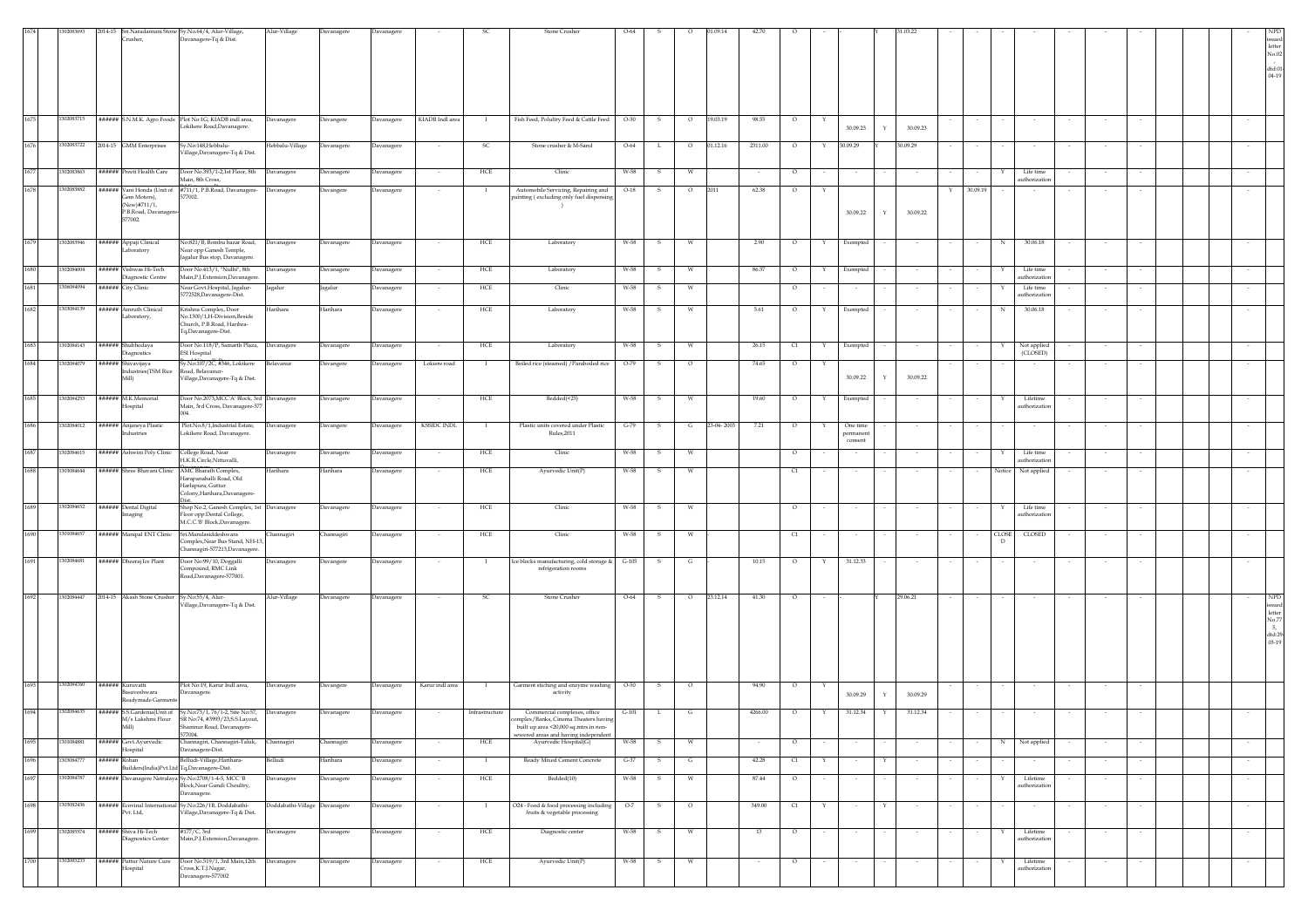| | | | | | | | | | | | | | | | | | | | | | | | | | | | | | | | |
|---|---|---|---|---|---|---|---|---|---|---|---|---|---|---|---|---|---|---|---|---|---|---|---|---|---|---|---|---|---|---|---|
| 1674 | 1302083693 | 2014-15 | Sri.Naradamuni Stone Crusher, | Sy.No.64/4, Alur-Village, Davanagere-Tq & Dist. | Alur-Village | Davanagere | Davanagere | - | SC | Stone Crusher | O-64 | S | O | 01.09.14 | 42.70 | O | - | - | Y | 31.03.22 | - | - | - | - | - | - | - | | | | NPD issued letter No.02 - dtd:01-04-19 |
| 1675 | 1302083715 | ###### | S.N.M.K. Agro Foods | Plot No:1G, KIADB indl area, Lokikere Road,Davanagere. | Davanagere | Davangere | Davanagere | KIADB Indl area | I | Fish Feed, Poluttry Feed & Cattle Feed | O-30 | S | O | 19.03.19 | 98.55 | O | Y | 30.09.23 | Y | 30.09.23 | - | - | - | - | - | - | - | | - | | |
| 1676 | 1302083722 | 2014-15 | GMM Enterprises | Sy.No:148,Hebbalu-Village,Davanagere-Tq & Dist. | Hebbalu-Village | Davanagere | Davanagere | - | SC | Stone crusher & M-Sand | O-64 | L | O | 01.12.16 | 2311.00 | O | Y | 30.09.29 | Y | 30.09.29 | - | - | - | - | - | - | - | | - | | |
| 1677 | 1302083863 | ###### | Preeti Health Care | Door No.393/1-2,1st Floor, 8th Main, 8th Cross, | Davanagere | Davanagere | Davanagere | - | HCE | Clinic | W-58 | S | W | | - | O | - | - | - | - | - | - | Y | Life time authorization | - | - | - | | - | | |
| 1678 | 1302083882 | ###### | Vani Honda (Unit of Gem Motors), (New)#711/1, P.B.Road, Davanagere-577002 | #711/1, P.B.Road, Davanagere-577002. | Davanagere | Davangere | Davanagere | - | I | Automobile Servicing, Repairing and painting ( excluding only fuel dispensing ) | O-18 | S | O | 2011 | 62.38 | O | Y | 30.09.22 | Y | 30.09.22 | Y | 30.09.19 | - | - | - | - | - | | - | | |
| 1679 | 1302083946 | ###### | Appaji Clinical Laboratory | No:821/B, Bombu bazar Road, Near opp Ganesh Temple, Jagalur Bus stop, Davanagere. | Davanagere | Davanagere | Davanagere | - | HCE | Laboratory | W-58 | S | W | | 2.90 | O | Y | Exempted | - | - | - | - | N | 30.06.18 | - | - | - | | - | | |
| 1680 | 1302084004 | ###### | Vishwas Hi-Tech Diagnostic Centre | Door No:413/1, "Nidhi", 8th Main,P.J.Extension,Davanagere. | Davanagere | Davanagere | Davanagere | - | HCE | Laboratory | W-58 | S | W | | 86.37 | O | Y | Exempted | - | - | - | - | Y | Life time authorization | - | - | - | | - | | |
| 1681 | 1302084094 | ###### | City Clinic | Near Govt.Hospital, Jagalur-577528,Davanagere-Dist. | Jagalur | Jagalur | Davanagere | - | HCE | Clinic | W-58 | S | W | | | O | - | - | - | - | - | - | Y | Life time authorization | - | - | - | | - | | |
| 1682 | 1302084139 | ###### | Amruth Clinical Laboratory, | Krishna Complex, Door No.1300/1,H-Division,Beside Church, P.B.Road, Harihra-Tq,Davanagere-Dist. | Harihara | Harihara | Davanagere | - | HCE | Laboratory | W-58 | S | W | | 5.61 | O | Y | Exempted | - | - | - | - | N | 30.06.18 | - | - | - | | - | | |
| 1683 | 1302084143 | ###### | Shubhodaya Diagnostics | Door No.118/P, Samarth Plaza, ESI Hospital | Davanagere | Davanagere | Davanagere | - | HCE | Laboratory | W-58 | S | W | | 26.15 | C1 | Y | Exempted | - | - | - | - | Y | Not applied (CLOSED) | - | - | - | | - | | |
| 1684 | 1302084179 | ###### | Shivavijaya Industries(TSM Rice Mill) | Sy.No:107/2C, #546, Lokikere Road, Belavanur-Village,Davanagere-Tq & Dist. | Belavanur | Davangere | Davanagere | Lokiere road | I | Boiled rice (steamed) /Paraboiled rice | O-79 | S | O | | 74.65 | O | Y | 30.09.22 | Y | 30.09.22 | - | - | - | - | - | - | - | | - | | |
| 1685 | 1302084253 | ###### | M.K.Memorial Hospital | Door No.2073,MCC'A' Block, 3rd Main, 3rd Cross, Davanagere-577 004. | Davanagere | Davanagere | Davanagere | - | HCE | Bedded(<25) | W-58 | S | W | | 19.60 | O | Y | Exempted | - | - | - | - | Y | Lifetime authorization | - | - | - | | - | | |
| 1686 | 1302084012 | ###### | Anjaneya Plastic Industries | Plot.No.8/1,Industrial Estate, Lokikere Road, Davanagere. | Davanagere | Davangere | Davanagere | KSSIDC INDL | I | Plastic units covered under Plastic Rules,2011 | G-79 | S | G | 23-04- 2003 | 7.21 | O | Y | One time permanent consent | - | - | - | - | - | - | - | - | - | | - | | |
| 1687 | 1302084615 | ###### | Ashwini Poly Clinic | College Road, Near H.K.R.Circle,Nittuvalli, | Davanagere | Davanagere | Davanagere | - | HCE | Clinic | W-58 | S | W | | | O | - | - | - | - | - | - | Y | Life time authorization | - | - | - | | - | | |
| 1688 | 1302084644 | ###### | Shree Bhavani Clinic | AMC Bharath Complex, Harapanahalli Road, Old Harlapura, Guttur Colony,Harihara,Davanagere-Dist. | Harihara | Harihara | Davanagere | - | HCE | Ayurvedic Unit(P) | W-58 | S | W | | | C1 | - | - | - | - | - | - | Notice | Not applied | - | - | - | | - | | |
| 1689 | 1302084652 | ###### | Dental Digital Imaging | Shop No.2, Ganesh Complex, 1st Floor opp:Dental College, M.C.C.'B' Block,Davanagere. | Davanagere | Davanagere | Davanagere | - | HCE | Clinic | W-58 | S | W | | | O | - | - | - | - | - | - | Y | Life time authorization | - | - | - | | - | | |
| 1690 | 1302084657 | ###### | Manipal ENT Clinic | Sri.Marulasiddeshwara Complex,Near Bus Stand, NH-13, Channagiri-577213,Davanagere. | Channagiri | Channagiri | Davanagere | - | HCE | Clinic | W-58 | S | W | | | C1 | - | - | - | - | - | - | CLOSED | CLOSED | - | - | - | | - | | |
| 1691 | 1302084681 | ###### | Dheeraj Ice Plant | Door No-99/10, Doggalli Compound, RMC Link Road,Davanagere-577001. | Davanagere | Davangere | Davanagere | - | I | Ice blocks manufacturing, cold storage & refrigeration rooms | G-105 | S | G | | 10.15 | O | Y | 31.12.33 | - | - | - | - | - | - | - | - | - | | - | | |
| 1692 | 1302084447 | 2014-15 | Akash Stone Crusher | Sy.No:55/4, Alur-Village,Davanagere-Tq & Dist. | Alur-Village | Davanagere | Davanagere | - | SC | Stone Crusher | O-64 | S | O | 23.12.14 | 41.30 | O | - | - | Y | 29.06.21 | - | - | - | - | - | - | - | | | | NPD issued letter No.775, dtd:29-03-19 |
| 1693 | 1302084760 | ###### | Kuruvatti Basaveshwara Readymade Garments | Plot No:19, Karur Indl area, Davanagere. | Davanagere | Davangere | Davanagere | Karur indl area | I | Garment stiching and enzyme washing activity | O-50 | S | O | | 94.90 | O | Y | 30.09.29 | Y | 30.09.29 | - | - | - | - | - | - | - | | | | |
| 1694 | 1302084635 | ###### | S.S.Gardenia(Unit of M/s Lakshmi Flour Mill) | Sy.No:75/1, 76/1-2, Site No:57, SR No:74, #3993/25,S.S.Layout, Shamnur Road, Davanagere-577004. | Davanagere | Davanagere | Davanagere | - | Infrastructure | Commercial complexes, office complex/Banks, Cinema Theaters having built up area <20,000 sq.mtrs.in non-sewered areas and having independent | G-101 | L | G | | 4266.00 | O | Y | 31.12.34 | Y | 31.12.34 | - | - | - | - | - | - | - | | | | |
| 1695 | 1302084881 | ###### | Govt.Ayurvedic Hospital | Channagiri, Channagiri-Taluk, Davanagere-Dist. | Channagiri | Channagiri | Davanagere | - | HCE | Ayurvedic Hospital(G) | W-58 | S | W | | - | O | - | - | - | - | - | - | N | Not applied | - | - | - | | - | | |
| 1696 | 1302084777 | ###### | Rohan Builders(India)Pvt.Ltd | Belludi-Village,Harihara-Tq,Davanagere-Dist. | Belludi | Harihara | Davanagere | - | I | Ready Mixed Cement Concrete | G-37 | S | G | | 42.28 | C1 | Y | - | Y | - | - | - | - | - | - | - | - | | - | | |
| 1697 | 1302084787 | ###### | Davanagere Netralaya | Sy.No:2708/1-4-5, MCC'B' Block,Near Gundi Chuiltry, Davanagere. | Davanagere | Davanagere | Davanagere | - | HCE | Bedded(10) | W-58 | S | W | | 87.44 | O | - | - | - | - | - | - | Y | Lifetime authorization | - | - | - | | - | | |
| 1698 | 1302082436 | ###### | Ecovinal International Pvt. Ltd, | Sy.No:226/1B, Doddabathi-Village,Davanagere-Tq & Dist. | Doddabathi-Village | Davanagere | Davanagere | - | I | O24 - Food & food processing including fruits & vegetable processing | O-7 | S | O | | 349.00 | C1 | Y | - | Y | - | - | - | - | - | - | - | - | | - | | |
| 1699 | 1302083574 | ###### | Shiva Hi-Tech Diagnostics Center | #177/C, 3rd Main,P.J.Extension,Davanagere. | Davanagere | Davanagere | Davanagere | - | HCE | Diagnostic center | W-58 | S | W | | 13 | O | - | - | - | - | - | - | Y | Lifetime authorization | - | - | - | | - | | |
| 1700 | 1302085233 | ###### | Puttur Nature Cure Hospital | Door No:519/1, 3rd Main,12th Cross,K.T.J.Nagar, Davanagere-577002 | Davanagere | Davanagere | Davanagere | - | HCE | Ayurvedic Unit(P) | W-58 | S | W | | - | O | - | - | - | - | - | - | Y | Lifetime authorization | - | - | - | | - | | |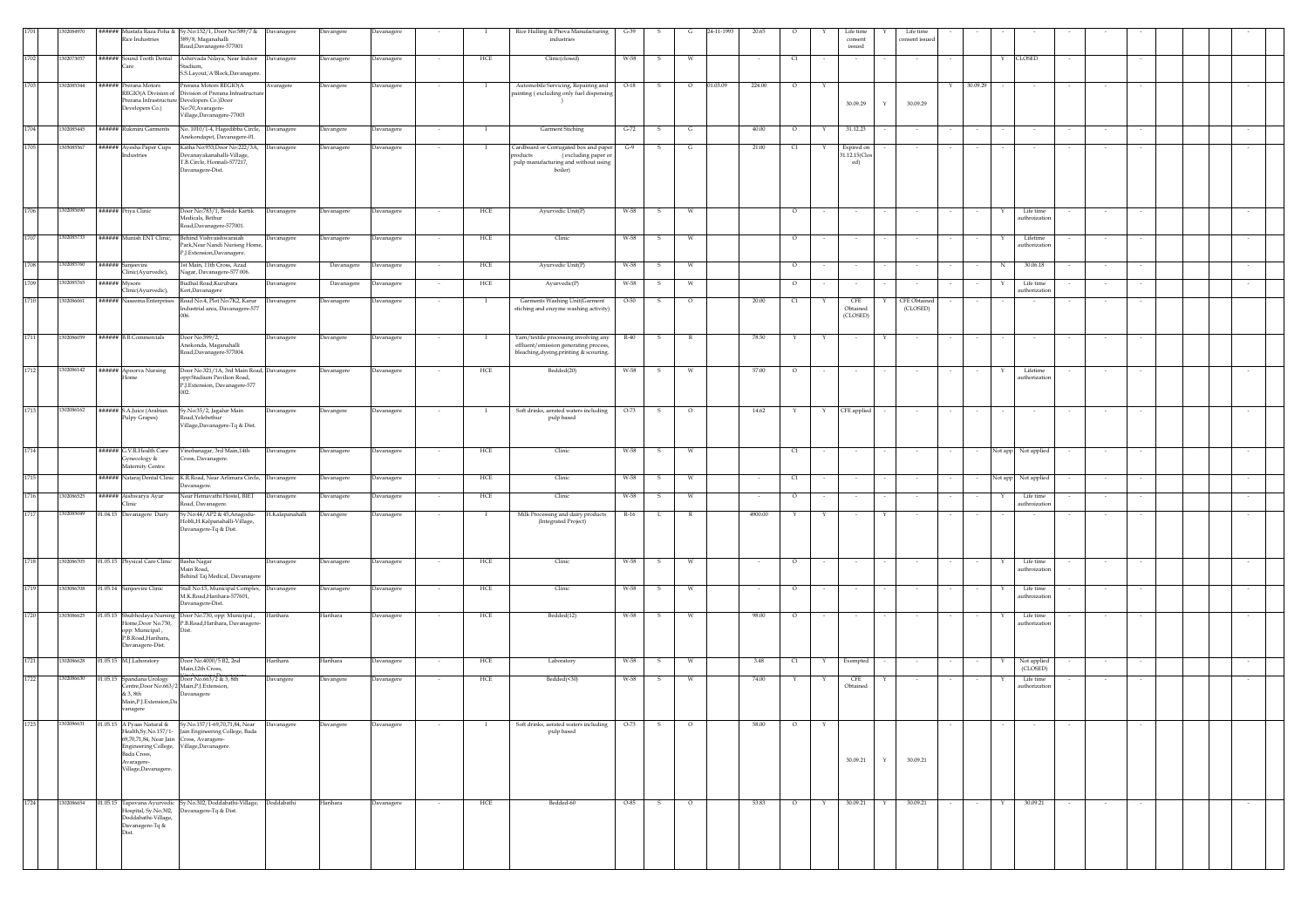| 1701 | 1302084970 | ###### | Mustafa Raza Poha & Rice Industries | Sy.No:152/1, Door No:589/7 & 589/8, Maganahalli Road,Davanagere-577001 | Davanagere | Davangere | Davanagere | - | I | Rice Hulling & Phova Manufacturing industries | G-39 | S | G | 24-11-1993 | 20.65 | O | Y | Life time consent issued | Y | Life time consent issued | - | - | - | - | - | - | - | | | - |
|---|---|---|---|---|---|---|---|---|---|---|---|---|---|---|---|---|---|---|---|---|---|---|---|---|---|---|---|---|---|---|
| 1702 | 1302073057 | ###### | Sound Tooth Dental Care | Ashirvada Nilaya, Near Indoor Stadium, S.S.Layout,'A'Block,Davanagere. | Davanagere | Davanagere | Davanagere | - | HCE | Clinic(closed) | W-58 | S | W | | - | Cl | - | - | - | - | - | - | Y | CLOSED | - | - | - | | | - |
| 1703 | 1302085344 | ###### | Prerana Motors REGIO(A Division of Prerana Infrastructure Developers Co.) | Prerana Motors REGIO(A Division of Prerana Infrastructure Developers Co.)Door No:70,Avaragere-Village,Davanagere-77003 | Avaragere | Davangere | Davanagere | - | I | Automobile Servicing, Repairing and painting ( excluding only fuel dispensing ) | O-18 | S | O | 01.03.09 | 224.00 | O | Y | 30.09.29 | Y | 30.09.29 | | Y | 30.09.29 | - | - | - | - | - | | - |
| 1704 | 1302085445 | ###### | Rukmini Garments | No. 1010/1-4, Hagedibba Circle, Anekondapet, Davanagere-01. | Davanagere | Devangere | Davanagere | - | I | Garment Stiching | G-72 | S | G | | 40.00 | O | Y | 31.12.25 | - | - | - | - | - | - | - | - | - | | | - |
| 1705 | 1305085567 | ###### | Ayesha Paper Cups Industries | Katha No:933,Door No:222/3A, Devanayakanahalli-Village, T.B.Circle, Honnali-577217, Davanagere-Dist. | Davanagere | Davanagere | Davanagere | - | I | Cardboard or Corrugated box and paper products ( excluding paper or pulp manufacturing and without using boiler) | G-9 | S | G | | 21.00 | Cl | Y | Expired on 31.12.15(Closed) | - | - | - | - | - | - | - | - | - | | | - |
| 1706 | 1302085690 | ###### | Priya Clinic | Door No:783/1, Beside Kartik Medicals, Bethur Road,Davanagere-577001. | Davanagere | Davangere | Davanagere | - | HCE | Ayurvedic Unit(P) | W-58 | S | W | | | O | - | - | - | - | - | - | Y | Life time authorization | - | - | - | | | - |
| 1707 | 1302085733 | ###### | Munish ENT Clinic, | Behind Vishvashwaraiah Park,Near Nandi Nursing Home, P.J.Extension,Davanagere. | Davanagere | Davangere | Davanagere | - | HCE | Clinic | W-58 | S | W | | | O | - | - | - | - | - | - | Y | Lifetime authorization | - | - | - | | | - |
| 1708 | 1302085760 | ###### | Sanjeevini Clinic(Ayurvedic), | 1st Main, 11th Cross, Azad Nagar, Davanagere-577 006. | Davanagere | Davanagere | Davanagere | - | HCE | Ayurvedic Unit(P) | W-58 | S | W | | | O | - | - | - | - | - | - | N | 30.06.18 | - | - | - | | | - |
| 1709 | 1302085765 | ###### | Mysore Clinic(Ayurvedic), | Budhal Road,Kurubara Keri,Davanagere | Davanagere | Davanagere | Davanagere | - | HCE | Ayurvedic(P) | W-58 | S | W | | | O | - | - | - | - | - | - | Y | Life time authorization | - | - | - | | | - |
| 1710 | 1302086061 | ###### | Naseema Enterprises | Road No.4, Plot No:7K2, Karur Industrial area, Davanagere-577 006. | Davanagere | Davangere | Davanagere | - | I | Garments Washing Unit(Garment stiching and enzyme washing activity) | O-50 | S | O | | 20.00 | Cl | Y | CFE Obtained (CLOSED) | Y | CFE Obtained (CLOSED) | - | - | - | - | - | - | - | | | - |
| 1711 | 1302086059 | ###### | B.B.Commercials | Door No.599/2, Anekonda, Maganahalli Road,Davanagere-577004. | Davanagere | Devangere | Davanagere | - | I | Yarn/textile processing involving any effluent/emission generating process, bleaching,dyeing,printing & scouring. | R-40 | S | R | | 78.50 | Y | Y | - | Y | - | - | - | - | - | - | - | - | | | - |
| 1712 | 1302086142 | ###### | Apoorva Nursing Home | Door No.321/1A, 3rd Main Road, opp:Stadium Pavilion Road, P.J.Extension, Davanagere-577 002. | Davanagere | Davanagere | Davanagere | - | HCE | Bedded(20) | W-58 | S | W | | 57.00 | O | - | - | - | - | - | - | Y | Lifetime authorization | - | - | - | | | - |
| 1713 | 1302086162 | ###### | S.A.Juice (Arabian Pulpy Grapes) | Sy.No:35/2, Jagalur Main Road,Yelebethur Village,Davanagere-Tq & Dist. | Davanagere | Devangere | Davanagere | - | I | Soft drinks, aerated waters including pulp based | O-73 | S | O | | 14.62 | Y | Y | CFE applied | - | - | - | - | - | - | - | - | - | | | - |
| 1714 | | ###### | G.V.R.Health Care Gynecology & Maternity Centre | Vinobanagar, 3rd Main,14th Cross, Davanagere. | Davanagere | Davanagere | Davanagere | - | HCE | Clinic | W-58 | S | W | | | Cl | - | - | - | - | - | - | Not app | Not applied | - | - | - | | | - |
| 1715 | | ###### | Nataraj Dental Clinic | K.R.Road, Near Arlimara Circle, Davanagere. | Davanagere | Davanagere | Davanagere | - | HCE | Clinic | W-58 | S | W | | - | Cl | - | - | - | - | - | - | Not app | Not applied | - | - | - | | | - |
| 1716 | 1302086525 | ###### | Aishwarya Ayur Clinic | Near Hemavathi Hostel, BIET Road, Davanagere. | Davanagere | Davanagere | Davanagere | - | HCE | Clinic | W-58 | S | W | | - | O | - | - | - | - | - | - | Y | Life time authroization | - | - | - | | | - |
| 1717 | 1302085049 | 01.04.15 | Davanagere Dairy | Sy.No:44/AP2 & 45,Anagodu-Hobli,H.Kalpanahalli-Village, Davanagere-Tq & Dist. | H.Kalpanahalli | Davangere | Davanagere | - | I | Milk Processing and dairy products (Integrated Project) | R-16 | L | R | | 4900.00 | Y | Y | - | Y | - | - | - | - | - | - | - | - | | | - |
| 1718 | 1302086703 | 01.05.15 | Physical Care Clinic | Basha Nagar Main Road, Behind Taj Medical, Davanagere | Davanagere | Davanagere | Davanagere | - | HCE | Clinic | W-58 | S | W | | - | O | - | - | - | - | - | - | Y | Life time authroization | - | - | - | | | - |
| 1719 | 1302086708 | 01.05.14 | Sanjeevini Clinic | Stall No:15, Municipal Complex, M.K.Road,Harihara-577601, Davanagere-Dist. | Davanagere | Davanagere | Davanagere | - | HCE | Clinic | W-58 | S | W | | - | O | - | - | - | - | - | - | Y | Life time authroization | - | - | - | | | - |
| 1720 | 1302086625 | 01.05.15 | Shubhodaya Nursing Home,Door No.730, opp: Municipal , P.B.Road,Harihara, Davanagere-Dist. | Door No.730, opp: Municipal , P.B.Road,Harihara, Davanagere-Dist. | Harihara | Harihara | Davanagere | - | HCE | Bedded(12) | W-58 | S | W | | 98.00 | O | - | - | - | - | - | - | Y | Life time authorization | - | - | - | | | - |
| 1721 | 1302086628 | 01.05.15 | M.J.Laboratory | Door No.4000/5 B2, 2nd Main,12th Cross, | Harihara | Harihara | Davanagere | - | HCE | Laboratory | W-58 | S | W | | 3.48 | Cl | Y | Exempted | - | - | - | - | Y | Not applied (CLOSED) | - | - | - | | | - |
| 1722 | 1302086630 | 01.05.15 | Spandana Urology Centre,Door No.663/2 & 3, 8th Main,P.J.Extension,Davanagere | Door No.663/2 & 3, 8th Main,P.J.Extension, Davanagere | Davangere | Davangere | Davanagere | - | HCE | Bedded(<30) | W-58 | S | W | | 74.00 | Y | Y | CFE Obtained | Y | - | - | - | Y | Life time authorization | - | - | - | | | - |
| 1723 | 1302086631 | 01.05.15 | A Pyaas Natural & Health,Sy.No.157/1-69,70,71,84, Near Jain Engineering College, Bada Cross, Avaragere-Village,Davanagere. | Sy.No:157/1-69,70,71,84, Near Jain Engineering College, Bada Cross, Avaragere-Village,Davanagere. | Davanagere | Davangere | Davanagere | - | I | Soft drinks, aerated waters including pulp based | O-73 | S | O | | 58.00 | O | Y | 30.09.21 | Y | 30.09.21 | - | | - | - | - | | - | | | |
| 1724 | 1302086634 | 01.05.15 | Tapovana Ayurvedic Hospital, Sy.No.302, Doddabathi-Village, Davanagere-Tq & Dist. | Sy.No.302, Doddabathi-Village, Davanagere-Tq & Dist. | Doddabathi | Harihara | Davanagere | - | HCE | Bedded-60 | O-85 | S | O | | 53.83 | O | Y | 30.09.21 | Y | 30.09.21 | - | - | Y | 30.09.21 | - | - | - | | | - |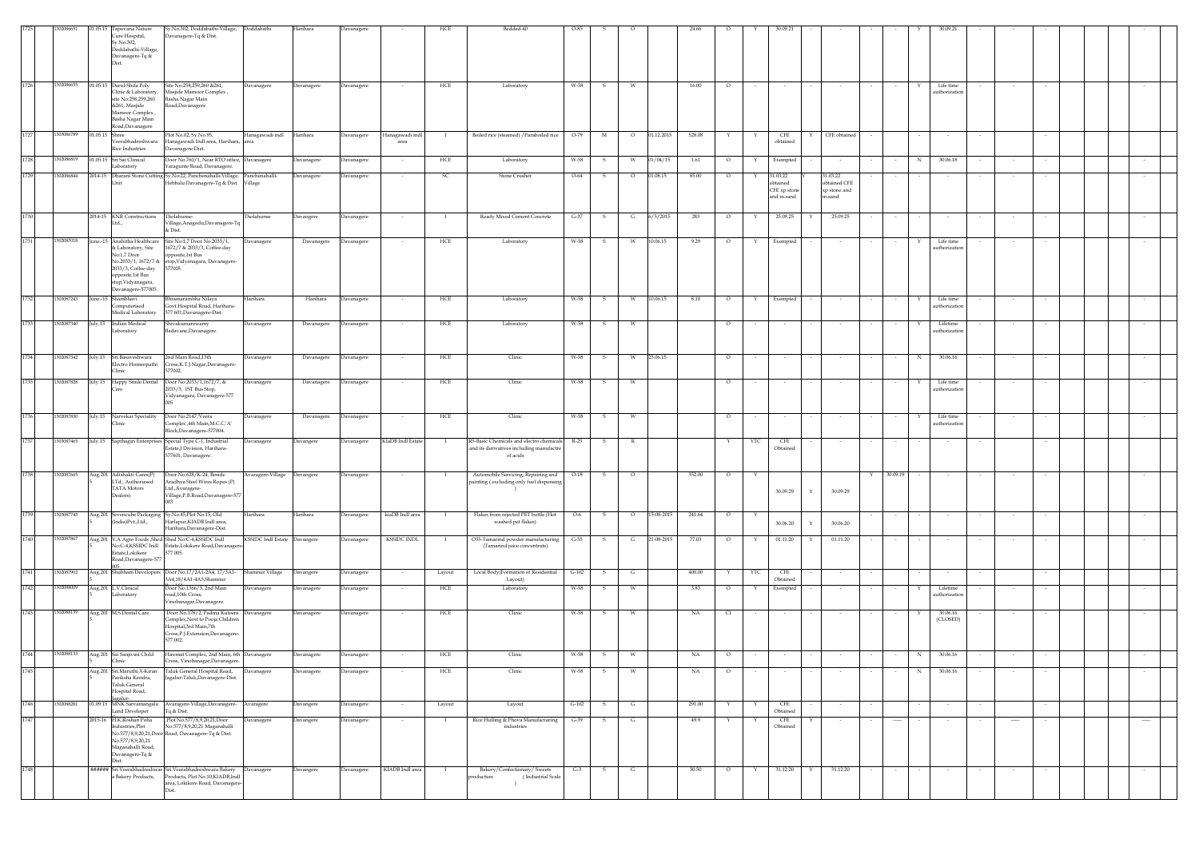| 1725 | 1302086651 | 01.05.15 | Tapovana Nature Cure Hospital, Sy.No.302, Doddabathi-Village, Davanagere-Tq & Dist. | Sy.No.302, Doddabathi-Village, Davanagere-Tq & Dist. | Doddabathi | Harihara | Davanagere | - | HCE | Bedded-40 | O-85 | S | O | | 24.66 | O | Y | 30.09.21 | - | - | - | - | Y | 30.09.21 | - | - | - | | | - |
|---|---|---|---|---|---|---|---|---|---|---|---|---|---|---|---|---|---|---|---|---|---|---|---|---|---|---|---|---|---|---|
| 1726 | 1302086655 | 01.05.15 | Darul-Shifa Poly Clinic & Laboratory, site No.258,259,260 &261, Masjide Mamoor Complex , Basha Nagar Main Road,Davanagere | Site No:258,259,260 &261, Masjide Mamoor Complex , Basha Nagar Main Road,Davanagere | Davanagere | Davanagere | Davanagere | - | HCE | Laboratory | W-58 | S | W | | 16.00 | O | - | - | - | - | - | - | Y | Life time authorization | - | - | - | | | - |
| 1727 | 1302086789 | 01.05.15 | Shree Veerabhadreshwara Rice Industries | Plot No.02, Sy.No.95, Hanagawadi Indl area, Harihara, Davanagere-Dist. | Hanagawadi indl area | Harihara | Davanagere | Hanagawadi indl area | I | Boiled rice (steamed) /Paraboiled rice | O-79 | M | O | 01.12.2015 | 528.08 | Y | Y | CFE obtained | Y | CFE obtained | - | | - | - | - | - | - | | | |
| 1728 | 1302086819 | 01.05.15 | Sri Sai Clinical Laboratory | Door No.760/1, Near RTO office, Yaragunte Road, Davanagere. | Davanagere | Davanagere | Davanagere | - | HCE | Laboratory | W-58 | S | W | 01/04/15 | 1.61 | O | Y | Exempted | - | - | - | - | N | 30.06.18 | - | - | - | | | - |
| 1729 | 1302086844 | 2014-15 | Dharani Stone Cutting Unit | Sy.No:22, Panchenahalli-Village, Hebbalu Davanagere-Tq & Dist. | Panchenahalli-Village | Davanagere | Davanagere | - | SC | Stone Crusher | O-64 | S | O | 01.08.15 | 85.00 | O | Y | 31.03.22 obtained CFE xp stone and m.sand | Y | 31.03.22 obtained CFE xp stone and m.sand | - | - | - | - | - | - | - | | | - |
| 1730 | | 2014-15 | KNR Constructions Ltd., | Tholahunse-Village,Anagodu,Davanagere-Tq & Dist. | Tholahunse | Davangere | Davanagere | - | I | Ready Mixed Cement Concrete | G-37 | S | G | 6/5/2015 | 283 | O | Y | 25.09.25 | Y | 25.09.25 | - | - | - | - | - | - | - | | | - |
| 1731 | 1302087018 | June.-15 | Anahitha Healthcare & Laboratory, Site No:1,7 Door No.2053/1, 1672/7 & 2033/3, Coffee-day opposite,1st Bus stop,Vidyanagara, Davanagere-577005. | Site No:1,7 Door No.2033/1, 1672/7 & 2033/3, Coffee-day opposite,1st Bus stop,Vidyanagara, Davanagere-577005. | Davanagere | Davanagere | Davanagere | - | HCE | Laboratory | W-58 | S | W | 10.06.15 | 9.29 | O | Y | Exempted | - | - | - | - | Y | Life time authorization | - | - | - | | | - |
| 1732 | 1302087243 | June.-15 | Shambhavi Computerised Medical Laboratory | Bhramarambha Nilaya Govt.Hospital Road, Harihara-577 601,Davanagere-Dist. | Harihara | Harihara | Davanagere | - | HCE | Laboratory | W-58 | S | W | 10.06.15 | 8.10 | O | Y | Exempted | - | - | - | - | Y | Life time authorization | - | - | - | | | - |
| 1733 | 1302087340 | July.15 | Indian Medical Laboratory | Shivakumaraswamy Badavane,Davanagere. | Davanagere | Davanagere | Davanagere | - | HCE | Laboratory | W-58 | S | W | | | O | - | - | - | - | - | - | Y | Lifetime authorization | - | - | - | | | - |
| 1734 | 1302087342 | July.15 | Sri.Basaveshwara Electro Homeopathi Clinic | 2nd Main Road,13th Cross,K.T.J.Nagar,Davanagere-577002. | Davanagere | Davanagere | Davanagere | - | HCE | Clinic | W-58 | S | W | 25.06.15 | | O | - | - | - | - | - | - | N | 30.06.16 | - | - | - | | | - |
| 1735 | 1302087828 | July.15 | Happy Smile Dental Care | Door No:2033/1,1672/7, & 2033/3, 1ST Bus Stop, Vidyanagara, Davanagere-577 005 | Davanagere | Davanagere | Davanagere | - | HCE | Clinic | W-58 | S | W | | | O | - | - | - | - | - | - | Y | Life time authorization | - | - | - | | | - |
| 1736 | 1302087830 | July.15 | Narvekar Speciality Clinic | Door No.2147, Veera Complex',4th Main,M.C.C'A' Block,Davanagere-577004. | Davanagere | Davanagere | Davanagere | - | HCE | Clinic | W-58 | S | W | | | O | - | - | - | - | - | - | Y | Life time authorization | - | - | - | | | - |
| 1737 | 1302087465 | July.15 | Sapthagiri Enterprises | Special Type C-1, Industrial Estate,J Division, Harihara-577601, Davanagere. | Davanagere | Davangere | Davanagere | KIADB Indl Estate | I | 85-Basic Chemicals and electro chemicals and its derivatives including manufactre of acids | R-25 | S | R | | | Y | YTC | CFE Obtained | - | - | - | - | - | - | - | - | - | | | - |
| 1738 | 1302087665 | Aug.2015 | Adishakti Cares(P) LTd., Authorized TATA Motors Dealers) | Door No.628/K-24, Beside Aradhya Steel Wires Ropes (P) Ltd.,Avaragere-Village,P.B.Road,Davanagere-577 003 | Avaragere-Village | Davangere | Davanagere | - | I | Automobile Servicing, Repairing and painting ( excluding only fuel dispensing ) | O-18 | S | O | | 352.00 | O | Y | 30.09.29 | Y | 30.09.29 | Y | 30.09.19 | - | - | - | - | - | | | - |
| 1739 | 1302087743 | Aug.2015 | Sevencube Packaging (India)Pvt.,Ltd.,. | Sy.No.45,Plot No.15, Old Harlapur,KIADB Indl area, Harihara,Davanagere-Dist. | Harihara | Harihara | Davanagere | kiaDB Indl area | I | Flakes from rejected PET bottle (Hot washed pet flakes) | O-6 | S | O | 15-08-2015 | 241.64 | O | Y | 30.06.20 | Y | 30.06.20 | - | - | - | - | - | - | - | | | - |
| 1740 | 1302087867 | Aug.2015 | V.A.Agro Foods ,Shed No:C-4,KSSIDC Indl Estate,Lokikere Road,Davanagere-577 005. | Shed No:C-4,KSSIDC Indl Estate,Lokikere Road,Davanagere-577 005. | KSSIDC Indl Estate | Davanagere | Davanagere | KSSIDC INDL | I | O55-Tamarind powder manufacturing (Tamarind juice concentrate) | G-55 | S | G | 21-08-2015 | 77.03 | O | Y | 01.11.20 | Y | 01.11.20 | - | - | - | - | - | - | - | | | - |
| 1741 | 1302087902 | Aug.2015 | Shubham Developers | Door No.17/2A1-2A4, 17/3A1-3A4,18/4A1-4A5,Shamnur | Shamnur Village | Davangere | Davanagere | - | Layout | Local Body(Formation of Residential Layout) | G-102 | S | G | | 400.00 | Y | YTC | CFE Obtained | - | - | - | | - | - | - | - | - | | | - |
| 1742 | 1302088009 | Aug.2015 | L.V.Clinical Laboratory | Door No.1366/5, 2nd Main road,10th Cross, Vinobanagar,Davanagere. | Davanagere | Davanagere | Davanagere | - | HCE | Laboratory | W-58 | S | W | | 3.83 | O | Y | Exempted | - | - | - | - | Y | Lifetime authorization | - | - | - | | | - |
| 1743 | 1302088139 | Aug.2015 | M.S.Dental Care | Door No.178/2, Padma Kuteera Complex,Next to Pooja Children Hospital,3rd Main,7th Cross,P.J.Extension,Davanagere-577 002. | Davanagere | Davanagere | Davanagere | - | HCE | Clinic | W-58 | S | W | | NA | Cl | - | - | - | - | - | - | Y | 30.06.16 (CLOSED) | - | - | - | | | - |
| 1744 | 1302088133 | Aug.2015 | Sai Sanjivini Child Clinic | Hiremat Complex, 2nd Main, 6th Cross, Vinobanagar,Davanagere. | Davanagere | Davanagere | Davanagere | - | HCE | Clinic | W-58 | S | W | | NA | O | - | - | - | - | - | - | N | 30.06.16 | - | - | - | | | - |
| 1745 | | Aug.2015 | Sri.Maruthi X-Kiran Pariksha Kendra, Taluk General Hospital Road, Jagalur- | Taluk General Hospital Road, Jagalur-Taluk,Davanagere-Dist. | Davanagere | Davanagere | Davanagere | - | HCE | Clinic | W-58 | S | W | | NA | O | - | - | - | - | - | - | N | 30.06.16 | - | - | - | | | - |
| 1746 | 1302088281 | 01.09.15 | MNK Sarvamangala Land Developer | Avaragere-Village,Davanagere-Tq & Dist. | Avaragere | Davangere | Davanagere | - | Layout | Layout | G-102 | S | G | | 291.00 | Y | Y | CFE Obtained | - | - | - | | - | - | - | - | - | | | - |
| 1747 | | 2015-16 | H.K.Roshan Paha Industries,Plot No.577/8,9,20,21,Door No.577/8,9,20,21 Magarahalli Road, Davanagere-Tq & Dist. | Plot No.577/8,9,20,21,Door No.577/8,9,20,21 Magarahalli Road, Davanagere-Tq & Dist. | Davanagere | Davangere | Davanagere | - | I | Rice Hulling & Phova Manufacturing industries | G-39 | S | G | | 49.9 | Y | Y | CFE Obtained | Y | - | - | ----- | - | - | - | ---- | - | | | ----- |
| 1748 | | ###### | Sri.Veerabhadreshwara Bakery Products, | Sri.Veerabhadreshwara Bakery Products, Plot No.10,KIADB,Indl area, Lokikere Road, Davanagere-Dist. | Davanagere | Davangere | Davanagere | KIADB Indl area | I | Bakery/Confectionary/Sweets production (Industrial Scale ) | G-3 | S | G | | 30.50 | O | Y | 31.12.20 | Y | 31.12.20 | - | - | - | - | - | - | - | | | - |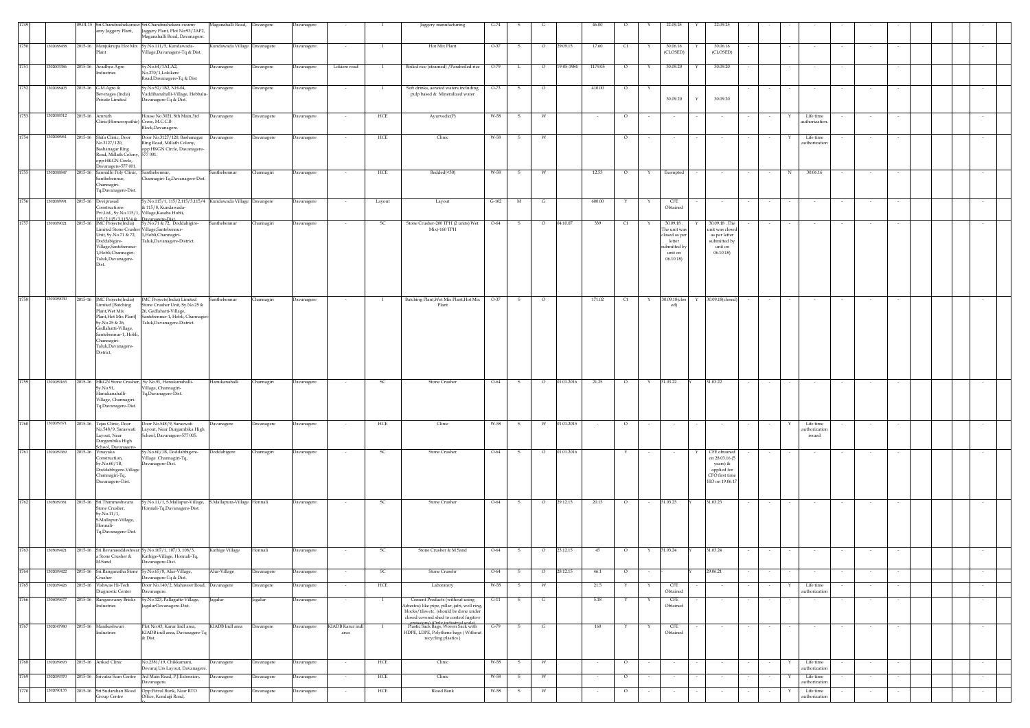| 1749 | | 09.01.15 | Sri.Chandrashekaraswamy Jaggery Plant, | Sri.Chandrashekara swamy Jaggery Plant, Plot No:93/2AP2, Maganahalli Road, Davanagere. | Maganahalli Road, | Davangere | Davanagere | - | I | Jaggery manufacturing | G-74 | S | G | | 46.00 | O | Y | 22.09.25 | Y | 22.09.25 | - | - | - | - | - | - | - | | | - |
|---|---|---|---|---|---|---|---|---|---|---|---|---|---|---|---|---|---|---|---|---|---|---|---|---|---|---|---|---|---|---|
| 1750 | 1302088458 | 2015-16 | Manjukrupa Hot Mix Plant | Sy.No.111/5, Kundawada-Village,Davanagere-Tq & Dist. | Kundawada Village | Davangere | Davanagere | - | I | Hot Mix Plant | O-37 | S | O | 29.09.15 | 17.60 | C1 | Y | 30.06.16 (CLOSED) | Y | 30.06.16 (CLOSED) | - | | - | - | - | - | - | | | - |
| 1751 | 1302085386 | 2015-16 | Aradhya Agro Industries | Sy.No.64/1A1,A2, No.270/1,Lokikere Road,Davanagere-Tq & Dist | Davanagere | Davangere | Davanagere | Lokiere road | I | Boiled rice (steamed) /Paraboiled rice | O-79 | L | O | 19-05-1984 | 1179.05 | O | Y | 30.09.20 | Y | 30.09.20 | | | - | - | - | - | - | | | - |
| 1752 | 1302088405 | 2015-16 | G.M.Agro & Beverages (India) Private Limited | Sy.No:52/1B2, NH-04, Vaddinahalli-Village, Hebbalu-Davanagere-Tq & Dist. | Davanagere | Davangere | Davanagere | - | I | Soft drinks, aerated waters including pulp based & Mineralized water | O-73 | S | O | | 410.00 | O | Y | 30.09.20 | Y | 30.09.20 | - | - | - | - | - | - | - | | | - |
| 1753 | 1302088512 | 2015-16 | Amruth Clinic(Homeeopathic) | House No.3021, 8th Main,3rd Cross, M.C.C B-Block,Davanagere. | Davanagere | Davangere | Davanagere | - | HCE | Ayurvedic(P) | W-58 | S | W | | - | O | - | - | - | - | - | - | Y | Life time authorization. | - | - | - | | | - |
| 1754 | 1302088961 | 2015-16 | Shifa Clinic, Door No.3127/120, Bashanagar Ring Road, Millath Colony, opp:HKGN Circle, Davanagere-577 001. | Door No.3127/120, Bashanagar Ring Road, Millath Colony, opp:HKGN Circle, Davanagere-577 001. | Davanagere | Davangere | Davanagere | - | HCE | Clinic | W-58 | S | W | | | O | - | - | - | - | - | - | Y | Life time authorization | - | - | - | | | - |
| 1755 | 1302088847 | 2015-16 | Samruddi Poly Clinic, Santhebennur, Channagiri-Tq,Davanagere-Dist. | Santhebennur, Channagiri-Tq,Davanagere-Dist. | Santhebennur | Channagiri | Davanagere | - | HCE | Bedded(<30) | W-58 | S | W | | 12.53 | O | Y | Exempted | - | - | - | - | N | 30.06.16 | - | - | - | | | - |
| 1756 | 1302088991 | 2015-16 | Deviprasad Constructions Pvt.Ltd., Sy.No.115/1, 115/2,115/3,115/4 & | Sy.No.115/1, 115/2,115/3,115/4 & 115/8, Kundawada-Village,Kasaba Hobli, Davanagere-Dist. | Kundawada Village | Davangere | Davanagere | - | Layout | Layout | G-102 | M | G | | 600.00 | Y | Y | CFE Obtained | - | - | - | - | - | - | - | - | - | | | - |
| 1757 | 1301089021 | 2015-16 | JMC Projects(India) Limited Stone Crusher Unit, Sy.No.71 & 72, Doddabigire-Village,Santebennur-1,Hobli,Channagiri-Taluk,Davanagere-Dist. | Sy.No.71 & 72, Doddabigire-Village,Santebennur-1,Hobli,Channagiri-Taluk,Davanagere-District. | Santhebennur | Channagiri | Davanagere | - | SC | Stone Crusher-200 TPH (2 units) Wet Mix)-160 TPH | O-64 | S | O | 04.10.07 | 339 | C1 | Y | 30.09.18 . The unit was closed as per letter submitted by unit on 06.10.18) | Y | 30.09.18 . The unit was closed as per letter submitted by unit on 06.10.18) | - | - | - | - | - | - | - | | | - |
| 1758 | 1301089030 | 2015-16 | JMC Projects(India) Limited (Batching Plant,Wet Mix Plant,Hot Mix Plant) Sy.No.25 & 26, Gedlahatti-Village, Santebennur-1, Hobli, Channagiri-Taluk,Davanagere-District. | JMC Projects(India) Limited Stone Crusher Unit, Sy.No.25 & 26, Gedlahatti-Village, Santebennur-1, Hobli, Channagiri-Taluk,Davanagere-District. | Santhebennur | Channagiri | Davanagere | - | I | Batching Plant,Wet Mix Plant,Hot Mix Plant | O-37 | S | O | | 171.02 | C1 | Y | 30.09.18(closed) | Y | 30.09.18(closed) | - | - | - | - | - | - | - | | | - |
| 1759 | 1301089165 | 2015-16 | HKGN Stone Crusher, Sy.No.91, Hanukanahalli-Village, Channagiri-Tq,Davanagere-Dist. | Sy.No.91, Hanukanahalli-Village, Channagiri-Tq,Davanagere-Dist. | Hanukanahalli | Channagiri | Davanagere | - | SC | Stone Crusher | O-64 | S | O | 01.01.2016 | 21.25 | O | Y | 31.03.22 | Y | 31.03.22 | - | - | - | - | - | - | - | | | - |
| 1760 | 1302089371 | 2015-16 | Tejas Clinic, Door No.548/9, Saraswati Layout, Near Durgambika High School, Davanagere- | Door No.548/9, Saraswati Layout, Near Durgambika High School, Davanagere-577 005. | Davanagere | Davangere | Davanagere | - | HCE | Clinic | W-58 | S | W | 01.01.2015 | - | O | - | - | - | - | - | - | Y | Life time authorization issued | - | - | - | | | - |
| 1761 | 1301089369 | 2015-16 | Vinayaka Construction, Sy.No.60/1B, Doddabbigere-Village Channagiri-Tq, Davanagere-Dist. | Sy.No.60/1B, Doddabbigere-Village Channagiri-Tq, Davanagere-Dist. | Doddabigere | Channagiri | Davanagere | - | SC | Stone Crusher | O-64 | S | O | 01.01.2016 | | Y | - | - | Y | CFE obtained on 28.03.16 (5 years) & applied for CFO first time HO on 19.06.17 | - | - | - | - | - | - | - | | | - |
| 1762 | 1305089381 | 2015-16 | Sri.Thimmeshwara Stone Crusher, Sy.No.11/1, S.Mallapur-Village, Honnali-Tq,Davanagere-Dist. | Sy.No.11/1, S.Mallapur-Village, Honnali-Tq,Davanagere-Dist. | S.Mallapura-Village | Honnali | Davanagere | - | SC | Stone Crusher | O-64 | S | O | 29.12.15 | 20.13 | O | - | 31.03.23 | | 31.03.23 | - | - | - | - | - | - | - | | | - |
| 1763 | 1305089421 | 2015-16 | Sri.Revanasiddeshwara Stone Crusher & M.Sand | Sy.No.107/1, 107/3, 108/3, Kathige-Village, Honnali-Tq, Davanagere-Dist. | Kathige Village | Honnali | Davanagere | - | SC | Stone Crusher & M.Sand | O-64 | S | O | 23.12.15 | 45 | O | Y | 31.03.24 | Y | 31.03.24 | - | - | - | - | - | - | - | | | - |
| 1764 | 1302089422 | 2015-16 | Sri.Ranganatha Stone Crusher | Sy.No.65/8, Alur-Village, Davanagere-Tq & Dist. | Alur-Village | Davangere | Davanagere | - | SC | Stone Crusehr | O-64 | S | O | 28.12.15 | 46.1 | O | - | - | Y | 29.06.21 | - | - | - | - | - | - | - | | | - |
| 1765 | 1302089426 | 2015-16 | Vishwas Hi-Tech Diagnostic Center | Door No.140/2, Mahaveer Road, Davanagere. | Davanagere | Davangere | Davanagere | - | HCE | Laboratory | W-58 | S | W | | 21.5 | Y | Y | CFE Obtained | - | - | - | - | Y | Life time authorization | - | - | - | | | - |
| 1766 | 1306089677 | 2015-16 | Rangaswamy Bricks Industries | Sy.No.123, Pallagatte-Village, JagalurDavanagere-Dist. | Jagalur | Jagalur | Davanagere | - | I | Cement Products (without using Asbestos) like pipe, pillar ,jafri, well ring, blocks/tiles etc. (should be done under closed covered shed to control fugitive emissions) (Only industrial scale) | G-11 | S | G | | 5.18 | Y | Y | CFE Obtained | - | - | - | - | - | - | - | - | - | | | - |
| 1767 | 1302047980 | 2015-16 | Manikeshwari Industries | Plot No:43, Karur Indl area, KIADB indl area, Davanagere-Tq & Dist. | KIADB Indl area | Davangere | Davanagere | KIADB Karur indl area | I | Plastic Sack Bags, Woven Sack with HDPE, LDPE, Polythene bags ( Without recycling plastics ) | G-79 | S | G | | 160 | Y | Y | CFE Obtained | - | - | - | - | - | - | - | - | - | | | - |
| 1768 | 1302089693 | 2015-16 | Ankad Clinic | No.2381/19, Chikkamani, Devaraj Urs Layout, Davanagere. | Davanagere | Davangere | Davanagere | - | HCE | Clinic | W-58 | S | W | | - | O | - | - | - | - | - | - | Y | Life time authorization | - | - | - | | | - |
| 1769 | 1302089370 | 2015-16 | Srivatsa Scan Centre | 3rd Main Road, P.J.Extension, Davanagere. | Davanagere | Davangere | Davanagere | - | HCE | Clinic | W-58 | S | W | | - | O | - | - | - | - | - | - | Y | Life time authorization | - | - | - | | | - |
| 1770 | 1302090135 | 2015-16 | Sri.Sudarshan Blood Group Centre | Opp:Petrol Bunk, Near RTO Office, Kondajji Road, | Davanagere | Davangere | Davanagere | - | HCE | Blood Bank | W-58 | S | W | | - | O | - | - | - | - | - | - | Y | Life time authorization | - | - | - | | | - |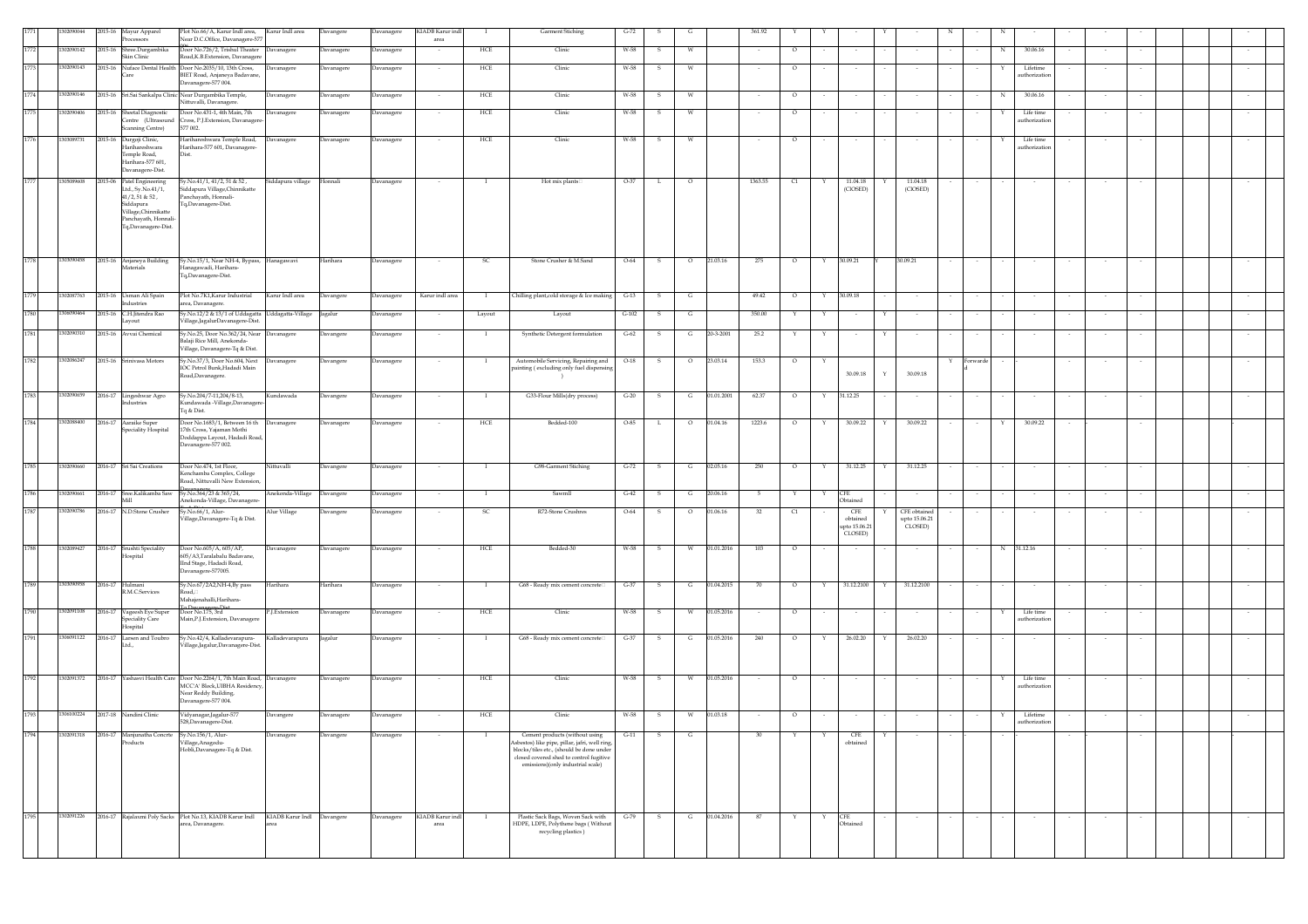| 1771 | 1302090044 | 2015-16 | Mayur Apparel Processors | Plot No.66/A, Karur Indl area, Near D.C.Office, Davanagere-577 | Karur Indl area | Davangere | Davanagere | KIADB Karur indl area | I | Garment Stiching | G-72 | S | G | | 361.92 | Y | Y | - | Y | - | N | - | N | - | - | - | - | | | - |
|---|---|---|---|---|---|---|---|---|---|---|---|---|---|---|---|---|---|---|---|---|---|---|---|---|---|---|---|---|---|---|
| 1772 | 1302090142 | 2015-16 | Shree.Durgambika Skin Clinic | Door No.726/2, Trishul Theater Road,K.B.Extension, Davanagere | Davanagere | Davanagere | Davanagere | - | HCE | Clinic | W-58 | S | W | | - | O | - | - | - | - | - | - | N | 30.06.16 | - | - | - | | | - |
| 1773 | 1302090143 | 2015-16 | Nuface Dental Health Care | Door No.2035/10, 13th Cross, BIET Road, Anjaneya Badavane, Davanagere-577 004. | Davanagere | Davanagere | Davanagere | - | HCE | Clinic | W-58 | S | W | | - | O | - | - | - | - | - | - | Y | Lifetime authorization | - | - | - | | | - |
| 1774 | 1302090146 | 2015-16 | Sri.Sai Sankalpa Clinic | Near Durgambika Temple, Nittuvalli, Davanagere. | Davanagere | Davanagere | Davanagere | - | HCE | Clinic | W-58 | S | W | | - | O | - | - | - | - | - | - | N | 30.06.16 | - | - | - | | | - |
| 1775 | 1302090406 | 2015-16 | Sheetal Diagnostic Centre (Ultrasound Scanning Centre) | Door No.431-1, 4th Main, 7th Cross, P.J.Extension, Davanagere-577 002. | Davanagere | Davanagere | Davanagere | - | HCE | Clinic | W-58 | S | W | | - | O | - | - | - | - | - | - | Y | Life time authorization | - | - | - | | | - |
| 1776 | 1303089731 | 2015-16 | Durgoji Clinic, Harihareshwara Temple Road, Harihara-577 601, Davanagere-Dist. | Harihareshwara Temple Road, Harihara-577 601, Davanagere-Dist. | Davanagere | Davanagere | Davanagere | - | HCE | Clinic | W-58 | S | W | | - | O | - | - | - | - | - | - | Y | Life time authorization | - | - | - | | | - |
| 1777 | 1305089608 | 2015-06 | Patel Engineering Ltd., Sy.No.41/1, 41/2, 51 & 52 , Siddapura Village,Chinnikatte Panchayath, Honnali-Tq,Davanagere-Dist. | Sy.No.41/1, 41/2, 51 & 52 , Siddapura Village,Chinnikatte Panchayath, Honnali-Tq,Davanagere-Dist. | Siddapura village | Honnali | Davanagere | - | I | Hot mix plants | O-37 | L | O | | 1363.55 | C1 | Y | 11.04.18 (ClOSED) | Y | 11.04.18 (ClOSED) | - | - | - | - | - | - | - | | | - |
| 1778 | 1303090458 | 2015-16 | Anjaneya Building Materials | Sy.No.15/1, Near NH-4, Bypass, Hanagawadi, Harihara-Tq,Davanagere-Dist. | Hanagawavi | Harihara | Davanagere | - | SC | Stone Crusher & M.Sand | O-64 | S | O | 21.03.16 | 275 | O | Y | 30.09.21 | Y | 30.09.21 | - | - | - | - | - | - | - | | | - |
| 1779 | 1302087763 | 2015-16 | Usman Ali Spain Industries | Plot No.7K1,Karur Industrial area, Davanagere. | Karur Indl area | Davangere | Davanagere | Karur indl area | I | Chilling plant,cold storage & Ice making | G-13 | S | G | | 49.42 | O | Y | 30.09.18 | - | - | - | - | - | - | - | - | - | | | - |
| 1780 | 1306090464 | 2015-16 | C.H.Jitendra Rao Layout | Sy.No.12/2 & 13/1 of Uddagatta Village,JagalurDavanagere-Dist. | Uddagatta-Village | Jagalur | Davanagere | - | Layout | Layout | G-102 | S | G | | 350.00 | Y | Y | - | Y | - | - | - | - | - | - | - | - | | | - |
| 1781 | 1302090310 | 2015-16 | Avvai Chemical | Sy.No.25, Door No.362/24, Near Balaji Rice Mill, Anekonda-Village, Davanagere-Tq & Dist. | Davanagere | Davangere | Davanagere | - | I | Synthetic Detergent formulation | G-62 | S | G | 20-3-2001 | 25.2 | Y | Y | - | Y | - | - | - | - | - | - | - | - | | | - |
| 1782 | 1302086247 | 2015-16 | Srinivasa Motors | Sy.No.37/3, Door No.604, Next IOC Petrol Bunk,Hadadi Main Road,Davanagere. | Davanagere | Davangere | Davanagere | - | I | Automobile Servicing, Repairing and painting ( excluding only fuel dispensing ) | O-18 | S | O | 23.03.14 | 153.3 | O | Y | 30.09.18 | Y | 30.09.18 | Y | Forwarded | - | | - | - | - | | | - |
| 1783 | 1302090659 | 2016-17 | Lingeshwar Agro Industries | Sy.No.204/7-11,204/8-13, Kundawada -Village,Davanagere-Tq & Dist. | Kundawada | Davangere | Davanagere | - | I | G33-Flour Mills(dry process) | G-20 | S | G | 01.01.2001 | 62.37 | O | Y | 31.12.25 | - | - | - | - | - | - | - | - | - | | | - |
| 1784 | 1302088400 | 2016-17 | Aaraike Super Speciality Hospital | Door No.1683/1, Between 16 th 17th Cross, Yajaman Mothi Doddappa Layout, Hadadi Road, Davanagere-577 002. | Davanagere | Davanagere | Davanagere | - | HCE | Bedded-100 | O-85 | L | O | 01.04.16 | 1223.6 | O | Y | 30.09.22 | Y | 30.09.22 | - | - | Y | 30.09.22 | - | - | | | | - |
| 1785 | 1302090660 | 2016-17 | Sri Sai Creations | Door No.474, 1st Floor, Kenchamba Complex, College Road, Nittuvalli New Extension, Davanagere | Nittuvalli | Davangere | Davanagere | - | I | G98-Garment Stiching | G-72 | S | G | 02.05.16 | 250 | O | Y | 31.12.25 | Y | 31.12.25 | - | - | - | - | - | - | - | | | - |
| 1786 | 1302090661 | 2016-17 | Sree.Kalikamba Saw Mill | Sy.No.364/23 & 365/24, Anekonda-Village, Davanagere- | Anekonda-Village | Davangere | Davanagere | - | I | Sawmill | G-42 | S | G | 20.06.16 | 5 | Y | Y | CFE Obtained | - | - | - | - | - | - | - | - | - | | | - |
| 1787 | 1302090786 | 2016-17 | N.D.Stone Crusher | Sy.No.66/1, Alur-Village,Davanagere-Tq & Dist. | Alur Village | Davangere | Davanagere | - | SC | R72-Stone Crushres | O-64 | S | O | 01.06.16 | 32 | C1 | - | CFE obtained upto 15.06.21 CLOSED) | Y | CFE obtained upto 15.06.21 CLOSED) | - | - | - | - | - | - | - | | | - |
| 1788 | 1302089427 | 2016-17 | Srushti Speciality Hospital | Door No.605/A, 605/AP, 605/A3,Taralabalu Badavane, IInd Stage, Hadadi Road, Davanagere-577005. | Davanagere | Davanagere | Davanagere | - | HCE | Bedded-30 | W-58 | S | W | 01.01.2016 | 103 | O | - | - | - | - | - | - | N | 31.12.16 | - | - | - | | | - |
| 1789 | 1303090938 | 2016-17 | Hulmani R.M.C.Services | Sy.No.67/2A2,NH-4,By pass Road, Mahajenahalli,Harihara-Tq,Davanagere-Dist. | Harihara | Harihara | Davanagere | - | I | G68 - Ready mix cement concrete | G-37 | S | G | 01.04.2015 | 70 | O | Y | 31.12.2100 | Y | 31.12.2100 | - | - | - | - | - | - | - | | | - |
| 1790 | 1302091108 | 2016-17 | Vageesh Eye Super Speciality Care Hospital | Door No.175, 3rd Main,P.J.Extension, Davanagere | P.J.Extension | Davangere | Davanagere | - | HCE | Clinic | W-58 | S | W | 01.05.2016 | - | O | - | - | - | - | - | - | Y | Life time authorization | - | - | - | | | - |
| 1791 | 1306091122 | 2016-17 | Larsen and Toubro Ltd., | Sy.No.42/4, Kalladevarapura-Village,Jagalur,Davanagere-Dist. | Kalladevarapura | Jagalur | Davanagere | - | I | G68 - Ready mix cement concrete | G-37 | S | G | 01.05.2016 | 240 | O | Y | 26.02.20 | Y | 26.02.20 | - | - | - | - | - | - | - | | | - |
| 1792 | 1302091372 | 2016-17 | Yashasvi Health Care | Door No.2264/1, 7th Main Road, MCC'A' Block,UBHA Residency, Near Reddy Building, Davanagere-577 004. | Davanagere | Davanagere | Davanagere | - | HCE | Clinic | W-58 | S | W | 01.05.2016 | - | O | - | - | - | - | - | - | Y | Life time authorization | - | - | - | | | - |
| 1793 | 1306100224 | 2017-18 | Nandini Clinic | Vidyanagar,Jagalur-577 528,Davanagere-Dist. | Davangere | Davanagere | Davanagere | - | HCE | Clinic | W-58 | S | W | 01.03.18 | - | O | - | - | - | - | - | - | Y | Lifetime authorization | - | - | - | | | - |
| 1794 | 1302091318 | 2016-17 | Manjunatha Concrte Products | Sy.No.156/1, Alur-Village,Anagodu-Hobli,Davanagere-Tq & Dist. | Davanagere | Davangere | Davanagere | - | I | Cement products (without using Asbestos) like pipe, pillar, jafri, well ring, blocks/tiles etc., (should be done under closed covered shed to control fugitive emissions)(only industrial scale) | G-11 | S | G | | 30 | Y | Y | CFE obtained | Y | - | - | | - | | - | | | | | - |
| 1795 | 1302091226 | 2016-17 | Rajalaxmi Poly Sacks | Plot No.13, KIADB Karur Indl area, Davanagere. | KIADB Karur Indl area | Davangere | Davanagere | KIADB Karur indl area | I | Plastic Sack Bags, Woven Sack with HDPE, LDPE, Polythene bags ( Without recycling plastics ) | G-79 | S | G | 01.04.2016 | 87 | Y | Y | CFE Obtained | - | - | - | - | - | - | - | - | - | | | - |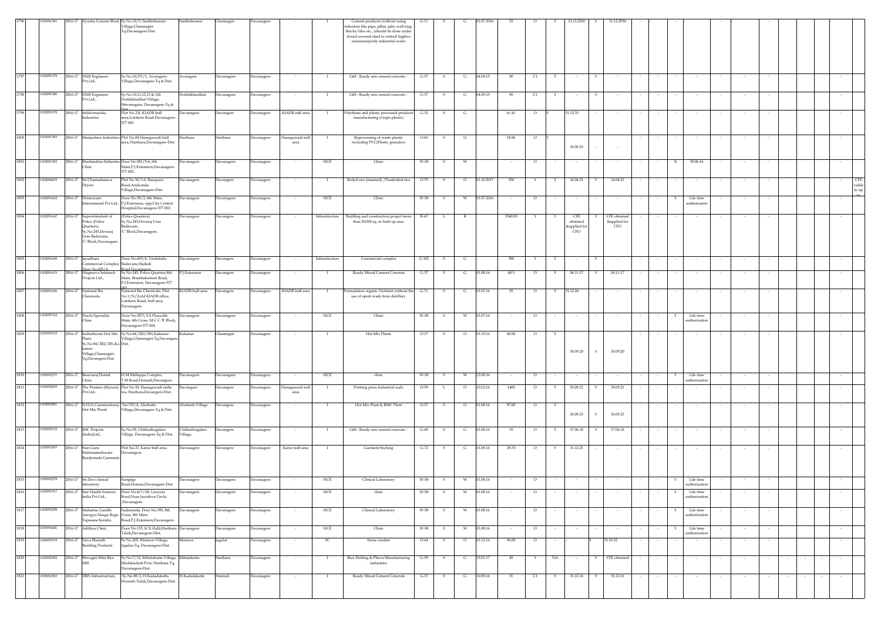| 1796 | 1301091381 | 2016-17 | Ayusha Conrete Block | Sy.No.10/5, Santhebennur-Village,Channagiri-Tq.Davanagere-Dist. | Santhebennur | Channagiri | Davanagere | - | I | Cement products (without using Asbestos) like pipe, pillar, jafri, well ring, blocks/tiles etc., (should be done under closed covered shed to control fugitive emissions)(only industrial scale) | G-11 | S | G | 01.07.2016 | 52 | O | Y | 31.12.2030 | Y | 31.12.2030 | - | | | - | | - | | - | | | | | |
|---|---|---|---|---|---|---|---|---|---|---|---|---|---|---|---|---|---|---|---|---|---|---|---|---|---|---|---|---|---|---|---|---|---|
| 1797 | 1302091379 | 2016-17 | HNB Engineers Pvt.Ltd., | Sy.No.10,371/1, Avaragere-Village,Davanagere-Tq & Dist. | Avaragere | Davanagere | Davanagere | - | I | G68 - Ready mix cement concrete | G-37 | S | G | 04.09.15 | 90 | C1 | Y | - | Y | - | - | - | - | - | - | - | - | | | | - | | |
| 1798 | 1302091380 | 2016-17 | HNB Engineers Pvt.Ltd., | Sy.No.10,11,12,13 & 126 Doddabudihal-Village, Shivanagara, Davanagere-Tq & Dist | Doddabudihal | Davanagere | Davanagere | - | I | G68 - Ready mix cement concrete | G-37 | S | G | 04.09.15 | 90 | C1 | Y | - | Y | - | - | - | - | - | - | - | - | | | | - | | |
| 1799 | 1302091378 | 2016-17 | Siddivinayaka Industries | Plot No.23J, KIADB Indl area,Lokikere Road,Davanagere-577 005. | Davanagere | Davangere | Davanagere | KIADB indl area | I | Polythene and plastic processed products manufacturing (virgin plastic) | G-32 | S | G | | 61.41 | O | Y | 31.12.33 | - | - | - | - | - | - | - | - | - | | | | - | | |
| 1800 | 1303091383 | 2016-17 | Manjushree Industries | Plot No.08,Hanagawadi Indl area, Harihara,Davanagere-Dist. | Harihara | Harihara | Davanagere | Hanagawadi indl area | I | Reprocessing of waste plastic including PVC(Plastic granules) | O-60 | S | O | | 18.86 | O | Y | 30.09.23 | - | - | - | - | - | - | - | - | - | | | | - | | |
| 1801 | 1302091392 | 2016-17 | Shashirekha-Sriharsha Clinic | Door No.581/5-6, 6th Main,P.J.Extension,Davanagere-577 002. | Davanagere | Davanagere | Davanagere | - | HCE | Clinic | W-58 | S | W | | - | O | - | - | - | - | - | - | N | 30.06.16 | - | - | - | | | | - | | |
| 1802 | 1302090653 | 2016-17 | Sri.Channabasava Dryers | Plot No.36/1A, Basapura Road,Anekonda-Village,Davanagere-Dist. | Davanagere | Davangere | Davanagere | - | I | Boiled rice (steamed) /Paraboiled rice | O-79 | S | O | 01.10.2017 | 350 | Y | Y | 14.04.21 | Y | 14.04.21 | - | - | - | - | - | - | - | | | | - | CFE validity up to | |
| 1803 | 1302091602 | 2016-17 | Homeocare International Pvt.Ltd., | Door No.38/2, 4th Main, P.J.Extension, opp.City Central Hospital,Davanagere-577 002. | Davanagere | Davangere | Davanagere | - | HCE | Clinic | W-58 | S | W | 01.07.2016 | - | O | - | - | - | - | - | - | Y | Life time authorization | - | - | - | | | | - | | |
| 1804 | 1302091647 | 2016-17 | Superintendent of Police (Police Quarters), Sy.No.245,Devaraj Uras Badavane, 'C' Block,Davanagere. | (Police Quarters), Sy.No.245,Devaraj Uras Badavane, 'C' Block,Davanagere. | Davanagere | Davangere | Davanagere | - | Infrastructure | Building and construction project more than 20,000 sq. m built up area | R-63 | L | R | | 3340.00 | Y | Y | CFE obtained &applied for CFO | Y | CFE obtained &applied for CFO | - | - | - | - | - | - | - | | | | - | | |
| 1805 | 1302091649 | 2016-17 | Jayadhara Commercial Complex, Door No.605/4, | Door No.605/4, Taralabalu Badavane,Hadadi Road,Davanagere. | Davanagere | Davangere | Davanagere | - | Infrastructure | Commercial complex | G-101 | S | G | | 380 | Y | Y | - | Y | - | - | - | - | - | - | - | - | | | | - | | |
| 1806 | 1302091653 | 2016-17 | Haigreeva Infratech Projects Ltd., | Sy.No.245, Police Quarters,8th Main, Bramhakumari Road, P.J.Extension, Davanagere-577 002. | P.J.Extension | Davangere | Davanagere | - | I | Ready Mixed Cement Concrete | G-37 | S | G | 01.08.16 | 48.5 | O | Y | 04.11.17 | Y | 04.11.17 | - | - | - | - | - | - | - | | | | - | | |
| 1807 | 1302091656 | 2016-17 | National Bio Chemicals, | National Bio Chemicals, Plot No.1/N/2,old KIADB office, Lokikere Road, Indl area, Davanagere. | KIADB Indl aera | Davangere | Davanagere | KIADB Indl area | I | Formulation organic Nutrient without the use of spent wash from distillery | G-71 | S | G | 01.01.16 | 35 | O | Y | 31.12.24 | - | - | - | - | - | - | - | - | - | | | | - | | |
| 1808 | 1302091762 | 2016-17 | Prachi Speciality Clinic | Door No.2873, S.S.Plaza,4th Main, 4th Cross, M.C.C. 'B' Block, Davanagere-577 004. | Davanagere | Davanagere | Davanagere | - | HCE | Clinic | W-58 | S | W | 01.07.16 | - | O | - | - | - | - | - | - | Y | Life time authorization | - | - | - | | | | - | | |
| 1809 | 1301091533 | 2016-17 | Kalleshwara Hot Mix Plant, Sy.No.84/2B2/2B1,Ka kanur-Village,Channagiri-Tq,Davangere-Dist. | Sy.No.84/2B2/2B1,Kakanur-Village,Channagiri-Tq,Davangere-Dist. | Kakanur | Channagiri | Davanagere | - | I | Hot Mix Plants | O-37 | S | O | 01.10.16 | 40.00 | O | Y | 30.09.20 | Y | 30.09.20 | - | - | - | - | - | - | - | | | | - | | |
| 1810 | 1305092277 | 2016-17 | Basavaraj Dental Clinic | H.M.Mallappa Complex. T.M.Road,Honnali,Davangere- | Davanagere | Davanagere | Davanagere | - | HCE | clinic | W-58 | S | W | 12.08.16 | - | O | - | - | - | - | - | - | Y | Life time authorization | - | - | - | | | | - | | |
| 1811 | 1303092035 | 2016-17 | The Printers (Mysore) Pvt.Ltd., | Plot No.50, Hanagawadi indla rea, Harihara,Davangere-Dist. | Davangere | Davangere | Davanagere | Hanagawadi indl area | I | Printing press Industrial scale | O-59 | L | O | 10.12.16 | 1400 | O | Y | 30.09.21 | Y | 30.09.21 | - | - | - | - | - | - | - | | | | - | | |
| 1812 | 1302092201 | 2016-17 | N.H.N.Constructions( Hot Mix Plant) | No.155/4, Aluthatti-Village,Davanagere-Tq & Dist. | Aluthatti-Village | Davangere | Davanagere | - | I | Hot Mix Plant & RMC Plant | O-37 | S | O | 01.08.16 | 97.00 | O | Y | 30.09.25 | Y | 30.09.25 | - | - | - | - | - | - | - | | | | - | | |
| 1813 | 1302092132 | 2016-17 | JMC Projects (India)Ltd., | Sy.No.92, Chikkathogaleri-Village, Davanagere-Tq & Dist. | Chikkathogaleri-Village, | Davangere | Davanagere | - | I | G68 - Ready mix cement concrete | G-68 | S | G | 01.08.16 | 70 | O | Y | 17.06.18 | Y | 17.06.18 | - | - | - | - | - | - | - | | | | - | | |
| 1814 | 1302092305 | 2016-17 | Sree Guru Siddarameshwara Readymade Garments | Plot No.27, Karur Indl area, Davanagere | Davanagere | Davangere | Davanagere | Karur indl area | I | Garment Stiching | G-72 | S | G | 01.08.16 | 29.70 | O | Y | 31.12.25 | - | - | - | - | - | - | - | - | - | | | | - | | |
| 1815 | 1305092278 | 2016-17 | Sri.Devi clinical laboratory | Sampige Road,Honnai,Davanagere-Dist. | Davanagere | Davanagere | Davanagere | - | HCE | Clinical Laboratory | W-58 | S | W | 01.08.16 | - | O | - | - | - | - | - | - | Y | Life time authorization | - | - | - | | | | - | | |
| 1816 | 1302091917 | 2016-17 | Star Health Sciences India Pvt.Ltd., | Door No.417/18, Lawyers Road,Near Jayadeva Circle, ,Davanagere. | Davanagere | Davanagere | Davanagere | - | HCE | clinic | W-58 | S | W | 01.08.16 | - | O | - | - | - | - | - | - | Y | Life time authorization | - | - | - | | | | - | | |
| 1817 | 1302092298 | 2016-17 | Mahatma Gandhi Aarogya Haagu Roga Tapasane Kendra | Sadananda, Door No.395, 8th Cross, 8th Main Road,P.J.Extension,Davanagere. | Davanagere | Davanagere | Davanagere | - | HCE | Clinical Laboratory | W-58 | S | W | 01.08.16 | - | O | - | - | - | - | - | - | Y | Life time authorization | - | - | - | | | | - | | |
| 1818 | 1303092441 | 2016-17 | Adithya Clinic | Door No.133, K.N.Halli,Harihara-Taluk,Davanagere-Dist. | Davanagere | Davanagere | Davanagere | - | HCE | Clinic | W-58 | S | W | 01.08.16 | - | O | - | - | - | - | - | - | Y | Life time authorization | - | - | - | | | | - | | |
| 1819 | 1306092319 | 2016-17 | Nava Bharath Building Products | Sy.No.205, Mustoor-Village, Jagalur-Tq, Davanagere-Dist. | Mustoor | Jagalur | Davanagere | - | SC | Stone crusher | O-64 | S | O | 01.12.16 | 96.00 | O | - | - | Y | 31.03.22 | - | - | - | - | - | - | - | | | | - | | |
| 1820 | 1303092382 | 2016-17 | Shivagiri Mini Rice Mill | Sy.No.7/12, Mittalakatte-Village, Mudahadadi-Post, Harihara-Tq, Davanagere-Dist. | Mittalakatte | Harihara | Davanagere | - | I | Rice Hulling & Phova Manufacturing industries | G-39 | S | G | 15.01.17 | 45 | Y | NA | - | Y | CFE obtained | - | - | - | - | - | - | - | - | - | - | - | | |
| 1821 | 1305092383 | 2016-17 | DRN Infrastructure, | Sy.No.88/2, H.Kadadakatte, Honnali-Taluk,Davanagere-Dist. | H.Kadadakatte | Honnali | Davanagere | - | I | Ready Mixed Cement Concrete | G-37 | S | G | 10.08.16 | 31 | C1 | Y | 31.12.16 | Y | 31.12.16 | - | - | - | - | - | - | - | - | - | - | - | | |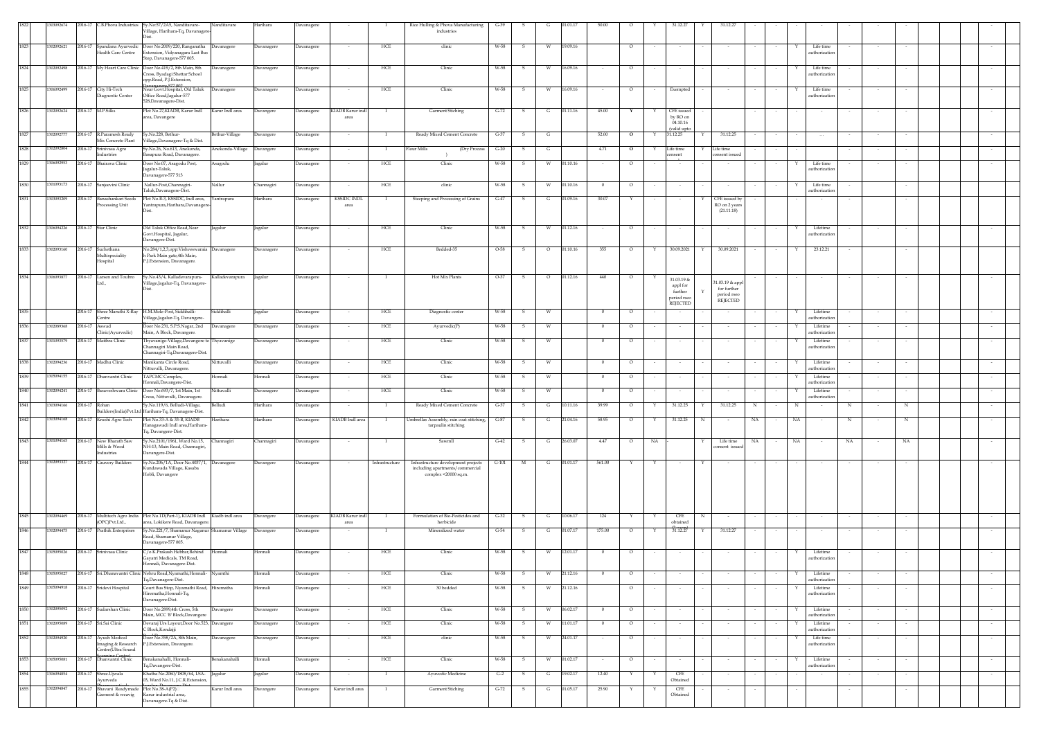| | | | | | | | | | | | | | | | | | | | | | | | | | | | | | | |
|---|---|---|---|---|---|---|---|---|---|---|---|---|---|---|---|---|---|---|---|---|---|---|---|---|---|---|---|---|---|---|
| 1822 | 1302092674 | 2016-17 | C.B.Phova Industries | Sy.No.57/2A5, Nandiitavare-Village, Harihara-Tq, Davanagere-Dist. | Nandiitavare | Harihara | Davanagere | - | I | Rice Hulling & Phova Manufacturing industries | G-39 | S | G | 01.01.17 | 50.00 | O | Y | 31.12.27 | Y | 31.12.27 | - | - | - | - | - | - | - | | | - |
| 1823 | 1302092621 | 2016-17 | Spandana Ayurvedic Health Care Centre | Door No.2009/220, Ranganatha Extension, Vidyanagara Last Bus Stop, Davanagere-577 005. | Davanagere | Davanagere | Davanagere | - | HCE | clinic | W-58 | S | W | 19.09.16 | | O | - | - | - | - | - | - | Y | Life time authorization | - | - | - | | | - |
| 1824 | 1302092498 | 2016-17 | My Heart Care Clinic | Door No.419/2, 8th Main, 8th Cross, Byadagi Shettar School opp.Road, P.J.Extension, Davanagere-577 002 | Davanagere | Davanagere | Davanagere | - | HCE | Clinic | W-58 | S | W | 16.09.16 | - | O | - | - | - | - | - | - | Y | Life time authorization | - | - | - | | | - |
| 1825 | 1306092499 | 2016-17 | City Hi-Tech Diagnostic Center | Near Govt.Hospital, Old Taluk Office Road,Jagalur-577 528,Davanagere-Dist. | Davanagere | Davanagere | Davanagere | - | HCE | Clinic | W-58 | S | W | 16.09.16 | - | O | - | Exempted | - | - | - | - | Y | Life time authorization | - | - | - | | | - |
| 1826 | 1302092624 | 2016-17 | M.P Silks | Plot No.27,KIADB, Karur Indl area, Davangere | Karur Indl area | Davangere | Davanagere | KIADB Karur indl area | I | Garment Stiching | G-72 | S | G | 01.11.16 | 45.00 | Y | Y | CFE issued by RO on 04.10.16 (valid upto | - | | - | - | - | - | - | - | - | | | - |
| 1827 | 1302092777 | 2016-17 | R.Paramesh Ready Mix Cement Plant | Sy.No.228, Bethur-Village,Davanagere-Tq & Dist. | Bethur-Village | Davangere | Davanagere | - | I | Ready Mixed Cement Concrete | G-37 | S | G | | 52.00 | O | Y | 31.12.25 | Y | 31.12.25 | - | - | - | ... | - | - | - | | | - |
| 1828 | 1302092804 | 2016-17 | Srinivasa Agro Industries | Sy.No.26, No.613, Anekonda, Basapura Road, Davanagere. | Anekonda-Village | Davangere | Davanagere | - | I | Flour Mills (Dry Process ) | G-20 | S | G | | 4.71 | O | Y | Life time consent | Y | Life time consent issued | - | - | - | - | - | - | - | | | - |
| 1829 | 1306092933 | 2016-17 | Bhairava Clinic | Door No.07, Asagodu Post, Jagalur-Taluk, Davanagere-577 513 | Asagodu | Jagalur | Davanagere | - | HCE | Clinic | W-58 | S | W | 01.10.16 | - | O | - | - | - | - | - | - | Y | Life time authorization | - | - | - | | | - |
| 1830 | 1301093173 | 2016-17 | Sanjeevini Clinic | Nallur-Post,Channagiri-Taluk,Davanagere-Dist. | Nallur | Channagiri | Davanagere | - | HCE | clinic | W-58 | S | W | 01.10.16 | 0 | O | - | - | - | - | - | - | Y | Life time authorization | - | - | - | | | - |
| 1831 | 1303093209 | 2016-17 | Banashankari Seeds Processing Unit | Plot No.B-3, KSSIDC, Indl area, Yantrapura,Harihara,Davanagere-Dist. | Yantrapura | Harihara | Davanagere | KSSIDC INDL area | I | Steeping and Processing of Grains | G-47 | S | G | 01.09.16 | 30.07 | Y | - | - | Y | CFE issued by RO on 2 years (21.11.18) | - | | - | - | - | - | - | | | - |
| 1832 | 1306094226 | 2016-17 | Star Clinic | Old Taluk Office Road,Near Govt.Hospital, Jagalur, Davangere-Dist. | Jagalur | Jagalur | Davanagere | - | HCE | Clinic | W-58 | S | W | 01.12.16 | - | O | - | - | - | - | - | - | Y | Lifetime authorization | - | - | - | | | - |
| 1833 | 1302093160 | 2016-17 | Suchethana Multispeciality Hospital | No.284/1,2,3,opp:Vishweswaraia h Park Main gate,4th Main, P.J.Extension, Davanagere. | Davanagere | Davanagere | Davanagere | - | HCE | Bedded-35 | O-58 | S | O | 01.10.16 | 355 | O | Y | 30.09.2021 | Y | 30.09.2021 | - | - | Y | 23.12.21 | - | - | - | | | - |
| 1834 | 1306093877 | 2016-17 | Larsen and Toubro Ltd., | Sy.No.43/4, Kalladevarapura-Village,Jagalur-Tq. Davanagere-Dist. | Kalladevarapura | Jagalur | Davanagere | - | I | Hot Mix Plants | O-37 | S | O | 01.12.16 | 440 | O | Y | 31.03.19 & appl for further period rseo REJECTED | Y | 31.03.19 & appl for further period rseo REJECTED | - | - | - | - | - | - | - | | | - |
| 1835 | | 2016-17 | Shree Maruthi X-Ray Centre | H.M.Mole-Post, Siddihalli-Village,Jagalur-Tq. Davangere- | Siddihalli | Jagalur | Davanagere | - | HCE | Diagnostic center | W-58 | S | W | | 0 | O | - | - | - | - | - | - | Y | Lifetime authorization | - | - | - | | | - |
| 1836 | 1302093368 | 2016-17 | Aswad Clinic(Ayurvedic) | Door No.231, S.P.S.Nagar, 2nd Main, A Block, Davangere. | Davanagere | Davangere | Davanagere | - | HCE | Ayurvedic(P) | W-58 | S | W | | 0 | O | - | - | - | - | - | - | Y | Lifetime authorization | - | - | - | | | - |
| 1837 | 1301093579 | 2016-17 | Maithra Clinic | Thyavanige-Village,Davangere to Channagiri Main Road, Channagiri-Tq,Davanagere-Dist. | Thyavanige | Davangere | Davanagere | - | HCE | Clinic | W-58 | S | W | | 0 | O | - | - | - | - | - | - | Y | Lifetime authorization | - | - | - | | | - |
| 1838 | 1302094236 | 2016-17 | Madhu Clinic | Manikanta Circle Road, Nittuvalli, Davanagere. | Nittuvalli | Davanagere | Davanagere | - | HCE | Clinic | W-58 | S | W | | 0 | O | - | - | - | - | - | - | Y | Lifetime authorization | - | - | - | | | - |
| 1839 | 1305094155 | 2016-17 | Dhanvantri Clinic | TAPCMC Complex, Honnali,Davangere-Dist. | Honnali | Honnali | Davanagere | - | HCE | Clinic | W-58 | S | W | | 0 | O | - | - | - | - | - | - | Y | Lifetime authorization | - | - | - | | | - |
| 1840 | 1302094241 | 2016-17 | Basaveshwara Clinic | Door No.693/7, 1st Main, 1st Cross, Nittuvalli, Davanagere. | Nittuvalli | Davanagere | Davanagere | - | HCE | Clinic | W-58 | S | W | | 0 | O | - | - | - | - | - | - | Y | Lifetime authorization | - | - | - | | | - |
| 1841 | 1303094166 | 2016-17 | Rohan Builders(India)Pvt.Ltd | Sy.No.119/6, Belludi-Village, Harihara-Tq, Davanagere-Dist. | Belludi | Harihara | Davanagere | - | I | Ready Mixed Cement Concrete | G-37 | S | G | 10.11.16 | 39.99 | O | Y | 31.12.25 | Y | 31.12.25 | N | - | N | - | N | - | N | | | - |
| 1842 | 1303094168 | 2016-17 | Krushi Agro Tech | Plot No.33-A & 33-B, KIADB Hanagavadi Indl area,Harihara-Tq. Davangere-Dist. | Harihara | Harihara | Davanagere | KIADB Indl area | I | Umbrellas Assembly, rain coat stitching, tarpaulin stitching | G-87 | S | G | 21.04.16 | 58.95 | O | Y | 31.12.25 | N | - | NA | - | NA | - | N | - | N | | | - |
| 1843 | 1301094165 | 2016-17 | New Bharath Saw Mills & Wood Industries | Sy.No.2101/1961, Ward No.15, NH-13, Main Road, Channagiri, Davangere-Dist. | Channagiri | Channagiri | Davanagere | - | I | Sawmill | G-42 | S | G | 26.03.07 | 4.47 | O | NA | | Y | Life time consent issued | NA | - | NA | - | NA | - | NA | | | - |
| 1844 | 1302093327 | 2016-17 | Cauvery Builders | Sy.No.206/1A, Door No.4037/1, Kundawada Village, Kasaba Hobli, Davangere | Davangere | Davangere | Davanagere | - | Infrastructure | Infrastructure development projects including apartments/commercial complex <20000 sq.m. | G-101 | M | G | 01.01.17 | 561.00 | Y | Y | - | Y | - | - | - | - | - | - | - | - | | | - |
| 1845 | 1302094469 | 2016-17 | Multitech Agro India (OPC)Pvt.Ltd., | Plot No.1D(Part-1), KIADB Indl area, Lokikere Road, Davanagere. | Kiadb indl area | Davangere | Davanagere | KIADB Karur indl area | I | Formulation of Bio-Pesticides and herbicide | G-32 | S | G | 10.06.17 | 124 | Y | Y | CFE obtained | N | - | - | - | - | - | - | - | - | | | - |
| 1846 | 1302094475 | 2016-17 | Prathik Enterprises | Sy.No.221/7, Shamanur Naganur Road, Shamanur Village, Davanagere-577 005. | Shamanur Village | Davangere | Davanagere | - | I | Mineralized water | G-54 | S | G | 01.07.17 | 175.00 | O | Y | 31.12.27 | Y | 31.12.27 | - | - | - | - | - | - | - | | | - |
| 1847 | 1305093026 | 2016-17 | Srinivasa Clinic | C/o K.Prakash Hebbar,Behind Gayatri Medicals, TM Road, Honnali, Davanagere-Dist. | Honnali | Honnali | Davanagere | - | HCE | Clinic | W-58 | S | W | 12.01.17 | 0 | O | - | - | - | - | - | - | Y | Lifetime authorization | - | - | - | | | - |
| 1848 | 1305093027 | 2016-17 | Sri.Dhanavantri Clinic | Nehru Road,Nyamathi,Honnali-Tq,Davanagere-Dist. | Nyamthi | Honnali | Davanagere | - | HCE | Clinic | W-58 | S | W | 21.12.16 | 0 | O | - | - | - | - | - | - | Y | Lifetime authorization | - | - | - | | | - |
| 1849 | 1305094918 | 2016-17 | Sridevi Hospital | Court Bus Stop, Nyamathi Road, Hiremata,Honnali-Tq, Davanagere-Dist. | Hiremata | Honnali | Davanagere | - | HCE | 30 bedded | W-58 | S | W | 21.12.16 | | O | - | - | - | - | - | - | Y | Lifetime authorization | - | - | - | | | - |
| 1850 | 1302093092 | 2016-17 | Sudarshan Clinic | Door No.2899,4th Cross, 5th Main, MCC 'B' Block,Davangere | Davangere | Davangere | Davanagere | - | HCE | Clinic | W-58 | S | W | 06.02.17 | 0 | O | - | - | - | - | - | - | Y | Lifetime authorization | - | - | - | | | - |
| 1851 | 1302093089 | 2016-17 | Sri.Sai Clinic | Devaraj Urs Layout,Door No.323, C Block,Kondajji | Davangere | Davangere | Davanagere | - | HCE | Clinic | W-58 | S | W | 13.01.17 | 0 | O | - | - | - | - | - | - | Y | Lifetime authorization | - | - | - | | | - |
| 1852 | 1302094920 | 2016-17 | Ayush Medical Imaging & Research Centre(Ultra Sound Scanning Centre) | Door No.358/2A, 8th Main, P.J.Extension, Davangere. | Davangere | Davangere | Davanagere | - | HCE | clinic | W-58 | S | W | 24.01.17 | - | O | - | - | - | - | - | - | Y | Life time authorization | - | - | - | | | - |
| 1853 | 1305093081 | 2016-17 | Dhanvantri Clinic | Benakanahalli, Honnali-Tq,Davangere-Dist. | Benakanahalli | Honnali | Davanagere | - | HCE | Clinic | W-58 | S | W | 01.02.17 | - | O | - | - | - | - | - | - | Y | Lifetime authorization | - | - | - | | | - |
| 1854 | 1306094834 | 2016-17 | Shree.Ujwala Ayurveda Pharmaceuticals | Khatha No.2060/1808/64, LSA-03, Ward No.11, J.C.R.Extension, Jagalur, Davanagere-Dist. | Jagalur | Jagalur | Davanagere | - | I | Ayurvedic Medicine | G-2 | S | G | 19.02.17 | 12.40 | Y | Y | CFE Obtained | - | | - | - | - | - | - | - | - | | | - |
| 1855 | 1302094847 | 2016-17 | Bhavani Readymade Garment & weavig | Plot No.38-A(P2). Karur industrial area, Davanagere-Tq & Dist. | Karur Indl area | Davangere | Davanagere | Karur indl area | I | Garment Stiching | G-72 | S | G | 01.05.17 | 25.90 | Y | Y | CFE Obtained | - | - | - | | - | | - | - | - | | | - |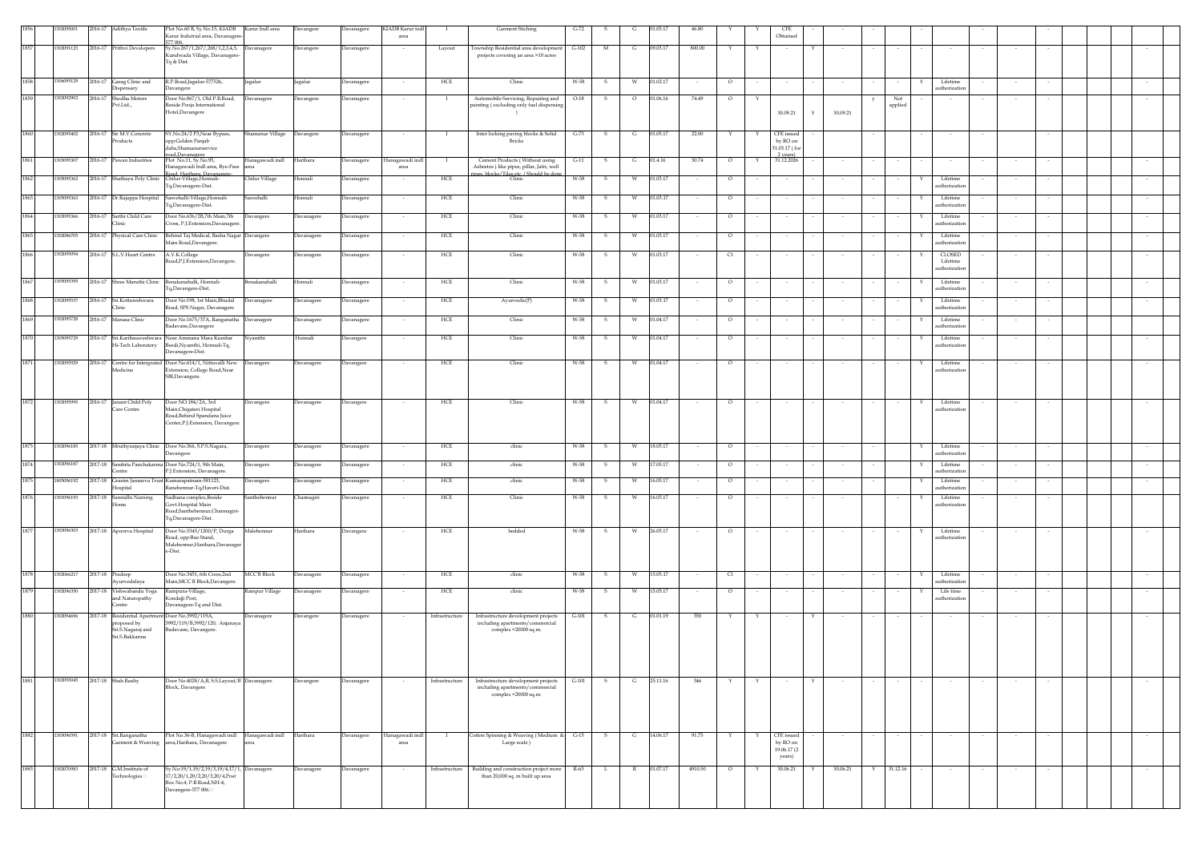| 1856 | 1302095001 | 2016-17 | Adithya Textile | Plot No.60 B, Sy.No.15, KIADB Karur Indutrial area, Davanagere-577 006. | Karur Indl area | Davangere | Davanagere | KIADB Karur indl area | I | Garment Stiching | G-72 | S | G | 01.05.17 | 46.80 | Y | Y | CFE Obtained | - | - | - | - | - | | | - | - | - | | |
|---|---|---|---|---|---|---|---|---|---|---|---|---|---|---|---|---|---|---|---|---|---|---|---|---|---|---|---|---|---|---|
| 1857 | 1302091123 | 2016-17 | Prithvi Developers | Sy.No.267/1,267/2,268/1,2,3,4,5, Kundwada Village, Davanagere-Tq & Dist. | Davanagere | Davangere | Davanagere | - | Layout | Township Residential area development projects covering an area >10 acres | G-102 | M | G | 09.03.17 | 800.00 | Y | Y | - | Y | - | - | - | - | - | - | - | - | - | | - |
| 1858 | 1306095129 | 2016-17 | Garag Clinic and Dispensary | R.P.Road,Jagalur-577526, Davangere | Jagalur | Jagalur | Davanagere | - | HCE | Clinic | W-58 | S | W | 01.02.17 | - | O | - | - | - | - | - | - | Y | Lifetime authorization | - | - | - | | - |
| 1859 | 1302092902 | 2016-17 | Shedha Motors Pvt.Ltd., | Door No.867/1, Old P.B.Road, Beside Pooja International Hotel,Davangere | Davanagere | Davangere | Davanagere | - | I | Automobile Servicing, Repairing and painting ( excluding only fuel dispensing ) | O-18 | S | O | 01.06.16 | 74.49 | O | Y | 30.09.21 | Y | 30.09.21 | y | Not applied | - | - | - | - | - | | - |
| 1860 | 1302095402 | 2016-17 | Sir M.V.Concrete Products | SY.No.24/2 P3,Near Bypass, opp:Golden Panjab daba,Shamanurservice road,Davanagere | Shamanur Village | Davangere | Davanagere | - | I | Inter locking paving blocks & Solid Bricks | G-73 | S | G | 01.05.17 | 22.00 | Y | Y | CFE issued by RO on 31.03.17 ( for 2 years) | - | - | - | - | - | - | - | - | - | | - |
| 1861 | 1303095307 | 2016-17 | Pawan Industries | Plot No.11, Sy.No.95, Hanagawadi Indl area, Bye-Pass Road, Harihara, Davanagere- | Hanagawadi indl area | Harihara | Davanagere | Hanagawadi indl area | I | Cement Products ( Without using Asbestos ) like pipes, pillar, Jafri, well rings, blocks/Tiles etc. ( Should be done | G-11 | S | G | 01.4.16 | 30.74 | O | Y | 31.12.2026 | - | - | - | - | - | - | - | - | - | | - |
| 1862 | 1305095362 | 2016-17 | Shathayu Poly Clinic | Chilur-Village,Honnali-Tq,Davanagere-Dist. | Chilur Village | Honnali | Davanagere | - | HCE | Clinic | W-58 | S | W | 01.03.17 | - | O | - | - | - | - | - | - | Y | Lifetime authorization | - | - | - | | - |
| 1863 | 1305095363 | 2016-17 | Dr.Rajappa Hospital | Sasvehalli-Village,Honnali-Tq,Davanagere-Dist. | Sasvehalli | Honnali | Davanagere | - | HCE | Clinic | W-58 | S | W | 01.03.17 | - | O | - | - | - | - | - | - | Y | Lifetime authorization | - | - | - | | - |
| 1864 | 1302095366 | 2016-17 | Sarthi Child Care Clinic | Door No.636/2B,7th Main,7th Cross, P.J.Extension,Davanagere. | Davangere | Davanagere | Davanagere | - | HCE | Clinic | W-58 | S | W | 01.03.17 | - | O | - | - | - | - | - | - | Y | Lifetime authorization | - | - | - | | - |
| 1865 | 1302086705 | 2016-17 | Physical Care Clinic | Behind Taj Medical, Basha Nagar Main Road,Davangere. | Davangere | Davanagere | Davanagere | - | HCE | Clinic | W-58 | S | W | 01.03.17 | - | O | - | - | - | - | - | - | Y | Lifetime authorization | - | - | - | | - |
| 1866 | 1302095094 | 2016-17 | S.L.V.Heart Centre | A.V.K.College Road,P.J.Extension,Davangere. | Davangere | Davanagere | Davanagere | - | HCE | Clinic | W-58 | S | W | 01.03.17 | - | Cl | - | - | - | - | - | - | Y | CLOSED Lifetime authorization | - | - | - | | - |
| 1867 | 1305095395 | 2016-17 | Shree Maruthi Clinic | Benakanahalli, Honnali-Tq,Davangere-Dist. | Benakanahalli | Honnali | Davanagere | - | HCE | Clinic | W-58 | S | W | 01.03.17 | - | O | - | - | - | - | - | - | Y | Lifetime authorization | - | - | - | | - |
| 1868 | 1302095537 | 2016-17 | Sri.Kottureshwara Clinic | Door No:198, 1st Main,Bhudal Road, SPS Nagar, Davanagere | Davanagere | Davanagere | Davanagere | - | HCE | Ayurvedic(P) | W-58 | S | W | 01.03.17 | - | O | - | - | - | - | - | - | Y | Lifetime authorization | - | - | - | | - |
| 1869 | 1302095728 | 2016-17 | Manasa Clinic | Door No.1675/37A, Ranganatha Badavane,Davangere | Davanagere | Davanagere | Davanagere | - | HCE | Clinic | W-58 | S | W | 01.04.17 | - | O | - | - | - | - | - | - | Y | Lifetime authorization | - | - | - | | - |
| 1870 | 1305095729 | 2016-17 | Sri.Karibasaveshwara Hi-Tech Laboratory | Near Ammana Mara Kumbar Beedi,Nyamthi, Honnali-Tq, Davanagere-Dist. | Nyamthi | Honnali | Davangere | - | HCE | Clinic | W-58 | S | W | 01.04.17 | - | O | - | - | - | - | - | - | Y | Lifetime authorization | - | - | - | | - |
| 1871 | 1302095929 | 2016-17 | Centre for Intergrated Medicine | Door No.614/1, Nittuvalli New Extension, College Road,Near SBI,Davangere. | Davangere | Davanagere | Davangere | - | HCE | Clinic | W-58 | S | W | 01.04.17 | - | O | - | - | - | - | - | - | Y | Lifetime authorization | - | - | - | | - |
| 1872 | 1302095995 | 2016-17 | Janani Child Poly Care Centre | Door NO.184/2A, 3rd Main,Chigateri Hospital Road,Behind Spandana Juice Center,P.J.Extension, Davangere. | Davangere | Davanagere | Davangere | - | HCE | Clinic | W-58 | S | W | 01.04.17 | - | O | - | - | - | - | - | - | Y | Lifetime authorization | - | - | - | | - |
| 1873 | 1302096185 | 2017-18 | Mruthyunjaya Clinic | Door No.366, S.P.S.Nagara, Davangere | Davangere | Davanagere | Davanagere | - | HCE | clinic | W-58 | S | W | 18.05.17 | - | O | - | - | - | - | - | | Y | Lifetime authorization | - | - | - | | - |
| 1874 | 1302096187 | 2017-18 | Samhita Panchakarma Centre | Door No.724/1, 9th Main, P.J.Extension, Davanagere. | Davangere | Davanagere | Davanagere | - | HCE | clinic | W-58 | S | W | 17.05.17 | - | O | - | - | - | - | - | | Y | Lifetime authorization | - | - | - | | - |
| 1875 | 1805096192 | 2017-18 | Grasim Janaseva Trust Hospital | Kumarapatnam-581123, Ranebennur-Tq,Haveri-Dist. | Davangere | Davanagere | Davanagere | - | HCE | clinic | W-58 | S | W | 16.05.17 | - | O | - | - | - | - | - | | Y | Lifetime authorization | - | - | - | | - |
| 1876 | 1301096193 | 2017-18 | Sannidhi Nursing Home | Sadhana complex,Beside Govt.Hospital Main Road,Santhebennur,Channagiri-Tq,Davanagere-Dist. | Santhebennur | Channagiri | Davanagere | - | HCE | Clinic | W-58 | S | W | 16.05.17 | - | O | - | - | - | - | - | | Y | Lifetime authorization | - | - | - | | - |
| 1877 | 1303096303 | 2017-18 | Apoorva Hospital | Door No.3345/1200/P, Durga Road, opp:Bus Stand, Malebennur,Harihara,Davanager e-Dist. | Malebennur | Harihara | Davangere | - | HCE | bedded | W-58 | S | W | 26.05.17 | - | O | - | - | - | - | - | | Y | Lifetime authorization | - | - | - | | - |
| 1878 | 1302096217 | 2017-18 | Pradeep Ayurvedalaya | Door No.3451, 6th Cross,2nd Main,MCC B Block,Davangere. | MCC'B Block | Davanagere | Davanagere | - | HCE | clinic | W-58 | S | W | 15.05.17 | - | Cl | - | - | - | - | - | - | Y | Lifetime authorization | - | - | - | | - |
| 1879 | 1302096350 | 2017-18 | Vishwabandu Yoga and Naturopathy Centre | Rampura-Village, Kondajji Post, Davanagere-Tq and Dist. | Rampur Village | Davanagere | Davanagere | - | HCE | clinic | W-58 | S | W | 15.05.17 | - | O | - | - | - | - | - | - | Y | Life time authorization | - | - | - | | - |
| 1880 | 1302094696 | 2017-18 | Residential Apartment proposed by Sri.S.Nagaraj and Sri.S.Bakkanna | Door No.3992/119A, 3992/119/B,3992/120, Anjanaya Badavane, Davangere. | Davanagere | Davangere | Davanagere | - | Infrastructure | Infrastructure development projects including apartments/commercial complex <20000 sq.m. | G-101 | S | G | 01.01.19 | 350 | Y | Y | - | Y | - | - | - | - | - | - | - | - | | | - |
| 1881 | 1302093045 | 2017-18 | Shah Realty | Door No.4028/A,B, S.S.Layout,'B' Block, Davangere | Davanagere | Davangere | Davanagere | - | Infrastructure | Infrastructure development projects including apartments/commercial complex <20000 sq.m. | G-101 | S | G | 25.11.16 | 346 | Y | Y | - | Y | - | - | - | - | - | - | - | - | | | - |
| 1882 | 1303096591 | 2017-18 | Sri.Ranganatha Garment & Weaving | Plot No.36-B, Hanagawadi indl area,Harihara, Davanagere | Hanagawadi indl area | Harihara | Davangere | Hanagawadi indl area | I | Cotton Spinning & Weaving ( Medium & Large scale ) | G-15 | S | G | 14.06.17 | 91.75 | Y | Y | CFE issued by RO on 19.06.17 (2 years) | - | - | - | - | - | - | - | - | - | | - |
| 1883 | 1302070983 | 2017-18 | G.M.Institute of Technologies | Sy.No:19/1,19/2,19/3,19/4,17/1, 17/2,20/1,20/2,20/3,20/4,Post Box No.4, P.B.Road,NH-4, Davangere-577 006. | Davanagere | Davanagere | Davanagere | - | Infrastructure | Building and construction project more than 20,000 sq. m built up area | R-63 | L | R | 01.07.17 | 4910.50 | O | Y | 30.06.21 | Y | 30.06.21 | Y | 31.12.16 | - | - | - | - | - | | - |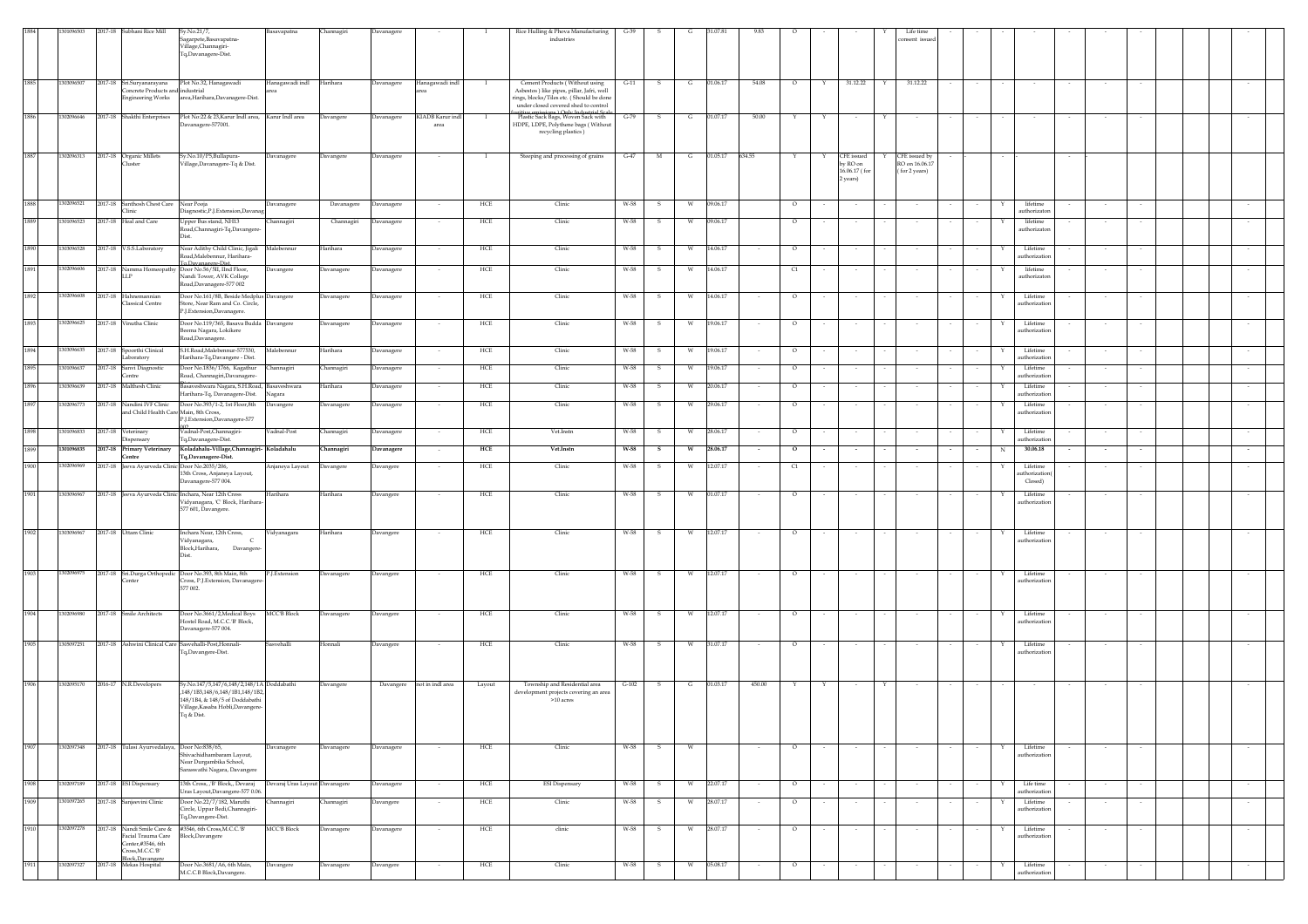| 1884 | 1301096503 | 2017-18 | Subhani Rice Mill | Sy.No.21/7, Sagarpete,Basavapatna-Village,Channagiri-Tq,Davanagere-Dist. | Basavapatna | Channagiri | Davanagere | - | I | Rice Hulling & Phova Manufacturing industries | G-39 | S | G | 31.07.81 | 9.83 | O | - | - | Y | Life time consent issued | - | - | - | - | - | - | - | | | |
|---|---|---|---|---|---|---|---|---|---|---|---|---|---|---|---|---|---|---|---|---|---|---|---|---|---|---|---|---|---|---|
| 1885 | 1301096507 | 2017-18 | Sri.Suryanarayana Concrete Products and Engineering Works | Plot No.32, Hanagawadi industrial area,Harihara,Davanagere-Dist. | Hanagawadi indl area | Harihara | Davanagere | Hanagawadi indl area | I | Cement Products ( Without using Asbestos ) like pipes, pillar, Jafri, well rings, blocks/Tiles etc. ( Should be done under closed covered shed to control fugitive emissions ) Only Industrial Scale | G-11 | S | G | 01.06.17 | 54.08 | O | Y | 31.12.22 | Y | 31.12.22 | - | - | - | - | - | - | - | | | - |
| 1886 | 1302096646 | 2017-18 | Shakthi Enterprises | Plot No:22 & 23,Karur Indl area, Davanagere-577001. | Karur Indl area | Davangere | Davanagere | KIADB Karur indl area | I | Plastic Sack Bags, Woven Sack with HDPE, LDPE, Polythene bags ( Without recycling plastics ) | G-79 | S | G | 01.07.17 | 50.00 | Y | Y | - | Y | - | - | - | - | - | - | - | - | | | - |
| 1887 | 1302096313 | 2017-18 | Organic Millets Cluster | Sy.No.10/P5,Bullapura-Village,Davanagere-Tq & Dist. | Davanagere | Davangere | Davanagere | - | I | Steeping and processing of grains | G-47 | M | G | 01.05.17 | 634.55 | Y | Y | CFE issued by RO on 16.06.17 ( for 2 years) | Y | CFE issued by RO on 16.06.17 ( for 2 years) | - | - | - | - | - | | | | | |
| 1888 | 1302096521 | 2017-18 | Santhosh Chest Care Clinic | Near Pooja Diagnostic,P.J.Extension,Davanag | Davanagere | Davanagere | Davanagere | - | HCE | Clinic | W-58 | S | W | 09.06.17 | | O | - | - | - | - | - | - | Y | lifetime authorization | - | - | - | | | - |
| 1889 | 1301096523 | 2017-18 | Heal and Care | Upper Bus stand, NH13 Road,Channagiri-Tq,Davangere-Dist. | Channagiri | Channagiri | Davanagere | - | HCE | Clinic | W-58 | S | W | 09.06.17 | | O | - | - | - | - | - | - | Y | lifetime authorization | - | - | - | | | - |
| 1890 | 1303096528 | 2017-18 | V.S.S.Laboratory | Near Adithy Child Clinic, Jigali Road,Malebennur, Harihara-Tq.Davanagere-Dist. | Malebennur | Harihara | Davanagere | - | HCE | Clinic | W-58 | S | W | 14.06.17 | - | O | - | - | - | - | - | - | Y | Lifetime authorization | - | - | - | | | - |
| 1891 | 1302096606 | 2017-18 | Namma Homeopathy LLP | Door No.56/5II, IInd Floor, Nandi Tower, AVK College Road,Davanagere-577 002 | Davangere | Davanagere | Davanagere | - | HCE | Clinic | W-58 | S | W | 14.06.17 | | C1 | - | - | - | - | - | - | Y | lifetime authorization | - | - | - | | | - |
| 1892 | 1302096608 | 2017-18 | Hahnemannian Classical Centre | Door No.161/8B, Beside Medplus Store, Near Ram and Co. Circle, P.J.Extension,Davanagere. | Davangere | Davanagere | Davanagere | - | HCE | Clinic | W-58 | S | W | 14.06.17 | - | O | - | - | - | - | - | - | Y | Lifetime authorization | - | - | - | | | - |
| 1893 | 1302096625 | 2017-18 | Vinutha Clinic | Door No.119/365, Basava Budda Beema Nagara, Lokikere Road,Davanagere. | Davangere | Davanagere | Davanagere | - | HCE | Clinic | W-58 | S | W | 19.06.17 | - | O | - | - | - | - | - | - | Y | Lifetime authorization | - | - | - | | | - |
| 1894 | 1303096635 | 2017-18 | Spoorthi Clinical Laboratory | S.H.Road,Malebennur-577530, Harihara-Tq,Davangere - Dist. | Malebennur | Harihara | Davanagere | - | HCE | Clinic | W-58 | S | W | 19.06.17 | - | O | - | - | - | - | - | - | Y | Lifetime authorization | - | - | - | | | - |
| 1895 | 1301096637 | 2017-18 | Sanvi Diagnostic Centre | Door No.1836/1766, Kagathur Road, Channagiri,Davanagere- | Channagiri | Channagiri | Davanagere | - | HCE | Clinic | W-58 | S | W | 19.06.17 | - | O | - | - | - | - | - | - | Y | Lifetime authorization | - | - | - | | | - |
| 1896 | 1303096639 | 2017-18 | Malthesh Clinic | Basaveshwara Nagara, S.H.Road, Harihara-Tq, Davanagere-Dist. | Basaveshwara Nagara | Harihara | Davanagere | - | HCE | Clinic | W-58 | S | W | 20.06.17 | - | O | - | - | - | - | - | - | Y | Lifetime authorization | - | - | - | | | - |
| 1897 | 1302096773 | 2017-18 | Nandini IVF Clinic and Child Health Care | Door No.393/1-2, 1st Floor,8th Main, 8th Cross, P.J.Extension,Davanagere-577 002. | Davangere | Davanagere | Davanagere | - | HCE | Clinic | W-58 | S | W | 29.06.17 | - | O | - | - | - | - | - | - | Y | Lifetime authorization | - | - | - | | | - |
| 1898 | 1301096833 | 2017-18 | Veterinary Dispensary | Vadnal-Post,Channagiri-Tq,Davanagere-Dist. | Vadnal-Post | Channagiri | Davanagere | - | HCE | Vet.Instn | W-58 | S | W | 28.06.17 | - | O | - | - | - | - | - | - | Y | Lifetime authorization | - | - | - | | | - |
| **1899** | **1301096835** | **2017-18** | **Primary Veterinary Centre** | **Koladahalu-Village,Channagiri-Tq,Davanagere-Dist.** | **Koladahalu** | **Channagiri** | **Davanagere** | **-** | **HCE** | **Vet.Instn** | **W-58** | **S** | **W** | **28.06.17** | **-** | **O** | **-** | **-** | **-** | **-** | **-** | **-** | **N** | **30.06.18** | **-** | **-** | **-** | | | **-** |
| 1900 | 1302096969 | 2017-18 | Jeeva Ayurveda Clinic | Door No.2035/206, 13th Cross, Anjaneya Layout, Davanagere-577 004. | Anjaneya Layout | Davangere | Davangere | - | HCE | Clinic | W-58 | S | W | 12.07.17 | - | C1 | - | - | - | - | - | - | Y | Lifetime authorization( Closed) | - | - | - | | | - |
| 1901 | 1303096967 | 2017-18 | Jeeva Ayurveda Clinic | Inchara, Near 12th Cross Vidyanagara, 'C' Block, Harihara-577 601, Davangere. | Harihara | Harihara | Davangere | - | HCE | Clinic | W-58 | S | W | 01.07.17 | - | O | - | - | - | - | - | - | Y | Lifetime authorization | - | - | - | | | - |
| 1902 | 1303096967 | 2017-18 | Uttam Clinic | Inchara Near, 12th Cross, Vidyanagara, C Block,Harihara, Davangere-Dist. | Vidyanagara | Harihara | Davangere | - | HCE | Clinic | W-58 | S | W | 12.07.17 | - | O | - | - | - | - | - | - | Y | Lifetime authorization | - | - | - | | | - |
| 1903 | 1302096975 | 2017-18 | Sri.Durga Orthopedic Center | Door No.393, 8th Main, 8th Cross, P.J.Extension, Davanagere-577 002. | P.J.Extension | Davanagere | Davangere | - | HCE | Clinic | W-58 | S | W | 12.07.17 | - | O | - | - | - | - | - | - | Y | Lifetime authorization | - | - | - | | | - |
| 1904 | 1302096980 | 2017-18 | Smile Architects | Door No.3661/2,Medical Boys Hostel Road, M.C.C 'B' Block, Davanagere-577 004. | MCC'B Block | Davanagere | Davangere | - | HCE | Clinic | W-58 | S | W | 12.07.17 | - | O | - | - | - | - | - | - | Y | Lifetime authorization | - | - | - | | | - |
| 1905 | 1305097251 | 2017-18 | Ashwini Clinical Care | Sasvehalli-Post,Honnali-Tq,Davangere-Dist. | Sasvehalli | Honnali | Davangere | - | HCE | Clinic | W-58 | S | W | 31.07.17 | - | O | - | - | - | - | - | - | Y | Lifetime authorization | - | - | - | | | - |
| 1906 | 1302095170 | 2016-17 | N.R.Developers | Sy.No.147/5,147/6,148/2,148/1A ,148/1B3,148/6,148/1B1,148/1B2, 148/1B4, & 148/5 of Doddabathi Village,Kasaba Hobli,Davangere-Tq & Dist. | Doddabathi | Davangere | Davangere | not in indl area | Layout | Township and Residential area development projects covering an area >10 acres | G-102 | S | G | 01.03.17 | 450.00 | Y | Y | - | Y | - | - | - | - | - | - | - | - | | | - |
| 1907 | 1302097348 | 2017-18 | Tulasi Ayurvedalaya, | Door No.838/65, Shivachidhambaram Layout, Near Durgambika School, Saraswathi Nagara, Davangere | Davanagere | Davanagere | Davanagere | - | HCE | Clinic | W-58 | S | W | | - | O | - | - | - | - | - | - | Y | Lifetime authorization | - | - | - | | | - |
| 1908 | 1302097189 | 2017-18 | ESI Dispensary | 13th Cross, 'B' Block, Devaraj Uras Layout,Davangere-577 006. | Devaraj Uras Layout | Davanagere | Davanagere | - | HCE | ESI Dispensary | W-58 | S | W | 22.07.17 | - | O | - | - | - | - | - | - | Y | Life time authorization | - | - | - | | | - |
| 1909 | 1301097265 | 2017-18 | Sanjeevini Clinic | Door No.22/7/182, Maruthi Circle, Uppar Bedi,Channagiri-Tq,Davangere-Dist. | Channagiri | Channagiri | Davanagere | - | HCE | Clinic | W-58 | S | W | 28.07.17 | - | O | - | - | - | - | - | - | Y | Lifetime authorization | - | - | - | | | - |
| 1910 | 1302097278 | 2017-18 | Nandi Smile Care & Facial Trauma Care Center,#3546, 6th Cross,M.C.C 'B' Block,Davangere | #3546, 6th Cross,M.C.C 'B' Block,Davangere | MCC'B Block | Davanagere | Davanagere | - | HCE | clinic | W-58 | S | W | 28.07.17 | - | O | - | - | - | - | - | - | Y | Lifetime authorization | - | - | - | | | - |
| 1911 | 1302097327 | 2017-18 | Mekas Hospital | Door No.3681/A6, 6th Main, M.C.C.B Block,Davangere. | Davangere | Davanagere | Davangere | - | HCE | Clinic | W-58 | S | W | 05.08.17 | - | O | - | - | - | - | - | - | Y | Lifetime authorization | - | - | - | | | - |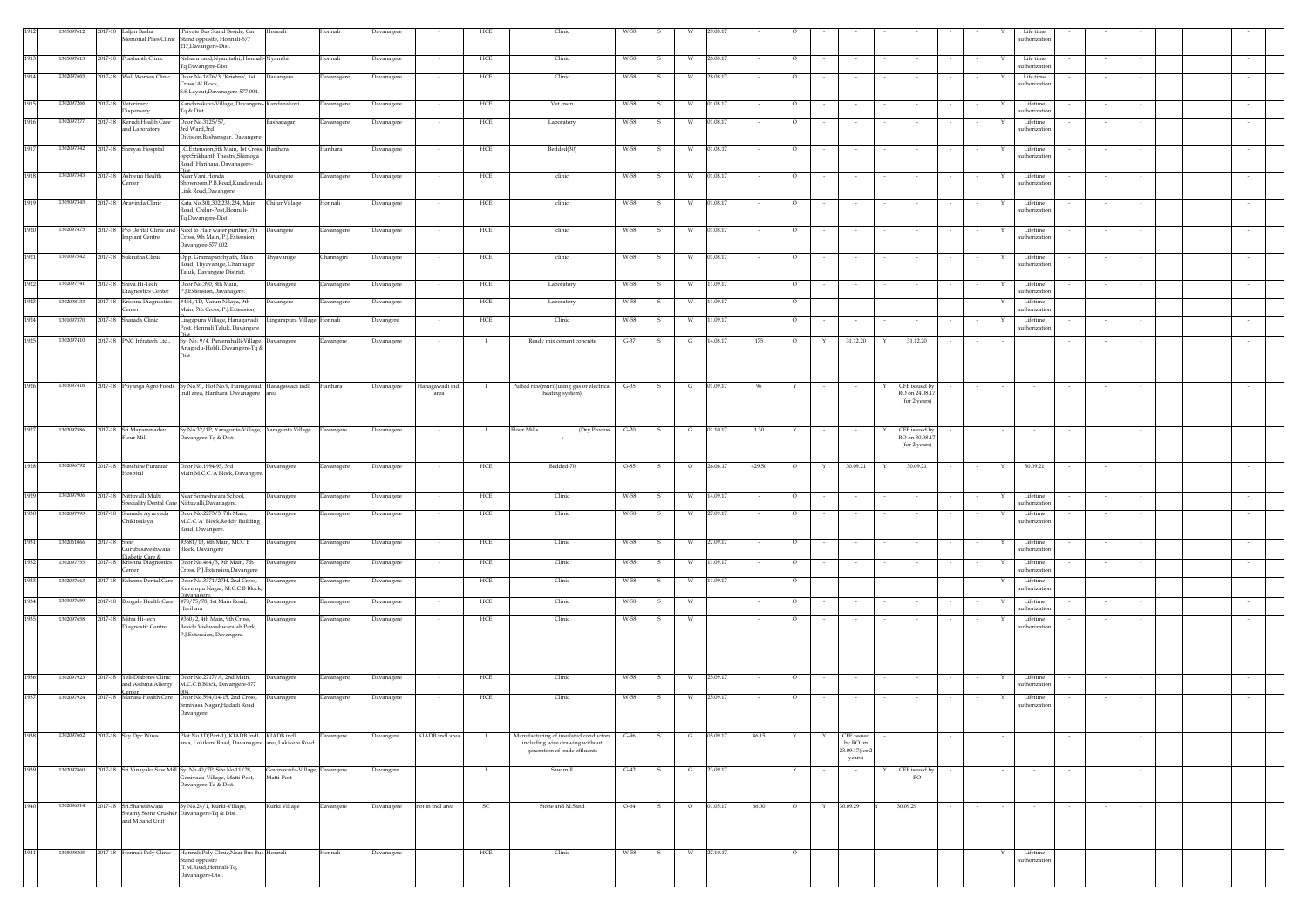| 1912 | 1305097612 | 2017-18 | Laljan Basha Memorial Piles Clinic | Private Bus Stand Beside, Car Stand opposite, Honnali-577 217,Davangere-Dist. | Honnali | Honnali | Davanagere | - | HCE | Clinic | W-58 | S | W | 29.08.17 | - | O | - | - | - | - | - | - | Y | Life time authorization | - | - | - | | | |
|---|---|---|---|---|---|---|---|---|---|---|---|---|---|---|---|---|---|---|---|---|---|---|---|---|---|---|---|---|---|---|
| 1913 | 1305097613 | 2017-18 | Prashanth Clinic | Neharu raod,Nyamthi, Honnali-Tq,Davangere-Dist. | Nyamthi | Honnali | Davanagere | - | HCE | Clinic | W-58 | S | W | 28.08.17 | - | O | - | - | - | - | - | - | Y | Life time authorization | - | - | - | | | - |
| 1914 | 1302097665 | 2017-18 | Well Women Clinic | Door No.1676/3, 'Krishna', 1st Cross,'A' Block, S.S.Layout,Davanagere-577 004. | Davangere | Davanagere | Davanagere | - | HCE | Clinic | W-58 | S | W | 28.08.17 | - | O | - | - | - | - | - | - | Y | Life time authorization | - | - | - | | | - |
| 1915 | 1302097266 | 2017-18 | Veterinary Dispensary | Kandanakovi-Village, Davangere-Tq & Dist. | Kandanakovi | Davanagere | Davanagere | - | HCE | Vet.Instn | W-58 | S | W | 01.08.17 | - | O | - | - | - | - | - | - | Y | Lifetime authorization | - | - | - | | | - |
| 1916 | 1302097277 | 2017-18 | Keradi Health Care and Laboratory | Door No.3125/57, 3rd Ward,3rd Division,Bashanagar, Davangere. | Bashanagar | Davanagere | Davanagere | - | HCE | Laboratory | W-58 | S | W | 01.08.17 | - | O | - | - | - | - | - | - | Y | Lifetime authorization | - | - | - | | | - |
| 1917 | 1302097342 | 2017-18 | Shreyas Hospital | J.C.Extension,5th Main, 1st Cross, opp:Srikhanth Theatre,Shimoga Road, Harihara, Davanagere-Dist. | Harihara | Harihara | Davanagere | - | HCE | Bedded(30) | W-58 | S | W | 01.08.17 | - | O | - | - | - | - | - | - | Y | Lifetime authorization | - | - | - | | | - |
| 1918 | 1302097343 | 2017-18 | Ashwini Health Center | Near Vani Honda Showroom,P.B.Road,Kundawada Link Road,Davangere. | Davangere | Davanagere | Davanagere | - | HCE | clinic | W-58 | S | W | 01.08.17 | - | O | - | - | - | - | - | - | Y | Lifetime authorization | - | - | - | | | - |
| 1919 | 1305097345 | 2017-18 | Aravinda Clinic | Kata No.301,302,233,234, Main Road, Chilur-Post,Honnali-Tq,Davangere-Dist. | Chilur Village | Honnali | Davanagere | - | HCE | clinic | W-58 | S | W | 01.08.17 | - | O | - | - | - | - | - | - | Y | Lifetime authorization | - | - | - | | | - |
| 1920 | 1302097475 | 2017-18 | Pro Dental Clinic and Implant Centre | Next to Flair water purifier, 7th Cross, 9th Main, P.J.Extension, Davangere-577 002. | Davangere | Davanagere | Davanagere | - | HCE | clinic | W-58 | S | W | 01.08.17 | - | O | - | - | - | - | - | - | Y | Lifetime authorization | - | - | - | | | - |
| 1921 | 1301097542 | 2017-18 | Sukrutha Clinic | Opp. Gramapanchyath, Main Road, Thyavanige, Channagiri Taluk, Davangere District. | Thyavanige | Channagiri | Davanagere | - | HCE | clinic | W-58 | S | W | 01.08.17 | - | O | - | - | - | - | - | - | Y | Lifetime authorization | - | - | - | | | - |
| 1922 | 1302097741 | 2017-18 | Shiva Hi-Tech Diagnostics Center | Door No.390, 8th Main, P.J.Extension,Davanagere. | Davanagere | Davanagere | Davanagere | - | HCE | Laboratory | W-58 | S | W | 11.09.17 | | O | - | - | - | - | - | - | Y | Lifetime authorization | - | - | - | | | - |
| 1923 | 1302098133 | 2017-18 | Krishna Diagnostics Center | #464/1D, Varun Nilaya, 9th Main, 7th Cross, P.J.Extension, | Davangere | Davanagere | Davanagere | - | HCE | Laboratory | W-58 | S | W | 11.09.17 | | O | - | - | - | - | - | - | Y | Lifetime authorization | - | - | - | | | - |
| 1924 | 1301097370 | 2017-18 | Sharada Clinic | Lingapura Village, Hanagavadi Post, Honnali Taluk, Davangere Dist. | Lingarapura Village | Honnali | Davangere | - | HCE | Clinic | W-58 | S | W | 11.09.17 | | O | - | - | - | - | - | - | Y | Lifetime authorization | - | - | - | | | - |
| 1925 | 1302097410 | 2017-18 | PNC Infratech Ltd., | Sy. No. 9/4, Panjenahalli-Village, Anagodu-Hobli, Davangere-Tq & Dist. | Davanagere | Davangere | Davanagere | | I | Ready mix cement concrete | G-37 | S | G | 14.08.17 | 175 | O | Y | 31.12.20 | Y | 31.12.20 | - | - | - | | | - | - | - | | | - |
| 1926 | 1303097416 | 2017-18 | Priyanga Agro Foods | Sy.No.91, Plot No.9, Hanagawadi Indl area, Harihara, Davanagere | Hanagawadi indl area | Harihara | Davanagere | Hanagawadi indl area | I | Puffed rice(muri)(using gas or electrical heating system) | G-35 | S | G | 01.09.17 | 96 | Y | - | - | Y | CFE issued by RO on 24.08.17 (for 2 years) | - | - | - | - | - | - | - | | | - |
| 1927 | 1302097586 | 2017-18 | Sri.Mayammadevi Flour Mill | Sy.No.32/1P, Yaragunte-Village, Davangere-Tq & Dist. | Yaragunte Village | Davangere | Davanagere | - | I | Flour Mills (Dry Process) | G-20 | S | G | 01.10.17 | 1.30 | Y | - | - | Y | CFE issued by RO on 30.08.17 (for 2 years) | - | | - | - | - | - | - | | | - |
| 1928 | 1302096792 | 2017-18 | Sunshine Purantar Hospital | Door No.1994-95, 3rd Main,M.C.C'A'Block, Davangere. | Davanagere | Davanagere | Davanagere | - | HCE | Bedded-70 | O-85 | S | O | 26.06.17 | 429.50 | O | Y | 30.09.21 | Y | 30.09.21 | - | - | Y | 30.09.21 | - | - | - | | | - |
| 1929 | 1302097906 | 2017-18 | Nittuvalli Multi Speciality Dental Care | Near Someshwara School, Nittuvalli,Davanagere. | Davanagere | Davanagere | Davanagere | - | HCE | Clinic | W-58 | S | W | 14.09.17 | - | O | - | - | - | - | - | - | Y | Lifetime authorization | - | - | - | | | - |
| 1930 | 1302097993 | 2017-18 | Sharada Ayurveda Chikitsalaya | Door No.2275/3, 7th Main, M.C.C.'A' Block,Reddy Building Road, Davangere. | Davanagere | Davanagere | Davanagere | - | HCE | Clinic | W-58 | S | W | 27.09.17 | - | O | - | - | - | - | - | - | Y | Lifetime authorization | - | - | - | | | - |
| 1931 | 1302061066 | 2017-18 | Sree Gurubasaveshwara Diabetic Care & | #3681/13, 6th Main, MCC B Block, Davangere | Davanagere | Davanagere | Davanagere | - | HCE | Clinic | W-58 | S | W | 27.09.17 | - | O | - | - | - | - | - | - | Y | Lifetime authorization | - | - | - | | | - |
| 1932 | 1302097735 | 2017-18 | Krishna Diagnostics Center | Door No.464/3, 9th Main, 7th Cross, P.J.Extension,Davangere. | Davanagere | Davanagere | Davanagere | - | HCE | Clinic | W-58 | S | W | 11.09.17 | - | O | - | - | - | - | - | - | Y | Lifetime authorization | - | - | - | | | - |
| 1933 | 1302097663 | 2017-18 | Kshema Dental Care | Door No.3371/27H, 2nd Cross, Kuvempu Nagar, M.C.C.B Block, Davanagere. | Davanagere | Davanagere | Davanagere | - | HCE | Clinic | W-58 | S | W | 11.09.17 | - | O | - | - | - | - | - | - | Y | Lifetime authorization | - | - | - | | | - |
| 1934 | 1303097659 | 2017-18 | Bengale Health Care | #78/75/78, 1st Main Road, Harihara | Davanagere | Davanagere | Davanagere | - | HCE | Clinic | W-58 | S | W | | - | O | - | - | - | - | - | - | Y | Lifetime authorization | - | - | - | | | - |
| 1935 | 1302097658 | 2017-18 | Mitra Hi-tech Diagnostic Centre | #360/2, 4th Main, 9th Cross, Beside Vishweshwaraiah Park, P.J.Extension, Davangere. | Davanagere | Davanagere | Davanagere | - | HCE | Clinic | W-58 | S | W | | - | O | - | - | - | - | - | - | Y | Lifetime authorization | - | - | - | | | - |
| 1936 | 1302097923 | 2017-18 | Yoli-Diabetes Clinic and Asthma Allergy Center | Door No.2717/A, 2nd Main, M.C.C.B Block, Davangere-577 004. | Davanagere | Davanagere | Davanagere | - | HCE | Clinic | W-58 | S | W | 25.09.17 | - | O | - | - | - | - | - | - | Y | Lifetime authorization | - | - | - | | | - |
| 1937 | 1302097924 | 2017-18 | Manasa Health Care | Door No.594/14-15, 2nd Cross, Srinivasa Nagar,Hadadi Road, Davangere. | Davanagere | Davanagere | Davanagere | - | HCE | Clinic | W-58 | S | W | 25.09.17 | - | O | - | - | - | - | - | - | Y | Lifetime authorization | - | - | - | | | - |
| 1938 | 1302097662 | 2017-18 | Sky Dpc Wires | Plot No.1D(Part-1), KIADB Indl area, Lokikere Road, Davangere. | KIADB indl area,Lokikere Road | Davangere | Davangere | KIADB Indl area | I | Manufacturing of insulated conductors including wire drawing without generation of trade effluents | G-96 | S | G | 05.09.17 | 46.15 | Y | Y | CFE issued by RO on 23.09.17(for 2 years) | - | | - | | - | - | | - | - | | | |
| 1939 | 1302097860 | 2017-18 | Sri.Vinayaka Saw Mill | Sy. No.40/7P, Site No.11/28, Gonivada-Village, Matti-Post, Davangere-Tq & Dist. | Govinavada-Village, Matti-Post | Davangere | Davangere | | I | Saw mill | G-42 | S | G | 23.09.17 | | Y | - | - | Y | CFE issued by RO | - | | - | - | - | - | - | | | |
| 1940 | 1302096314 | 2017-18 | Sri.Shaneshwara Swamy Stone Crusher and M.Sand Unit | Sy.No.24/1, Kurki-Village, Davangere-Tq & Dist. | Kurki Village | Davangere | Davanagere | not in indl area | SC | Stone and M.Sand | O-64 | S | O | 01.05.17 | 66.00 | O | Y | 30.09.29 | Y | 30.09.29 | - | - | - | - | - | - | - | | | |
| 1941 | 1305098305 | 2017-18 | Honnali Poly Clinic | Honnali Poly Clinic,Near Bus Bus Stand opposite ,T.M.Road,Honnali-Tq, Davanagere-Dist. | Honnali | Honnali | Davanagere | - | HCE | Clinic | W-58 | S | W | 27.10.17 | - | O | - | - | - | - | - | - | Y | Lifetime authorization | - | - | - | | | - |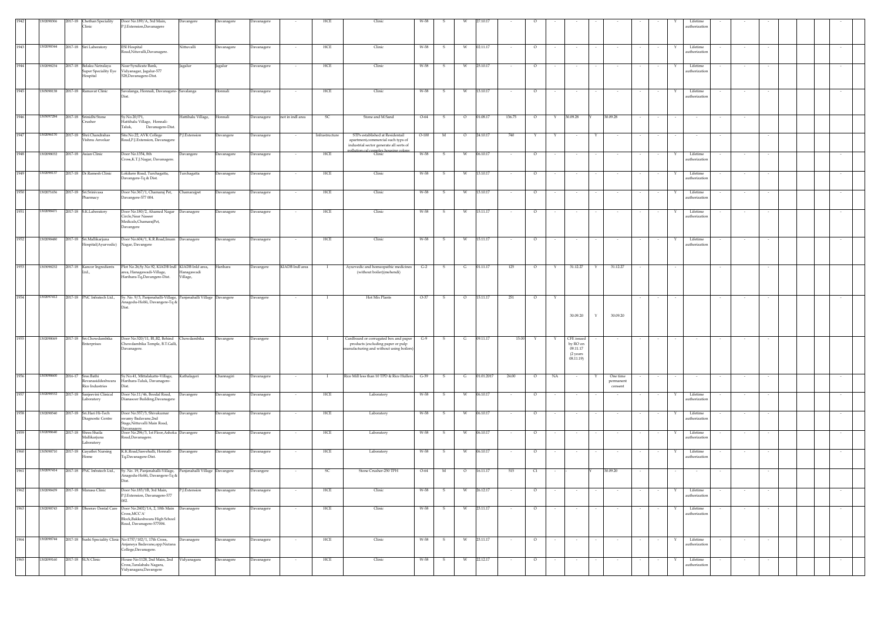| 1942 | 1302098306 | 2017-18 | Chethan Speciality Clinic | Door No.189/A, 3rd Main, P.J.Extension,Davanagere | Davangere | Davanagere | Davanagere | - | HCE | Clinic | W-58 | S | W | 27.10.17 | - | O | - | - | - | - | - | - | Y | Lifetime authorization | - | - | - | | | | - |
|---|---|---|---|---|---|---|---|---|---|---|---|---|---|---|---|---|---|---|---|---|---|---|---|---|---|---|---|---|---|---|---|
| 1943 | 1302098344 | 2017-18 | Siri Laboratory | ESI Hospital Road,Nittuvalli,Davanagere. | Nittuvalli | Davanagere | Davanagere | - | HCE | Clinic | W-58 | S | W | 02.11.17 | - | O | - | - | - | - | - | - | Y | Lifetime authorization | - | - | - | | | | - |
| 1944 | 1302098234 | 2017-18 | Belaku Netralaya Super Speciality Eye Hospital | Near Syndicate Bank, Vidyanagar, Jagalur-577 528,Davanagere-Dist. | Jagalur | Jagalur | Davanagere | - | HCE | Clinic | W-58 | S | W | 25.10.17 | - | O | - | - | - | - | - | - | Y | Lifetime authorization | - | - | - | | | | - |
| 1945 | 1305098138 | 2017-18 | Ramavat Clinic | Savalanga, Honnali, Davanagere-Dist. | Savalanga | Honnali | Davanagere | - | HCE | Clinic | W-58 | S | W | 13.10.17 | - | O | - | - | - | - | - | - | Y | Lifetime authorization | - | - | - | | | | - |
| 1946 | 1305097284 | 2017-18 | Srinidhi Stone Crusher | Sy.No.20/P1, Hattihalu Village, Honnali-Taluk, Davanagere-Dist. | Hattihalu Village, | Honnali | Davanagere | not in indl area | SC | Stone and M.Sand | O-64 | S | O | 01.08.17 | 136.75 | O | Y | 30.09.28 | Y | 30.09.28 | - | - | - | - | - | - | | | | | |
| 1947 | 1302096170 | 2017-18 | Shri.Chandrahas Vishnu Amvekar | Site.No.22, AVK College Road,P.J.Extension, Davanagere | P.J.Extension | Davangere | Davanagere | - | Infrastructure | STPs established at Residential apartment,commercial such typs of industrial sector generate all sorts of pollution,cal complex housing colony | O-100 | M | O | 24.10.17 | 740 | Y | Y | - | Y | - | - | - | - | - | - | - | - | | | | |
| 1948 | 1302098032 | 2017-18 | Asian Clinic | Door No.1354, 8th Cross,K.T.J.Nagar, Davanagere. | Davangere | Davanagere | Davanagere | - | HCE | Clinic | W-58 | S | W | 06.10.17 | - | O | - | - | - | - | - | - | Y | Lifetime authorization | - | - | - | | | | - |
| 1949 | 1302098137 | 2017-18 | Dr.Ramesh Clinic | Lokikere Road, Turchagatta, Davangere-Tq & Dist. | Turchagatta | Davanagere | Davanagere | - | HCE | Clinic | W-58 | S | W | 13.10.17 | - | O | - | - | - | - | - | - | Y | Lifetime authorization | - | - | - | | | | - |
| 1950 | 1302071656 | 2017-18 | Sri.Srinivasa Pharmacy | Door No.367/1, Chamaraj Pet, Davangere-577 004. | Chamarajpet | Davangere | Davanagere | - | HCE | Clinic | W-58 | S | W | 13.10.17 | - | O | - | - | - | - | - | - | Y | Lifetime authorization | - | - | - | | | | - |
| 1951 | 1302098471 | 2017-18 | S.K.Laboratory | Door No.180/2, Ahamed Nagar Circle,Near Naseer Medicals,ChamarajPet, Davangere | Davanagere | Davanagere | Davanagere | - | HCE | Clinic | W-58 | S | W | 15.11.17 | - | O | - | - | - | - | - | - | Y | Lifetime authorization | - | - | - | | | | - |
| 1952 | 1302098480 | 2017-18 | Sri.Mallikarjuna Hospital(Ayurvedic) | Door No.604/1, K.R.Road,Imam Nagar, Davangere | Davanagere | Davanagere | Davanagere | - | HCE | Clinic | W-58 | S | W | 15.11.17 | - | O | - | - | - | - | - | - | Y | Lifetime authorization | - | - | - | | | | - |
| 1953 | 1303098232 | 2017-18 | Kancor Ingredients Ltd., | Plot No.26,Sy.No.92, KIADB Indl area, Hanagawadi-Village, Harihara-Tq,Davangere-Dist. | KIADB Indl area, Hanagawadi Village, | Harihara | Davangere | KIADB Indl area | I | Ayurvedic and homeopathic medicines (without boiler)(mehendi) | G-2 | S | G | 01.11.17 | 125 | O | Y | 31.12.27 | Y | 31.12.27 | - | | - | | - | | - | | | | |
| 1954 | 1302097412 | 2017-18 | PNC Infratech Ltd., | Sy. No. 9/3, Panjenahalli-Village, Anagodu-Hobli, Davangere-Tq & Dist. | Panjenahalli Village | Davangere | Davangere | - | I | Hot Mix Plants | O-37 | S | O | 15.11.17 | 251 | O | Y | 30.09.20 | Y | 30.09.20 | - | - | - | | - | - | - | | | | - |
| 1955 | 1302098069 | 2017-18 | Sri.Chowdambika Enterprises | Door No.520/11, B1,B2, Behind Chowdambika Temple, B.T.Galli, Davanagere. | Chowdambika | Davangere | Davangere | | I | Cardboard or corrugated box and paper products (excluding paper or pulp manufacturing and without using boilers) | G-9 | S | G | 09.11.17 | 15.00 | Y | Y | CFE issued by RO on 09.11.17 (2 years 08.11.19) | - | - | - | - | - | - | - | - | - | | | | |
| 1956 | 1303098600 | 2016-17 | Shree.Bathi Revanasiddeshwara Rice Industries | Sy.No.41, Mittalakatte-Village, Harihara-Taluk, Davanagere-Dist. | Kathalageri | Channagiri | Davanagere | - | I | Rice Mill less than 10 TPD & Rice Hullers | G-39 | S | G | 01.01.2017 | 24.00 | O | NA | - | Y | One time permanent consent | - | - | - | - | - | - | - | | | | - |
| 1957 | 1302098532 | 2017-18 | Sanjeevini Clinical Laboratory | Door No.11/46, Boodal Road, Dianasoor Building,Davanagere | Davangere | Davanagere | Davanagere | - | HCE | Laboratory | W-58 | S | W | 06.10.17 | - | O | - | - | - | - | - | - | Y | Lifetime authorization | - | - | - | | | | - |
| 1958 | 1302098540 | 2017-18 | Sri.Hari Hi-Tech Diagnostic Centre | Door No.557/3, Shivakumar swamy Badavane,2nd Stage,Nittuvalli Main Road, Davanagere. | Davangere | Davanagere | Davanagere | - | HCE | Laboratory | W-58 | S | W | 06.10.17 | - | O | - | - | - | - | - | - | Y | Lifetime authorization | - | - | - | | | | - |
| 1959 | 1302098640 | 2017-18 | Shree.Shaila Mallikarjuna Laboratory | Door No.298/3, 1st Floor,Ashoka Road,Davanagere. | Davanagere | Davanagere | Davanagere | - | HCE | Laboratory | W-58 | S | W | 06.10.17 | - | O | - | - | - | - | - | - | Y | Lifetime authorization | - | - | - | | | | - |
| 1960 | 1305098710 | 2017-18 | Gayathri Nursing Home | K.K.Road,Sasvehalli, Honnali-Tq,Davanagere-Dist. | Davangere | Davanagere | Davanagere | - | HCE | Laboratory | W-58 | S | W | 06.10.17 | - | O | - | - | - | - | - | - | Y | Lifetime authorization | - | - | - | | | | - |
| 1961 | 1302097414 | 2017-18 | PNC Infratech Ltd., | Sy. No. 19, Panjenahalli-Village, Anagodu-Hobli, Davangere-Tq & Dist. | Panjenahalli Village | Davangere | Davangere | - | SC | Stone Crusher-250 TPH | O-64 | M | O | 16.11.17 | 515 | C1 | - | | Y | 30.09.20 | - | | - | - | - | - | - | | | | |
| 1962 | 1302098439 | 2017-18 | Manasa Clinic | Door No.183/1B, 3rd Main, P.J.Extension, Davanagere-577 002. | P.J.Extension | Davanagere | Davanagere | - | HCE | Clinic | W-58 | S | W | 26.12.17 | - | O | - | - | - | - | - | - | Y | Lifetime authorization | - | - | - | | | | - |
| 1963 | 1302098743 | 2017-18 | Dheerav Dental Care | Door No.2402/1A, 2, 10th Main Cross,MCC'A' Block,Bakkeshwara High School Road, Davanagere-577004. | Davanagere | Davanagere | Davanagere | - | HCE | Clinic | W-58 | S | W | 23.11.17 | - | O | - | - | - | - | - | - | Y | Lifetime authorization | - | - | - | | | | - |
| 1964 | 1302098744 | 2017-18 | Sushi Speciality Clinic | No:1757/102/1, 17th Cross, Anjaneya Badavane,opp:Nutana College,Davanagere. | Davanagere | Davanagere | Davanagere | - | HCE | Clinic | W-58 | S | W | 23.11.17 | - | O | - | - | - | - | - | - | Y | Lifetime authorization | - | - | - | | | | - |
| 1965 | 1302099160 | 2017-18 | SLN Clinic | House No:1128, 2nd Main, 2nd Cross,Taralabalu Nagara, Vidyanagara,Davangere | Vidyanagara | Davanagere | Davanagere | - | HCE | Clinic | W-58 | S | W | 22.12.17 | - | O | - | - | - | - | - | - | Y | Lifetime authorization | - | - | - | | | | - |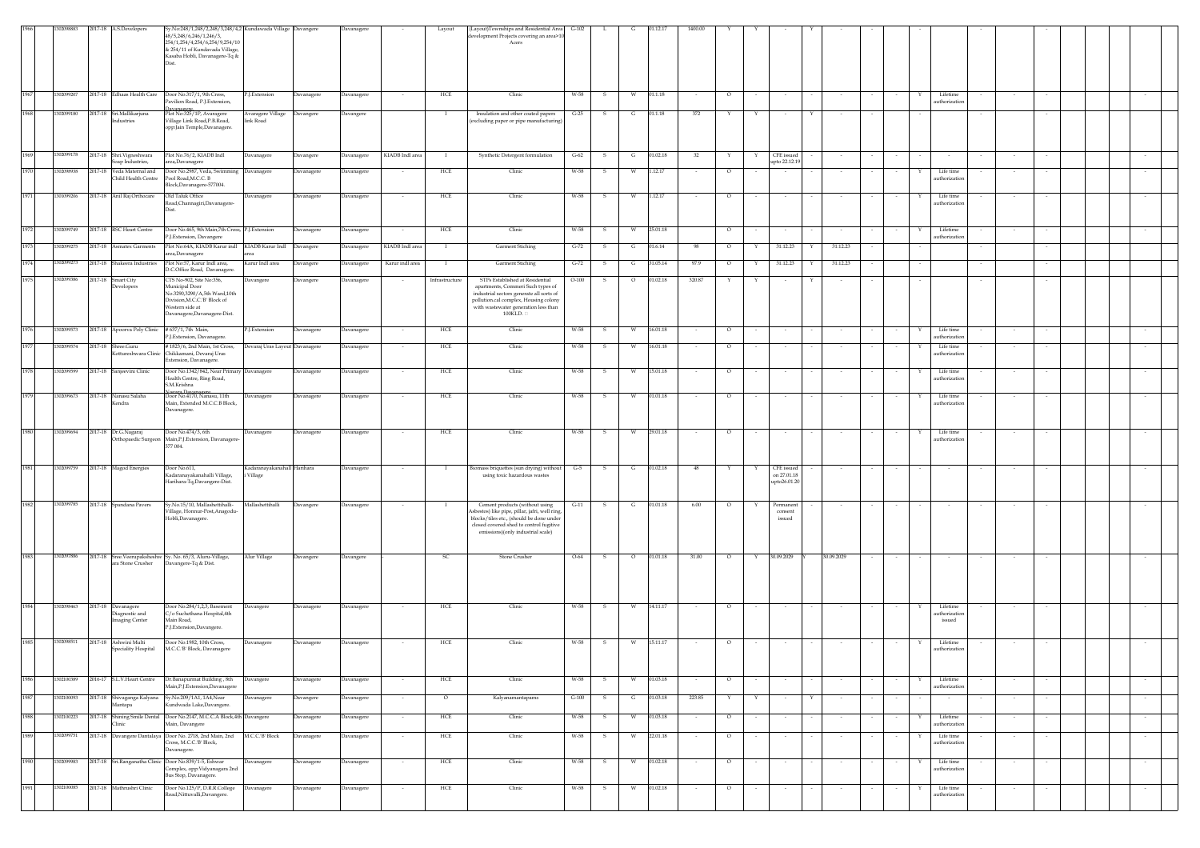| 1966 | 1302098883 | 2017-18 | A.S.Developers | Sy.No:248/1,248/2,248/3,248/4,2 48/5,248/6,246/1,246/3, 254/1,254/4,254/6,254/9,254/10 & 254/11 of Kundavada Village, Kasaba Hobli, Davanagere-Tq & Dist. | Kundawada Village | Davangere | Davanagere | | Layout | (Layout)Townships and Residential Area development Projects covering an area>10 Acers | G-102 | L | G | 01.12.17 | 1400.00 | Y | Y | - | Y | - | - | - | | - | | - | - | - | | | | |
|---|---|---|---|---|---|---|---|---|---|---|---|---|---|---|---|---|---|---|---|---|---|---|---|---|---|---|---|---|---|---|---|---|
| 1967 | 1302099207 | 2017-18 | Edhaas Health Care | Door No.317/1, 9th Cross, Pavilion Road, P.J.Extension, Davanagere. | P.J.Extension | Davanagere | Davanagere | - | HCE | Clinic | W-58 | S | W | 01.1.18 | - | O | - | - | - | - | - | - | - | Y | Lifetime authorization | - | - | - | | | | - |
| 1968 | 1302099180 | 2017-18 | Sri.Mallikarjuna Industries | Plot No:325/1P, Avaragere Village Link Road,P.B.Road, opp:Jain Temple,Davanagere. | Avaragere Village link Road | Davangere | Davangere | | I | Insulation and other coated papers (excluding paper or pipe manufacturing) | G-25 | S | G | 01.1.18 | 372 | Y | Y | - | Y | - | - | | - | | | - | - | | | | | |
| 1969 | 1302099178 | 2017-18 | Shri.Vigneshwara Soap Industries, | Plot No.76/2, KIADB Indl area,Davanagere | Davanagere | Davangere | Davanagere | KIADB Indl area | I | Synthetic Detergent formulation | G-62 | S | G | 01.02.18 | 32 | Y | Y | CFE issued upto 22.12.19 | - | - | - | - | - | - | - | - | - | - | | | | |
| 1970 | 1302098938 | 2017-18 | Veda Maternal and Child Health Centre | Door No.2987, Veda, Swimming Pool Road,M.C.C. B Block,Davanagere-577004. | Davanagere | Davanagere | Davanagere | - | HCE | Clinic | W-58 | S | W | 1.12.17 | - | O | - | - | - | - | - | - | - | Y | Life time authorization | - | - | - | | | | - |
| 1971 | 1301099206 | 2017-18 | Anil Raj Orthocare | Old Taluk Office Road,Channagiri,Davanagere-Dist. | Davanagere | Davanagere | Davanagere | - | HCE | Clinic | W-58 | S | W | 1.12.17 | - | O | - | - | - | - | - | - | - | Y | Life time authorization | - | - | - | | | | - |
| 1972 | 1302099749 | 2017-18 | RSC Heart Centre | Door No.465, 9th Main,7th Cross, P.J.Extension, Davangere | P.J.Extension | Davanagere | Davanagere | - | HCE | Clinic | W-58 | S | W | 25.01.18 | | O | - | - | - | - | - | - | - | Y | Lifetime authorization | - | - | - | | | | - |
| 1973 | 1302099275 | 2017-18 | Asmatex Garments | Plot No:64A, KIADB Karur indl area,Davanagere | KIADB Karur Indl area | Devangere | Davanagere | KIADB Indl area | I | Garment Stiching | G-72 | S | G | 01.6.14 | 98 | O | Y | 31.12.23 | Y | 31.12.23 | - | | - | | | - | - | | | | | |
| 1974 | 1302099273 | 2017-18 | Shakeera Industries | Plot No:57, Karur Indl area, D.C.Office Road, Davanagere. | Karur Indl area | Devangere | Davanagere | Karur indl area | I | Garment Stiching | G-72 | S | G | 31.05.14 | 97.9 | O | Y | 31.12.23 | Y | 31.12.23 | - | | - | | | - | - | | | | | |
| 1975 | 1302099386 | 2017-18 | Smart City Developers | CTS No:902, Site No:356, Municipal Door No.3290,3290/A,5th Ward,10th Division,M.C.C'B' Block of Western side at Davanagere,Davanagere-Dist. | Davangere | Devangere | Davanagere | - | Infrastructure | STPs Established at Residential apartments, Commeri Such types of industrial sectors generate all sorts of pollution.cal complex, Housing colony with wastewater generation less than 100KLD. □ | O-100 | S | O | 01.02.18 | 320.87 | Y | Y | - | Y | - | - | | - | | | - | - | | | | | |
| 1976 | 1302099373 | 2017-18 | Apoorva Poly Clinic | # 637/1, 7th Main, P.J.Extension, Davanagere. | P.J.Extension | Davanagere | Davanagere | - | HCE | Clinic | W-58 | S | W | 16.01.18 | - | O | - | - | - | - | - | - | - | Y | Life time authorization | - | - | - | | | | - |
| 1977 | 1302099374 | 2017-18 | Shree.Guru Kottureshwara Clinic | #1825/6, 2nd Main, 1st Cross, Chikkamani, Devaraj Uras Extension, Davanagere. | Devaraj Uras Layout | Davanagere | Davanagere | - | HCE | Clinic | W-58 | S | W | 16.01.18 | - | O | - | - | - | - | - | - | - | Y | Life time authorization | - | - | - | | | | - |
| 1978 | 1302099599 | 2017-18 | Sanjeevini Clinic | Door No.1342/842, Near Primary Health Centre, Ring Road, S.M.Krishna Nagara,Davanagere. | Davanagere | Davanagere | Davanagere | - | HCE | Clinic | W-58 | S | W | 15.01.18 | - | O | - | - | - | - | - | - | - | Y | Life time authorization | - | - | - | | | | - |
| 1979 | 1302099673 | 2017-18 | Nanasu Salaha Kendra | Door No.4170, Nanasu, 11th Main, Extended M.C.C.B Block, Davanagere. | Davanagere | Davanagere | Davanagere | - | HCE | Clinic | W-58 | S | W | 01.01.18 | - | O | - | - | - | - | - | - | - | Y | Life time authorization | - | - | - | | | | - |
| 1980 | 1302099694 | 2017-18 | Dr.C.Nagaraj Orthopaedic Surgeon | Door No.474/3, 6th Main,P.J.Extension, Davanagere-577 004. | Davanagere | Davanagere | Davanagere | - | HCE | Clinic | W-58 | S | W | 29.01.18 | - | O | - | - | - | - | - | - | - | Y | Life time authorization | - | - | - | | | | - |
| 1981 | 1302099759 | 2017-18 | Magxd Energies | Door No.611, Kadaranayakanahalli Village, Harihara-Tq,Davangere-Dist. | Kadaranayakanahall i Village | Harihara | Davanagere | - | I | Biomass briquettes (sun drying) without using toxic hazardous wastes | G-5 | S | G | 01.02.18 | 48 | Y | Y | CFE issued on 27.01.18 upto26.01.20 | - | - | - | - | - | - | - | - | - | - | | | | |
| 1982 | 1302099785 | 2017-18 | Spandana Pavers | Sy.No.15/10, Mallashettihalli-Village, Hosmar-Post,Anagodu-Hobli,Davanagere. | Mallashettihalli | Davangere | Davanagere | - | I | Cement products (without using Asbestos) like pipe, pillar, jafri, well ring, blocks/tiles etc., (should be done under closed covered shed to control fugitive emissions)(only industrial scale) | G-11 | S | G | 01.01.18 | 6.00 | O | Y | Permanent consent issued | - | - | - | - | - | - | - | - | - | - | | | | - |
| 1983 | 1302097886 | 2017-18 | Sree.Veerupakshesh ara Stone Crusher | Sy. No. 65/3, Aluru-Village, Davangere-Tq & Dist. | Alur Village | Davangere | Davangere | | SC | Stone Crusher | O-64 | S | O | 01.01.18 | 31.00 | O | Y | 30.09.2029 | Y | 30.09.2029 | - | - | - | - | - | - | - | - | | | | - |
| 1984 | 1302098463 | 2017-18 | Davanagere Diagnostic and Imaging Center | Door No.284/1,2,3, Basement C/o Suchethana Hospital,4th Main Road, P.J.Extension,Davangere. | Davangere | Davanagere | Davanagere | - | HCE | Clinic | W-58 | S | W | 14.11.17 | - | O | - | - | - | - | - | - | - | Y | Lifetime authorization issued | - | - | - | | | | - |
| 1985 | 1302098511 | 2017-18 | Ashwini Multi Speciality Hospital | Door No.1982, 10th Cross, M.C.C.'B' Block, Davanagere | Davanagere | Davanagere | Davanagere | - | HCE | Clinic | W-58 | S | W | 15.11.17 | - | O | - | - | - | - | - | - | - | Y | Lifetime authorization | - | - | - | | | | - |
| 1986 | 1302100389 | 2016-17 | S.L.V.Heart Centre | Dr.Banapurmat Building , 8th Main,P.J.Extension,Davanagere | Davangere | Davanagere | Davanagere | - | HCE | Clinic | W-58 | S | W | 01.03.18 | - | O | - | - | - | - | - | - | - | Y | Lifetime authorization | - | - | - | | | | - |
| 1987 | 1302100093 | 2017-18 | Shivaganga Kalyana Mantapa | Sy.No.209/1A1, 1A4,Near Kundwada Lake,Davangere. | Davanagere | Devangere | Davanagere | - | O | Kalyanamantapams | G-100 | S | G | 01.03.18 | 223.85 | Y | Y | - | Y | - | - | - | - | - | - | - | - | - | | | | - |
| 1988 | 1302100223 | 2017-18 | Shining Smile Dental Clinic | Door No.2147, M.C.C.A Block,4th Main, Davangere | Davangere | Davanagere | Davanagere | - | HCE | Clinic | W-58 | S | W | 01.03.18 | - | O | - | - | - | - | - | - | - | Y | Lifetime authorization | - | - | - | | | | - |
| 1989 | 1302099751 | 2017-18 | Davangere Dantalaya | Door No. 2718, 2nd Main, 2nd Cross, M.C.C.'B' Block, Davanagere. | M.C.C.'B' Block | Davangere | Davanagere | - | HCE | Clinic | W-58 | S | W | 22.01.18 | - | O | - | - | - | - | - | - | - | Y | Life time authorization | - | - | - | | | | - |
| 1990 | 1302099983 | 2017-18 | Sri.Ranganatha Clinic | Door No.839/1-5, Eshwar Complex, opp:Vidyanagara 2nd Bus Stop, Davanagere. | Davanagere | Davanagere | Davanagere | - | HCE | Clinic | W-58 | S | W | 01.02.18 | - | O | - | - | - | - | - | - | - | Y | Life time authorization | - | - | - | | | | - |
| 1991 | 1302100085 | 2017-18 | Mathrushri Clinic | Door No.125/P, D.R.R.College Road,Nittuvalli,Davangere. | Davanagere | Davanagere | Davanagere | - | HCE | Clinic | W-58 | S | W | 01.02.18 | - | O | - | - | - | - | - | - | - | Y | Life time authorization | - | - | - | | | | - |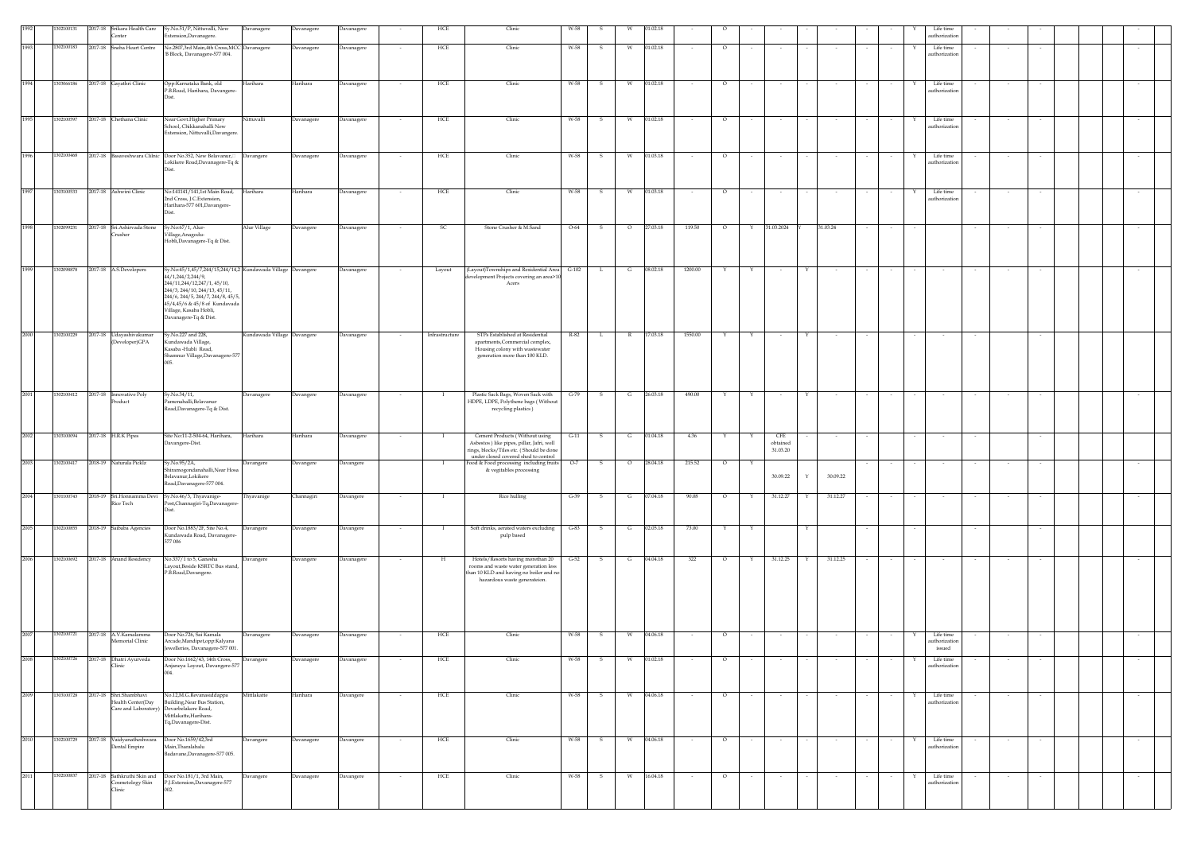| 1992 | 1302100131 | 2017-18 | Srikara Health Care Center | Sy.No.51/F, Nittuvalli, New Extension,Davanagere. | Davanagere | Davanagere | Davanagere | - | HCE | Clinic | W-58 | S | W | 01.02.18 | - | O | - | - | - | - | - | - | Y | Life time authorization | - | - | - | | | |
|---|---|---|---|---|---|---|---|---|---|---|---|---|---|---|---|---|---|---|---|---|---|---|---|---|---|---|---|---|---|---|
| 1993 | 1302100183 | 2017-18 | Sneha Heart Centre | No.2807,3rd Main,4th Cross,MCC 'B Block, Davanagere-577 004. | Davanagere | Davanagere | Davanagere | - | HCE | Clinic | W-58 | S | W | 01.02.18 | - | O | - | - | - | - | - | - | Y | Life time authorization | - | - | - | | | - |
| 1994 | 1303066186 | 2017-18 | Gayathri Clinic | Opp:Karnataka Bank, old P.B.Road, Harihara, Davangere-Dist. | Harihara | Harihara | Davanagere | - | HCE | Clinic | W-58 | S | W | 01.02.18 | - | O | - | - | - | - | - | - | Y | Life time authorization | - | - | - | | | - |
| 1995 | 1302100597 | 2017-18 | Chethana Clinic | Near:Govt.Higher Primary School, Chikkanahalli New Extension, Nittuvalli,Davangere. | Nittuvalli | Davanagere | Davanagere | - | HCE | Clinic | W-58 | S | W | 01.02.18 | - | O | - | - | - | - | - | - | Y | Life time authorization | - | - | - | | | - |
| 1996 | 1302100468 | 2017-18 | Basaveshwara Clilnic | Door No.352, New Belavanur,: Lokikere Road,Davanagere-Tq & Dist. | Davangere | Davanagere | Davanagere | - | HCE | Clinic | W-58 | S | W | 01.03.18 | - | O | - | - | - | - | - | - | Y | Life time authorization | - | - | - | | | - |
| 1997 | 1303100533 | 2017-18 | Ashwini Clinic | No:141141/141,1st Main Road, 2nd Cross, J.C.Extension, Harihara-577 601,Davangere-Dist. | Harihara | Harihara | Davanagere | - | HCE | Clinic | W-58 | S | W | 01.03.18 | - | O | - | - | - | - | - | - | Y | Life time authorization | - | - | - | | | - |
| 1998 | 1302099231 | 2017-18 | Sri.Ashirvada Stone Crusher | Sy.No:67/1, Alur-Village,Anagodu-Hobli,Davanagere-Tq & Dist. | Alur Village | Davangere | Davanagere | - | SC | Stone Crusher & M.Sand | O-64 | S | O | 27.03.18 | 119.50 | O | Y | 31.03.2024 | Y | 31.03.24 | - | - | - | | - | - | - | | | - |
| 1999 | 1302098878 | 2017-18 | A.S.Developers | Sy.No:45/1,45/7,244/15,244/14,244/1,244/2,244/9, 244/11,244/12,247/1, 45/10, 244/3, 244/10, 244/13, 45/11, 244/6, 244/5, 244/7, 244/8, 45/5, 45/4,45/6 & 45/8 of Kundavada Village, Kasaba Hobli, Davanagere-Tq & Dist. | Kundawada Village | Davangere | Davanagere | - | Layout | (Layout)Townships and Residential Area development Projects covering an area>10 Acers | G-102 | L | G | 08.02.18 | 1200.00 | Y | Y | - | Y | - | - | - | - | - | - | - | - | | | - |
| 2000 | 1302100229 | 2017-18 | Udayashivakumar (Developer)GPA | Sy.No.227 and 228, Kundawada Village, Kasaba -Hubli Road, Shamnur Village,Davanagere-577 005. | Kundawada Village | Davangere | Davanagere | - | Infrastructure | STPs Established at Residential apartments,Commercial complex, Housing colony with wastewater generation more than 100 KLD. | R-82 | L | R | 17.03.18 | 1550.00 | Y | Y | - | Y | - | - | | - | - | - | - | - | | | |
| 2001 | 1302100412 | 2017-18 | Innovative Poly Product | Sy.No.34/11, Pamenahalli,Belavanur Road,Davanagere-Tq & Dist. | Davanagere | Davangere | Davanagere | - | I | Plastic Sack Bags, Woven Sack with HDPE, LDPE, Polythene bags ( Without recycling plastics ) | G-79 | S | G | 26.03.18 | 490.00 | Y | Y | - | Y | - | - | - | - | - | - | - | - | | | - |
| 2002 | 1303100094 | 2017-18 | H.R.K Pipes | Site No:11-2-504-64, Harihara, Davangere-Dist. | Harihara | Harihara | Davanagere | - | I | Cement Products ( Without using Asbestos ) like pipes, pillar, Jafri, well rings, blocks/Tiles etc. ( Should be done under closed covered shed to control | G-11 | S | G | 01.04.18 | 4.36 | Y | Y | CFE obtained 31.03.20 | - | - | - | | - | - | - | - | | | | |
| 2003 | 1302100417 | 2018-19 | Naturals Picklz | Sy.No.95/2A, Shiramogondanahalli,Near Hosa Belavanur,Lokikere Road,Davanagere-577 004. | Davangere | Davangere | Davangere | - | I | Food & Food processing including fruits & vegitables processing | O-7 | S | O | 28.04.18 | 215.52 | O | Y | 30.09.22 | Y | 30.09.22 | - | - | - | - | - | - | - | | | - |
| 2004 | 1301100743 | 2018-19 | Sri.Honnamma Devi Rice Tech | Sy.No.46/3, Thyavanige-Post,Channagiri-Tq,Davanagere-Dist. | Thyavanige | Channagiri | Davangere | - | I | Rice hulling | G-39 | S | G | 07.04.18 | 90.08 | O | Y | 31.12.27 | Y | 31.12.27 | - | - | - | - | - | - | - | | | - |
| 2005 | 1302100855 | 2018-19 | Saibaba Agencies | Door No.1883/2F, Site No.4, Kundawada Road, Davanagere-577 006 | Davangere | Davangere | Davangere | - | I | Soft drinks, aerated waters excluding pulp based | G-83 | S | G | 02.05.18 | 73.00 | Y | Y | | Y | | - | | - | | - | | - | | | |
| 2006 | 1302100692 | 2017-18 | Anand Residency | No.337/1 to 5, Ganesha Layout,Beside KSRTC Bus stand, P.B.Road,Davangere. | Davangere | Davangere | Davanagere | - | H | Hotels/Resorts having morethan 20 rooms and waste water generation less than 10 KLD and having no boiler and no hazardous waste generateion. | G-52 | S | G | 04.04.18 | 322 | O | Y | 31.12.25 | Y | 31.12.25 | - | - | - | - | - | - | - | | | - |
| 2007 | 1302100721 | 2017-18 | A.V.Kamalamma Memorial Clinic | Door No.726, Sai Kamala Arcade,Mandipet,opp:Kalyana Jewelleries, Davanagere-577 001. | Davanagere | Davanagere | Davanagere | - | HCE | Clinic | W-58 | S | W | 04.06.18 | - | O | - | - | - | - | - | - | Y | Life time authorization issued | - | - | - | | | - |
| 2008 | 1302100726 | 2017-18 | Dhatri Ayurveda Clinic | Door No.1662/43, 14th Cross, Anjaneya Layout, Davangere-577 004. | Davangere | Davanagere | Davanagere | - | HCE | Clinic | W-58 | S | W | 01.02.18 | - | O | - | - | - | - | - | - | Y | Life time authorization | - | - | - | | | - |
| 2009 | 1303100728 | 2017-18 | Shri.Shambhavi Health Center(Day Care and Laboratory) | No.12,M.G.Revanasiddappa Building,Near Bus Station, Devarbelakere Road, Mittlakatte,Harihara-Tq,Davanagere-Dist. | Mittlakatte | Harihara | Davangere | - | HCE | Clinic | W-58 | S | W | 04.06.18 | - | O | - | - | - | - | - | - | Y | Life time authorization | - | - | - | | | - |
| 2010 | 1302100729 | 2017-18 | Vaidyanatheshwara Dental Empire | Door No.1659/42,3rd Main,Tharalabalu Badavane,Davanagere-577 005. | Davangere | Davanagere | Davangere | - | HCE | Clinic | W-58 | S | W | 04.06.18 | - | O | - | - | - | - | - | - | Y | Life time authorization | - | - | - | | | - |
| 2011 | 1302100837 | 2017-18 | Sathkruthi Skin and Cosmetology Skin Clinic | Door No.181/1, 3rd Main, P.J.Extension,Davanagere-577 002. | Davangere | Davanagere | Davangere | - | HCE | Clinic | W-58 | S | W | 16.04.18 | - | O | - | - | - | - | - | - | Y | Life time authorization | - | - | - | | | - |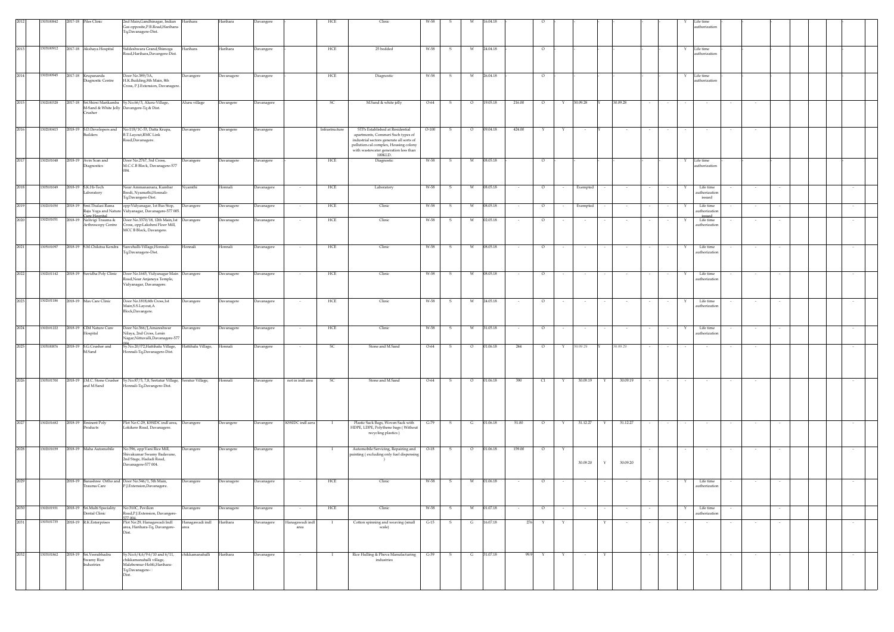| 2012 | 1303100842 | 2017-18 | Piles Clinic | 2nd Main,Gandhinagar, Indian Gas opposite,P.B.Road,Harihara-Tq,Davangere-Dist. | Harihara | Harihara | Davangere | | HCE | Clinic | W-58 | S | W | 16.04.18 | | O | | | | | | | | Y | Life time authorization | | | | | | |
|---|---|---|---|---|---|---|---|---|---|---|---|---|---|---|---|---|---|---|---|---|---|---|---|---|---|---|---|---|---|---|---|
| 2013 | 1303100912 | 2017-18 | Akshaya Hospital | Siddeshwara Grand,Shimoga Road,Haribara,Davangere-Dist. | Harihara | Harihara | Davangere | | HCE | 25 bedded | W-58 | S | W | 24.04.18 | | O | | | | | | | | Y | Life time authorization | | | | | | |
| 2014 | 1302100945 | 2017-18 | Krupananda Diagnostic Centre | Door No.389/3A, H.K.Building,8th Main, 8th Cross, P.J.Extension, Davanagere. | Davangere | Davanagere | Davangere | | HCE | Diagnostic | W-58 | S | W | 26.04.18 | | O | | | | | | | | Y | Life time authorization | | | | | | |
| 2015 | 1302100328 | 2017-18 | Sri.Shirsi Manikamba M-Sand & White Jelly Crusher | Sy.No.66/3, Aluru-Village, Davangere-Tq & Dist. | Aluru village | Davangere | Davanagere | | SC | M.Sand & white jelly | O-64 | S | O | 19.05.18 | 216.00 | O | Y | 30.09.28 | Y | 30.09.28 | - | - | - | - | - | - | | | | |
| 2016 | 1302100415 | 2018-19 | S.D.Developers and Builders | No:118/1C-53, Datta Krupa, B.T.Layout,RMC Link Road,Davanagere. | Davangere | Davangere | Davangere | | Infrastructure | STPs Established at Residential apartments, Commeri Such types of industrial sectors generate all sorts of pollution.cal complex, Housing colony with wastewater generation less than 100KLD. | O-100 | S | O | 09.04.18 | 424.00 | Y | Y | - | Y | - | - | - | - | - | - | - | | | | |
| 2017 | 1302101048 | 2018-19 | Avin Scan and Diagnostics | Door No.2767, 3rd Cross, M.C.C.B Block, Davanagere-577 004. | Davangere | Davanagere | Davangere | | HCE | Diagnostic | W-58 | S | W | 08.05.18 | | O | | | | | | | | Y | Life time authorization | | | | | | |
| 2018 | 1305101049 | 2018-19 | S.K.Hi-Tech Laboratory | Near Ammanamara, Kumbar Beedi, Nyamathi,Honnali-Tq,Davangere-Dist. | Nyamthi | Honnali | Davanagere | - | HCE | Laboratory | W-58 | S | W | 08.05.18 | - | O | - | Exempted | - | - | - | - | Y | Life time authorization issued | - | - | - | | | - |
| 2019 | 1302101050 | 2018-19 | Smt.Thulasi Rama Raju Yoga and Nature Cure Hospital | opp:Vidyanagar, 1st Bus Stop, Vidyanagar, Davanagere-577 005. | Davangere | Davanagere | Davanagere | - | HCE | Clinic | W-58 | S | W | 08.05.18 | - | O | - | Exempted | - | - | - | - | Y | Life time authorization issued | - | - | - | | | - |
| 2020 | 1302101051 | 2018-19 | Nelivigi Trauma & Arthroscopy Centre | Door No.3370/18, 12th Main,1st Cross, opp:Lakshmi Flour Mill, MCC B Block, Davangere. | Davangere | Davanagere | Davanagere | - | HCE | Clinic | W-58 | S | W | 02.05.18 | - | O | - | - | - | - | - | - | Y | Life time authorization | - | - | - | | | - |
| 2021 | 1305101097 | 2018-19 | S.M.Chikitsa Kendra | Sasvehalli-Village,Honnali-Tq,Davanagere-Dist. | Honnali | Honnali | Davanagere | - | HCE | Clinic | W-58 | S | W | 08.05.18 | - | O | - | - | - | - | - | - | Y | Life time authorization | - | - | - | | | - |
| 2022 | 1302101142 | 2018-19 | Suvidha Poly Clinic | Door No.1645, Vidyanagar Main Road,Near Anjaneya Temple, Vidyanagar, Davanagere. | Davangere | Davanagere | Davanagere | - | HCE | Clinic | W-58 | S | W | 08.05.18 | - | O | - | - | - | - | - | - | Y | Life time authorization | - | - | - | | | - |
| 2023 | 1302101186 | 2018-19 | Max Care Clinic | Door No.1818,6th Cross,1st Main,S.S Layout,A Block,Davangere. | Davangere | Davanagere | Davanagere | - | HCE | Clinic | W-58 | S | W | 24.05.18 | - | O | - | - | - | - | - | - | Y | Life time authorization | - | - | - | | | - |
| 2024 | 1302101222 | 2018-19 | CIM Nature Cure Hospital | Door No.566/J,Amareshwar Nilaya, 2nd Cross, Lenin Nagar,Nittuvalli,Davanagere-577 004. | Davangere | Davanagere | Davanagere | - | HCE | Clinic | W-58 | S | W | 31.05.18 | - | O | - | - | - | - | - | - | Y | Life time authorization | - | - | - | | | - |
| 2025 | 1305100876 | 2018-19 | S.G.Crusher and M.Sand | Sy.No.20/P2,Hattihalu Village, Honnali-Tq,Davanagere-Dist. | Hattihalu Village, | Honnali | Davangere | - | SC | Stone and M.Sand | O-64 | S | O | 01.06.18 | 244 | O | Y | 30.09.29 | Y | 30.09.29 | - | - | - | - | - | - | | | | |
| 2026 | 1305101700 | 2018-19 | J.M.C. Stone Crusher and M.Sand | Sy.No.87/5, 7,8, Soratur Village, Honnali-Tq,Davangere-Dist. | Soratur Village, | Honnali | Davangere | not in indl area | SC | Stone and M.Sand | O-64 | S | O | 01.06.18 | 390 | C1 | Y | 30.09.19 | Y | 30.09.19 | - | - | - | - | - | - | | | | |
| 2027 | 1302101682 | 2018-19 | Eminent Poly Products | Plot No:C-29, KSSIDC indl area, Lokikere Road, Davanagere. | Davangere | Davangere | Davangere | KSSIDC indl area | I | Plastic Sack Bags, Woven Sack with HDPE, LDPE, Polythene bags ( Without recycling plastics ) | G-79 | S | G | 01.06.18 | 51.00 | O | Y | 31.12.27 | Y | 31.12.27 | - | - | - | - | - | - | - | | | - |
| 2028 | 1302101039 | 2018-19 | Maha Automobile | No.596, opp:Vani Rice Mill, Shivakumar Swamy Badavane, 2nd Stage, Hadadi Road, Davanagere-577 004. | Davangere | Davangere | Davangere | | I | Automobile Servicing, Repairing and painting ( excluding only fuel dispensing ) | O-18 | S | O | 01.06.18 | 159.00 | O | Y | 30.09.20 | Y | 30.09.20 | - | | - | - | - | - | - | | | - |
| 2029 | | 2018-19 | Banashree Ortho and Trauma Care | Door No.546/1, 5th Main, P.J.Extension,Davanagere. | Davangere | Davanagere | Davanagere | - | HCE | Clinic | W-58 | S | W | 01.06.18 | - | O | - | - | - | - | - | - | Y | Life time authorization | - | - | - | | | - |
| 2030 | 1302101931 | 2018-19 | Sri.Multi Speciality Dental Clinic | No:310C, Pavilion Road,P.J.Extension, Davangere-577 004. | Davangere | Davanagere | Davangere | - | HCE | Clinic | W-58 | S | W | 01.07.18 | - | O | - | - | - | - | - | - | Y | Life time authorization | - | - | - | | | |
| 2031 | 1303101735 | 2018-19 | R.K.Enterprises | Plot No:29, Hanagawadi Indl area, Harihara-Tq, Davangere-Dist. | Hanagawadi indl area | Harihara | Davanagere | Hanagawadi indl area | I | Cotton spinning and weaving (small scale) | G-15 | S | G | 16.07.18 | 276 | Y | Y | | Y | - | - | - | - | - | - | - | - | | | - |
| 2032 | 1303101862 | 2018-19 | Sri.Veerabhadra Swamy Rice Industries | Sy.No.6/4,6/9 6/10 and 6/11, chikkamanahalli village, Malebennur-Hobli,Harihara-Tq,Davanagere-Dist. | chikkamanahalli | Harihara | Davanagere | - | I | Rice Hulling & Phova Manufacturing industries | G-39 | S | G | 31.07.18 | 99.9 | Y | Y | - | Y | | - | - | - | - | - | - | - | | | - |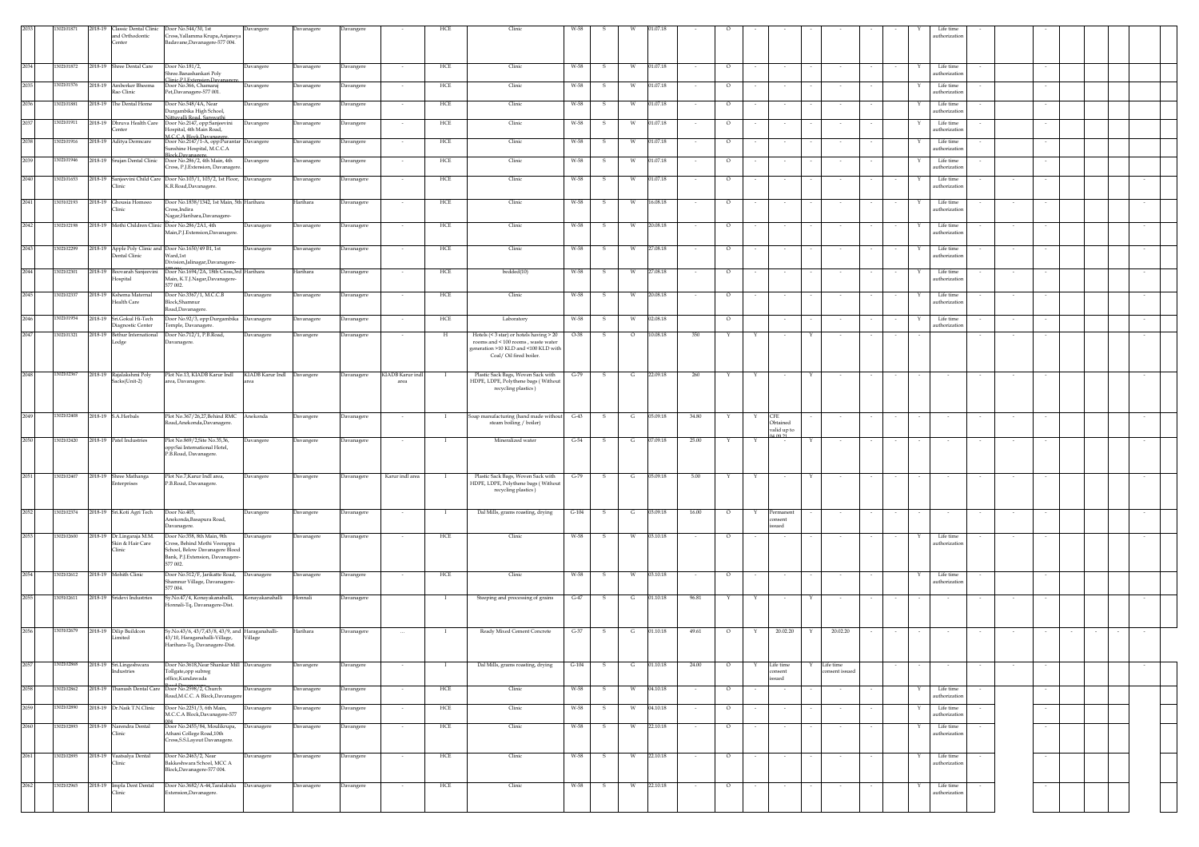| 2033 | 1302101871 | 2018-19 | Classic Dental Clinic and Orthodontic Center | Door No.544/30, 1st Cross,Yallamma Krupa,Anjaneya Badavane,Davanagere-577 004. | Davangere | Davanagere | Davangere | - | HCE | Clinic | W-58 | S | W | 01.07.18 | - | O | - | - | - | - | - | - | Y | Life time authorization | - | | - | | | |
|---|---|---|---|---|---|---|---|---|---|---|---|---|---|---|---|---|---|---|---|---|---|---|---|---|---|---|---|---|---|---|
| 2034 | 1302101872 | 2018-19 | Shree Dental Care | Door No.181/2, Shree.Banashankari Poly Clinic,P.J.Extension,Davanagere | Davangere | Davanagere | Davangere | - | HCE | Clinic | W-58 | S | W | 01.07.18 | - | O | - | - | - | - | - | - | Y | Life time authorization | - | | - | | | |
| 2035 | 1302101576 | 2018-19 | Amberker Bheema Rao Clinic | Door No.366, Chamaraj Pet,Davanagere-577 001. | Davangere | Davanagere | Davangere | - | HCE | Clinic | W-58 | S | W | 01.07.18 | - | O | - | - | - | - | - | | Y | Life time authorization | - | | - | | | |
| 2036 | 1302101881 | 2018-19 | The Dental Home | Door No.548/4A, Near Durgambika High School, Nittuvalli Road, Saraswathi | Davangere | Davanagere | Davangere | - | HCE | Clinic | W-58 | S | W | 01.07.18 | - | O | - | - | - | - | - | | Y | Life time authorization | - | | - | | | |
| 2037 | 1302101911 | 2018-19 | Dhruva Health Care Center | Door No.2147, opp:Sanjeevini Hospital, 4th Main Road, M.C.C.A Block,Davanagere. | Davangere | Davanagere | Davangere | - | HCE | Clinic | W-58 | S | W | 01.07.18 | - | O | - | - | - | - | - | | Y | Life time authorization | - | | - | | | |
| 2038 | 1302101916 | 2018-19 | Aditya Dermcare | Door No.2147/1-A, opp:Purantar Sunshine Hospital, M.C.C.A Block,Davanagere. | Davangere | Davanagere | Davangere | - | HCE | Clinic | W-58 | S | W | 01.07.18 | - | O | - | - | - | - | - | | Y | Life time authorization | - | | - | | | |
| 2039 | 1302101946 | 2018-19 | Srujan Dental Clinic | Door No.286/2, 4th Main, 4th Cross, P.J.Extension, Davanagere. | Davangere | Davanagere | Davangere | - | HCE | Clinic | W-58 | S | W | 01.07.18 | - | O | - | - | - | - | - | | Y | Life time authorization | - | | - | | | |
| 2040 | 1302101653 | 2018-19 | Sanjeevini Child Care Clinic | Door No.103/1, 103/2, 1st Floor, K.R.Road,Davanagere. | Davangere | Davanagere | Davanagere | - | HCE | Clinic | W-58 | S | W | 01.07.18 | - | O | - | - | - | - | - | - | Y | Life time authorization | - | - | - | | | - |
| 2041 | 1303102193 | 2018-19 | Ghousia Homoeo Clinic | Door No.1838/1342, 1st Main, 5th Cross,Indira Nagar,Harihara,Davanagere- | Harihara | Harihara | Davanagere | - | HCE | Clinic | W-58 | S | W | 16.08.18 | - | O | - | - | - | - | - | - | Y | Life time authorization | - | - | - | | | - |
| 2042 | 1302102198 | 2018-19 | Mothi Children Clinic | Door No.286/2A1, 4th Main,P.J.Extension,Davanagere. | Davanagere | Davanagere | Davanagere | - | HCE | Clinic | W-58 | S | W | 20.08.18 | - | O | - | - | - | - | - | - | Y | Life time authorization | - | - | - | | | - |
| 2043 | 1302102299 | 2018-19 | Apple Poly Clinic and Dental Clinic | Door No.1650/49 B1, 1st Ward,1st Division,Jalinagar,Davanagere- | Davanagere | Davanagere | Davanagere | - | HCE | Clinic | W-58 | S | W | 27.08.18 | - | O | - | - | - | - | - | - | Y | Life time authorization | - | - | - | | | - |
| 2044 | 1302102301 | 2018-19 | Beovarah Sanjeevini Hospital | Door No.1694/2A, 18th Cross,3rd Main, K.T.J.Nagar,Davanagere-577 002. | Harihara | Harihara | Davanagere | - | HCE | bedded(10) | W-58 | S | W | 27.08.18 | - | O | - | - | - | - | - | - | Y | Life time authorization | - | - | - | | | - |
| 2045 | 1302102337 | 2018-19 | Kshema Maternal Health Care | Door No.3367/1, M.C.C.B Block,Shamnur Road,Davanagere. | Davanagere | Davanagere | Davanagere | - | HCE | Clinic | W-58 | S | W | 20.08.18 | - | O | - | - | - | - | - | - | Y | Life time authorization | - | - | - | | | - |
| 2046 | 1302101954 | 2018-19 | Sri.Gokul Hi-Tech Diagnostic Center | Door No.92/3, opp:Durgambika Temple, Davanagere. | Davanagere | Davanagere | Davanagere | - | HCE | Laboratory | W-58 | S | W | 02.08.18 | - | | O | - | - | - | - | - | Y | Life time authorization | - | - | - | | | - |
| 2047 | 1302101321 | 2018-19 | Bethur International Lodge | Door No.712/1, P.B.Road, Davanagere. | Davanagere | Davangere | Davanagere | - | H | Hotels (< 3 star) or hotels having > 20 rooms and < 100 rooms , waste water generation >10 KLD and <100 KLD with Coal/ Oil fired boiler. | O-38 | S | O | 10.08.18 | 350 | Y | Y | - | Y | - | - | - | - | - | - | - | - | | | - |
| 2048 | 1302102567 | 2018-19 | Rajalakshmi Poly Sacks(Unit-2) | Plot No.13, KIADB Karur Indl area, Davanagere. | KIADB Karur Indl area | Davangere | Davanagere | KIADB Karur indl area | I | Plastic Sack Bags, Woven Sack with HDPE, LDPE, Polythene bags ( Without recycling plastics ) | G-79 | S | G | 22.09.18 | 260 | Y | Y | - | Y | - | - | - | - | - | - | - | - | | | - |
| 2049 | 1302102408 | 2018-19 | S.A.Herbals | Plot No.367/26,27,Behind RMC Road,Anekonda,Davanagere. | Anekonda | Davangere | Davanagere | - | I | Soap manufacturing (hand made without steam boiling / boiler) | G-43 | S | G | 05.09.18 | 34.80 | Y | Y | CFE Obtained valid up to 04.09.23 | - | - | - | - | - | - | - | - | - | | | - |
| 2050 | 1302102420 | 2018-19 | Patel Industries | Plot No.869/2,Site No.35,36, opp:Sai International Hotel, P.B.Road, Davanagere. | Davangere | Davangere | Davanagere | - | I | Mineralized water | G-54 | S | G | 07.09.18 | 25.00 | Y | Y | - | Y | - | - | - | - | - | - | - | - | | | - |
| 2051 | 1302102407 | 2018-19 | Shree Mathanga Enterprises | Plot No.7,Karur Indl area, P.B.Road, Davanagere. | Davangere | Davangere | Davanagere | Karur indl area | I | Plastic Sack Bags, Woven Sack with HDPE, LDPE, Polythene bags ( Without recycling plastics ) | G-79 | S | G | 05.09.18 | 5.00 | Y | Y | - | Y | - | - | - | - | - | - | - | - | | | - |
| 2052 | 1302102374 | 2018-19 | Sri.Koti Agri Tech | Door No.405, Anekonda,Basapura Road, Davanagere. | Davangere | Davangere | Davanagere | - | I | Dal Mills, grams roasting, drying | G-104 | S | G | 03.09.18 | 16.00 | O | Y | Permanent consent issued | - | - | - | - | - | - | - | - | - | | | - |
| 2053 | 1302102600 | 2018-19 | Dr.Lingaraja M.M. Skin & Hair Care Clinic | Door No.358, 8th Main, 9th Cross, Behind Mothi Veerappa School, Below Davanagere Blood Bank, P.J.Extension, Davanagere-577 002. | Davanagere | Davanagere | Davanagere | - | HCE | Clinic | W-58 | S | W | 03.10.18 | - | O | - | - | - | - | - | - | Y | Life time authorization | - | - | - | | | - |
| 2054 | 1302102612 | 2018-19 | Mohith Clinic | Door No.512/F, Jarikatte Road, Shamnur Village, Davanagere-577 004. | Davanagere | Davangere | Davangere | - | HCE | Clinic | W-58 | S | W | 03.10.18 | - | O | - | - | - | - | - | | Y | Life time authorization | - | | - | | | |
| 2055 | 1305102611 | 2018-19 | Sridevi Industries | Sy.No.47/4, Konayakanahalli, Honnali-Tq. Davanagere-Dst. | Konayakanaballi | Honnali | Davanagere | - | I | Steeping and processing of grains | G-47 | S | G | 01.10.18 | 96.81 | Y | Y | - | Y | - | - | - | - | - | - | - | - | | | - |
| 2056 | 1303102679 | 2018-19 | Dilip Buildcon Limited | Sy.No.43/6, 43/7,43/8, 43/9, and 43/10, Haraganahalli-Village, Harihara-Tq, Davanagere-Dst. | Haraganahalli-Village | Harihara | Davanagere | ... | I | Ready Mixed Cement Concrete | G-37 | S | G | 01.10.18 | 49.61 | O | Y | 20.02.20 | Y | 20.02.20 | - | - | - | - | - | - | - | - | - | - |
| 2057 | 1302102868 | 2018-19 | Sri.Lingeshwara Industries | Door No.3618,Near Shankar Mill Tollgate,opp subreg office,Kundawada | Davanagere | Davangere | Davangere | - | I | Dal Mills, grams roasting, drying | G-104 | S | G | 01.10.18 | 24.00 | O | Y | Life time consent issued | Y | Life time consent issued | | - | - | - | - | - | - | | | - |
| 2058 | 1302102862 | 2018-19 | Thanush Dental Care | Door No.2598/2, Church Road,M.C.C. A Block,Davanagere | Davanagere | Davanagere | Davangere | - | HCE | Clinic | W-58 | S | W | 04.10.18 | - | O | - | - | - | - | - | | Y | Life time authorization | - | | - | | | |
| 2059 | 1302102890 | 2018-19 | Dr.Naik T.N.Clinic | Door No.2251/3, 6th Main, M.C.C.A Block,Davanagere-577 004. | Davanagere | Davanagere | Davangere | - | HCE | Clinic | W-58 | S | W | 04.10.18 | - | O | - | - | - | - | - | | Y | Life time authorization | - | | - | | | |
| 2060 | 1302102893 | 2018-19 | Narendra Dental Clinic | Door No.2455/84, Moulikrupa, Athani College Road,10th Cross,S.S.Layout Davanagere. | Davanagere | Davanagere | Davangere | - | HCE | Clinic | W-58 | S | W | 22.10.18 | - | O | - | - | - | - | - | | Y | Life time authorization | - | | - | | | |
| 2061 | 1302102895 | 2018-19 | Vaatsalya Dental Clinic | Door No.2463/2, Near Bakkeshwara School, MCC A Block,Davanagere-577 004. | Davanagere | Davanagere | Davangere | - | HCE | Clinic | W-58 | S | W | 22.10.18 | - | O | - | - | - | - | - | | Y | Life time authorization | - | | - | | | |
| 2062 | 1302102965 | 2018-19 | Impla Dent Dental Clinic | Door No.3682/A-44,Taralabalu Extension,Davanagere. | Davanagere | Davanagere | Davangere | - | HCE | Clinic | W-58 | S | W | 22.10.18 | - | O | - | - | - | - | - | | Y | Life time authorization | - | | - | | | |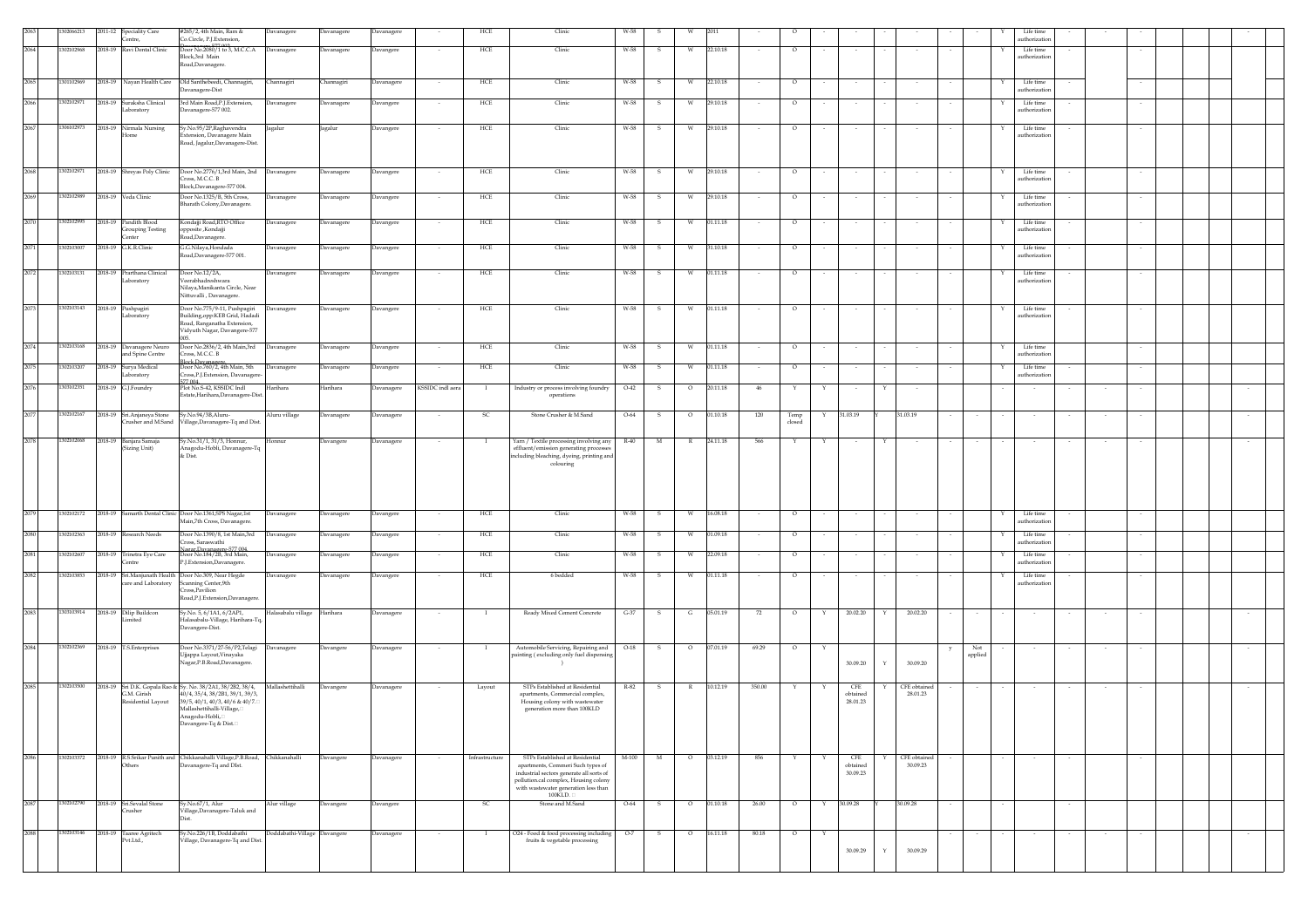| 2063 | 1302066213 | 2011-12 | Speciality Care Centre, | #265/2, 4th Main, Ram & Co.Circle, P.J.Extension, Davanagere-577 002 | Davanagere | Davanagere | Davanagere | - | HCE | Clinic | W-58 | S | W | 2011 | - | O | - | - | - | - | - | - | Y | Life time authorization | - | - | - | | | |
|---|---|---|---|---|---|---|---|---|---|---|---|---|---|---|---|---|---|---|---|---|---|---|---|---|---|---|---|---|---|---|
| 2064 | 1302102968 | 2018-19 | Ravi Dental Clinic | Door No.2080/1 to 3, M.C.C.A Block,3rd Main Road,Davanagere. | Davanagere | Davanagere | Davangere | - | HCE | Clinic | W-58 | S | W | 22.10.18 | - | O | - | - | - | - | - | - | Y | Life time authorization | - | - | - | | | |
| 2065 | 1301102969 | 2018-19 | Nayan Health Care | Old Santhebeedi, Channagiri, Davanagere-Dist | Channagiri | Channagiri | Davangere | - | HCE | Clinic | W-58 | S | W | 22.10.18 | - | O | - | - | - | - | - | - | Y | Life time authorization | - | - | - | | | |
| 2066 | 1302102971 | 2018-19 | Suraksha Clinical Laboratory | 3rd Main Road,P.J.Extension, Davanagere-577 002. | Davanagere | Davanagere | Davangere | - | HCE | Clinic | W-58 | S | W | 29.10.18 | - | O | - | - | - | - | - | - | Y | Life time authorization | - | - | - | | | |
| 2067 | 1306102973 | 2018-19 | Nirmala Nursing Home | Sy.No.95/2P,Raghavendra Extension, Davanagere Main Road, Jagalur,Davanagere-Dist. | Jagalur | Jagalur | Davangere | - | HCE | Clinic | W-58 | S | W | 29.10.18 | - | O | - | - | - | - | - | - | Y | Life time authorization | - | - | - | | | |
| 2068 | 1302102971 | 2018-19 | Shreyas Poly Clinic | Door No.2776/1,3rd Main, 2nd Cross, M.C.C 'B' Block,Davanagere-577 004. | Davanagere | Davanagere | Davangere | - | HCE | Clinic | W-58 | S | W | 29.10.18 | - | O | - | - | - | - | - | - | Y | Life time authorization | - | - | - | | | |
| 2069 | 1302102889 | 2018-19 | Veda Clinic | Door No.1325/B, 5th Cross, Bharath Colony,Davanagere. | Davanagere | Davanagere | Davangere | - | HCE | Clinic | W-58 | S | W | 29.10.18 | - | O | - | - | - | - | - | - | Y | Life time authorization | - | - | - | | | |
| 2070 | 1302102995 | 2018-19 | Pandith Blood Grouping Testing Center | Kondajji Road,RTO Office opposite ,Kondajji Road,Davanagere. | Davanagere | Davanagere | Davangere | - | HCE | Clinic | W-58 | S | W | 01.11.18 | - | O | - | - | - | - | - | - | Y | Life time authorization | - | - | - | | | |
| 2071 | 1302103007 | 2018-19 | G.K.R.Clinic | G.G.Nilaya,Hondada Road,Davanagere-577 001. | Davanagere | Davanagere | Davangere | - | HCE | Clinic | W-58 | S | W | 31.10.18 | - | O | - | - | - | - | - | - | Y | Life time authorization | - | - | - | | | |
| 2072 | 1302103131 | 2018-19 | Prarthana Clinical Laboratory | Door No.12/2A, Veerabhadreshwara Nilaya,Manikanta Circle, Near Nittuvalli , Davanagere. | Davanagere | Davanagere | Davangere | - | HCE | Clinic | W-58 | S | W | 01.11.18 | - | O | - | - | - | - | - | - | Y | Life time authorization | - | - | - | | | |
| 2073 | 1302103143 | 2018-19 | Pushpagiri Laboratory | Door No.775/9-11, Pushpagiri Building,opp:KEB Grid, Hadadi Road, Ranganatha Extension, Vidyuth Nagar, Davangere-577 005. | Davanagere | Davanagere | Davangere | - | HCE | Clinic | W-58 | S | W | 01.11.18 | - | O | - | - | - | - | - | - | Y | Life time authorization | - | - | - | | | |
| 2074 | 1302103168 | 2018-19 | Davanagere Neuro and Spine Centre | Door No.2836/2, 4th Main,3rd Cross, M.C.C. B Block,Davanagere. | Davanagere | Davanagere | Davangere | - | HCE | Clinic | W-58 | S | W | 01.11.18 | - | O | - | - | - | - | - | - | Y | Life time authorization | - | - | - | | | |
| 2075 | 1302103207 | 2018-19 | Surya Medical Laboratory | Door No.760/2, 4th Main, 5th Cross,P.J.Extension, Davanagere-577 004. | Davanagere | Davanagere | Davangere | - | HCE | Clinic | W-58 | S | W | 01.11.18 | - | O | - | - | - | - | - | - | Y | Life time authorization | - | - | - | | | |
| 2076 | 1303102351 | 2018-19 | G.J.Foundry | Plot No.S-42, KSSIDC Indl Estate,Harihara,Davanagere-Dist. | Harihara | Harihara | Davanagere | KSSIDC indl aera | I | Industry or process involving foundry operations | O-42 | S | O | 20.11.18 | 46 | Y | Y | - | Y | - | - | - | - | - | - | - | - | | | |
| 2077 | 1302102167 | 2018-19 | Sri.Anjaneya Stone Crusher and M.Sand | Sy.No.94/3B,Aluru-Village,Davanagere-Tq and Dist. | Aluru village | Davanagere | Davanagere | - | SC | Stone Crusher & M.Sand | O-64 | S | O | 01.10.18 | 120 | Temp closed | Y | 31.03.19 | Y | 31.03.19 | - | - | - | - | - | - | - | | | - |
| 2078 | 1302102068 | 2018-19 | Banjara Samaja (Sizing Unit) | Sy.No.31/1, 31/3, Honnur, Anagodu-Hobli, Davanagere-Tq & Dist. | Honnur | Davangere | Davanagere | - | I | Yarn / Textile processing involving any effluent/emission generating processes including bleaching, dyeing, printing and colouring | R-40 | M | R | 24.11.18 | 566 | Y | Y | - | Y | - | - | - | - | - | - | - | - | | | - |
| 2079 | 1302102172 | 2018-19 | Samarth Dental Clinic | Door No.1361,SPS Nagar,1st Main,7th Cross, Davanagere. | Davanagere | Davangere | Davangere | - | HCE | Clinic | W-58 | S | W | 16.08.18 | - | O | - | - | - | - | - | - | Y | Life time authorization | - | - | - | | | |
| 2080 | 1302102363 | 2018-19 | Research Needs | Door No.1390/8, 1st Main,3rd Cross, Saraswathi Nagar,Davanagere-577 004. | Davanagere | Davangere | Davangere | - | HCE | Clinic | W-58 | S | W | 01.09.18 | - | O | - | - | - | - | - | - | Y | Life time authorization | - | - | - | | | |
| 2081 | 1302102607 | 2018-19 | Trinetra Eye Care Centre | Door No.184/2B, 3rd Main, P.J.Extension,Davanagere. | Davanagere | Davangere | Davangere | - | HCE | Clinic | W-58 | S | W | 22.09.18 | - | O | - | - | - | - | - | - | Y | Life time authorization | - | - | - | | | |
| 2082 | 1302103853 | 2018-19 | Sri.Manjunath Health care and Laboratory | Door No.309, Near Hegde Scanning Center,9th Cross,Pavilion Road,P.J.Extension,Davanagere. | Davanagere | Davangere | Davangere | - | HCE | 6 bedded | W-58 | S | W | 01.11.18 | - | O | - | - | - | - | - | - | Y | Life time authorization | - | - | - | | | |
| 2083 | 1303103914 | 2018-19 | Dilip Buildcon Limited | Sy.No. 5, 6/1A1, 6/2AP1, Halasabalu-Village, Harihara-Tq, Davangere-Dist. | Halasabalu village | Harihara | Davanagere | - | I | Ready Mixed Cement Concrete | G-37 | S | G | 05.01.19 | 72 | O | Y | 20.02.20 | Y | 20.02.20 | - | - | - | - | - | - | - | | | - |
| 2084 | 1302102369 | 2018-19 | T.S.Enterprises | Door No.3371/27-56/P2,Telagi Ujjappa Layout,Vinayaka Nagar,P.B.Road,Davanagere. | Davanagere | Davangere | Davanagere | - | I | Automobile Servicing, Repairing and painting ( excluding only fuel dispensing ) | O-18 | S | O | 07.01.19 | 69.29 | O | Y | 30.09.20 | Y | 30.09.20 | | y | Not applied | - | - | - | - | | | - |
| 2085 | 1302103500 | 2018-19 | Sri D.K. Gopala Rao & G.M. Girish Residential Layout | Sy. No. 38/2A1, 38/2B2, 38/4, 40/4, 35/4, 38/2B1, 39/1, 39/3, 39/5, 40/1, 40/3, 40/6 & 40/7. Mallashettihalli-Village, Anagodu-Hobli, Davangere-Tq & Dist. | Mallashettihalli | Davangere | Davanagere | - | Layout | STPs Established at Residential apartments, Commercial complex, Housing colony with wastewater generation more than 100KLD | R-82 | S | R | 10.12.19 | 350.00 | Y | Y | CFE obtained 28.01.23 | Y | CFE obtained 28.01.23 | - | - | - | - | - | - | - | | | - |
| 2086 | 1302103372 | 2018-19 | R.S.Srikar Punith and Others | Chikkanahalli Village,P.B.Road, Davanagere-Tq and Dist. | Chikkanahalli | Davangere | Davanagere | - | Infrastructure | STPs Established at Residential apartments, Commeri Such types of industrial sectors generate all sorts of pollution.cal complex, Housing colony with wastewater generation less than 100KLD. | M-100 | M | O | 03.12.19 | 856 | Y | Y | CFE obtained 30.09.23 | Y | CFE obtained 30.09.23 | - | | - | - | - | - | - | | | |
| 2087 | 1302102790 | 2018-19 | Sri.Sevalal Stone Crusher | Sy.No.67/1, Alur Village,Davanagere-Taluk and Dist. | Alur village | Davangere | Davangere | - | SC | Stone and M.Sand | O-64 | S | O | 01.10.18 | 26.00 | O | Y | 30.09.28 | Y | 30.09.28 | - | | - | | - | | | | | |
| 2088 | 1302103146 | 2018-19 | Taaree Agritech Pvt.Ltd., | Sy.No.226/1B, Doddabathi Village, Davanagere-Tq and Dist. | Doddabathi-Village | Davangere | Davanagere | - | I | O24 - Food & food processing including fruits & vegetable processing | O-7 | S | O | 16.11.18 | 80.18 | O | Y | 30.09.29 | Y | 30.09.29 | - | - | - | - | - | - | - | | | - |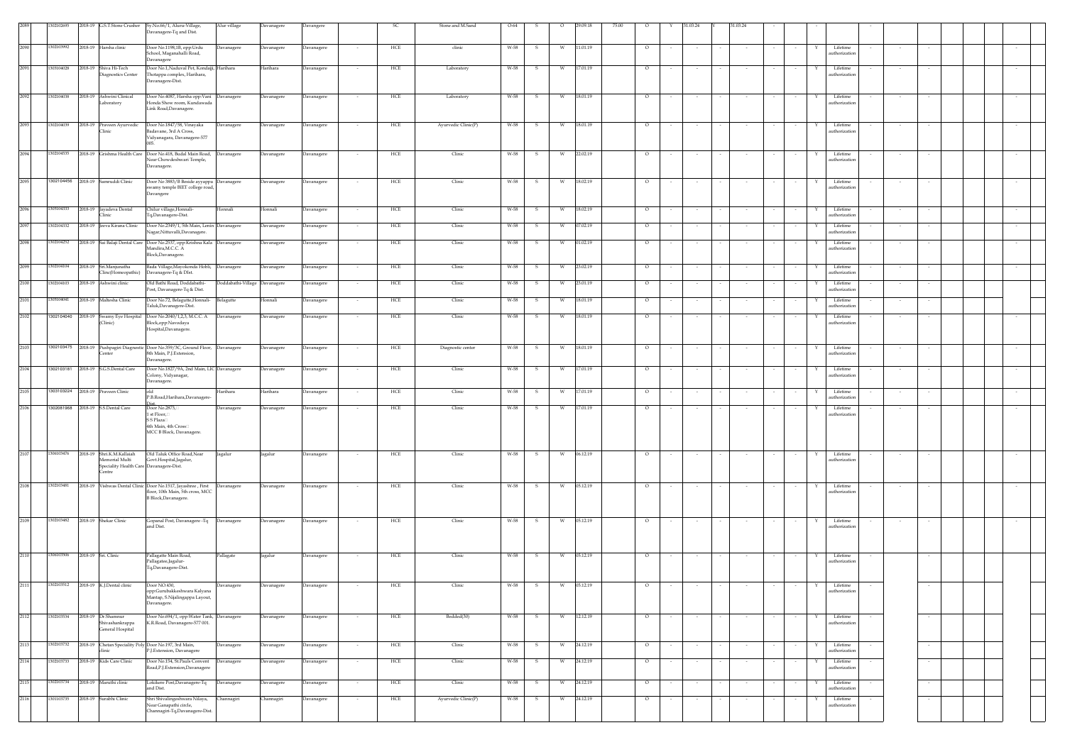| 2089 | 1302102695 | 2018-19 | G.S.T.Stone Crusher | Sy.No.66/1, Aluru-Village, Davanagere-Tq and Dist. | Alur village | Davanagere | Davanagere | | SC | Stone and M.Sand | O-64 | S | O | 29.09.18 | 75.00 | O | Y | 31.03.24 | Y | 31.03.24 | - | | | - | | - | | | | | |
|---|---|---|---|---|---|---|---|---|---|---|---|---|---|---|---|---|---|---|---|---|---|---|---|---|---|---|---|---|---|---|---|
| 2090 | 1302103992 | 2018-19 | Harsha clinic | Door No.1198,1B, opp:Urdu School, Maganahalli Road, Davangere | Davanagere | Davanagere | Davanagere | - | HCE | clinic | W-58 | S | W | 11.01.19 | | O | - | - | - | - | - | - | Y | Lifetime authorization | - | - | - | | | | - |
| 2091 | 1303104028 | 2018-19 | Shiva Hi-Tech Diagnostics Center | Door No.1,Naduval Pet, Kondagi, Thotappa complex, Harihara, Davanagere-Dist. | Harihara | Harihara | Davanagere | - | HCE | Laboratory | W-58 | S | W | 17.01.19 | | O | - | - | - | - | - | - | Y | Lifetime authorization | - | - | - | | | | - |
| 2092 | 1302104038 | 2018-19 | Ashwini Clinical Laboratory | Door No.4087, Harsha opp:Vani Honda Show room, Kundawada Link Road,Davanagere. | Davanagere | Davanagere | Davanagere | - | HCE | Laboratory | W-58 | S | W | 18.01.19 | | O | - | - | - | - | - | - | Y | Lifetime authorization | - | - | - | | | | - |
| 2093 | 1302104039 | 2018-19 | Praveen Ayurvedic Clinic | Door No.1847/58, Vinayaka Badavane, 3rd A Cross, Vidyanagara, Davanagere-577 005. | Davanagere | Davanagere | Davanagere | - | HCE | Ayurvedic Clinic(P) | W-58 | S | W | 18.01.19 | | O | - | - | - | - | - | - | Y | Lifetime authorization | - | - | - | | | | - |
| 2094 | 1302104535 | 2018-19 | Grishma Health Care | Door No.418, Budal Main Road, Near Chowdeshwari Temple, Davanagere. | Davanagere | Davanagere | Davanagere | - | HCE | Clinic | W-58 | S | W | 22.02.19 | | O | - | - | - | - | - | - | Y | Lifetime authorization | - | - | - | | | | - |
| 2095 | 1302104456 | 2018-19 | Samruddi Clinic | Door No 3883/B Beside ayyappa swamy temple BIET college road, Davangere | Davanagere | Davanagere | Davanagere | - | HCE | Clinic | W-58 | S | W | 18.02.19 | | O | - | - | - | - | - | - | Y | Lifetime authorization | - | - | - | | | | - |
| 2096 | 1305104333 | 2018-19 | Jayadeva Dental Clinic | Chilur village,Honnali-Tq,Davanagere-Dist. | Honnali | Honnali | Davanagere | - | HCE | Clinic | W-58 | S | W | 18.02.19 | | O | - | - | - | - | - | - | Y | Lifetime authorization | - | - | - | | | | - |
| 2097 | 1302104332 | 2018-19 | Jeeva Kirana Clinic | Door No.2349/1, 5th Main, Lenin Nagar,Nittuvalli,Davanagere. | Davanagere | Davanagere | Davanagere | - | HCE | Clinic | W-58 | S | W | 07.02.19 | | O | - | - | - | - | - | - | Y | Lifetime authorization | - | - | - | | | | - |
| 2098 | 1302104252 | 2018-19 | Sai Balaji Dental Care | Door No.2537, opp:Krishna Kala Mandira,M.C.C. A Block,Davanagere. | Davanagere | Davanagere | Davanagere | - | HCE | Clinic | W-58 | S | W | 01.02.19 | | O | - | - | - | - | - | - | Y | Lifetime authorization | - | - | - | | | | - |
| 2099 | 1302104104 | 2018-19 | Sri.Manjunatha Cline(Homeopathic) | Bada Village,Mayakonda Hobli, Davanagere-Tq & DIst. | Davanagere | Davanagere | Davanagere | - | HCE | Clinic | W-58 | S | W | 23.02.19 | | O | - | - | - | - | - | - | Y | Lifetime authorization | - | - | - | | | | |
| 2100 | 1302104103 | 2018-19 | Ashwini clinic | Old Bathi Road, Doddabathi-Post, Davanagere-Tq & Dist. | Doddabathi-Village | Davanagere | Davanagere | - | HCE | Clinic | W-58 | S | W | 23.01.19 | | O | - | - | - | - | - | - | Y | Lifetime authorization | - | - | - | | | | |
| 2101 | 1305104041 | 2018-19 | Malhotra Clinic | Door No.72, Belagutte,Honnali-Taluk,Davanagere-Dist. | Belagutte | Honnali | Davanagere | - | HCE | Clinic | W-58 | S | W | 18.01.19 | | O | - | - | - | - | - | - | Y | Lifetime authorization | - | - | - | | | | |
| 2102 | 1302104040 | 2018-19 | Swamy Eye Hospital (Clinic) | Door No.2040/1,2,3, M.C.C. A Block,opp:Navodaya Hospital,Davanagere. | Davanagere | Davanagere | Davanagere | - | HCE | Clinic | W-58 | S | W | 18.01.19 | | O | - | - | - | - | - | - | Y | Lifetime authorization | - | - | - | | | | - |
| 2103 | 1302103475 | 2018-19 | Pushpagiri Diagnostic Center | Door No.359/3C, Ground Floor, 8th Main, P.J.Extension, Davanagere. | Davanagere | Davanagere | Davanagere | - | HCE | Diagnostic center | W-58 | S | W | 18.01.19 | | O | - | - | - | - | - | - | Y | Lifetime authorization | - | - | - | | | | - |
| 2104 | 1302103181 | 2018-19 | S.C.S.Dental Care | Door No.1827/9A, 2nd Main, LIC Colony, Vidyanagar, Davanagere. | Davanagere | Davanagere | Davanagere | - | HCE | Clinic | W-58 | S | W | 17.01.19 | | O | - | - | - | - | - | - | Y | Lifetime authorization | - | - | - | | | | - |
| 2105 | 1303103224 | 2018-19 | Praveen Clinic | old P.B.Road,Harihara,Davanagere-Dist. | Harihara | Harihara | Davanagere | - | HCE | Clinic | W-58 | S | W | 17.01.19 | | O | - | - | - | - | - | - | Y | Lifetime authorization | - | - | - | | | | - |
| 2106 | 1302081968 | 2018-19 | S.S.Dental Care | Door No.2875, I st Floor, S.S Plaza 4th Main, 4th Cross MCC B Block, Davanagere. | Davanagere | Davanagere | Davanagere | - | HCE | Clinic | W-58 | S | W | 17.01.19 | | O | - | - | - | - | - | - | Y | Lifetime authorization | - | - | - | | | | - |
| 2107 | 1306103476 | 2018-19 | Shri.K.M.Kallaiah Memorial Multi Speciality Health Care Centre | Old Taluk Office Road,Near Govt.Hospital,Jagalur, Davanagere-Dist. | Jagalur | Jagalur | Davanagere | - | HCE | Clinic | W-58 | S | W | 06.12.19 | | O | - | - | - | - | - | - | Y | Lifetime authorization | - | - | - | | | | - |
| 2108 | 1302103481 | 2018-19 | Vishwas Dental Clinic | Door No.1517, Jayashree , First floor, 10th Main, 5th cross, MCC B Block,Davanagere. | Davanagere | Davanagere | Davanagere | - | HCE | Clinic | W-58 | S | W | 05.12.19 | | O | - | - | - | - | - | - | Y | Lifetime authorization | - | - | - | | | | - |
| 2109 | 1302103482 | 2018-19 | Shekar Clinic | Gopanal Post, Davanagere -Tq and Dist. | Davanagere | Davanagere | Davanagere | - | HCE | Clinic | W-58 | S | W | 05.12.19 | | O | - | - | - | - | - | - | Y | Lifetime authorization | - | - | - | | | | - |
| 2110 | 1306103506 | 2018-19 | Sri. Clinic | Pallagatte Main Road, Pallagatee,Jagalur-Tq,Davanagere-Dist. | Pallagate | Jagalur | Davanagere | - | HCE | Clinic | W-58 | S | W | 05.12.19 | | O | - | - | - | - | - | - | Y | Lifetime authorization | - | | | | | | |
| 2111 | 1302103512 | 2018-19 | K.J.Dental clinic | Door NO.430, opp:Gurubakkeshwara Kalyana Mantap, S.Nijalingappa Layout, Davanagere. | Davanagere | Davanagere | Davanagere | - | HCE | Clinic | W-58 | S | W | 05.12.19 | | O | - | - | - | - | - | - | Y | Lifetime authorization | - | | - | | | | |
| 2112 | 1302103534 | 2018-19 | Dr.Shamnur Shivashankrappa General Hospital | Door No.694/1, opp:Water Tank, K.R.Road, Davanagere-577 001. | Davanagere | Davanagere | Davanagere | - | HCE | Bedded(30) | W-58 | S | W | 12.12.19 | | O | - | - | - | - | - | - | Y | Lifetime authorization | - | | - | | | | |
| 2113 | 1302103732 | 2018-19 | Chetan Speciality Poly clinic | Door No.197, 3rd Main, P.J.Extension, Davanagere | Davanagere | Davanagere | Davanagere | - | HCE | Clinic | W-58 | S | W | 24.12.19 | | O | - | - | - | - | - | - | Y | Lifetime authorization | - | | - | | | | |
| 2114 | 1302103733 | 2018-19 | Kids Care Clinic | Door No.154, St.Pauls Convent Road,P.J.Extension,Davanagere | Davanagere | Davanagere | Davanagere | - | HCE | Clinic | W-58 | S | W | 24.12.19 | | O | - | - | - | - | - | - | Y | Lifetime authorization | - | | - | | | | |
| 2115 | 1302103734 | 2018-19 | Maruthi clinic | Lokikere Post,Davanagere-Tq and Dist. | Davanagere | Davanagere | Davanagere | - | HCE | Clinic | W-58 | S | W | 24.12.19 | | O | - | - | - | - | - | - | Y | Lifetime authorization | - | | - | | | | |
| 2116 | 1301103735 | 2018-19 | Surabhi Clinic | Shri Shivalingeshwara Nilaya, Near Ganapathi circle, Channagiri-Tq,Davanagere-Dist. | Channagiri | Channagiri | Davanagere | - | HCE | Ayurvedic Clinic(P) | W-58 | S | W | 24.12.19 | | O | - | - | - | - | - | - | Y | Lifetime authorization | - | | - | | | | |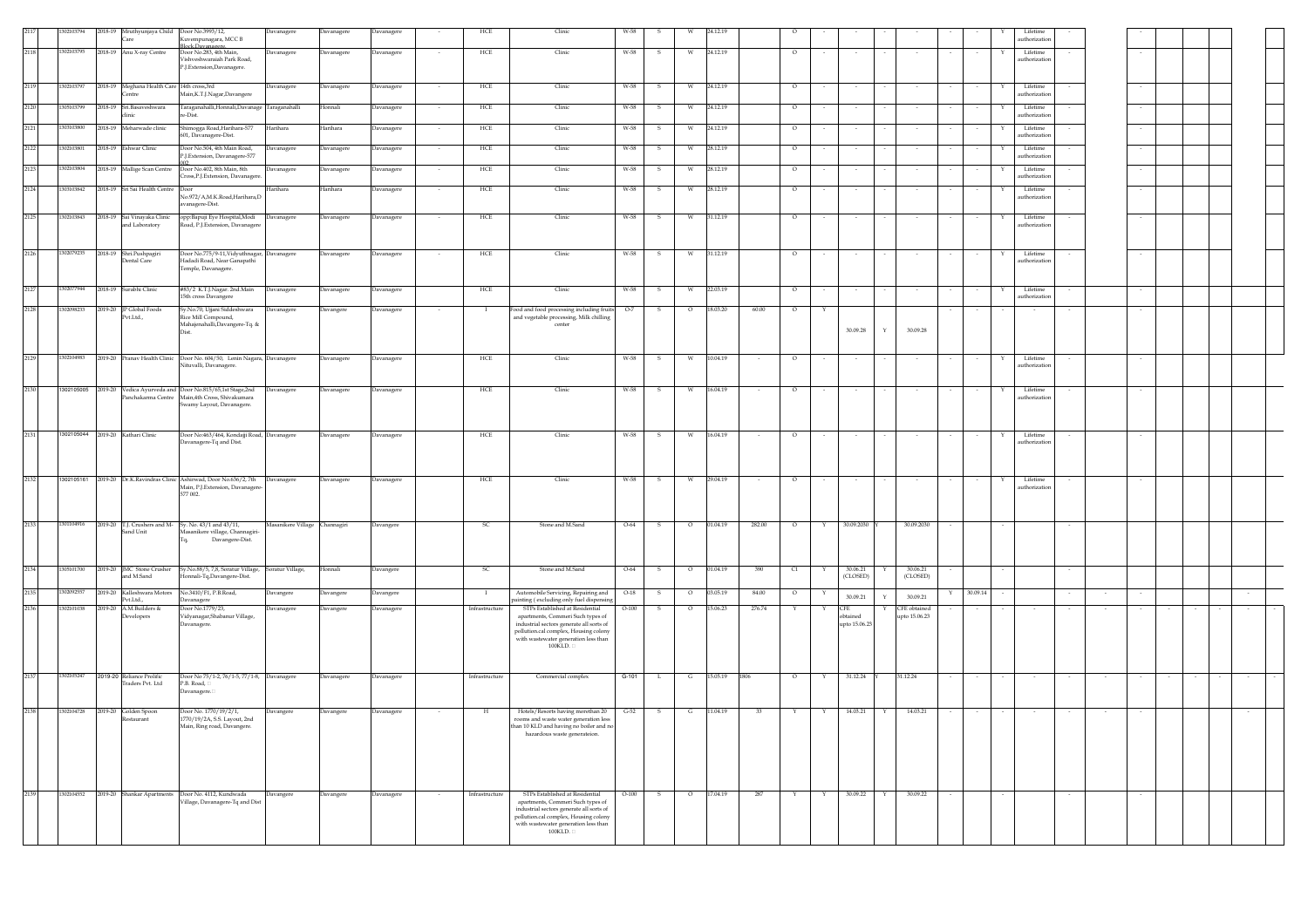| 2117 | 1302103794 | 2018-19 | Mruthyunjaya Child Care | Door No.5993/12, Kuvempunagara, MCC B Block,Davanagere | Davanagere | Davanagere | Davanagere | - | HCE | Clinic | W-58 | S | W | 24.12.19 | | O | - | - | - | - | - | - | Y | Lifetime authorization | - | | - | | | | | |
|---|---|---|---|---|---|---|---|---|---|---|---|---|---|---|---|---|---|---|---|---|---|---|---|---|---|---|---|---|---|---|---|---|
| 2118 | 1302103795 | 2018-19 | Anu X-ray Centre | Door No.283, 4th Main, Vishveshwaraiah Park Road, P.J.Extension,Davanagere. | Davanagere | Davanagere | Davanagere | - | HCE | Clinic | W-58 | S | W | 24.12.19 | | O | - | - | - | - | - | - | Y | Lifetime authorization | - | | - | | | | | |
| 2119 | 1302103797 | 2018-19 | Meghana Health Care Centre | 14th cross,3rd Main,K.T.J.Nagar,Davangere | Davanagere | Davanagere | Davanagere | - | HCE | Clinic | W-58 | S | W | 24.12.19 | | O | - | - | - | - | - | - | Y | Lifetime authorization | - | | - | | | | | |
| 2120 | 1305103799 | 2018-19 | Sri.Basaveshwara clinic | Taraganahalli,Honnali,Davanage re-Dist. | Taraganahalli | Honnali | Davanagere | - | HCE | Clinic | W-58 | S | W | 24.12.19 | | O | - | - | - | - | - | - | Y | Lifetime authorization | - | | - | | | | | |
| 2121 | 1303103800 | 2018-19 | Meharwade clinic | Shimogga Road,Harihara-577 601, Davanagere-Dist. | Harihara | Harihara | Davanagere | - | HCE | Clinic | W-58 | S | W | 24.12.19 | | O | - | - | - | - | - | - | Y | Lifetime authorization | - | | - | | | | | |
| 2122 | 1302103801 | 2018-19 | Eshwar Clinic | Door No.504, 4th Main Road, P.J.Extension, Davanagere-577 002 | Davanagere | Davanagere | Davanagere | - | HCE | Clinic | W-58 | S | W | 28.12.19 | | O | - | - | - | - | - | - | Y | Lifetime authorization | - | | - | | | | | |
| 2123 | 1302103804 | 2018-19 | Mallige Scan Centre | Door No.402, 8th Main, 8th Cross,P.J.Extension, Davanagere. | Davanagere | Davanagere | Davanagere | - | HCE | Clinic | W-58 | S | W | 28.12.19 | | O | - | - | - | - | - | - | Y | Lifetime authorization | - | | - | | | | | |
| 2124 | 1303103842 | 2018-19 | Sri Sai Health Centre | Door No.972/A,M.K.Road,Harihara,D avanagere-Dist. | Harihara | Harihara | Davanagere | - | HCE | Clinic | W-58 | S | W | 28.12.19 | | O | - | - | - | - | - | - | Y | Lifetime authorization | - | | - | | | | | |
| 2125 | 1302103843 | 2018-19 | Sai Vinayaka Clinic and Laboratory | opp:Bapuji Eye Hospital,Modi Road, P.J.Extension, Davanagere | Davanagere | Davanagere | Davanagere | - | HCE | Clinic | W-58 | S | W | 31.12.19 | | O | - | - | - | - | - | - | Y | Lifetime authorization | - | | - | | | | | |
| 2126 | 1302079235 | 2018-19 | Shri.Pushpagiri Dental Care | Door No.775/9-11,Vidyuthnagar, Hadadi Road, Near Ganapathi Temple, Davanagere. | Davanagere | Davanagere | Davanagere | - | HCE | Clinic | W-58 | S | W | 31.12.19 | | O | - | - | - | - | - | - | Y | Lifetime authorization | - | | - | | | | | |
| 2127 | 1302077944 | 2018-19 | Surabhi Clinic | #83/2 K.T.J.Nagar. 2nd.Main 15th cross Davangere | Davanagere | Davanagere | Davanagere | - | HCE | Clinic | W-58 | S | W | 22.03.19 | | O | - | - | - | - | - | - | Y | Lifetime authorization | - | | - | | | | | |
| 2128 | 1302098233 | 2019-20 | JP Global Foods Pvt.Ltd., | Sy.No.70, Ujjani Siddeshwara Rice Mill Compound, Mahajenahalli,Davangere-Tq. & Dist. | Davanagere | Davangere | Davanagere | - | I | Food and food processing including fruits and vegetable processing, Milk chilling center | O-7 | S | O | 18.03.20 | 60.00 | O | Y | 30.09.28 | Y | 30.09.28 | - | - | - | - | | | | | | | | |
| 2129 | 1302104983 | 2019-20 | Pranav Health Clinic | Door No. 604/50, Lenin Nagara, Nituvalli, Davanagere. | Davanagere | Davanagere | Davanagere | | HCE | Clinic | W-58 | S | W | 10.04.19 | - | O | - | - | - | - | - | - | Y | Lifetime authorization | - | | - | | | | | |
| 2130 | 1302105005 | 2019-20 | Vedica Ayurveda and Panchakarma Centre | Door No.815/65,1st Stage,2nd Main,4th Cross, Shivakumara Swamy Layout, Davanagere. | Davanagere | Davanagere | Davanagere | | HCE | Clinic | W-58 | S | W | 16.04.19 | - | O | - | - | - | - | - | - | Y | Lifetime authorization | - | | - | | | | | |
| 2131 | 1302105044 | 2019-20 | Kathari Clinic | Door No.463/464, Kondajji Road, Davanagere-Tq and Dist. | Davanagere | Davanagere | Davanagere | | HCE | Clinic | W-58 | S | W | 16.04.19 | - | O | - | - | - | - | - | - | Y | Lifetime authorization | - | | - | | | | | |
| 2132 | 1302105161 | 2019-20 | Dr.K.Ravindras Clinic | Ashirwad, Door No.636/2, 7th Main, P.J.Extension, Davanagere-577 002. | Davanagere | Davanagere | Davanagere | | HCE | Clinic | W-58 | S | W | 29.04.19 | - | O | - | - | - | - | - | - | Y | Lifetime authorization | - | | - | | | | | |
| 2133 | 1301104916 | 2019-20 | T.J. Crushers and M-Sand Unit | Sy. No. 43/1 and 43/11, Masanikere village, Channagiri-Tq. Davangere-Dist. | Masanikere Village | Channagiri | Davangere | | SC | Stone and M.Sand | O-64 | S | O | 01.04.19 | 282.00 | O | Y | 30.09.2050 | Y | 30.09.2050 | - | | - | | - | | | | | | | |
| 2134 | 1305101700 | 2019-20 | JMC Stone Crusher and M.Sand | Sy.No.88/5, 7,8, Soratur Village, Honnali-Tq,Davangere-Dist. | Soratur Village, | Honnali | Davangere | | SC | Stone and M.Sand | O-64 | S | O | 01.04.19 | 390 | C1 | Y | 30.06.21 (CLOSED) | Y | 30.06.21 (CLOSED) | - | | - | | - | | | | | | | |
| 2135 | 1302092557 | 2019-20 | Kalleshwara Motors Pvt.Ltd., | No.3410/F1, P.B.Road, Davanagere | Davangere | Davangere | Davangere | | I | Automobile Servicing, Repairing and painting ( excluding only fuel dispensing | O-18 | S | O | 03.05.19 | 84.00 | O | Y | 30.09.21 | Y | 30.09.21 | Y | 30.09.14 | - | | - | - | - | | | | - | |
| 2136 | 1302101038 | 2019-20 | A.M.Builders & Developers | Door No.1779/23, Vidyanagar,Shabanur Village, Davanagere. | Davanagere | Davangere | Davanagere | | Infrastructure | STPs Established at Residential apartments, Commeri Such types of industrial sectors generate all sorts of pollution,cal complex, Housing colony with wastewater generation less than 100KLD. | O-100 | S | O | 15.06.23 | 276.74 | Y | Y | CFE obtained upto 15.06.23 | Y | CFE obtained upto 15.06.23 | - | - | - | - | - | - | - | - | - | - | - | - |
| 2137 | 1302105247 | 2019-20 | Reliance Prolific Traders Pvt. Ltd | Door No.75/1-2, 76/1-5, 77/1-8, P.B. Road, Davanagere. | Davanagere | Davanagere | Davanagere | | Infrastructure | Commercial complex | G-101 | L | G | 15.05.19 | 1806 | O | Y | 31.12.24 | Y | 31.12.24 | - | - | - | - | - | - | - | - | - | - | - | - |
| 2138 | 1302104728 | 2019-20 | Golden Spoon Restaurant | Door No. 1770/19/2/1, 1770/19/2A, S.S. Layout, 2nd Main, Ring road, Davangere. | Davangere | Davangere | Davanagere | - | H | Hotels/Resorts having morethan 20 rooms and waste water generation less than 10 KLD and having no boiler and no hazardous waste generateion. | G-52 | S | G | 11.04.19 | 33 | Y | Y | 14.03.21 | Y | 14.03.21 | - | - | - | - | - | - | | | | | - | |
| 2139 | 1302104552 | 2019-20 | Shankar Apartments | Door No. 4112, Kundwada Village, Davanagere-Tq and Dist | Davangere | Davangere | Davanagere | - | Infrastructure | STPs Established at Residential apartments, Commeri Such types of industrial sectors generate all sorts of pollution,cal complex, Housing colony with wastewater generation less than 100KLD. | O-100 | S | O | 17.04.19 | 287 | Y | Y | 30.09.22 | Y | 30.09.22 | - | | - | | - | | - | | | | | |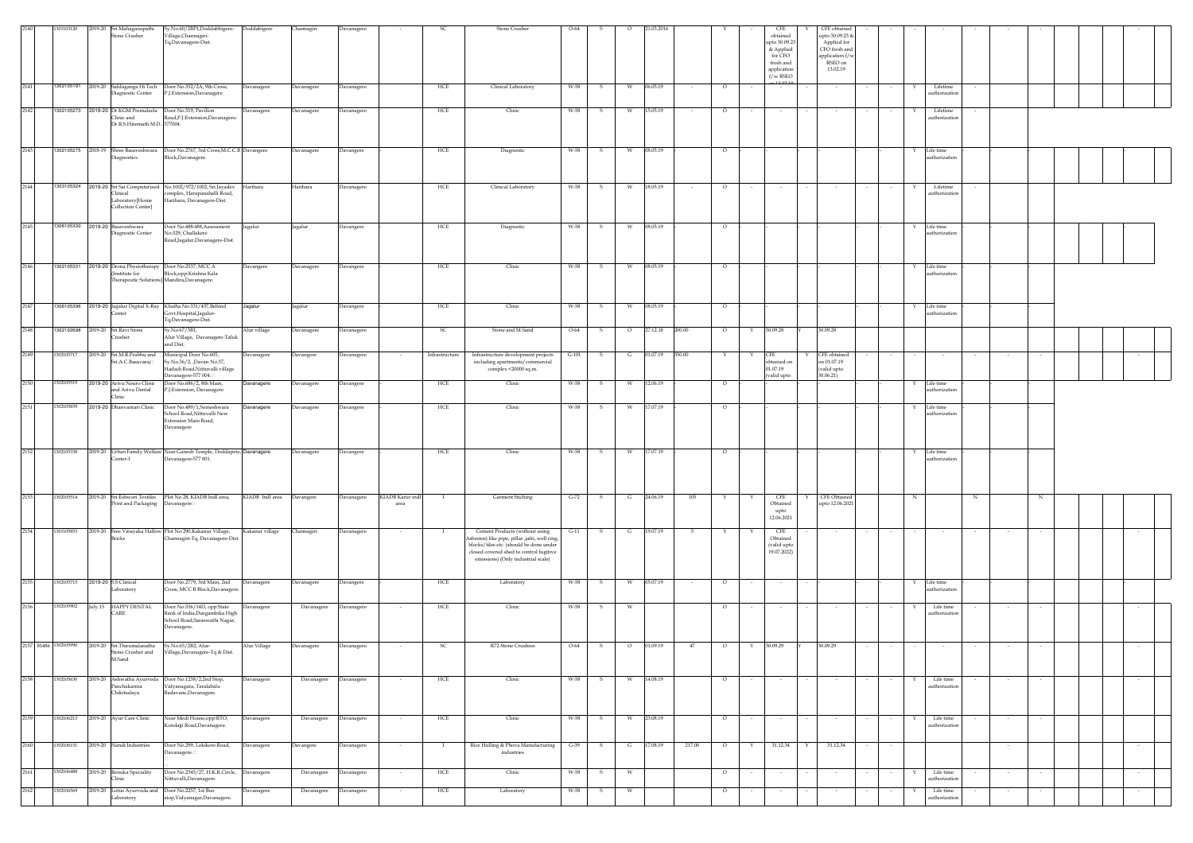| 2140 | 1301103120 | 2019-20 | Sri.Mahaganapathi Stone Crusher | Sy.No.60/2BP1,Doddabbigere-Village,Channagiri-Tq,Davanagere-Dist. | Doddabigere | Channagiri | Davanagere | - | SC | Stone Crusher | O-64 | S | O | 21.03.2016 | | Y | - | CFE obtained upto 30.09.23 & Applied for CFO fresh and application f/w RSEO on 13.02.19 | Y | CFE obtained upto 30.09.23 & Applied for CFO fresh and application f/w RSEO on 13.02.19 | - | - | - | - | - | - | - | | | - |
|---|---|---|---|---|---|---|---|---|---|---|---|---|---|---|---|---|---|---|---|---|---|---|---|---|---|---|---|---|---|---|
| 2141 | 1302105191 | 2019-20 | Siddaganga Hi Tech Diagnostic Center | Door No.352/2A, 9th Cross, P.J.Extension,Davanagere | Davanagere | Davanagere | Davanagere | | HCE | Clinical Laboratory | W-58 | S | W | 06.05.19 | - | O | - | - | - | - | - | - | Y | Lifetime authorization | - | | | | | |
| 2142 | 1302105273 | 2019-20 | Dr.KGM Premaleela Clinic and Dr.R.S.Hiremath M.D. | Door No.319, Pavilion Road,P.J.Extension,Davanagere-577004. | Davanagere | Davanagere | Davanagere | | HCE | Clinic | W-58 | S | W | 15.05.19 | - | O | - | - | - | - | - | - | Y | Lifetime authorization | - | | | | | |
| 2143 | 1302105275 | 2018-19 | Shree Basaveshwara Diagnostics | Door No.2767, 3rd Cross,M.C.C.B Block,Davanagere. | Davangere | Davanagere | Davangere | | HCE | Diagnostic | W-58 | S | W | 08.05.19 | | O | | | | | | | Y | Life time authorization | | | | | | |
| 2144 | 1303105324 | 2019-20 | Sri Sai Computerized Clinical Laboratory[Home Collection Center] | No.1002/972/1002, Sri.Jayadev complex, Harapanahalli Road, Harihara, Davanagere-Dist. | Harihara | Harihara | Davanagere | | HCE | Clinical Laboratory | W-58 | S | W | 18.05.19 | - | O | - | - | - | - | - | - | Y | Lifetime authorization | - | | | | | |
| 2145 | 1306105330 | 2019-20 | Basaveshwara Diagnostic Center | Door No.488/488,Assessment No:329, Challakere Road,Jagalur,Davanagere-Dist. | Jagalur | Jagalur | Davangere | | HCE | Diagnostic | W-58 | S | W | 08.05.19 | | O | | | | | | | Y | Life time authorization | | | | | | |
| 2146 | 1302105331 | 2019-20 | Drona Physiotherapy (Institute for Therapeutic Solutions) | Door No.2537, MCC A Block,opp:Krishna Kala Mandira,Davanagere. | Davangere | Davanagere | Davangere | | HCE | Clinic | W-58 | S | W | 08.05.19 | | O | | | | | | | Y | Life time authorization | | | | | | |
| 2147 | 1306105396 | 2019-20 | Jagalur Digital X-Ray Center | Khatha No:331/437,Behind Govt.Hospital,Jagalur-Tq,Davanagere-Dist. | Jagalur | Jagalur | Davangere | | HCE | Clinic | W-58 | S | W | 08.05.19 | | O | | | | | | | Y | Life time authorization | | | | | | |
| 2148 | 1302102698 | 2019-20 | Sri.Ravi Stone Crusher | Sy.No.67/3B1, Alur Village, Davanagere-Taluk and Dist. | Alur village | Davanagere | Davanagere | | SC | Stone and M.Sand | O-64 | S | O | 27.12.18 | 200.00 | O | Y | 30.09.28 | Y | 30.09.28 | | | | | | | | | | |
| 2149 | 1302105717 | 2019-20 | Sri.M.R.Prabhu and Sri.A.C.Basavaraj | Municipal Door No.605, Sy.No.36/2, ,Davan No.37, Hadadi Road,Nittuvalli village Davanagere-577 004. | Davanagere | Davangere | Davanagere | - | Infrastructure | Infrastructure development projects including apartments/commercial complex <20000 sq.m. | G-101 | S | G | 01.07.19 | 350.00 | Y | Y | CFE obtained on 01.07.19 (valid upto | Y | CFE obtained on 01.07.19 (valid upto 30.06.21) | - | - | - | - | - | - | - | | | - |
| 2150 | 1302105519 | 2019-20 | Arivu Neuro Clinic and Arivu Dental Clinic | Door No.686/2, 8th Main, P.J.Extension, Davanagere | Davanagere | Davanagere | Davangere | | HCE | Clinic | W-58 | S | W | 12.06.19 | | O | | | | | | | Y | Life time authorization | | | | | | |
| 2151 | 1302105839 | 2019-20 | Dhanvantari Clinic | Door No.489/1,Someshwara School Road,Nittuvalli New Extension Main Road, Davanagere | Davanagere | Davanagere | Davangere | | HCE | Clinic | W-58 | S | W | 17.07.19 | | O | | | | | | | Y | Life time authorization | | | | | | |
| 2152 | 1302105338 | 2019-20 | Urban Family Welfare Center-1 | Near Ganesh Temple, Doddapete, Davanagere-577 001. | Davanagere | Davanagere | Davangere | | HCE | Clinic | W-58 | S | W | 17.07.19 | | O | | | | | | | Y | Life time authorization | | | | | | |
| 2153 | 1302105914 | 2019-20 | Sri.Eshwari Textiles Print and Packaging | Plot No.28, KIADB Indl area, Davanagere | KIADB Indl area | Davangere | Davanagere | KIADB Karur indl area | I | Garment Stiching | G-72 | S | G | 24.06.19 | 105 | Y | Y | CFE Obtained upto 12.06.2021 | Y | CFE Obtained upto 12.06.2021 | | N | | N | | N | | | | |
| 2154 | 1301105853 | 2019-20 | Sree.Vinayaka Hallow Bricks | Plot No:290,Kakanur Village, Channagiri-Tq, Davanagere-Dist. | Kakanur village | Channagiri | Davanagere | - | I | Cement Products (without using Asbestos) like pipe, pillar ,jafri, well ring, blocks/tiles etc. (should be done under closed covered shed to control fugitive emissions) (Only industrial scale) | G-11 | S | G | 19.07.19 | 5 | Y | Y | CFE Obtained (valid upto 19.07.2022) | - | - | - | - | - | - | - | - | - | | | - |
| 2155 | 1302105715 | 2019-20 | S.S.Clinical Laboratory | Door No.2779, 3rd Main, 2nd Cross, MCC B Block,Davanagere. | Davanagere | Davanagere | Davangere | | HCE | Laboratory | W-58 | S | W | 05.07.19 | - | O | - | - | - | | | | Y | Life time authorization | | | | | | |
| 2156 | 1302105902 | July.15 | HAPPY DENTAL CARE | Door No.556/14D, opp:State Bank of India,Durgambika High School Road,Saraswathi Nagar, Davanagere. | Davanagere | Davanagere | Davanagere | - | HCE | Clinic | W-58 | S | W | | | O | - | - | - | - | - | - | Y | Life time authorization | - | - | - | | | - |
| 2157 81486 | 1302105990 | 2019-20 | Sri.Thirumalanatha Stone Crusher and M.Sand | Sy.No.65/282, Alur-Village,Davanagere-Tq & Dist. | Alur Village | Davanagere | Davanagere | - | SC | 872-Stone Crushres | O-64 | S | O | 01.09.19 | 47 | O | Y | 30.09.29 | Y | 30.09.29 | - | - | - | - | - | - | - | | | - |
| 2158 | 1302105630 | 2019-20 | Ashwatha Ayurveda Panchakarma Chikitsalaya | Door No.1238/2,2nd Stop, Vidyanagara, Taralabalu Badavane,Davanagere. | Davanagere | Davanagere | Davanagere | - | HCE | Clinic | W-58 | S | W | 14.08.19 | | O | - | - | - | - | - | - | Y | Life time authorization | - | - | - | | | - |
| 2159 | 1302106213 | 2019-20 | Ayur Care Clinic | Near Medi House,opp:RTO, Kondajji Road,Davanagere. | Davanagere | Davanagere | Davanagere | - | HCE | Clinic | W-58 | S | W | 23.08.19 | | O | - | - | - | - | - | - | Y | Life time authorization | - | - | - | | | - |
| 2160 | 1302106151 | 2019-20 | Nandi Industries | Door No.299, Lokikere Road, Davanagere. | Davanagere | Davangere | Davanagere | - | I | Rice Hulling & Phova Manufacturing industries | G-39 | S | G | 17.08.19 | 217.00 | O | Y | 31.12.34 | Y | 31.12.34 | - | - | | | | - | | | | - |
| 2161 | 1302106488 | 2019-20 | Renuka Speciality Clinic | Door No.2345/27, H.K.R.Circle, Nittuvalli,Davanagere. | Davanagere | Davanagere | Davanagere | - | HCE | Clinic | W-58 | S | W | | | O | - | - | - | - | - | - | Y | Life time authorization | - | - | - | | | - |
| 2162 | 1302106569 | 2019-20 | Lotus Ayurveda and Laboratory | Door No.2257, 1st Bus stop,Vidyanagar,Davanagere. | Davanagere | Davanagere | Davanagere | - | HCE | Laboratory | W-58 | S | W | | | O | - | - | - | - | - | - | Y | Life time authorization | - | - | - | | | - |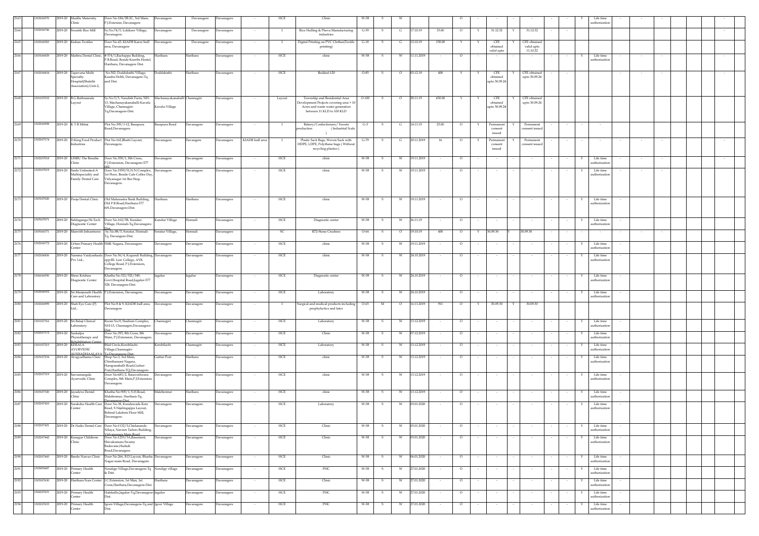| 2163 | 1302106570 | 2019-20 | Madilu Maternity Clinic | Door No.184/2B.2C, 3rd Main, P.J.Extension, Davanagere | Davanagere | Davanagere | Davanagere | - | HCE | Clinic | W-58 | S | W | | | O | - | - | - | - | - | - | Y | Life time authorization | - | - | - | | | - | |
|---|---|---|---|---|---|---|---|---|---|---|---|---|---|---|---|---|---|---|---|---|---|---|---|---|---|---|---|---|---|---|---|
| 2164 | 1302106746 | 2019-20 | Swastik Rice Mill | Sy.No.74/5, Lokikere Village, Davanagere. | Davanagere | Davanagere | Davanagere | - | I | Rice Hulling & Phova Manufacturing industries | G-39 | S | G | 17.10.19 | 33.00 | O | Y | 31.12.32 | Y | 31.12.32 | - | - | | | | | | | | - | |
| 2165 | 1302106583 | 2019-20 | Kishan Textiles | Door No.45, KIADB Karur Indl area, Davanagere | Davanagere | Davanagere | Davanagere | - | I | Digital Printing on PVC Clothes(Textile printing) | G-18 | S | G | 12.10.19 | 158.00 | Y | Y | CFE obtained valid upto | Y | CFE obtained valid upto 11.10.22 | | | | | | | | | | | |
| 2166 | 1303106929 | 2019-20 | Matheu Dental Clinic, | # 574/1,Rachappa Building, P.B.Road, Beside Keerthi Hostel, Harihara, Davanagere Dist. | Harihara | Harihara | Davanagere | - | HCE | clinic | W-58 | S | W | 11.11.2019 | - | O | - | - | - | - | - | - | Y | Life time authorization | - | - | - | | | - | |
| 2167 | 1302106834 | 2019-20 | Tapovana Multi Specialty Hospital(Shakthi Association) Unit-2, | No:302, Doddabathi Village, Kasaba Hobli, Davanagere-Tq and Dist. | Doddabathi | Harihara | Davanagere | - | HCE | Bedded-120 | O-85 | S | O | 03.12.19 | 400 | Y | Y | CFE obtained upto 30.09.24 | Y | CFE obtained upto 30.09.24 | - | - | | | - | - | - | | | - | |
| 2168 | 1301107032 | 2019-20 | B.G.Rathnamala Layout | Sy.No.5/3, Nandish Farm, NH-13, Machanayakanahalli Kavalu Village, Channagiri-Tq,Davanagere-Dist. | Machanayakanahalli Kavalu Village | Channagiri | Davanagere | - | Layout | Township and Residential Area Development Projects covering area > 10 Acres and waste water generation between 11 KLD to 100 KLD | O-100 | S | O | 28.11.19 | 430.00 | Y | Y | CFE obtained upto 30.09.24 | Y | CFE obtained upto 30.09.24 | | | | | | | | | | | |
| 2169 | 1302106998 | 2019-20 | K T R Mittai | Plot No.395/1-12, Basapura Road,Davanagere. | Basapura Road | Davanagere | Davanagere | - | I | Bakery/Confectionary/ Sweets production (Industrial Scale | G-3 | S | G | 14.11.19 | 23.00 | O | Y | Permanent consent issued | Y | Permanent consent issued | - | - | - | - | | | | | | | |
| 2170 | 1302107174 | 2019-20 | D.King Food Product Industries | Plot No:162,Bhatti Layout, Davanagere. | Davanagere | Davangere | Davanagere | KIADB Indl area | I | Plastic Sack Bags, Woven Sack with HDPE, LDPE, Polythene bags ( Without recycling plastics ) | G-79 | S | G | 20.11.2019 | 16 | O | Y | Permanent consent issued | Y | Permanent consent issued | - | - | - | - | - | - | - | | | - | |
| 2171 | 1302107018 | 2019-20 | USIRU The Breathe Clinic | Door No.358/1, 8th Cross, P.J.Extension, Davanagere-577 002 | Davanagere | Davanagere | Davanagere | - | HCE | clinic | W-58 | S | W | 19.11.2019 | - | O | - | - | - | - | - | - | Y | Life time authorization | - | - | - | | | - | |
| 2172 | 1302107019 | 2019-20 | Smile Unlimited-A Multispeciality and Family Dental Care | Door No.1959/51,N.N.Complex, 1st Floor, Beside Cafe Coffee Day, Vidyanagar 1st Bus Stop, Davanagere. | Davanagere | Davanagere | Davanagere | - | HCE | clinic | W-58 | S | W | 19.11.2019 | - | O | - | - | - | - | - | - | Y | Life time authorization | - | - | - | | | | |
| 2173 | 1303107020 | 2019-20 | Pooja Dental Clinic | Old Maharastra Bank Building, Old P.B.Road,Harihara-577 601,Davanagere-Dist. | Harihara | Harihara | Davanagere | - | HCE | clinic | W-58 | S | W | 19.11.2019 | - | O | - | - | - | - | - | - | Y | Life time authorization | - | | | | | | |
| 2174 | 1305107071 | 2019-20 | Siddaganga Hi-Tech Diagnostic Center | Door No.162/3B, Kundur-Village, Honnali-Tq,Davanagere-Dist. | Kundur Village | Honnali | Davanagere | - | HCE | Diagnostic center | W-58 | S | W | 26.11.19 | - | O | - | - | - | - | - | - | Y | Life time authorization | - | | | | | | |
| 2175 | 1305106771 | 2019-20 | Manvith Infrastrures | Sy. No.88/5, Soratur, Honnali-Tq. Davangere-Dist. | Soratur Village, | Honnali | Davanagere | - | SC | R72-Stone Crushres | O-64 | S | O | 19.10.19 | 400 | O | Y | 30.09.30 | Y | 30.09.30 | - | - | - | - | - | | | | | | |
| 2176 | 1302106772 | 2019-20 | Urban Primary Health Center | SMK Nagara, Davanagere. | Davanagere | Davanagere | Davanagere | - | HCE | clinic | W-58 | S | W | 19.11.2019 | - | O | - | - | - | - | - | - | Y | Life time authorization | - | | | | | | |
| 2177 | 1302106836 | 2019-20 | Namma Vaidyashaala Pvt. Ltd., | Door No.56/4, Kogundi Building, opp:RL Law College, AVK College Road, P.J.Extension, Davanagere. | Davanagere | Davanagere | Davanagere | - | HCE | clinic | W-58 | S | W | 24.10.2019 | - | O | - | - | - | - | - | - | Y | Life time authorization | - | | | | | | |
| 2178 | 1306106550 | 2019-20 | Shree Krishna Diagnostic Center | Khatha No.521/521/349, Govt.Hospital Road,Jagalur-577 528, Davanagere-Dist. | Jagalur | Jagalur | Davanagere | - | HCE | Diagnostic center | W-58 | S | W | 24.10.2019 | - | O | - | - | - | - | - | - | Y | Life time authorization | - | | | | | | |
| 2179 | 1302106552 | 2019-20 | Sri.Manjunath Health Care and Laboratory | P.J.Extension, Davanagere. | Davanagere | Davanagere | Davanagere | - | HCE | Laboratory | W-58 | S | W | 24.10.2019 | - | O | - | - | - | - | - | - | Y | Life time authorization | - | | | | | | |
| 2180 | 1302106999 | 2019-20 | Shah Eye Care (P) Ltd., | Plot No:8 & 9, KIADB Indl area, Davanagere | Davanagere | Davanagere | Davanagere | - | I | Surgical and medical products including prophylactics and latex | O-65 | M | O | 16.11.2019 | 911 | O | Y | 30.09.30 | Y | 30.09.30 | | | | | | | | | | | |
| 2181 | 1301107316 | 2019-20 | Sri.Balaji Clinical Laboratory | Room No:9, Stadium Complex, NH-13, Channagiri,Davanagere-Dist. | Channagiri | Channagiri | Davanagere | - | HCE | Laboratory | W-58 | S | W | 13.12.2019 | - | O | - | - | - | - | - | - | Y | Life time authorization | - | | | | | | |
| 2182 | 1302107172 | 2019-20 | Sankalpa Physiotherapy and Rehabilitation Center | Door No.393, 8th Cross, 8th Main, P.J.Extension, Davanagere. | Davanagere | Davanagere | Davanagere | - | HCE | Clinic | W-58 | S | W | 07.12.2019 | - | O | - | - | - | - | - | - | Y | Life time authorization | - | | | | | | |
| 2183 | 1301107215 | 2019-20 | KERALA AYURVEDIC AUSHADHAALAYA | Bilal Circle,Kerebilachi-Village,Channagiri-Tq,Davanagere-Dist. | Kerebilachi | Channagiri | Davanagere | - | HCE | Laboratory | W-58 | S | W | 13.12.2019 | - | O | - | - | - | - | - | - | Y | Life time authorization | - | | | | | | |
| 2184 | 1303107234 | 2019-20 | Arogyadhama Clinic | Shop No:3, 3rd Main, Chinthamani Nagara, Harapanahalli Road,Guttur-Post,Harihara-TQ,Davanagere-Dist. | Guttur Post | Harihara | Davanagere | - | HCE | clinic | W-58 | S | W | 13.12.2019 | - | O | - | - | - | - | - | - | Y | Life time authorization | - | | | | | | |
| 2185 | 1302107319 | 2019-20 | Sarvamangala Ayurvedic Clinic | Door No:683/2, Basaveshwara Complex, 8th Main,P.J.Extension, Davanagere. | Davanagere | Davanagere | Davanagere | - | HCE | clinic | W-58 | S | W | 13.12.2019 | - | O | - | - | - | - | - | - | Y | Life time authorization | - | | | | | | |
| 2186 | 1303107320 | 2019-20 | Jayadeva Dental Clinic | Khatha No:905/1, S.H.Road, Malebennur, Harihara-Tq, Davanagere-Dist. | Malebennur | Harihara | Davanagere | - | HCE | clinic | W-58 | S | W | 13.12.2019 | - | O | - | - | - | - | - | - | Y | Life time authorization | - | | | | | | |
| 2187 | 1302107410 | 2019-20 | Suraksha Health Care Center | Door No.38, Kundawada Kere Road, S.Nijalingappa Layout, Behind Lakshmi Flour Mill, Davanagere. | Davanagere | Davanagere | Davanagere | - | HCE | Laboratory | W-58 | S | W | 03.01.2020 | - | O | - | - | - | - | - | - | Y | Life time authorization | - | | | | | | |
| 2188 | 1302107421 | 2019-20 | Dr.Naiks Dental Care | Door No:1132/3,Chidananda Nilaya, Naveen Tailors Building, Vidyanagara Main Road, | Davanagere | Davanagere | Davanagere | - | HCE | Clinic | W-58 | S | W | 03.01.2020 | - | O | - | - | - | - | - | - | Y | Life time authorization | - | | | | | | |
| 2189 | 1302107442 | 2019-20 | Kusagur Childrens Clinic | Door No:1253/3A,Basement, Shivakumara Swamy Badavane,Hadadi Road,Davanagere. | Davanagere | Davanagere | Davanagere | - | HCE | Clinic | W-58 | S | W | 03.01.2020 | - | O | - | - | - | - | - | - | Y | Life time authorization | - | | | | | | |
| 2190 | 1302107443 | 2019-20 | Bande Nawaz Clinic | Door No.266, B.D.Layout, Bhasha Nagar main Road, Davanagere. | Davanagere | Davanagere | Davanagere | - | HCE | Clinic | W-58 | S | W | 06.01.2020 | - | O | - | - | - | - | - | - | Y | Life time authorization | - | | | | | | |
| 2191 | 1303005687 | 2019-20 | Primary Health Center | Neralige-Village,Davanagere-Tq & Dist. | Neralige village | Davanagere | Davanagere | - | HCE | PHC | W-58 | S | W | 27.01.2020 | - | O | - | - | - | - | - | - | Y | Life time authorization | - | | | | | | |
| 2192 | 1303107630 | 2019-20 | Harihara Scan Center | J.C.Extension, 1st Man, 1st Cross,Harihara,Davanagere-Dist. | Harihara | Davanagere | Davanagere | - | HCE | Clinic | W-58 | S | W | 27.01.2020 | - | O | - | - | - | - | - | - | Y | Life time authorization | - | | | | | | |
| 2193 | 1306107631 | 2019-20 | Primary Health Center | Halekallu,Jagalur-Tq,Davanagere-Dist. | Jagalur | Davanagere | Davanagere | - | HCE | PHC | W-58 | S | W | 27.01.2020 | - | O | - | - | - | - | - | - | Y | Life time authorization | - | | | | | | |
| 2194 | 1302107633 | 2019-20 | Primary Health Center | Igoor-Village,Davanagere-Tq and Dist. | Igoor Village | Davanagere | Davanagere | - | HCE | PHC | W-58 | S | W | 27.01.2020 | - | O | - | - | - | - | - | - | Y | Life time authorization | - | | | | | | |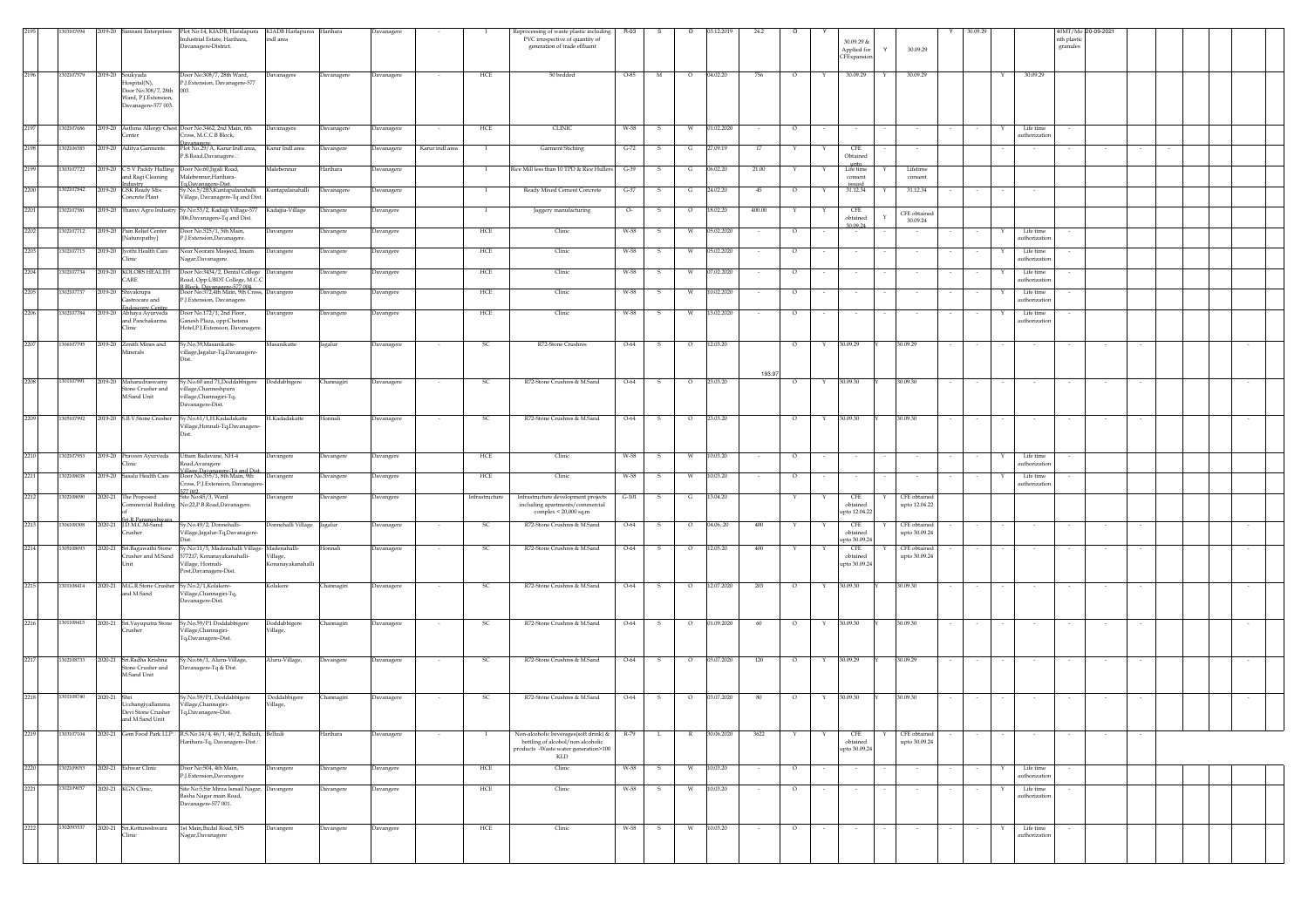| 2195 | 1303107094 | 2019-20 | Simnani Enterprises | Plot No:14, KIADB, Haralapura Industrial Estate, Harihara, Davanagere-District. | KIADB Harlapura indl area | Harihara | Davanagere | - | I | Reprocessing of waste plastic including PVC irrespective of quantity of generation of trade effluent | R-03 | S | O | 03.12.2019 | 24.2 | O | Y | 30.09.29 & Applied for CFExpansion | Y | 30.09.29 | | Y | 30.09.29 | | | 40MT/Mo nth plastic granules | 20-09-2021 | | | | | |
|---|---|---|---|---|---|---|---|---|---|---|---|---|---|---|---|---|---|---|---|---|---|---|---|---|---|---|---|---|---|---|---|---|---|
| 2196 | 1302107579 | 2019-20 | Soukyada Hospital(N), Door No:308/7, 28th Ward, P.J.Extension, Davanagere-577 003. | Door No:308/7, 28th Ward, P.J.Extension, Davanagere-577 003. | Davanagere | Davanagere | Davanagere | - | HCE | 50 bedded | O-85 | M | O | 04.02.20 | 756 | O | Y | 30.09.29 | Y | 30.09.29 | | | | Y | 30.09.29 | | | | | | | |
| 2197 | 1302107686 | 2019-20 | Asthma Allergy Chest Center | Door No:3462, 2nd Main, 6th Cross, M.C.C.B Block, Davanagere | Davanagere | Davanagere | Davanagere | - | HCE | CLINIC | W-58 | S | W | 01.02.2020 | - | O | - | - | - | - | - | - | Y | Life time authorization | - | | | | | | |
| 2198 | 1302106585 | 2019-20 | Aditya Garments | Plot No.29/A, Karur Indl area, P.B.Road,Davanagere. | Karur Indl area | Davangere | Davanagere | Karur indl area | I | Garment Stiching | G-72 | S | G | 27.09.19 | 17 | Y | Y | CFE Obtained upto | - | - | | | - | - | - | - | - | - | - |
| 2199 | 1303107722 | 2019-20 | C S V Paddy Hulling and Ragi Cleaning Industry | Door No:60,Jigali Road, Malebennur,Harihara-Tq,Davanagere-Dist. | Malebennur | Harihara | Davanagere | | I | Rice Mill less than 10 TPD & Rice Hullers | G-39 | S | G | 06.02.20 | 21.00 | Y | Y | Life time consent issued | Y | Lifetime consent | | | | | | | | | |
| 2200 | 1302107842 | 2019-20 | CSK Ready Mix Concrete Plant | Sy.No.5/2B3,Kuntapalanahalli Village, Davanagere-Tq and Dist. | Kuntapalanahalli | Davangere | Davangere | | I | Ready Mixed Cement Concrete | G-37 | S | G | 24.02.20 | 45 | O | Y | 31.12.34 | Y | 31.12.34 | - | - | - | - | | | | | |
| 2201 | 1302107581 | 2019-20 | Thanvi Agro Industry | Sy.No:53/2, Kadajji Village-577 006,Davanagere-Tq and Dist. | Kadajjia-Village | Davangere | Davangere | | I | Jaggery manufacturing | O- | S | O | 18.02.20 | 400.00 | Y | Y | CFE obtained 30.09.24 | Y | CFE obtained 30.09.24 | | | | | | | | | |
| 2202 | 1302107712 | 2019-20 | Pain Relief Center (Naturopathy) | Door No:525/1, 5th Main, P.J.Extension,Davanagere. | Davangere | Davangere | Davangere | | HCE | Clinic | W-58 | S | W | 05.02.2020 | - | O | - | - | - | - | - | - | Y | Life time authorization | - | | | | | | |
| 2203 | 1302107715 | 2019-20 | Jyothi Health Care Clinic | Near Noorani Masjeed, Imam Nagar,Davanagere. | Davangere | Davangere | Davangere | | HCE | Clinic | W-58 | S | W | 05.02.2020 | - | O | - | - | - | - | - | - | Y | Life time authorization | - | | | | | | |
| 2204 | 1302107734 | 2019-20 | KOLORS HEALTH CARE | Door No:3434/2, Dental College Road, Opp:UBDT College, M.C.C B Block, Davanagere-577 004. | Davangere | Davangere | Davangere | | HCE | Clinic | W-58 | S | W | 07.02.2020 | - | O | - | - | - | - | - | - | Y | Life time authorization | - | | | | | | |
| 2205 | 1302107737 | 2019-20 | Shivakrupa Gastrocare and Endoscopy Centre | Door No:372,4th Main, 9th Cross, P.J.Extension, Davanagere. | Davangere | Davangere | Davangere | | HCE | Clinic | W-58 | S | W | 10.02.2020 | - | O | - | - | - | - | - | - | Y | Life time authorization | - | | | | | | |
| 2206 | 1302107784 | 2019-20 | Abhaya Ayurveda and Panchakarma Clinic | Door No.172/1, 2nd Floor, Ganesh Plaza, opp:Chetana Hotel,P.J.Extension, Davanagere. | Davangere | Davangere | Davangere | | HCE | Clinic | W-58 | S | W | 13.02.2020 | - | O | - | - | - | - | - | - | Y | Life time authorization | - | | | | | | |
| 2207 | 1306107795 | 2019-20 | Zenith Mines and Minerals | Sy.No.39,Masanikatte-village,Jagalur-Tq,Davanagere-Dist. | Masanikatte | Jagalur | Davanagere | - | SC | R72-Stone Crushres | O-64 | S | O | 12.03.20 | 193.97 | O | Y | 30.09.29 | Y | 30.09.29 | - | - | - | - | - | - | - | | - |
| 2208 | 1301107991 | 2019-20 | Maharudraswamy Stone Crusher and M.Sand Unit | Sy.No.60 and 71,Doddabbigere village,Channeshpura village,Channagiri-Tq, Davanagere-Dist. | Doddabbigere | Channagiri | Davanagere | - | SC | R72-Stone Crushres & M.Sand | O-64 | S | O | 23.03.20 | | O | Y | 30.09.30 | Y | 30.09.30 | - | - | - | - | - | - | - | | - |
| 2209 | 1305107992 | 2019-20 | S.B.V.Stone Crusher | Sy.No.81/1,H.Kadadakatte Village,Honnali-Tq,Davanagere-Dist. | H.Kadadakatte | Honnali | Davanagere | - | SC | R72-Stone Crushres & M.Sand | O-64 | S | O | 23.03.20 | | O | Y | 30.09.30 | Y | 30.09.30 | - | - | - | - | - | - | - | | - |
| 2210 | 1302107953 | 2019-20 | Praveen Ayurveda Clinic | Uttam Badavane, NH-4 Road,Avaragere Village,Davanagere-Tq and Dist. | Davangere | Davangere | Davangere | | HCE | Clinic | W-58 | S | W | 10.03.20 | - | O | - | - | - | - | - | - | Y | Life time authorization | - | | | | | | |
| 2211 | 1302108038 | 2019-20 | Sasalu Health Care | Door No.355/1, 8th Main, 9th Cross, P.J.Extension, Davanagere-577 002. | Davangere | Davangere | Davangere | | HCE | Clinic | W-58 | S | W | 10.03.20 | - | O | - | - | - | - | - | - | Y | Life time authorization | - | | | | | | |
| 2212 | 1302108090 | 2020-21 | The Proposed Commercial Building of Sri.B.Parameshwara | Site No:45/3, Ward No:22,P.B.Road,Davanagere. | Davangere | Davangere | Davangere | | Infrastructure | Infrastructure development projects including apartments/commercial complex < 20,000 sq.m | G-101 | S | G | 13.04.20 | | Y | Y | CFE obtained upto 12.04.22 | Y | CFE obtained upto 12.04.22 | | | | | | | | | |
| 2213 | 1306108308 | 2020-21 | J.D.M.C.M-Sand Crusher | Sy.No.49/2, Donnehalli-Village,Jagalur-Tq,Davanagere-Dist. | Donnehalli Village | Jagalur | Davanagere | - | SC | R72-Stone Crushres & M.Sand | O-64 | S | O | 04.06. 20 | 400 | Y | Y | CFE obtained upto 30.09.24 | Y | CFE obtained upto 30.09.24 | - | - | - | - | - | - | - | | - |
| 2214 | 1305108093 | 2020-21 | Sri.Bagavathi Stone Crusher and M.Sand Unit | Sy.No:11/5, Madenahalli Village-577217, Konanayakanahalli-Village, Honnali-Post,Davanagere-Dist. | Madenahalli-Village, Konanayakanahalli | Honnali | Davanagere | - | SC | R72-Stone Crushres & M.Sand | O-64 | S | O | 12.05.20 | 400 | Y | Y | CFE obtained upto 30.09.24 | Y | CFE obtained upto 30.09.24 | - | - | - | - | - | - | - | | - |
| 2215 | 1301108414 | 2020-21 | M.G.R.Stone Crusher and M.Sand | Sy.No.2/1,Kolakere-Village,Channagiri-Tq, Davanagere-Dist. | Kolakere | Channagiri | Davanagere | - | SC | R72-Stone Crushres & M.Sand | O-64 | S | O | 12.07.2020 | 203 | O | Y | 30.09.30 | Y | 30.09.30 | - | - | - | - | - | - | - | | - |
| 2216 | 1301108415 | 2020-21 | Sri.Vayuputra Stone Crusher | Sy.No.59/P1 Doddabbigere Village,Channagiri-Tq,Davanagere-Dist. | Doddabbigere Village, | Channagiri | Davanagere | - | SC | R72-Stone Crushres & M.Sand | O-64 | S | O | 01.09.2020 | 60 | O | Y | 30.09.30 | Y | 30.09.30 | - | - | - | - | - | - | - | | - |
| 2217 | 1302108733 | 2020-21 | Sri.Radha Krishna Stone Crusher and M.Sand Unit | Sy.No.86/1, Aluru-Village, Davanagere-Tq & Dist. | Aluru-Village, | Davangere | Davanagere | - | SC | R72-Stone Crushres & M.Sand | O-64 | S | O | 03.07.2020 | 120 | O | Y | 30.09.29 | Y | 30.09.29 | - | - | - | - | - | - | - | | - |
| 2218 | 1301108740 | 2020-21 | Shri Uchangiyallamma Devi Stone Crusher and M.Sand Unit | Sy.No.59/P1, Doddabbigere Village,Channagiri-Tq,Davanagere-Dist. | Doddabbigere Village, | Channagiri | Davanagere | - | SC | R72-Stone Crushres & M.Sand | O-64 | S | O | 03.07.2020 | 80 | O | Y | 30.09.30 | Y | 30.09.30 | - | - | - | - | - | - | - | | - |
| 2219 | 1303107104 | 2020-21 | Gem Food Park LLP | R.S.No.14/4, 46/1, 46/2, Belludi, Harihara-Tq, Davanagere-Dist. | Belludi | Harihara | Davanagere | - | I | Non-alcoholic beverages(soft drink) & bottling of alcohol/non alcoholic products -Waste water generation>100 KLD | R-79 | L | R | 30.06.2020 | 3622 | Y | Y | CFE obtained upto 30.09.24 | Y | CFE obtained upto 30.09.24 | - | - | - | - | - | - | - | | |
| 2220 | 1302109053 | 2020-21 | Eshwar Clinic | Door No:504, 4th Main, P.J.Extension,Davanagere | Davangere | Davangere | Davangere | | HCE | Clinic | W-58 | S | W | 10.03.20 | - | O | - | - | - | - | - | - | Y | Life time authorization | - | | | | | | |
| 2221 | 1302109057 | 2020-21 | KGN Clinic, | Site No:5,Sir Mirza Ismail Nagar, Basha Nagar main Road, Davanagere-577 001. | Davangere | Davangere | Davangere | | HCE | Clinic | W-58 | S | W | 10.03.20 | - | O | - | - | - | - | - | - | Y | Life time authorization | - | | | | | | |
| 2222 | 1302095537 | 2020-21 | Sri.Kottureshwara Clinic | 1st Main,Budal Road, SPS Nagar,Davanagere | Davangere | Davangere | Davangere | | HCE | Clinic | W-58 | S | W | 10.03.20 | - | O | - | - | - | - | - | - | Y | Life time authorization | - | | | | | | |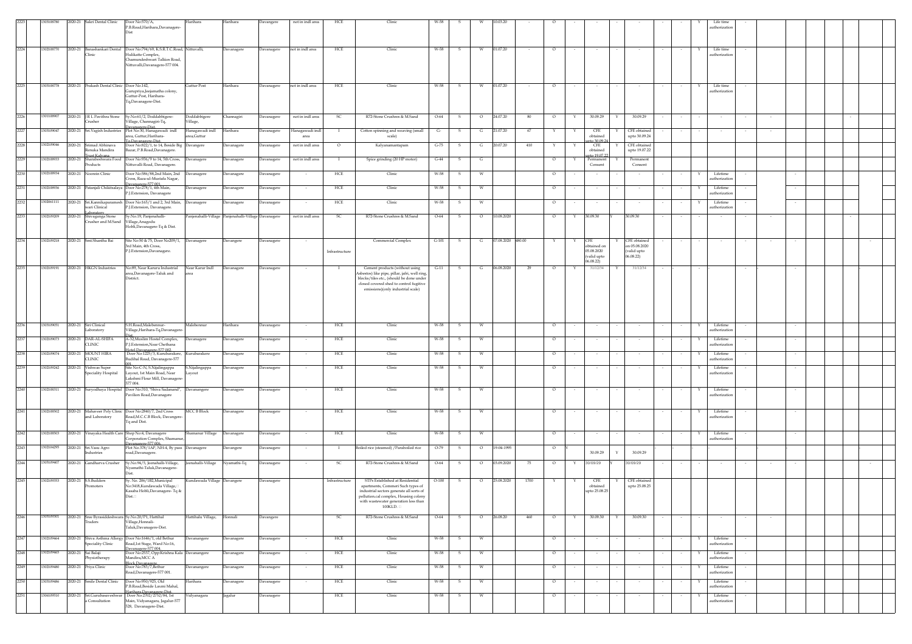| 2223 | 1303108780 | 2020-21 | Sakti Dental Clinic | Door No:570/A, P.B.Road,Harihara,Davanagere-Dist | Harihara | Harihara | Davangere | not in indl area | HCE | Clinic | W-58 | S | W | 10.03.20 | - | O | - | - | - | - | - | - | Y | Life time authorization | - | | | | | |
|---|---|---|---|---|---|---|---|---|---|---|---|---|---|---|---|---|---|---|---|---|---|---|---|---|---|---|---|---|---|---|
| 2224 | 1302108770 | 2020-21 | Banashankari Dental Clinic | Door No:794/69, K.S.R.T.C.Road, Hulikatte Complex, Chamundeshwari Talkies Road, Nittuvalli,Davanagere-577 004. | Nittuvalli, | Davanagere | Davanagere | not in indl area | HCE | Clinic | W-58 | S | W | 01.07.20 | - | O | - | - | - | - | - | - | Y | Life time authorization | - | | | | | |
| 2225 | 1303108778 | 2020-21 | Prakash Dental Clinic | Door No.142, Gurupriya,Jeejamatha colony, Guttur-Post, Harihara-Tq,Davanagere-Dist. | Guttur Post | Harihara | Davanagere | not in indl area | HCE | Clinic | W-58 | S | W | 01.07.20 | - | O | - | - | - | - | - | - | Y | Life time authorization | - | | | | | |
| 2226 | 1301108907 | 2020-21 | J R L Pavithra Stone Crusher | Sy.No:61/2, Doddabbigere-Village, Channagiri-Tq, Davanagere-Dist. | Doddabbigere Village, | Channagiri | Davanagere | not in indl area | SC | R72-Stone Crushres & M.Sand | O-64 | S | O | 24.07.20 | 80 | O | Y | 30.09.29 | Y | 30.09.29 | - | - | - | - | - | - | - | | - | |
| 2227 | 1303109047 | 2020-21 | Sri.Vagish Industries | Plot No:30, Hanagawadi indl area, Guttur,Harihara-Tq,Davanagere-Dist. | Hanagawadi indl area,Guttur | Harihara | Davanagere | Hanagawadi indl area | I | Cotton spinning and weaving (small scale) | G- | S | G | 21.07.20 | 67 | Y | Y | CFE obtained upto 30.09.24 | Y | CFE obtained upto 30.09.24 | - | - | - | - | - | - | - | | | |
| 2228 | 1302109046 | 2020-21 | Srimad Abhinava Renuka Mandira Trust Kalyana | Door No:822/1, to 14, Beside Big Bazar, P.B.Road,Davanagere. | Davangere | Davanagere | Davanagere | not in indl area | O | Kalyanamantapam | G-75 | S | G | 20.07.20 | 410 | Y | Y | CFE obtained upto 19.07.22 | Y | CFE obtained upto 19.07.22 | - | - | - | - | - | - | - | | | |
| 2229 | 1302108933 | 2020-21 | Sharabeshwara Food Products | Door No:936/9 to 14, 5th Cross, Nittuvalli Road, Davanagere. | Davanagere | Davanagere | Davanagere | not in indl area | I | Spice grinding (20 HP motor) | G-44 | S | G | | | O | Y | Permanent Consent | Y | Permanent Consent | | | | | | | | | | |
| 2230 | 1302108934 | 2020-21 | Noorain Clinic | Door No:586/88,2nd Main, 2nd Cross, Raza-ul-Mustafa Nagar, Davanagere-577 001. | Davanagere | Davanagere | Davanagere | - | HCE | Clinic | W-58 | S | W | | | O | - | - | - | - | - | - | Y | Lifetime authorization | - | | - | | | |
| 2231 | 1302108936 | 2020-21 | Patanjali Chikitsalaya | Door No:278/1, 4th Main, P.J.Extension, Davanagere | Davanagere | Davanagere | Davanagere | - | HCE | Clinic | W-58 | S | W | | | O | - | - | - | - | - | - | Y | Lifetime authorization | - | | - | | | |
| 2232 | 1302061111 | 2020-21 | Sri.Kannikaparamesh wari Clinical Laboratory | Door No:165/1 and 2, 3rd Main, P.J.Exteresion, Davanagere. | Davangere | Davanagere | Davanagere | - | HCE | Clinic | W-58 | S | W | | | O | - | - | - | - | - | - | Y | Lifetime authorization | - | | - | | | |
| 2233 | 1302109209 | 2020-21 | Shivaganga Stone Crusher and M.Sand | Sy.No.19, Panjenahalli-Village,Anagodu Hobli,Davanagere-Tq & Dist. | Panjenahalli-Village | Panjenahalli-Village | Davanagere | not in indl area | SC | R72-Stone Crushres & M.Sand | O-64 | S | O | 10.08.2020 | | O | Y | 30.09.30 | Y | 30.09.30 | - | - | - | - | - | - | - | | - | |
| 2234 | 1302109218 | 2020-21 | Smt.Shantha Bai | Site No:50 & 75, Door No209/1, 3rd Main, 4th Cross, P.J.Extension,Davanagere. | Davanagere | Davangere | Davanagere | - | Infrastructure | Commercial Complex | G-101 | S | G | 07.08.2020 | 480.00 | Y | Y | CFE obtained on 05.08.2020 (valid upto 06.08.22) | Y | CFE obtained on 05.08.2020 (valid upto 06.08.22) | - | - | - | - | - | - | - | - | | - |
| 2235 | 1302109191 | 2020-21 | HKGN Industries | No:89, Near Karuru Industrial area,Davanagere-Taluk and District. | Near Karur Indl area | Davanagere | Davanagere | - | I | Cement products (without using Asbestos) like pipe, pillar, jafri, well ring, blocks/tiles etc., (should be done under closed covered shed to control fugitive emissions)(only industrial scale) | G-11 | S | G | 06.08.2020 | 29 | O | Y | 31/12/34 | Y | 31/12/34 | - | - | - | - | - | - | - | | | |
| 2236 | 1303109051 | 2020-21 | Siri Clinical Laboratory | S.H.Road,Malebennur-Village,Harihara-Tq,Davanagere-Dist. | Malebennur | Harihara | Davanagere | - | HCE | Clinic | W-58 | S | W | | | O | - | - | - | - | - | - | Y | Lifetime authorization | - | | - | | | |
| 2237 | 1302109073 | 2020-21 | DAR-AL-SHIFA CLINIC | A-32,Muslim Hostel Complex, P.J.Extension,Near Chethana Hotel,Davanagere-577 002. | Davanagere | Davanagere | Davanagere | - | HCE | Clinic | W-58 | S | W | | | O | - | - | - | - | - | - | Y | Lifetime authorization | - | | - | | | |
| 2238 | 1302109074 | 2020-21 | MOUNT HIRA CLINIC | Door No:1225/3, Kurubarakere, Budihal Road, Davanagere-577 001. | Kurubarakere | Davanagere | Davanagere | - | HCE | Clinic | W-58 | S | W | | | O | - | - | - | - | - | - | Y | Lifetime authorization | - | | - | | | |
| 2239 | 1302109242 | 2020-21 | Vishwas Super Speciality Hospital | Site No:C-N, S.Nijalingappa Layout, 1st Main Road, Near Lakshmi Flour Mill, Davanagere-577 004. | S.Nijalingappa Layout | Davanagere | Davanagere | - | HCE | Clinic | W-58 | S | W | | | O | - | - | - | - | - | - | Y | Lifetime authorization | - | | - | | | |
| 2240 | 1302108311 | 2020-21 | Suryodhaya Hospital | Door No:310, "Shiva Sadanand", Pavilion Road,Davanagere | Davanangere | Davanagere | Davanagere | - | HCE | Clinic | W-58 | S | W | | | O | - | - | - | - | - | - | Y | Lifetime authorization | - | | - | | | |
| 2241 | 1302108502 | 2020-21 | Mahaveer Poly Clinic and Laboratory | Door No:2840/7, 2nd Cross Road,M.C.C.B Block, Davangere-Tq and Dist. | MCC B Block | Davanagere | Davanagere | - | HCE | Clinic | W-58 | S | W | | | O | - | - | - | - | - | - | Y | Lifetime authorization | - | | - | | | |
| 2242 | 1302108503 | 2020-21 | Vinayaka Health Care | Shop No:4, Davanagere Corporation Complex, Shamanur, Davanagere-577 004. | Shamanur Village | Davanagere | Davanagere | - | HCE | Clinic | W-58 | S | W | | | O | - | - | - | - | - | - | Y | Lifetime authorization | - | | - | | | |
| 2243 | 1302104293 | 2020-21 | Sri.Vasu Agro Industries | Plot No.378/1AP, NH-4, By pass road,Davanagere. | Davanagere | Davangere | Davanagere | - | I | Boiled rice (steamed) /Paraboiled rice | O-79 | S | O | 19-04-1995 | | O | Y | 30.09.29 | Y | 30.09.29 | | | | | | | | | | |
| 2244 | 1305109407 | 2020-21 | Gandharva Crusher | Sy.No.94/5, Jeenahalli-Village, Nyamathi-Taluk,Davanagere-Dist. | Jeenahalli-Village | Nyamathi-Tq | Davanagere | - | SC | R72-Stone Crushres & M.Sand | O-64 | S | O | 03.09.2020 | 75 | O | Y | 30/09/29 | | 30/09/29 | - | - | - | - | - | - | - | | - | |
| 2245 | 1302109333 | 2020-21 | S.S.Builders Promoters | Sy. No. 206/1B2,Municipal No:3418,Kundawada Village, Kasaba Hobli,Davanagere- Tq & Dist. | Kundawada Village | Davangere | Davanagere | | Infrastructure | STPs Established at Residential apartments, Commeri Such types of industrial sectors generate all sorts of pollution.cal complex, Housing colony with wastewater generation less than 100KLD. | O-100 | S | O | 25.08.2020 | 1700 | Y | Y | CFE obtained upto 25.08.25 | Y | CFE obtained upto 25.08.25 | | | | | | | | | | |
| 2246 | 1305109301 | 2020-21 | Sree Byrasiddeshwara Traders | Sy.No.20/P1, Hattihal Village,Honnali-Taluk,Davanagere-Dist. | Hattihalu Village, | Honnali | Davangere | | SC | R72-Stone Crushres & M.Sand | O-64 | S | O | 26.08.20 | 460 | O | Y | 30.09.30 | Y | 30.09.30 | - | - | - | - | - | - | - | | | |
| 2247 | 1302109464 | 2020-21 | Shiva Asthma Allergy Speciality Clinic | Door No:1646/1, old Bethur Road,1st Stage, Ward No:16, Davanagere-577 004. | Davanangere | Davanagere | Davanagere | - | HCE | Clinic | W-58 | S | W | | | O | - | - | - | - | - | - | Y | Lifetime authorization | - | | | | | |
| 2248 | 1302109465 | 2020-21 | Sai Balaji Physiotherapy | Door No:2537, Opp:Krishna Kala Mandira,MCC A Block,Davanagere. | Davanangere | Davanagere | Davanagere | - | HCE | Clinic | W-58 | S | W | | | O | - | - | - | - | - | - | Y | Lifetime authorization | - | | | | | |
| 2249 | 1302109480 | 2020-21 | Priya Clinic | Door No:783/7,Bethur Road,Davanagere-577 001. | Davanangere | Davanagere | Davanagere | - | HCE | Clinic | W-58 | S | W | | | O | - | - | - | - | - | - | Y | Lifetime authorization | - | | | | | |
| 2250 | 1303109486 | 2020-21 | Smile Dental Clinic | Door No:950/925, Old P.B.Road,Beside Laxmi Mahal, Harihara,Davanagere-Dist. | Harihara | Davanagere | Davanagere | - | HCE | Clinic | W-58 | S | W | | | O | - | - | - | - | - | - | Y | Lifetime authorization | - | | | | | |
| 2251 | 1306109510 | 2020-21 | Sri.Gurubasaveshwar a Consultation | Door No:2302/2752/84, 1st Main, Vidyanagara, Jagalur-577 528, Davanagere-Dist. | Vidyanagara | Jagalur | Davanagere | - | HCE | Clinic | W-58 | S | W | | | O | - | - | - | - | - | - | Y | Lifetime authorization | - | | | | | |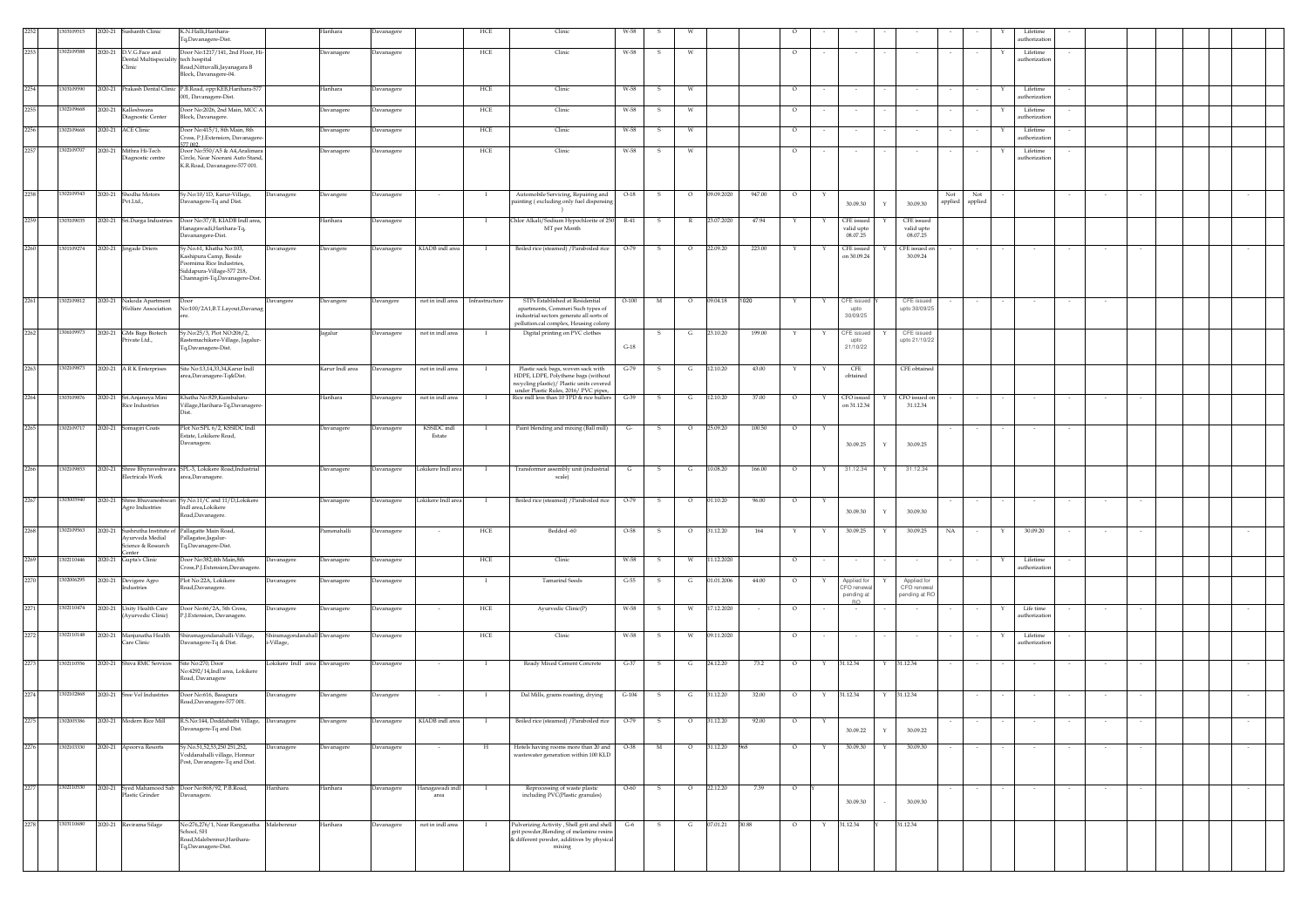| 2252 | 1303109515 | 2020-21 | Sushanth Clinic | K.N.Halli,Harihara-Tq,Davanagere-Dist. | | Harihara | Davanagere | | HCE | Clinic | W-58 | S | W | | | O | - | - | - | - | - | - | Y | Lifetime authorization | - | | | | | |
|---|---|---|---|---|---|---|---|---|---|---|---|---|---|---|---|---|---|---|---|---|---|---|---|---|---|---|---|---|---|---|
| 2253 | 1302109588 | 2020-21 | D.V.G.Face and Dental Multispeciality Clinic | Door No:1217/141, 2nd Floor, Hi-tech hospital Road,Nittuvalli,Jayanagara B Block, Davanagere-04. | | Davanagere | Davanagere | | HCE | Clinic | W-58 | S | W | | | O | - | - | - | - | - | - | Y | Lifetime authorization | - | | | | | |
| 2254 | 1302109590 | 2020-21 | Prakash Dental Clinic | P.B.Road, opp:KEB,Harihara-577 001, Davanagere-Dist. | | Harihara | Davanagere | | HCE | Clinic | W-58 | S | W | | | O | - | - | - | - | - | - | Y | Lifetime authorization | - | | | | | |
| 2255 | 1302109668 | 2020-21 | Kalleshwara Diagnostic Center | Door No:202t, 2nd Main, MCC A Block, Davanagere. | | Davanagere | Davanagere | | HCE | Clinic | W-58 | S | W | | | O | - | - | - | - | - | - | Y | Lifetime authorization | - | | | | | |
| 2256 | 1302109668 | 2020-21 | ACE Clinic | Door No:415/1, 8th Main, 8th Cross, P.J.Extension, Davanagere-577 002. | | Davanagere | Davanagere | | HCE | Clinic | W-58 | S | W | | | O | - | - | - | - | - | - | Y | Lifetime authorization | - | | | | | |
| 2257 | 1302109707 | 2020-21 | Mithra Hi-Tech Diagnostic centre | Door No:550/A5 & A4,Aralimara Circle, Near Noorani Auto Stand, K.R.Road, Davanagere-577 001. | | Davanagere | Davanagere | | HCE | Clinic | W-58 | S | W | | | O | - | - | - | - | - | - | Y | Lifetime authorization | - | | | | | |
| 2258 | 1302109543 | 2020-21 | Shedha Motors Pvt.Ltd., | Sy.No:10/1D, Karur-Village, Davanagere-Tq and Dist. | Davanagere | Davangere | Davanagere | - | I | Automobile Servicing, Repairing and painting ( excluding only fuel dispensing ) | O-18 | S | O | 09.09.2020 | 947.00 | O | Y | 30.09.30 | Y | 30.09.30 | Not applied | Not applied | - | | - | - | - | | | - |
| 2259 | 1303109135 | 2020-21 | Sri.Durga Industries | Door No:37/B, KIADB Indl area, Hanagawadi,Harihara-Tq, Davanangere-Dist. | | Harihara | Davanagere | | I | Chlor Alkali/Sodium Hypochlorite of 250 MT per Month | R-41 | S | R | 23.07.2020 | 47.94 | Y | Y | CFE issued valid upto 08.07.25 | Y | CFE issued valid upto 08.07.25 | | | | | | | | | | |
| 2260 | 1301109274 | 2020-21 | Jingade Driers | Sy.No:61, Khatha No:103, Kashipura Camp, Beside Poornima Rice Industries, Siddapura-Village-577 218, Channagiri-Tq,Davanagere-Dist. | Davanagere | Davangere | Davanagere | KIADB indl area | I | Boiled rice (steamed) /Paraboiled rice | O-79 | S | O | 22.09.20 | 223.00 | Y | Y | CFE issued on 30.09.24 | Y | CFE issued on 30.09.24 | - | - | - | - | - | - | - | | | - |
| 2261 | 1302109812 | 2020-21 | Nakoda Apartment Welfare Association | Door No:100/2A1,B.T.Layout,Davanagere. | Davangere | Davangere | Davangere | not in indl area | Infrastructure | STPs Established at Residential apartments, Commeri Such types of industrial sectors generate all sorts of pollution.cal complex, Housing colony | O-100 | M | O | 09.04.18 | 1020 | Y | Y | CFE issued upto 30/09/25 | Y | CFE issued upto 30/09/25 | - | - | - | - | - | | | | | |
| 2262 | 1306109973 | 2020-21 | GMs Bags Biotech Private Ltd., | Sy.No:25/3, Plot NO:206/2, Rastemachikere-Village, Jagalur-Tq,Davanagere-Dist. | | Jagalur | Davanagere | not in indl area | I | Digital printing on PVC clothes | G-18 | S | G | 23.10.20 | 199.00 | Y | Y | CFE issued upto 21/10/22 | Y | CFE issued upto 21/10/22 | | | | | | | | | | |
| 2263 | 1302109873 | 2020-21 | A R K Enterprises | Site No:13,14,33,34,Karur Indl area,Davanagere-Tq&Dist. | | Karur Indl area | Davanagere | not in indl area | I | Plastic sack bags, woven sack with HDPE, LDPE, Polythene bags (without recycling plastic)/ Plastic units covered under Plastic Rules, 2016/ PVC pipes, | G-79 | S | G | 12.10.20 | 43.00 | Y | Y | CFE obtained | | CFE obtained | | | | | | | | | | |
| 2264 | 1303109876 | 2020-21 | Sri.Anjaneya Mini Rice Industries | Khatha No:829,Kumbaluru-Village,Harihara-Tq,Davanagere-Dist. | | Harihara | Davanagere | not in indl area | I | Rice mill less than 10 TPD & rice hullers | G-39 | S | G | 12.10.20 | 37.00 | O | Y | CFO issued on 31.12.34 | Y | CFO issued on 31.12.34 | - | - | - | - | - | - | - | | | - |
| 2265 | 1302109717 | 2020-21 | Somagiri Coats | Plot No:SPL 6/2, KSSIDC Indl Estate, Lokikere Road, Davanagere. | | Davanagere | Davanagere | KSSIDC indl Estate | I | Paint blending and mixing (Ball mill) | G- | S | O | 25.09.20 | 100.50 | O | Y | 30.09.25 | Y | 30.09.25 | - | - | - | - | - | | | | | |
| 2266 | 1302109833 | 2020-21 | Shree Bhyraveshwara Electricals Work | SPL-5, Lokikere Road,Industrial area,Davanagere. | | Davanagere | Davanagere | Lokikere Indl area | I | Transformer assembly unit (industrial scale) | G | S | G | 10.08.20 | 166.00 | O | Y | 31.12.34 | Y | 31.12.34 | | | | | | | | | | |
| 2267 | 1303005940 | 2020-21 | Shree Bhuvaneshwari Agro Industries | Sy.No.11/C and 11/D,Lokikere Indl area,Lokikere Road,Davanagere. | | Davanagere | Davanagere | Lokikere Indl area | I | Boiled rice (steamed) /Paraboiled rice | O-79 | S | O | 01.10.20 | 96.00 | O | Y | 30.09.30 | Y | 30.09.30 | - | - | - | - | - | - | - | | | |
| 2268 | 1302109563 | 2020-21 | Sushrutha Institute of Ayurveda Medial Science & Research Center | Pallagatte Main Road, Pallagatee,Jagalur-Tq,Davanagere-Dist. | | Pammahalli | Davanagere | - | HCE | Bedded -60 | O-58 | S | O | 31.12.20 | 164 | Y | Y | 30.09.25 | Y | 30.09.25 | NA | - | Y | 30.09.20 | - | - | - | | | - |
| 2269 | 1302110446 | 2020-21 | Gupta's Clinic | Door No:382,4th Main,8th Cross,P.J.Extension,Davanagere. | Davanagere | Davanagere | Davanagere | | HCE | Clinic | W-58 | S | W | 11.12.2020 | | O | - | - | - | - | - | - | Y | Lifetime authorization | - | | | | | |
| 2270 | 1302006295 | 2020-21 | Devigere Agro Industries | Plot No:22A, Lokikere Road,Davanagere. | Davanagere | Davanagere | Davanagere | | I | Tamarind Seeds | G-55 | S | G | 01.01.2006 | 44.00 | O | Y | Applied for CFO renewal pending at RO | Y | Applied for CFO renewal pending at RO | | | | | | | | | | |
| 2271 | 1302110474 | 2020-21 | Unity Health Care (Ayurvedic Clinic) | Door No:66/2A, 5th Cross, P.J.Extension, Davanagere. | Davanagere | Davanagere | Davanagere | - | HCE | Ayurvedic Clinic(P) | W-58 | S | W | 17.12.2020 | - | O | - | - | - | - | - | - | Y | Life time authorization | - | - | - | - | | - |
| 2272 | 1302110148 | 2020-21 | Manjunatha Health Care Clinic | Shiramagondanahalli-Village, Davanagere-Tq & Dist. | Shiramagondanahalli-Village, | Davanagere | Davanagere | | HCE | Clinic | W-58 | S | W | 09.11.2020 | | O | - | - | - | - | - | - | Y | Lifetime authorization | - | | | | | |
| 2273 | 1302110336 | 2020-21 | Shiva RMC Services | Site No:270, Door No:4292/14,Indl area, Lokikere Road, Davanagere | Lokikere Indl area | Davanagere | Davanagere | - | I | Ready Mixed Cement Concrete | G-37 | S | G | 24.12.20 | 73.2 | O | Y | 31.12.34 | Y | 31.12.34 | - | - | - | - | - | - | - | | | - |
| 2274 | 1302102868 | 2020-21 | Sree Vel Industries | Door No:616, Basapura Road,Davanagere-577 001. | Davanagere | Davangere | Davangere | - | I | Dal Mills, grams roasting, drying | G-104 | S | G | 31.12.20 | 32.00 | O | Y | 31.12.34 | Y | 31.12.34 | | - | - | - | - | - | - | | | - |
| 2275 | 1302005386 | 2020-21 | Modern Rice Mill | R.S.No:144, Doddabathi Village, Davanagere-Tq and Dist. | Davanagere | Davangere | Davanagere | KIADB indl area | I | Boiled rice (steamed) /Paraboiled rice | O-79 | S | O | 31.12.20 | 92.00 | O | Y | 30.09.22 | Y | 30.09.22 | - | - | - | - | - | - | - | | | - |
| 2276 | 1302103330 | 2020-21 | Apoorva Resorts | Sy.No.51,52,53,250 251,252, Voddanahalli village, Hosnur Post, Davanagere-Tq and Dist. | Davanagere | Davanagere | Davanagere | - | H | Hotels having rooms more than 20 and wastewater generation within 100 KLD | O-38 | M | O | 31.12.20 | 968 | O | Y | 30.09.30 | Y | 30.09.30 | - | - | - | - | - | - | - | | | - |
| 2277 | 1302110530 | 2020-21 | Syed Mahamood Sab Plastic Grinder | Door No:868/92, P.B.Road, Davanagere. | Harihara | Harihara | Davanagere | Hanagawadi indl area | I | Reprocessing of waste plastic including PVC(Plastic granules) | O-60 | S | O | 22.12.20 | 7.39 | O | Y | 30.09.30 | - | 30.09.30 | - | - | - | - | - | - | - | | | - |
| 2278 | 1303110680 | 2020-21 | Ravirama Silage | No:276,276/1, Near Ranganatha School, SH Road,Malebennur,Harihara-Tq,Davanagere-Dist. | Malebennur | Harihara | Davanagere | not in indl area | I | Pulverizing Activity , Shell grit and shell grit powder,Blending of melamine resins & different powder, additives by physical mixing | G-6 | S | G | 07.01.21 | 30.88 | O | Y | 31.12.34 | Y | 31.12.34 | | | | | | | | | | |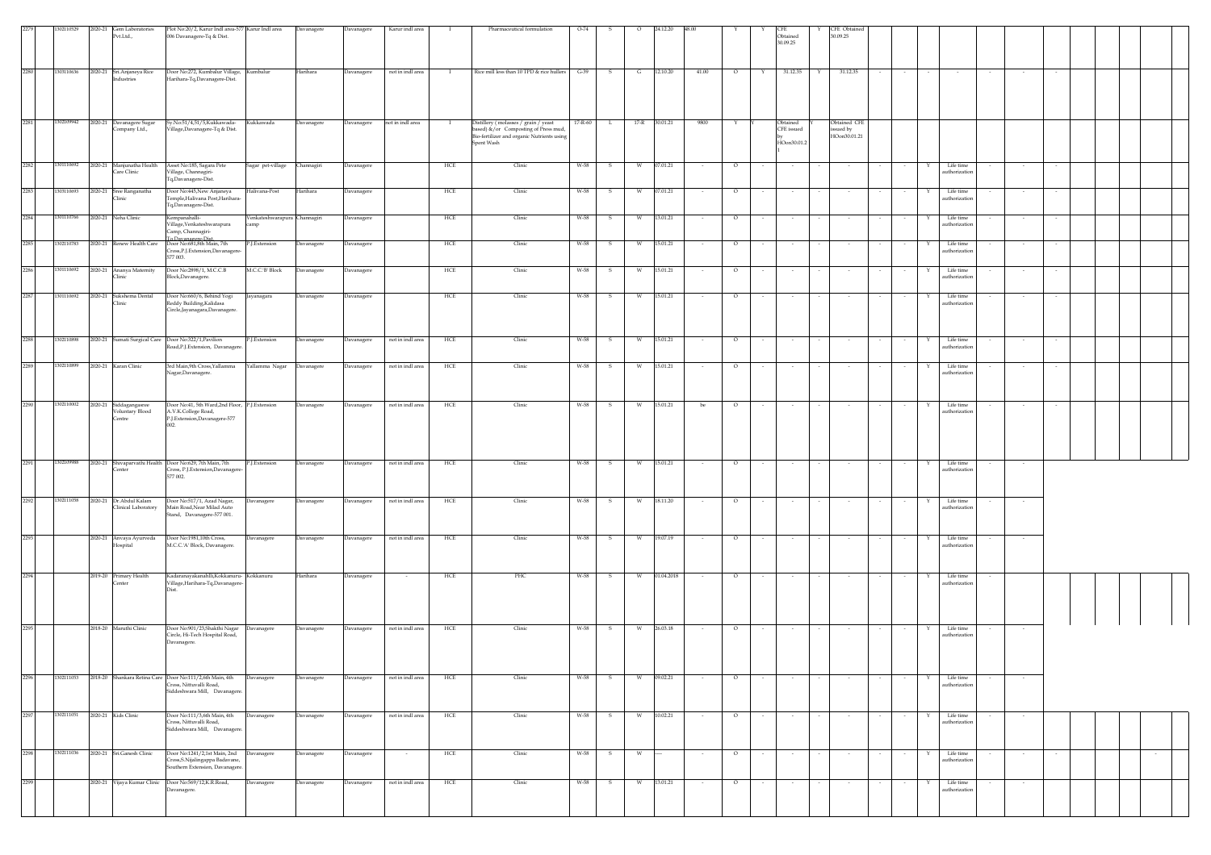| 2279 | 1302110529 | 2020-21 | Gem Laboratories Pvt.Ltd., | Plot No:20/2, Karur Indl area-577 006 Davanagere-Tq & Dist. | Karur Indl area | Davanagere | Davanagere | Karur indl area | I | Pharmaceutical formulation | O-74 | S | O | 24.12.20 | 48.00 | Y | Y | CFE Obtained 30.09.25 | Y | CFE Obtained 30.09.25 | | | | | | | | | | | |
|---|---|---|---|---|---|---|---|---|---|---|---|---|---|---|---|---|---|---|---|---|---|---|---|---|---|---|---|---|---|---|---|
| 2280 | 1303110636 | 2020-21 | Sri.Anjaneya Rice Industries | Door No:272, Kumbalur Village, Harihara-Tq,Davanagere-Dist. | Kumbalur | Harihara | Davanagere | not in indl area | I | Rice mill less than 10 TPD & rice hullers | G-39 | S | G | 12.10.20 | 41.00 | O | Y | 31.12.35 | Y | 31.12.35 | - | - | - | - | - | - | - | | | | |
| 2281 | 1302109942 | 2020-21 | Davanagere Sugar Company Ltd., | Sy.No:51/4,51/5,Kukkawada-Village,Davanagere-Tq & Dist. | Kukkawada | Davanagere | Davanagere | not in indl area | I | Distillery ( molasses / grain / yeast based) &/or Composting of Press mud, Bio-fertilizer and organic Nutrients using Spent Wash. | 17-R-60 | L | 17-R | 30.01.21 | 9800 | Y | Y | Obtained CFE issued by HOon30.01.21 | Y | Obtained CFE issued by HOon30.01.21 | | | | | | | | | | | |
| 2282 | 1301110692 | 2020-21 | Manjunatha Health Care Clinic | Asset No:185, Sagara Pete Village, Channagiri-Tq,Davanagere-Dist. | Sagar pet-village | Channagiri | Davanagere | | HCE | Clinic | W-58 | S | W | 07.01.21 | - | O | - | - | - | - | - | - | Y | Life time authorization | - | - | - | | | | |
| 2283 | 1303110693 | 2020-21 | Sree Ranganatha Clinic | Door No:445,New Anjaneya Temple,Halivana Post,Harihara-Tq,Davanagere-Dist. | Halivana-Post | Harihara | Davanagere | | HCE | Clinic | W-58 | S | W | 07.01.21 | - | O | - | - | - | - | - | - | Y | Life time authorization | - | - | - | | | | |
| 2284 | 1301110766 | 2020-21 | Neha Clinic | Kempanahalli-Village,Venkateshwarapura Camp, Channagiri-Tq,Davanagere-Dist. | Venkateshwarapura camp | Channagiri | Davanagere | | HCE | Clinic | W-58 | S | W | 13.01.21 | - | O | - | - | - | - | - | - | Y | Life time authorization | - | - | - | | | | |
| 2285 | 1302110783 | 2020-21 | Renew Health Care | Door No:681,8th Main, 7th Cross,P.J.Extension,Davanagere-577 003. | P.J.Extension | Davanagere | Davanagere | | HCE | Clinic | W-58 | S | W | 15.01.21 | - | O | - | - | - | - | - | - | Y | Life time authorization | - | - | - | | | | |
| 2286 | 1301110692 | 2020-21 | Ananya Maternity Clinic | Door No:2898/1, M.C.C.B Block,Davanagere. | M.C.C.'B' Block | Davanagere | Davanagere | | HCE | Clinic | W-58 | S | W | 15.01.21 | - | O | - | - | - | - | - | - | Y | Life time authorization | - | - | - | | | | |
| 2287 | 1301110692 | 2020-21 | Sukshema Dental Clinic | Door No:660/6, Behind Yogi Reddy Building,Kalidasa Circle,Jayanagara,Davanagere. | Jayanagara | Davanagere | Davanagere | | HCE | Clinic | W-58 | S | W | 15.01.21 | - | O | - | - | - | - | - | - | Y | Life time authorization | - | - | - | | | | |
| 2288 | 1302110898 | 2020-21 | Sumati Surgical Care | Door No:322/1,Pavilion Road,P.J.Extension, Davanagere. | P.J.Extension | Davanagere | Davanagere | not in indl area | HCE | Clinic | W-58 | S | W | 15.01.21 | - | O | - | - | - | - | - | - | Y | Life time authorization | - | - | - | | | | |
| 2289 | 1302110899 | 2020-21 | Karan Clinic | 3rd Main,9th Cross,Yallamma Nagar,Davanagere. | Yallamma Nagar | Davanagere | Davanagere | not in indl area | HCE | Clinic | W-58 | S | W | 15.01.21 | - | O | - | - | - | - | - | - | Y | Life time authorization | - | - | - | | | | |
| 2290 | 1302110002 | 2020-21 | Siddaganganeee Voluntary Blood Centre | Door No:41, 5th Ward,2nd Floor, A.V.K.College Road, P.J.Extension,Davanagere-577 002. | P.J.Extension | Davanagere | Davanagere | not in indl area | HCE | Clinic | W-58 | S | W | 15.01.21 | be | O | - | - | - | - | - | - | Y | Life time authorization | - | - | - | | | | |
| 2291 | 1302109988 | 2020-21 | Shivaparvathi Health Center | Door No:629, 7th Main, 7th Cross, P.J.Extension,Davanagere-577 002. | P.J.Extension | Davanagere | Davanagere | not in indl area | HCE | Clinic | W-58 | S | W | 15.01.21 | - | O | - | - | - | - | - | - | Y | Life time authorization | - | - | | | | | |
| 2292 | 1302111058 | 2020-21 | Dr.Abdul Kalam Clinical Laboratory | Door No:517/1, Azad Nagar, Main Road,Near Milad Auto Stand, Davanagere-577 001. | Davanagere | Davanagere | Davanagere | not in indl area | HCE | Clinic | W-58 | S | W | 18.11.20 | - | O | - | - | - | - | - | - | Y | Life time authorization | - | - | | | | | |
| 2293 | | 2020-21 | Anvaya Ayurveda Hospital | Door No:1981,10th Cross, M.C.C.'A' Block, Davanagere. | Davanagere | Davanagere | Davanagere | not in indl area | HCE | Clinic | W-58 | S | W | 19.07.19 | - | O | - | - | - | - | - | - | Y | Life time authorization | - | - | | | | | |
| 2294 | | 2019-20 | Primary Health Center | Kadaranayakanahlli,Kokkanuru-Village,Harihara-Tq,Davanagere-Dist. | Kokkanuru | Harihara | Davanagere | - | HCE | PHC | W-58 | S | W | 01.04.2018 | - | O | - | - | - | - | - | - | Y | Life time authorization | - | | | | | | |
| 2295 | | 2018-20 | Maruthi Clinic | Door No:901/25,Shakthi Nagar Circle, Hi-Tech Hospital Road, Davanagere. | Davanagere | Davanagere | Davanagere | not in indl area | HCE | Clinic | W-58 | S | W | 26.03.18 | - | O | - | - | - | - | - | - | Y | Life time authorization | - | - | | | | | |
| 2296 | 1302111053 | 2018-20 | Shankara Retina Care | Door No:111/2,6th Main, 4th Cross, Nittuvalli Road, Siddeshwara Mill, Davanagere. | Davanagere | Davanagere | Davanagere | not in indl area | HCE | Clinic | W-58 | S | W | 09.02.21 | - | O | - | - | - | - | - | - | Y | Life time authorization | - | - | | | | | |
| 2297 | 1302111051 | 2020-21 | Kids Clinic | Door No:111/3,6th Main, 4th Cross, Nittuvalli Road, Siddeshwara Mill, Davanagere. | Davanagere | Davanagere | Davanagere | not in indl area | HCE | Clinic | W-58 | S | W | 10.02.21 | - | O | - | - | - | - | - | - | Y | Life time authorization | - | - | | | | | |
| 2298 | 1302111036 | 2020-21 | Sri.Ganesh Clinic | Door No:1241/2,1st Main, 2nd Cross,S.Nijalingappa Badavane, Southern Extension, Davanagere. | Davanagere | Davanagere | Davanagere | - | HCE | Clinic | W-58 | S | W | ---- | - | O | - | - | - | - | - | - | Y | Life time authorization | - | - | - | | | - | |
| 2299 | | 2020-21 | Vijaya Kumar Clinic | Door No:569/12,K.R.Road, Davanagere. | Davanagere | Davanagere | Davanagere | not in indl area | HCE | Clinic | W-58 | S | W | 13.01.21 | - | O | - | - | - | - | - | - | Y | Life time authorization | - | - | | | | | |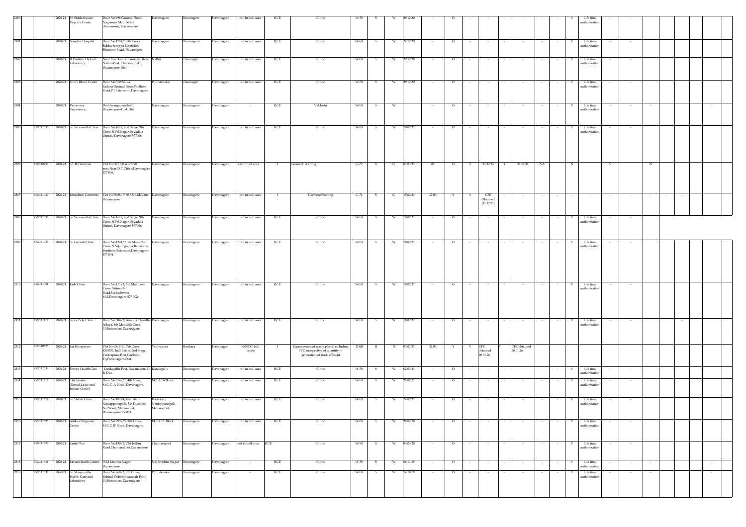| 2300 | | 2020-21 | Sri Siddeshwara Daycare Center | Door No:498,Ground Floor, Naganuru Main Road, Shamanuru, Davanagere. | Davanagere | Davanagere | Davanagere | not in indl area | HCE | Clinic | W-58 | S | W | 29.12.20 | - | O | - | - | - | - | - | - | Y | Life time authorization | - | - | | | | | |
|---|---|---|---|---|---|---|---|---|---|---|---|---|---|---|---|---|---|---|---|---|---|---|---|---|---|---|---|---|---|---|---|
| 2301 | | 2020-21 | Nandini Hospital | Door No:1782/1,6th Cross, Siddaveerappa Extension, Shamnur Road, Davanagere | Davanagere | Davanagere | Davanagere | not in indl area | HCE | Clinic | W-58 | S | W | 24.12.20 | - | O | - | - | - | - | - | - | Y | Life time authorization | - | - | | | | | |
| 2302 | | 2020-21 | B Positive Hi-Tech Laboratory | Near Bus Stand,Channagiri Road, Nallur-Post, Channagiri-Tq. Davanagere-Dist. | Nallur | Channagiri | Davanagere | not in indl area | HCE | Clinic | W-58 | S | W | 29.12.20 | - | O | - | - | - | - | - | - | Y | Life time authorization | - | - | | | | | |
| 2303 | | 2020-21 | Lion's Blood Center | Door No:310,Shiva Sadana'Ground Floor,Pavilion Road,P.J.Extension, Davanagere. | P.J.Extension | Channagiri | Davanagere | not in indl area | HCE | Clinic | W-58 | S | W | 29.12.20 | - | O | - | - | - | - | - | - | Y | Life time authorization | - | - | | | | | |
| 2304 | | 2020-21 | Veterinary Dispensary, | Doddarangavanahalli, Davanagere-Tq & Dist. | Davanagere | Davanagere | Davanagere | - | HCE | Vet.Instn | W-58 | S | W | | - | O | - | - | - | - | - | - | Y | Life time authorization | - | - | - | | | - | |
| 2305 | 1302111035 | 2020-21 | Sri.Saraswathi Clinic | Door No:1619, 2nd Stage, 9th Cross, S.P.S.Nagar, Sevadala Qutras, Davanagere-577006. | Davanagere | Davanagere | Davanagere | not in indl area | HCE | Clinic | W-58 | S | W | 10.02.21 | - | O | - | - | - | - | - | - | Y | Life time authorization | - | - | | | | | |
| 2306 | 1302110939 | 2020-21 | S.T.B.Creations | Plot No:37/B,Karur Indl area,Near D.C.Office,Davanagere-577 006. | Davanagere | Davanagere | Davanagere | Karur indl area | I | Garment stiching | G-72 | S | G | 01.03.21 | 87 | O | Y | 31.12.34 | Y | 31.12.34 | NA | | N | | N | | N | | | | |
| 2307 | 1302111087 | 2020-21 | Banashree Garments | Plot No:5628/P-60,S.S.Badavane, Davanagere. | Davanagere | Davanagere | Davanagere | not in indl area | I | Garment Stiching | G-72 | S | G | 15.02.21 | 47.00 | Y | Y | CFE Obtained (31.12.21) | - | - | - | - | - | - | - | - | - | - | - | | |
| 2308 | 1302111036 | 2020-21 | Sri.Saraswathi Clinic | Door No:1619, 2nd Stage, 9th Cross, S.P.S.Nagar, Sevadala Qutras, Davanagere-577006. | Davanagere | Davanagere | Davanagere | not in indl area | HCE | Clinic | W-58 | S | W | 10.02.21 | - | O | - | - | - | - | - | - | Y | Life time authorization | - | - | | | | | |
| 2309 | 1302111036 | 2020-21 | Sri.Ganesh Clinic | Door No:1241/2, 1st Main, 2nd Cross, S.Nijalingappa Badavane, Southern Extension,Davanagere-577 004. | Davanagere | Davanagere | Davanagere | not in indl area | HCE | Clinic | W-58 | S | W | 10.02.21 | - | O | - | - | - | - | - | - | Y | Life time authorization | - | - | | | | | |
| 2310 | 1302111051 | 2020-21 | Kids Clinic | Door No:111/3, 6th Main, 4th Cross,Nittuvalli Road,Siddeshwara Mill,Davanagere-577 002. | Davanagere | Davanagere | Davanagere | not in indl area | HCE | Clinic | W-58 | S | W | 10.02.21 | - | O | - | - | - | - | - | - | Y | Life time authorization | - | - | | | | | |
| 2311 | 1302111117 | 2020-21 | Shiva Poly Clinic | Door No:384/2, Ananda Theertha Nilaya, 4th Main,8th Cross, P.J.Extension, Davanagere. | Davanagere | Davanagere | Davanagere | not in indl area | HCE | Clinic | W-58 | S | W | 18.02.21 | - | O | - | - | - | - | - | - | Y | Life time authorization | - | - | | - | | | |
| 2312 | 1303110825 | 2020-21 | Sai Enterprises | Plot No:D/S-11, 7th Cross, KSSIDC Indl Estate, 2nd Stage, Yantrapura-Post,Harihara-Tq,Davanagere-Dist | Yantrapura | Harihara | Davanager | KSSIDC indl Estate | I | Reprocessing of waste plastic including PVC irrespective of quantity of generation of trade effluent | O-60 | S | O | 03.01.21 | 32.00 | Y | Y | CFE obtained 20.01.26 | Y | CFE obtained 20.01.26 | | | | | | | | | | | |
| 2313 | 1302111238 | 2020-21 | Shreya Health Care | Kandagallu-Post, Davanagere-Tq & Dist. | Kandagallu | Davanagere | Davanagere | not in indl area | HCE | Clinic | W-58 | S | W | 02.03.21 | - | O | - | - | - | - | - | - | Y | Life time authorization | - | - | | | | | |
| 2314 | 1302111215 | 2020-21 | City Smiles (Dental,Laser and Impact Clinic) | Door No:2147/1, 4th Main, M.C.C. A Block, Davanagere. | M.C.C.'A'Block | Davanagere | Davanagere | not in indl area | HCE | Clinic | W-58 | S | W | 24.02.21 | - | O | - | - | - | - | - | - | Y | Life time authorization | - | - | | | | | |
| 2315 | 1302111214 | 2020-21 | Sri.Shakti Clinic | Door No:102/4, Kadlebalu Nanjappanagalli, 5th Division, 3rd Ward, Maharajpet, Davanagere-577 001. | Kadlebalu Nanjappanagalli, Maharaj Pet, | Davanagere | Davanagere | not in indl area | HCE | Clinic | W-58 | S | W | 24.02.21 | - | O | - | - | - | - | - | - | Y | Life time authorization | - | - | | | | | |
| 2316 | 1302111328 | 2020-21 | Anikaa Diagnosic Centre | Door No:2937/5, 3rd Cross, M.C.C.'B' Block, Davanagere. | M.C.C.'B' Block | Davanagere | Davanagere | not in indl area | HCE | Clinic | W-58 | S | W | 28.02.20 | - | O | - | - | - | - | - | - | Y | Life time authorization | - | - | | | | | |
| 2317 | 1302111329 | 2020-21 | Unity Plus | Door No:180/3, Old bethur Road,Chamaraj Pet,Davanagere | Chamaraj pet | Davanagere | Davanagere | not in indl area | HCE | Clinic | W-58 | S | W | 04.03.20 | - | O | - | - | - | - | - | - | Y | Life time authorization | - | - | | | | | |
| 2318 | 1302111331 | 2020-21 | Urban Health Centre, | S.M.Krishna Nagar, Davanagere. | S.M.Krishna Nagar | Davanagere | Davanagere | - | HCE | Clinic | W-58 | S | W | 06.11.19 | - | O | - | - | - | - | - | - | Y | Life time authorization | - | - | - | | | - | |
| 2319 | 1302111332 | 2020-21 | Sri.Manjunatha Health Care and Laboratory | Door No:369/2, 9th Cross, Behind Vishveshwaraiah Park, P.J.Extension, Davanagere. | P.J.Extension | Davanagere | Davanagere | | HCE | Clinic | W-58 | S | W | 14.10.19 | - | O | - | - | - | - | - | - | Y | Life time authorization | - | - | - | | | - | |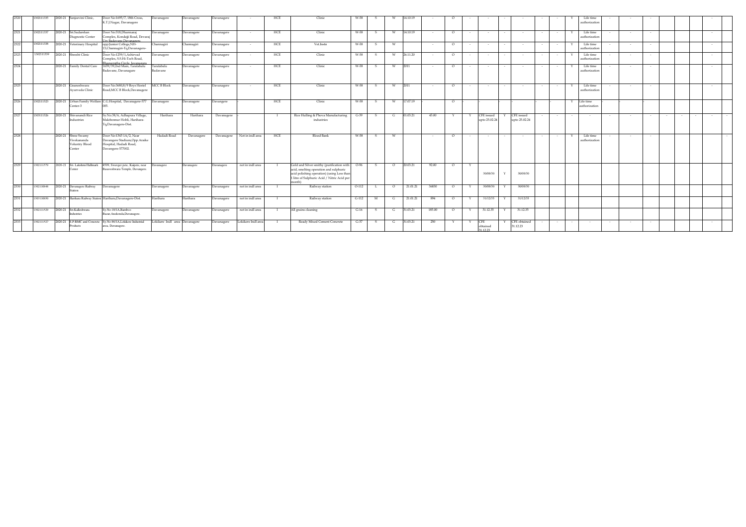| | | | | | | | | | | | | | | | | | | | | | | | | | | | | | | | | |
|---|---|---|---|---|---|---|---|---|---|---|---|---|---|---|---|---|---|---|---|---|---|---|---|---|---|---|---|---|---|---|---|---|
| 2320 | 1302111335 | 2020-21 | Sanjeevini Clinic, | Door No:1695/7, 18th Cross, K.T.J.Nagar, Davanagere | Davanagere | Davanagere | Davanagere | - | HCE | Clinic | W-58 | S | W | 14.10.19 | - | O | - | - | - | - | - | - | Y | Life time authorization | - | - | - | | | | - | |
| 2321 | 1302111337 | 2020-21 | Sri.Sudarshan Diagnostic Center | Door No:518,Dharmaraj Complex, Kondajji Road, Devaraj Urs Badavane Davanagere. | Davanagere | Davanagere | Davanagere | - | HCE | Clinic | W-58 | S | W | 14.10.19 | - | O | - | - | - | - | - | - | Y | Life time authorization | - | - | - | | | | - | |
| 2322 | 1302111338 | 2020-21 | Veterinary Hospital | opp:Junior College,NH-13,Channagiri-Tq,Davanagere- | Channagiri | Channagiri | Davanagere | - | HCE | Vet.Instn | W-58 | S | W | | - | O | - | - | - | - | - | - | Y | Life time authorization | - | - | - | | | | - | |
| 2323 | 1302111339 | 2020-21 | Shreshti Clinic | Door No:1259/1,Ashirvad Complex, S.S.Hi-Tech Road, Bhagatsingha Circle, Javanagara | Davanagere | Davanagere | Davanagere | - | HCE | Clinic | W-58 | S | W | 26.11.20 | - | O | - | - | - | - | - | - | Y | Life time authorization | - | - | - | | | | - | |
| 2324 | | 2020-21 | Family Dental Care | 1699/39,2nd Main, Taralabalu Badavane, Davanagare | Taralabalu Badavane | Davanagere | Davanagere | - | HCE | Clinic | W-58 | S | W | 2011 | - | O | - | - | - | - | - | - | Y | Life time authorization | - | - | - | | | | - | |
| 2325 | | 2020-21 | Gnaneshwara Ayurveda Clinic | Door No:3680,8/9 Boys Hostel Road,MCC B Block,Davanagere | MCC B Block | Davanagere | Davanagere | - | HCE | Clinic | W-58 | S | W | 2011 | - | O | - | - | - | - | - | - | Y | Life time authorization | - | - | - | | | | - | |
| 2326 | 1302111523 | 2020-21 | Urban Family Welfare Center-3 | C.G.Hospital, Davanagere-577 005. | Davanagere | Davanagere | Davangere | - | HCE | Clinic | W-58 | S | W | 17.07.19 | - | O | | - | | - | | - | Y | Life time authorization | - | | - | | | | | |
| 2327 | 1303111526 | 2020-21 | Shivanandi Rice Industries | Sy.No.38/6, Adhapura Village, Malebennur Hobli, Harihara-Tq,Davanagere-Dist. | Harihara | Harihara | Davanagere | - | I | Rice Hulling & Phova Manufacturing industries | G-39 | S | G | 01.03.21 | 45.00 | Y | Y | CFE issued upto 25.02.24 | Y | CFE issued upto 25.02.24 | - | - | - | - | - | - | - | - | - | - | - | - |
| 2328 | | 2020-21 | Shree Swamy Vivekananda Voluntry Blood Center | Door No:1343 1A/2, Near Davangere Stadium,Opp.Araike Hospital, Hadadi Road, Davangere-577002. | Hadadi Road | Davanagere | Davanagere | Not in indl area | HCE | Blood Bank | W-58 | S | W | | - | O | - | - | - | - | - | - | Y | Life time authorization | - | - | - | | | | | - |
| 2329 | 1302111579 | 2020-21 | Sri. Lakshmi Hallmark Center | #599, Swarger pete, Kaipete, near Basaveshwara Temple, Davangere. | Davangere | Davangere | Davangere | not in indl area | I | Gold and Silver smithy (purification with acid, smelting operation and sulphuric acid polishing operation) (using Less than 1 litre of Sulphuric Acid / Nitric Acid per month) | O-96 | S | O | 20.03.21 | 92.00 | O | Y | 30/09/30 | Y | 30/09/30 | | | | | | | | | | | | |
| 2330 | 1302110848 | 2020-21 | Davanagere Railway Station | Davanagere | Davanagere | Davanagere | Davanagere | not in indl area | I | Railway station | O-112 | L | O | 21.01.21 | 36830 | O | Y | 30/09/30 | Y | 30/09/30 | | | | | | | | | | | | |
| 2331 | 1303110850 | 2020-21 | Harihara Railway Station | Harihara,Davanagere-Dist. | Harihara | Harihara | Davanagere | not in indl area | I | Railway station | G-112 | M | G | 21.01.21 | 894 | O | Y | 31/12/35 | Y | 31/12/35 | | | | | | | | | | | | |
| 2332 | 1302111529 | 2020-21 | Sri Kalkeshwara Industries | Sy.No:10/1A,Bamboo Bazar,Anekonda,Davanagere. | Davanagere | Davanagere | Davanagere | not in indl area | I | All grains cleaning | G-16 | S | G | 31.03.21 | 185.00 | O | Y | 31.12.35 | Y | 31.12.35 | | | | | | | | | | | | |
| 2333 | 1302111527 | 2020-21 | S.P.RMC and Concrete Products | Sy.No:86/1A,Lokikere Industrial area, Davanagere. | Lokikere Indl area | Davanagere | Davanagere | Lokikere Indl area | I | Ready Mixed Cement Concrete | G-37 | S | G | 31.03.21 | 250 | Y | Y | CFE obtained 31.12.23 | Y | CFE obtained 31.12.23 | - | - | - | - | - | - | - | | | | - | |